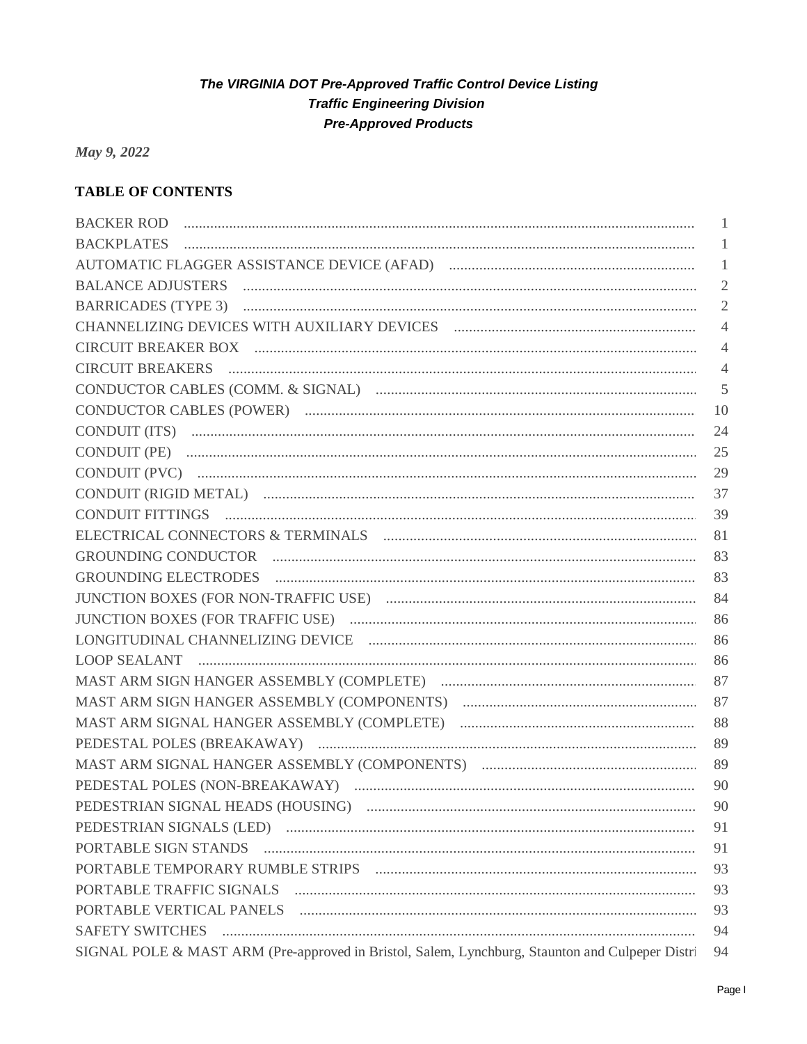***The VIRGINIA DOT Pre-Approved Traffic Control Device Listing***
***Traffic Engineering Division***
***Pre-Approved Products***

***May 9, 2022***

## TABLE OF CONTENTS

| | |
|---|---|
| BACKER ROD | 1 |
| BACKPLATES | 1 |
| AUTOMATIC FLAGGER ASSISTANCE DEVICE (AFAD) | 1 |
| BALANCE ADJUSTERS | 2 |
| BARRICADES (TYPE 3) | 2 |
| CHANNELIZING DEVICES WITH AUXILIARY DEVICES | 4 |
| CIRCUIT BREAKER BOX | 4 |
| CIRCUIT BREAKERS | 4 |
| CONDUCTOR CABLES (COMM. & SIGNAL) | 5 |
| CONDUCTOR CABLES (POWER) | 10 |
| CONDUIT (ITS) | 24 |
| CONDUIT (PE) | 25 |
| CONDUIT (PVC) | 29 |
| CONDUIT (RIGID METAL) | 37 |
| CONDUIT FITTINGS | 39 |
| ELECTRICAL CONNECTORS & TERMINALS | 81 |
| GROUNDING CONDUCTOR | 83 |
| GROUNDING ELECTRODES | 83 |
| JUNCTION BOXES (FOR NON-TRAFFIC USE) | 84 |
| JUNCTION BOXES (FOR TRAFFIC USE) | 86 |
| LONGITUDINAL CHANNELIZING DEVICE | 86 |
| LOOP SEALANT | 86 |
| MAST ARM SIGN HANGER ASSEMBLY (COMPLETE) | 87 |
| MAST ARM SIGN HANGER ASSEMBLY (COMPONENTS) | 87 |
| MAST ARM SIGNAL HANGER ASSEMBLY (COMPLETE) | 88 |
| PEDESTAL POLES (BREAKAWAY) | 89 |
| MAST ARM SIGNAL HANGER ASSEMBLY (COMPONENTS) | 89 |
| PEDESTAL POLES (NON-BREAKAWAY) | 90 |
| PEDESTRIAN SIGNAL HEADS (HOUSING) | 90 |
| PEDESTRIAN SIGNALS (LED) | 91 |
| PORTABLE SIGN STANDS | 91 |
| PORTABLE TEMPORARY RUMBLE STRIPS | 93 |
| PORTABLE TRAFFIC SIGNALS | 93 |
| PORTABLE VERTICAL PANELS | 93 |
| SAFETY SWITCHES | 94 |
| SIGNAL POLE & MAST ARM (Pre-approved in Bristol, Salem, Lynchburg, Staunton and Culpeper Distri | 94 |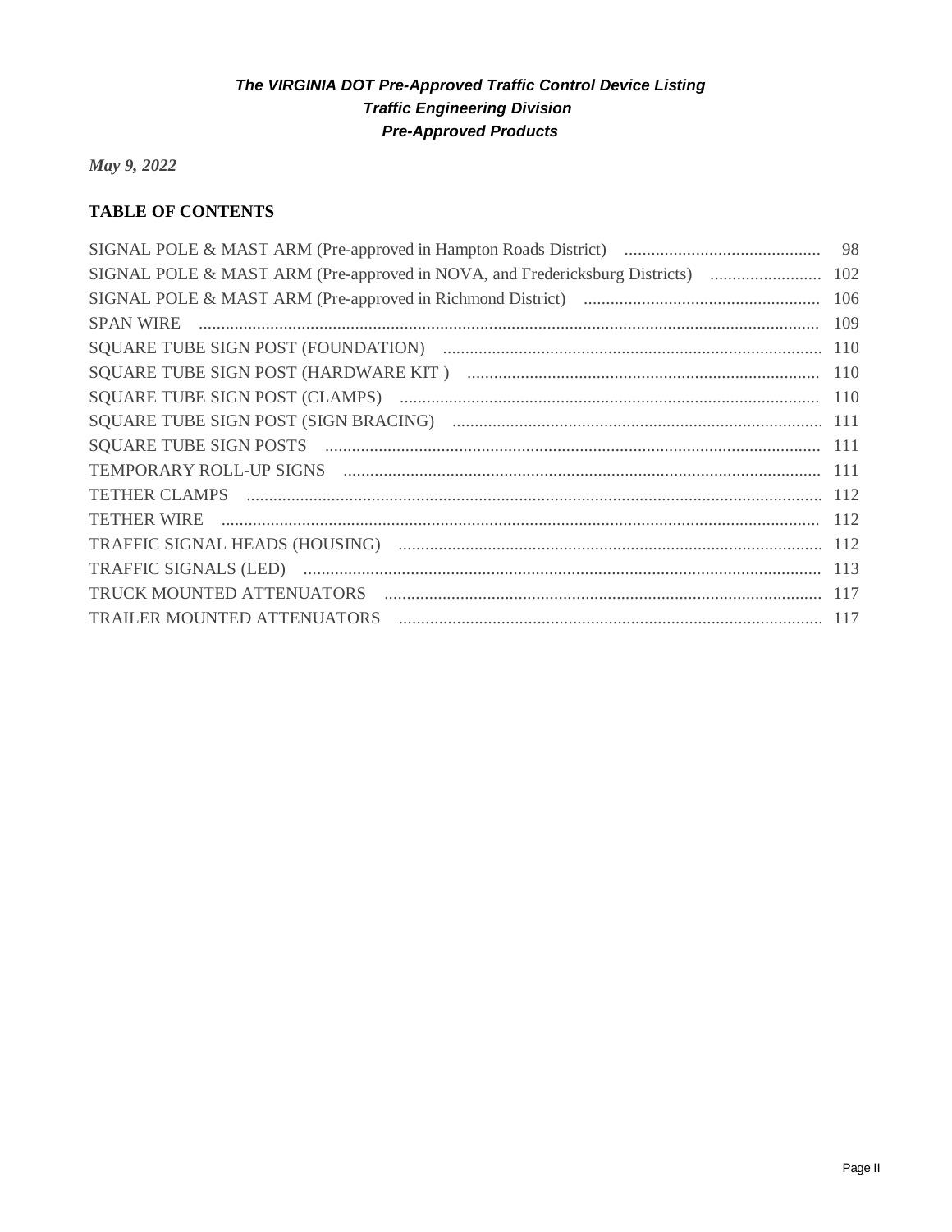***The VIRGINIA DOT Pre-Approved Traffic Control Device Listing***
***Traffic Engineering Division***
***Pre-Approved Products***

*May 9, 2022*

## TABLE OF CONTENTS

| | |
|---|---|
| SIGNAL POLE & MAST ARM (Pre-approved in Hampton Roads District) | 98 |
| SIGNAL POLE & MAST ARM (Pre-approved in NOVA, and Fredericksburg Districts) | 102 |
| SIGNAL POLE & MAST ARM (Pre-approved in Richmond District) | 106 |
| SPAN WIRE | 109 |
| SQUARE TUBE SIGN POST (FOUNDATION) | 110 |
| SQUARE TUBE SIGN POST (HARDWARE KIT ) | 110 |
| SQUARE TUBE SIGN POST (CLAMPS) | 110 |
| SQUARE TUBE SIGN POST (SIGN BRACING) | 111 |
| SQUARE TUBE SIGN POSTS | 111 |
| TEMPORARY ROLL-UP SIGNS | 111 |
| TETHER CLAMPS | 112 |
| TETHER WIRE | 112 |
| TRAFFIC SIGNAL HEADS (HOUSING) | 112 |
| TRAFFIC SIGNALS (LED) | 113 |
| TRUCK MOUNTED ATTENUATORS | 117 |
| TRAILER MOUNTED ATTENUATORS | 117 |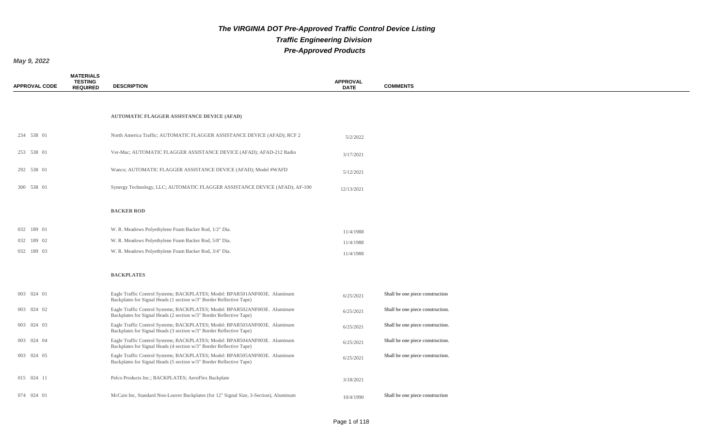# The VIRGINIA DOT Pre-Approved Traffic Control Device Listing

## Traffic Engineering Division

## Pre-Approved Products

**May 9, 2022**

| APPROVAL CODE | MATERIALS TESTING REQUIRED | DESCRIPTION | APPROVAL DATE | COMMENTS |
|---|---|---|---|---|
| | | **AUTOMATIC FLAGGER ASSISTANCE DEVICE (AFAD)** | | |
| 234 538 01 | | North America Traffic; AUTOMATIC FLAGGER ASSISTANCE DEVICE (AFAD); RCF 2 | 5/2/2022 | |
| 253 538 01 | | Ver-Mac; AUTOMATIC FLAGGER ASSISTANCE DEVICE (AFAD); AFAD-212 Radio | 3/17/2021 | |
| 292 538 01 | | Wanco; AUTOMATIC FLAGGER ASSISTANCE DEVICE (AFAD); Model #WAFD | 5/12/2021 | |
| 300 538 01 | | Synergy Technology, LLC; AUTOMATIC FLAGGER ASSISTANCE DEVICE (AFAD); AF-100 | 12/13/2021 | |
| | | **BACKER ROD** | | |
| 032 189 01 | | W. R. Meadows Polyethylene Foam Backer Rod, 1/2" Dia. | 11/4/1988 | |
| 032 189 02 | | W. R. Meadows Polyethylene Foam Backer Rod, 5/8" Dia. | 11/4/1988 | |
| 032 189 03 | | W. R. Meadows Polyethylene Foam Backer Rod, 3/4" Dia. | 11/4/1988 | |
| | | **BACKPLATES** | | |
| 003 024 01 | | Eagle Traffic Control Systems; BACKPLATES; Model: BPAR501ANF003E. Aluminum Backplates for Signal Heads (1 section w/3" Border Reflective Tape) | 6/25/2021 | Shall be one piece construction |
| 003 024 02 | | Eagle Traffic Control Systems; BACKPLATES; Model: BPAR502ANF003E. Aluminum Backplates for Signal Heads (2 section w/3" Border Reflective Tape) | 6/25/2021 | Shall be one piece construction. |
| 003 024 03 | | Eagle Traffic Control Systems; BACKPLATES; Model: BPAR503ANF003E. Aluminum Backplates for Signal Heads (3 section w/3" Border Reflective Tape) | 6/25/2021 | Shall be one piece construction. |
| 003 024 04 | | Eagle Traffic Control Systems; BACKPLATES; Model: BPAR504ANF003E. Aluminum Backplates for Signal Heads (4 section w/3" Border Reflective Tape) | 6/25/2021 | Shall be one piece construction. |
| 003 024 05 | | Eagle Traffic Control Systems; BACKPLATES; Model: BPAR505ANF003E. Aluminum Backplates for Signal Heads (5 section w/3" Border Reflective Tape) | 6/25/2021 | Shall be one piece construction. |
| 015 024 11 | | Pelco Products Inc.; BACKPLATES; AeroFlex Backplate | 3/18/2021 | |
| 074 024 01 | | McCain Inc, Standard Non-Louver Backplates (for 12" Signal Size, 3-Section), Aluminum | 10/4/1990 | Shall be one piece construction |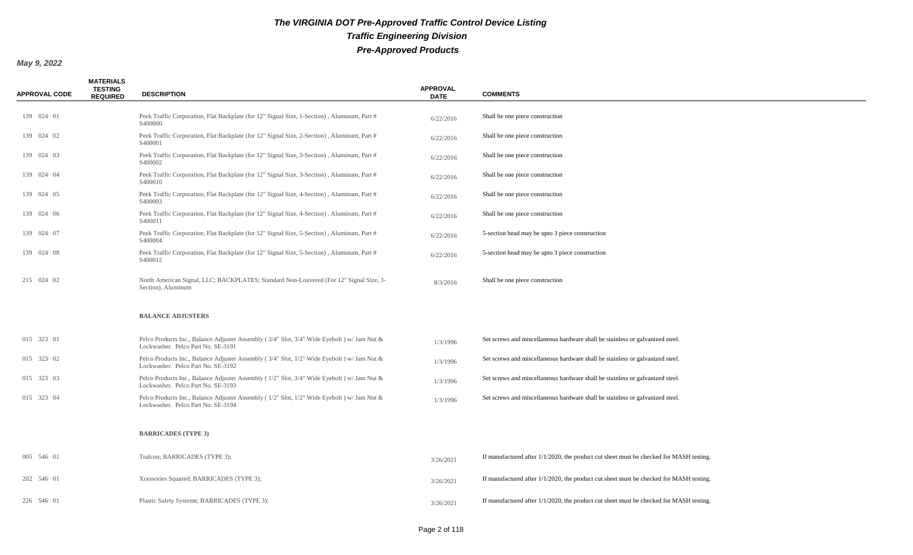# The VIRGINIA DOT Pre-Approved Traffic Control Device Listing

## Traffic Engineering Division

## Pre-Approved Products

**May 9, 2022**

| APPROVAL CODE | MATERIALS TESTING REQUIRED | DESCRIPTION | APPROVAL DATE | COMMENTS |
|---|---|---|---|---|
| 139 024 01 | | Peek Traffic Corporation, Flat Backplate (for 12" Signal Size, 1-Section) , Aluminum, Part # S400000 | 6/22/2016 | Shall be one piece construction |
| 139 024 02 | | Peek Traffic Corporation, Flat Backplate (for 12" Signal Size, 2-Section) , Aluminum, Part # S400001 | 6/22/2016 | Shall be one piece construction |
| 139 024 03 | | Peek Traffic Corporation, Flat Backplate (for 12" Signal Size, 3-Section) , Aluminum, Part # S400002 | 6/22/2016 | Shall be one piece construction |
| 139 024 04 | | Peek Traffic Corporation, Flat Backplate (for 12" Signal Size, 3-Section) , Aluminum, Part # S400010 | 6/22/2016 | Shall be one piece construction |
| 139 024 05 | | Peek Traffic Corporation, Flat Backplate (for 12" Signal Size, 4-Section) , Aluminum, Part # S400003 | 6/22/2016 | Shall be one piece construction |
| 139 024 06 | | Peek Traffic Corporation, Flat Backplate (for 12" Signal Size, 4-Section) , Aluminum, Part # S400011 | 6/22/2016 | Shall be one piece construction |
| 139 024 07 | | Peek Traffic Corporation, Flat Backplate (for 12" Signal Size, 5-Section) , Aluminum, Part # S400004 | 6/22/2016 | 5-section head may be upto 3 piece construction |
| 139 024 08 | | Peek Traffic Corporation, Flat Backplate (for 12" Signal Size, 5-Section) , Aluminum, Part # S400012 | 6/22/2016 | 5-section head may be upto 3 piece construction |
| 215 024 02 | | North American Signal, LLC; BACKPLATES; Standard Non-Louvered (For 12" Signal Size, 3-Section), Aluminum | 8/3/2016 | Shall be one piece construction |
| | | **BALANCE ADJUSTERS** | | |
| 015 323 01 | | Pelco Products Inc., Balance Adjuster Assembly ( 3/4" Slot, 3/4" Wide Eyebolt ) w/ Jam Nut & Lockwasher. Pelco Part No. SE-3191 | 1/3/1996 | Set screws and miscellaneous hardware shall be stainless or galvanized steel. |
| 015 323 02 | | Pelco Products Inc., Balance Adjuster Assembly ( 3/4" Slot, 1/2" Wide Eyebolt ) w/ Jam Nut & Lockwasher. Pelco Part No. SE-3192 | 1/3/1996 | Set screws and miscellaneous hardware shall be stainless or galvanized steel. |
| 015 323 03 | | Pelco Products Inc., Balance Adjuster Assembly ( 1/2" Slot, 3/4" Wide Eyebolt ) w/ Jam Nut & Lockwasher. Pelco Part No. SE-3193 | 1/3/1996 | Set screws and miscellaneous hardware shall be stainless or galvanized steel. |
| 015 323 04 | | Pelco Products Inc., Balance Adjuster Assembly ( 1/2" Slot, 1/2" Wide Eyebolt ) w/ Jam Nut & Lockwasher. Pelco Part No. SE-3194 | 1/3/1996 | Set screws and miscellaneous hardware shall be stainless or galvanized steel. |
| | | **BARRICADES (TYPE 3)** | | |
| 005 546 01 | | Trafcon; BARRICADES (TYPE 3); | 3/26/2021 | If manufactured after 1/1/2020, the product cut sheet must be checked for MASH testing. |
| 202 546 01 | | Xcessories Squared; BARRICADES (TYPE 3); | 3/26/2021 | If manufactured after 1/1/2020, the product cut sheet must be checked for MASH testing. |
| 226 546 01 | | Plastic Safety Systems; BARRICADES (TYPE 3); | 3/26/2021 | If manufactured after 1/1/2020, the product cut sheet must be checked for MASH testing. |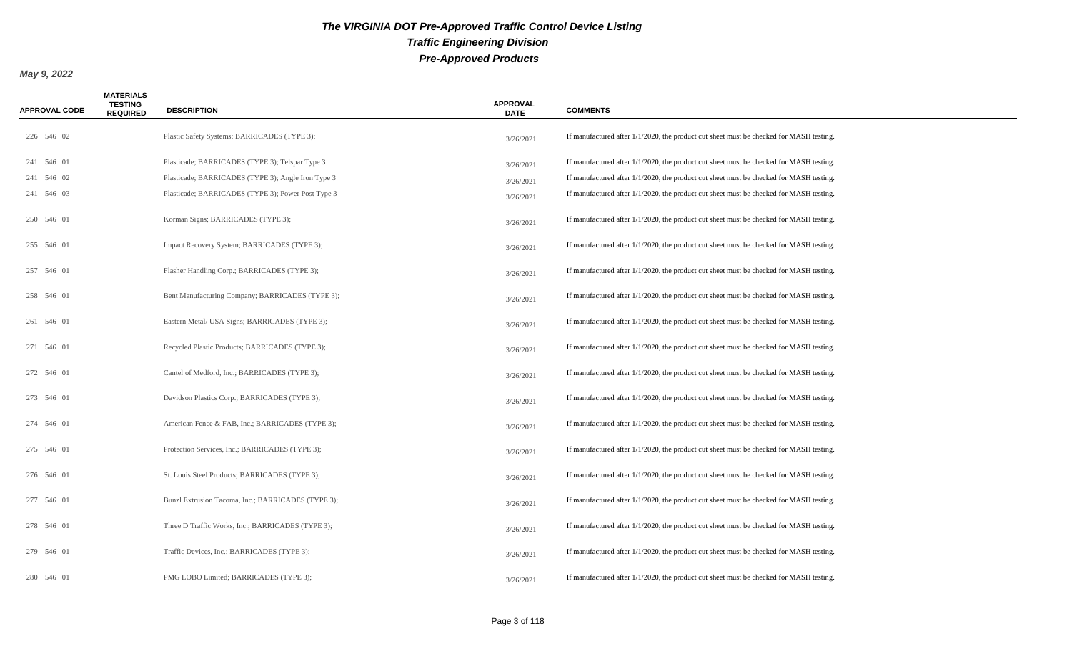# The VIRGINIA DOT Pre-Approved Traffic Control Device Listing

## Traffic Engineering Division

## Pre-Approved Products

***May 9, 2022***

| APPROVAL CODE | MATERIALS TESTING REQUIRED | DESCRIPTION | APPROVAL DATE | COMMENTS |
|---|---|---|---|---|
| 226 546 02 | | Plastic Safety Systems; BARRICADES (TYPE 3); | 3/26/2021 | If manufactured after 1/1/2020, the product cut sheet must be checked for MASH testing. |
| 241 546 01 | | Plasticade; BARRICADES (TYPE 3); Telspar Type 3 | 3/26/2021 | If manufactured after 1/1/2020, the product cut sheet must be checked for MASH testing. |
| 241 546 02 | | Plasticade; BARRICADES (TYPE 3); Angle Iron Type 3 | 3/26/2021 | If manufactured after 1/1/2020, the product cut sheet must be checked for MASH testing. |
| 241 546 03 | | Plasticade; BARRICADES (TYPE 3); Power Post Type 3 | 3/26/2021 | If manufactured after 1/1/2020, the product cut sheet must be checked for MASH testing. |
| 250 546 01 | | Korman Signs; BARRICADES (TYPE 3); | 3/26/2021 | If manufactured after 1/1/2020, the product cut sheet must be checked for MASH testing. |
| 255 546 01 | | Impact Recovery System; BARRICADES (TYPE 3); | 3/26/2021 | If manufactured after 1/1/2020, the product cut sheet must be checked for MASH testing. |
| 257 546 01 | | Flasher Handling Corp.; BARRICADES (TYPE 3); | 3/26/2021 | If manufactured after 1/1/2020, the product cut sheet must be checked for MASH testing. |
| 258 546 01 | | Bent Manufacturing Company; BARRICADES (TYPE 3); | 3/26/2021 | If manufactured after 1/1/2020, the product cut sheet must be checked for MASH testing. |
| 261 546 01 | | Eastern Metal/ USA Signs; BARRICADES (TYPE 3); | 3/26/2021 | If manufactured after 1/1/2020, the product cut sheet must be checked for MASH testing. |
| 271 546 01 | | Recycled Plastic Products; BARRICADES (TYPE 3); | 3/26/2021 | If manufactured after 1/1/2020, the product cut sheet must be checked for MASH testing. |
| 272 546 01 | | Cantel of Medford, Inc.; BARRICADES (TYPE 3); | 3/26/2021 | If manufactured after 1/1/2020, the product cut sheet must be checked for MASH testing. |
| 273 546 01 | | Davidson Plastics Corp.; BARRICADES (TYPE 3); | 3/26/2021 | If manufactured after 1/1/2020, the product cut sheet must be checked for MASH testing. |
| 274 546 01 | | American Fence & FAB, Inc.; BARRICADES (TYPE 3); | 3/26/2021 | If manufactured after 1/1/2020, the product cut sheet must be checked for MASH testing. |
| 275 546 01 | | Protection Services, Inc.; BARRICADES (TYPE 3); | 3/26/2021 | If manufactured after 1/1/2020, the product cut sheet must be checked for MASH testing. |
| 276 546 01 | | St. Louis Steel Products; BARRICADES (TYPE 3); | 3/26/2021 | If manufactured after 1/1/2020, the product cut sheet must be checked for MASH testing. |
| 277 546 01 | | Bunzl Extrusion Tacoma, Inc.; BARRICADES (TYPE 3); | 3/26/2021 | If manufactured after 1/1/2020, the product cut sheet must be checked for MASH testing. |
| 278 546 01 | | Three D Traffic Works, Inc.; BARRICADES (TYPE 3); | 3/26/2021 | If manufactured after 1/1/2020, the product cut sheet must be checked for MASH testing. |
| 279 546 01 | | Traffic Devices, Inc.; BARRICADES (TYPE 3); | 3/26/2021 | If manufactured after 1/1/2020, the product cut sheet must be checked for MASH testing. |
| 280 546 01 | | PMG LOBO Limited; BARRICADES (TYPE 3); | 3/26/2021 | If manufactured after 1/1/2020, the product cut sheet must be checked for MASH testing. |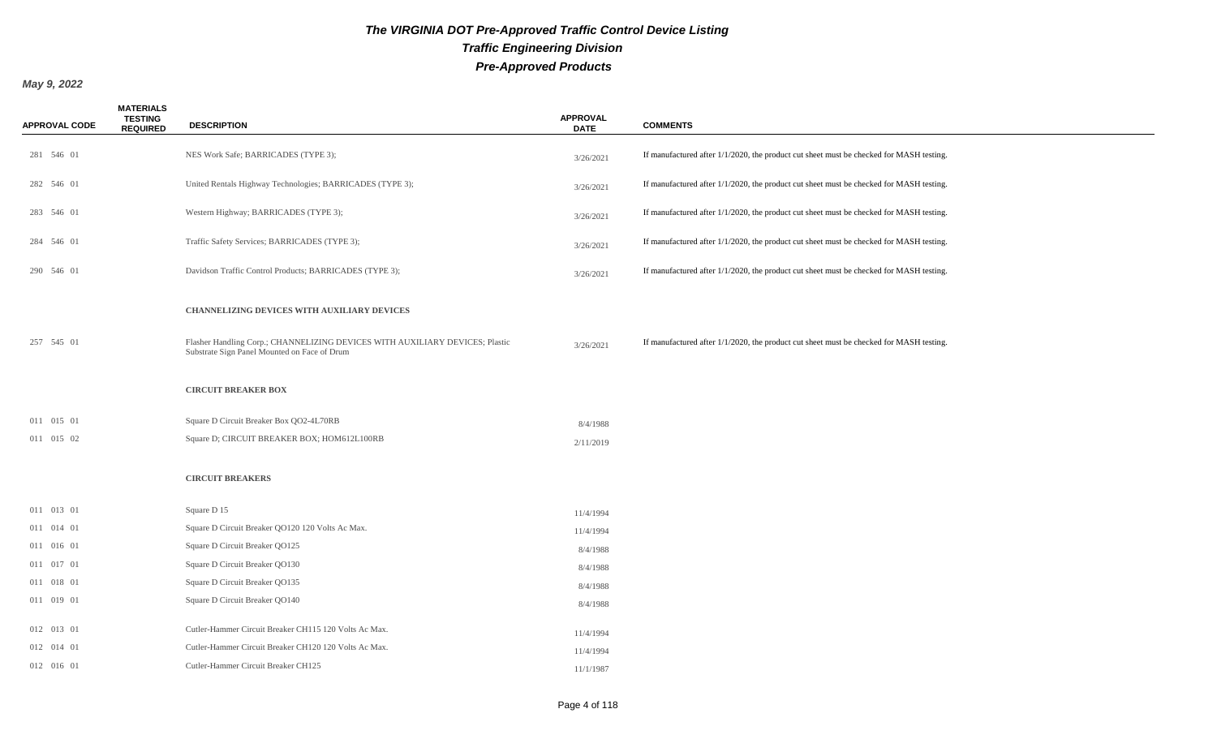# The VIRGINIA DOT Pre-Approved Traffic Control Device Listing

## Traffic Engineering Division

## Pre-Approved Products

**May 9, 2022**

| APPROVAL CODE | MATERIALS TESTING REQUIRED | DESCRIPTION | APPROVAL DATE | COMMENTS |
|---|---|---|---|---|
| 281 546 01 | | NES Work Safe; BARRICADES (TYPE 3); | 3/26/2021 | If manufactured after 1/1/2020, the product cut sheet must be checked for MASH testing. |
| 282 546 01 | | United Rentals Highway Technologies; BARRICADES (TYPE 3); | 3/26/2021 | If manufactured after 1/1/2020, the product cut sheet must be checked for MASH testing. |
| 283 546 01 | | Western Highway; BARRICADES (TYPE 3); | 3/26/2021 | If manufactured after 1/1/2020, the product cut sheet must be checked for MASH testing. |
| 284 546 01 | | Traffic Safety Services; BARRICADES (TYPE 3); | 3/26/2021 | If manufactured after 1/1/2020, the product cut sheet must be checked for MASH testing. |
| 290 546 01 | | Davidson Traffic Control Products; BARRICADES (TYPE 3); | 3/26/2021 | If manufactured after 1/1/2020, the product cut sheet must be checked for MASH testing. |
| | | **CHANNELIZING DEVICES WITH AUXILIARY DEVICES** | | |
| 257 545 01 | | Flasher Handling Corp.; CHANNELIZING DEVICES WITH AUXILIARY DEVICES; Plastic Substrate Sign Panel Mounted on Face of Drum | 3/26/2021 | If manufactured after 1/1/2020, the product cut sheet must be checked for MASH testing. |
| | | **CIRCUIT BREAKER BOX** | | |
| 011 015 01 | | Square D Circuit Breaker Box QO2-4L70RB | 8/4/1988 | |
| 011 015 02 | | Square D; CIRCUIT BREAKER BOX; HOM612L100RB | 2/11/2019 | |
| | | **CIRCUIT BREAKERS** | | |
| 011 013 01 | | Square D 15 | 11/4/1994 | |
| 011 014 01 | | Square D Circuit Breaker QO120 120 Volts Ac Max. | 11/4/1994 | |
| 011 016 01 | | Square D Circuit Breaker QO125 | 8/4/1988 | |
| 011 017 01 | | Square D Circuit Breaker QO130 | 8/4/1988 | |
| 011 018 01 | | Square D Circuit Breaker QO135 | 8/4/1988 | |
| 011 019 01 | | Square D Circuit Breaker QO140 | 8/4/1988 | |
| 012 013 01 | | Cutler-Hammer Circuit Breaker CH115 120 Volts Ac Max. | 11/4/1994 | |
| 012 014 01 | | Cutler-Hammer Circuit Breaker CH120 120 Volts Ac Max. | 11/4/1994 | |
| 012 016 01 | | Cutler-Hammer Circuit Breaker CH125 | 11/1/1987 | |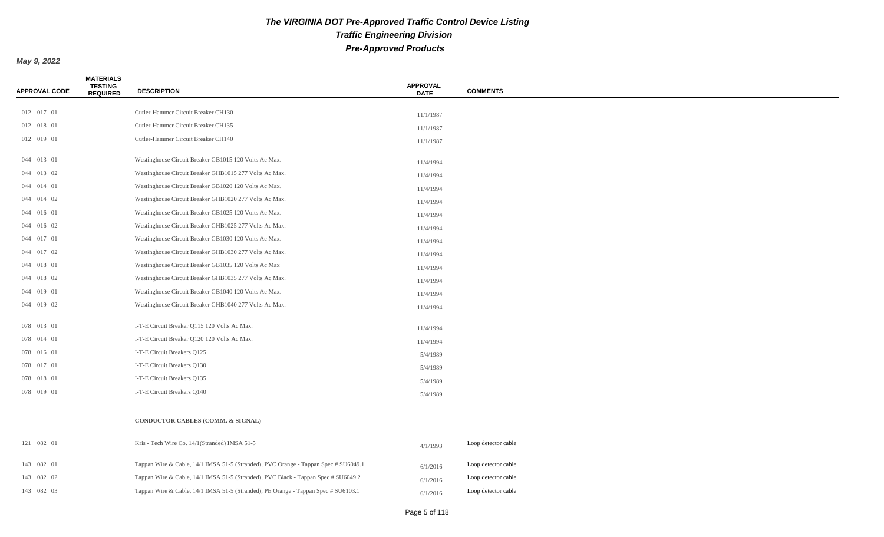***The VIRGINIA DOT Pre-Approved Traffic Control Device Listing***

***Traffic Engineering Division***

***Pre-Approved Products***

***May 9, 2022***

| APPROVAL CODE | MATERIALS TESTING REQUIRED | DESCRIPTION | APPROVAL DATE | COMMENTS |
|---|---|---|---|---|
| 012 017 01 | | Cutler-Hammer Circuit Breaker CH130 | 11/1/1987 | |
| 012 018 01 | | Cutler-Hammer Circuit Breaker CH135 | 11/1/1987 | |
| 012 019 01 | | Cutler-Hammer Circuit Breaker CH140 | 11/1/1987 | |
| 044 013 01 | | Westinghouse Circuit Breaker GB1015 120 Volts Ac Max. | 11/4/1994 | |
| 044 013 02 | | Westinghouse Circuit Breaker GHB1015 277 Volts Ac Max. | 11/4/1994 | |
| 044 014 01 | | Westinghouse Circuit Breaker GB1020 120 Volts Ac Max. | 11/4/1994 | |
| 044 014 02 | | Westinghouse Circuit Breaker GHB1020 277 Volts Ac Max. | 11/4/1994 | |
| 044 016 01 | | Westinghouse Circuit Breaker GB1025 120 Volts Ac Max. | 11/4/1994 | |
| 044 016 02 | | Westinghouse Circuit Breaker GHB1025 277 Volts Ac Max. | 11/4/1994 | |
| 044 017 01 | | Westinghouse Circuit Breaker GB1030 120 Volts Ac Max. | 11/4/1994 | |
| 044 017 02 | | Westinghouse Circuit Breaker GHB1030 277 Volts Ac Max. | 11/4/1994 | |
| 044 018 01 | | Westinghouse Circuit Breaker GB1035 120 Volts Ac Max | 11/4/1994 | |
| 044 018 02 | | Westinghouse Circuit Breaker GHB1035 277 Volts Ac Max. | 11/4/1994 | |
| 044 019 01 | | Westinghouse Circuit Breaker GB1040 120 Volts Ac Max. | 11/4/1994 | |
| 044 019 02 | | Westinghouse Circuit Breaker GHB1040 277 Volts Ac Max. | 11/4/1994 | |
| 078 013 01 | | I-T-E Circuit Breaker Q115 120 Volts Ac Max. | 11/4/1994 | |
| 078 014 01 | | I-T-E Circuit Breaker Q120 120 Volts Ac Max. | 11/4/1994 | |
| 078 016 01 | | I-T-E Circuit Breakers Q125 | 5/4/1989 | |
| 078 017 01 | | I-T-E Circuit Breakers Q130 | 5/4/1989 | |
| 078 018 01 | | I-T-E Circuit Breakers Q135 | 5/4/1989 | |
| 078 019 01 | | I-T-E Circuit Breakers Q140 | 5/4/1989 | |
| | | **CONDUCTOR CABLES (COMM. & SIGNAL)** | | |
| 121 082 01 | | Kris - Tech Wire Co. 14/1(Stranded) IMSA 51-5 | 4/1/1993 | Loop detector cable |
| 143 082 01 | | Tappan Wire & Cable, 14/1 IMSA 51-5 (Stranded), PVC Orange - Tappan Spec # SU6049.1 | 6/1/2016 | Loop detector cable |
| 143 082 02 | | Tappan Wire & Cable, 14/1 IMSA 51-5 (Stranded), PVC Black - Tappan Spec # SU6049.2 | 6/1/2016 | Loop detector cable |
| 143 082 03 | | Tappan Wire & Cable, 14/1 IMSA 51-5 (Stranded), PE Orange - Tappan Spec # SU6103.1 | 6/1/2016 | Loop detector cable |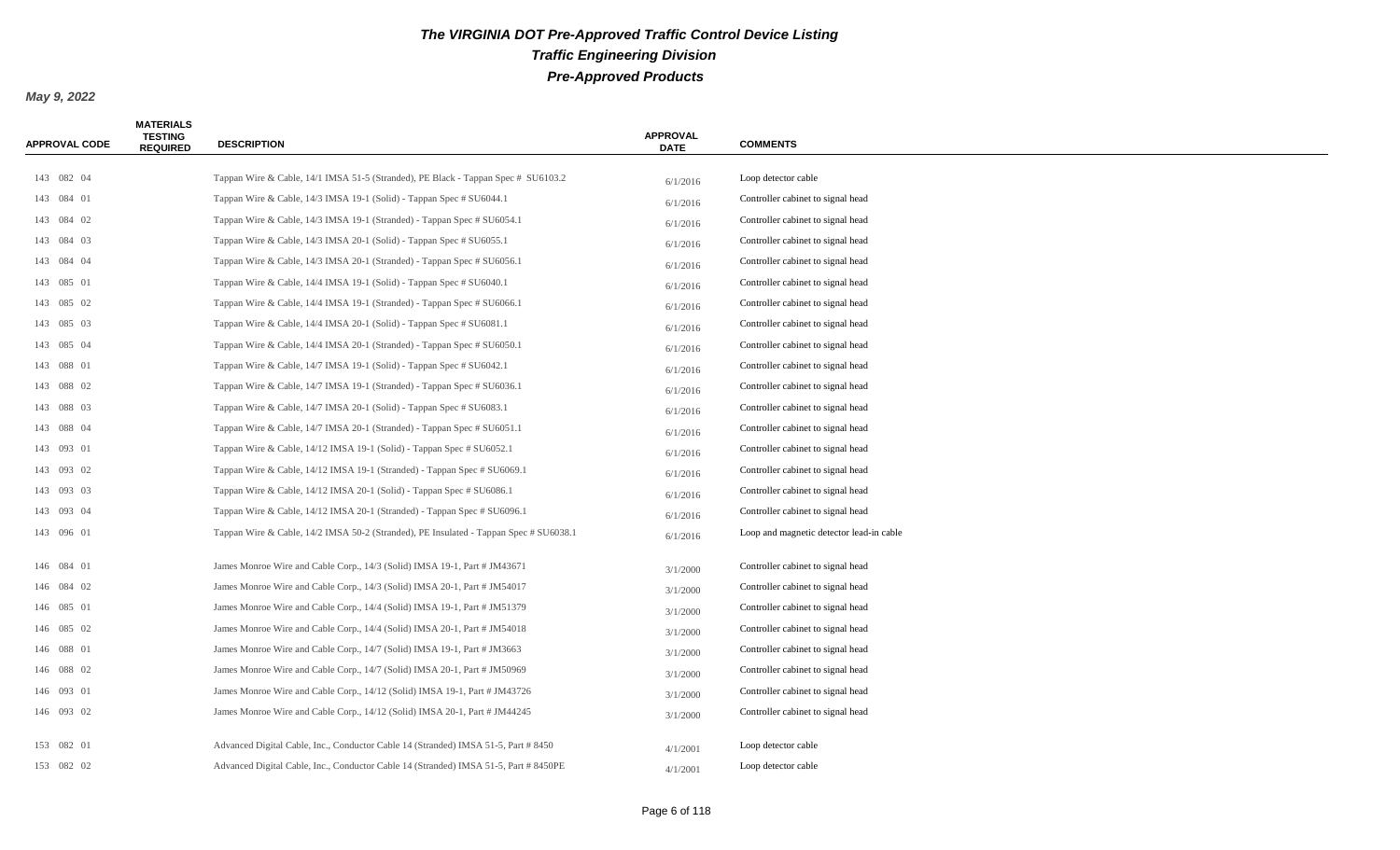# The VIRGINIA DOT Pre-Approved Traffic Control Device Listing

## Traffic Engineering Division

## Pre-Approved Products

**May 9, 2022**

| APPROVAL CODE | MATERIALS TESTING REQUIRED | DESCRIPTION | APPROVAL DATE | COMMENTS |
|---|---|---|---|---|
| 143 082 04 | | Tappan Wire & Cable, 14/1 IMSA 51-5 (Stranded), PE Black - Tappan Spec # SU6103.2 | 6/1/2016 | Loop detector cable |
| 143 084 01 | | Tappan Wire & Cable, 14/3 IMSA 19-1 (Solid) - Tappan Spec # SU6044.1 | 6/1/2016 | Controller cabinet to signal head |
| 143 084 02 | | Tappan Wire & Cable, 14/3 IMSA 19-1 (Stranded) - Tappan Spec # SU6054.1 | 6/1/2016 | Controller cabinet to signal head |
| 143 084 03 | | Tappan Wire & Cable, 14/3 IMSA 20-1 (Solid) - Tappan Spec # SU6055.1 | 6/1/2016 | Controller cabinet to signal head |
| 143 084 04 | | Tappan Wire & Cable, 14/3 IMSA 20-1 (Stranded) - Tappan Spec # SU6056.1 | 6/1/2016 | Controller cabinet to signal head |
| 143 085 01 | | Tappan Wire & Cable, 14/4 IMSA 19-1 (Solid) - Tappan Spec # SU6040.1 | 6/1/2016 | Controller cabinet to signal head |
| 143 085 02 | | Tappan Wire & Cable, 14/4 IMSA 19-1 (Stranded) - Tappan Spec # SU6066.1 | 6/1/2016 | Controller cabinet to signal head |
| 143 085 03 | | Tappan Wire & Cable, 14/4 IMSA 20-1 (Solid) - Tappan Spec # SU6081.1 | 6/1/2016 | Controller cabinet to signal head |
| 143 085 04 | | Tappan Wire & Cable, 14/4 IMSA 20-1 (Stranded) - Tappan Spec # SU6050.1 | 6/1/2016 | Controller cabinet to signal head |
| 143 088 01 | | Tappan Wire & Cable, 14/7 IMSA 19-1 (Solid) - Tappan Spec # SU6042.1 | 6/1/2016 | Controller cabinet to signal head |
| 143 088 02 | | Tappan Wire & Cable, 14/7 IMSA 19-1 (Stranded) - Tappan Spec # SU6036.1 | 6/1/2016 | Controller cabinet to signal head |
| 143 088 03 | | Tappan Wire & Cable, 14/7 IMSA 20-1 (Solid) - Tappan Spec # SU6083.1 | 6/1/2016 | Controller cabinet to signal head |
| 143 088 04 | | Tappan Wire & Cable, 14/7 IMSA 20-1 (Stranded) - Tappan Spec # SU6051.1 | 6/1/2016 | Controller cabinet to signal head |
| 143 093 01 | | Tappan Wire & Cable, 14/12 IMSA 19-1 (Solid) - Tappan Spec # SU6052.1 | 6/1/2016 | Controller cabinet to signal head |
| 143 093 02 | | Tappan Wire & Cable, 14/12 IMSA 19-1 (Stranded) - Tappan Spec # SU6069.1 | 6/1/2016 | Controller cabinet to signal head |
| 143 093 03 | | Tappan Wire & Cable, 14/12 IMSA 20-1 (Solid) - Tappan Spec # SU6086.1 | 6/1/2016 | Controller cabinet to signal head |
| 143 093 04 | | Tappan Wire & Cable, 14/12 IMSA 20-1 (Stranded) - Tappan Spec # SU6096.1 | 6/1/2016 | Controller cabinet to signal head |
| 143 096 01 | | Tappan Wire & Cable, 14/2 IMSA 50-2 (Stranded), PE Insulated - Tappan Spec # SU6038.1 | 6/1/2016 | Loop and magnetic detector lead-in cable |
| 146 084 01 | | James Monroe Wire and Cable Corp., 14/3 (Solid) IMSA 19-1, Part # JM43671 | 3/1/2000 | Controller cabinet to signal head |
| 146 084 02 | | James Monroe Wire and Cable Corp., 14/3 (Solid) IMSA 20-1, Part # JM54017 | 3/1/2000 | Controller cabinet to signal head |
| 146 085 01 | | James Monroe Wire and Cable Corp., 14/4 (Solid) IMSA 19-1, Part # JM51379 | 3/1/2000 | Controller cabinet to signal head |
| 146 085 02 | | James Monroe Wire and Cable Corp., 14/4 (Solid) IMSA 20-1, Part # JM54018 | 3/1/2000 | Controller cabinet to signal head |
| 146 088 01 | | James Monroe Wire and Cable Corp., 14/7 (Solid) IMSA 19-1, Part # JM3663 | 3/1/2000 | Controller cabinet to signal head |
| 146 088 02 | | James Monroe Wire and Cable Corp., 14/7 (Solid) IMSA 20-1, Part # JM50969 | 3/1/2000 | Controller cabinet to signal head |
| 146 093 01 | | James Monroe Wire and Cable Corp., 14/12 (Solid) IMSA 19-1, Part # JM43726 | 3/1/2000 | Controller cabinet to signal head |
| 146 093 02 | | James Monroe Wire and Cable Corp., 14/12 (Solid) IMSA 20-1, Part # JM44245 | 3/1/2000 | Controller cabinet to signal head |
| 153 082 01 | | Advanced Digital Cable, Inc., Conductor Cable 14 (Stranded) IMSA 51-5, Part # 8450 | 4/1/2001 | Loop detector cable |
| 153 082 02 | | Advanced Digital Cable, Inc., Conductor Cable 14 (Stranded) IMSA 51-5, Part # 8450PE | 4/1/2001 | Loop detector cable |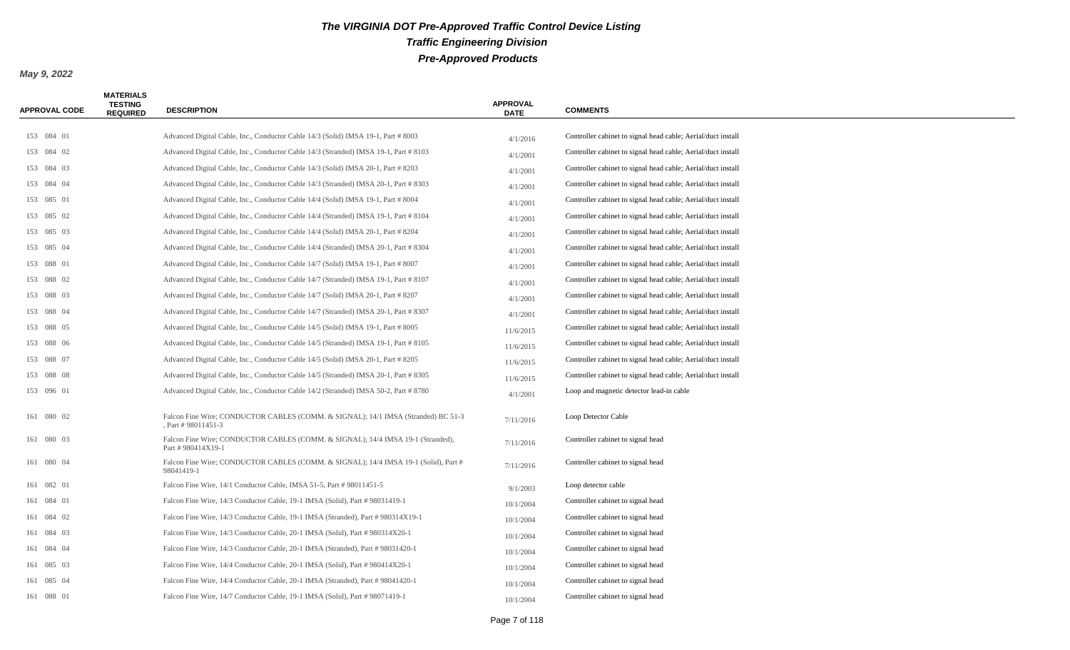# The VIRGINIA DOT Pre-Approved Traffic Control Device Listing

## Traffic Engineering Division

## Pre-Approved Products

**May 9, 2022**

| APPROVAL CODE | MATERIALS TESTING REQUIRED | DESCRIPTION | APPROVAL DATE | COMMENTS |
|---|---|---|---|---|
| 153 084 01 | | Advanced Digital Cable, Inc., Conductor Cable 14/3 (Solid) IMSA 19-1, Part # 8003 | 4/1/2016 | Controller cabinet to signal head cable; Aerial/duct install |
| 153 084 02 | | Advanced Digital Cable, Inc., Conductor Cable 14/3 (Stranded) IMSA 19-1, Part # 8103 | 4/1/2001 | Controller cabinet to signal head cable; Aerial/duct install |
| 153 084 03 | | Advanced Digital Cable, Inc., Conductor Cable 14/3 (Solid) IMSA 20-1, Part # 8203 | 4/1/2001 | Controller cabinet to signal head cable; Aerial/duct install |
| 153 084 04 | | Advanced Digital Cable, Inc., Conductor Cable 14/3 (Stranded) IMSA 20-1, Part # 8303 | 4/1/2001 | Controller cabinet to signal head cable; Aerial/duct install |
| 153 085 01 | | Advanced Digital Cable, Inc., Conductor Cable 14/4 (Solid) IMSA 19-1, Part # 8004 | 4/1/2001 | Controller cabinet to signal head cable; Aerial/duct install |
| 153 085 02 | | Advanced Digital Cable, Inc., Conductor Cable 14/4 (Stranded) IMSA 19-1, Part # 8104 | 4/1/2001 | Controller cabinet to signal head cable; Aerial/duct install |
| 153 085 03 | | Advanced Digital Cable, Inc., Conductor Cable 14/4 (Solid) IMSA 20-1, Part # 8204 | 4/1/2001 | Controller cabinet to signal head cable; Aerial/duct install |
| 153 085 04 | | Advanced Digital Cable, Inc., Conductor Cable 14/4 (Stranded) IMSA 20-1, Part # 8304 | 4/1/2001 | Controller cabinet to signal head cable; Aerial/duct install |
| 153 088 01 | | Advanced Digital Cable, Inc., Conductor Cable 14/7 (Solid) IMSA 19-1, Part # 8007 | 4/1/2001 | Controller cabinet to signal head cable; Aerial/duct install |
| 153 088 02 | | Advanced Digital Cable, Inc., Conductor Cable 14/7 (Stranded) IMSA 19-1, Part # 8107 | 4/1/2001 | Controller cabinet to signal head cable; Aerial/duct install |
| 153 088 03 | | Advanced Digital Cable, Inc., Conductor Cable 14/7 (Solid) IMSA 20-1, Part # 8207 | 4/1/2001 | Controller cabinet to signal head cable; Aerial/duct install |
| 153 088 04 | | Advanced Digital Cable, Inc., Conductor Cable 14/7 (Stranded) IMSA 20-1, Part # 8307 | 4/1/2001 | Controller cabinet to signal head cable; Aerial/duct install |
| 153 088 05 | | Advanced Digital Cable, Inc., Conductor Cable 14/5 (Solid) IMSA 19-1, Part # 8005 | 11/6/2015 | Controller cabinet to signal head cable; Aerial/duct install |
| 153 088 06 | | Advanced Digital Cable, Inc., Conductor Cable 14/5 (Stranded) IMSA 19-1, Part # 8105 | 11/6/2015 | Controller cabinet to signal head cable; Aerial/duct install |
| 153 088 07 | | Advanced Digital Cable, Inc., Conductor Cable 14/5 (Solid) IMSA 20-1, Part # 8205 | 11/6/2015 | Controller cabinet to signal head cable; Aerial/duct install |
| 153 088 08 | | Advanced Digital Cable, Inc., Conductor Cable 14/5 (Stranded) IMSA 20-1, Part # 8305 | 11/6/2015 | Controller cabinet to signal head cable; Aerial/duct install |
| 153 096 01 | | Advanced Digital Cable, Inc., Conductor Cable 14/2 (Stranded) IMSA 50-2, Part # 8780 | 4/1/2001 | Loop and magnetic detector lead-in cable |
| 161 080 02 | | Falcon Fine Wire; CONDUCTOR CABLES (COMM. & SIGNAL); 14/1 IMSA (Stranded) BC 51-3 , Part # 98011451-3 | 7/11/2016 | Loop Detector Cable |
| 161 080 03 | | Falcon Fine Wire; CONDUCTOR CABLES (COMM. & SIGNAL); 14/4 IMSA 19-1 (Stranded), Part # 980414X19-1 | 7/11/2016 | Controller cabinet to signal head |
| 161 080 04 | | Falcon Fine Wire; CONDUCTOR CABLES (COMM. & SIGNAL); 14/4 IMSA 19-1 (Solid), Part # 98041419-1 | 7/11/2016 | Controller cabinet to signal head |
| 161 082 01 | | Falcon Fine Wire, 14/1 Conductor Cable, IMSA 51-5, Part # 98011451-5 | 9/1/2003 | Loop detector cable |
| 161 084 01 | | Falcon Fine Wire, 14/3 Conductor Cable, 19-1 IMSA (Solid), Part # 98031419-1 | 10/1/2004 | Controller cabinet to signal head |
| 161 084 02 | | Falcon Fine Wire, 14/3 Conductor Cable, 19-1 IMSA (Stranded), Part # 980314X19-1 | 10/1/2004 | Controller cabinet to signal head |
| 161 084 03 | | Falcon Fine Wire, 14/3 Conductor Cable, 20-1 IMSA (Solid), Part # 980314X20-1 | 10/1/2004 | Controller cabinet to signal head |
| 161 084 04 | | Falcon Fine Wire, 14/3 Conductor Cable, 20-1 IMSA (Stranded), Part # 98031420-1 | 10/1/2004 | Controller cabinet to signal head |
| 161 085 03 | | Falcon Fine Wire, 14/4 Conductor Cable, 20-1 IMSA (Solid), Part # 980414X20-1 | 10/1/2004 | Controller cabinet to signal head |
| 161 085 04 | | Falcon Fine Wire, 14/4 Conductor Cable, 20-1 IMSA (Stranded), Part # 98041420-1 | 10/1/2004 | Controller cabinet to signal head |
| 161 088 01 | | Falcon Fine Wire, 14/7 Conductor Cable, 19-1 IMSA (Solid), Part # 98071419-1 | 10/1/2004 | Controller cabinet to signal head |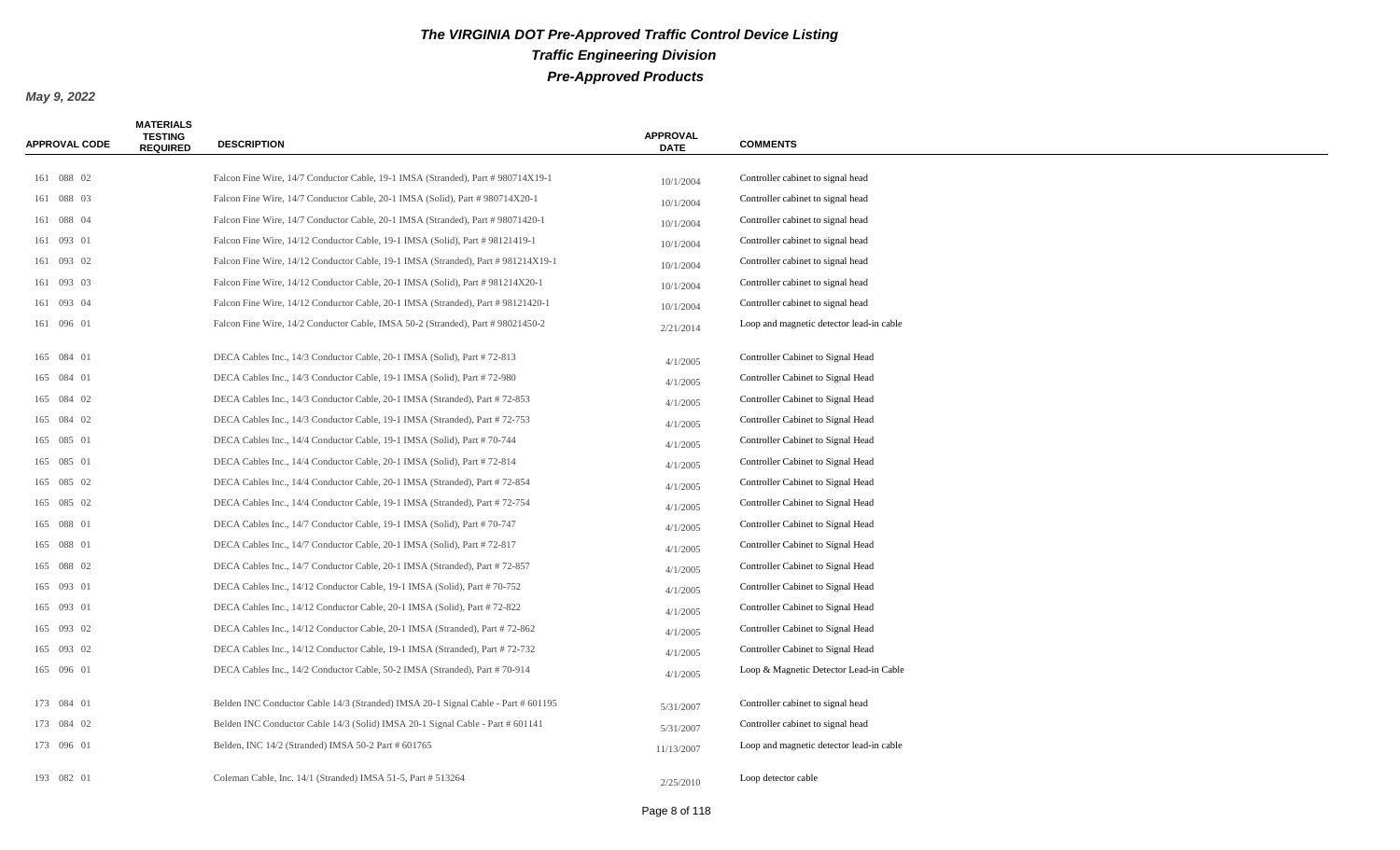# The VIRGINIA DOT Pre-Approved Traffic Control Device Listing

## Traffic Engineering Division

## Pre-Approved Products

**May 9, 2022**

| APPROVAL CODE | MATERIALS TESTING REQUIRED | DESCRIPTION | APPROVAL DATE | COMMENTS |
|---|---|---|---|---|
| 161 088 02 | | Falcon Fine Wire, 14/7 Conductor Cable, 19-1 IMSA (Stranded), Part # 980714X19-1 | 10/1/2004 | Controller cabinet to signal head |
| 161 088 03 | | Falcon Fine Wire, 14/7 Conductor Cable, 20-1 IMSA (Solid), Part # 980714X20-1 | 10/1/2004 | Controller cabinet to signal head |
| 161 088 04 | | Falcon Fine Wire, 14/7 Conductor Cable, 20-1 IMSA (Stranded), Part # 98071420-1 | 10/1/2004 | Controller cabinet to signal head |
| 161 093 01 | | Falcon Fine Wire, 14/12 Conductor Cable, 19-1 IMSA (Solid), Part # 98121419-1 | 10/1/2004 | Controller cabinet to signal head |
| 161 093 02 | | Falcon Fine Wire, 14/12 Conductor Cable, 19-1 IMSA (Stranded), Part # 981214X19-1 | 10/1/2004 | Controller cabinet to signal head |
| 161 093 03 | | Falcon Fine Wire, 14/12 Conductor Cable, 20-1 IMSA (Solid), Part # 981214X20-1 | 10/1/2004 | Controller cabinet to signal head |
| 161 093 04 | | Falcon Fine Wire, 14/12 Conductor Cable, 20-1 IMSA (Stranded), Part # 98121420-1 | 10/1/2004 | Controller cabinet to signal head |
| 161 096 01 | | Falcon Fine Wire, 14/2 Conductor Cable, IMSA 50-2 (Stranded), Part # 98021450-2 | 2/21/2014 | Loop and magnetic detector lead-in cable |
| 165 084 01 | | DECA Cables Inc., 14/3 Conductor Cable, 20-1 IMSA (Solid), Part # 72-813 | 4/1/2005 | Controller Cabinet to Signal Head |
| 165 084 01 | | DECA Cables Inc., 14/3 Conductor Cable, 19-1 IMSA (Solid), Part # 72-980 | 4/1/2005 | Controller Cabinet to Signal Head |
| 165 084 02 | | DECA Cables Inc., 14/3 Conductor Cable, 20-1 IMSA (Stranded), Part # 72-853 | 4/1/2005 | Controller Cabinet to Signal Head |
| 165 084 02 | | DECA Cables Inc., 14/3 Conductor Cable, 19-1 IMSA (Stranded), Part # 72-753 | 4/1/2005 | Controller Cabinet to Signal Head |
| 165 085 01 | | DECA Cables Inc., 14/4 Conductor Cable, 19-1 IMSA (Solid), Part # 70-744 | 4/1/2005 | Controller Cabinet to Signal Head |
| 165 085 01 | | DECA Cables Inc., 14/4 Conductor Cable, 20-1 IMSA (Solid), Part # 72-814 | 4/1/2005 | Controller Cabinet to Signal Head |
| 165 085 02 | | DECA Cables Inc., 14/4 Conductor Cable, 20-1 IMSA (Stranded), Part # 72-854 | 4/1/2005 | Controller Cabinet to Signal Head |
| 165 085 02 | | DECA Cables Inc., 14/4 Conductor Cable, 19-1 IMSA (Stranded), Part # 72-754 | 4/1/2005 | Controller Cabinet to Signal Head |
| 165 088 01 | | DECA Cables Inc., 14/7 Conductor Cable, 19-1 IMSA (Solid), Part # 70-747 | 4/1/2005 | Controller Cabinet to Signal Head |
| 165 088 01 | | DECA Cables Inc., 14/7 Conductor Cable, 20-1 IMSA (Solid), Part # 72-817 | 4/1/2005 | Controller Cabinet to Signal Head |
| 165 088 02 | | DECA Cables Inc., 14/7 Conductor Cable, 20-1 IMSA (Stranded), Part # 72-857 | 4/1/2005 | Controller Cabinet to Signal Head |
| 165 093 01 | | DECA Cables Inc., 14/12 Conductor Cable, 19-1 IMSA (Solid), Part # 70-752 | 4/1/2005 | Controller Cabinet to Signal Head |
| 165 093 01 | | DECA Cables Inc., 14/12 Conductor Cable, 20-1 IMSA (Solid), Part # 72-822 | 4/1/2005 | Controller Cabinet to Signal Head |
| 165 093 02 | | DECA Cables Inc., 14/12 Conductor Cable, 20-1 IMSA (Stranded), Part # 72-862 | 4/1/2005 | Controller Cabinet to Signal Head |
| 165 093 02 | | DECA Cables Inc., 14/12 Conductor Cable, 19-1 IMSA (Stranded), Part # 72-732 | 4/1/2005 | Controller Cabinet to Signal Head |
| 165 096 01 | | DECA Cables Inc., 14/2 Conductor Cable, 50-2 IMSA (Stranded), Part # 70-914 | 4/1/2005 | Loop & Magnetic Detector Lead-in Cable |
| 173 084 01 | | Belden INC Conductor Cable 14/3 (Stranded) IMSA 20-1 Signal Cable - Part # 601195 | 5/31/2007 | Controller cabinet to signal head |
| 173 084 02 | | Belden INC Conductor Cable 14/3 (Solid) IMSA 20-1 Signal Cable - Part # 601141 | 5/31/2007 | Controller cabinet to signal head |
| 173 096 01 | | Belden, INC 14/2 (Stranded) IMSA 50-2 Part # 601765 | 11/13/2007 | Loop and magnetic detector lead-in cable |
| 193 082 01 | | Coleman Cable, Inc. 14/1 (Stranded) IMSA 51-5, Part # 513264 | 2/25/2010 | Loop detector cable |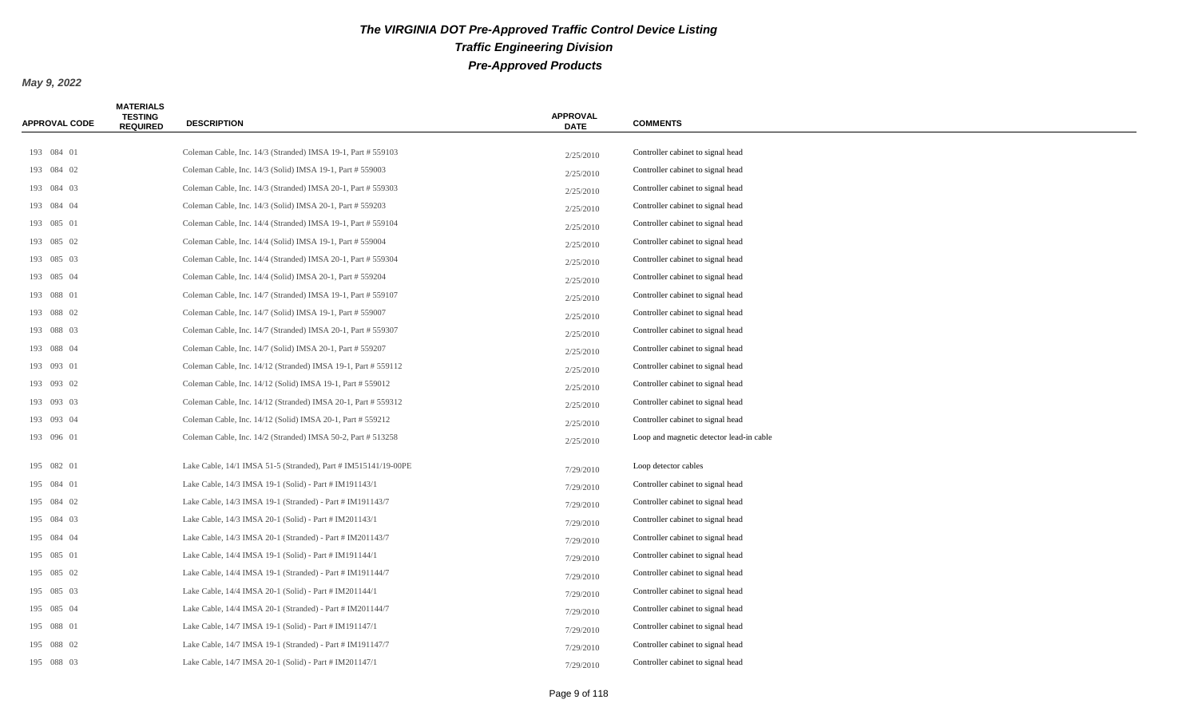# The VIRGINIA DOT Pre-Approved Traffic Control Device Listing

## Traffic Engineering Division

## Pre-Approved Products

**May 9, 2022**

| APPROVAL CODE | MATERIALS TESTING REQUIRED | DESCRIPTION | APPROVAL DATE | COMMENTS |
|---|---|---|---|---|
| 193 084 01 | | Coleman Cable, Inc. 14/3 (Stranded) IMSA 19-1, Part # 559103 | 2/25/2010 | Controller cabinet to signal head |
| 193 084 02 | | Coleman Cable, Inc. 14/3 (Solid) IMSA 19-1, Part # 559003 | 2/25/2010 | Controller cabinet to signal head |
| 193 084 03 | | Coleman Cable, Inc. 14/3 (Stranded) IMSA 20-1, Part # 559303 | 2/25/2010 | Controller cabinet to signal head |
| 193 084 04 | | Coleman Cable, Inc. 14/3 (Solid) IMSA 20-1, Part # 559203 | 2/25/2010 | Controller cabinet to signal head |
| 193 085 01 | | Coleman Cable, Inc. 14/4 (Stranded) IMSA 19-1, Part # 559104 | 2/25/2010 | Controller cabinet to signal head |
| 193 085 02 | | Coleman Cable, Inc. 14/4 (Solid) IMSA 19-1, Part # 559004 | 2/25/2010 | Controller cabinet to signal head |
| 193 085 03 | | Coleman Cable, Inc. 14/4 (Stranded) IMSA 20-1, Part # 559304 | 2/25/2010 | Controller cabinet to signal head |
| 193 085 04 | | Coleman Cable, Inc. 14/4 (Solid) IMSA 20-1, Part # 559204 | 2/25/2010 | Controller cabinet to signal head |
| 193 088 01 | | Coleman Cable, Inc. 14/7 (Stranded) IMSA 19-1, Part # 559107 | 2/25/2010 | Controller cabinet to signal head |
| 193 088 02 | | Coleman Cable, Inc. 14/7 (Solid) IMSA 19-1, Part # 559007 | 2/25/2010 | Controller cabinet to signal head |
| 193 088 03 | | Coleman Cable, Inc. 14/7 (Stranded) IMSA 20-1, Part # 559307 | 2/25/2010 | Controller cabinet to signal head |
| 193 088 04 | | Coleman Cable, Inc. 14/7 (Solid) IMSA 20-1, Part # 559207 | 2/25/2010 | Controller cabinet to signal head |
| 193 093 01 | | Coleman Cable, Inc. 14/12 (Stranded) IMSA 19-1, Part # 559112 | 2/25/2010 | Controller cabinet to signal head |
| 193 093 02 | | Coleman Cable, Inc. 14/12 (Solid) IMSA 19-1, Part # 559012 | 2/25/2010 | Controller cabinet to signal head |
| 193 093 03 | | Coleman Cable, Inc. 14/12 (Stranded) IMSA 20-1, Part # 559312 | 2/25/2010 | Controller cabinet to signal head |
| 193 093 04 | | Coleman Cable, Inc. 14/12 (Solid) IMSA 20-1, Part # 559212 | 2/25/2010 | Controller cabinet to signal head |
| 193 096 01 | | Coleman Cable, Inc. 14/2 (Stranded) IMSA 50-2, Part # 513258 | 2/25/2010 | Loop and magnetic detector lead-in cable |
| 195 082 01 | | Lake Cable, 14/1 IMSA 51-5 (Stranded), Part # IM515141/19-00PE | 7/29/2010 | Loop detector cables |
| 195 084 01 | | Lake Cable, 14/3 IMSA 19-1 (Solid) - Part # IM191143/1 | 7/29/2010 | Controller cabinet to signal head |
| 195 084 02 | | Lake Cable, 14/3 IMSA 19-1 (Stranded) - Part # IM191143/7 | 7/29/2010 | Controller cabinet to signal head |
| 195 084 03 | | Lake Cable, 14/3 IMSA 20-1 (Solid) - Part # IM201143/1 | 7/29/2010 | Controller cabinet to signal head |
| 195 084 04 | | Lake Cable, 14/3 IMSA 20-1 (Stranded) - Part # IM201143/7 | 7/29/2010 | Controller cabinet to signal head |
| 195 085 01 | | Lake Cable, 14/4 IMSA 19-1 (Solid) - Part # IM191144/1 | 7/29/2010 | Controller cabinet to signal head |
| 195 085 02 | | Lake Cable, 14/4 IMSA 19-1 (Stranded) - Part # IM191144/7 | 7/29/2010 | Controller cabinet to signal head |
| 195 085 03 | | Lake Cable, 14/4 IMSA 20-1 (Solid) - Part # IM201144/1 | 7/29/2010 | Controller cabinet to signal head |
| 195 085 04 | | Lake Cable, 14/4 IMSA 20-1 (Stranded) - Part # IM201144/7 | 7/29/2010 | Controller cabinet to signal head |
| 195 088 01 | | Lake Cable, 14/7 IMSA 19-1 (Solid) - Part # IM191147/1 | 7/29/2010 | Controller cabinet to signal head |
| 195 088 02 | | Lake Cable, 14/7 IMSA 19-1 (Stranded) - Part # IM191147/7 | 7/29/2010 | Controller cabinet to signal head |
| 195 088 03 | | Lake Cable, 14/7 IMSA 20-1 (Solid) - Part # IM201147/1 | 7/29/2010 | Controller cabinet to signal head |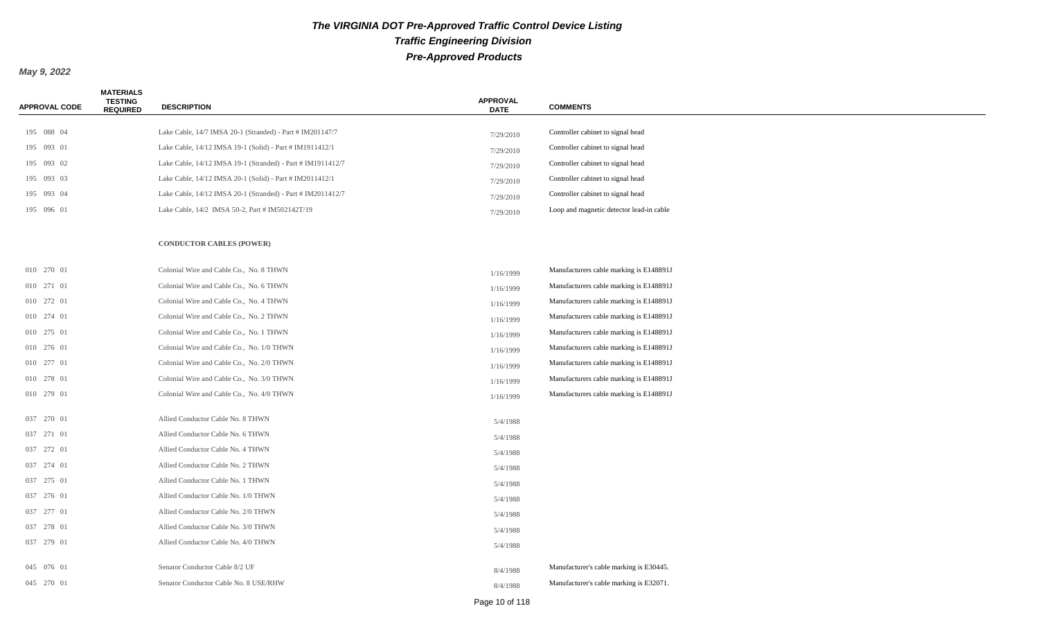# The VIRGINIA DOT Pre-Approved Traffic Control Device Listing

## Traffic Engineering Division

## Pre-Approved Products

**May 9, 2022**

| APPROVAL CODE | MATERIALS TESTING REQUIRED | DESCRIPTION | APPROVAL DATE | COMMENTS |
|---|---|---|---|---|
| 195 088 04 | | Lake Cable, 14/7 IMSA 20-1 (Stranded) - Part # IM201147/7 | 7/29/2010 | Controller cabinet to signal head |
| 195 093 01 | | Lake Cable, 14/12 IMSA 19-1 (Solid) - Part # IM1911412/1 | 7/29/2010 | Controller cabinet to signal head |
| 195 093 02 | | Lake Cable, 14/12 IMSA 19-1 (Stranded) - Part # IM1911412/7 | 7/29/2010 | Controller cabinet to signal head |
| 195 093 03 | | Lake Cable, 14/12 IMSA 20-1 (Solid) - Part # IM2011412/1 | 7/29/2010 | Controller cabinet to signal head |
| 195 093 04 | | Lake Cable, 14/12 IMSA 20-1 (Stranded) - Part # IM2011412/7 | 7/29/2010 | Controller cabinet to signal head |
| 195 096 01 | | Lake Cable, 14/2 IMSA 50-2, Part # IM502142T/19 | 7/29/2010 | Loop and magnetic detector lead-in cable |
| | | **CONDUCTOR CABLES (POWER)** | | |
| 010 270 01 | | Colonial Wire and Cable Co., No. 8 THWN | 1/16/1999 | Manufacturers cable marking is E148891J |
| 010 271 01 | | Colonial Wire and Cable Co., No. 6 THWN | 1/16/1999 | Manufacturers cable marking is E148891J |
| 010 272 01 | | Colonial Wire and Cable Co., No. 4 THWN | 1/16/1999 | Manufacturers cable marking is E148891J |
| 010 274 01 | | Colonial Wire and Cable Co., No. 2 THWN | 1/16/1999 | Manufacturers cable marking is E148891J |
| 010 275 01 | | Colonial Wire and Cable Co., No. 1 THWN | 1/16/1999 | Manufacturers cable marking is E148891J |
| 010 276 01 | | Colonial Wire and Cable Co., No. 1/0 THWN | 1/16/1999 | Manufacturers cable marking is E148891J |
| 010 277 01 | | Colonial Wire and Cable Co., No. 2/0 THWN | 1/16/1999 | Manufacturers cable marking is E148891J |
| 010 278 01 | | Colonial Wire and Cable Co., No. 3/0 THWN | 1/16/1999 | Manufacturers cable marking is E148891J |
| 010 279 01 | | Colonial Wire and Cable Co., No. 4/0 THWN | 1/16/1999 | Manufacturers cable marking is E148891J |
| 037 270 01 | | Allied Conductor Cable No. 8 THWN | 5/4/1988 | |
| 037 271 01 | | Allied Conductor Cable No. 6 THWN | 5/4/1988 | |
| 037 272 01 | | Allied Conductor Cable No. 4 THWN | 5/4/1988 | |
| 037 274 01 | | Allied Conductor Cable No. 2 THWN | 5/4/1988 | |
| 037 275 01 | | Allied Conductor Cable No. 1 THWN | 5/4/1988 | |
| 037 276 01 | | Allied Conductor Cable No. 1/0 THWN | 5/4/1988 | |
| 037 277 01 | | Allied Conductor Cable No. 2/0 THWN | 5/4/1988 | |
| 037 278 01 | | Allied Conductor Cable No. 3/0 THWN | 5/4/1988 | |
| 037 279 01 | | Allied Conductor Cable No. 4/0 THWN | 5/4/1988 | |
| 045 076 01 | | Senator Conductor Cable 8/2 UF | 8/4/1988 | Manufacturer's cable marking is E30445. |
| 045 270 01 | | Senator Conductor Cable No. 8 USE/RHW | 8/4/1988 | Manufacturer's cable marking is E32071. |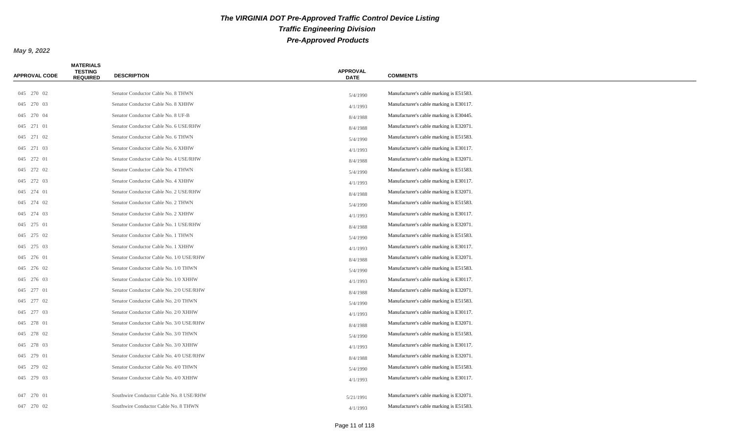# The VIRGINIA DOT Pre-Approved Traffic Control Device Listing

## Traffic Engineering Division

## Pre-Approved Products

**May 9, 2022**

| APPROVAL CODE | MATERIALS TESTING REQUIRED | DESCRIPTION | APPROVAL DATE | COMMENTS |
|---|---|---|---|---|
| 045 270 02 | | Senator Conductor Cable No. 8 THWN | 5/4/1990 | Manufacturer's cable marking is E51583. |
| 045 270 03 | | Senator Conductor Cable No. 8 XHHW | 4/1/1993 | Manufacturer's cable marking is E30117. |
| 045 270 04 | | Senator Conductor Cable No. 8 UF-B | 8/4/1988 | Manufacturer's cable marking is E30445. |
| 045 271 01 | | Senator Conductor Cable No. 6 USE/RHW | 8/4/1988 | Manufacturer's cable marking is E32071. |
| 045 271 02 | | Senator Conductor Cable No. 6 THWN | 5/4/1990 | Manufacturer's cable marking is E51583. |
| 045 271 03 | | Senator Conductor Cable No. 6 XHHW | 4/1/1993 | Manufacturer's cable marking is E30117. |
| 045 272 01 | | Senator Conductor Cable No. 4 USE/RHW | 8/4/1988 | Manufacturer's cable marking is E32071. |
| 045 272 02 | | Senator Conductor Cable No. 4 THWN | 5/4/1990 | Manufacturer's cable marking is E51583. |
| 045 272 03 | | Senator Conductor Cable No. 4 XHHW | 4/1/1993 | Manufacturer's cable marking is E30117. |
| 045 274 01 | | Senator Conductor Cable No. 2 USE/RHW | 8/4/1988 | Manufacturer's cable marking is E32071. |
| 045 274 02 | | Senator Conductor Cable No. 2 THWN | 5/4/1990 | Manufacturer's cable marking is E51583. |
| 045 274 03 | | Senator Conductor Cable No. 2 XHHW | 4/1/1993 | Manufacturer's cable marking is E30117. |
| 045 275 01 | | Senator Conductor Cable No. 1 USE/RHW | 8/4/1988 | Manufacturer's cable marking is E32071. |
| 045 275 02 | | Senator Conductor Cable No. 1 THWN | 5/4/1990 | Manufacturer's cable marking is E51583. |
| 045 275 03 | | Senator Conductor Cable No. 1 XHHW | 4/1/1993 | Manufacturer's cable marking is E30117. |
| 045 276 01 | | Senator Conductor Cable No. 1/0 USE/RHW | 8/4/1988 | Manufacturer's cable marking is E32071. |
| 045 276 02 | | Senator Conductor Cable No. 1/0 THWN | 5/4/1990 | Manufacturer's cable marking is E51583. |
| 045 276 03 | | Senator Conductor Cable No. 1/0 XHHW | 4/1/1993 | Manufacturer's cable marking is E30117. |
| 045 277 01 | | Senator Conductor Cable No. 2/0 USE/RHW | 8/4/1988 | Manufacturer's cable marking is E32071. |
| 045 277 02 | | Senator Conductor Cable No. 2/0 THWN | 5/4/1990 | Manufacturer's cable marking is E51583. |
| 045 277 03 | | Senator Conductor Cable No. 2/0 XHHW | 4/1/1993 | Manufacturer's cable marking is E30117. |
| 045 278 01 | | Senator Conductor Cable No. 3/0 USE/RHW | 8/4/1988 | Manufacturer's cable marking is E32071. |
| 045 278 02 | | Senator Conductor Cable No. 3/0 THWN | 5/4/1990 | Manufacturer's cable marking is E51583. |
| 045 278 03 | | Senator Conductor Cable No. 3/0 XHHW | 4/1/1993 | Manufacturer's cable marking is E30117. |
| 045 279 01 | | Senator Conductor Cable No. 4/0 USE/RHW | 8/4/1988 | Manufacturer's cable marking is E32071. |
| 045 279 02 | | Senator Conductor Cable No. 4/0 THWN | 5/4/1990 | Manufacturer's cable marking is E51583. |
| 045 279 03 | | Senator Conductor Cable No. 4/0 XHHW | 4/1/1993 | Manufacturer's cable marking is E30117. |
| 047 270 01 | | Southwire Conductor Cable No. 8 USE/RHW | 5/21/1991 | Manufacturer's cable marking is E32071. |
| 047 270 02 | | Southwire Conductor Cable No. 8 THWN | 4/1/1993 | Manufacturer's cable marking is E51583. |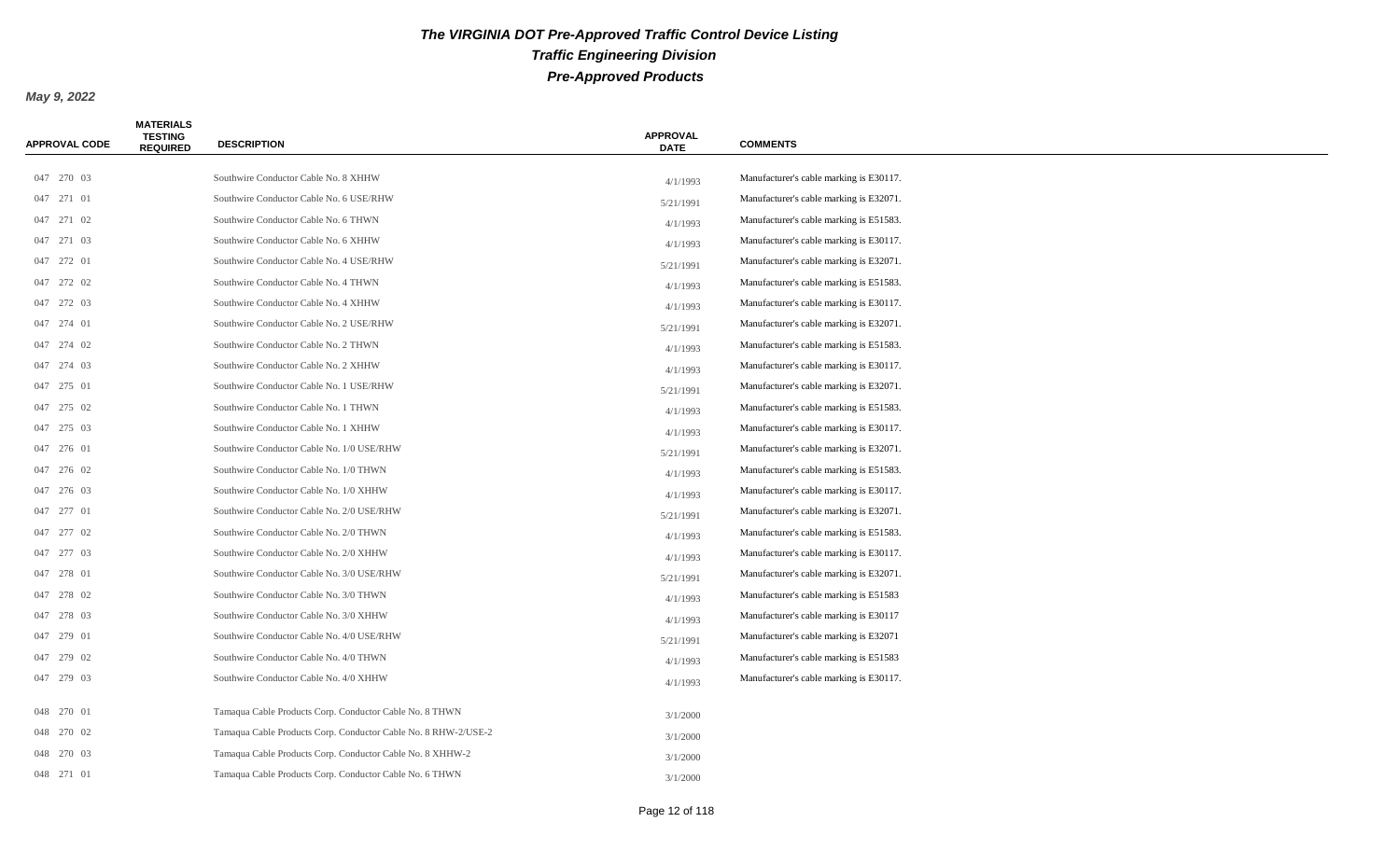# The VIRGINIA DOT Pre-Approved Traffic Control Device Listing

## Traffic Engineering Division

## Pre-Approved Products

**May 9, 2022**

| APPROVAL CODE | MATERIALS TESTING REQUIRED | DESCRIPTION | APPROVAL DATE | COMMENTS |
|---|---|---|---|---|
| 047 270 03 | | Southwire Conductor Cable No. 8 XHHW | 4/1/1993 | Manufacturer's cable marking is E30117. |
| 047 271 01 | | Southwire Conductor Cable No. 6 USE/RHW | 5/21/1991 | Manufacturer's cable marking is E32071. |
| 047 271 02 | | Southwire Conductor Cable No. 6 THWN | 4/1/1993 | Manufacturer's cable marking is E51583. |
| 047 271 03 | | Southwire Conductor Cable No. 6 XHHW | 4/1/1993 | Manufacturer's cable marking is E30117. |
| 047 272 01 | | Southwire Conductor Cable No. 4 USE/RHW | 5/21/1991 | Manufacturer's cable marking is E32071. |
| 047 272 02 | | Southwire Conductor Cable No. 4 THWN | 4/1/1993 | Manufacturer's cable marking is E51583. |
| 047 272 03 | | Southwire Conductor Cable No. 4 XHHW | 4/1/1993 | Manufacturer's cable marking is E30117. |
| 047 274 01 | | Southwire Conductor Cable No. 2 USE/RHW | 5/21/1991 | Manufacturer's cable marking is E32071. |
| 047 274 02 | | Southwire Conductor Cable No. 2 THWN | 4/1/1993 | Manufacturer's cable marking is E51583. |
| 047 274 03 | | Southwire Conductor Cable No. 2 XHHW | 4/1/1993 | Manufacturer's cable marking is E30117. |
| 047 275 01 | | Southwire Conductor Cable No. 1 USE/RHW | 5/21/1991 | Manufacturer's cable marking is E32071. |
| 047 275 02 | | Southwire Conductor Cable No. 1 THWN | 4/1/1993 | Manufacturer's cable marking is E51583. |
| 047 275 03 | | Southwire Conductor Cable No. 1 XHHW | 4/1/1993 | Manufacturer's cable marking is E30117. |
| 047 276 01 | | Southwire Conductor Cable No. 1/0 USE/RHW | 5/21/1991 | Manufacturer's cable marking is E32071. |
| 047 276 02 | | Southwire Conductor Cable No. 1/0 THWN | 4/1/1993 | Manufacturer's cable marking is E51583. |
| 047 276 03 | | Southwire Conductor Cable No. 1/0 XHHW | 4/1/1993 | Manufacturer's cable marking is E30117. |
| 047 277 01 | | Southwire Conductor Cable No. 2/0 USE/RHW | 5/21/1991 | Manufacturer's cable marking is E32071. |
| 047 277 02 | | Southwire Conductor Cable No. 2/0 THWN | 4/1/1993 | Manufacturer's cable marking is E51583. |
| 047 277 03 | | Southwire Conductor Cable No. 2/0 XHHW | 4/1/1993 | Manufacturer's cable marking is E30117. |
| 047 278 01 | | Southwire Conductor Cable No. 3/0 USE/RHW | 5/21/1991 | Manufacturer's cable marking is E32071. |
| 047 278 02 | | Southwire Conductor Cable No. 3/0 THWN | 4/1/1993 | Manufacturer's cable marking is E51583 |
| 047 278 03 | | Southwire Conductor Cable No. 3/0 XHHW | 4/1/1993 | Manufacturer's cable marking is E30117 |
| 047 279 01 | | Southwire Conductor Cable No. 4/0 USE/RHW | 5/21/1991 | Manufacturer's cable marking is E32071 |
| 047 279 02 | | Southwire Conductor Cable No. 4/0 THWN | 4/1/1993 | Manufacturer's cable marking is E51583 |
| 047 279 03 | | Southwire Conductor Cable No. 4/0 XHHW | 4/1/1993 | Manufacturer's cable marking is E30117. |
| 048 270 01 | | Tamaqua Cable Products Corp. Conductor Cable No. 8 THWN | 3/1/2000 | |
| 048 270 02 | | Tamaqua Cable Products Corp. Conductor Cable No. 8 RHW-2/USE-2 | 3/1/2000 | |
| 048 270 03 | | Tamaqua Cable Products Corp. Conductor Cable No. 8 XHHW-2 | 3/1/2000 | |
| 048 271 01 | | Tamaqua Cable Products Corp. Conductor Cable No. 6 THWN | 3/1/2000 | |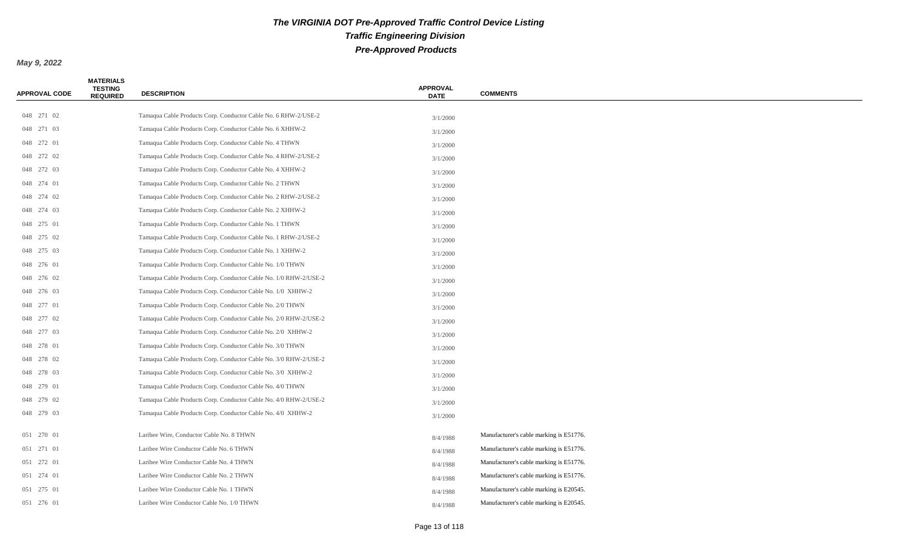# The VIRGINIA DOT Pre-Approved Traffic Control Device Listing

## Traffic Engineering Division

## Pre-Approved Products

**May 9, 2022**

| APPROVAL CODE | MATERIALS TESTING REQUIRED | DESCRIPTION | APPROVAL DATE | COMMENTS |
|---|---|---|---|---|
| 048 271 02 | | Tamaqua Cable Products Corp. Conductor Cable No. 6 RHW-2/USE-2 | 3/1/2000 | |
| 048 271 03 | | Tamaqua Cable Products Corp. Conductor Cable No. 6 XHHW-2 | 3/1/2000 | |
| 048 272 01 | | Tamaqua Cable Products Corp. Conductor Cable No. 4 THWN | 3/1/2000 | |
| 048 272 02 | | Tamaqua Cable Products Corp. Conductor Cable No. 4 RHW-2/USE-2 | 3/1/2000 | |
| 048 272 03 | | Tamaqua Cable Products Corp. Conductor Cable No. 4 XHHW-2 | 3/1/2000 | |
| 048 274 01 | | Tamaqua Cable Products Corp. Conductor Cable No. 2 THWN | 3/1/2000 | |
| 048 274 02 | | Tamaqua Cable Products Corp. Conductor Cable No. 2 RHW-2/USE-2 | 3/1/2000 | |
| 048 274 03 | | Tamaqua Cable Products Corp. Conductor Cable No. 2 XHHW-2 | 3/1/2000 | |
| 048 275 01 | | Tamaqua Cable Products Corp. Conductor Cable No. 1 THWN | 3/1/2000 | |
| 048 275 02 | | Tamaqua Cable Products Corp. Conductor Cable No. 1 RHW-2/USE-2 | 3/1/2000 | |
| 048 275 03 | | Tamaqua Cable Products Corp. Conductor Cable No. 1 XHHW-2 | 3/1/2000 | |
| 048 276 01 | | Tamaqua Cable Products Corp. Conductor Cable No. 1/0 THWN | 3/1/2000 | |
| 048 276 02 | | Tamaqua Cable Products Corp. Conductor Cable No. 1/0 RHW-2/USE-2 | 3/1/2000 | |
| 048 276 03 | | Tamaqua Cable Products Corp. Conductor Cable No. 1/0 XHHW-2 | 3/1/2000 | |
| 048 277 01 | | Tamaqua Cable Products Corp. Conductor Cable No. 2/0 THWN | 3/1/2000 | |
| 048 277 02 | | Tamaqua Cable Products Corp. Conductor Cable No. 2/0 RHW-2/USE-2 | 3/1/2000 | |
| 048 277 03 | | Tamaqua Cable Products Corp. Conductor Cable No. 2/0 XHHW-2 | 3/1/2000 | |
| 048 278 01 | | Tamaqua Cable Products Corp. Conductor Cable No. 3/0 THWN | 3/1/2000 | |
| 048 278 02 | | Tamaqua Cable Products Corp. Conductor Cable No. 3/0 RHW-2/USE-2 | 3/1/2000 | |
| 048 278 03 | | Tamaqua Cable Products Corp. Conductor Cable No. 3/0 XHHW-2 | 3/1/2000 | |
| 048 279 01 | | Tamaqua Cable Products Corp. Conductor Cable No. 4/0 THWN | 3/1/2000 | |
| 048 279 02 | | Tamaqua Cable Products Corp. Conductor Cable No. 4/0 RHW-2/USE-2 | 3/1/2000 | |
| 048 279 03 | | Tamaqua Cable Products Corp. Conductor Cable No. 4/0 XHHW-2 | 3/1/2000 | |
| 051 270 01 | | Laribee Wire, Conductor Cable No. 8 THWN | 8/4/1988 | Manufacturer's cable marking is E51776. |
| 051 271 01 | | Laribee Wire Conductor Cable No. 6 THWN | 8/4/1988 | Manufacturer's cable marking is E51776. |
| 051 272 01 | | Laribee Wire Conductor Cable No. 4 THWN | 8/4/1988 | Manufacturer's cable marking is E51776. |
| 051 274 01 | | Laribee Wire Conductor Cable No. 2 THWN | 8/4/1988 | Manufacturer's cable marking is E51776. |
| 051 275 01 | | Laribee Wire Conductor Cable No. 1 THWN | 8/4/1988 | Manufacturer's cable marking is E20545. |
| 051 276 01 | | Laribee Wire Conductor Cable No. 1/0 THWN | 8/4/1988 | Manufacturer's cable marking is E20545. |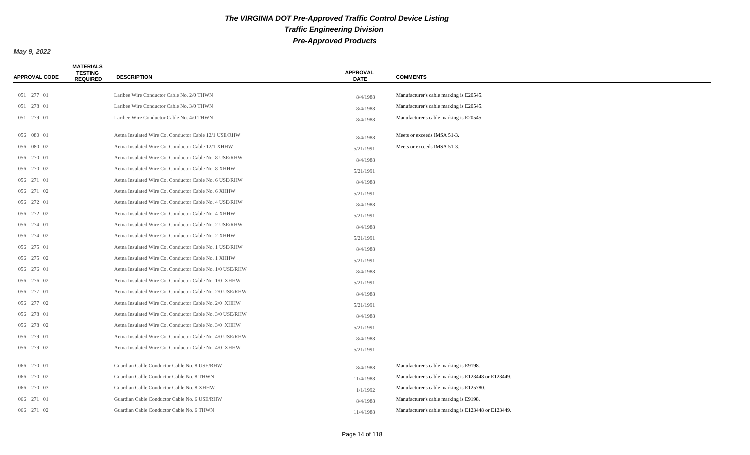# The VIRGINIA DOT Pre-Approved Traffic Control Device Listing

## Traffic Engineering Division

## Pre-Approved Products

**May 9, 2022**

| APPROVAL CODE | MATERIALS TESTING REQUIRED | DESCRIPTION | APPROVAL DATE | COMMENTS |
|---|---|---|---|---|
| 051 277 01 | | Laribee Wire Conductor Cable No. 2/0 THWN | 8/4/1988 | Manufacturer's cable marking is E20545. |
| 051 278 01 | | Laribee Wire Conductor Cable No. 3/0 THWN | 8/4/1988 | Manufacturer's cable marking is E20545. |
| 051 279 01 | | Laribee Wire Conductor Cable No. 4/0 THWN | 8/4/1988 | Manufacturer's cable marking is E20545. |
| 056 080 01 | | Aetna Insulated Wire Co. Conductor Cable 12/1 USE/RHW | 8/4/1988 | Meets or exceeds IMSA 51-3. |
| 056 080 02 | | Aetna Insulated Wire Co. Conductor Cable 12/1 XHHW | 5/21/1991 | Meets or exceeds IMSA 51-3. |
| 056 270 01 | | Aetna Insulated Wire Co. Conductor Cable No. 8 USE/RHW | 8/4/1988 | |
| 056 270 02 | | Aetna Insulated Wire Co. Conductor Cable No. 8 XHHW | 5/21/1991 | |
| 056 271 01 | | Aetna Insulated Wire Co. Conductor Cable No. 6 USE/RHW | 8/4/1988 | |
| 056 271 02 | | Aetna Insulated Wire Co. Conductor Cable No. 6 XHHW | 5/21/1991 | |
| 056 272 01 | | Aetna Insulated Wire Co. Conductor Cable No. 4 USE/RHW | 8/4/1988 | |
| 056 272 02 | | Aetna Insulated Wire Co. Conductor Cable No. 4 XHHW | 5/21/1991 | |
| 056 274 01 | | Aetna Insulated Wire Co. Conductor Cable No. 2 USE/RHW | 8/4/1988 | |
| 056 274 02 | | Aetna Insulated Wire Co. Conductor Cable No. 2 XHHW | 5/21/1991 | |
| 056 275 01 | | Aetna Insulated Wire Co. Conductor Cable No. 1 USE/RHW | 8/4/1988 | |
| 056 275 02 | | Aetna Insulated Wire Co. Conductor Cable No. 1 XHHW | 5/21/1991 | |
| 056 276 01 | | Aetna Insulated Wire Co. Conductor Cable No. 1/0 USE/RHW | 8/4/1988 | |
| 056 276 02 | | Aetna Insulated Wire Co. Conductor Cable No. 1/0 XHHW | 5/21/1991 | |
| 056 277 01 | | Aetna Insulated Wire Co. Conductor Cable No. 2/0 USE/RHW | 8/4/1988 | |
| 056 277 02 | | Aetna Insulated Wire Co. Conductor Cable No. 2/0 XHHW | 5/21/1991 | |
| 056 278 01 | | Aetna Insulated Wire Co. Conductor Cable No. 3/0 USE/RHW | 8/4/1988 | |
| 056 278 02 | | Aetna Insulated Wire Co. Conductor Cable No. 3/0 XHHW | 5/21/1991 | |
| 056 279 01 | | Aetna Insulated Wire Co. Conductor Cable No. 4/0 USE/RHW | 8/4/1988 | |
| 056 279 02 | | Aetna Insulated Wire Co. Conductor Cable No. 4/0 XHHW | 5/21/1991 | |
| 066 270 01 | | Guardian Cable Conductor Cable No. 8 USE/RHW | 8/4/1988 | Manufacturer's cable marking is E9198. |
| 066 270 02 | | Guardian Cable Conductor Cable No. 8 THWN | 11/4/1988 | Manufacturer's cable marking is E123448 or E123449. |
| 066 270 03 | | Guardian Cable Conductor Cable No. 8 XHHW | 1/1/1992 | Manufacturer's cable marking is E125780. |
| 066 271 01 | | Guardian Cable Conductor Cable No. 6 USE/RHW | 8/4/1988 | Manufacturer's cable marking is E9198. |
| 066 271 02 | | Guardian Cable Conductor Cable No. 6 THWN | 11/4/1988 | Manufacturer's cable marking is E123448 or E123449. |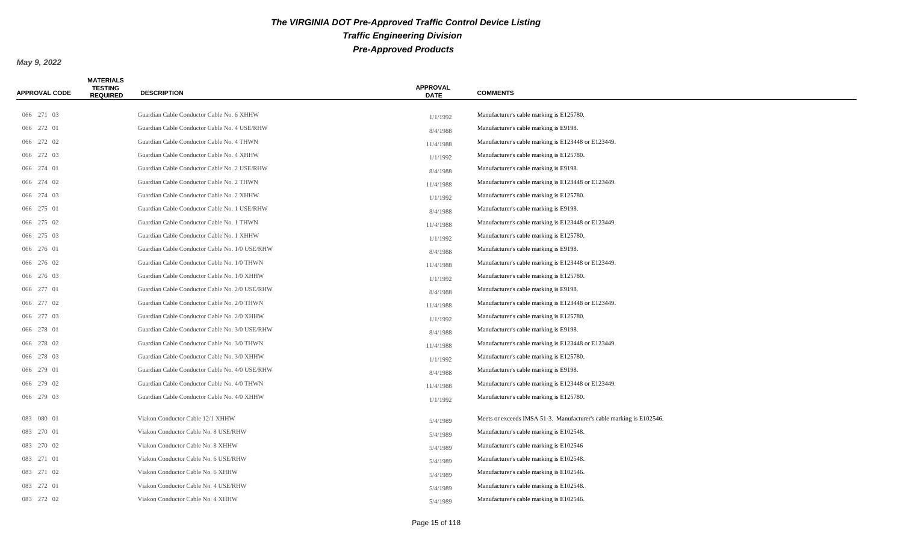# The VIRGINIA DOT Pre-Approved Traffic Control Device Listing

## Traffic Engineering Division

## Pre-Approved Products

**May 9, 2022**

| APPROVAL CODE | MATERIALS TESTING REQUIRED | DESCRIPTION | APPROVAL DATE | COMMENTS |
|---|---|---|---|---|
| 066 271 03 | | Guardian Cable Conductor Cable No. 6 XHHW | 1/1/1992 | Manufacturer's cable marking is E125780. |
| 066 272 01 | | Guardian Cable Conductor Cable No. 4 USE/RHW | 8/4/1988 | Manufacturer's cable marking is E9198. |
| 066 272 02 | | Guardian Cable Conductor Cable No. 4 THWN | 11/4/1988 | Manufacturer's cable marking is E123448 or E123449. |
| 066 272 03 | | Guardian Cable Conductor Cable No. 4 XHHW | 1/1/1992 | Manufacturer's cable marking is E125780. |
| 066 274 01 | | Guardian Cable Conductor Cable No. 2 USE/RHW | 8/4/1988 | Manufacturer's cable marking is E9198. |
| 066 274 02 | | Guardian Cable Conductor Cable No. 2 THWN | 11/4/1988 | Manufacturer's cable marking is E123448 or E123449. |
| 066 274 03 | | Guardian Cable Conductor Cable No. 2 XHHW | 1/1/1992 | Manufacturer's cable marking is E125780. |
| 066 275 01 | | Guardian Cable Conductor Cable No. 1 USE/RHW | 8/4/1988 | Manufacturer's cable marking is E9198. |
| 066 275 02 | | Guardian Cable Conductor Cable No. 1 THWN | 11/4/1988 | Manufacturer's cable marking is E123448 or E123449. |
| 066 275 03 | | Guardian Cable Conductor Cable No. 1 XHHW | 1/1/1992 | Manufacturer's cable marking is E125780. |
| 066 276 01 | | Guardian Cable Conductor Cable No. 1/0 USE/RHW | 8/4/1988 | Manufacturer's cable marking is E9198. |
| 066 276 02 | | Guardian Cable Conductor Cable No. 1/0 THWN | 11/4/1988 | Manufacturer's cable marking is E123448 or E123449. |
| 066 276 03 | | Guardian Cable Conductor Cable No. 1/0 XHHW | 1/1/1992 | Manufacturer's cable marking is E125780. |
| 066 277 01 | | Guardian Cable Conductor Cable No. 2/0 USE/RHW | 8/4/1988 | Manufacturer's cable marking is E9198. |
| 066 277 02 | | Guardian Cable Conductor Cable No. 2/0 THWN | 11/4/1988 | Manufacturer's cable marking is E123448 or E123449. |
| 066 277 03 | | Guardian Cable Conductor Cable No. 2/0 XHHW | 1/1/1992 | Manufacturer's cable marking is E125780. |
| 066 278 01 | | Guardian Cable Conductor Cable No. 3/0 USE/RHW | 8/4/1988 | Manufacturer's cable marking is E9198. |
| 066 278 02 | | Guardian Cable Conductor Cable No. 3/0 THWN | 11/4/1988 | Manufacturer's cable marking is E123448 or E123449. |
| 066 278 03 | | Guardian Cable Conductor Cable No. 3/0 XHHW | 1/1/1992 | Manufacturer's cable marking is E125780. |
| 066 279 01 | | Guardian Cable Conductor Cable No. 4/0 USE/RHW | 8/4/1988 | Manufacturer's cable marking is E9198. |
| 066 279 02 | | Guardian Cable Conductor Cable No. 4/0 THWN | 11/4/1988 | Manufacturer's cable marking is E123448 or E123449. |
| 066 279 03 | | Guardian Cable Conductor Cable No. 4/0 XHHW | 1/1/1992 | Manufacturer's cable marking is E125780. |
| 083 080 01 | | Viakon Conductor Cable 12/1 XHHW | 5/4/1989 | Meets or exceeds IMSA 51-3. Manufacturer's cable marking is E102546. |
| 083 270 01 | | Viakon Conductor Cable No. 8 USE/RHW | 5/4/1989 | Manufacturer's cable marking is E102548. |
| 083 270 02 | | Viakon Conductor Cable No. 8 XHHW | 5/4/1989 | Manufacturer's cable marking is E102546 |
| 083 271 01 | | Viakon Conductor Cable No. 6 USE/RHW | 5/4/1989 | Manufacturer's cable marking is E102548. |
| 083 271 02 | | Viakon Conductor Cable No. 6 XHHW | 5/4/1989 | Manufacturer's cable marking is E102546. |
| 083 272 01 | | Viakon Conductor Cable No. 4 USE/RHW | 5/4/1989 | Manufacturer's cable marking is E102548. |
| 083 272 02 | | Viakon Conductor Cable No. 4 XHHW | 5/4/1989 | Manufacturer's cable marking is E102546. |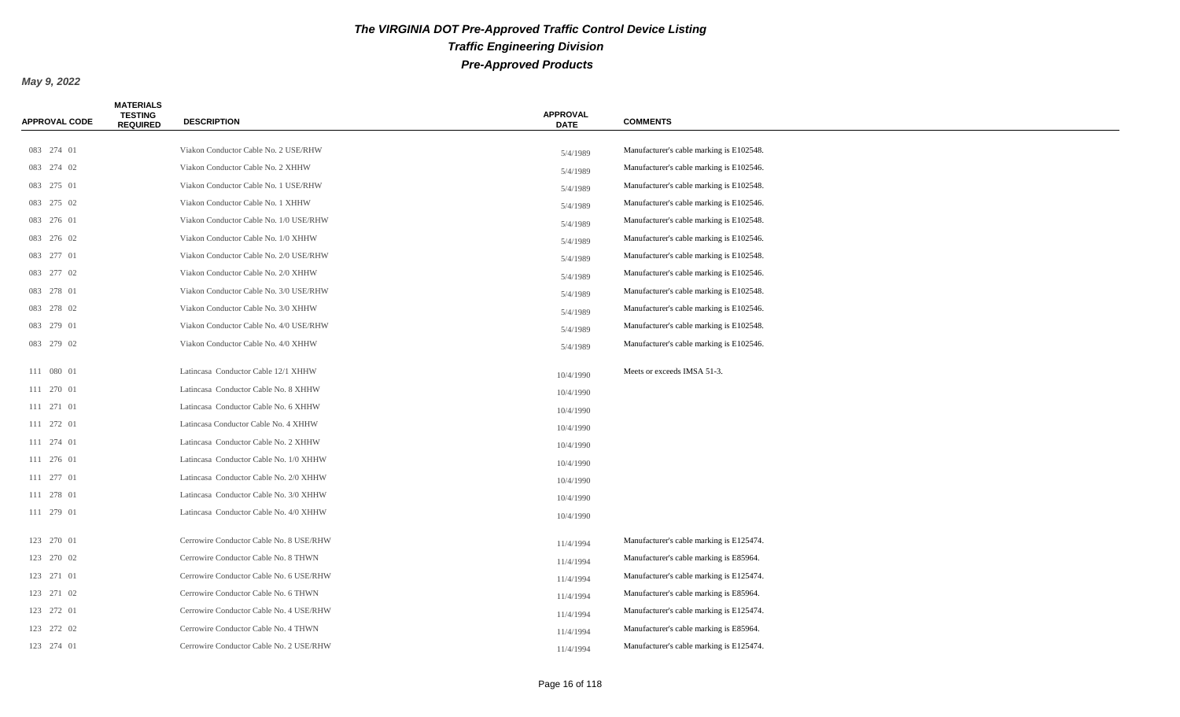# The VIRGINIA DOT Pre-Approved Traffic Control Device Listing
## Traffic Engineering Division
## Pre-Approved Products

**May 9, 2022**

| APPROVAL CODE | MATERIALS TESTING REQUIRED | DESCRIPTION | APPROVAL DATE | COMMENTS |
|---|---|---|---|---|
| 083 274 01 | | Viakon Conductor Cable No. 2 USE/RHW | 5/4/1989 | Manufacturer's cable marking is E102548. |
| 083 274 02 | | Viakon Conductor Cable No. 2 XHHW | 5/4/1989 | Manufacturer's cable marking is E102546. |
| 083 275 01 | | Viakon Conductor Cable No. 1 USE/RHW | 5/4/1989 | Manufacturer's cable marking is E102548. |
| 083 275 02 | | Viakon Conductor Cable No. 1 XHHW | 5/4/1989 | Manufacturer's cable marking is E102546. |
| 083 276 01 | | Viakon Conductor Cable No. 1/0 USE/RHW | 5/4/1989 | Manufacturer's cable marking is E102548. |
| 083 276 02 | | Viakon Conductor Cable No. 1/0 XHHW | 5/4/1989 | Manufacturer's cable marking is E102546. |
| 083 277 01 | | Viakon Conductor Cable No. 2/0 USE/RHW | 5/4/1989 | Manufacturer's cable marking is E102548. |
| 083 277 02 | | Viakon Conductor Cable No. 2/0 XHHW | 5/4/1989 | Manufacturer's cable marking is E102546. |
| 083 278 01 | | Viakon Conductor Cable No. 3/0 USE/RHW | 5/4/1989 | Manufacturer's cable marking is E102548. |
| 083 278 02 | | Viakon Conductor Cable No. 3/0 XHHW | 5/4/1989 | Manufacturer's cable marking is E102546. |
| 083 279 01 | | Viakon Conductor Cable No. 4/0 USE/RHW | 5/4/1989 | Manufacturer's cable marking is E102548. |
| 083 279 02 | | Viakon Conductor Cable No. 4/0 XHHW | 5/4/1989 | Manufacturer's cable marking is E102546. |
| 111 080 01 | | Latincasa Conductor Cable 12/1 XHHW | 10/4/1990 | Meets or exceeds IMSA 51-3. |
| 111 270 01 | | Latincasa Conductor Cable No. 8 XHHW | 10/4/1990 | |
| 111 271 01 | | Latincasa Conductor Cable No. 6 XHHW | 10/4/1990 | |
| 111 272 01 | | Latincasa Conductor Cable No. 4 XHHW | 10/4/1990 | |
| 111 274 01 | | Latincasa Conductor Cable No. 2 XHHW | 10/4/1990 | |
| 111 276 01 | | Latincasa Conductor Cable No. 1/0 XHHW | 10/4/1990 | |
| 111 277 01 | | Latincasa Conductor Cable No. 2/0 XHHW | 10/4/1990 | |
| 111 278 01 | | Latincasa Conductor Cable No. 3/0 XHHW | 10/4/1990 | |
| 111 279 01 | | Latincasa Conductor Cable No. 4/0 XHHW | 10/4/1990 | |
| 123 270 01 | | Cerrowire Conductor Cable No. 8 USE/RHW | 11/4/1994 | Manufacturer's cable marking is E125474. |
| 123 270 02 | | Cerrowire Conductor Cable No. 8 THWN | 11/4/1994 | Manufacturer's cable marking is E85964. |
| 123 271 01 | | Cerrowire Conductor Cable No. 6 USE/RHW | 11/4/1994 | Manufacturer's cable marking is E125474. |
| 123 271 02 | | Cerrowire Conductor Cable No. 6 THWN | 11/4/1994 | Manufacturer's cable marking is E85964. |
| 123 272 01 | | Cerrowire Conductor Cable No. 4 USE/RHW | 11/4/1994 | Manufacturer's cable marking is E125474. |
| 123 272 02 | | Cerrowire Conductor Cable No. 4 THWN | 11/4/1994 | Manufacturer's cable marking is E85964. |
| 123 274 01 | | Cerrowire Conductor Cable No. 2 USE/RHW | 11/4/1994 | Manufacturer's cable marking is E125474. |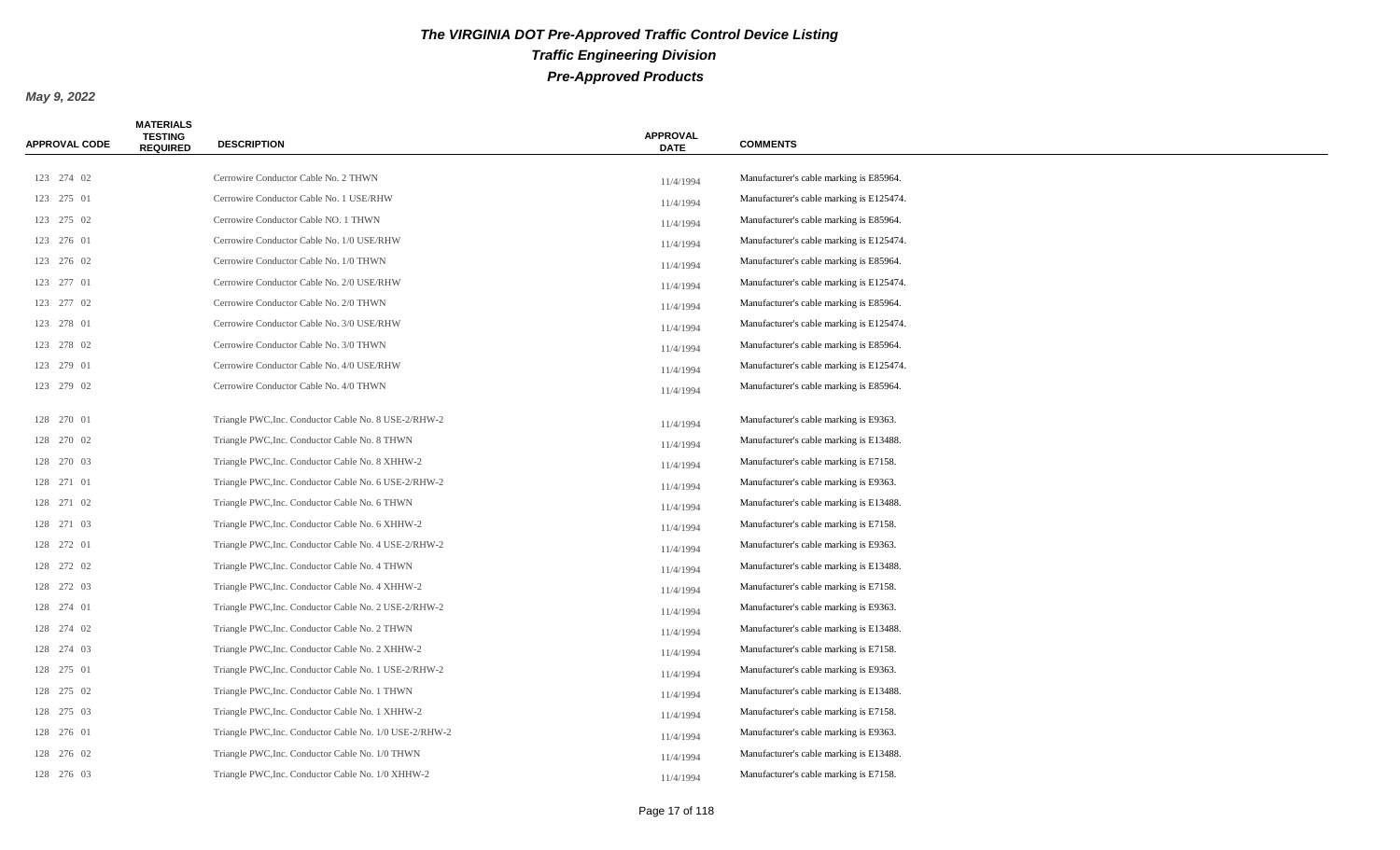# The VIRGINIA DOT Pre-Approved Traffic Control Device Listing

## Traffic Engineering Division

## Pre-Approved Products

**May 9, 2022**

| APPROVAL CODE | MATERIALS TESTING REQUIRED | DESCRIPTION | APPROVAL DATE | COMMENTS |
|---|---|---|---|---|
| 123 274 02 | | Cerrowire Conductor Cable No. 2 THWN | 11/4/1994 | Manufacturer's cable marking is E85964. |
| 123 275 01 | | Cerrowire Conductor Cable No. 1 USE/RHW | 11/4/1994 | Manufacturer's cable marking is E125474. |
| 123 275 02 | | Cerrowire Conductor Cable NO. 1 THWN | 11/4/1994 | Manufacturer's cable marking is E85964. |
| 123 276 01 | | Cerrowire Conductor Cable No. 1/0 USE/RHW | 11/4/1994 | Manufacturer's cable marking is E125474. |
| 123 276 02 | | Cerrowire Conductor Cable No. 1/0 THWN | 11/4/1994 | Manufacturer's cable marking is E85964. |
| 123 277 01 | | Cerrowire Conductor Cable No. 2/0 USE/RHW | 11/4/1994 | Manufacturer's cable marking is E125474. |
| 123 277 02 | | Cerrowire Conductor Cable No. 2/0 THWN | 11/4/1994 | Manufacturer's cable marking is E85964. |
| 123 278 01 | | Cerrowire Conductor Cable No. 3/0 USE/RHW | 11/4/1994 | Manufacturer's cable marking is E125474. |
| 123 278 02 | | Cerrowire Conductor Cable No. 3/0 THWN | 11/4/1994 | Manufacturer's cable marking is E85964. |
| 123 279 01 | | Cerrowire Conductor Cable No. 4/0 USE/RHW | 11/4/1994 | Manufacturer's cable marking is E125474. |
| 123 279 02 | | Cerrowire Conductor Cable No. 4/0 THWN | 11/4/1994 | Manufacturer's cable marking is E85964. |
| 128 270 01 | | Triangle PWC,Inc. Conductor Cable No. 8 USE-2/RHW-2 | 11/4/1994 | Manufacturer's cable marking is E9363. |
| 128 270 02 | | Triangle PWC,Inc. Conductor Cable No. 8 THWN | 11/4/1994 | Manufacturer's cable marking is E13488. |
| 128 270 03 | | Triangle PWC,Inc. Conductor Cable No. 8 XHHW-2 | 11/4/1994 | Manufacturer's cable marking is E7158. |
| 128 271 01 | | Triangle PWC,Inc. Conductor Cable No. 6 USE-2/RHW-2 | 11/4/1994 | Manufacturer's cable marking is E9363. |
| 128 271 02 | | Triangle PWC,Inc. Conductor Cable No. 6 THWN | 11/4/1994 | Manufacturer's cable marking is E13488. |
| 128 271 03 | | Triangle PWC,Inc. Conductor Cable No. 6 XHHW-2 | 11/4/1994 | Manufacturer's cable marking is E7158. |
| 128 272 01 | | Triangle PWC,Inc. Conductor Cable No. 4 USE-2/RHW-2 | 11/4/1994 | Manufacturer's cable marking is E9363. |
| 128 272 02 | | Triangle PWC,Inc. Conductor Cable No. 4 THWN | 11/4/1994 | Manufacturer's cable marking is E13488. |
| 128 272 03 | | Triangle PWC,Inc. Conductor Cable No. 4 XHHW-2 | 11/4/1994 | Manufacturer's cable marking is E7158. |
| 128 274 01 | | Triangle PWC,Inc. Conductor Cable No. 2 USE-2/RHW-2 | 11/4/1994 | Manufacturer's cable marking is E9363. |
| 128 274 02 | | Triangle PWC,Inc. Conductor Cable No. 2 THWN | 11/4/1994 | Manufacturer's cable marking is E13488. |
| 128 274 03 | | Triangle PWC,Inc. Conductor Cable No. 2 XHHW-2 | 11/4/1994 | Manufacturer's cable marking is E7158. |
| 128 275 01 | | Triangle PWC,Inc. Conductor Cable No. 1 USE-2/RHW-2 | 11/4/1994 | Manufacturer's cable marking is E9363. |
| 128 275 02 | | Triangle PWC,Inc. Conductor Cable No. 1 THWN | 11/4/1994 | Manufacturer's cable marking is E13488. |
| 128 275 03 | | Triangle PWC,Inc. Conductor Cable No. 1 XHHW-2 | 11/4/1994 | Manufacturer's cable marking is E7158. |
| 128 276 01 | | Triangle PWC,Inc. Conductor Cable No. 1/0 USE-2/RHW-2 | 11/4/1994 | Manufacturer's cable marking is E9363. |
| 128 276 02 | | Triangle PWC,Inc. Conductor Cable No. 1/0 THWN | 11/4/1994 | Manufacturer's cable marking is E13488. |
| 128 276 03 | | Triangle PWC,Inc. Conductor Cable No. 1/0 XHHW-2 | 11/4/1994 | Manufacturer's cable marking is E7158. |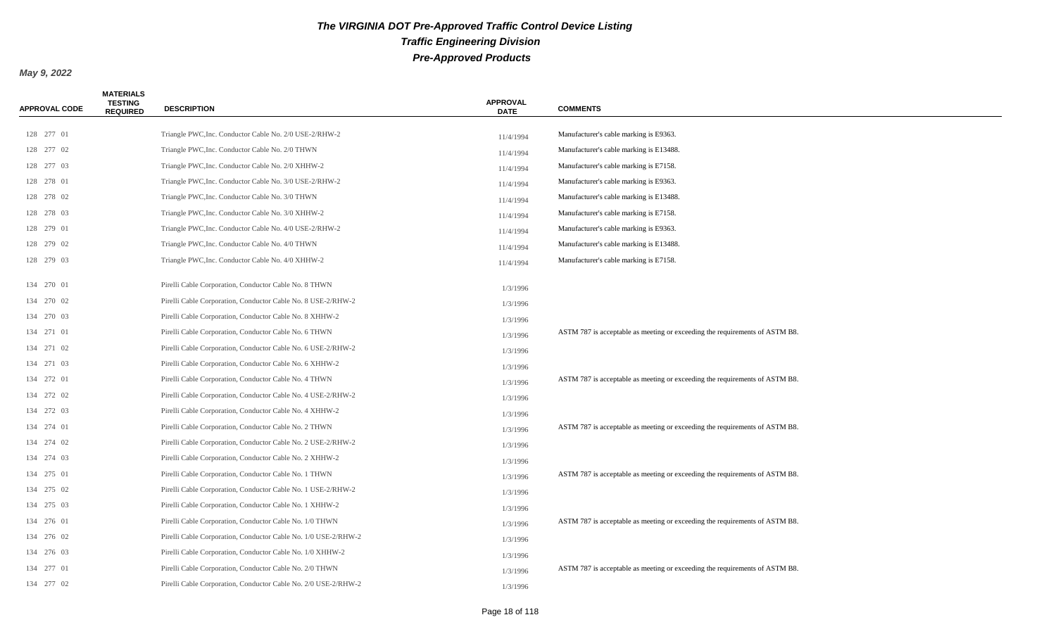# The VIRGINIA DOT Pre-Approved Traffic Control Device Listing

## Traffic Engineering Division

## Pre-Approved Products

**May 9, 2022**

| APPROVAL CODE | MATERIALS TESTING REQUIRED | DESCRIPTION | APPROVAL DATE | COMMENTS |
|---|---|---|---|---|
| 128 277 01 | | Triangle PWC,Inc. Conductor Cable No. 2/0 USE-2/RHW-2 | 11/4/1994 | Manufacturer's cable marking is E9363. |
| 128 277 02 | | Triangle PWC,Inc. Conductor Cable No. 2/0 THWN | 11/4/1994 | Manufacturer's cable marking is E13488. |
| 128 277 03 | | Triangle PWC,Inc. Conductor Cable No. 2/0 XHHW-2 | 11/4/1994 | Manufacturer's cable marking is E7158. |
| 128 278 01 | | Triangle PWC,Inc. Conductor Cable No. 3/0 USE-2/RHW-2 | 11/4/1994 | Manufacturer's cable marking is E9363. |
| 128 278 02 | | Triangle PWC,Inc. Conductor Cable No. 3/0 THWN | 11/4/1994 | Manufacturer's cable marking is E13488. |
| 128 278 03 | | Triangle PWC,Inc. Conductor Cable No. 3/0 XHHW-2 | 11/4/1994 | Manufacturer's cable marking is E7158. |
| 128 279 01 | | Triangle PWC,Inc. Conductor Cable No. 4/0 USE-2/RHW-2 | 11/4/1994 | Manufacturer's cable marking is E9363. |
| 128 279 02 | | Triangle PWC,Inc. Conductor Cable No. 4/0 THWN | 11/4/1994 | Manufacturer's cable marking is E13488. |
| 128 279 03 | | Triangle PWC,Inc. Conductor Cable No. 4/0 XHHW-2 | 11/4/1994 | Manufacturer's cable marking is E7158. |
| 134 270 01 | | Pirelli Cable Corporation, Conductor Cable No. 8 THWN | 1/3/1996 | |
| 134 270 02 | | Pirelli Cable Corporation, Conductor Cable No. 8 USE-2/RHW-2 | 1/3/1996 | |
| 134 270 03 | | Pirelli Cable Corporation, Conductor Cable No. 8 XHHW-2 | 1/3/1996 | |
| 134 271 01 | | Pirelli Cable Corporation, Conductor Cable No. 6 THWN | 1/3/1996 | ASTM 787 is acceptable as meeting or exceeding the requirements of ASTM B8. |
| 134 271 02 | | Pirelli Cable Corporation, Conductor Cable No. 6 USE-2/RHW-2 | 1/3/1996 | |
| 134 271 03 | | Pirelli Cable Corporation, Conductor Cable No. 6 XHHW-2 | 1/3/1996 | |
| 134 272 01 | | Pirelli Cable Corporation, Conductor Cable No. 4 THWN | 1/3/1996 | ASTM 787 is acceptable as meeting or exceeding the requirements of ASTM B8. |
| 134 272 02 | | Pirelli Cable Corporation, Conductor Cable No. 4 USE-2/RHW-2 | 1/3/1996 | |
| 134 272 03 | | Pirelli Cable Corporation, Conductor Cable No. 4 XHHW-2 | 1/3/1996 | |
| 134 274 01 | | Pirelli Cable Corporation, Conductor Cable No. 2 THWN | 1/3/1996 | ASTM 787 is acceptable as meeting or exceeding the requirements of ASTM B8. |
| 134 274 02 | | Pirelli Cable Corporation, Conductor Cable No. 2 USE-2/RHW-2 | 1/3/1996 | |
| 134 274 03 | | Pirelli Cable Corporation, Conductor Cable No. 2 XHHW-2 | 1/3/1996 | |
| 134 275 01 | | Pirelli Cable Corporation, Conductor Cable No. 1 THWN | 1/3/1996 | ASTM 787 is acceptable as meeting or exceeding the requirements of ASTM B8. |
| 134 275 02 | | Pirelli Cable Corporation, Conductor Cable No. 1 USE-2/RHW-2 | 1/3/1996 | |
| 134 275 03 | | Pirelli Cable Corporation, Conductor Cable No. 1 XHHW-2 | 1/3/1996 | |
| 134 276 01 | | Pirelli Cable Corporation, Conductor Cable No. 1/0 THWN | 1/3/1996 | ASTM 787 is acceptable as meeting or exceeding the requirements of ASTM B8. |
| 134 276 02 | | Pirelli Cable Corporation, Conductor Cable No. 1/0 USE-2/RHW-2 | 1/3/1996 | |
| 134 276 03 | | Pirelli Cable Corporation, Conductor Cable No. 1/0 XHHW-2 | 1/3/1996 | |
| 134 277 01 | | Pirelli Cable Corporation, Conductor Cable No. 2/0 THWN | 1/3/1996 | ASTM 787 is acceptable as meeting or exceeding the requirements of ASTM B8. |
| 134 277 02 | | Pirelli Cable Corporation, Conductor Cable No. 2/0 USE-2/RHW-2 | 1/3/1996 | |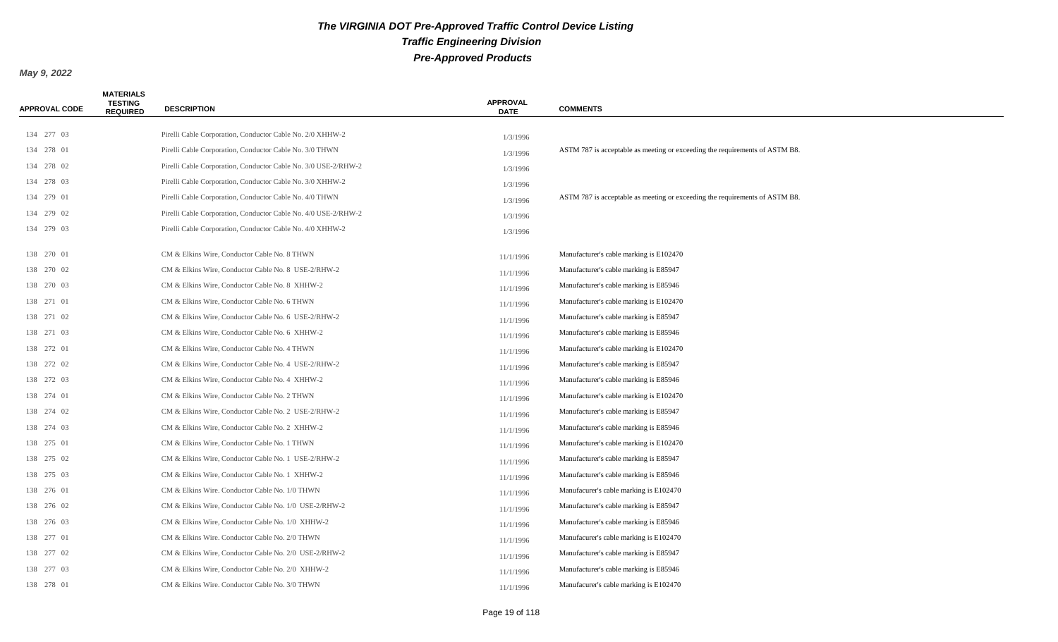# The VIRGINIA DOT Pre-Approved Traffic Control Device Listing

## Traffic Engineering Division

## Pre-Approved Products

**May 9, 2022**

| APPROVAL CODE | MATERIALS TESTING REQUIRED | DESCRIPTION | APPROVAL DATE | COMMENTS |
|---|---|---|---|---|
| 134 277 03 | | Pirelli Cable Corporation, Conductor Cable No. 2/0 XHHW-2 | 1/3/1996 | |
| 134 278 01 | | Pirelli Cable Corporation, Conductor Cable No. 3/0 THWN | 1/3/1996 | ASTM 787 is acceptable as meeting or exceeding the requirements of ASTM B8. |
| 134 278 02 | | Pirelli Cable Corporation, Conductor Cable No. 3/0 USE-2/RHW-2 | 1/3/1996 | |
| 134 278 03 | | Pirelli Cable Corporation, Conductor Cable No. 3/0 XHHW-2 | 1/3/1996 | |
| 134 279 01 | | Pirelli Cable Corporation, Conductor Cable No. 4/0 THWN | 1/3/1996 | ASTM 787 is acceptable as meeting or exceeding the requirements of ASTM B8. |
| 134 279 02 | | Pirelli Cable Corporation, Conductor Cable No. 4/0 USE-2/RHW-2 | 1/3/1996 | |
| 134 279 03 | | Pirelli Cable Corporation, Conductor Cable No. 4/0 XHHW-2 | 1/3/1996 | |
| 138 270 01 | | CM & Elkins Wire, Conductor Cable No. 8 THWN | 11/1/1996 | Manufacturer's cable marking is E102470 |
| 138 270 02 | | CM & Elkins Wire, Conductor Cable No. 8 USE-2/RHW-2 | 11/1/1996 | Manufacturer's cable marking is E85947 |
| 138 270 03 | | CM & Elkins Wire, Conductor Cable No. 8 XHHW-2 | 11/1/1996 | Manufacturer's cable marking is E85946 |
| 138 271 01 | | CM & Elkins Wire, Conductor Cable No. 6 THWN | 11/1/1996 | Manufacturer's cable marking is E102470 |
| 138 271 02 | | CM & Elkins Wire, Conductor Cable No. 6 USE-2/RHW-2 | 11/1/1996 | Manufacturer's cable marking is E85947 |
| 138 271 03 | | CM & Elkins Wire, Conductor Cable No. 6 XHHW-2 | 11/1/1996 | Manufacturer's cable marking is E85946 |
| 138 272 01 | | CM & Elkins Wire, Conductor Cable No. 4 THWN | 11/1/1996 | Manufacturer's cable marking is E102470 |
| 138 272 02 | | CM & Elkins Wire, Conductor Cable No. 4 USE-2/RHW-2 | 11/1/1996 | Manufacturer's cable marking is E85947 |
| 138 272 03 | | CM & Elkins Wire, Conductor Cable No. 4 XHHW-2 | 11/1/1996 | Manufacturer's cable marking is E85946 |
| 138 274 01 | | CM & Elkins Wire, Conductor Cable No. 2 THWN | 11/1/1996 | Manufacturer's cable marking is E102470 |
| 138 274 02 | | CM & Elkins Wire, Conductor Cable No. 2 USE-2/RHW-2 | 11/1/1996 | Manufacturer's cable marking is E85947 |
| 138 274 03 | | CM & Elkins Wire, Conductor Cable No. 2 XHHW-2 | 11/1/1996 | Manufacturer's cable marking is E85946 |
| 138 275 01 | | CM & Elkins Wire, Conductor Cable No. 1 THWN | 11/1/1996 | Manufacturer's cable marking is E102470 |
| 138 275 02 | | CM & Elkins Wire, Conductor Cable No. 1 USE-2/RHW-2 | 11/1/1996 | Manufacturer's cable marking is E85947 |
| 138 275 03 | | CM & Elkins Wire, Conductor Cable No. 1 XHHW-2 | 11/1/1996 | Manufacturer's cable marking is E85946 |
| 138 276 01 | | CM & Elkins Wire. Conductor Cable No. 1/0 THWN | 11/1/1996 | Manufacurer's cable marking is E102470 |
| 138 276 02 | | CM & Elkins Wire, Conductor Cable No. 1/0 USE-2/RHW-2 | 11/1/1996 | Manufacturer's cable marking is E85947 |
| 138 276 03 | | CM & Elkins Wire, Conductor Cable No. 1/0 XHHW-2 | 11/1/1996 | Manufacturer's cable marking is E85946 |
| 138 277 01 | | CM & Elkins Wire. Conductor Cable No. 2/0 THWN | 11/1/1996 | Manufacurer's cable marking is E102470 |
| 138 277 02 | | CM & Elkins Wire, Conductor Cable No. 2/0 USE-2/RHW-2 | 11/1/1996 | Manufacturer's cable marking is E85947 |
| 138 277 03 | | CM & Elkins Wire, Conductor Cable No. 2/0 XHHW-2 | 11/1/1996 | Manufacturer's cable marking is E85946 |
| 138 278 01 | | CM & Elkins Wire. Conductor Cable No. 3/0 THWN | 11/1/1996 | Manufacurer's cable marking is E102470 |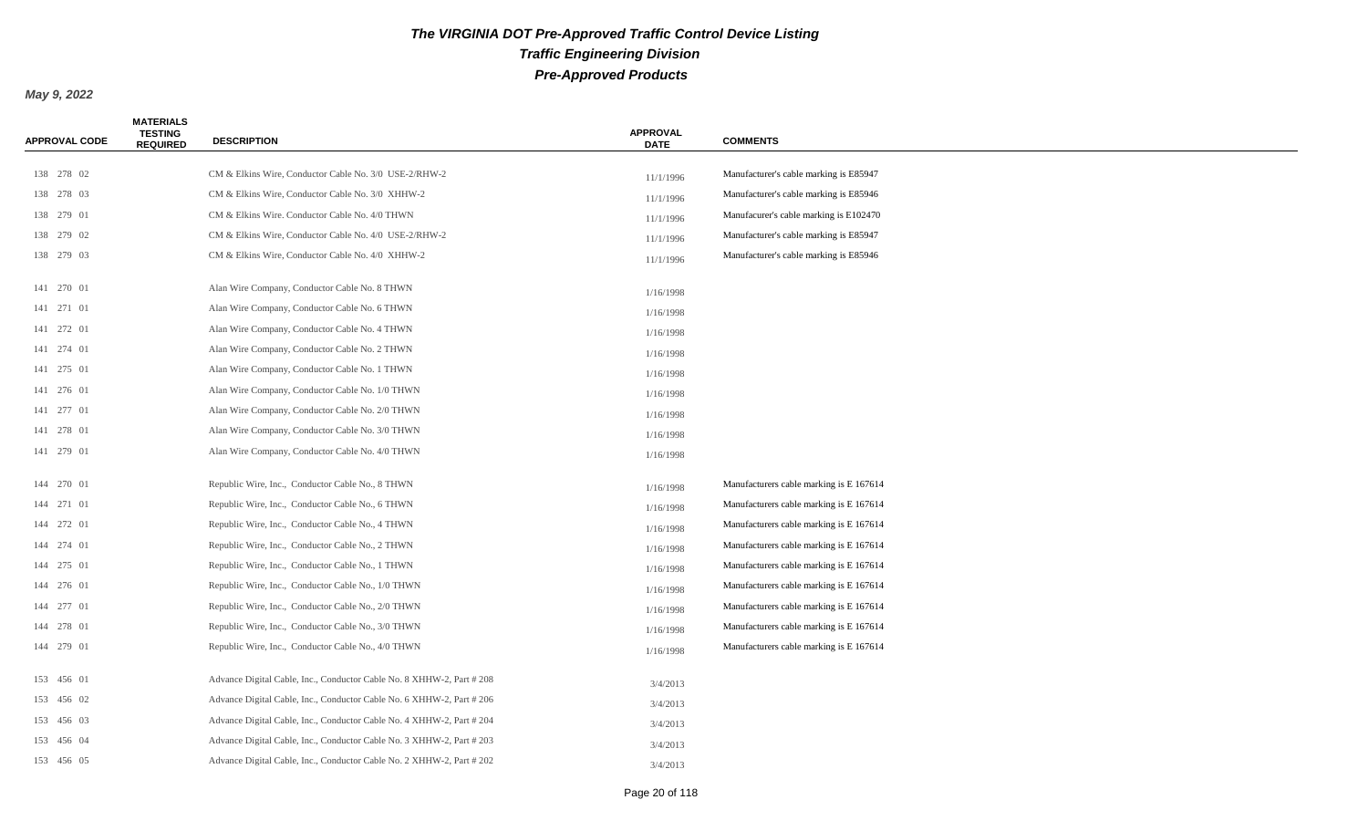# The VIRGINIA DOT Pre-Approved Traffic Control Device Listing

## Traffic Engineering Division

## Pre-Approved Products

**May 9, 2022**

| APPROVAL CODE | MATERIALS TESTING REQUIRED | DESCRIPTION | APPROVAL DATE | COMMENTS |
|---|---|---|---|---|
| 138 278 02 | | CM & Elkins Wire, Conductor Cable No. 3/0 USE-2/RHW-2 | 11/1/1996 | Manufacturer's cable marking is E85947 |
| 138 278 03 | | CM & Elkins Wire, Conductor Cable No. 3/0 XHHW-2 | 11/1/1996 | Manufacturer's cable marking is E85946 |
| 138 279 01 | | CM & Elkins Wire. Conductor Cable No. 4/0 THWN | 11/1/1996 | Manufacurer's cable marking is E102470 |
| 138 279 02 | | CM & Elkins Wire, Conductor Cable No. 4/0 USE-2/RHW-2 | 11/1/1996 | Manufacturer's cable marking is E85947 |
| 138 279 03 | | CM & Elkins Wire, Conductor Cable No. 4/0 XHHW-2 | 11/1/1996 | Manufacturer's cable marking is E85946 |
| 141 270 01 | | Alan Wire Company, Conductor Cable No. 8 THWN | 1/16/1998 | |
| 141 271 01 | | Alan Wire Company, Conductor Cable No. 6 THWN | 1/16/1998 | |
| 141 272 01 | | Alan Wire Company, Conductor Cable No. 4 THWN | 1/16/1998 | |
| 141 274 01 | | Alan Wire Company, Conductor Cable No. 2 THWN | 1/16/1998 | |
| 141 275 01 | | Alan Wire Company, Conductor Cable No. 1 THWN | 1/16/1998 | |
| 141 276 01 | | Alan Wire Company, Conductor Cable No. 1/0 THWN | 1/16/1998 | |
| 141 277 01 | | Alan Wire Company, Conductor Cable No. 2/0 THWN | 1/16/1998 | |
| 141 278 01 | | Alan Wire Company, Conductor Cable No. 3/0 THWN | 1/16/1998 | |
| 141 279 01 | | Alan Wire Company, Conductor Cable No. 4/0 THWN | 1/16/1998 | |
| 144 270 01 | | Republic Wire, Inc., Conductor Cable No., 8 THWN | 1/16/1998 | Manufacturers cable marking is E 167614 |
| 144 271 01 | | Republic Wire, Inc., Conductor Cable No., 6 THWN | 1/16/1998 | Manufacturers cable marking is E 167614 |
| 144 272 01 | | Republic Wire, Inc., Conductor Cable No., 4 THWN | 1/16/1998 | Manufacturers cable marking is E 167614 |
| 144 274 01 | | Republic Wire, Inc., Conductor Cable No., 2 THWN | 1/16/1998 | Manufacturers cable marking is E 167614 |
| 144 275 01 | | Republic Wire, Inc., Conductor Cable No., 1 THWN | 1/16/1998 | Manufacturers cable marking is E 167614 |
| 144 276 01 | | Republic Wire, Inc., Conductor Cable No., 1/0 THWN | 1/16/1998 | Manufacturers cable marking is E 167614 |
| 144 277 01 | | Republic Wire, Inc., Conductor Cable No., 2/0 THWN | 1/16/1998 | Manufacturers cable marking is E 167614 |
| 144 278 01 | | Republic Wire, Inc., Conductor Cable No., 3/0 THWN | 1/16/1998 | Manufacturers cable marking is E 167614 |
| 144 279 01 | | Republic Wire, Inc., Conductor Cable No., 4/0 THWN | 1/16/1998 | Manufacturers cable marking is E 167614 |
| 153 456 01 | | Advance Digital Cable, Inc., Conductor Cable No. 8 XHHW-2, Part # 208 | 3/4/2013 | |
| 153 456 02 | | Advance Digital Cable, Inc., Conductor Cable No. 6 XHHW-2, Part # 206 | 3/4/2013 | |
| 153 456 03 | | Advance Digital Cable, Inc., Conductor Cable No. 4 XHHW-2, Part # 204 | 3/4/2013 | |
| 153 456 04 | | Advance Digital Cable, Inc., Conductor Cable No. 3 XHHW-2, Part # 203 | 3/4/2013 | |
| 153 456 05 | | Advance Digital Cable, Inc., Conductor Cable No. 2 XHHW-2, Part # 202 | 3/4/2013 | |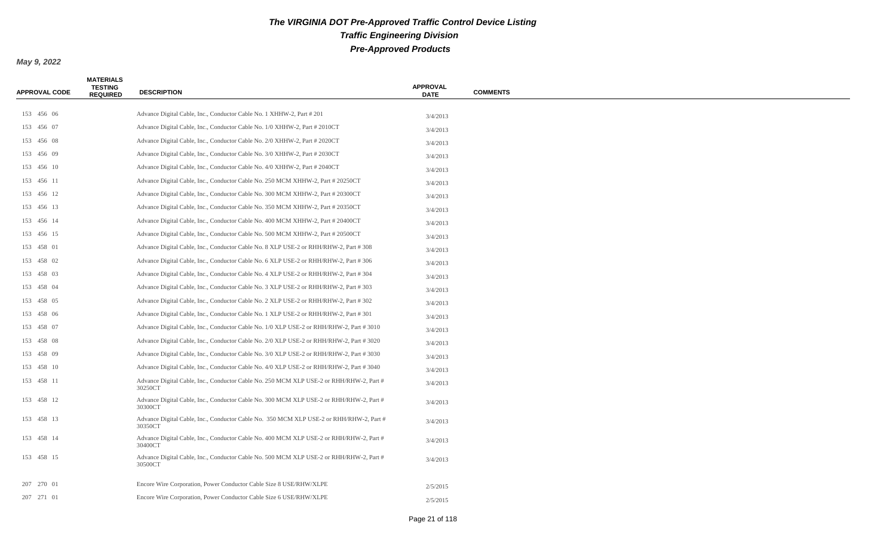# *The VIRGINIA DOT Pre-Approved Traffic Control Device Listing*

## *Traffic Engineering Division*

## *Pre-Approved Products*

***May 9, 2022***

| APPROVAL CODE | MATERIALS TESTING REQUIRED | DESCRIPTION | APPROVAL DATE | COMMENTS |
|---|---|---|---|---|
| 153 456 06 | | Advance Digital Cable, Inc., Conductor Cable No. 1 XHHW-2, Part # 201 | 3/4/2013 | |
| 153 456 07 | | Advance Digital Cable, Inc., Conductor Cable No. 1/0 XHHW-2, Part # 2010CT | 3/4/2013 | |
| 153 456 08 | | Advance Digital Cable, Inc., Conductor Cable No. 2/0 XHHW-2, Part # 2020CT | 3/4/2013 | |
| 153 456 09 | | Advance Digital Cable, Inc., Conductor Cable No. 3/0 XHHW-2, Part # 2030CT | 3/4/2013 | |
| 153 456 10 | | Advance Digital Cable, Inc., Conductor Cable No. 4/0 XHHW-2, Part # 2040CT | 3/4/2013 | |
| 153 456 11 | | Advance Digital Cable, Inc., Conductor Cable No. 250 MCM XHHW-2, Part # 20250CT | 3/4/2013 | |
| 153 456 12 | | Advance Digital Cable, Inc., Conductor Cable No. 300 MCM XHHW-2, Part # 20300CT | 3/4/2013 | |
| 153 456 13 | | Advance Digital Cable, Inc., Conductor Cable No. 350 MCM XHHW-2, Part # 20350CT | 3/4/2013 | |
| 153 456 14 | | Advance Digital Cable, Inc., Conductor Cable No. 400 MCM XHHW-2, Part # 20400CT | 3/4/2013 | |
| 153 456 15 | | Advance Digital Cable, Inc., Conductor Cable No. 500 MCM XHHW-2, Part # 20500CT | 3/4/2013 | |
| 153 458 01 | | Advance Digital Cable, Inc., Conductor Cable No. 8 XLP USE-2 or RHH/RHW-2, Part # 308 | 3/4/2013 | |
| 153 458 02 | | Advance Digital Cable, Inc., Conductor Cable No. 6 XLP USE-2 or RHH/RHW-2, Part # 306 | 3/4/2013 | |
| 153 458 03 | | Advance Digital Cable, Inc., Conductor Cable No. 4 XLP USE-2 or RHH/RHW-2, Part # 304 | 3/4/2013 | |
| 153 458 04 | | Advance Digital Cable, Inc., Conductor Cable No. 3 XLP USE-2 or RHH/RHW-2, Part # 303 | 3/4/2013 | |
| 153 458 05 | | Advance Digital Cable, Inc., Conductor Cable No. 2 XLP USE-2 or RHH/RHW-2, Part # 302 | 3/4/2013 | |
| 153 458 06 | | Advance Digital Cable, Inc., Conductor Cable No. 1 XLP USE-2 or RHH/RHW-2, Part # 301 | 3/4/2013 | |
| 153 458 07 | | Advance Digital Cable, Inc., Conductor Cable No. 1/0 XLP USE-2 or RHH/RHW-2, Part # 3010 | 3/4/2013 | |
| 153 458 08 | | Advance Digital Cable, Inc., Conductor Cable No. 2/0 XLP USE-2 or RHH/RHW-2, Part # 3020 | 3/4/2013 | |
| 153 458 09 | | Advance Digital Cable, Inc., Conductor Cable No. 3/0 XLP USE-2 or RHH/RHW-2, Part # 3030 | 3/4/2013 | |
| 153 458 10 | | Advance Digital Cable, Inc., Conductor Cable No. 4/0 XLP USE-2 or RHH/RHW-2, Part # 3040 | 3/4/2013 | |
| 153 458 11 | | Advance Digital Cable, Inc., Conductor Cable No. 250 MCM XLP USE-2 or RHH/RHW-2, Part # 30250CT | 3/4/2013 | |
| 153 458 12 | | Advance Digital Cable, Inc., Conductor Cable No. 300 MCM XLP USE-2 or RHH/RHW-2, Part # 30300CT | 3/4/2013 | |
| 153 458 13 | | Advance Digital Cable, Inc., Conductor Cable No. 350 MCM XLP USE-2 or RHH/RHW-2, Part # 30350CT | 3/4/2013 | |
| 153 458 14 | | Advance Digital Cable, Inc., Conductor Cable No. 400 MCM XLP USE-2 or RHH/RHW-2, Part # 30400CT | 3/4/2013 | |
| 153 458 15 | | Advance Digital Cable, Inc., Conductor Cable No. 500 MCM XLP USE-2 or RHH/RHW-2, Part # 30500CT | 3/4/2013 | |
| 207 270 01 | | Encore Wire Corporation, Power Conductor Cable Size 8 USE/RHW/XLPE | 2/5/2015 | |
| 207 271 01 | | Encore Wire Corporation, Power Conductor Cable Size 6 USE/RHW/XLPE | 2/5/2015 | |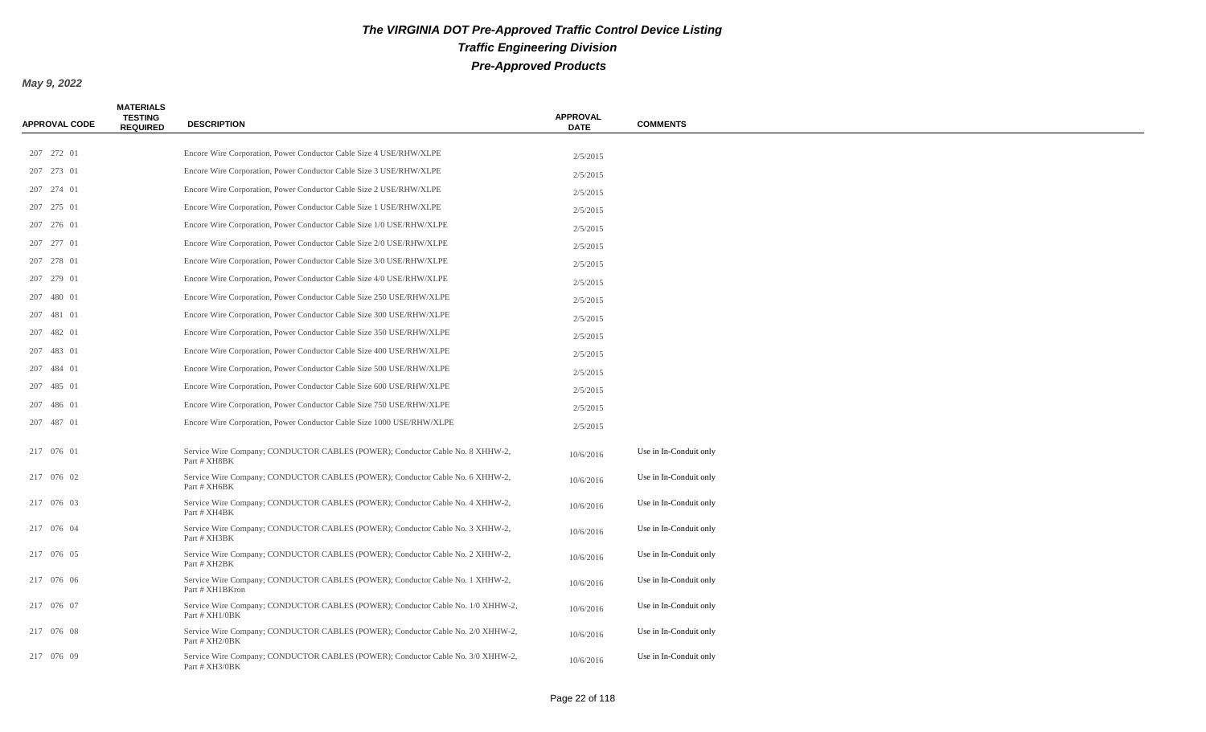# The VIRGINIA DOT Pre-Approved Traffic Control Device Listing

## Traffic Engineering Division

## Pre-Approved Products

**May 9, 2022**

| APPROVAL CODE | MATERIALS TESTING REQUIRED | DESCRIPTION | APPROVAL DATE | COMMENTS |
|---|---|---|---|---|
| 207 272 01 | | Encore Wire Corporation, Power Conductor Cable Size 4 USE/RHW/XLPE | 2/5/2015 | |
| 207 273 01 | | Encore Wire Corporation, Power Conductor Cable Size 3 USE/RHW/XLPE | 2/5/2015 | |
| 207 274 01 | | Encore Wire Corporation, Power Conductor Cable Size 2 USE/RHW/XLPE | 2/5/2015 | |
| 207 275 01 | | Encore Wire Corporation, Power Conductor Cable Size 1 USE/RHW/XLPE | 2/5/2015 | |
| 207 276 01 | | Encore Wire Corporation, Power Conductor Cable Size 1/0 USE/RHW/XLPE | 2/5/2015 | |
| 207 277 01 | | Encore Wire Corporation, Power Conductor Cable Size 2/0 USE/RHW/XLPE | 2/5/2015 | |
| 207 278 01 | | Encore Wire Corporation, Power Conductor Cable Size 3/0 USE/RHW/XLPE | 2/5/2015 | |
| 207 279 01 | | Encore Wire Corporation, Power Conductor Cable Size 4/0 USE/RHW/XLPE | 2/5/2015 | |
| 207 480 01 | | Encore Wire Corporation, Power Conductor Cable Size 250 USE/RHW/XLPE | 2/5/2015 | |
| 207 481 01 | | Encore Wire Corporation, Power Conductor Cable Size 300 USE/RHW/XLPE | 2/5/2015 | |
| 207 482 01 | | Encore Wire Corporation, Power Conductor Cable Size 350 USE/RHW/XLPE | 2/5/2015 | |
| 207 483 01 | | Encore Wire Corporation, Power Conductor Cable Size 400 USE/RHW/XLPE | 2/5/2015 | |
| 207 484 01 | | Encore Wire Corporation, Power Conductor Cable Size 500 USE/RHW/XLPE | 2/5/2015 | |
| 207 485 01 | | Encore Wire Corporation, Power Conductor Cable Size 600 USE/RHW/XLPE | 2/5/2015 | |
| 207 486 01 | | Encore Wire Corporation, Power Conductor Cable Size 750 USE/RHW/XLPE | 2/5/2015 | |
| 207 487 01 | | Encore Wire Corporation, Power Conductor Cable Size 1000 USE/RHW/XLPE | 2/5/2015 | |
| 217 076 01 | | Service Wire Company; CONDUCTOR CABLES (POWER); Conductor Cable No. 8 XHHW-2, Part # XH8BK | 10/6/2016 | Use in In-Conduit only |
| 217 076 02 | | Service Wire Company; CONDUCTOR CABLES (POWER); Conductor Cable No. 6 XHHW-2, Part # XH6BK | 10/6/2016 | Use in In-Conduit only |
| 217 076 03 | | Service Wire Company; CONDUCTOR CABLES (POWER); Conductor Cable No. 4 XHHW-2, Part # XH4BK | 10/6/2016 | Use in In-Conduit only |
| 217 076 04 | | Service Wire Company; CONDUCTOR CABLES (POWER); Conductor Cable No. 3 XHHW-2, Part # XH3BK | 10/6/2016 | Use in In-Conduit only |
| 217 076 05 | | Service Wire Company; CONDUCTOR CABLES (POWER); Conductor Cable No. 2 XHHW-2, Part # XH2BK | 10/6/2016 | Use in In-Conduit only |
| 217 076 06 | | Service Wire Company; CONDUCTOR CABLES (POWER); Conductor Cable No. 1 XHHW-2, Part # XH1BKron | 10/6/2016 | Use in In-Conduit only |
| 217 076 07 | | Service Wire Company; CONDUCTOR CABLES (POWER); Conductor Cable No. 1/0 XHHW-2, Part # XH1/0BK | 10/6/2016 | Use in In-Conduit only |
| 217 076 08 | | Service Wire Company; CONDUCTOR CABLES (POWER); Conductor Cable No. 2/0 XHHW-2, Part # XH2/0BK | 10/6/2016 | Use in In-Conduit only |
| 217 076 09 | | Service Wire Company; CONDUCTOR CABLES (POWER); Conductor Cable No. 3/0 XHHW-2, Part # XH3/0BK | 10/6/2016 | Use in In-Conduit only |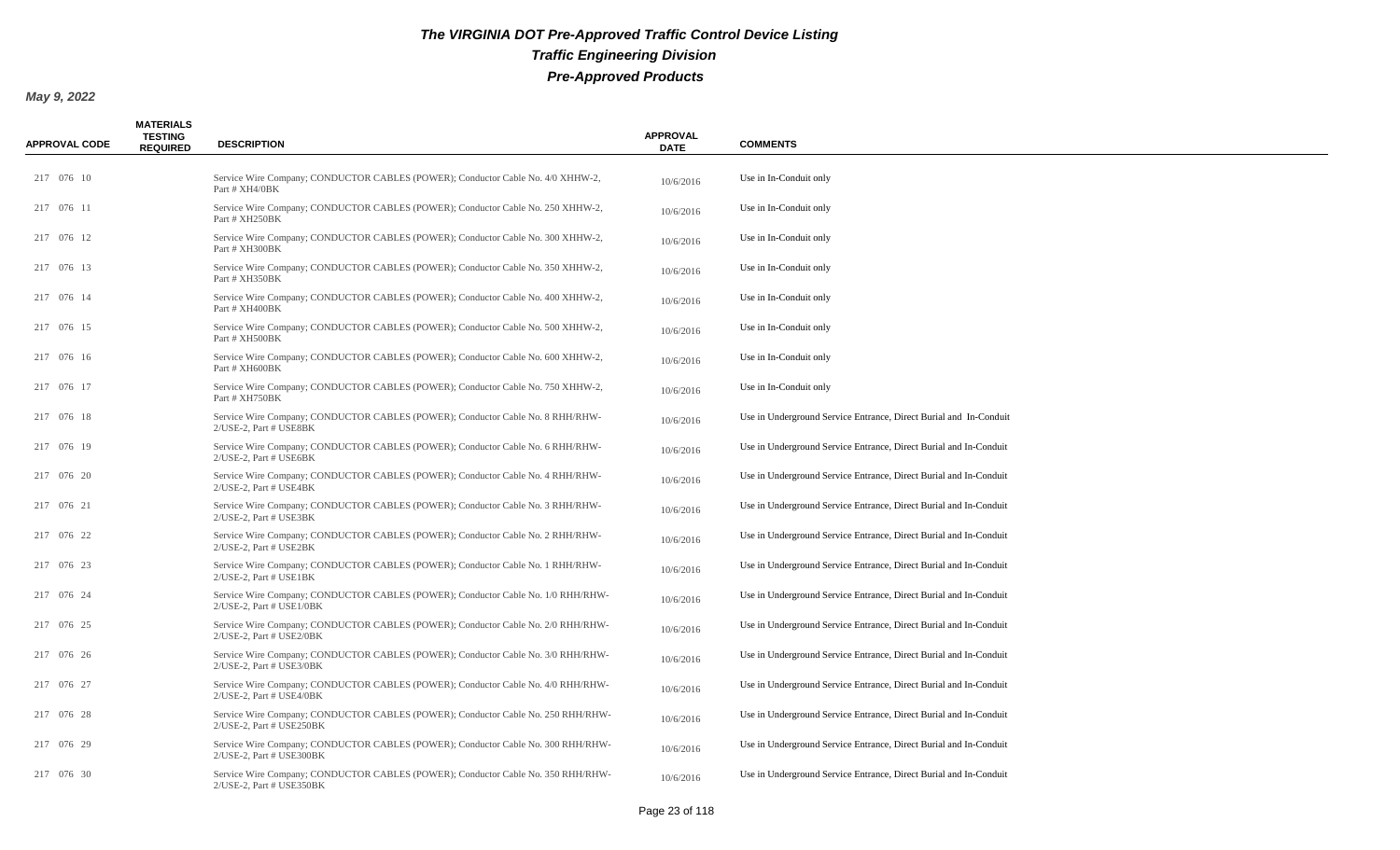# The VIRGINIA DOT Pre-Approved Traffic Control Device Listing

## Traffic Engineering Division

## Pre-Approved Products

***May 9, 2022***

| APPROVAL CODE | MATERIALS TESTING REQUIRED | DESCRIPTION | APPROVAL DATE | COMMENTS |
|---|---|---|---|---|
| 217 076 10 | | Service Wire Company; CONDUCTOR CABLES (POWER); Conductor Cable No. 4/0 XHHW-2, Part # XH4/0BK | 10/6/2016 | Use in In-Conduit only |
| 217 076 11 | | Service Wire Company; CONDUCTOR CABLES (POWER); Conductor Cable No. 250 XHHW-2, Part # XH250BK | 10/6/2016 | Use in In-Conduit only |
| 217 076 12 | | Service Wire Company; CONDUCTOR CABLES (POWER); Conductor Cable No. 300 XHHW-2, Part # XH300BK | 10/6/2016 | Use in In-Conduit only |
| 217 076 13 | | Service Wire Company; CONDUCTOR CABLES (POWER); Conductor Cable No. 350 XHHW-2, Part # XH350BK | 10/6/2016 | Use in In-Conduit only |
| 217 076 14 | | Service Wire Company; CONDUCTOR CABLES (POWER); Conductor Cable No. 400 XHHW-2, Part # XH400BK | 10/6/2016 | Use in In-Conduit only |
| 217 076 15 | | Service Wire Company; CONDUCTOR CABLES (POWER); Conductor Cable No. 500 XHHW-2, Part # XH500BK | 10/6/2016 | Use in In-Conduit only |
| 217 076 16 | | Service Wire Company; CONDUCTOR CABLES (POWER); Conductor Cable No. 600 XHHW-2, Part # XH600BK | 10/6/2016 | Use in In-Conduit only |
| 217 076 17 | | Service Wire Company; CONDUCTOR CABLES (POWER); Conductor Cable No. 750 XHHW-2, Part # XH750BK | 10/6/2016 | Use in In-Conduit only |
| 217 076 18 | | Service Wire Company; CONDUCTOR CABLES (POWER); Conductor Cable No. 8 RHH/RHW-2/USE-2, Part # USE8BK | 10/6/2016 | Use in Underground Service Entrance, Direct Burial and In-Conduit |
| 217 076 19 | | Service Wire Company; CONDUCTOR CABLES (POWER); Conductor Cable No. 6 RHH/RHW-2/USE-2, Part # USE6BK | 10/6/2016 | Use in Underground Service Entrance, Direct Burial and In-Conduit |
| 217 076 20 | | Service Wire Company; CONDUCTOR CABLES (POWER); Conductor Cable No. 4 RHH/RHW-2/USE-2, Part # USE4BK | 10/6/2016 | Use in Underground Service Entrance, Direct Burial and In-Conduit |
| 217 076 21 | | Service Wire Company; CONDUCTOR CABLES (POWER); Conductor Cable No. 3 RHH/RHW-2/USE-2, Part # USE3BK | 10/6/2016 | Use in Underground Service Entrance, Direct Burial and In-Conduit |
| 217 076 22 | | Service Wire Company; CONDUCTOR CABLES (POWER); Conductor Cable No. 2 RHH/RHW-2/USE-2, Part # USE2BK | 10/6/2016 | Use in Underground Service Entrance, Direct Burial and In-Conduit |
| 217 076 23 | | Service Wire Company; CONDUCTOR CABLES (POWER); Conductor Cable No. 1 RHH/RHW-2/USE-2, Part # USE1BK | 10/6/2016 | Use in Underground Service Entrance, Direct Burial and In-Conduit |
| 217 076 24 | | Service Wire Company; CONDUCTOR CABLES (POWER); Conductor Cable No. 1/0 RHH/RHW-2/USE-2, Part # USE1/0BK | 10/6/2016 | Use in Underground Service Entrance, Direct Burial and In-Conduit |
| 217 076 25 | | Service Wire Company; CONDUCTOR CABLES (POWER); Conductor Cable No. 2/0 RHH/RHW-2/USE-2, Part # USE2/0BK | 10/6/2016 | Use in Underground Service Entrance, Direct Burial and In-Conduit |
| 217 076 26 | | Service Wire Company; CONDUCTOR CABLES (POWER); Conductor Cable No. 3/0 RHH/RHW-2/USE-2, Part # USE3/0BK | 10/6/2016 | Use in Underground Service Entrance, Direct Burial and In-Conduit |
| 217 076 27 | | Service Wire Company; CONDUCTOR CABLES (POWER); Conductor Cable No. 4/0 RHH/RHW-2/USE-2, Part # USE4/0BK | 10/6/2016 | Use in Underground Service Entrance, Direct Burial and In-Conduit |
| 217 076 28 | | Service Wire Company; CONDUCTOR CABLES (POWER); Conductor Cable No. 250 RHH/RHW-2/USE-2, Part # USE250BK | 10/6/2016 | Use in Underground Service Entrance, Direct Burial and In-Conduit |
| 217 076 29 | | Service Wire Company; CONDUCTOR CABLES (POWER); Conductor Cable No. 300 RHH/RHW-2/USE-2, Part # USE300BK | 10/6/2016 | Use in Underground Service Entrance, Direct Burial and In-Conduit |
| 217 076 30 | | Service Wire Company; CONDUCTOR CABLES (POWER); Conductor Cable No. 350 RHH/RHW-2/USE-2, Part # USE350BK | 10/6/2016 | Use in Underground Service Entrance, Direct Burial and In-Conduit |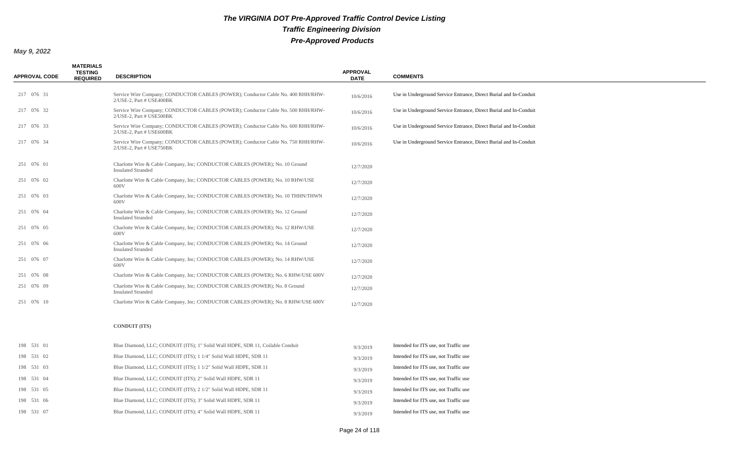# The VIRGINIA DOT Pre-Approved Traffic Control Device Listing

## Traffic Engineering Division

## Pre-Approved Products

**May 9, 2022**

| APPROVAL CODE | MATERIALS TESTING REQUIRED | DESCRIPTION | APPROVAL DATE | COMMENTS |
|---|---|---|---|---|
| 217 076 31 | | Service Wire Company; CONDUCTOR CABLES (POWER); Conductor Cable No. 400 RHH/RHW-2/USE-2, Part # USE400BK | 10/6/2016 | Use in Underground Service Entrance, Direct Burial and In-Conduit |
| 217 076 32 | | Service Wire Company; CONDUCTOR CABLES (POWER); Conductor Cable No. 500 RHH/RHW-2/USE-2, Part # USE500BK | 10/6/2016 | Use in Underground Service Entrance, Direct Burial and In-Conduit |
| 217 076 33 | | Service Wire Company; CONDUCTOR CABLES (POWER); Conductor Cable No. 600 RHH/RHW-2/USE-2, Part # USE600BK | 10/6/2016 | Use in Underground Service Entrance, Direct Burial and In-Conduit |
| 217 076 34 | | Service Wire Company; CONDUCTOR CABLES (POWER); Conductor Cable No. 750 RHH/RHW-2/USE-2, Part # USE750BK | 10/6/2016 | Use in Underground Service Entrance, Direct Burial and In-Conduit |
| 251 076 01 | | Charlotte Wire & Cable Company, Inc; CONDUCTOR CABLES (POWER); No. 10 Ground Insulated Stranded | 12/7/2020 | |
| 251 076 02 | | Charlotte Wire & Cable Company, Inc; CONDUCTOR CABLES (POWER); No. 10 RHW/USE 600V | 12/7/2020 | |
| 251 076 03 | | Charlotte Wire & Cable Company, Inc; CONDUCTOR CABLES (POWER); No. 10 THHN/THWN 600V | 12/7/2020 | |
| 251 076 04 | | Charlotte Wire & Cable Company, Inc; CONDUCTOR CABLES (POWER); No. 12 Ground Insulated Stranded | 12/7/2020 | |
| 251 076 05 | | Charlotte Wire & Cable Company, Inc; CONDUCTOR CABLES (POWER); No. 12 RHW/USE 600V | 12/7/2020 | |
| 251 076 06 | | Charlotte Wire & Cable Company, Inc; CONDUCTOR CABLES (POWER); No. 14 Ground Insulated Stranded | 12/7/2020 | |
| 251 076 07 | | Charlotte Wire & Cable Company, Inc; CONDUCTOR CABLES (POWER); No. 14 RHW/USE 600V | 12/7/2020 | |
| 251 076 08 | | Charlotte Wire & Cable Company, Inc; CONDUCTOR CABLES (POWER); No. 6 RHW/USE 600V | 12/7/2020 | |
| 251 076 09 | | Charlotte Wire & Cable Company, Inc; CONDUCTOR CABLES (POWER); No. 8 Ground Insulated Stranded | 12/7/2020 | |
| 251 076 10 | | Charlotte Wire & Cable Company, Inc; CONDUCTOR CABLES (POWER); No. 8 RHW/USE 600V | 12/7/2020 | |
| | | **CONDUIT (ITS)** | | |
| 198 531 01 | | Blue Diamond, LLC; CONDUIT (ITS); 1" Solid Wall HDPE, SDR 11, Coilable Conduit | 9/3/2019 | Intended for ITS use, not Traffic use |
| 198 531 02 | | Blue Diamond, LLC; CONDUIT (ITS); 1 1/4" Solid Wall HDPE, SDR 11 | 9/3/2019 | Intended for ITS use, not Traffic use |
| 198 531 03 | | Blue Diamond, LLC; CONDUIT (ITS); 1 1/2" Solid Wall HDPE, SDR 11 | 9/3/2019 | Intended for ITS use, not Traffic use |
| 198 531 04 | | Blue Diamond, LLC; CONDUIT (ITS); 2" Solid Wall HDPE, SDR 11 | 9/3/2019 | Intended for ITS use, not Traffic use |
| 198 531 05 | | Blue Diamond, LLC; CONDUIT (ITS); 2 1/2" Solid Wall HDPE, SDR 11 | 9/3/2019 | Intended for ITS use, not Traffic use |
| 198 531 06 | | Blue Diamond, LLC; CONDUIT (ITS); 3" Solid Wall HDPE, SDR 11 | 9/3/2019 | Intended for ITS use, not Traffic use |
| 198 531 07 | | Blue Diamond, LLC; CONDUIT (ITS); 4" Solid Wall HDPE, SDR 11 | 9/3/2019 | Intended for ITS use, not Traffic use |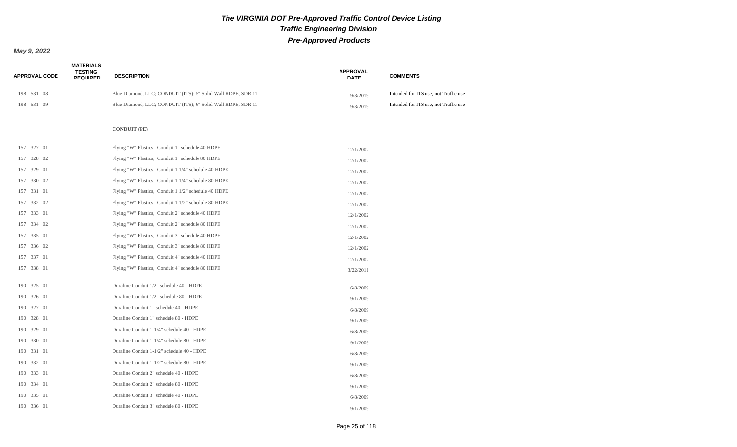# The VIRGINIA DOT Pre-Approved Traffic Control Device Listing

## Traffic Engineering Division

## Pre-Approved Products

**May 9, 2022**

| APPROVAL CODE | MATERIALS TESTING REQUIRED | DESCRIPTION | APPROVAL DATE | COMMENTS |
|---|---|---|---|---|
| 198 531 08 | | Blue Diamond, LLC; CONDUIT (ITS); 5" Solid Wall HDPE, SDR 11 | 9/3/2019 | Intended for ITS use, not Traffic use |
| 198 531 09 | | Blue Diamond, LLC; CONDUIT (ITS); 6" Solid Wall HDPE, SDR 11 | 9/3/2019 | Intended for ITS use, not Traffic use |
| | | **CONDUIT (PE)** | | |
| 157 327 01 | | Flying "W" Plastics, Conduit 1" schedule 40 HDPE | 12/1/2002 | |
| 157 328 02 | | Flying "W" Plastics, Conduit 1" schedule 80 HDPE | 12/1/2002 | |
| 157 329 01 | | Flying "W" Plastics, Conduit 1 1/4" schedule 40 HDPE | 12/1/2002 | |
| 157 330 02 | | Flying "W" Plastics, Conduit 1 1/4" schedule 80 HDPE | 12/1/2002 | |
| 157 331 01 | | Flying "W" Plastics, Conduit 1 1/2" schedule 40 HDPE | 12/1/2002 | |
| 157 332 02 | | Flying "W" Plastics, Conduit 1 1/2" schedule 80 HDPE | 12/1/2002 | |
| 157 333 01 | | Flying "W" Plastics, Conduit 2" schedule 40 HDPE | 12/1/2002 | |
| 157 334 02 | | Flying "W" Plastics, Conduit 2" schedule 80 HDPE | 12/1/2002 | |
| 157 335 01 | | Flying "W" Plastics, Conduit 3" schedule 40 HDPE | 12/1/2002 | |
| 157 336 02 | | Flying "W" Plastics, Conduit 3" schedule 80 HDPE | 12/1/2002 | |
| 157 337 01 | | Flying "W" Plastics, Conduit 4" schedule 40 HDPE | 12/1/2002 | |
| 157 338 01 | | Flying "W" Plastics, Conduit 4" schedule 80 HDPE | 3/22/2011 | |
| 190 325 01 | | Duraline Conduit 1/2" schedule 40 - HDPE | 6/8/2009 | |
| 190 326 01 | | Duraline Conduit 1/2" schedule 80 - HDPE | 9/1/2009 | |
| 190 327 01 | | Duraline Conduit 1" schedule 40 - HDPE | 6/8/2009 | |
| 190 328 01 | | Duraline Conduit 1" schedule 80 - HDPE | 9/1/2009 | |
| 190 329 01 | | Duraline Conduit 1-1/4" schedule 40 - HDPE | 6/8/2009 | |
| 190 330 01 | | Duraline Conduit 1-1/4" schedule 80 - HDPE | 9/1/2009 | |
| 190 331 01 | | Duraline Conduit 1-1/2" schedule 40 - HDPE | 6/8/2009 | |
| 190 332 01 | | Duraline Conduit 1-1/2" schedule 80 - HDPE | 9/1/2009 | |
| 190 333 01 | | Duraline Conduit 2" schedule 40 - HDPE | 6/8/2009 | |
| 190 334 01 | | Duraline Conduit 2" schedule 80 - HDPE | 9/1/2009 | |
| 190 335 01 | | Duraline Conduit 3" schedule 40 - HDPE | 6/8/2009 | |
| 190 336 01 | | Duraline Conduit 3" schedule 80 - HDPE | 9/1/2009 | |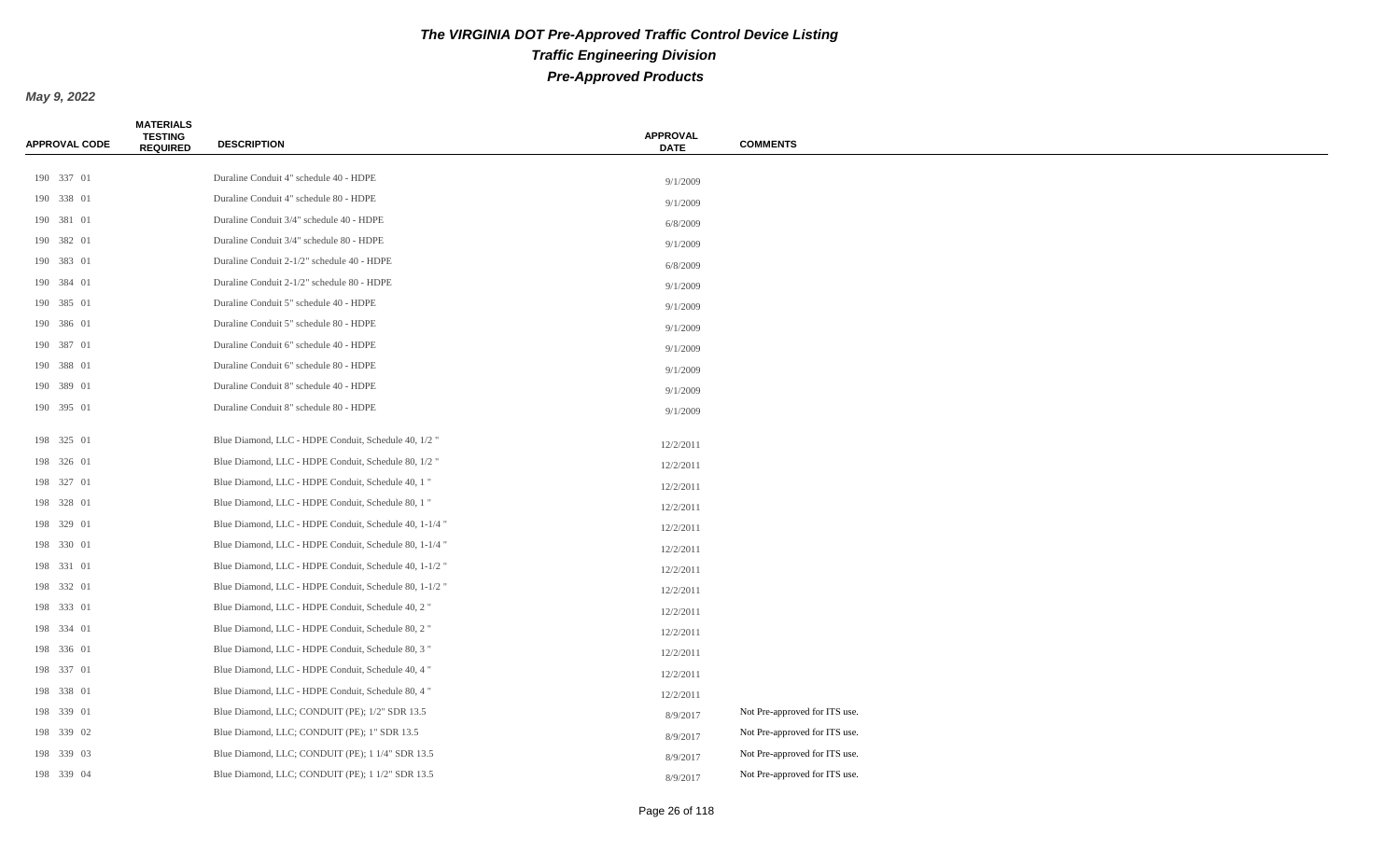# The VIRGINIA DOT Pre-Approved Traffic Control Device Listing

## Traffic Engineering Division

## Pre-Approved Products

**May 9, 2022**

| APPROVAL CODE | MATERIALS TESTING REQUIRED | DESCRIPTION | APPROVAL DATE | COMMENTS |
|---|---|---|---|---|
| 190 337 01 | | Duraline Conduit 4" schedule 40 - HDPE | 9/1/2009 | |
| 190 338 01 | | Duraline Conduit 4" schedule 80 - HDPE | 9/1/2009 | |
| 190 381 01 | | Duraline Conduit 3/4" schedule 40 - HDPE | 6/8/2009 | |
| 190 382 01 | | Duraline Conduit 3/4" schedule 80 - HDPE | 9/1/2009 | |
| 190 383 01 | | Duraline Conduit 2-1/2" schedule 40 - HDPE | 6/8/2009 | |
| 190 384 01 | | Duraline Conduit 2-1/2" schedule 80 - HDPE | 9/1/2009 | |
| 190 385 01 | | Duraline Conduit 5" schedule 40 - HDPE | 9/1/2009 | |
| 190 386 01 | | Duraline Conduit 5" schedule 80 - HDPE | 9/1/2009 | |
| 190 387 01 | | Duraline Conduit 6" schedule 40 - HDPE | 9/1/2009 | |
| 190 388 01 | | Duraline Conduit 6" schedule 80 - HDPE | 9/1/2009 | |
| 190 389 01 | | Duraline Conduit 8" schedule 40 - HDPE | 9/1/2009 | |
| 190 395 01 | | Duraline Conduit 8" schedule 80 - HDPE | 9/1/2009 | |
| 198 325 01 | | Blue Diamond, LLC - HDPE Conduit, Schedule 40, 1/2 " | 12/2/2011 | |
| 198 326 01 | | Blue Diamond, LLC - HDPE Conduit, Schedule 80, 1/2 " | 12/2/2011 | |
| 198 327 01 | | Blue Diamond, LLC - HDPE Conduit, Schedule 40, 1 " | 12/2/2011 | |
| 198 328 01 | | Blue Diamond, LLC - HDPE Conduit, Schedule 80, 1 " | 12/2/2011 | |
| 198 329 01 | | Blue Diamond, LLC - HDPE Conduit, Schedule 40, 1-1/4 " | 12/2/2011 | |
| 198 330 01 | | Blue Diamond, LLC - HDPE Conduit, Schedule 80, 1-1/4 " | 12/2/2011 | |
| 198 331 01 | | Blue Diamond, LLC - HDPE Conduit, Schedule 40, 1-1/2 " | 12/2/2011 | |
| 198 332 01 | | Blue Diamond, LLC - HDPE Conduit, Schedule 80, 1-1/2 " | 12/2/2011 | |
| 198 333 01 | | Blue Diamond, LLC - HDPE Conduit, Schedule 40, 2 " | 12/2/2011 | |
| 198 334 01 | | Blue Diamond, LLC - HDPE Conduit, Schedule 80, 2 " | 12/2/2011 | |
| 198 336 01 | | Blue Diamond, LLC - HDPE Conduit, Schedule 80, 3 " | 12/2/2011 | |
| 198 337 01 | | Blue Diamond, LLC - HDPE Conduit, Schedule 40, 4 " | 12/2/2011 | |
| 198 338 01 | | Blue Diamond, LLC - HDPE Conduit, Schedule 80, 4 " | 12/2/2011 | |
| 198 339 01 | | Blue Diamond, LLC; CONDUIT (PE); 1/2" SDR 13.5 | 8/9/2017 | Not Pre-approved for ITS use. |
| 198 339 02 | | Blue Diamond, LLC; CONDUIT (PE); 1" SDR 13.5 | 8/9/2017 | Not Pre-approved for ITS use. |
| 198 339 03 | | Blue Diamond, LLC; CONDUIT (PE); 1 1/4" SDR 13.5 | 8/9/2017 | Not Pre-approved for ITS use. |
| 198 339 04 | | Blue Diamond, LLC; CONDUIT (PE); 1 1/2" SDR 13.5 | 8/9/2017 | Not Pre-approved for ITS use. |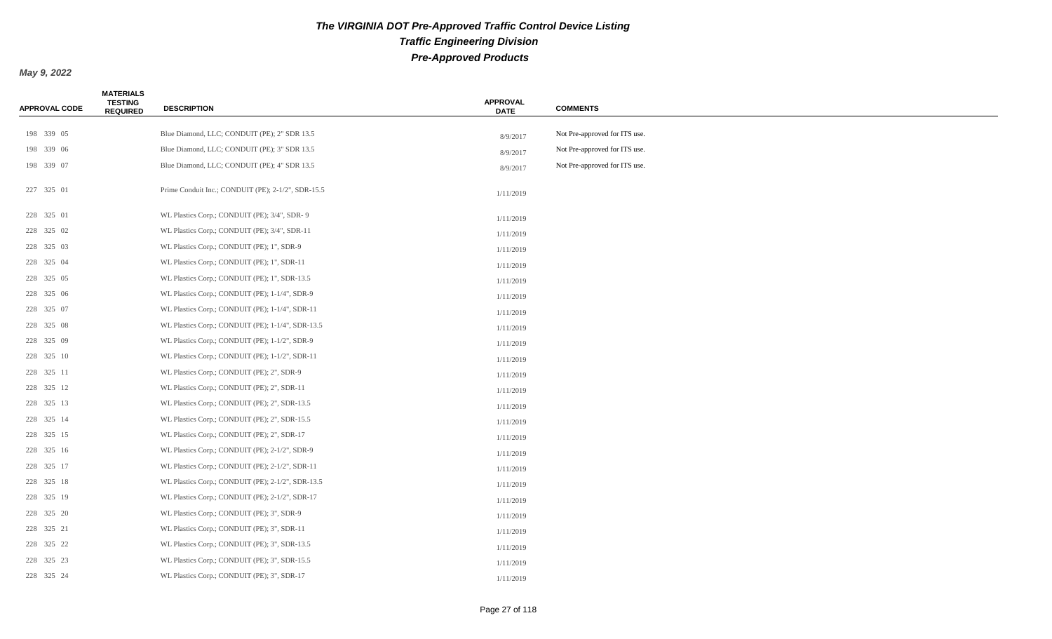# The VIRGINIA DOT Pre-Approved Traffic Control Device Listing

## Traffic Engineering Division

## Pre-Approved Products

**May 9, 2022**

| APPROVAL CODE | MATERIALS TESTING REQUIRED | DESCRIPTION | APPROVAL DATE | COMMENTS |
|---|---|---|---|---|
| 198 339 05 | | Blue Diamond, LLC; CONDUIT (PE); 2" SDR 13.5 | 8/9/2017 | Not Pre-approved for ITS use. |
| 198 339 06 | | Blue Diamond, LLC; CONDUIT (PE); 3" SDR 13.5 | 8/9/2017 | Not Pre-approved for ITS use. |
| 198 339 07 | | Blue Diamond, LLC; CONDUIT (PE); 4" SDR 13.5 | 8/9/2017 | Not Pre-approved for ITS use. |
| 227 325 01 | | Prime Conduit Inc.; CONDUIT (PE); 2-1/2", SDR-15.5 | 1/11/2019 | |
| 228 325 01 | | WL Plastics Corp.; CONDUIT (PE); 3/4", SDR- 9 | 1/11/2019 | |
| 228 325 02 | | WL Plastics Corp.; CONDUIT (PE); 3/4", SDR-11 | 1/11/2019 | |
| 228 325 03 | | WL Plastics Corp.; CONDUIT (PE); 1", SDR-9 | 1/11/2019 | |
| 228 325 04 | | WL Plastics Corp.; CONDUIT (PE); 1", SDR-11 | 1/11/2019 | |
| 228 325 05 | | WL Plastics Corp.; CONDUIT (PE); 1", SDR-13.5 | 1/11/2019 | |
| 228 325 06 | | WL Plastics Corp.; CONDUIT (PE); 1-1/4", SDR-9 | 1/11/2019 | |
| 228 325 07 | | WL Plastics Corp.; CONDUIT (PE); 1-1/4", SDR-11 | 1/11/2019 | |
| 228 325 08 | | WL Plastics Corp.; CONDUIT (PE); 1-1/4", SDR-13.5 | 1/11/2019 | |
| 228 325 09 | | WL Plastics Corp.; CONDUIT (PE); 1-1/2", SDR-9 | 1/11/2019 | |
| 228 325 10 | | WL Plastics Corp.; CONDUIT (PE); 1-1/2", SDR-11 | 1/11/2019 | |
| 228 325 11 | | WL Plastics Corp.; CONDUIT (PE); 2", SDR-9 | 1/11/2019 | |
| 228 325 12 | | WL Plastics Corp.; CONDUIT (PE); 2", SDR-11 | 1/11/2019 | |
| 228 325 13 | | WL Plastics Corp.; CONDUIT (PE); 2", SDR-13.5 | 1/11/2019 | |
| 228 325 14 | | WL Plastics Corp.; CONDUIT (PE); 2", SDR-15.5 | 1/11/2019 | |
| 228 325 15 | | WL Plastics Corp.; CONDUIT (PE); 2", SDR-17 | 1/11/2019 | |
| 228 325 16 | | WL Plastics Corp.; CONDUIT (PE); 2-1/2", SDR-9 | 1/11/2019 | |
| 228 325 17 | | WL Plastics Corp.; CONDUIT (PE); 2-1/2", SDR-11 | 1/11/2019 | |
| 228 325 18 | | WL Plastics Corp.; CONDUIT (PE); 2-1/2", SDR-13.5 | 1/11/2019 | |
| 228 325 19 | | WL Plastics Corp.; CONDUIT (PE); 2-1/2", SDR-17 | 1/11/2019 | |
| 228 325 20 | | WL Plastics Corp.; CONDUIT (PE); 3", SDR-9 | 1/11/2019 | |
| 228 325 21 | | WL Plastics Corp.; CONDUIT (PE); 3", SDR-11 | 1/11/2019 | |
| 228 325 22 | | WL Plastics Corp.; CONDUIT (PE); 3", SDR-13.5 | 1/11/2019 | |
| 228 325 23 | | WL Plastics Corp.; CONDUIT (PE); 3", SDR-15.5 | 1/11/2019 | |
| 228 325 24 | | WL Plastics Corp.; CONDUIT (PE); 3", SDR-17 | 1/11/2019 | |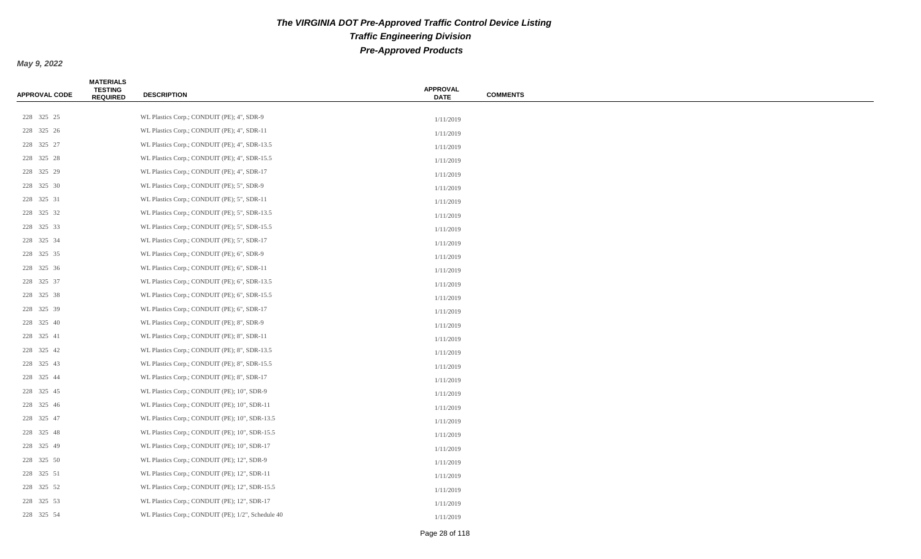# The VIRGINIA DOT Pre-Approved Traffic Control Device Listing

## Traffic Engineering Division

## Pre-Approved Products

**May 9, 2022**

| APPROVAL CODE | MATERIALS TESTING REQUIRED | DESCRIPTION | APPROVAL DATE | COMMENTS |
|---|---|---|---|---|
| 228 325 25 | | WL Plastics Corp.; CONDUIT (PE); 4", SDR-9 | 1/11/2019 | |
| 228 325 26 | | WL Plastics Corp.; CONDUIT (PE); 4", SDR-11 | 1/11/2019 | |
| 228 325 27 | | WL Plastics Corp.; CONDUIT (PE); 4", SDR-13.5 | 1/11/2019 | |
| 228 325 28 | | WL Plastics Corp.; CONDUIT (PE); 4", SDR-15.5 | 1/11/2019 | |
| 228 325 29 | | WL Plastics Corp.; CONDUIT (PE); 4", SDR-17 | 1/11/2019 | |
| 228 325 30 | | WL Plastics Corp.; CONDUIT (PE); 5", SDR-9 | 1/11/2019 | |
| 228 325 31 | | WL Plastics Corp.; CONDUIT (PE); 5", SDR-11 | 1/11/2019 | |
| 228 325 32 | | WL Plastics Corp.; CONDUIT (PE); 5", SDR-13.5 | 1/11/2019 | |
| 228 325 33 | | WL Plastics Corp.; CONDUIT (PE); 5", SDR-15.5 | 1/11/2019 | |
| 228 325 34 | | WL Plastics Corp.; CONDUIT (PE); 5", SDR-17 | 1/11/2019 | |
| 228 325 35 | | WL Plastics Corp.; CONDUIT (PE); 6", SDR-9 | 1/11/2019 | |
| 228 325 36 | | WL Plastics Corp.; CONDUIT (PE); 6", SDR-11 | 1/11/2019 | |
| 228 325 37 | | WL Plastics Corp.; CONDUIT (PE); 6", SDR-13.5 | 1/11/2019 | |
| 228 325 38 | | WL Plastics Corp.; CONDUIT (PE); 6", SDR-15.5 | 1/11/2019 | |
| 228 325 39 | | WL Plastics Corp.; CONDUIT (PE); 6", SDR-17 | 1/11/2019 | |
| 228 325 40 | | WL Plastics Corp.; CONDUIT (PE); 8", SDR-9 | 1/11/2019 | |
| 228 325 41 | | WL Plastics Corp.; CONDUIT (PE); 8", SDR-11 | 1/11/2019 | |
| 228 325 42 | | WL Plastics Corp.; CONDUIT (PE); 8", SDR-13.5 | 1/11/2019 | |
| 228 325 43 | | WL Plastics Corp.; CONDUIT (PE); 8", SDR-15.5 | 1/11/2019 | |
| 228 325 44 | | WL Plastics Corp.; CONDUIT (PE); 8", SDR-17 | 1/11/2019 | |
| 228 325 45 | | WL Plastics Corp.; CONDUIT (PE); 10", SDR-9 | 1/11/2019 | |
| 228 325 46 | | WL Plastics Corp.; CONDUIT (PE); 10", SDR-11 | 1/11/2019 | |
| 228 325 47 | | WL Plastics Corp.; CONDUIT (PE); 10", SDR-13.5 | 1/11/2019 | |
| 228 325 48 | | WL Plastics Corp.; CONDUIT (PE); 10", SDR-15.5 | 1/11/2019 | |
| 228 325 49 | | WL Plastics Corp.; CONDUIT (PE); 10", SDR-17 | 1/11/2019 | |
| 228 325 50 | | WL Plastics Corp.; CONDUIT (PE); 12", SDR-9 | 1/11/2019 | |
| 228 325 51 | | WL Plastics Corp.; CONDUIT (PE); 12", SDR-11 | 1/11/2019 | |
| 228 325 52 | | WL Plastics Corp.; CONDUIT (PE); 12", SDR-15.5 | 1/11/2019 | |
| 228 325 53 | | WL Plastics Corp.; CONDUIT (PE); 12", SDR-17 | 1/11/2019 | |
| 228 325 54 | | WL Plastics Corp.; CONDUIT (PE); 1/2", Schedule 40 | 1/11/2019 | |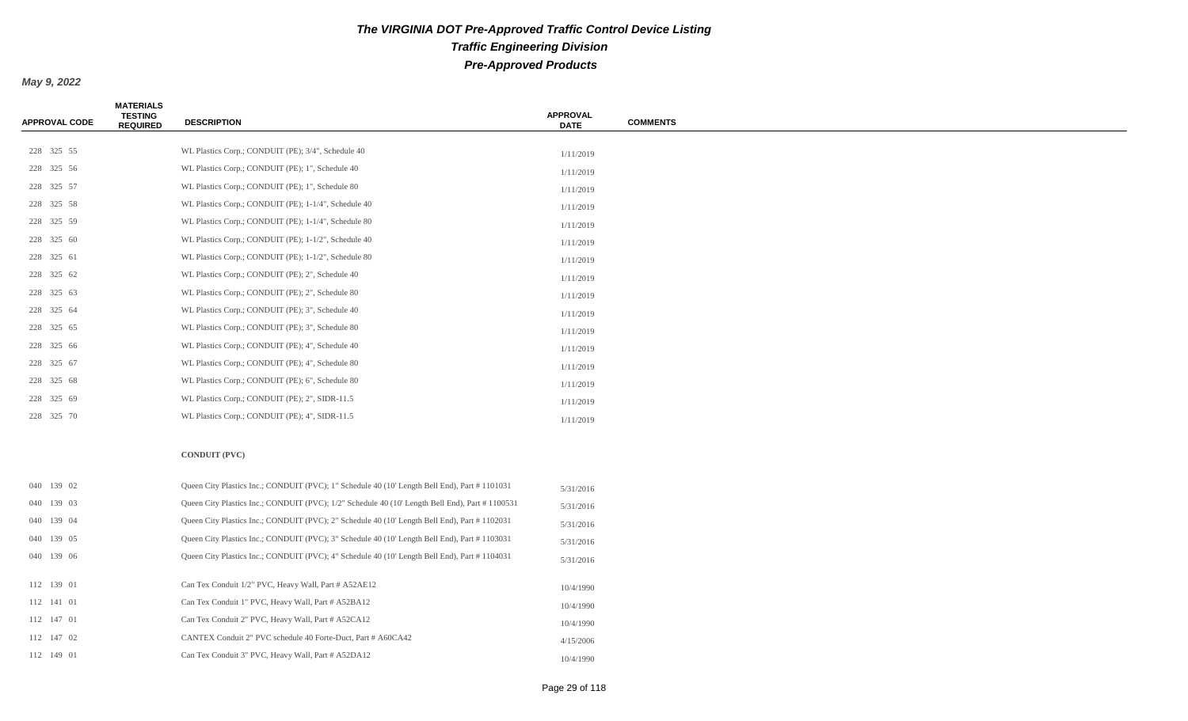# The VIRGINIA DOT Pre-Approved Traffic Control Device Listing

## Traffic Engineering Division

## Pre-Approved Products

**May 9, 2022**

| APPROVAL CODE | MATERIALS TESTING REQUIRED | DESCRIPTION | APPROVAL DATE | COMMENTS |
|---|---|---|---|---|
| 228 325 55 | | WL Plastics Corp.; CONDUIT (PE); 3/4", Schedule 40 | 1/11/2019 | |
| 228 325 56 | | WL Plastics Corp.; CONDUIT (PE); 1", Schedule 40 | 1/11/2019 | |
| 228 325 57 | | WL Plastics Corp.; CONDUIT (PE); 1", Schedule 80 | 1/11/2019 | |
| 228 325 58 | | WL Plastics Corp.; CONDUIT (PE); 1-1/4", Schedule 40 | 1/11/2019 | |
| 228 325 59 | | WL Plastics Corp.; CONDUIT (PE); 1-1/4", Schedule 80 | 1/11/2019 | |
| 228 325 60 | | WL Plastics Corp.; CONDUIT (PE); 1-1/2", Schedule 40 | 1/11/2019 | |
| 228 325 61 | | WL Plastics Corp.; CONDUIT (PE); 1-1/2", Schedule 80 | 1/11/2019 | |
| 228 325 62 | | WL Plastics Corp.; CONDUIT (PE); 2", Schedule 40 | 1/11/2019 | |
| 228 325 63 | | WL Plastics Corp.; CONDUIT (PE); 2", Schedule 80 | 1/11/2019 | |
| 228 325 64 | | WL Plastics Corp.; CONDUIT (PE); 3", Schedule 40 | 1/11/2019 | |
| 228 325 65 | | WL Plastics Corp.; CONDUIT (PE); 3", Schedule 80 | 1/11/2019 | |
| 228 325 66 | | WL Plastics Corp.; CONDUIT (PE); 4", Schedule 40 | 1/11/2019 | |
| 228 325 67 | | WL Plastics Corp.; CONDUIT (PE); 4", Schedule 80 | 1/11/2019 | |
| 228 325 68 | | WL Plastics Corp.; CONDUIT (PE); 6", Schedule 80 | 1/11/2019 | |
| 228 325 69 | | WL Plastics Corp.; CONDUIT (PE); 2", SIDR-11.5 | 1/11/2019 | |
| 228 325 70 | | WL Plastics Corp.; CONDUIT (PE); 4", SIDR-11.5 | 1/11/2019 | |
| | | **CONDUIT (PVC)** | | |
| 040 139 02 | | Queen City Plastics Inc.; CONDUIT (PVC); 1" Schedule 40 (10' Length Bell End), Part # 1101031 | 5/31/2016 | |
| 040 139 03 | | Queen City Plastics Inc.; CONDUIT (PVC); 1/2" Schedule 40 (10' Length Bell End), Part # 1100531 | 5/31/2016 | |
| 040 139 04 | | Queen City Plastics Inc.; CONDUIT (PVC); 2" Schedule 40 (10' Length Bell End), Part # 1102031 | 5/31/2016 | |
| 040 139 05 | | Queen City Plastics Inc.; CONDUIT (PVC); 3" Schedule 40 (10' Length Bell End), Part # 1103031 | 5/31/2016 | |
| 040 139 06 | | Queen City Plastics Inc.; CONDUIT (PVC); 4" Schedule 40 (10' Length Bell End), Part # 1104031 | 5/31/2016 | |
| 112 139 01 | | Can Tex Conduit 1/2" PVC, Heavy Wall, Part # A52AE12 | 10/4/1990 | |
| 112 141 01 | | Can Tex Conduit 1" PVC, Heavy Wall, Part # A52BA12 | 10/4/1990 | |
| 112 147 01 | | Can Tex Conduit 2" PVC, Heavy Wall, Part # A52CA12 | 10/4/1990 | |
| 112 147 02 | | CANTEX Conduit 2" PVC schedule 40 Forte-Duct, Part # A60CA42 | 4/15/2006 | |
| 112 149 01 | | Can Tex Conduit 3" PVC, Heavy Wall, Part # A52DA12 | 10/4/1990 | |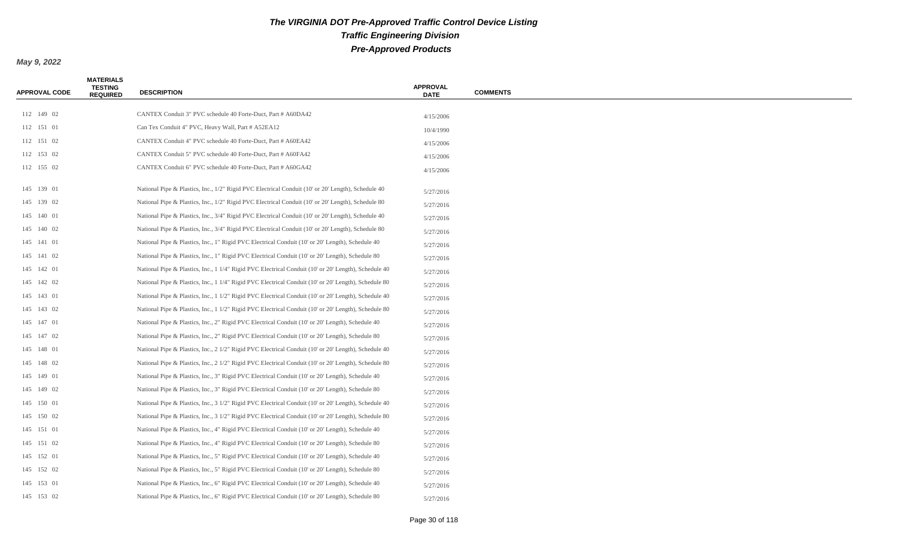# The VIRGINIA DOT Pre-Approved Traffic Control Device Listing

## Traffic Engineering Division

## Pre-Approved Products

**May 9, 2022**

| APPROVAL CODE | MATERIALS TESTING REQUIRED | DESCRIPTION | APPROVAL DATE | COMMENTS |
|---|---|---|---|---|
| 112 149 02 | | CANTEX Conduit 3" PVC schedule 40 Forte-Duct, Part # A60DA42 | 4/15/2006 | |
| 112 151 01 | | Can Tex Conduit 4" PVC, Heavy Wall, Part # A52EA12 | 10/4/1990 | |
| 112 151 02 | | CANTEX Conduit 4" PVC schedule 40 Forte-Duct, Part # A60EA42 | 4/15/2006 | |
| 112 153 02 | | CANTEX Conduit 5" PVC schedule 40 Forte-Duct, Part # A60FA42 | 4/15/2006 | |
| 112 155 02 | | CANTEX Conduit 6" PVC schedule 40 Forte-Duct, Part # A60GA42 | 4/15/2006 | |
| 145 139 01 | | National Pipe & Plastics, Inc., 1/2" Rigid PVC Electrical Conduit (10' or 20' Length), Schedule 40 | 5/27/2016 | |
| 145 139 02 | | National Pipe & Plastics, Inc., 1/2" Rigid PVC Electrical Conduit (10' or 20' Length), Schedule 80 | 5/27/2016 | |
| 145 140 01 | | National Pipe & Plastics, Inc., 3/4" Rigid PVC Electrical Conduit (10' or 20' Length), Schedule 40 | 5/27/2016 | |
| 145 140 02 | | National Pipe & Plastics, Inc., 3/4" Rigid PVC Electrical Conduit (10' or 20' Length), Schedule 80 | 5/27/2016 | |
| 145 141 01 | | National Pipe & Plastics, Inc., 1" Rigid PVC Electrical Conduit (10' or 20' Length), Schedule 40 | 5/27/2016 | |
| 145 141 02 | | National Pipe & Plastics, Inc., 1" Rigid PVC Electrical Conduit (10' or 20' Length), Schedule 80 | 5/27/2016 | |
| 145 142 01 | | National Pipe & Plastics, Inc., 1 1/4" Rigid PVC Electrical Conduit (10' or 20' Length), Schedule 40 | 5/27/2016 | |
| 145 142 02 | | National Pipe & Plastics, Inc., 1 1/4" Rigid PVC Electrical Conduit (10' or 20' Length), Schedule 80 | 5/27/2016 | |
| 145 143 01 | | National Pipe & Plastics, Inc., 1 1/2" Rigid PVC Electrical Conduit (10' or 20' Length), Schedule 40 | 5/27/2016 | |
| 145 143 02 | | National Pipe & Plastics, Inc., 1 1/2" Rigid PVC Electrical Conduit (10' or 20' Length), Schedule 80 | 5/27/2016 | |
| 145 147 01 | | National Pipe & Plastics, Inc., 2" Rigid PVC Electrical Conduit (10' or 20' Length), Schedule 40 | 5/27/2016 | |
| 145 147 02 | | National Pipe & Plastics, Inc., 2" Rigid PVC Electrical Conduit (10' or 20' Length), Schedule 80 | 5/27/2016 | |
| 145 148 01 | | National Pipe & Plastics, Inc., 2 1/2" Rigid PVC Electrical Conduit (10' or 20' Length), Schedule 40 | 5/27/2016 | |
| 145 148 02 | | National Pipe & Plastics, Inc., 2 1/2" Rigid PVC Electrical Conduit (10' or 20' Length), Schedule 80 | 5/27/2016 | |
| 145 149 01 | | National Pipe & Plastics, Inc., 3" Rigid PVC Electrical Conduit (10' or 20' Length), Schedule 40 | 5/27/2016 | |
| 145 149 02 | | National Pipe & Plastics, Inc., 3" Rigid PVC Electrical Conduit (10' or 20' Length), Schedule 80 | 5/27/2016 | |
| 145 150 01 | | National Pipe & Plastics, Inc., 3 1/2" Rigid PVC Electrical Conduit (10' or 20' Length), Schedule 40 | 5/27/2016 | |
| 145 150 02 | | National Pipe & Plastics, Inc., 3 1/2" Rigid PVC Electrical Conduit (10' or 20' Length), Schedule 80 | 5/27/2016 | |
| 145 151 01 | | National Pipe & Plastics, Inc., 4" Rigid PVC Electrical Conduit (10' or 20' Length), Schedule 40 | 5/27/2016 | |
| 145 151 02 | | National Pipe & Plastics, Inc., 4" Rigid PVC Electrical Conduit (10' or 20' Length), Schedule 80 | 5/27/2016 | |
| 145 152 01 | | National Pipe & Plastics, Inc., 5" Rigid PVC Electrical Conduit (10' or 20' Length), Schedule 40 | 5/27/2016 | |
| 145 152 02 | | National Pipe & Plastics, Inc., 5" Rigid PVC Electrical Conduit (10' or 20' Length), Schedule 80 | 5/27/2016 | |
| 145 153 01 | | National Pipe & Plastics, Inc., 6" Rigid PVC Electrical Conduit (10' or 20' Length), Schedule 40 | 5/27/2016 | |
| 145 153 02 | | National Pipe & Plastics, Inc., 6" Rigid PVC Electrical Conduit (10' or 20' Length), Schedule 80 | 5/27/2016 | |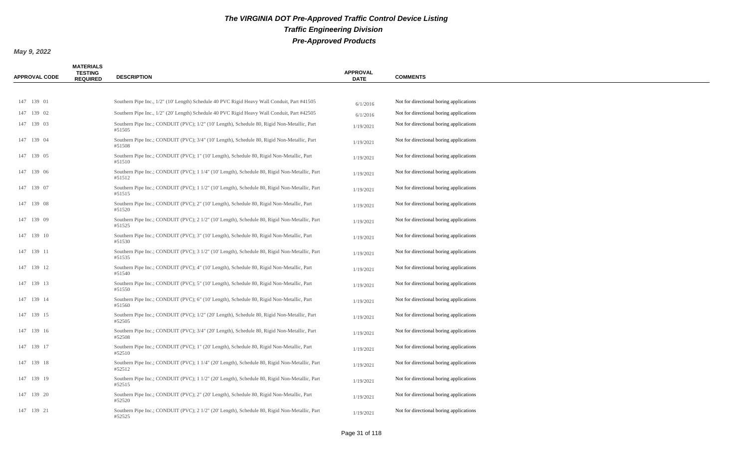# The VIRGINIA DOT Pre-Approved Traffic Control Device Listing

## Traffic Engineering Division

## Pre-Approved Products

**May 9, 2022**

| APPROVAL CODE | MATERIALS TESTING REQUIRED | DESCRIPTION | APPROVAL DATE | COMMENTS |
|---|---|---|---|---|
| 147 139 01 | | Southern Pipe Inc., 1/2" (10' Length) Schedule 40 PVC Rigid Heavy Wall Conduit, Part #41505 | 6/1/2016 | Not for directional boring applications |
| 147 139 02 | | Southern Pipe Inc., 1/2" (20' Length) Schedule 40 PVC Rigid Heavy Wall Conduit, Part #42505 | 6/1/2016 | Not for directional boring applications |
| 147 139 03 | | Southern Pipe Inc.; CONDUIT (PVC); 1/2" (10' Length), Schedule 80, Rigid Non-Metallic, Part #51505 | 1/19/2021 | Not for directional boring applications |
| 147 139 04 | | Southern Pipe Inc.; CONDUIT (PVC); 3/4" (10' Length), Schedule 80, Rigid Non-Metallic, Part #51508 | 1/19/2021 | Not for directional boring applications |
| 147 139 05 | | Southern Pipe Inc.; CONDUIT (PVC); 1" (10' Length), Schedule 80, Rigid Non-Metallic, Part #51510 | 1/19/2021 | Not for directional boring applications |
| 147 139 06 | | Southern Pipe Inc.; CONDUIT (PVC); 1 1/4" (10' Length), Schedule 80, Rigid Non-Metallic, Part #51512 | 1/19/2021 | Not for directional boring applications |
| 147 139 07 | | Southern Pipe Inc.; CONDUIT (PVC); 1 1/2" (10' Length), Schedule 80, Rigid Non-Metallic, Part #51515 | 1/19/2021 | Not for directional boring applications |
| 147 139 08 | | Southern Pipe Inc.; CONDUIT (PVC); 2" (10' Length), Schedule 80, Rigid Non-Metallic, Part #51520 | 1/19/2021 | Not for directional boring applications |
| 147 139 09 | | Southern Pipe Inc.; CONDUIT (PVC); 2 1/2" (10' Length), Schedule 80, Rigid Non-Metallic, Part #51525 | 1/19/2021 | Not for directional boring applications |
| 147 139 10 | | Southern Pipe Inc.; CONDUIT (PVC); 3" (10' Length), Schedule 80, Rigid Non-Metallic, Part #51530 | 1/19/2021 | Not for directional boring applications |
| 147 139 11 | | Southern Pipe Inc.; CONDUIT (PVC); 3 1/2" (10' Length), Schedule 80, Rigid Non-Metallic, Part #51535 | 1/19/2021 | Not for directional boring applications |
| 147 139 12 | | Southern Pipe Inc.; CONDUIT (PVC); 4" (10' Length), Schedule 80, Rigid Non-Metallic, Part #51540 | 1/19/2021 | Not for directional boring applications |
| 147 139 13 | | Southern Pipe Inc.; CONDUIT (PVC); 5" (10' Length), Schedule 80, Rigid Non-Metallic, Part #51550 | 1/19/2021 | Not for directional boring applications |
| 147 139 14 | | Southern Pipe Inc.; CONDUIT (PVC); 6" (10' Length), Schedule 80, Rigid Non-Metallic, Part #51560 | 1/19/2021 | Not for directional boring applications |
| 147 139 15 | | Southern Pipe Inc.; CONDUIT (PVC); 1/2" (20' Length), Schedule 80, Rigid Non-Metallic, Part #52505 | 1/19/2021 | Not for directional boring applications |
| 147 139 16 | | Southern Pipe Inc.; CONDUIT (PVC); 3/4" (20' Length), Schedule 80, Rigid Non-Metallic, Part #52508 | 1/19/2021 | Not for directional boring applications |
| 147 139 17 | | Southern Pipe Inc.; CONDUIT (PVC); 1" (20' Length), Schedule 80, Rigid Non-Metallic, Part #52510 | 1/19/2021 | Not for directional boring applications |
| 147 139 18 | | Southern Pipe Inc.; CONDUIT (PVC); 1 1/4" (20' Length), Schedule 80, Rigid Non-Metallic, Part #52512 | 1/19/2021 | Not for directional boring applications |
| 147 139 19 | | Southern Pipe Inc.; CONDUIT (PVC); 1 1/2" (20' Length), Schedule 80, Rigid Non-Metallic, Part #52515 | 1/19/2021 | Not for directional boring applications |
| 147 139 20 | | Southern Pipe Inc.; CONDUIT (PVC); 2" (20' Length), Schedule 80, Rigid Non-Metallic, Part #52520 | 1/19/2021 | Not for directional boring applications |
| 147 139 21 | | Southern Pipe Inc.; CONDUIT (PVC); 2 1/2" (20' Length), Schedule 80, Rigid Non-Metallic, Part #52525 | 1/19/2021 | Not for directional boring applications |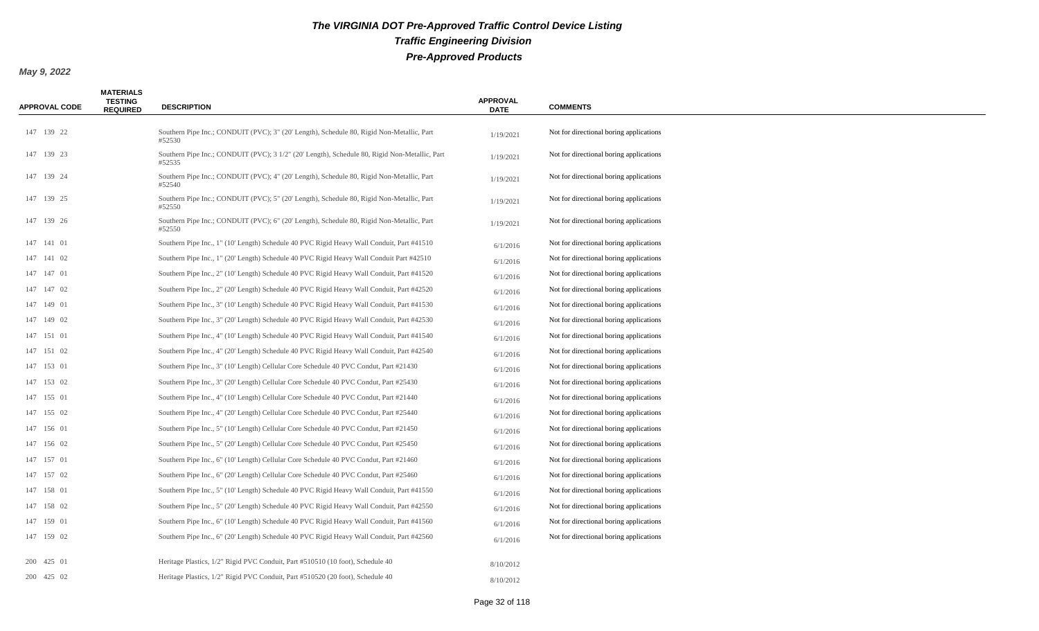# *The VIRGINIA DOT Pre-Approved Traffic Control Device Listing*

## *Traffic Engineering Division*

## *Pre-Approved Products*

***May 9, 2022***

| APPROVAL CODE | MATERIALS TESTING REQUIRED | DESCRIPTION | APPROVAL DATE | COMMENTS |
|---|---|---|---|---|
| 147 139 22 | | Southern Pipe Inc.; CONDUIT (PVC); 3" (20' Length), Schedule 80, Rigid Non-Metallic, Part #52530 | 1/19/2021 | Not for directional boring applications |
| 147 139 23 | | Southern Pipe Inc.; CONDUIT (PVC); 3 1/2" (20' Length), Schedule 80, Rigid Non-Metallic, Part #52535 | 1/19/2021 | Not for directional boring applications |
| 147 139 24 | | Southern Pipe Inc.; CONDUIT (PVC); 4" (20' Length), Schedule 80, Rigid Non-Metallic, Part #52540 | 1/19/2021 | Not for directional boring applications |
| 147 139 25 | | Southern Pipe Inc.; CONDUIT (PVC); 5" (20' Length), Schedule 80, Rigid Non-Metallic, Part #52550 | 1/19/2021 | Not for directional boring applications |
| 147 139 26 | | Southern Pipe Inc.; CONDUIT (PVC); 6" (20' Length), Schedule 80, Rigid Non-Metallic, Part #52550 | 1/19/2021 | Not for directional boring applications |
| 147 141 01 | | Southern Pipe Inc., 1" (10' Length) Schedule 40 PVC Rigid Heavy Wall Conduit, Part #41510 | 6/1/2016 | Not for directional boring applications |
| 147 141 02 | | Southern Pipe Inc., 1" (20' Length) Schedule 40 PVC Rigid Heavy Wall Conduit Part #42510 | 6/1/2016 | Not for directional boring applications |
| 147 147 01 | | Southern Pipe Inc., 2" (10' Length) Schedule 40 PVC Rigid Heavy Wall Conduit, Part #41520 | 6/1/2016 | Not for directional boring applications |
| 147 147 02 | | Southern Pipe Inc., 2" (20' Length) Schedule 40 PVC Rigid Heavy Wall Conduit, Part #42520 | 6/1/2016 | Not for directional boring applications |
| 147 149 01 | | Southern Pipe Inc., 3" (10' Length) Schedule 40 PVC Rigid Heavy Wall Conduit, Part #41530 | 6/1/2016 | Not for directional boring applications |
| 147 149 02 | | Southern Pipe Inc., 3" (20' Length) Schedule 40 PVC Rigid Heavy Wall Conduit, Part #42530 | 6/1/2016 | Not for directional boring applications |
| 147 151 01 | | Southern Pipe Inc., 4" (10' Length) Schedule 40 PVC Rigid Heavy Wall Conduit, Part #41540 | 6/1/2016 | Not for directional boring applications |
| 147 151 02 | | Southern Pipe Inc., 4" (20' Length) Schedule 40 PVC Rigid Heavy Wall Conduit, Part #42540 | 6/1/2016 | Not for directional boring applications |
| 147 153 01 | | Southern Pipe Inc., 3" (10' Length) Cellular Core Schedule 40 PVC Condut, Part #21430 | 6/1/2016 | Not for directional boring applications |
| 147 153 02 | | Southern Pipe Inc., 3" (20' Length) Cellular Core Schedule 40 PVC Condut, Part #25430 | 6/1/2016 | Not for directional boring applications |
| 147 155 01 | | Southern Pipe Inc., 4" (10' Length) Cellular Core Schedule 40 PVC Condut, Part #21440 | 6/1/2016 | Not for directional boring applications |
| 147 155 02 | | Southern Pipe Inc., 4" (20' Length) Cellular Core Schedule 40 PVC Condut, Part #25440 | 6/1/2016 | Not for directional boring applications |
| 147 156 01 | | Southern Pipe Inc., 5" (10' Length) Cellular Core Schedule 40 PVC Condut, Part #21450 | 6/1/2016 | Not for directional boring applications |
| 147 156 02 | | Southern Pipe Inc., 5" (20' Length) Cellular Core Schedule 40 PVC Condut, Part #25450 | 6/1/2016 | Not for directional boring applications |
| 147 157 01 | | Southern Pipe Inc., 6" (10' Length) Cellular Core Schedule 40 PVC Condut, Part #21460 | 6/1/2016 | Not for directional boring applications |
| 147 157 02 | | Southern Pipe Inc., 6" (20' Length) Cellular Core Schedule 40 PVC Condut, Part #25460 | 6/1/2016 | Not for directional boring applications |
| 147 158 01 | | Southern Pipe Inc., 5" (10' Length) Schedule 40 PVC Rigid Heavy Wall Conduit, Part #41550 | 6/1/2016 | Not for directional boring applications |
| 147 158 02 | | Southern Pipe Inc., 5" (20' Length) Schedule 40 PVC Rigid Heavy Wall Conduit, Part #42550 | 6/1/2016 | Not for directional boring applications |
| 147 159 01 | | Southern Pipe Inc., 6" (10' Length) Schedule 40 PVC Rigid Heavy Wall Conduit, Part #41560 | 6/1/2016 | Not for directional boring applications |
| 147 159 02 | | Southern Pipe Inc., 6" (20' Length) Schedule 40 PVC Rigid Heavy Wall Conduit, Part #42560 | 6/1/2016 | Not for directional boring applications |
| 200 425 01 | | Heritage Plastics, 1/2" Rigid PVC Conduit, Part #510510 (10 foot), Schedule 40 | 8/10/2012 | |
| 200 425 02 | | Heritage Plastics, 1/2" Rigid PVC Conduit, Part #510520 (20 foot), Schedule 40 | 8/10/2012 | |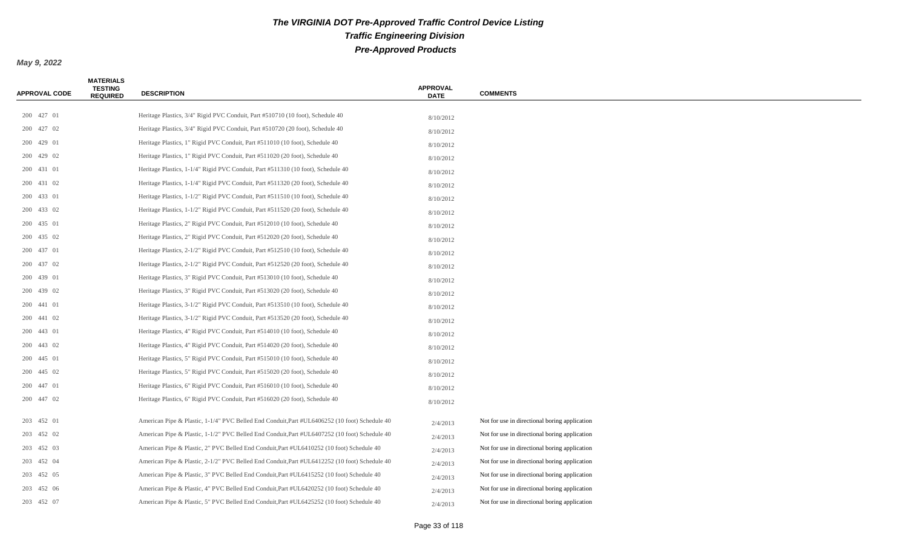# The VIRGINIA DOT Pre-Approved Traffic Control Device Listing

## Traffic Engineering Division

## Pre-Approved Products

**May 9, 2022**

| APPROVAL CODE | MATERIALS TESTING REQUIRED | DESCRIPTION | APPROVAL DATE | COMMENTS |
|---|---|---|---|---|
| 200 427 01 | | Heritage Plastics, 3/4" Rigid PVC Conduit, Part #510710 (10 foot), Schedule 40 | 8/10/2012 | |
| 200 427 02 | | Heritage Plastics, 3/4" Rigid PVC Conduit, Part #510720 (20 foot), Schedule 40 | 8/10/2012 | |
| 200 429 01 | | Heritage Plastics, 1" Rigid PVC Conduit, Part #511010 (10 foot), Schedule 40 | 8/10/2012 | |
| 200 429 02 | | Heritage Plastics, 1" Rigid PVC Conduit, Part #511020 (20 foot), Schedule 40 | 8/10/2012 | |
| 200 431 01 | | Heritage Plastics, 1-1/4" Rigid PVC Conduit, Part #511310 (10 foot), Schedule 40 | 8/10/2012 | |
| 200 431 02 | | Heritage Plastics, 1-1/4" Rigid PVC Conduit, Part #511320 (20 foot), Schedule 40 | 8/10/2012 | |
| 200 433 01 | | Heritage Plastics, 1-1/2" Rigid PVC Conduit, Part #511510 (10 foot), Schedule 40 | 8/10/2012 | |
| 200 433 02 | | Heritage Plastics, 1-1/2" Rigid PVC Conduit, Part #511520 (20 foot), Schedule 40 | 8/10/2012 | |
| 200 435 01 | | Heritage Plastics, 2" Rigid PVC Conduit, Part #512010 (10 foot), Schedule 40 | 8/10/2012 | |
| 200 435 02 | | Heritage Plastics, 2" Rigid PVC Conduit, Part #512020 (20 foot), Schedule 40 | 8/10/2012 | |
| 200 437 01 | | Heritage Plastics, 2-1/2" Rigid PVC Conduit, Part #512510 (10 foot), Schedule 40 | 8/10/2012 | |
| 200 437 02 | | Heritage Plastics, 2-1/2" Rigid PVC Conduit, Part #512520 (20 foot), Schedule 40 | 8/10/2012 | |
| 200 439 01 | | Heritage Plastics, 3" Rigid PVC Conduit, Part #513010 (10 foot), Schedule 40 | 8/10/2012 | |
| 200 439 02 | | Heritage Plastics, 3" Rigid PVC Conduit, Part #513020 (20 foot), Schedule 40 | 8/10/2012 | |
| 200 441 01 | | Heritage Plastics, 3-1/2" Rigid PVC Conduit, Part #513510 (10 foot), Schedule 40 | 8/10/2012 | |
| 200 441 02 | | Heritage Plastics, 3-1/2" Rigid PVC Conduit, Part #513520 (20 foot), Schedule 40 | 8/10/2012 | |
| 200 443 01 | | Heritage Plastics, 4" Rigid PVC Conduit, Part #514010 (10 foot), Schedule 40 | 8/10/2012 | |
| 200 443 02 | | Heritage Plastics, 4" Rigid PVC Conduit, Part #514020 (20 foot), Schedule 40 | 8/10/2012 | |
| 200 445 01 | | Heritage Plastics, 5" Rigid PVC Conduit, Part #515010 (10 foot), Schedule 40 | 8/10/2012 | |
| 200 445 02 | | Heritage Plastics, 5" Rigid PVC Conduit, Part #515020 (20 foot), Schedule 40 | 8/10/2012 | |
| 200 447 01 | | Heritage Plastics, 6" Rigid PVC Conduit, Part #516010 (10 foot), Schedule 40 | 8/10/2012 | |
| 200 447 02 | | Heritage Plastics, 6" Rigid PVC Conduit, Part #516020 (20 foot), Schedule 40 | 8/10/2012 | |
| 203 452 01 | | American Pipe & Plastic, 1-1/4" PVC Belled End Conduit,Part #UL6406252 (10 foot) Schedule 40 | 2/4/2013 | Not for use in directional boring application |
| 203 452 02 | | American Pipe & Plastic, 1-1/2" PVC Belled End Conduit,Part #UL6407252 (10 foot) Schedule 40 | 2/4/2013 | Not for use in directional boring application |
| 203 452 03 | | American Pipe & Plastic, 2" PVC Belled End Conduit,Part #UL6410252 (10 foot) Schedule 40 | 2/4/2013 | Not for use in directional boring application |
| 203 452 04 | | American Pipe & Plastic, 2-1/2" PVC Belled End Conduit,Part #UL6412252 (10 foot) Schedule 40 | 2/4/2013 | Not for use in directional boring application |
| 203 452 05 | | American Pipe & Plastic, 3" PVC Belled End Conduit,Part #UL6415252 (10 foot) Schedule 40 | 2/4/2013 | Not for use in directional boring application |
| 203 452 06 | | American Pipe & Plastic, 4" PVC Belled End Conduit,Part #UL6420252 (10 foot) Schedule 40 | 2/4/2013 | Not for use in directional boring application |
| 203 452 07 | | American Pipe & Plastic, 5" PVC Belled End Conduit,Part #UL6425252 (10 foot) Schedule 40 | 2/4/2013 | Not for use in directional boring application |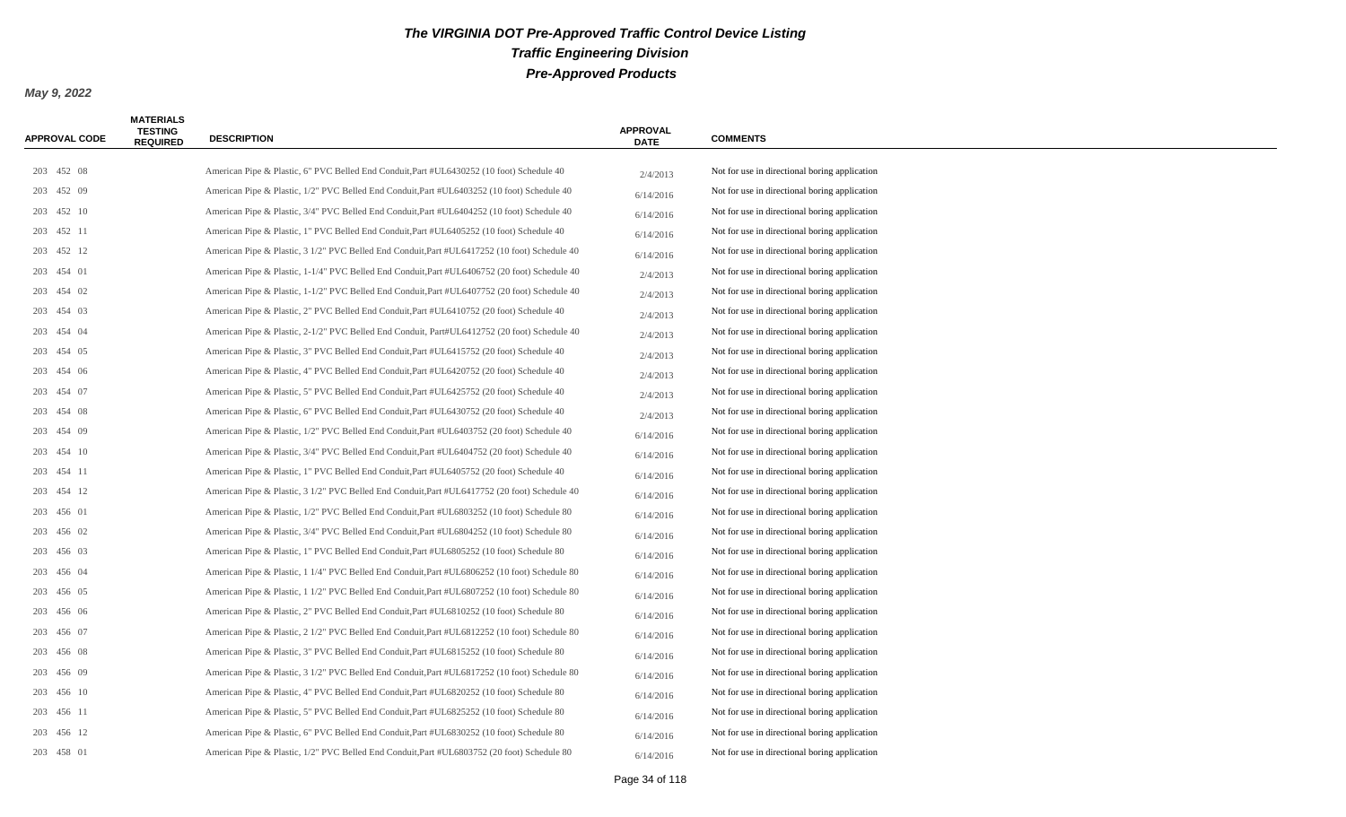# The VIRGINIA DOT Pre-Approved Traffic Control Device Listing

## Traffic Engineering Division

## Pre-Approved Products

**May 9, 2022**

| APPROVAL CODE | MATERIALS TESTING REQUIRED | DESCRIPTION | APPROVAL DATE | COMMENTS |
|---|---|---|---|---|
| 203 452 08 | | American Pipe & Plastic, 6" PVC Belled End Conduit,Part #UL6430252 (10 foot) Schedule 40 | 2/4/2013 | Not for use in directional boring application |
| 203 452 09 | | American Pipe & Plastic, 1/2" PVC Belled End Conduit,Part #UL6403252 (10 foot) Schedule 40 | 6/14/2016 | Not for use in directional boring application |
| 203 452 10 | | American Pipe & Plastic, 3/4" PVC Belled End Conduit,Part #UL6404252 (10 foot) Schedule 40 | 6/14/2016 | Not for use in directional boring application |
| 203 452 11 | | American Pipe & Plastic, 1" PVC Belled End Conduit,Part #UL6405252 (10 foot) Schedule 40 | 6/14/2016 | Not for use in directional boring application |
| 203 452 12 | | American Pipe & Plastic, 3 1/2" PVC Belled End Conduit,Part #UL6417252 (10 foot) Schedule 40 | 6/14/2016 | Not for use in directional boring application |
| 203 454 01 | | American Pipe & Plastic, 1-1/4" PVC Belled End Conduit,Part #UL6406752 (20 foot) Schedule 40 | 2/4/2013 | Not for use in directional boring application |
| 203 454 02 | | American Pipe & Plastic, 1-1/2" PVC Belled End Conduit,Part #UL6407752 (20 foot) Schedule 40 | 2/4/2013 | Not for use in directional boring application |
| 203 454 03 | | American Pipe & Plastic, 2" PVC Belled End Conduit,Part #UL6410752 (20 foot) Schedule 40 | 2/4/2013 | Not for use in directional boring application |
| 203 454 04 | | American Pipe & Plastic, 2-1/2" PVC Belled End Conduit, Part#UL6412752 (20 foot) Schedule 40 | 2/4/2013 | Not for use in directional boring application |
| 203 454 05 | | American Pipe & Plastic, 3" PVC Belled End Conduit,Part #UL6415752 (20 foot) Schedule 40 | 2/4/2013 | Not for use in directional boring application |
| 203 454 06 | | American Pipe & Plastic, 4" PVC Belled End Conduit,Part #UL6420752 (20 foot) Schedule 40 | 2/4/2013 | Not for use in directional boring application |
| 203 454 07 | | American Pipe & Plastic, 5" PVC Belled End Conduit,Part #UL6425752 (20 foot) Schedule 40 | 2/4/2013 | Not for use in directional boring application |
| 203 454 08 | | American Pipe & Plastic, 6" PVC Belled End Conduit,Part #UL6430752 (20 foot) Schedule 40 | 2/4/2013 | Not for use in directional boring application |
| 203 454 09 | | American Pipe & Plastic, 1/2" PVC Belled End Conduit,Part #UL6403752 (20 foot) Schedule 40 | 6/14/2016 | Not for use in directional boring application |
| 203 454 10 | | American Pipe & Plastic, 3/4" PVC Belled End Conduit,Part #UL6404752 (20 foot) Schedule 40 | 6/14/2016 | Not for use in directional boring application |
| 203 454 11 | | American Pipe & Plastic, 1" PVC Belled End Conduit,Part #UL6405752 (20 foot) Schedule 40 | 6/14/2016 | Not for use in directional boring application |
| 203 454 12 | | American Pipe & Plastic, 3 1/2" PVC Belled End Conduit,Part #UL6417752 (20 foot) Schedule 40 | 6/14/2016 | Not for use in directional boring application |
| 203 456 01 | | American Pipe & Plastic, 1/2" PVC Belled End Conduit,Part #UL6803252 (10 foot) Schedule 80 | 6/14/2016 | Not for use in directional boring application |
| 203 456 02 | | American Pipe & Plastic, 3/4" PVC Belled End Conduit,Part #UL6804252 (10 foot) Schedule 80 | 6/14/2016 | Not for use in directional boring application |
| 203 456 03 | | American Pipe & Plastic, 1" PVC Belled End Conduit,Part #UL6805252 (10 foot) Schedule 80 | 6/14/2016 | Not for use in directional boring application |
| 203 456 04 | | American Pipe & Plastic, 1 1/4" PVC Belled End Conduit,Part #UL6806252 (10 foot) Schedule 80 | 6/14/2016 | Not for use in directional boring application |
| 203 456 05 | | American Pipe & Plastic, 1 1/2" PVC Belled End Conduit,Part #UL6807252 (10 foot) Schedule 80 | 6/14/2016 | Not for use in directional boring application |
| 203 456 06 | | American Pipe & Plastic, 2" PVC Belled End Conduit,Part #UL6810252 (10 foot) Schedule 80 | 6/14/2016 | Not for use in directional boring application |
| 203 456 07 | | American Pipe & Plastic, 2 1/2" PVC Belled End Conduit,Part #UL6812252 (10 foot) Schedule 80 | 6/14/2016 | Not for use in directional boring application |
| 203 456 08 | | American Pipe & Plastic, 3" PVC Belled End Conduit,Part #UL6815252 (10 foot) Schedule 80 | 6/14/2016 | Not for use in directional boring application |
| 203 456 09 | | American Pipe & Plastic, 3 1/2" PVC Belled End Conduit,Part #UL6817252 (10 foot) Schedule 80 | 6/14/2016 | Not for use in directional boring application |
| 203 456 10 | | American Pipe & Plastic, 4" PVC Belled End Conduit,Part #UL6820252 (10 foot) Schedule 80 | 6/14/2016 | Not for use in directional boring application |
| 203 456 11 | | American Pipe & Plastic, 5" PVC Belled End Conduit,Part #UL6825252 (10 foot) Schedule 80 | 6/14/2016 | Not for use in directional boring application |
| 203 456 12 | | American Pipe & Plastic, 6" PVC Belled End Conduit,Part #UL6830252 (10 foot) Schedule 80 | 6/14/2016 | Not for use in directional boring application |
| 203 458 01 | | American Pipe & Plastic, 1/2" PVC Belled End Conduit,Part #UL6803752 (20 foot) Schedule 80 | 6/14/2016 | Not for use in directional boring application |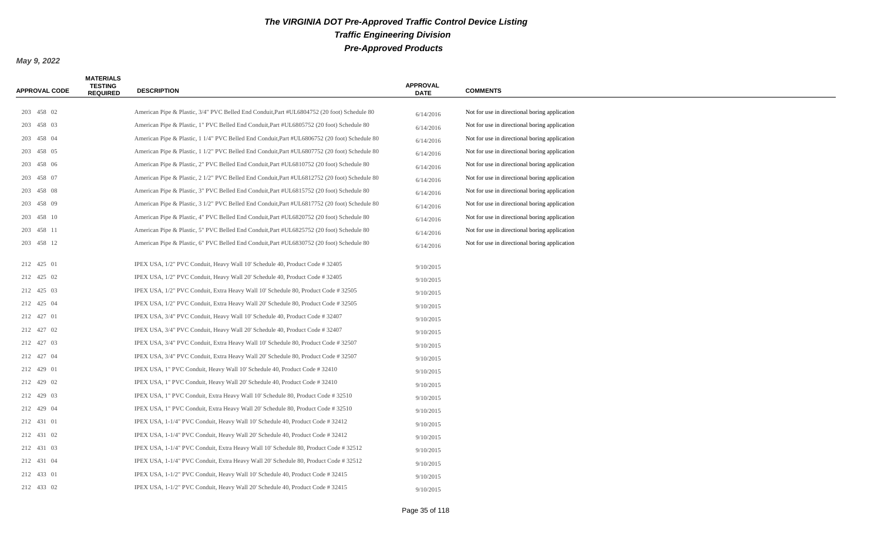# The VIRGINIA DOT Pre-Approved Traffic Control Device Listing

## Traffic Engineering Division

## Pre-Approved Products

**May 9, 2022**

| APPROVAL CODE | MATERIALS TESTING REQUIRED | DESCRIPTION | APPROVAL DATE | COMMENTS |
|---|---|---|---|---|
| 203 458 02 | | American Pipe & Plastic, 3/4" PVC Belled End Conduit,Part #UL6804752 (20 foot) Schedule 80 | 6/14/2016 | Not for use in directional boring application |
| 203 458 03 | | American Pipe & Plastic, 1" PVC Belled End Conduit,Part #UL6805752 (20 foot) Schedule 80 | 6/14/2016 | Not for use in directional boring application |
| 203 458 04 | | American Pipe & Plastic, 1 1/4" PVC Belled End Conduit,Part #UL6806752 (20 foot) Schedule 80 | 6/14/2016 | Not for use in directional boring application |
| 203 458 05 | | American Pipe & Plastic, 1 1/2" PVC Belled End Conduit,Part #UL6807752 (20 foot) Schedule 80 | 6/14/2016 | Not for use in directional boring application |
| 203 458 06 | | American Pipe & Plastic, 2" PVC Belled End Conduit,Part #UL6810752 (20 foot) Schedule 80 | 6/14/2016 | Not for use in directional boring application |
| 203 458 07 | | American Pipe & Plastic, 2 1/2" PVC Belled End Conduit,Part #UL6812752 (20 foot) Schedule 80 | 6/14/2016 | Not for use in directional boring application |
| 203 458 08 | | American Pipe & Plastic, 3" PVC Belled End Conduit,Part #UL6815752 (20 foot) Schedule 80 | 6/14/2016 | Not for use in directional boring application |
| 203 458 09 | | American Pipe & Plastic, 3 1/2" PVC Belled End Conduit,Part #UL6817752 (20 foot) Schedule 80 | 6/14/2016 | Not for use in directional boring application |
| 203 458 10 | | American Pipe & Plastic, 4" PVC Belled End Conduit,Part #UL6820752 (20 foot) Schedule 80 | 6/14/2016 | Not for use in directional boring application |
| 203 458 11 | | American Pipe & Plastic, 5" PVC Belled End Conduit,Part #UL6825752 (20 foot) Schedule 80 | 6/14/2016 | Not for use in directional boring application |
| 203 458 12 | | American Pipe & Plastic, 6" PVC Belled End Conduit,Part #UL6830752 (20 foot) Schedule 80 | 6/14/2016 | Not for use in directional boring application |
| 212 425 01 | | IPEX USA, 1/2" PVC Conduit, Heavy Wall 10' Schedule 40, Product Code # 32405 | 9/10/2015 | |
| 212 425 02 | | IPEX USA, 1/2" PVC Conduit, Heavy Wall 20' Schedule 40, Product Code # 32405 | 9/10/2015 | |
| 212 425 03 | | IPEX USA, 1/2" PVC Conduit, Extra Heavy Wall 10' Schedule 80, Product Code # 32505 | 9/10/2015 | |
| 212 425 04 | | IPEX USA, 1/2" PVC Conduit, Extra Heavy Wall 20' Schedule 80, Product Code # 32505 | 9/10/2015 | |
| 212 427 01 | | IPEX USA, 3/4" PVC Conduit, Heavy Wall 10' Schedule 40, Product Code # 32407 | 9/10/2015 | |
| 212 427 02 | | IPEX USA, 3/4" PVC Conduit, Heavy Wall 20' Schedule 40, Product Code # 32407 | 9/10/2015 | |
| 212 427 03 | | IPEX USA, 3/4" PVC Conduit, Extra Heavy Wall 10' Schedule 80, Product Code # 32507 | 9/10/2015 | |
| 212 427 04 | | IPEX USA, 3/4" PVC Conduit, Extra Heavy Wall 20' Schedule 80, Product Code # 32507 | 9/10/2015 | |
| 212 429 01 | | IPEX USA, 1" PVC Conduit, Heavy Wall 10' Schedule 40, Product Code # 32410 | 9/10/2015 | |
| 212 429 02 | | IPEX USA, 1" PVC Conduit, Heavy Wall 20' Schedule 40, Product Code # 32410 | 9/10/2015 | |
| 212 429 03 | | IPEX USA, 1" PVC Conduit, Extra Heavy Wall 10' Schedule 80, Product Code # 32510 | 9/10/2015 | |
| 212 429 04 | | IPEX USA, 1" PVC Conduit, Extra Heavy Wall 20' Schedule 80, Product Code # 32510 | 9/10/2015 | |
| 212 431 01 | | IPEX USA, 1-1/4" PVC Conduit, Heavy Wall 10' Schedule 40, Product Code # 32412 | 9/10/2015 | |
| 212 431 02 | | IPEX USA, 1-1/4" PVC Conduit, Heavy Wall 20' Schedule 40, Product Code # 32412 | 9/10/2015 | |
| 212 431 03 | | IPEX USA, 1-1/4" PVC Conduit, Extra Heavy Wall 10' Schedule 80, Product Code # 32512 | 9/10/2015 | |
| 212 431 04 | | IPEX USA, 1-1/4" PVC Conduit, Extra Heavy Wall 20' Schedule 80, Product Code # 32512 | 9/10/2015 | |
| 212 433 01 | | IPEX USA, 1-1/2" PVC Conduit, Heavy Wall 10' Schedule 40, Product Code # 32415 | 9/10/2015 | |
| 212 433 02 | | IPEX USA, 1-1/2" PVC Conduit, Heavy Wall 20' Schedule 40, Product Code # 32415 | 9/10/2015 | |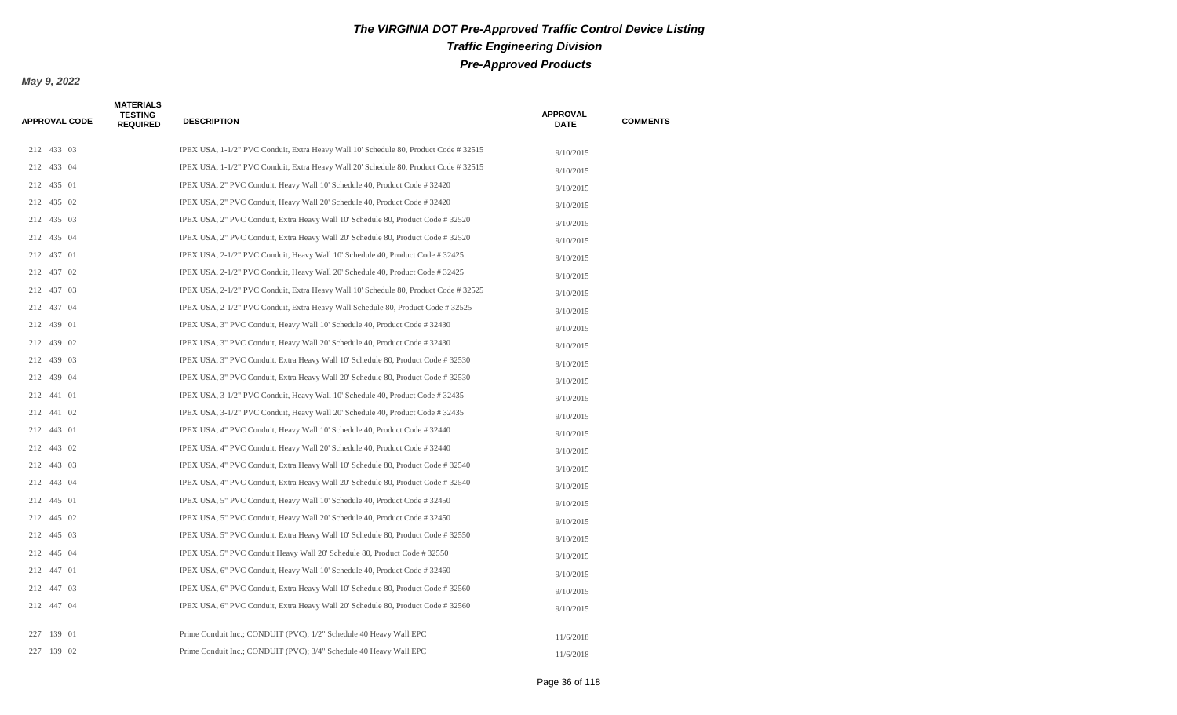# The VIRGINIA DOT Pre-Approved Traffic Control Device Listing

## Traffic Engineering Division

## Pre-Approved Products

***May 9, 2022***

| APPROVAL CODE | MATERIALS TESTING REQUIRED | DESCRIPTION | APPROVAL DATE | COMMENTS |
|---|---|---|---|---|
| 212 433 03 | | IPEX USA, 1-1/2" PVC Conduit, Extra Heavy Wall 10' Schedule 80, Product Code # 32515 | 9/10/2015 | |
| 212 433 04 | | IPEX USA, 1-1/2" PVC Conduit, Extra Heavy Wall 20' Schedule 80, Product Code # 32515 | 9/10/2015 | |
| 212 435 01 | | IPEX USA, 2" PVC Conduit, Heavy Wall 10' Schedule 40, Product Code # 32420 | 9/10/2015 | |
| 212 435 02 | | IPEX USA, 2" PVC Conduit, Heavy Wall 20' Schedule 40, Product Code # 32420 | 9/10/2015 | |
| 212 435 03 | | IPEX USA, 2" PVC Conduit, Extra Heavy Wall 10' Schedule 80, Product Code # 32520 | 9/10/2015 | |
| 212 435 04 | | IPEX USA, 2" PVC Conduit, Extra Heavy Wall 20' Schedule 80, Product Code # 32520 | 9/10/2015 | |
| 212 437 01 | | IPEX USA, 2-1/2" PVC Conduit, Heavy Wall 10' Schedule 40, Product Code # 32425 | 9/10/2015 | |
| 212 437 02 | | IPEX USA, 2-1/2" PVC Conduit, Heavy Wall 20' Schedule 40, Product Code # 32425 | 9/10/2015 | |
| 212 437 03 | | IPEX USA, 2-1/2" PVC Conduit, Extra Heavy Wall 10' Schedule 80, Product Code # 32525 | 9/10/2015 | |
| 212 437 04 | | IPEX USA, 2-1/2" PVC Conduit, Extra Heavy Wall Schedule 80, Product Code # 32525 | 9/10/2015 | |
| 212 439 01 | | IPEX USA, 3" PVC Conduit, Heavy Wall 10' Schedule 40, Product Code # 32430 | 9/10/2015 | |
| 212 439 02 | | IPEX USA, 3" PVC Conduit, Heavy Wall 20' Schedule 40, Product Code # 32430 | 9/10/2015 | |
| 212 439 03 | | IPEX USA, 3" PVC Conduit, Extra Heavy Wall 10' Schedule 80, Product Code # 32530 | 9/10/2015 | |
| 212 439 04 | | IPEX USA, 3" PVC Conduit, Extra Heavy Wall 20' Schedule 80, Product Code # 32530 | 9/10/2015 | |
| 212 441 01 | | IPEX USA, 3-1/2" PVC Conduit, Heavy Wall 10' Schedule 40, Product Code # 32435 | 9/10/2015 | |
| 212 441 02 | | IPEX USA, 3-1/2" PVC Conduit, Heavy Wall 20' Schedule 40, Product Code # 32435 | 9/10/2015 | |
| 212 443 01 | | IPEX USA, 4" PVC Conduit, Heavy Wall 10' Schedule 40, Product Code # 32440 | 9/10/2015 | |
| 212 443 02 | | IPEX USA, 4" PVC Conduit, Heavy Wall 20' Schedule 40, Product Code # 32440 | 9/10/2015 | |
| 212 443 03 | | IPEX USA, 4" PVC Conduit, Extra Heavy Wall 10' Schedule 80, Product Code # 32540 | 9/10/2015 | |
| 212 443 04 | | IPEX USA, 4" PVC Conduit, Extra Heavy Wall 20' Schedule 80, Product Code # 32540 | 9/10/2015 | |
| 212 445 01 | | IPEX USA, 5" PVC Conduit, Heavy Wall 10' Schedule 40, Product Code # 32450 | 9/10/2015 | |
| 212 445 02 | | IPEX USA, 5" PVC Conduit, Heavy Wall 20' Schedule 40, Product Code # 32450 | 9/10/2015 | |
| 212 445 03 | | IPEX USA, 5" PVC Conduit, Extra Heavy Wall 10' Schedule 80, Product Code # 32550 | 9/10/2015 | |
| 212 445 04 | | IPEX USA, 5" PVC Conduit Heavy Wall 20' Schedule 80, Product Code # 32550 | 9/10/2015 | |
| 212 447 01 | | IPEX USA, 6" PVC Conduit, Heavy Wall 10' Schedule 40, Product Code # 32460 | 9/10/2015 | |
| 212 447 03 | | IPEX USA, 6" PVC Conduit, Extra Heavy Wall 10' Schedule 80, Product Code # 32560 | 9/10/2015 | |
| 212 447 04 | | IPEX USA, 6" PVC Conduit, Extra Heavy Wall 20' Schedule 80, Product Code # 32560 | 9/10/2015 | |
| 227 139 01 | | Prime Conduit Inc.; CONDUIT (PVC); 1/2" Schedule 40 Heavy Wall EPC | 11/6/2018 | |
| 227 139 02 | | Prime Conduit Inc.; CONDUIT (PVC); 3/4" Schedule 40 Heavy Wall EPC | 11/6/2018 | |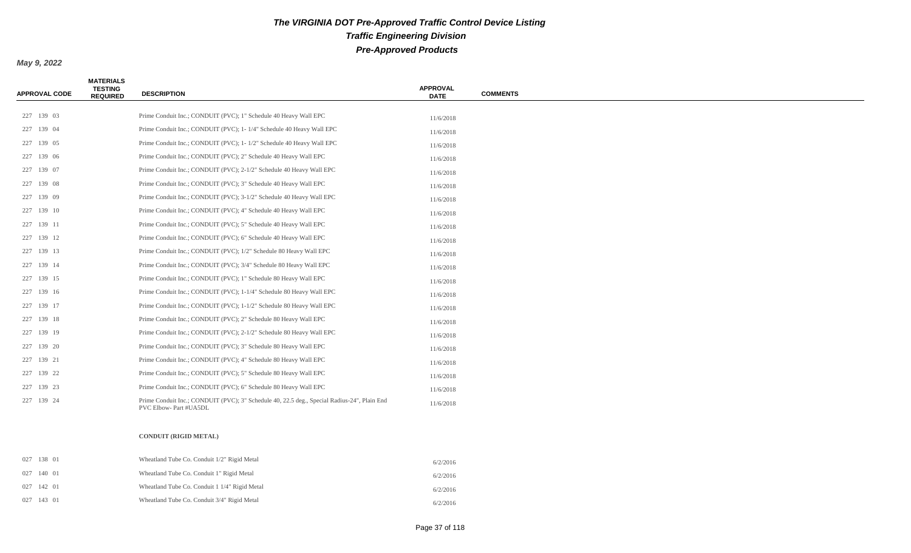# The VIRGINIA DOT Pre-Approved Traffic Control Device Listing

## Traffic Engineering Division

## Pre-Approved Products

**May 9, 2022**

| APPROVAL CODE | MATERIALS TESTING REQUIRED | DESCRIPTION | APPROVAL DATE | COMMENTS |
|---|---|---|---|---|
| 227 139 03 | | Prime Conduit Inc.; CONDUIT (PVC); 1" Schedule 40 Heavy Wall EPC | 11/6/2018 | |
| 227 139 04 | | Prime Conduit Inc.; CONDUIT (PVC); 1- 1/4" Schedule 40 Heavy Wall EPC | 11/6/2018 | |
| 227 139 05 | | Prime Conduit Inc.; CONDUIT (PVC); 1- 1/2" Schedule 40 Heavy Wall EPC | 11/6/2018 | |
| 227 139 06 | | Prime Conduit Inc.; CONDUIT (PVC); 2" Schedule 40 Heavy Wall EPC | 11/6/2018 | |
| 227 139 07 | | Prime Conduit Inc.; CONDUIT (PVC); 2-1/2" Schedule 40 Heavy Wall EPC | 11/6/2018 | |
| 227 139 08 | | Prime Conduit Inc.; CONDUIT (PVC); 3" Schedule 40 Heavy Wall EPC | 11/6/2018 | |
| 227 139 09 | | Prime Conduit Inc.; CONDUIT (PVC); 3-1/2" Schedule 40 Heavy Wall EPC | 11/6/2018 | |
| 227 139 10 | | Prime Conduit Inc.; CONDUIT (PVC); 4" Schedule 40 Heavy Wall EPC | 11/6/2018 | |
| 227 139 11 | | Prime Conduit Inc.; CONDUIT (PVC); 5" Schedule 40 Heavy Wall EPC | 11/6/2018 | |
| 227 139 12 | | Prime Conduit Inc.; CONDUIT (PVC); 6" Schedule 40 Heavy Wall EPC | 11/6/2018 | |
| 227 139 13 | | Prime Conduit Inc.; CONDUIT (PVC); 1/2" Schedule 80 Heavy Wall EPC | 11/6/2018 | |
| 227 139 14 | | Prime Conduit Inc.; CONDUIT (PVC); 3/4" Schedule 80 Heavy Wall EPC | 11/6/2018 | |
| 227 139 15 | | Prime Conduit Inc.; CONDUIT (PVC); 1" Schedule 80 Heavy Wall EPC | 11/6/2018 | |
| 227 139 16 | | Prime Conduit Inc.; CONDUIT (PVC); 1-1/4" Schedule 80 Heavy Wall EPC | 11/6/2018 | |
| 227 139 17 | | Prime Conduit Inc.; CONDUIT (PVC); 1-1/2" Schedule 80 Heavy Wall EPC | 11/6/2018 | |
| 227 139 18 | | Prime Conduit Inc.; CONDUIT (PVC); 2" Schedule 80 Heavy Wall EPC | 11/6/2018 | |
| 227 139 19 | | Prime Conduit Inc.; CONDUIT (PVC); 2-1/2" Schedule 80 Heavy Wall EPC | 11/6/2018 | |
| 227 139 20 | | Prime Conduit Inc.; CONDUIT (PVC); 3" Schedule 80 Heavy Wall EPC | 11/6/2018 | |
| 227 139 21 | | Prime Conduit Inc.; CONDUIT (PVC); 4" Schedule 80 Heavy Wall EPC | 11/6/2018 | |
| 227 139 22 | | Prime Conduit Inc.; CONDUIT (PVC); 5" Schedule 80 Heavy Wall EPC | 11/6/2018 | |
| 227 139 23 | | Prime Conduit Inc.; CONDUIT (PVC); 6" Schedule 80 Heavy Wall EPC | 11/6/2018 | |
| 227 139 24 | | Prime Conduit Inc.; CONDUIT (PVC); 3" Schedule 40, 22.5 deg., Special Radius-24", Plain End PVC Elbow- Part #UA5DL | 11/6/2018 | |
| | | **CONDUIT (RIGID METAL)** | | |
| 027 138 01 | | Wheatland Tube Co. Conduit 1/2" Rigid Metal | 6/2/2016 | |
| 027 140 01 | | Wheatland Tube Co. Conduit 1" Rigid Metal | 6/2/2016 | |
| 027 142 01 | | Wheatland Tube Co. Conduit 1 1/4" Rigid Metal | 6/2/2016 | |
| 027 143 01 | | Wheatland Tube Co. Conduit 3/4" Rigid Metal | 6/2/2016 | |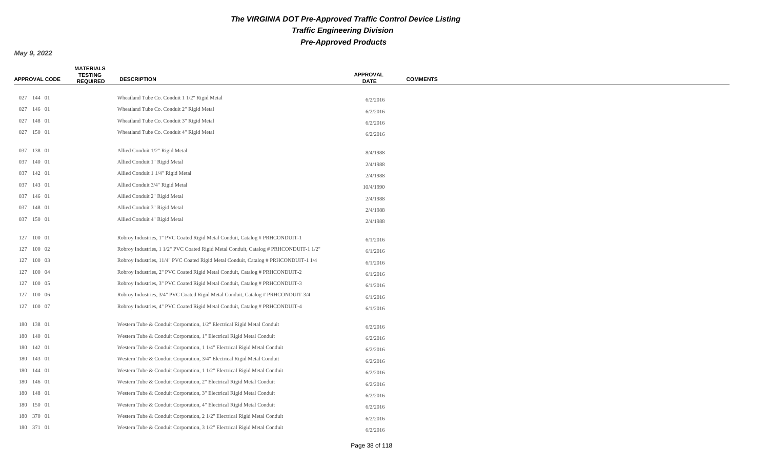# The VIRGINIA DOT Pre-Approved Traffic Control Device Listing

## Traffic Engineering Division

## Pre-Approved Products

**May 9, 2022**

| APPROVAL CODE | MATERIALS TESTING REQUIRED | DESCRIPTION | APPROVAL DATE | COMMENTS |
|---|---|---|---|---|
| 027 144 01 | | Wheatland Tube Co. Conduit 1 1/2" Rigid Metal | 6/2/2016 | |
| 027 146 01 | | Wheatland Tube Co. Conduit 2" Rigid Metal | 6/2/2016 | |
| 027 148 01 | | Wheatland Tube Co. Conduit 3" Rigid Metal | 6/2/2016 | |
| 027 150 01 | | Wheatland Tube Co. Conduit 4" Rigid Metal | 6/2/2016 | |
| 037 138 01 | | Allied Conduit 1/2" Rigid Metal | 8/4/1988 | |
| 037 140 01 | | Allied Conduit 1" Rigid Metal | 2/4/1988 | |
| 037 142 01 | | Allied Conduit 1 1/4" Rigid Metal | 2/4/1988 | |
| 037 143 01 | | Allied Conduit 3/4" Rigid Metal | 10/4/1990 | |
| 037 146 01 | | Allied Conduit 2" Rigid Metal | 2/4/1988 | |
| 037 148 01 | | Allied Conduit 3" Rigid Metal | 2/4/1988 | |
| 037 150 01 | | Allied Conduit 4" Rigid Metal | 2/4/1988 | |
| 127 100 01 | | Robroy Industries, 1" PVC Coated Rigid Metal Conduit, Catalog # PRHCONDUIT-1 | 6/1/2016 | |
| 127 100 02 | | Robroy Industries, 1 1/2" PVC Coated Rigid Metal Conduit, Catalog # PRHCONDUIT-1 1/2" | 6/1/2016 | |
| 127 100 03 | | Robroy Industries, 11/4" PVC Coated Rigid Metal Conduit, Catalog # PRHCONDUIT-1 1/4 | 6/1/2016 | |
| 127 100 04 | | Robroy Industries, 2" PVC Coated Rigid Metal Conduit, Catalog # PRHCONDUIT-2 | 6/1/2016 | |
| 127 100 05 | | Robroy Industries, 3" PVC Coated Rigid Metal Conduit, Catalog # PRHCONDUIT-3 | 6/1/2016 | |
| 127 100 06 | | Robroy Industries, 3/4" PVC Coated Rigid Metal Conduit, Catalog # PRHCONDUIT-3/4 | 6/1/2016 | |
| 127 100 07 | | Robroy Industries, 4" PVC Coated Rigid Metal Conduit, Catalog # PRHCONDUIT-4 | 6/1/2016 | |
| 180 138 01 | | Western Tube & Conduit Corporation, 1/2" Electrical Rigid Metal Conduit | 6/2/2016 | |
| 180 140 01 | | Western Tube & Conduit Corporation, 1" Electrical Rigid Metal Conduit | 6/2/2016 | |
| 180 142 01 | | Western Tube & Conduit Corporation, 1 1/4" Electrical Rigid Metal Conduit | 6/2/2016 | |
| 180 143 01 | | Western Tube & Conduit Corporation, 3/4" Electrical Rigid Metal Conduit | 6/2/2016 | |
| 180 144 01 | | Western Tube & Conduit Corporation, 1 1/2" Electrical Rigid Metal Conduit | 6/2/2016 | |
| 180 146 01 | | Western Tube & Conduit Corporation, 2" Electrical Rigid Metal Conduit | 6/2/2016 | |
| 180 148 01 | | Western Tube & Conduit Corporation, 3" Electrical Rigid Metal Conduit | 6/2/2016 | |
| 180 150 01 | | Western Tube & Conduit Corporation, 4" Electrical Rigid Metal Conduit | 6/2/2016 | |
| 180 370 01 | | Western Tube & Conduit Corporation, 2 1/2" Electrical Rigid Metal Conduit | 6/2/2016 | |
| 180 371 01 | | Western Tube & Conduit Corporation, 3 1/2" Electrical Rigid Metal Conduit | 6/2/2016 | |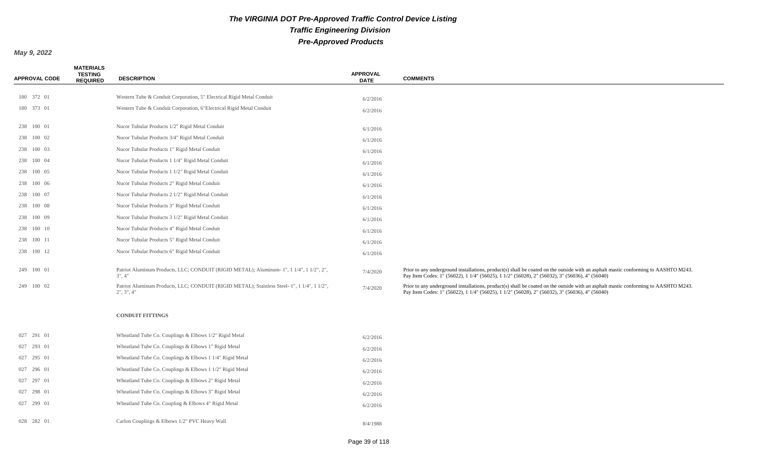# The VIRGINIA DOT Pre-Approved Traffic Control Device Listing

## Traffic Engineering Division

## Pre-Approved Products

**May 9, 2022**

| APPROVAL CODE | MATERIALS TESTING REQUIRED | DESCRIPTION | APPROVAL DATE | COMMENTS |
|---|---|---|---|---|
| 180 372 01 | | Western Tube & Conduit Corporation, 5" Electrical Rigid Metal Conduit | 6/2/2016 | |
| 180 373 01 | | Western Tube & Conduit Corporation, 6"Electrical Rigid Metal Conduit | 6/2/2016 | |
| 238 100 01 | | Nucor Tubular Products 1/2" Rigid Metal Conduit | 6/1/2016 | |
| 238 100 02 | | Nucor Tubular Products 3/4" Rigid Metal Conduit | 6/1/2016 | |
| 238 100 03 | | Nucor Tubular Products 1" Rigid Metal Conduit | 6/1/2016 | |
| 238 100 04 | | Nucor Tubular Products 1 1/4" Rigid Metal Conduit | 6/1/2016 | |
| 238 100 05 | | Nucor Tubular Products 1 1/2" Rigid Metal Conduit | 6/1/2016 | |
| 238 100 06 | | Nucor Tubular Products 2" Rigid Metal Conduit | 6/1/2016 | |
| 238 100 07 | | Nucor Tubular Products 2 1/2" Rigid Metal Conduit | 6/1/2016 | |
| 238 100 08 | | Nucor Tubular Products 3" Rigid Metal Conduit | 6/1/2016 | |
| 238 100 09 | | Nucor Tubular Products 3 1/2" Rigid Metal Conduit | 6/1/2016 | |
| 238 100 10 | | Nucor Tubular Products 4" Rigid Metal Conduit | 6/1/2016 | |
| 238 100 11 | | Nucor Tubular Products 5" Rigid Metal Conduit | 6/1/2016 | |
| 238 100 12 | | Nucor Tubular Products 6" Rigid Metal Conduit | 6/1/2016 | |
| 249 100 01 | | Patriot Aluminum Products, LLC; CONDUIT (RIGID METAL); Aluminum- 1", 1 1/4", 1 1/2", 2", 3", 4" | 7/4/2020 | Prior to any underground installations, product(s) shall be coated on the outside with an asphalt mastic conforming to AASHTO M243. Pay Item Codes: 1" (56022), 1 1/4" (56025), 1 1/2" (56028), 2" (56032), 3" (56036), 4" (56040) |
| 249 100 02 | | Patriot Aluminum Products, LLC; CONDUIT (RIGID METAL); Stainless Steel- 1", 1 1/4", 1 1/2", 2", 3", 4" | 7/4/2020 | Prior to any underground installations, product(s) shall be coated on the outside with an asphalt mastic conforming to AASHTO M243. Pay Item Codes: 1" (56022), 1 1/4" (56025), 1 1/2" (56028), 2" (56032), 3" (56036), 4" (56040) |
| | | **CONDUIT FITTINGS** | | |
| 027 291 01 | | Wheatland Tube Co. Couplings & Elbows 1/2" Rigid Metal | 6/2/2016 | |
| 027 293 01 | | Wheatland Tube Co. Couplings & Elbows 1" Rigid Metal | 6/2/2016 | |
| 027 295 01 | | Wheatland Tube Co. Couplings & Elbows 1 1/4" Rigid Metal | 6/2/2016 | |
| 027 296 01 | | Wheatland Tube Co. Couplings & Elbows 1 1/2" Rigid Metal | 6/2/2016 | |
| 027 297 01 | | Wheatland Tube Co. Couplings & Elbows 2" Rigid Metal | 6/2/2016 | |
| 027 298 01 | | Wheatland Tube Co. Couplings & Elbows 3" Rigid Metal | 6/2/2016 | |
| 027 299 01 | | Wheatland Tube Co. Coupling & Elbows 4" Rigid Metal | 6/2/2016 | |
| 028 282 01 | | Carlon Couplings & Elbows 1/2" PVC Heavy Wall | 8/4/1988 | |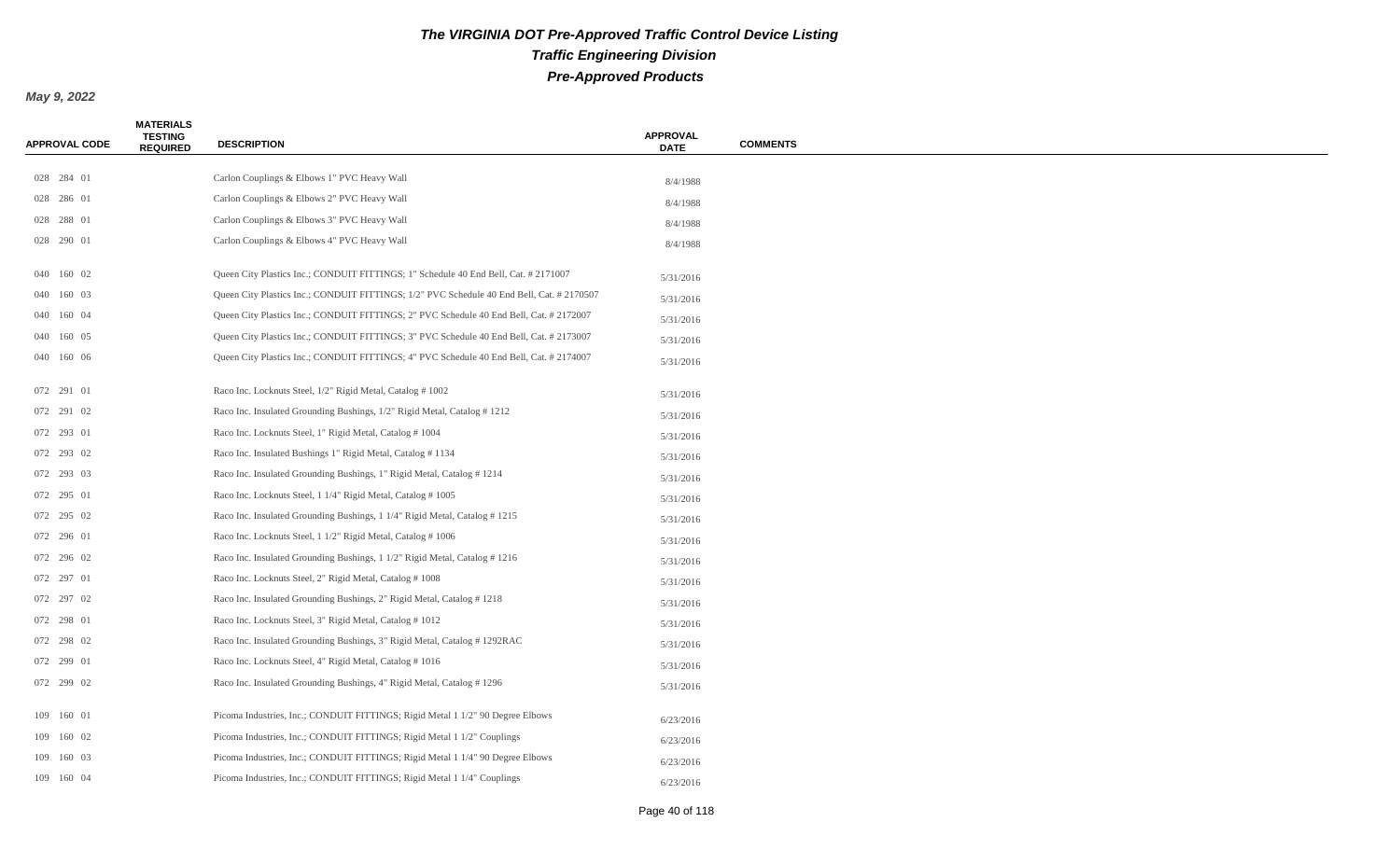# The VIRGINIA DOT Pre-Approved Traffic Control Device Listing

## Traffic Engineering Division

## Pre-Approved Products

**May 9, 2022**

| APPROVAL CODE | MATERIALS TESTING REQUIRED | DESCRIPTION | APPROVAL DATE | COMMENTS |
|---|---|---|---|---|
| 028 284 01 | | Carlon Couplings & Elbows 1" PVC Heavy Wall | 8/4/1988 | |
| 028 286 01 | | Carlon Couplings & Elbows 2" PVC Heavy Wall | 8/4/1988 | |
| 028 288 01 | | Carlon Couplings & Elbows 3" PVC Heavy Wall | 8/4/1988 | |
| 028 290 01 | | Carlon Couplings & Elbows 4" PVC Heavy Wall | 8/4/1988 | |
| 040 160 02 | | Queen City Plastics Inc.; CONDUIT FITTINGS; 1" Schedule 40 End Bell, Cat. # 2171007 | 5/31/2016 | |
| 040 160 03 | | Queen City Plastics Inc.; CONDUIT FITTINGS; 1/2" PVC Schedule 40 End Bell, Cat. # 2170507 | 5/31/2016 | |
| 040 160 04 | | Queen City Plastics Inc.; CONDUIT FITTINGS; 2" PVC Schedule 40 End Bell, Cat. # 2172007 | 5/31/2016 | |
| 040 160 05 | | Queen City Plastics Inc.; CONDUIT FITTINGS; 3" PVC Schedule 40 End Bell, Cat. # 2173007 | 5/31/2016 | |
| 040 160 06 | | Queen City Plastics Inc.; CONDUIT FITTINGS; 4" PVC Schedule 40 End Bell, Cat. # 2174007 | 5/31/2016 | |
| 072 291 01 | | Raco Inc. Locknuts Steel, 1/2" Rigid Metal, Catalog # 1002 | 5/31/2016 | |
| 072 291 02 | | Raco Inc. Insulated Grounding Bushings, 1/2" Rigid Metal, Catalog # 1212 | 5/31/2016 | |
| 072 293 01 | | Raco Inc. Locknuts Steel, 1" Rigid Metal, Catalog # 1004 | 5/31/2016 | |
| 072 293 02 | | Raco Inc. Insulated Bushings 1" Rigid Metal, Catalog # 1134 | 5/31/2016 | |
| 072 293 03 | | Raco Inc. Insulated Grounding Bushings, 1" Rigid Metal, Catalog # 1214 | 5/31/2016 | |
| 072 295 01 | | Raco Inc. Locknuts Steel, 1 1/4" Rigid Metal, Catalog # 1005 | 5/31/2016 | |
| 072 295 02 | | Raco Inc. Insulated Grounding Bushings, 1 1/4" Rigid Metal, Catalog # 1215 | 5/31/2016 | |
| 072 296 01 | | Raco Inc. Locknuts Steel, 1 1/2" Rigid Metal, Catalog # 1006 | 5/31/2016 | |
| 072 296 02 | | Raco Inc. Insulated Grounding Bushings, 1 1/2" Rigid Metal, Catalog # 1216 | 5/31/2016 | |
| 072 297 01 | | Raco Inc. Locknuts Steel, 2" Rigid Metal, Catalog # 1008 | 5/31/2016 | |
| 072 297 02 | | Raco Inc. Insulated Grounding Bushings, 2" Rigid Metal, Catalog # 1218 | 5/31/2016 | |
| 072 298 01 | | Raco Inc. Locknuts Steel, 3" Rigid Metal, Catalog # 1012 | 5/31/2016 | |
| 072 298 02 | | Raco Inc. Insulated Grounding Bushings, 3" Rigid Metal, Catalog # 1292RAC | 5/31/2016 | |
| 072 299 01 | | Raco Inc. Locknuts Steel, 4" Rigid Metal, Catalog # 1016 | 5/31/2016 | |
| 072 299 02 | | Raco Inc. Insulated Grounding Bushings, 4" Rigid Metal, Catalog # 1296 | 5/31/2016 | |
| 109 160 01 | | Picoma Industries, Inc.; CONDUIT FITTINGS; Rigid Metal 1 1/2" 90 Degree Elbows | 6/23/2016 | |
| 109 160 02 | | Picoma Industries, Inc.; CONDUIT FITTINGS; Rigid Metal 1 1/2" Couplings | 6/23/2016 | |
| 109 160 03 | | Picoma Industries, Inc.; CONDUIT FITTINGS; Rigid Metal 1 1/4" 90 Degree Elbows | 6/23/2016 | |
| 109 160 04 | | Picoma Industries, Inc.; CONDUIT FITTINGS; Rigid Metal 1 1/4" Couplings | 6/23/2016 | |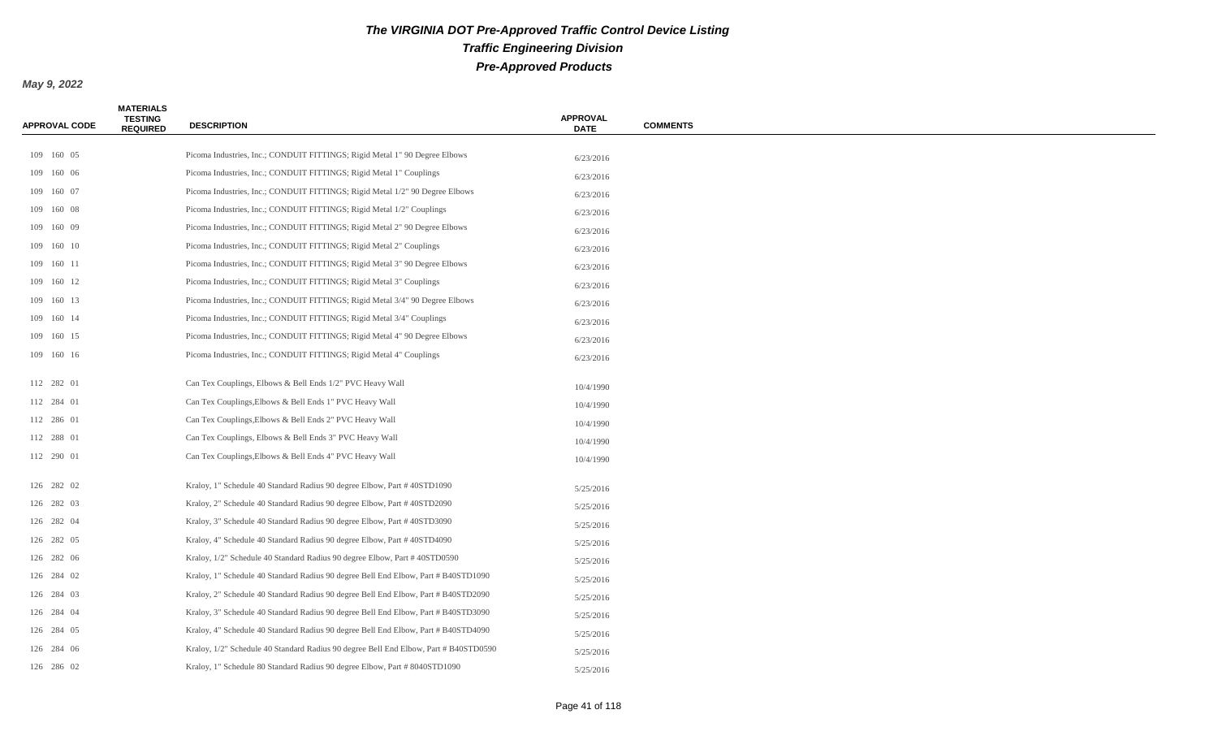# The VIRGINIA DOT Pre-Approved Traffic Control Device Listing

## Traffic Engineering Division

## Pre-Approved Products

**May 9, 2022**

| APPROVAL CODE | MATERIALS TESTING REQUIRED | DESCRIPTION | APPROVAL DATE | COMMENTS |
|---|---|---|---|---|
| 109 160 05 | | Picoma Industries, Inc.; CONDUIT FITTINGS; Rigid Metal 1" 90 Degree Elbows | 6/23/2016 | |
| 109 160 06 | | Picoma Industries, Inc.; CONDUIT FITTINGS; Rigid Metal 1" Couplings | 6/23/2016 | |
| 109 160 07 | | Picoma Industries, Inc.; CONDUIT FITTINGS; Rigid Metal 1/2" 90 Degree Elbows | 6/23/2016 | |
| 109 160 08 | | Picoma Industries, Inc.; CONDUIT FITTINGS; Rigid Metal 1/2" Couplings | 6/23/2016 | |
| 109 160 09 | | Picoma Industries, Inc.; CONDUIT FITTINGS; Rigid Metal 2" 90 Degree Elbows | 6/23/2016 | |
| 109 160 10 | | Picoma Industries, Inc.; CONDUIT FITTINGS; Rigid Metal 2" Couplings | 6/23/2016 | |
| 109 160 11 | | Picoma Industries, Inc.; CONDUIT FITTINGS; Rigid Metal 3" 90 Degree Elbows | 6/23/2016 | |
| 109 160 12 | | Picoma Industries, Inc.; CONDUIT FITTINGS; Rigid Metal 3" Couplings | 6/23/2016 | |
| 109 160 13 | | Picoma Industries, Inc.; CONDUIT FITTINGS; Rigid Metal 3/4" 90 Degree Elbows | 6/23/2016 | |
| 109 160 14 | | Picoma Industries, Inc.; CONDUIT FITTINGS; Rigid Metal 3/4" Couplings | 6/23/2016 | |
| 109 160 15 | | Picoma Industries, Inc.; CONDUIT FITTINGS; Rigid Metal 4" 90 Degree Elbows | 6/23/2016 | |
| 109 160 16 | | Picoma Industries, Inc.; CONDUIT FITTINGS; Rigid Metal 4" Couplings | 6/23/2016 | |
| 112 282 01 | | Can Tex Couplings, Elbows & Bell Ends 1/2" PVC Heavy Wall | 10/4/1990 | |
| 112 284 01 | | Can Tex Couplings,Elbows & Bell Ends 1" PVC Heavy Wall | 10/4/1990 | |
| 112 286 01 | | Can Tex Couplings,Elbows & Bell Ends 2" PVC Heavy Wall | 10/4/1990 | |
| 112 288 01 | | Can Tex Couplings, Elbows & Bell Ends 3" PVC Heavy Wall | 10/4/1990 | |
| 112 290 01 | | Can Tex Couplings,Elbows & Bell Ends 4" PVC Heavy Wall | 10/4/1990 | |
| 126 282 02 | | Kraloy, 1" Schedule 40 Standard Radius 90 degree Elbow, Part # 40STD1090 | 5/25/2016 | |
| 126 282 03 | | Kraloy, 2" Schedule 40 Standard Radius 90 degree Elbow, Part # 40STD2090 | 5/25/2016 | |
| 126 282 04 | | Kraloy, 3" Schedule 40 Standard Radius 90 degree Elbow, Part # 40STD3090 | 5/25/2016 | |
| 126 282 05 | | Kraloy, 4" Schedule 40 Standard Radius 90 degree Elbow, Part # 40STD4090 | 5/25/2016 | |
| 126 282 06 | | Kraloy, 1/2" Schedule 40 Standard Radius 90 degree Elbow, Part # 40STD0590 | 5/25/2016 | |
| 126 284 02 | | Kraloy, 1" Schedule 40 Standard Radius 90 degree Bell End Elbow, Part # B40STD1090 | 5/25/2016 | |
| 126 284 03 | | Kraloy, 2" Schedule 40 Standard Radius 90 degree Bell End Elbow, Part # B40STD2090 | 5/25/2016 | |
| 126 284 04 | | Kraloy, 3" Schedule 40 Standard Radius 90 degree Bell End Elbow, Part # B40STD3090 | 5/25/2016 | |
| 126 284 05 | | Kraloy, 4" Schedule 40 Standard Radius 90 degree Bell End Elbow, Part # B40STD4090 | 5/25/2016 | |
| 126 284 06 | | Kraloy, 1/2" Schedule 40 Standard Radius 90 degree Bell End Elbow, Part # B40STD0590 | 5/25/2016 | |
| 126 286 02 | | Kraloy, 1" Schedule 80 Standard Radius 90 degree Elbow, Part # 8040STD1090 | 5/25/2016 | |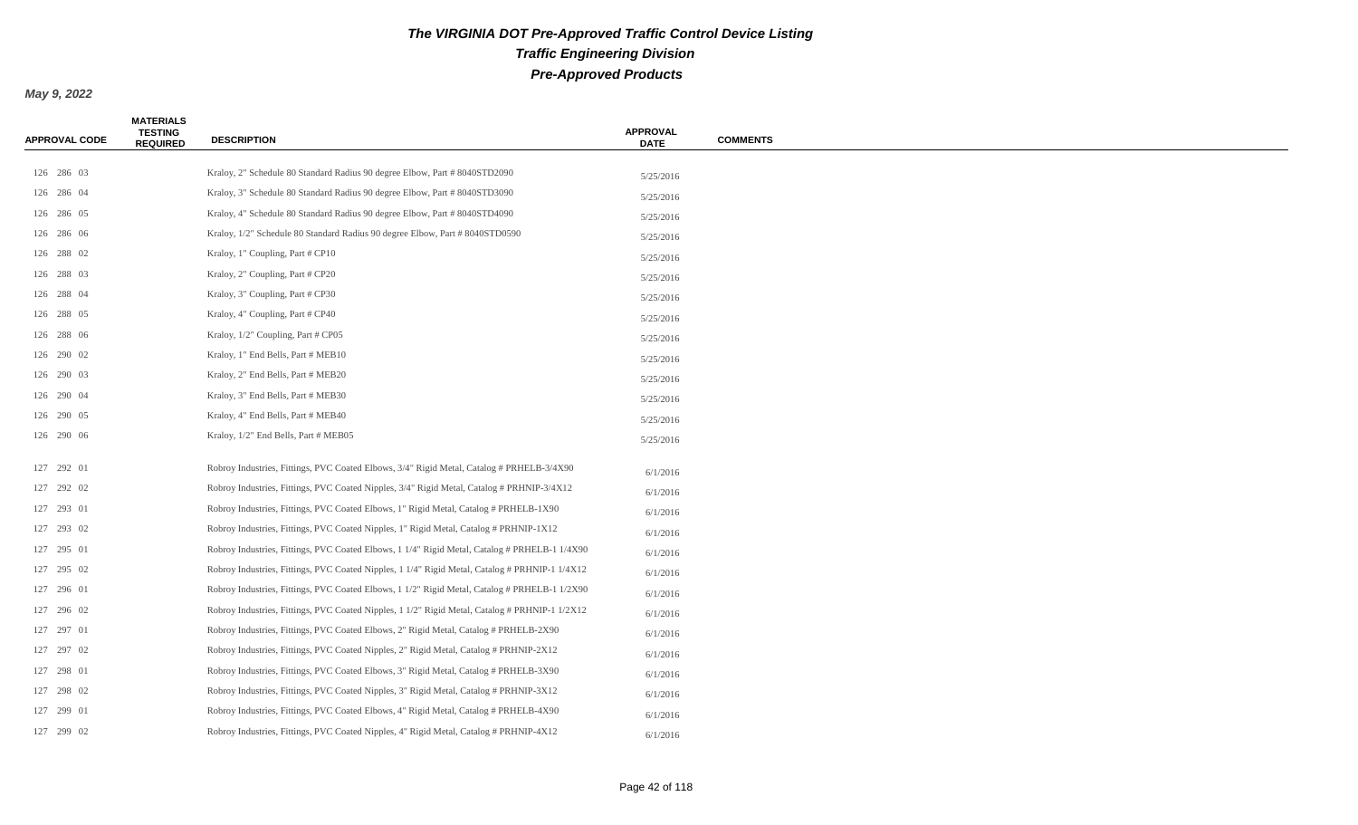# The VIRGINIA DOT Pre-Approved Traffic Control Device Listing

## Traffic Engineering Division

## Pre-Approved Products

**May 9, 2022**

| APPROVAL CODE | MATERIALS TESTING REQUIRED | DESCRIPTION | APPROVAL DATE | COMMENTS |
|---|---|---|---|---|
| 126 286 03 | | Kraloy, 2" Schedule 80 Standard Radius 90 degree Elbow, Part # 8040STD2090 | 5/25/2016 | |
| 126 286 04 | | Kraloy, 3" Schedule 80 Standard Radius 90 degree Elbow, Part # 8040STD3090 | 5/25/2016 | |
| 126 286 05 | | Kraloy, 4" Schedule 80 Standard Radius 90 degree Elbow, Part # 8040STD4090 | 5/25/2016 | |
| 126 286 06 | | Kraloy, 1/2" Schedule 80 Standard Radius 90 degree Elbow, Part # 8040STD0590 | 5/25/2016 | |
| 126 288 02 | | Kraloy, 1" Coupling, Part # CP10 | 5/25/2016 | |
| 126 288 03 | | Kraloy, 2" Coupling, Part # CP20 | 5/25/2016 | |
| 126 288 04 | | Kraloy, 3" Coupling, Part # CP30 | 5/25/2016 | |
| 126 288 05 | | Kraloy, 4" Coupling, Part # CP40 | 5/25/2016 | |
| 126 288 06 | | Kraloy, 1/2" Coupling, Part # CP05 | 5/25/2016 | |
| 126 290 02 | | Kraloy, 1" End Bells, Part # MEB10 | 5/25/2016 | |
| 126 290 03 | | Kraloy, 2" End Bells, Part # MEB20 | 5/25/2016 | |
| 126 290 04 | | Kraloy, 3" End Bells, Part # MEB30 | 5/25/2016 | |
| 126 290 05 | | Kraloy, 4" End Bells, Part # MEB40 | 5/25/2016 | |
| 126 290 06 | | Kraloy, 1/2" End Bells, Part # MEB05 | 5/25/2016 | |
| 127 292 01 | | Robroy Industries, Fittings, PVC Coated Elbows, 3/4" Rigid Metal, Catalog # PRHELB-3/4X90 | 6/1/2016 | |
| 127 292 02 | | Robroy Industries, Fittings, PVC Coated Nipples, 3/4" Rigid Metal, Catalog # PRHNIP-3/4X12 | 6/1/2016 | |
| 127 293 01 | | Robroy Industries, Fittings, PVC Coated Elbows, 1" Rigid Metal, Catalog # PRHELB-1X90 | 6/1/2016 | |
| 127 293 02 | | Robroy Industries, Fittings, PVC Coated Nipples, 1" Rigid Metal, Catalog # PRHNIP-1X12 | 6/1/2016 | |
| 127 295 01 | | Robroy Industries, Fittings, PVC Coated Elbows, 1 1/4" Rigid Metal, Catalog # PRHELB-1 1/4X90 | 6/1/2016 | |
| 127 295 02 | | Robroy Industries, Fittings, PVC Coated Nipples, 1 1/4" Rigid Metal, Catalog # PRHNIP-1 1/4X12 | 6/1/2016 | |
| 127 296 01 | | Robroy Industries, Fittings, PVC Coated Elbows, 1 1/2" Rigid Metal, Catalog # PRHELB-1 1/2X90 | 6/1/2016 | |
| 127 296 02 | | Robroy Industries, Fittings, PVC Coated Nipples, 1 1/2" Rigid Metal, Catalog # PRHNIP-1 1/2X12 | 6/1/2016 | |
| 127 297 01 | | Robroy Industries, Fittings, PVC Coated Elbows, 2" Rigid Metal, Catalog # PRHELB-2X90 | 6/1/2016 | |
| 127 297 02 | | Robroy Industries, Fittings, PVC Coated Nipples, 2" Rigid Metal, Catalog # PRHNIP-2X12 | 6/1/2016 | |
| 127 298 01 | | Robroy Industries, Fittings, PVC Coated Elbows, 3" Rigid Metal, Catalog # PRHELB-3X90 | 6/1/2016 | |
| 127 298 02 | | Robroy Industries, Fittings, PVC Coated Nipples, 3" Rigid Metal, Catalog # PRHNIP-3X12 | 6/1/2016 | |
| 127 299 01 | | Robroy Industries, Fittings, PVC Coated Elbows, 4" Rigid Metal, Catalog # PRHELB-4X90 | 6/1/2016 | |
| 127 299 02 | | Robroy Industries, Fittings, PVC Coated Nipples, 4" Rigid Metal, Catalog # PRHNIP-4X12 | 6/1/2016 | |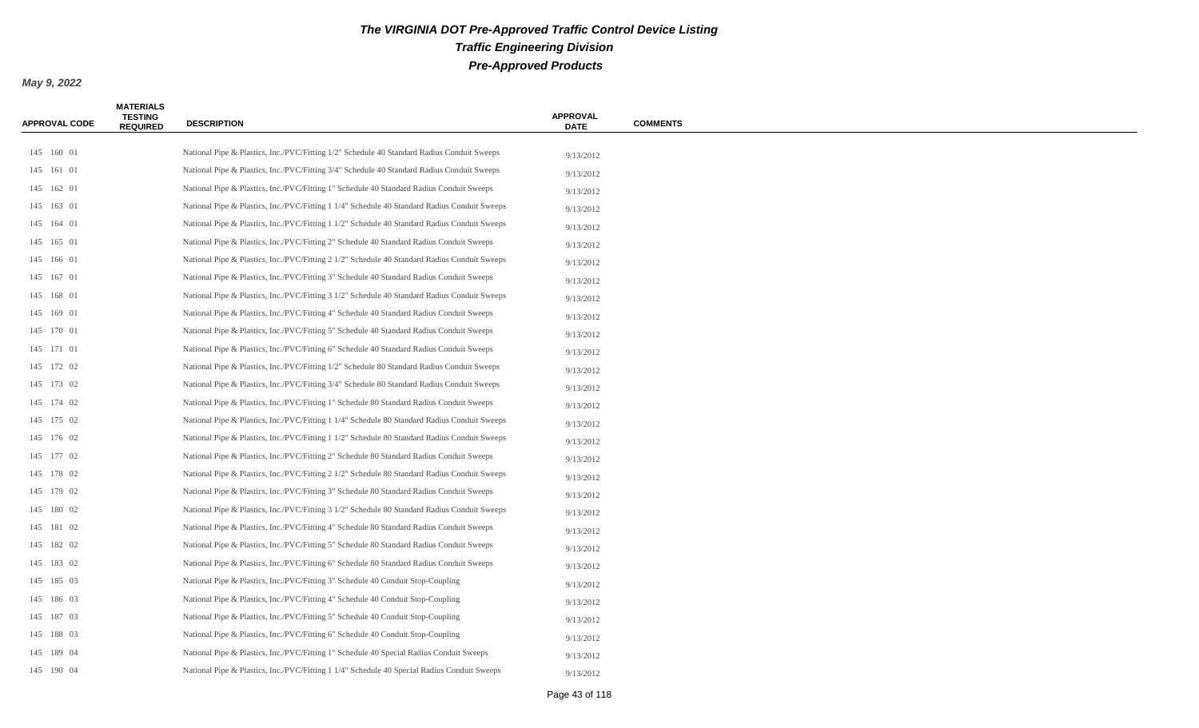# The VIRGINIA DOT Pre-Approved Traffic Control Device Listing

## Traffic Engineering Division

## Pre-Approved Products

**May 9, 2022**

| APPROVAL CODE | MATERIALS TESTING REQUIRED | DESCRIPTION | APPROVAL DATE | COMMENTS |
|---|---|---|---|---|
| 145 160 01 | | National Pipe & Plastics, Inc./PVC/Fitting 1/2" Schedule 40 Standard Radius Conduit Sweeps | 9/13/2012 | |
| 145 161 01 | | National Pipe & Plastics, Inc./PVC/Fitting 3/4" Schedule 40 Standard Radius Conduit Sweeps | 9/13/2012 | |
| 145 162 01 | | National Pipe & Plastics, Inc./PVC/Fitting 1" Schedule 40 Standard Radius Conduit Sweeps | 9/13/2012 | |
| 145 163 01 | | National Pipe & Plastics, Inc./PVC/Fitting 1 1/4" Schedule 40 Standard Radius Conduit Sweeps | 9/13/2012 | |
| 145 164 01 | | National Pipe & Plastics, Inc./PVC/Fitting 1 1/2" Schedule 40 Standard Radius Conduit Sweeps | 9/13/2012 | |
| 145 165 01 | | National Pipe & Plastics, Inc./PVC/Fitting 2" Schedule 40 Standard Radius Conduit Sweeps | 9/13/2012 | |
| 145 166 01 | | National Pipe & Plastics, Inc./PVC/Fitting 2 1/2" Schedule 40 Standard Radius Conduit Sweeps | 9/13/2012 | |
| 145 167 01 | | National Pipe & Plastics, Inc./PVC/Fitting 3" Schedule 40 Standard Radius Conduit Sweeps | 9/13/2012 | |
| 145 168 01 | | National Pipe & Plastics, Inc./PVC/Fitting 3 1/2" Schedule 40 Standard Radius Conduit Sweeps | 9/13/2012 | |
| 145 169 01 | | National Pipe & Plastics, Inc./PVC/Fitting 4" Schedule 40 Standard Radius Conduit Sweeps | 9/13/2012 | |
| 145 170 01 | | National Pipe & Plastics, Inc./PVC/Fitting 5" Schedule 40 Standard Radius Conduit Sweeps | 9/13/2012 | |
| 145 171 01 | | National Pipe & Plastics, Inc./PVC/Fitting 6" Schedule 40 Standard Radius Conduit Sweeps | 9/13/2012 | |
| 145 172 02 | | National Pipe & Plastics, Inc./PVC/Fitting 1/2" Schedule 80 Standard Radius Conduit Sweeps | 9/13/2012 | |
| 145 173 02 | | National Pipe & Plastics, Inc./PVC/Fitting 3/4" Schedule 80 Standard Radius Conduit Sweeps | 9/13/2012 | |
| 145 174 02 | | National Pipe & Plastics, Inc./PVC/Fitting 1" Schedule 80 Standard Radius Conduit Sweeps | 9/13/2012 | |
| 145 175 02 | | National Pipe & Plastics, Inc./PVC/Fitting 1 1/4" Schedule 80 Standard Radius Conduit Sweeps | 9/13/2012 | |
| 145 176 02 | | National Pipe & Plastics, Inc./PVC/Fitting 1 1/2" Schedule 80 Standard Radius Conduit Sweeps | 9/13/2012 | |
| 145 177 02 | | National Pipe & Plastics, Inc./PVC/Fitting 2" Schedule 80 Standard Radius Conduit Sweeps | 9/13/2012 | |
| 145 178 02 | | National Pipe & Plastics, Inc./PVC/Fitting 2 1/2" Schedule 80 Standard Radius Conduit Sweeps | 9/13/2012 | |
| 145 179 02 | | National Pipe & Plastics, Inc./PVC/Fitting 3" Schedule 80 Standard Radius Conduit Sweeps | 9/13/2012 | |
| 145 180 02 | | National Pipe & Plastics, Inc./PVC/Fitting 3 1/2" Schedule 80 Standard Radius Conduit Sweeps | 9/13/2012 | |
| 145 181 02 | | National Pipe & Plastics, Inc./PVC/Fitting 4" Schedule 80 Standard Radius Conduit Sweeps | 9/13/2012 | |
| 145 182 02 | | National Pipe & Plastics, Inc./PVC/Fitting 5" Schedule 80 Standard Radius Conduit Sweeps | 9/13/2012 | |
| 145 183 02 | | National Pipe & Plastics, Inc./PVC/Fitting 6" Schedule 80 Standard Radius Conduit Sweeps | 9/13/2012 | |
| 145 185 03 | | National Pipe & Plastics, Inc./PVC/Fitting 3" Schedule 40 Conduit Stop-Coupling | 9/13/2012 | |
| 145 186 03 | | National Pipe & Plastics, Inc./PVC/Fitting 4" Schedule 40 Conduit Stop-Coupling | 9/13/2012 | |
| 145 187 03 | | National Pipe & Plastics, Inc./PVC/Fitting 5" Schedule 40 Conduit Stop-Coupling | 9/13/2012 | |
| 145 188 03 | | National Pipe & Plastics, Inc./PVC/Fitting 6" Schedule 40 Conduit Stop-Coupling | 9/13/2012 | |
| 145 189 04 | | National Pipe & Plastics, Inc./PVC/Fitting 1" Schedule 40 Special Radius Conduit Sweeps | 9/13/2012 | |
| 145 190 04 | | National Pipe & Plastics, Inc./PVC/Fitting 1 1/4" Schedule 40 Special Radius Conduit Sweeps | 9/13/2012 | |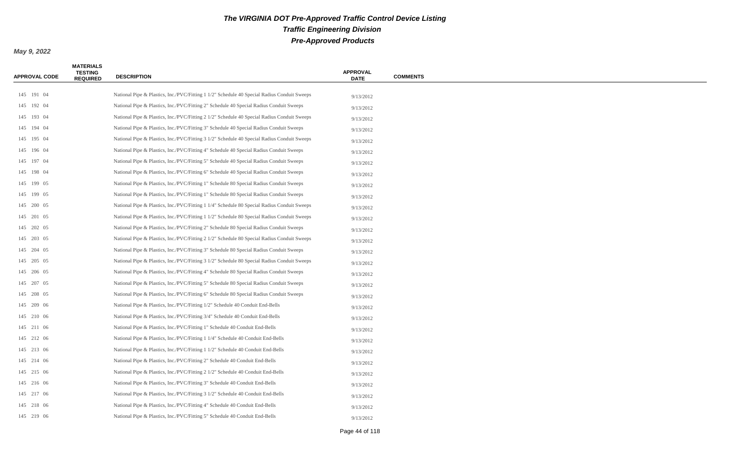# The VIRGINIA DOT Pre-Approved Traffic Control Device Listing

## Traffic Engineering Division

## Pre-Approved Products

**May 9, 2022**

| APPROVAL CODE | MATERIALS TESTING REQUIRED | DESCRIPTION | APPROVAL DATE | COMMENTS |
|---|---|---|---|---|
| 145 191 04 | | National Pipe & Plastics, Inc./PVC/Fitting 1 1/2" Schedule 40 Special Radius Conduit Sweeps | 9/13/2012 | |
| 145 192 04 | | National Pipe & Plastics, Inc./PVC/Fitting 2" Schedule 40 Special Radius Conduit Sweeps | 9/13/2012 | |
| 145 193 04 | | National Pipe & Plastics, Inc./PVC/Fitting 2 1/2" Schedule 40 Special Radius Conduit Sweeps | 9/13/2012 | |
| 145 194 04 | | National Pipe & Plastics, Inc./PVC/Fitting 3" Schedule 40 Special Radius Conduit Sweeps | 9/13/2012 | |
| 145 195 04 | | National Pipe & Plastics, Inc./PVC/Fitting 3 1/2" Schedule 40 Special Radius Conduit Sweeps | 9/13/2012 | |
| 145 196 04 | | National Pipe & Plastics, Inc./PVC/Fitting 4" Schedule 40 Special Radius Conduit Sweeps | 9/13/2012 | |
| 145 197 04 | | National Pipe & Plastics, Inc./PVC/Fitting 5" Schedule 40 Special Radius Conduit Sweeps | 9/13/2012 | |
| 145 198 04 | | National Pipe & Plastics, Inc./PVC/Fitting 6" Schedule 40 Special Radius Conduit Sweeps | 9/13/2012 | |
| 145 199 05 | | National Pipe & Plastics, Inc./PVC/Fitting 1" Schedule 80 Special Radius Conduit Sweeps | 9/13/2012 | |
| 145 199 05 | | National Pipe & Plastics, Inc./PVC/Fitting 1" Schedule 80 Special Radius Conduit Sweeps | 9/13/2012 | |
| 145 200 05 | | National Pipe & Plastics, Inc./PVC/Fitting 1 1/4" Schedule 80 Special Radius Conduit Sweeps | 9/13/2012 | |
| 145 201 05 | | National Pipe & Plastics, Inc./PVC/Fitting 1 1/2" Schedule 80 Special Radius Conduit Sweeps | 9/13/2012 | |
| 145 202 05 | | National Pipe & Plastics, Inc./PVC/Fitting 2" Schedule 80 Special Radius Conduit Sweeps | 9/13/2012 | |
| 145 203 05 | | National Pipe & Plastics, Inc./PVC/Fitting 2 1/2" Schedule 80 Special Radius Conduit Sweeps | 9/13/2012 | |
| 145 204 05 | | National Pipe & Plastics, Inc./PVC/Fitting 3" Schedule 80 Special Radius Conduit Sweeps | 9/13/2012 | |
| 145 205 05 | | National Pipe & Plastics, Inc./PVC/Fitting 3 1/2" Schedule 80 Special Radius Conduit Sweeps | 9/13/2012 | |
| 145 206 05 | | National Pipe & Plastics, Inc./PVC/Fitting 4" Schedule 80 Special Radius Conduit Sweeps | 9/13/2012 | |
| 145 207 05 | | National Pipe & Plastics, Inc./PVC/Fitting 5" Schedule 80 Special Radius Conduit Sweeps | 9/13/2012 | |
| 145 208 05 | | National Pipe & Plastics, Inc./PVC/Fitting 6" Schedule 80 Special Radius Conduit Sweeps | 9/13/2012 | |
| 145 209 06 | | National Pipe & Plastics, Inc./PVC/Fitting 1/2" Schedule 40 Conduit End-Bells | 9/13/2012 | |
| 145 210 06 | | National Pipe & Plastics, Inc./PVC/Fitting 3/4" Schedule 40 Conduit End-Bells | 9/13/2012 | |
| 145 211 06 | | National Pipe & Plastics, Inc./PVC/Fitting 1" Schedule 40 Conduit End-Bells | 9/13/2012 | |
| 145 212 06 | | National Pipe & Plastics, Inc./PVC/Fitting 1 1/4" Schedule 40 Conduit End-Bells | 9/13/2012 | |
| 145 213 06 | | National Pipe & Plastics, Inc./PVC/Fitting 1 1/2" Schedule 40 Conduit End-Bells | 9/13/2012 | |
| 145 214 06 | | National Pipe & Plastics, Inc./PVC/Fitting 2" Schedule 40 Conduit End-Bells | 9/13/2012 | |
| 145 215 06 | | National Pipe & Plastics, Inc./PVC/Fitting 2 1/2" Schedule 40 Conduit End-Bells | 9/13/2012 | |
| 145 216 06 | | National Pipe & Plastics, Inc./PVC/Fitting 3" Schedule 40 Conduit End-Bells | 9/13/2012 | |
| 145 217 06 | | National Pipe & Plastics, Inc./PVC/Fitting 3 1/2" Schedule 40 Conduit End-Bells | 9/13/2012 | |
| 145 218 06 | | National Pipe & Plastics, Inc./PVC/Fitting 4" Schedule 40 Conduit End-Bells | 9/13/2012 | |
| 145 219 06 | | National Pipe & Plastics, Inc./PVC/Fitting 5" Schedule 40 Conduit End-Bells | 9/13/2012 | |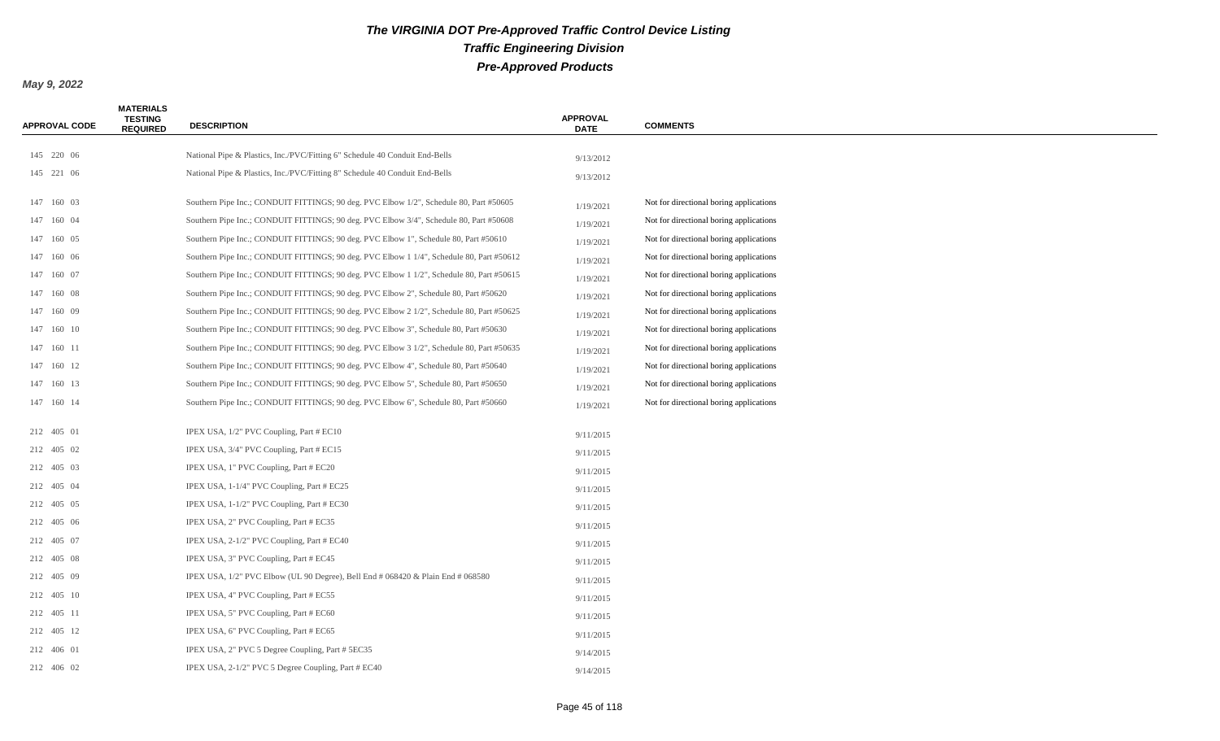# The VIRGINIA DOT Pre-Approved Traffic Control Device Listing

## Traffic Engineering Division

## Pre-Approved Products

**May 9, 2022**

| APPROVAL CODE | MATERIALS TESTING REQUIRED | DESCRIPTION | APPROVAL DATE | COMMENTS |
|---|---|---|---|---|
| 145 220 06 | | National Pipe & Plastics, Inc./PVC/Fitting 6" Schedule 40 Conduit End-Bells | 9/13/2012 | |
| 145 221 06 | | National Pipe & Plastics, Inc./PVC/Fitting 8" Schedule 40 Conduit End-Bells | 9/13/2012 | |
| 147 160 03 | | Southern Pipe Inc.; CONDUIT FITTINGS; 90 deg. PVC Elbow 1/2", Schedule 80, Part #50605 | 1/19/2021 | Not for directional boring applications |
| 147 160 04 | | Southern Pipe Inc.; CONDUIT FITTINGS; 90 deg. PVC Elbow 3/4", Schedule 80, Part #50608 | 1/19/2021 | Not for directional boring applications |
| 147 160 05 | | Southern Pipe Inc.; CONDUIT FITTINGS; 90 deg. PVC Elbow 1", Schedule 80, Part #50610 | 1/19/2021 | Not for directional boring applications |
| 147 160 06 | | Southern Pipe Inc.; CONDUIT FITTINGS; 90 deg. PVC Elbow 1 1/4", Schedule 80, Part #50612 | 1/19/2021 | Not for directional boring applications |
| 147 160 07 | | Southern Pipe Inc.; CONDUIT FITTINGS; 90 deg. PVC Elbow 1 1/2", Schedule 80, Part #50615 | 1/19/2021 | Not for directional boring applications |
| 147 160 08 | | Southern Pipe Inc.; CONDUIT FITTINGS; 90 deg. PVC Elbow 2", Schedule 80, Part #50620 | 1/19/2021 | Not for directional boring applications |
| 147 160 09 | | Southern Pipe Inc.; CONDUIT FITTINGS; 90 deg. PVC Elbow 2 1/2", Schedule 80, Part #50625 | 1/19/2021 | Not for directional boring applications |
| 147 160 10 | | Southern Pipe Inc.; CONDUIT FITTINGS; 90 deg. PVC Elbow 3", Schedule 80, Part #50630 | 1/19/2021 | Not for directional boring applications |
| 147 160 11 | | Southern Pipe Inc.; CONDUIT FITTINGS; 90 deg. PVC Elbow 3 1/2", Schedule 80, Part #50635 | 1/19/2021 | Not for directional boring applications |
| 147 160 12 | | Southern Pipe Inc.; CONDUIT FITTINGS; 90 deg. PVC Elbow 4", Schedule 80, Part #50640 | 1/19/2021 | Not for directional boring applications |
| 147 160 13 | | Southern Pipe Inc.; CONDUIT FITTINGS; 90 deg. PVC Elbow 5", Schedule 80, Part #50650 | 1/19/2021 | Not for directional boring applications |
| 147 160 14 | | Southern Pipe Inc.; CONDUIT FITTINGS; 90 deg. PVC Elbow 6", Schedule 80, Part #50660 | 1/19/2021 | Not for directional boring applications |
| 212 405 01 | | IPEX USA, 1/2" PVC Coupling, Part # EC10 | 9/11/2015 | |
| 212 405 02 | | IPEX USA, 3/4" PVC Coupling, Part # EC15 | 9/11/2015 | |
| 212 405 03 | | IPEX USA, 1" PVC Coupling, Part # EC20 | 9/11/2015 | |
| 212 405 04 | | IPEX USA, 1-1/4" PVC Coupling, Part # EC25 | 9/11/2015 | |
| 212 405 05 | | IPEX USA, 1-1/2" PVC Coupling, Part # EC30 | 9/11/2015 | |
| 212 405 06 | | IPEX USA, 2" PVC Coupling, Part # EC35 | 9/11/2015 | |
| 212 405 07 | | IPEX USA, 2-1/2" PVC Coupling, Part # EC40 | 9/11/2015 | |
| 212 405 08 | | IPEX USA, 3" PVC Coupling, Part # EC45 | 9/11/2015 | |
| 212 405 09 | | IPEX USA, 1/2" PVC Elbow (UL 90 Degree), Bell End # 068420 & Plain End # 068580 | 9/11/2015 | |
| 212 405 10 | | IPEX USA, 4" PVC Coupling, Part # EC55 | 9/11/2015 | |
| 212 405 11 | | IPEX USA, 5" PVC Coupling, Part # EC60 | 9/11/2015 | |
| 212 405 12 | | IPEX USA, 6" PVC Coupling, Part # EC65 | 9/11/2015 | |
| 212 406 01 | | IPEX USA, 2" PVC 5 Degree Coupling, Part # 5EC35 | 9/14/2015 | |
| 212 406 02 | | IPEX USA, 2-1/2" PVC 5 Degree Coupling, Part # EC40 | 9/14/2015 | |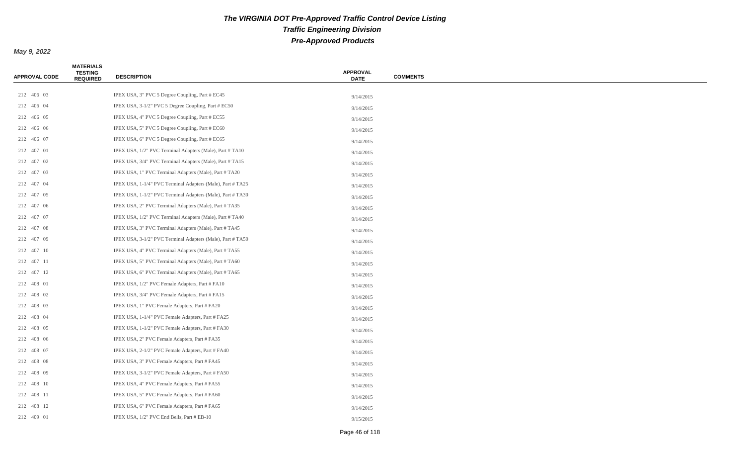# The VIRGINIA DOT Pre-Approved Traffic Control Device Listing

## Traffic Engineering Division

## Pre-Approved Products

**May 9, 2022**

| APPROVAL CODE | MATERIALS TESTING REQUIRED | DESCRIPTION | APPROVAL DATE | COMMENTS |
|---|---|---|---|---|
| 212 406 03 | | IPEX USA, 3" PVC 5 Degree Coupling, Part # EC45 | 9/14/2015 | |
| 212 406 04 | | IPEX USA, 3-1/2" PVC 5 Degree Coupling, Part # EC50 | 9/14/2015 | |
| 212 406 05 | | IPEX USA, 4" PVC 5 Degree Coupling, Part # EC55 | 9/14/2015 | |
| 212 406 06 | | IPEX USA, 5" PVC 5 Degree Coupling, Part # EC60 | 9/14/2015 | |
| 212 406 07 | | IPEX USA, 6" PVC 5 Degree Coupling, Part # EC65 | 9/14/2015 | |
| 212 407 01 | | IPEX USA, 1/2" PVC Terminal Adapters (Male), Part # TA10 | 9/14/2015 | |
| 212 407 02 | | IPEX USA, 3/4" PVC Terminal Adapters (Male), Part # TA15 | 9/14/2015 | |
| 212 407 03 | | IPEX USA, 1" PVC Terminal Adapters (Male), Part # TA20 | 9/14/2015 | |
| 212 407 04 | | IPEX USA, 1-1/4" PVC Terminal Adapters (Male), Part # TA25 | 9/14/2015 | |
| 212 407 05 | | IPEX USA, 1-1/2" PVC Terminal Adapters (Male), Part # TA30 | 9/14/2015 | |
| 212 407 06 | | IPEX USA, 2" PVC Terminal Adapters (Male), Part # TA35 | 9/14/2015 | |
| 212 407 07 | | IPEX USA, 1/2" PVC Terminal Adapters (Male), Part # TA40 | 9/14/2015 | |
| 212 407 08 | | IPEX USA, 3" PVC Terminal Adapters (Male), Part # TA45 | 9/14/2015 | |
| 212 407 09 | | IPEX USA, 3-1/2" PVC Terminal Adapters (Male), Part # TA50 | 9/14/2015 | |
| 212 407 10 | | IPEX USA, 4" PVC Terminal Adapters (Male), Part # TA55 | 9/14/2015 | |
| 212 407 11 | | IPEX USA, 5" PVC Terminal Adapters (Male), Part # TA60 | 9/14/2015 | |
| 212 407 12 | | IPEX USA, 6" PVC Terminal Adapters (Male), Part # TA65 | 9/14/2015 | |
| 212 408 01 | | IPEX USA, 1/2" PVC Female Adapters, Part # FA10 | 9/14/2015 | |
| 212 408 02 | | IPEX USA, 3/4" PVC Female Adapters, Part # FA15 | 9/14/2015 | |
| 212 408 03 | | IPEX USA, 1" PVC Female Adapters, Part # FA20 | 9/14/2015 | |
| 212 408 04 | | IPEX USA, 1-1/4" PVC Female Adapters, Part # FA25 | 9/14/2015 | |
| 212 408 05 | | IPEX USA, 1-1/2" PVC Female Adapters, Part # FA30 | 9/14/2015 | |
| 212 408 06 | | IPEX USA, 2" PVC Female Adapters, Part # FA35 | 9/14/2015 | |
| 212 408 07 | | IPEX USA, 2-1/2" PVC Female Adapters, Part # FA40 | 9/14/2015 | |
| 212 408 08 | | IPEX USA, 3" PVC Female Adapters, Part # FA45 | 9/14/2015 | |
| 212 408 09 | | IPEX USA, 3-1/2" PVC Female Adapters, Part # FA50 | 9/14/2015 | |
| 212 408 10 | | IPEX USA, 4" PVC Female Adapters, Part # FA55 | 9/14/2015 | |
| 212 408 11 | | IPEX USA, 5" PVC Female Adapters, Part # FA60 | 9/14/2015 | |
| 212 408 12 | | IPEX USA, 6" PVC Female Adapters, Part # FA65 | 9/14/2015 | |
| 212 409 01 | | IPEX USA, 1/2" PVC End Bells, Part # EB-10 | 9/15/2015 | |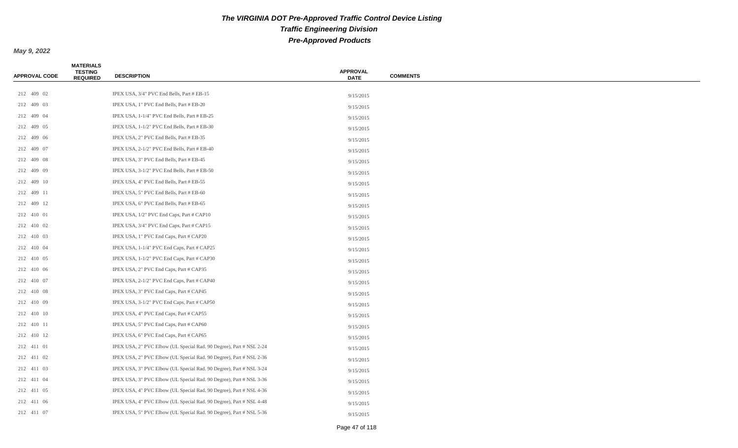# The VIRGINIA DOT Pre-Approved Traffic Control Device Listing

## Traffic Engineering Division

## Pre-Approved Products

**May 9, 2022**

| APPROVAL CODE | MATERIALS TESTING REQUIRED | DESCRIPTION | APPROVAL DATE | COMMENTS |
|---|---|---|---|---|
| 212 409 02 | | IPEX USA, 3/4" PVC End Bells, Part # EB-15 | 9/15/2015 | |
| 212 409 03 | | IPEX USA, 1" PVC End Bells, Part # EB-20 | 9/15/2015 | |
| 212 409 04 | | IPEX USA, 1-1/4" PVC End Bells, Part # EB-25 | 9/15/2015 | |
| 212 409 05 | | IPEX USA, 1-1/2" PVC End Bells, Part # EB-30 | 9/15/2015 | |
| 212 409 06 | | IPEX USA, 2" PVC End Bells, Part # EB-35 | 9/15/2015 | |
| 212 409 07 | | IPEX USA, 2-1/2" PVC End Bells, Part # EB-40 | 9/15/2015 | |
| 212 409 08 | | IPEX USA, 3" PVC End Bells, Part # EB-45 | 9/15/2015 | |
| 212 409 09 | | IPEX USA, 3-1/2" PVC End Bells, Part # EB-50 | 9/15/2015 | |
| 212 409 10 | | IPEX USA, 4" PVC End Bells, Part # EB-55 | 9/15/2015 | |
| 212 409 11 | | IPEX USA, 5" PVC End Bells, Part # EB-60 | 9/15/2015 | |
| 212 409 12 | | IPEX USA, 6" PVC End Bells, Part # EB-65 | 9/15/2015 | |
| 212 410 01 | | IPEX USA, 1/2" PVC End Caps, Part # CAP10 | 9/15/2015 | |
| 212 410 02 | | IPEX USA, 3/4" PVC End Caps, Part # CAP15 | 9/15/2015 | |
| 212 410 03 | | IPEX USA, 1" PVC End Caps, Part # CAP20 | 9/15/2015 | |
| 212 410 04 | | IPEX USA, 1-1/4" PVC End Caps, Part # CAP25 | 9/15/2015 | |
| 212 410 05 | | IPEX USA, 1-1/2" PVC End Caps, Part # CAP30 | 9/15/2015 | |
| 212 410 06 | | IPEX USA, 2" PVC End Caps, Part # CAP35 | 9/15/2015 | |
| 212 410 07 | | IPEX USA, 2-1/2" PVC End Caps, Part # CAP40 | 9/15/2015 | |
| 212 410 08 | | IPEX USA, 3" PVC End Caps, Part # CAP45 | 9/15/2015 | |
| 212 410 09 | | IPEX USA, 3-1/2" PVC End Caps, Part # CAP50 | 9/15/2015 | |
| 212 410 10 | | IPEX USA, 4" PVC End Caps, Part # CAP55 | 9/15/2015 | |
| 212 410 11 | | IPEX USA, 5" PVC End Caps, Part # CAP60 | 9/15/2015 | |
| 212 410 12 | | IPEX USA, 6" PVC End Caps, Part # CAP65 | 9/15/2015 | |
| 212 411 01 | | IPEX USA, 2" PVC Elbow (UL Special Rad. 90 Degree), Part # NSL 2-24 | 9/15/2015 | |
| 212 411 02 | | IPEX USA, 2" PVC Elbow (UL Special Rad. 90 Degree), Part # NSL 2-36 | 9/15/2015 | |
| 212 411 03 | | IPEX USA, 3" PVC Elbow (UL Special Rad. 90 Degree), Part # NSL 3-24 | 9/15/2015 | |
| 212 411 04 | | IPEX USA, 3" PVC Elbow (UL Special Rad. 90 Degree), Part # NSL 3-36 | 9/15/2015 | |
| 212 411 05 | | IPEX USA, 4" PVC Elbow (UL Special Rad. 90 Degree), Part # NSL 4-36 | 9/15/2015 | |
| 212 411 06 | | IPEX USA, 4" PVC Elbow (UL Special Rad. 90 Degree), Part # NSL 4-48 | 9/15/2015 | |
| 212 411 07 | | IPEX USA, 5" PVC Elbow (UL Special Rad. 90 Degree), Part # NSL 5-36 | 9/15/2015 | |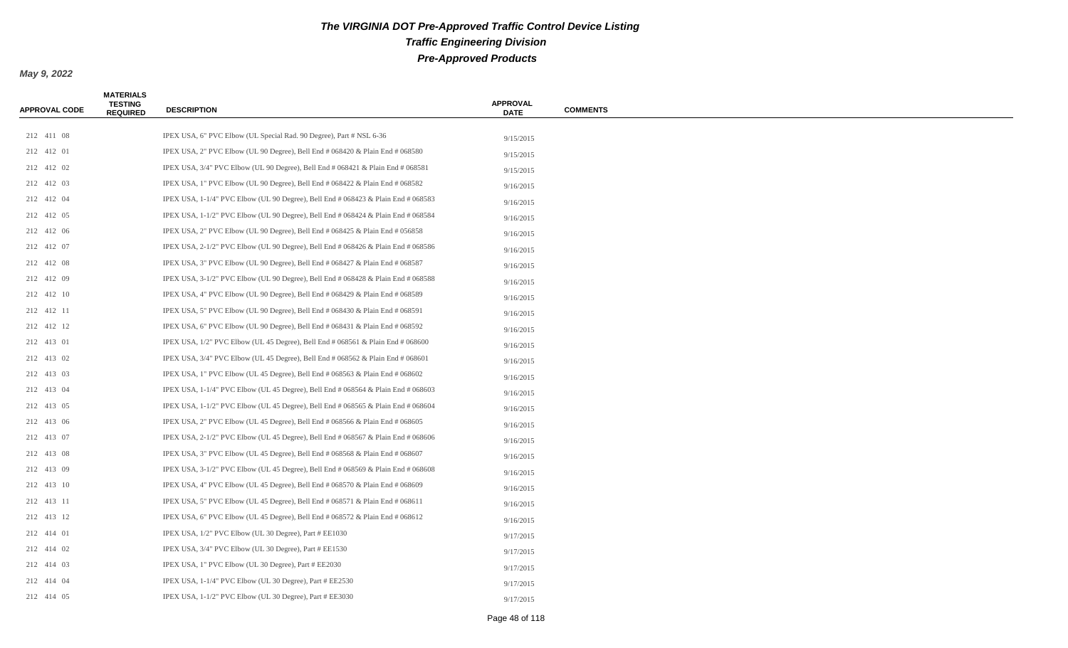# The VIRGINIA DOT Pre-Approved Traffic Control Device Listing

## Traffic Engineering Division

## Pre-Approved Products

**May 9, 2022**

| APPROVAL CODE | MATERIALS TESTING REQUIRED | DESCRIPTION | APPROVAL DATE | COMMENTS |
|---|---|---|---|---|
| 212 411 08 | | IPEX USA, 6" PVC Elbow (UL Special Rad. 90 Degree), Part # NSL 6-36 | 9/15/2015 | |
| 212 412 01 | | IPEX USA, 2" PVC Elbow (UL 90 Degree), Bell End # 068420 & Plain End # 068580 | 9/15/2015 | |
| 212 412 02 | | IPEX USA, 3/4" PVC Elbow (UL 90 Degree), Bell End # 068421 & Plain End # 068581 | 9/15/2015 | |
| 212 412 03 | | IPEX USA, 1" PVC Elbow (UL 90 Degree), Bell End # 068422 & Plain End # 068582 | 9/16/2015 | |
| 212 412 04 | | IPEX USA, 1-1/4" PVC Elbow (UL 90 Degree), Bell End # 068423 & Plain End # 068583 | 9/16/2015 | |
| 212 412 05 | | IPEX USA, 1-1/2" PVC Elbow (UL 90 Degree), Bell End # 068424 & Plain End # 068584 | 9/16/2015 | |
| 212 412 06 | | IPEX USA, 2" PVC Elbow (UL 90 Degree), Bell End # 068425 & Plain End # 056858 | 9/16/2015 | |
| 212 412 07 | | IPEX USA, 2-1/2" PVC Elbow (UL 90 Degree), Bell End # 068426 & Plain End # 068586 | 9/16/2015 | |
| 212 412 08 | | IPEX USA, 3" PVC Elbow (UL 90 Degree), Bell End # 068427 & Plain End # 068587 | 9/16/2015 | |
| 212 412 09 | | IPEX USA, 3-1/2" PVC Elbow (UL 90 Degree), Bell End # 068428 & Plain End # 068588 | 9/16/2015 | |
| 212 412 10 | | IPEX USA, 4" PVC Elbow (UL 90 Degree), Bell End # 068429 & Plain End # 068589 | 9/16/2015 | |
| 212 412 11 | | IPEX USA, 5" PVC Elbow (UL 90 Degree), Bell End # 068430 & Plain End # 068591 | 9/16/2015 | |
| 212 412 12 | | IPEX USA, 6" PVC Elbow (UL 90 Degree), Bell End # 068431 & Plain End # 068592 | 9/16/2015 | |
| 212 413 01 | | IPEX USA, 1/2" PVC Elbow (UL 45 Degree), Bell End # 068561 & Plain End # 068600 | 9/16/2015 | |
| 212 413 02 | | IPEX USA, 3/4" PVC Elbow (UL 45 Degree), Bell End # 068562 & Plain End # 068601 | 9/16/2015 | |
| 212 413 03 | | IPEX USA, 1" PVC Elbow (UL 45 Degree), Bell End # 068563 & Plain End # 068602 | 9/16/2015 | |
| 212 413 04 | | IPEX USA, 1-1/4" PVC Elbow (UL 45 Degree), Bell End # 068564 & Plain End # 068603 | 9/16/2015 | |
| 212 413 05 | | IPEX USA, 1-1/2" PVC Elbow (UL 45 Degree), Bell End # 068565 & Plain End # 068604 | 9/16/2015 | |
| 212 413 06 | | IPEX USA, 2" PVC Elbow (UL 45 Degree), Bell End # 068566 & Plain End # 068605 | 9/16/2015 | |
| 212 413 07 | | IPEX USA, 2-1/2" PVC Elbow (UL 45 Degree), Bell End # 068567 & Plain End # 068606 | 9/16/2015 | |
| 212 413 08 | | IPEX USA, 3" PVC Elbow (UL 45 Degree), Bell End # 068568 & Plain End # 068607 | 9/16/2015 | |
| 212 413 09 | | IPEX USA, 3-1/2" PVC Elbow (UL 45 Degree), Bell End # 068569 & Plain End # 068608 | 9/16/2015 | |
| 212 413 10 | | IPEX USA, 4" PVC Elbow (UL 45 Degree), Bell End # 068570 & Plain End # 068609 | 9/16/2015 | |
| 212 413 11 | | IPEX USA, 5" PVC Elbow (UL 45 Degree), Bell End # 068571 & Plain End # 068611 | 9/16/2015 | |
| 212 413 12 | | IPEX USA, 6" PVC Elbow (UL 45 Degree), Bell End # 068572 & Plain End # 068612 | 9/16/2015 | |
| 212 414 01 | | IPEX USA, 1/2" PVC Elbow (UL 30 Degree), Part # EE1030 | 9/17/2015 | |
| 212 414 02 | | IPEX USA, 3/4" PVC Elbow (UL 30 Degree), Part # EE1530 | 9/17/2015 | |
| 212 414 03 | | IPEX USA, 1" PVC Elbow (UL 30 Degree), Part # EE2030 | 9/17/2015 | |
| 212 414 04 | | IPEX USA, 1-1/4" PVC Elbow (UL 30 Degree), Part # EE2530 | 9/17/2015 | |
| 212 414 05 | | IPEX USA, 1-1/2" PVC Elbow (UL 30 Degree), Part # EE3030 | 9/17/2015 | |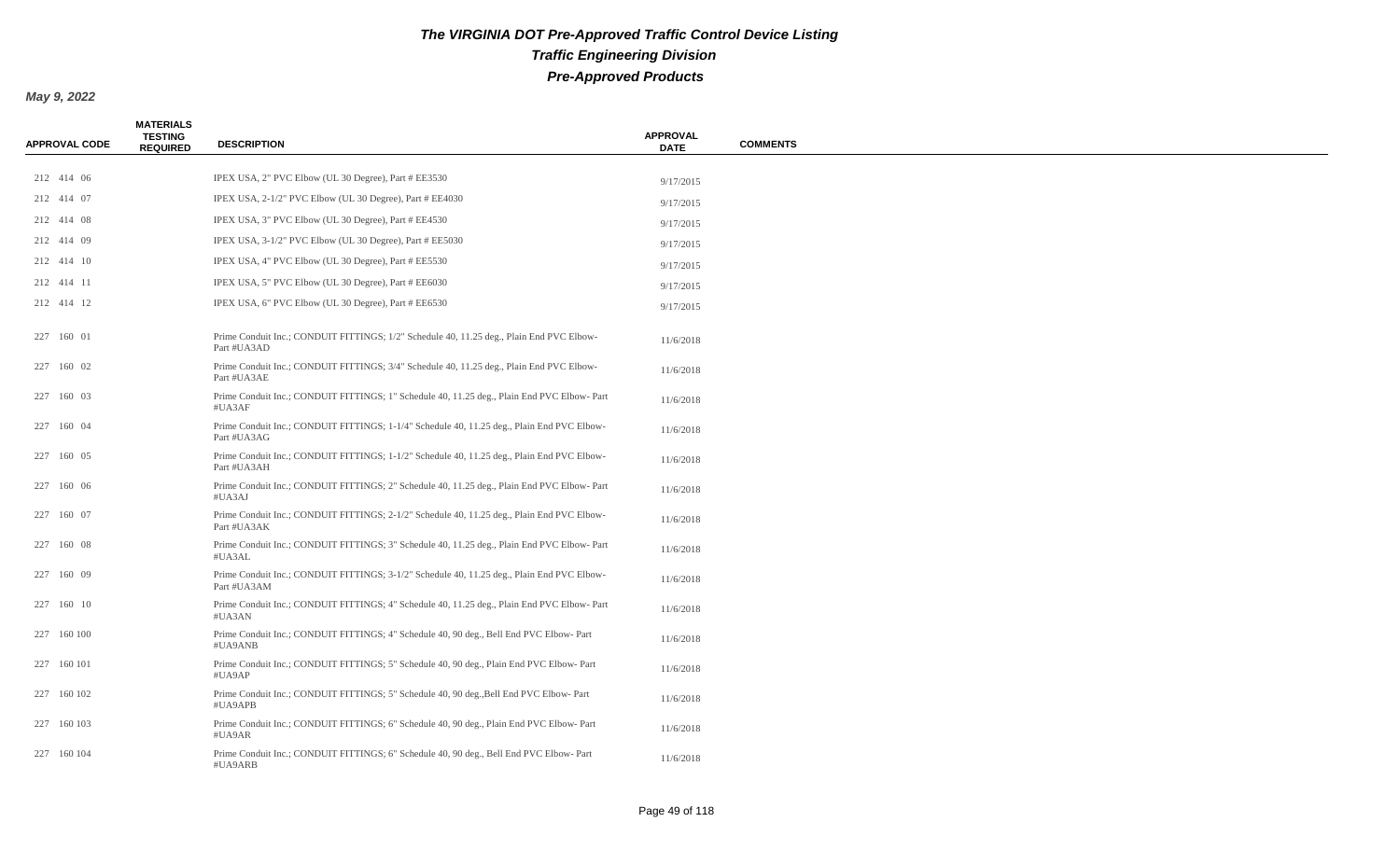# The VIRGINIA DOT Pre-Approved Traffic Control Device Listing

## Traffic Engineering Division

## Pre-Approved Products

**May 9, 2022**

| APPROVAL CODE | MATERIALS TESTING REQUIRED | DESCRIPTION | APPROVAL DATE | COMMENTS |
|---|---|---|---|---|
| 212 414 06 | | IPEX USA, 2" PVC Elbow (UL 30 Degree), Part # EE3530 | 9/17/2015 | |
| 212 414 07 | | IPEX USA, 2-1/2" PVC Elbow (UL 30 Degree), Part # EE4030 | 9/17/2015 | |
| 212 414 08 | | IPEX USA, 3" PVC Elbow (UL 30 Degree), Part # EE4530 | 9/17/2015 | |
| 212 414 09 | | IPEX USA, 3-1/2" PVC Elbow (UL 30 Degree), Part # EE5030 | 9/17/2015 | |
| 212 414 10 | | IPEX USA, 4" PVC Elbow (UL 30 Degree), Part # EE5530 | 9/17/2015 | |
| 212 414 11 | | IPEX USA, 5" PVC Elbow (UL 30 Degree), Part # EE6030 | 9/17/2015 | |
| 212 414 12 | | IPEX USA, 6" PVC Elbow (UL 30 Degree), Part # EE6530 | 9/17/2015 | |
| 227 160 01 | | Prime Conduit Inc.; CONDUIT FITTINGS; 1/2" Schedule 40, 11.25 deg., Plain End PVC Elbow- Part #UA3AD | 11/6/2018 | |
| 227 160 02 | | Prime Conduit Inc.; CONDUIT FITTINGS; 3/4" Schedule 40, 11.25 deg., Plain End PVC Elbow- Part #UA3AE | 11/6/2018 | |
| 227 160 03 | | Prime Conduit Inc.; CONDUIT FITTINGS; 1" Schedule 40, 11.25 deg., Plain End PVC Elbow- Part #UA3AF | 11/6/2018 | |
| 227 160 04 | | Prime Conduit Inc.; CONDUIT FITTINGS; 1-1/4" Schedule 40, 11.25 deg., Plain End PVC Elbow- Part #UA3AG | 11/6/2018 | |
| 227 160 05 | | Prime Conduit Inc.; CONDUIT FITTINGS; 1-1/2" Schedule 40, 11.25 deg., Plain End PVC Elbow- Part #UA3AH | 11/6/2018 | |
| 227 160 06 | | Prime Conduit Inc.; CONDUIT FITTINGS; 2" Schedule 40, 11.25 deg., Plain End PVC Elbow- Part #UA3AJ | 11/6/2018 | |
| 227 160 07 | | Prime Conduit Inc.; CONDUIT FITTINGS; 2-1/2" Schedule 40, 11.25 deg., Plain End PVC Elbow- Part #UA3AK | 11/6/2018 | |
| 227 160 08 | | Prime Conduit Inc.; CONDUIT FITTINGS; 3" Schedule 40, 11.25 deg., Plain End PVC Elbow- Part #UA3AL | 11/6/2018 | |
| 227 160 09 | | Prime Conduit Inc.; CONDUIT FITTINGS; 3-1/2" Schedule 40, 11.25 deg., Plain End PVC Elbow- Part #UA3AM | 11/6/2018 | |
| 227 160 10 | | Prime Conduit Inc.; CONDUIT FITTINGS; 4" Schedule 40, 11.25 deg., Plain End PVC Elbow- Part #UA3AN | 11/6/2018 | |
| 227 160 100 | | Prime Conduit Inc.; CONDUIT FITTINGS; 4" Schedule 40, 90 deg., Bell End PVC Elbow- Part #UA9ANB | 11/6/2018 | |
| 227 160 101 | | Prime Conduit Inc.; CONDUIT FITTINGS; 5" Schedule 40, 90 deg., Plain End PVC Elbow- Part #UA9AP | 11/6/2018 | |
| 227 160 102 | | Prime Conduit Inc.; CONDUIT FITTINGS; 5" Schedule 40, 90 deg.,Bell End PVC Elbow- Part #UA9APB | 11/6/2018 | |
| 227 160 103 | | Prime Conduit Inc.; CONDUIT FITTINGS; 6" Schedule 40, 90 deg., Plain End PVC Elbow- Part #UA9AR | 11/6/2018 | |
| 227 160 104 | | Prime Conduit Inc.; CONDUIT FITTINGS; 6" Schedule 40, 90 deg., Bell End PVC Elbow- Part #UA9ARB | 11/6/2018 | |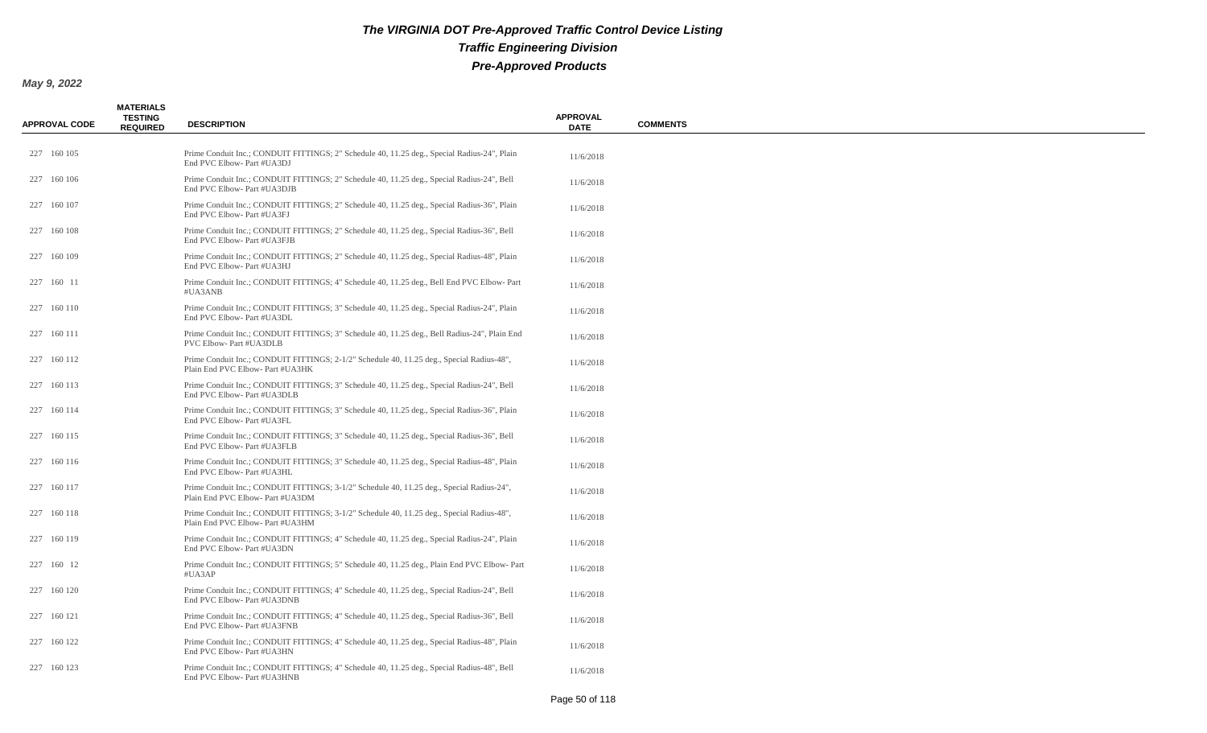# The VIRGINIA DOT Pre-Approved Traffic Control Device Listing

## Traffic Engineering Division

## Pre-Approved Products

**May 9, 2022**

| APPROVAL CODE | MATERIALS TESTING REQUIRED | DESCRIPTION | APPROVAL DATE | COMMENTS |
|---|---|---|---|---|
| 227 160 105 | | Prime Conduit Inc.; CONDUIT FITTINGS; 2" Schedule 40, 11.25 deg., Special Radius-24", Plain End PVC Elbow- Part #UA3DJ | 11/6/2018 | |
| 227 160 106 | | Prime Conduit Inc.; CONDUIT FITTINGS; 2" Schedule 40, 11.25 deg., Special Radius-24", Bell End PVC Elbow- Part #UA3DJB | 11/6/2018 | |
| 227 160 107 | | Prime Conduit Inc.; CONDUIT FITTINGS; 2" Schedule 40, 11.25 deg., Special Radius-36", Plain End PVC Elbow- Part #UA3FJ | 11/6/2018 | |
| 227 160 108 | | Prime Conduit Inc.; CONDUIT FITTINGS; 2" Schedule 40, 11.25 deg., Special Radius-36", Bell End PVC Elbow- Part #UA3FJB | 11/6/2018 | |
| 227 160 109 | | Prime Conduit Inc.; CONDUIT FITTINGS; 2" Schedule 40, 11.25 deg., Special Radius-48", Plain End PVC Elbow- Part #UA3HJ | 11/6/2018 | |
| 227 160 11 | | Prime Conduit Inc.; CONDUIT FITTINGS; 4" Schedule 40, 11.25 deg., Bell End PVC Elbow- Part #UA3ANB | 11/6/2018 | |
| 227 160 110 | | Prime Conduit Inc.; CONDUIT FITTINGS; 3" Schedule 40, 11.25 deg., Special Radius-24", Plain End PVC Elbow- Part #UA3DL | 11/6/2018 | |
| 227 160 111 | | Prime Conduit Inc.; CONDUIT FITTINGS; 3" Schedule 40, 11.25 deg., Bell Radius-24", Plain End PVC Elbow- Part #UA3DLB | 11/6/2018 | |
| 227 160 112 | | Prime Conduit Inc.; CONDUIT FITTINGS; 2-1/2" Schedule 40, 11.25 deg., Special Radius-48", Plain End PVC Elbow- Part #UA3HK | 11/6/2018 | |
| 227 160 113 | | Prime Conduit Inc.; CONDUIT FITTINGS; 3" Schedule 40, 11.25 deg., Special Radius-24", Bell End PVC Elbow- Part #UA3DLB | 11/6/2018 | |
| 227 160 114 | | Prime Conduit Inc.; CONDUIT FITTINGS; 3" Schedule 40, 11.25 deg., Special Radius-36", Plain End PVC Elbow- Part #UA3FL | 11/6/2018 | |
| 227 160 115 | | Prime Conduit Inc.; CONDUIT FITTINGS; 3" Schedule 40, 11.25 deg., Special Radius-36", Bell End PVC Elbow- Part #UA3FLB | 11/6/2018 | |
| 227 160 116 | | Prime Conduit Inc.; CONDUIT FITTINGS; 3" Schedule 40, 11.25 deg., Special Radius-48", Plain End PVC Elbow- Part #UA3HL | 11/6/2018 | |
| 227 160 117 | | Prime Conduit Inc.; CONDUIT FITTINGS; 3-1/2" Schedule 40, 11.25 deg., Special Radius-24", Plain End PVC Elbow- Part #UA3DM | 11/6/2018 | |
| 227 160 118 | | Prime Conduit Inc.; CONDUIT FITTINGS; 3-1/2" Schedule 40, 11.25 deg., Special Radius-48", Plain End PVC Elbow- Part #UA3HM | 11/6/2018 | |
| 227 160 119 | | Prime Conduit Inc.; CONDUIT FITTINGS; 4" Schedule 40, 11.25 deg., Special Radius-24", Plain End PVC Elbow- Part #UA3DN | 11/6/2018 | |
| 227 160 12 | | Prime Conduit Inc.; CONDUIT FITTINGS; 5" Schedule 40, 11.25 deg., Plain End PVC Elbow- Part #UA3AP | 11/6/2018 | |
| 227 160 120 | | Prime Conduit Inc.; CONDUIT FITTINGS; 4" Schedule 40, 11.25 deg., Special Radius-24", Bell End PVC Elbow- Part #UA3DNB | 11/6/2018 | |
| 227 160 121 | | Prime Conduit Inc.; CONDUIT FITTINGS; 4" Schedule 40, 11.25 deg., Special Radius-36", Bell End PVC Elbow- Part #UA3FNB | 11/6/2018 | |
| 227 160 122 | | Prime Conduit Inc.; CONDUIT FITTINGS; 4" Schedule 40, 11.25 deg., Special Radius-48", Plain End PVC Elbow- Part #UA3HN | 11/6/2018 | |
| 227 160 123 | | Prime Conduit Inc.; CONDUIT FITTINGS; 4" Schedule 40, 11.25 deg., Special Radius-48", Bell End PVC Elbow- Part #UA3HNB | 11/6/2018 | |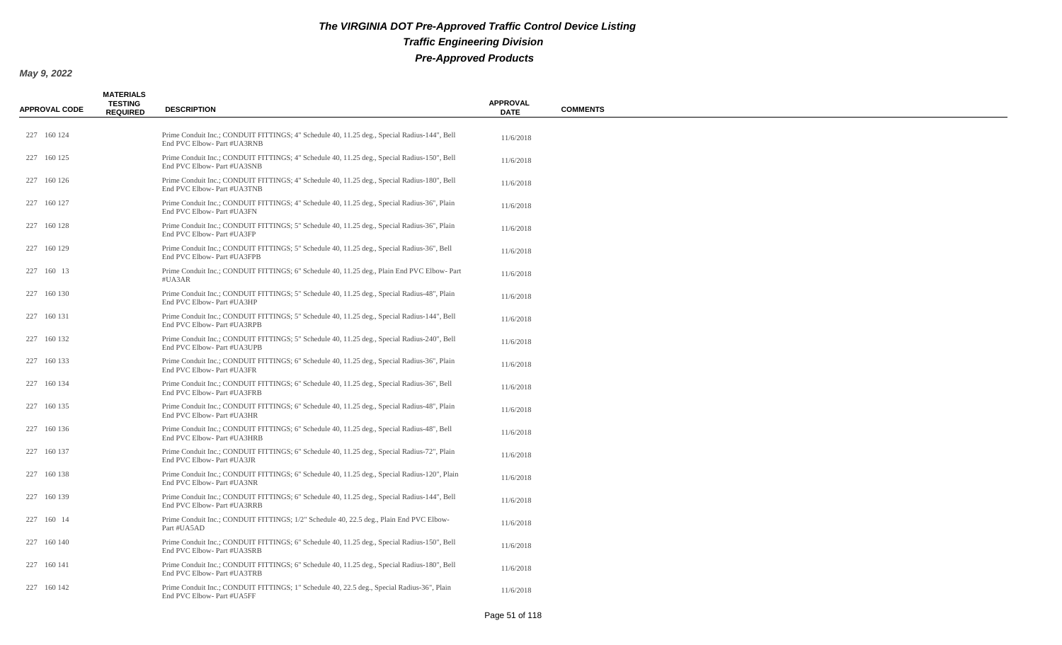# *The VIRGINIA DOT Pre-Approved Traffic Control Device Listing*
## *Traffic Engineering Division*
## *Pre-Approved Products*

***May 9, 2022***

| APPROVAL CODE | MATERIALS TESTING REQUIRED | DESCRIPTION | APPROVAL DATE | COMMENTS |
|---|---|---|---|---|
| 227 160 124 | | Prime Conduit Inc.; CONDUIT FITTINGS; 4" Schedule 40, 11.25 deg., Special Radius-144", Bell End PVC Elbow- Part #UA3RNB | 11/6/2018 | |
| 227 160 125 | | Prime Conduit Inc.; CONDUIT FITTINGS; 4" Schedule 40, 11.25 deg., Special Radius-150", Bell End PVC Elbow- Part #UA3SNB | 11/6/2018 | |
| 227 160 126 | | Prime Conduit Inc.; CONDUIT FITTINGS; 4" Schedule 40, 11.25 deg., Special Radius-180", Bell End PVC Elbow- Part #UA3TNB | 11/6/2018 | |
| 227 160 127 | | Prime Conduit Inc.; CONDUIT FITTINGS; 4" Schedule 40, 11.25 deg., Special Radius-36", Plain End PVC Elbow- Part #UA3FN | 11/6/2018 | |
| 227 160 128 | | Prime Conduit Inc.; CONDUIT FITTINGS; 5" Schedule 40, 11.25 deg., Special Radius-36", Plain End PVC Elbow- Part #UA3FP | 11/6/2018 | |
| 227 160 129 | | Prime Conduit Inc.; CONDUIT FITTINGS; 5" Schedule 40, 11.25 deg., Special Radius-36", Bell End PVC Elbow- Part #UA3FPB | 11/6/2018 | |
| 227 160 13 | | Prime Conduit Inc.; CONDUIT FITTINGS; 6" Schedule 40, 11.25 deg., Plain End PVC Elbow- Part #UA3AR | 11/6/2018 | |
| 227 160 130 | | Prime Conduit Inc.; CONDUIT FITTINGS; 5" Schedule 40, 11.25 deg., Special Radius-48", Plain End PVC Elbow- Part #UA3HP | 11/6/2018 | |
| 227 160 131 | | Prime Conduit Inc.; CONDUIT FITTINGS; 5" Schedule 40, 11.25 deg., Special Radius-144", Bell End PVC Elbow- Part #UA3RPB | 11/6/2018 | |
| 227 160 132 | | Prime Conduit Inc.; CONDUIT FITTINGS; 5" Schedule 40, 11.25 deg., Special Radius-240", Bell End PVC Elbow- Part #UA3UPB | 11/6/2018 | |
| 227 160 133 | | Prime Conduit Inc.; CONDUIT FITTINGS; 6" Schedule 40, 11.25 deg., Special Radius-36", Plain End PVC Elbow- Part #UA3FR | 11/6/2018 | |
| 227 160 134 | | Prime Conduit Inc.; CONDUIT FITTINGS; 6" Schedule 40, 11.25 deg., Special Radius-36", Bell End PVC Elbow- Part #UA3FRB | 11/6/2018 | |
| 227 160 135 | | Prime Conduit Inc.; CONDUIT FITTINGS; 6" Schedule 40, 11.25 deg., Special Radius-48", Plain End PVC Elbow- Part #UA3HR | 11/6/2018 | |
| 227 160 136 | | Prime Conduit Inc.; CONDUIT FITTINGS; 6" Schedule 40, 11.25 deg., Special Radius-48", Bell End PVC Elbow- Part #UA3HRB | 11/6/2018 | |
| 227 160 137 | | Prime Conduit Inc.; CONDUIT FITTINGS; 6" Schedule 40, 11.25 deg., Special Radius-72", Plain End PVC Elbow- Part #UA3JR | 11/6/2018 | |
| 227 160 138 | | Prime Conduit Inc.; CONDUIT FITTINGS; 6" Schedule 40, 11.25 deg., Special Radius-120", Plain End PVC Elbow- Part #UA3NR | 11/6/2018 | |
| 227 160 139 | | Prime Conduit Inc.; CONDUIT FITTINGS; 6" Schedule 40, 11.25 deg., Special Radius-144", Bell End PVC Elbow- Part #UA3RRB | 11/6/2018 | |
| 227 160 14 | | Prime Conduit Inc.; CONDUIT FITTINGS; 1/2" Schedule 40, 22.5 deg., Plain End PVC Elbow- Part #UA5AD | 11/6/2018 | |
| 227 160 140 | | Prime Conduit Inc.; CONDUIT FITTINGS; 6" Schedule 40, 11.25 deg., Special Radius-150", Bell End PVC Elbow- Part #UA3SRB | 11/6/2018 | |
| 227 160 141 | | Prime Conduit Inc.; CONDUIT FITTINGS; 6" Schedule 40, 11.25 deg., Special Radius-180", Bell End PVC Elbow- Part #UA3TRB | 11/6/2018 | |
| 227 160 142 | | Prime Conduit Inc.; CONDUIT FITTINGS; 1" Schedule 40, 22.5 deg., Special Radius-36", Plain End PVC Elbow- Part #UA5FF | 11/6/2018 | |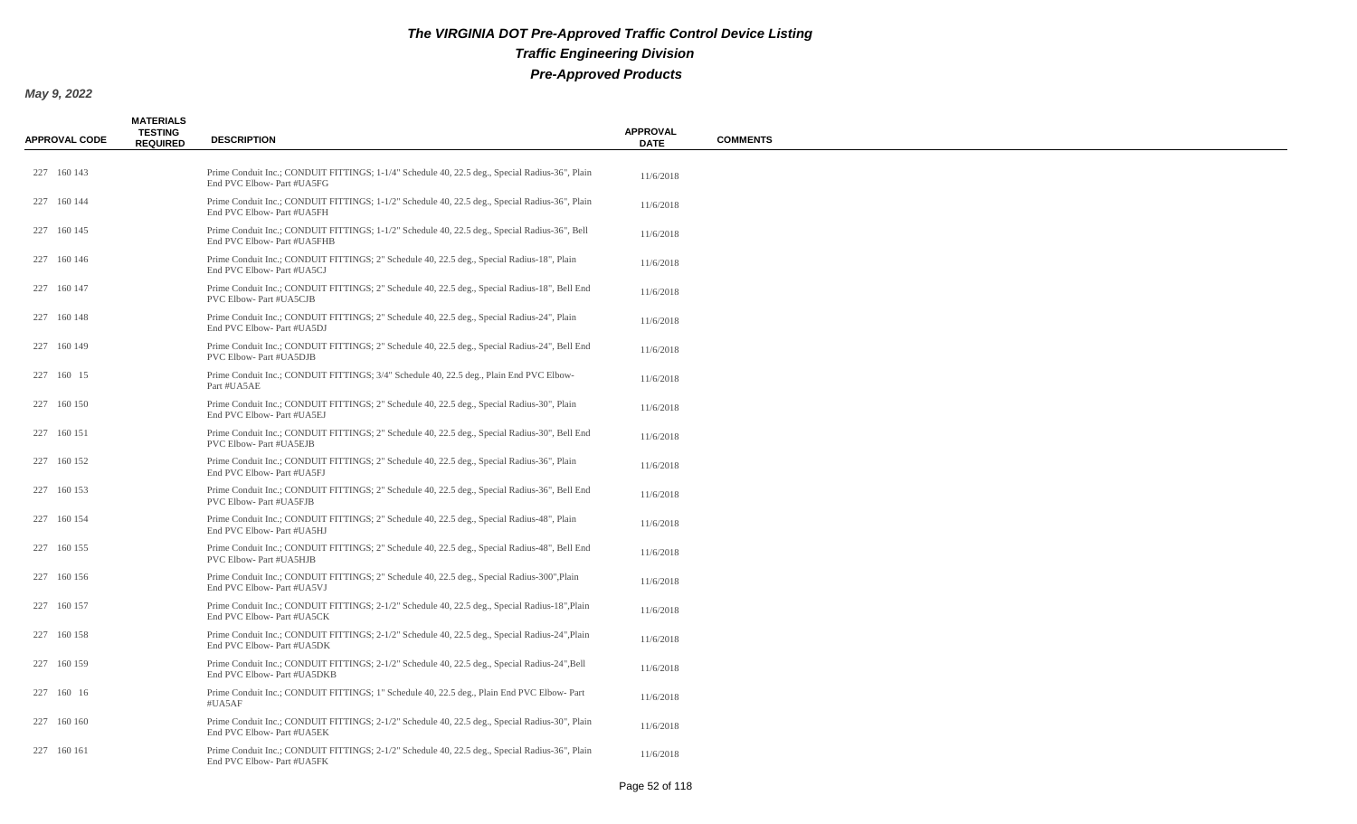# The VIRGINIA DOT Pre-Approved Traffic Control Device Listing

## Traffic Engineering Division

## Pre-Approved Products

**May 9, 2022**

| APPROVAL CODE | MATERIALS TESTING REQUIRED | DESCRIPTION | APPROVAL DATE | COMMENTS |
|---|---|---|---|---|
| 227 160 143 | | Prime Conduit Inc.; CONDUIT FITTINGS; 1-1/4" Schedule 40, 22.5 deg., Special Radius-36", Plain End PVC Elbow- Part #UA5FG | 11/6/2018 | |
| 227 160 144 | | Prime Conduit Inc.; CONDUIT FITTINGS; 1-1/2" Schedule 40, 22.5 deg., Special Radius-36", Plain End PVC Elbow- Part #UA5FH | 11/6/2018 | |
| 227 160 145 | | Prime Conduit Inc.; CONDUIT FITTINGS; 1-1/2" Schedule 40, 22.5 deg., Special Radius-36", Bell End PVC Elbow- Part #UA5FHB | 11/6/2018 | |
| 227 160 146 | | Prime Conduit Inc.; CONDUIT FITTINGS; 2" Schedule 40, 22.5 deg., Special Radius-18", Plain End PVC Elbow- Part #UA5CJ | 11/6/2018 | |
| 227 160 147 | | Prime Conduit Inc.; CONDUIT FITTINGS; 2" Schedule 40, 22.5 deg., Special Radius-18", Bell End PVC Elbow- Part #UA5CJB | 11/6/2018 | |
| 227 160 148 | | Prime Conduit Inc.; CONDUIT FITTINGS; 2" Schedule 40, 22.5 deg., Special Radius-24", Plain End PVC Elbow- Part #UA5DJ | 11/6/2018 | |
| 227 160 149 | | Prime Conduit Inc.; CONDUIT FITTINGS; 2" Schedule 40, 22.5 deg., Special Radius-24", Bell End PVC Elbow- Part #UA5DJB | 11/6/2018 | |
| 227 160 15 | | Prime Conduit Inc.; CONDUIT FITTINGS; 3/4" Schedule 40, 22.5 deg., Plain End PVC Elbow- Part #UA5AE | 11/6/2018 | |
| 227 160 150 | | Prime Conduit Inc.; CONDUIT FITTINGS; 2" Schedule 40, 22.5 deg., Special Radius-30", Plain End PVC Elbow- Part #UA5EJ | 11/6/2018 | |
| 227 160 151 | | Prime Conduit Inc.; CONDUIT FITTINGS; 2" Schedule 40, 22.5 deg., Special Radius-30", Bell End PVC Elbow- Part #UA5EJB | 11/6/2018 | |
| 227 160 152 | | Prime Conduit Inc.; CONDUIT FITTINGS; 2" Schedule 40, 22.5 deg., Special Radius-36", Plain End PVC Elbow- Part #UA5FJ | 11/6/2018 | |
| 227 160 153 | | Prime Conduit Inc.; CONDUIT FITTINGS; 2" Schedule 40, 22.5 deg., Special Radius-36", Bell End PVC Elbow- Part #UA5FJB | 11/6/2018 | |
| 227 160 154 | | Prime Conduit Inc.; CONDUIT FITTINGS; 2" Schedule 40, 22.5 deg., Special Radius-48", Plain End PVC Elbow- Part #UA5HJ | 11/6/2018 | |
| 227 160 155 | | Prime Conduit Inc.; CONDUIT FITTINGS; 2" Schedule 40, 22.5 deg., Special Radius-48", Bell End PVC Elbow- Part #UA5HJB | 11/6/2018 | |
| 227 160 156 | | Prime Conduit Inc.; CONDUIT FITTINGS; 2" Schedule 40, 22.5 deg., Special Radius-300",Plain End PVC Elbow- Part #UA5VJ | 11/6/2018 | |
| 227 160 157 | | Prime Conduit Inc.; CONDUIT FITTINGS; 2-1/2" Schedule 40, 22.5 deg., Special Radius-18",Plain End PVC Elbow- Part #UA5CK | 11/6/2018 | |
| 227 160 158 | | Prime Conduit Inc.; CONDUIT FITTINGS; 2-1/2" Schedule 40, 22.5 deg., Special Radius-24",Plain End PVC Elbow- Part #UA5DK | 11/6/2018 | |
| 227 160 159 | | Prime Conduit Inc.; CONDUIT FITTINGS; 2-1/2" Schedule 40, 22.5 deg., Special Radius-24",Bell End PVC Elbow- Part #UA5DKB | 11/6/2018 | |
| 227 160 16 | | Prime Conduit Inc.; CONDUIT FITTINGS; 1" Schedule 40, 22.5 deg., Plain End PVC Elbow- Part #UA5AF | 11/6/2018 | |
| 227 160 160 | | Prime Conduit Inc.; CONDUIT FITTINGS; 2-1/2" Schedule 40, 22.5 deg., Special Radius-30", Plain End PVC Elbow- Part #UA5EK | 11/6/2018 | |
| 227 160 161 | | Prime Conduit Inc.; CONDUIT FITTINGS; 2-1/2" Schedule 40, 22.5 deg., Special Radius-36", Plain End PVC Elbow- Part #UA5FK | 11/6/2018 | |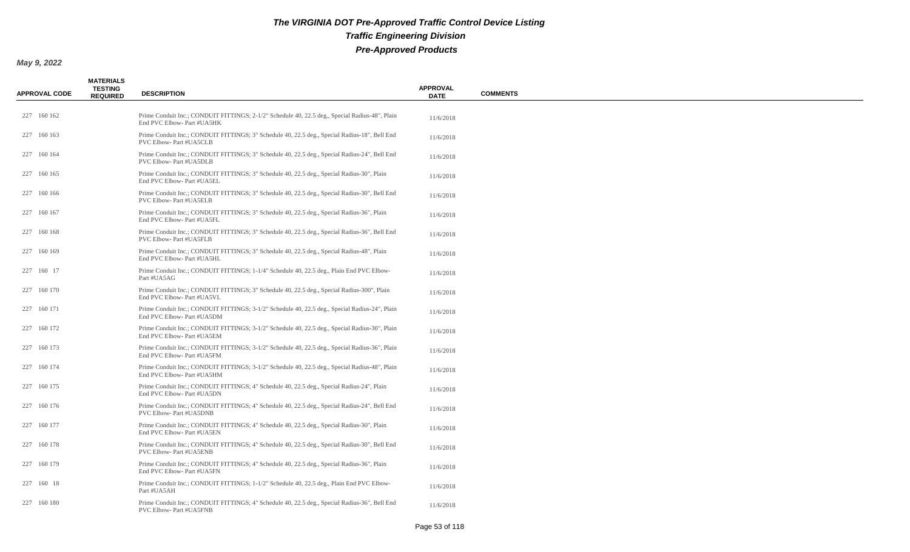# The VIRGINIA DOT Pre-Approved Traffic Control Device Listing

## Traffic Engineering Division

## Pre-Approved Products

**May 9, 2022**

| APPROVAL CODE | MATERIALS TESTING REQUIRED | DESCRIPTION | APPROVAL DATE | COMMENTS |
|---|---|---|---|---|
| 227 160 162 | | Prime Conduit Inc.; CONDUIT FITTINGS; 2-1/2" Schedule 40, 22.5 deg., Special Radius-48", Plain End PVC Elbow- Part #UA5HK | 11/6/2018 | |
| 227 160 163 | | Prime Conduit Inc.; CONDUIT FITTINGS; 3" Schedule 40, 22.5 deg., Special Radius-18", Bell End PVC Elbow- Part #UA5CLB | 11/6/2018 | |
| 227 160 164 | | Prime Conduit Inc.; CONDUIT FITTINGS; 3" Schedule 40, 22.5 deg., Special Radius-24", Bell End PVC Elbow- Part #UA5DLB | 11/6/2018 | |
| 227 160 165 | | Prime Conduit Inc.; CONDUIT FITTINGS; 3" Schedule 40, 22.5 deg., Special Radius-30", Plain End PVC Elbow- Part #UA5EL | 11/6/2018 | |
| 227 160 166 | | Prime Conduit Inc.; CONDUIT FITTINGS; 3" Schedule 40, 22.5 deg., Special Radius-30", Bell End PVC Elbow- Part #UA5ELB | 11/6/2018 | |
| 227 160 167 | | Prime Conduit Inc.; CONDUIT FITTINGS; 3" Schedule 40, 22.5 deg., Special Radius-36", Plain End PVC Elbow- Part #UA5FL | 11/6/2018 | |
| 227 160 168 | | Prime Conduit Inc.; CONDUIT FITTINGS; 3" Schedule 40, 22.5 deg., Special Radius-36", Bell End PVC Elbow- Part #UA5FLB | 11/6/2018 | |
| 227 160 169 | | Prime Conduit Inc.; CONDUIT FITTINGS; 3" Schedule 40, 22.5 deg., Special Radius-48", Plain End PVC Elbow- Part #UA5HL | 11/6/2018 | |
| 227 160 17 | | Prime Conduit Inc.; CONDUIT FITTINGS; 1-1/4" Schedule 40, 22.5 deg., Plain End PVC Elbow- Part #UA5AG | 11/6/2018 | |
| 227 160 170 | | Prime Conduit Inc.; CONDUIT FITTINGS; 3" Schedule 40, 22.5 deg., Special Radius-300", Plain End PVC Elbow- Part #UA5VL | 11/6/2018 | |
| 227 160 171 | | Prime Conduit Inc.; CONDUIT FITTINGS; 3-1/2" Schedule 40, 22.5 deg., Special Radius-24", Plain End PVC Elbow- Part #UA5DM | 11/6/2018 | |
| 227 160 172 | | Prime Conduit Inc.; CONDUIT FITTINGS; 3-1/2" Schedule 40, 22.5 deg., Special Radius-30", Plain End PVC Elbow- Part #UA5EM | 11/6/2018 | |
| 227 160 173 | | Prime Conduit Inc.; CONDUIT FITTINGS; 3-1/2" Schedule 40, 22.5 deg., Special Radius-36", Plain End PVC Elbow- Part #UA5FM | 11/6/2018 | |
| 227 160 174 | | Prime Conduit Inc.; CONDUIT FITTINGS; 3-1/2" Schedule 40, 22.5 deg., Special Radius-48", Plain End PVC Elbow- Part #UA5HM | 11/6/2018 | |
| 227 160 175 | | Prime Conduit Inc.; CONDUIT FITTINGS; 4" Schedule 40, 22.5 deg., Special Radius-24", Plain End PVC Elbow- Part #UA5DN | 11/6/2018 | |
| 227 160 176 | | Prime Conduit Inc.; CONDUIT FITTINGS; 4" Schedule 40, 22.5 deg., Special Radius-24", Bell End PVC Elbow- Part #UA5DNB | 11/6/2018 | |
| 227 160 177 | | Prime Conduit Inc.; CONDUIT FITTINGS; 4" Schedule 40, 22.5 deg., Special Radius-30", Plain End PVC Elbow- Part #UA5EN | 11/6/2018 | |
| 227 160 178 | | Prime Conduit Inc.; CONDUIT FITTINGS; 4" Schedule 40, 22.5 deg., Special Radius-30", Bell End PVC Elbow- Part #UA5ENB | 11/6/2018 | |
| 227 160 179 | | Prime Conduit Inc.; CONDUIT FITTINGS; 4" Schedule 40, 22.5 deg., Special Radius-36", Plain End PVC Elbow- Part #UA5FN | 11/6/2018 | |
| 227 160 18 | | Prime Conduit Inc.; CONDUIT FITTINGS; 1-1/2" Schedule 40, 22.5 deg., Plain End PVC Elbow- Part #UA5AH | 11/6/2018 | |
| 227 160 180 | | Prime Conduit Inc.; CONDUIT FITTINGS; 4" Schedule 40, 22.5 deg., Special Radius-36", Bell End PVC Elbow- Part #UA5FNB | 11/6/2018 | |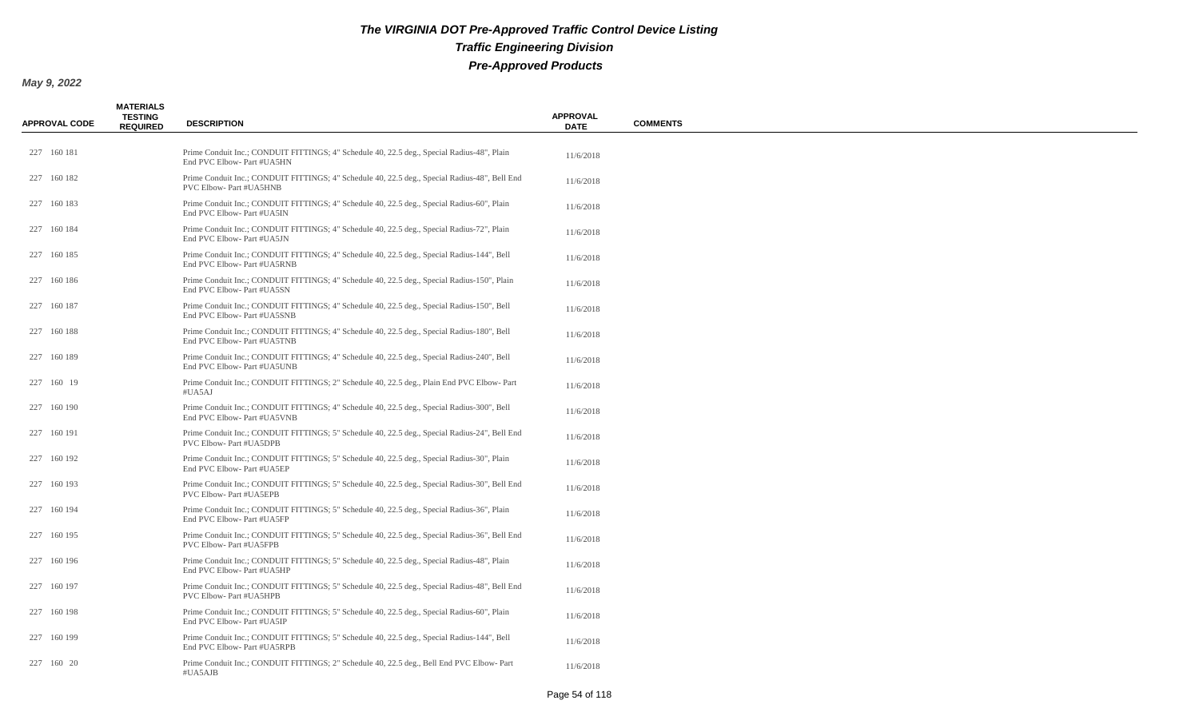# The VIRGINIA DOT Pre-Approved Traffic Control Device Listing

## Traffic Engineering Division

## Pre-Approved Products

**May 9, 2022**

| APPROVAL CODE | MATERIALS TESTING REQUIRED | DESCRIPTION | APPROVAL DATE | COMMENTS |
|---|---|---|---|---|
| 227 160 181 | | Prime Conduit Inc.; CONDUIT FITTINGS; 4" Schedule 40, 22.5 deg., Special Radius-48", Plain End PVC Elbow- Part #UA5HN | 11/6/2018 | |
| 227 160 182 | | Prime Conduit Inc.; CONDUIT FITTINGS; 4" Schedule 40, 22.5 deg., Special Radius-48", Bell End PVC Elbow- Part #UA5HNB | 11/6/2018 | |
| 227 160 183 | | Prime Conduit Inc.; CONDUIT FITTINGS; 4" Schedule 40, 22.5 deg., Special Radius-60", Plain End PVC Elbow- Part #UA5IN | 11/6/2018 | |
| 227 160 184 | | Prime Conduit Inc.; CONDUIT FITTINGS; 4" Schedule 40, 22.5 deg., Special Radius-72", Plain End PVC Elbow- Part #UA5JN | 11/6/2018 | |
| 227 160 185 | | Prime Conduit Inc.; CONDUIT FITTINGS; 4" Schedule 40, 22.5 deg., Special Radius-144", Bell End PVC Elbow- Part #UA5RNB | 11/6/2018 | |
| 227 160 186 | | Prime Conduit Inc.; CONDUIT FITTINGS; 4" Schedule 40, 22.5 deg., Special Radius-150", Plain End PVC Elbow- Part #UA5SN | 11/6/2018 | |
| 227 160 187 | | Prime Conduit Inc.; CONDUIT FITTINGS; 4" Schedule 40, 22.5 deg., Special Radius-150", Bell End PVC Elbow- Part #UA5SNB | 11/6/2018 | |
| 227 160 188 | | Prime Conduit Inc.; CONDUIT FITTINGS; 4" Schedule 40, 22.5 deg., Special Radius-180", Bell End PVC Elbow- Part #UA5TNB | 11/6/2018 | |
| 227 160 189 | | Prime Conduit Inc.; CONDUIT FITTINGS; 4" Schedule 40, 22.5 deg., Special Radius-240", Bell End PVC Elbow- Part #UA5UNB | 11/6/2018 | |
| 227 160 19 | | Prime Conduit Inc.; CONDUIT FITTINGS; 2" Schedule 40, 22.5 deg., Plain End PVC Elbow- Part #UA5AJ | 11/6/2018 | |
| 227 160 190 | | Prime Conduit Inc.; CONDUIT FITTINGS; 4" Schedule 40, 22.5 deg., Special Radius-300", Bell End PVC Elbow- Part #UA5VNB | 11/6/2018 | |
| 227 160 191 | | Prime Conduit Inc.; CONDUIT FITTINGS; 5" Schedule 40, 22.5 deg., Special Radius-24", Bell End PVC Elbow- Part #UA5DPB | 11/6/2018 | |
| 227 160 192 | | Prime Conduit Inc.; CONDUIT FITTINGS; 5" Schedule 40, 22.5 deg., Special Radius-30", Plain End PVC Elbow- Part #UA5EP | 11/6/2018 | |
| 227 160 193 | | Prime Conduit Inc.; CONDUIT FITTINGS; 5" Schedule 40, 22.5 deg., Special Radius-30", Bell End PVC Elbow- Part #UA5EPB | 11/6/2018 | |
| 227 160 194 | | Prime Conduit Inc.; CONDUIT FITTINGS; 5" Schedule 40, 22.5 deg., Special Radius-36", Plain End PVC Elbow- Part #UA5FP | 11/6/2018 | |
| 227 160 195 | | Prime Conduit Inc.; CONDUIT FITTINGS; 5" Schedule 40, 22.5 deg., Special Radius-36", Bell End PVC Elbow- Part #UA5FPB | 11/6/2018 | |
| 227 160 196 | | Prime Conduit Inc.; CONDUIT FITTINGS; 5" Schedule 40, 22.5 deg., Special Radius-48", Plain End PVC Elbow- Part #UA5HP | 11/6/2018 | |
| 227 160 197 | | Prime Conduit Inc.; CONDUIT FITTINGS; 5" Schedule 40, 22.5 deg., Special Radius-48", Bell End PVC Elbow- Part #UA5HPB | 11/6/2018 | |
| 227 160 198 | | Prime Conduit Inc.; CONDUIT FITTINGS; 5" Schedule 40, 22.5 deg., Special Radius-60", Plain End PVC Elbow- Part #UA5IP | 11/6/2018 | |
| 227 160 199 | | Prime Conduit Inc.; CONDUIT FITTINGS; 5" Schedule 40, 22.5 deg., Special Radius-144", Bell End PVC Elbow- Part #UA5RPB | 11/6/2018 | |
| 227 160 20 | | Prime Conduit Inc.; CONDUIT FITTINGS; 2" Schedule 40, 22.5 deg., Bell End PVC Elbow- Part #UA5AJB | 11/6/2018 | |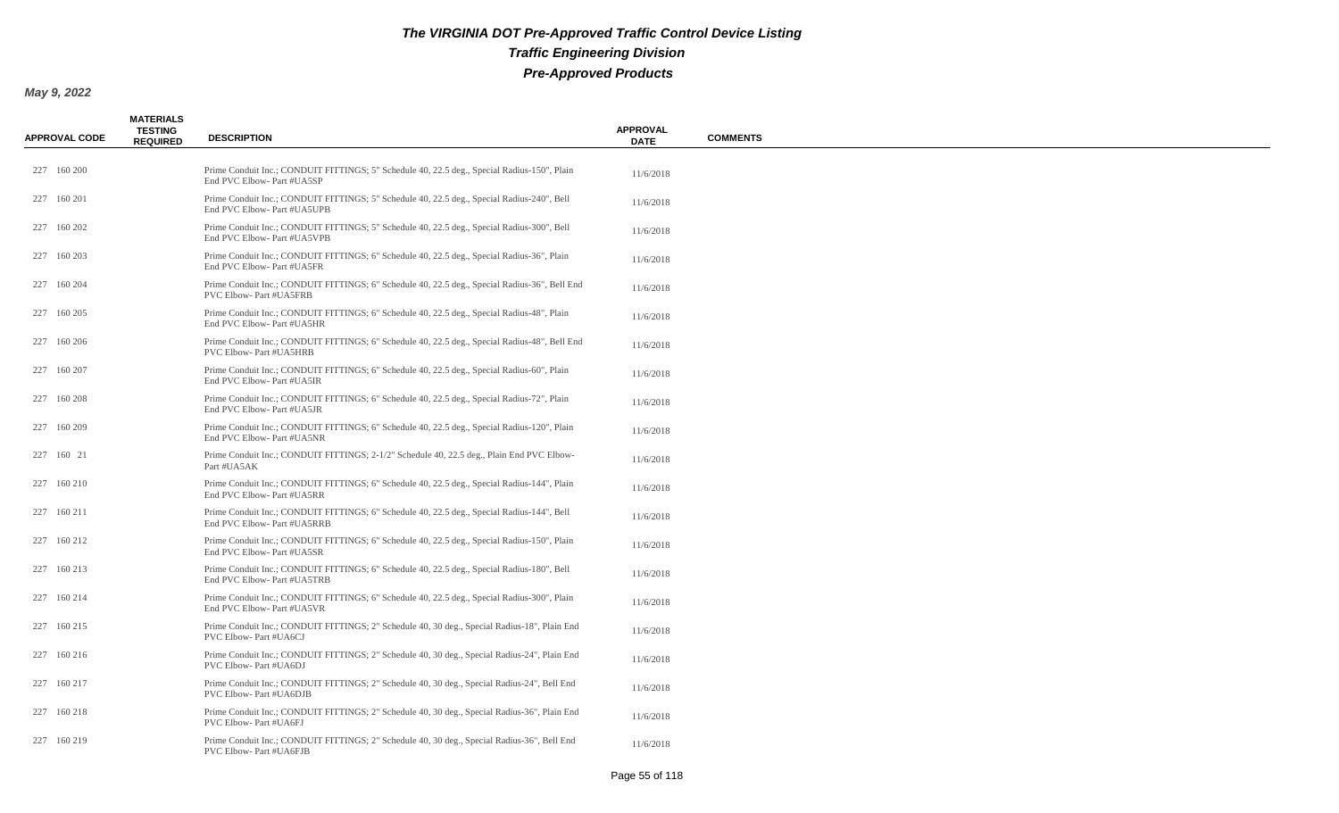# The VIRGINIA DOT Pre-Approved Traffic Control Device Listing

## Traffic Engineering Division

## Pre-Approved Products

**May 9, 2022**

| APPROVAL CODE | MATERIALS TESTING REQUIRED | DESCRIPTION | APPROVAL DATE | COMMENTS |
|---|---|---|---|---|
| 227 160 200 | | Prime Conduit Inc.; CONDUIT FITTINGS; 5" Schedule 40, 22.5 deg., Special Radius-150", Plain End PVC Elbow- Part #UA5SP | 11/6/2018 | |
| 227 160 201 | | Prime Conduit Inc.; CONDUIT FITTINGS; 5" Schedule 40, 22.5 deg., Special Radius-240", Bell End PVC Elbow- Part #UA5UPB | 11/6/2018 | |
| 227 160 202 | | Prime Conduit Inc.; CONDUIT FITTINGS; 5" Schedule 40, 22.5 deg., Special Radius-300", Bell End PVC Elbow- Part #UA5VPB | 11/6/2018 | |
| 227 160 203 | | Prime Conduit Inc.; CONDUIT FITTINGS; 6" Schedule 40, 22.5 deg., Special Radius-36", Plain End PVC Elbow- Part #UA5FR | 11/6/2018 | |
| 227 160 204 | | Prime Conduit Inc.; CONDUIT FITTINGS; 6" Schedule 40, 22.5 deg., Special Radius-36", Bell End PVC Elbow- Part #UA5FRB | 11/6/2018 | |
| 227 160 205 | | Prime Conduit Inc.; CONDUIT FITTINGS; 6" Schedule 40, 22.5 deg., Special Radius-48", Plain End PVC Elbow- Part #UA5HR | 11/6/2018 | |
| 227 160 206 | | Prime Conduit Inc.; CONDUIT FITTINGS; 6" Schedule 40, 22.5 deg., Special Radius-48", Bell End PVC Elbow- Part #UA5HRB | 11/6/2018 | |
| 227 160 207 | | Prime Conduit Inc.; CONDUIT FITTINGS; 6" Schedule 40, 22.5 deg., Special Radius-60", Plain End PVC Elbow- Part #UA5IR | 11/6/2018 | |
| 227 160 208 | | Prime Conduit Inc.; CONDUIT FITTINGS; 6" Schedule 40, 22.5 deg., Special Radius-72", Plain End PVC Elbow- Part #UA5JR | 11/6/2018 | |
| 227 160 209 | | Prime Conduit Inc.; CONDUIT FITTINGS; 6" Schedule 40, 22.5 deg., Special Radius-120", Plain End PVC Elbow- Part #UA5NR | 11/6/2018 | |
| 227 160 21 | | Prime Conduit Inc.; CONDUIT FITTINGS; 2-1/2" Schedule 40, 22.5 deg., Plain End PVC Elbow- Part #UA5AK | 11/6/2018 | |
| 227 160 210 | | Prime Conduit Inc.; CONDUIT FITTINGS; 6" Schedule 40, 22.5 deg., Special Radius-144", Plain End PVC Elbow- Part #UA5RR | 11/6/2018 | |
| 227 160 211 | | Prime Conduit Inc.; CONDUIT FITTINGS; 6" Schedule 40, 22.5 deg., Special Radius-144", Bell End PVC Elbow- Part #UA5RRB | 11/6/2018 | |
| 227 160 212 | | Prime Conduit Inc.; CONDUIT FITTINGS; 6" Schedule 40, 22.5 deg., Special Radius-150", Plain End PVC Elbow- Part #UA5SR | 11/6/2018 | |
| 227 160 213 | | Prime Conduit Inc.; CONDUIT FITTINGS; 6" Schedule 40, 22.5 deg., Special Radius-180", Bell End PVC Elbow- Part #UA5TRB | 11/6/2018 | |
| 227 160 214 | | Prime Conduit Inc.; CONDUIT FITTINGS; 6" Schedule 40, 22.5 deg., Special Radius-300", Plain End PVC Elbow- Part #UA5VR | 11/6/2018 | |
| 227 160 215 | | Prime Conduit Inc.; CONDUIT FITTINGS; 2" Schedule 40, 30 deg., Special Radius-18", Plain End PVC Elbow- Part #UA6CJ | 11/6/2018 | |
| 227 160 216 | | Prime Conduit Inc.; CONDUIT FITTINGS; 2" Schedule 40, 30 deg., Special Radius-24", Plain End PVC Elbow- Part #UA6DJ | 11/6/2018 | |
| 227 160 217 | | Prime Conduit Inc.; CONDUIT FITTINGS; 2" Schedule 40, 30 deg., Special Radius-24", Bell End PVC Elbow- Part #UA6DJB | 11/6/2018 | |
| 227 160 218 | | Prime Conduit Inc.; CONDUIT FITTINGS; 2" Schedule 40, 30 deg., Special Radius-36", Plain End PVC Elbow- Part #UA6FJ | 11/6/2018 | |
| 227 160 219 | | Prime Conduit Inc.; CONDUIT FITTINGS; 2" Schedule 40, 30 deg., Special Radius-36", Bell End PVC Elbow- Part #UA6FJB | 11/6/2018 | |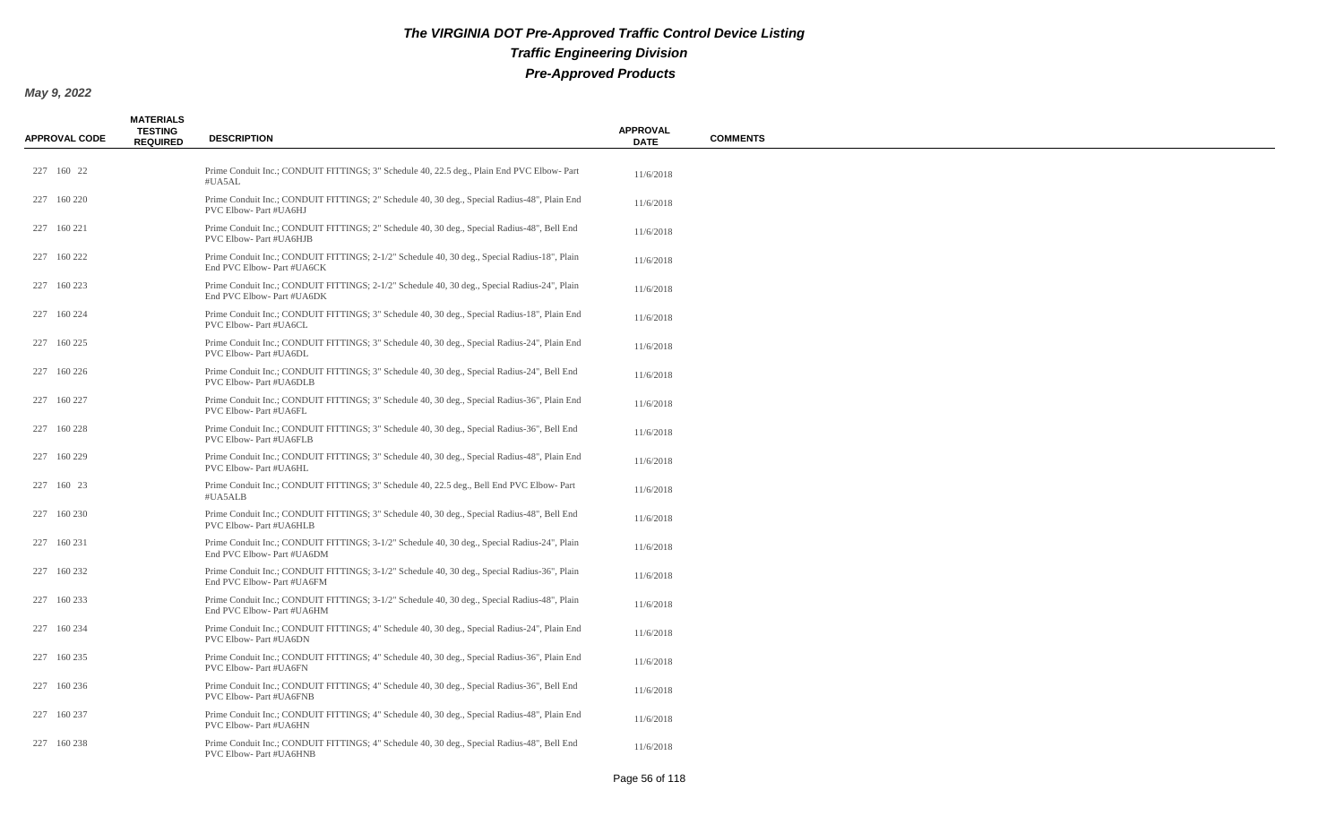# The VIRGINIA DOT Pre-Approved Traffic Control Device Listing

## Traffic Engineering Division

## Pre-Approved Products

**May 9, 2022**

| APPROVAL CODE | MATERIALS TESTING REQUIRED | DESCRIPTION | APPROVAL DATE | COMMENTS |
|---|---|---|---|---|
| 227 160 22 | | Prime Conduit Inc.; CONDUIT FITTINGS; 3" Schedule 40, 22.5 deg., Plain End PVC Elbow- Part #UA5AL | 11/6/2018 | |
| 227 160 220 | | Prime Conduit Inc.; CONDUIT FITTINGS; 2" Schedule 40, 30 deg., Special Radius-48", Plain End PVC Elbow- Part #UA6HJ | 11/6/2018 | |
| 227 160 221 | | Prime Conduit Inc.; CONDUIT FITTINGS; 2" Schedule 40, 30 deg., Special Radius-48", Bell End PVC Elbow- Part #UA6HJB | 11/6/2018 | |
| 227 160 222 | | Prime Conduit Inc.; CONDUIT FITTINGS; 2-1/2" Schedule 40, 30 deg., Special Radius-18", Plain End PVC Elbow- Part #UA6CK | 11/6/2018 | |
| 227 160 223 | | Prime Conduit Inc.; CONDUIT FITTINGS; 2-1/2" Schedule 40, 30 deg., Special Radius-24", Plain End PVC Elbow- Part #UA6DK | 11/6/2018 | |
| 227 160 224 | | Prime Conduit Inc.; CONDUIT FITTINGS; 3" Schedule 40, 30 deg., Special Radius-18", Plain End PVC Elbow- Part #UA6CL | 11/6/2018 | |
| 227 160 225 | | Prime Conduit Inc.; CONDUIT FITTINGS; 3" Schedule 40, 30 deg., Special Radius-24", Plain End PVC Elbow- Part #UA6DL | 11/6/2018 | |
| 227 160 226 | | Prime Conduit Inc.; CONDUIT FITTINGS; 3" Schedule 40, 30 deg., Special Radius-24", Bell End PVC Elbow- Part #UA6DLB | 11/6/2018 | |
| 227 160 227 | | Prime Conduit Inc.; CONDUIT FITTINGS; 3" Schedule 40, 30 deg., Special Radius-36", Plain End PVC Elbow- Part #UA6FL | 11/6/2018 | |
| 227 160 228 | | Prime Conduit Inc.; CONDUIT FITTINGS; 3" Schedule 40, 30 deg., Special Radius-36", Bell End PVC Elbow- Part #UA6FLB | 11/6/2018 | |
| 227 160 229 | | Prime Conduit Inc.; CONDUIT FITTINGS; 3" Schedule 40, 30 deg., Special Radius-48", Plain End PVC Elbow- Part #UA6HL | 11/6/2018 | |
| 227 160 23 | | Prime Conduit Inc.; CONDUIT FITTINGS; 3" Schedule 40, 22.5 deg., Bell End PVC Elbow- Part #UA5ALB | 11/6/2018 | |
| 227 160 230 | | Prime Conduit Inc.; CONDUIT FITTINGS; 3" Schedule 40, 30 deg., Special Radius-48", Bell End PVC Elbow- Part #UA6HLB | 11/6/2018 | |
| 227 160 231 | | Prime Conduit Inc.; CONDUIT FITTINGS; 3-1/2" Schedule 40, 30 deg., Special Radius-24", Plain End PVC Elbow- Part #UA6DM | 11/6/2018 | |
| 227 160 232 | | Prime Conduit Inc.; CONDUIT FITTINGS; 3-1/2" Schedule 40, 30 deg., Special Radius-36", Plain End PVC Elbow- Part #UA6FM | 11/6/2018 | |
| 227 160 233 | | Prime Conduit Inc.; CONDUIT FITTINGS; 3-1/2" Schedule 40, 30 deg., Special Radius-48", Plain End PVC Elbow- Part #UA6HM | 11/6/2018 | |
| 227 160 234 | | Prime Conduit Inc.; CONDUIT FITTINGS; 4" Schedule 40, 30 deg., Special Radius-24", Plain End PVC Elbow- Part #UA6DN | 11/6/2018 | |
| 227 160 235 | | Prime Conduit Inc.; CONDUIT FITTINGS; 4" Schedule 40, 30 deg., Special Radius-36", Plain End PVC Elbow- Part #UA6FN | 11/6/2018 | |
| 227 160 236 | | Prime Conduit Inc.; CONDUIT FITTINGS; 4" Schedule 40, 30 deg., Special Radius-36", Bell End PVC Elbow- Part #UA6FNB | 11/6/2018 | |
| 227 160 237 | | Prime Conduit Inc.; CONDUIT FITTINGS; 4" Schedule 40, 30 deg., Special Radius-48", Plain End PVC Elbow- Part #UA6HN | 11/6/2018 | |
| 227 160 238 | | Prime Conduit Inc.; CONDUIT FITTINGS; 4" Schedule 40, 30 deg., Special Radius-48", Bell End PVC Elbow- Part #UA6HNB | 11/6/2018 | |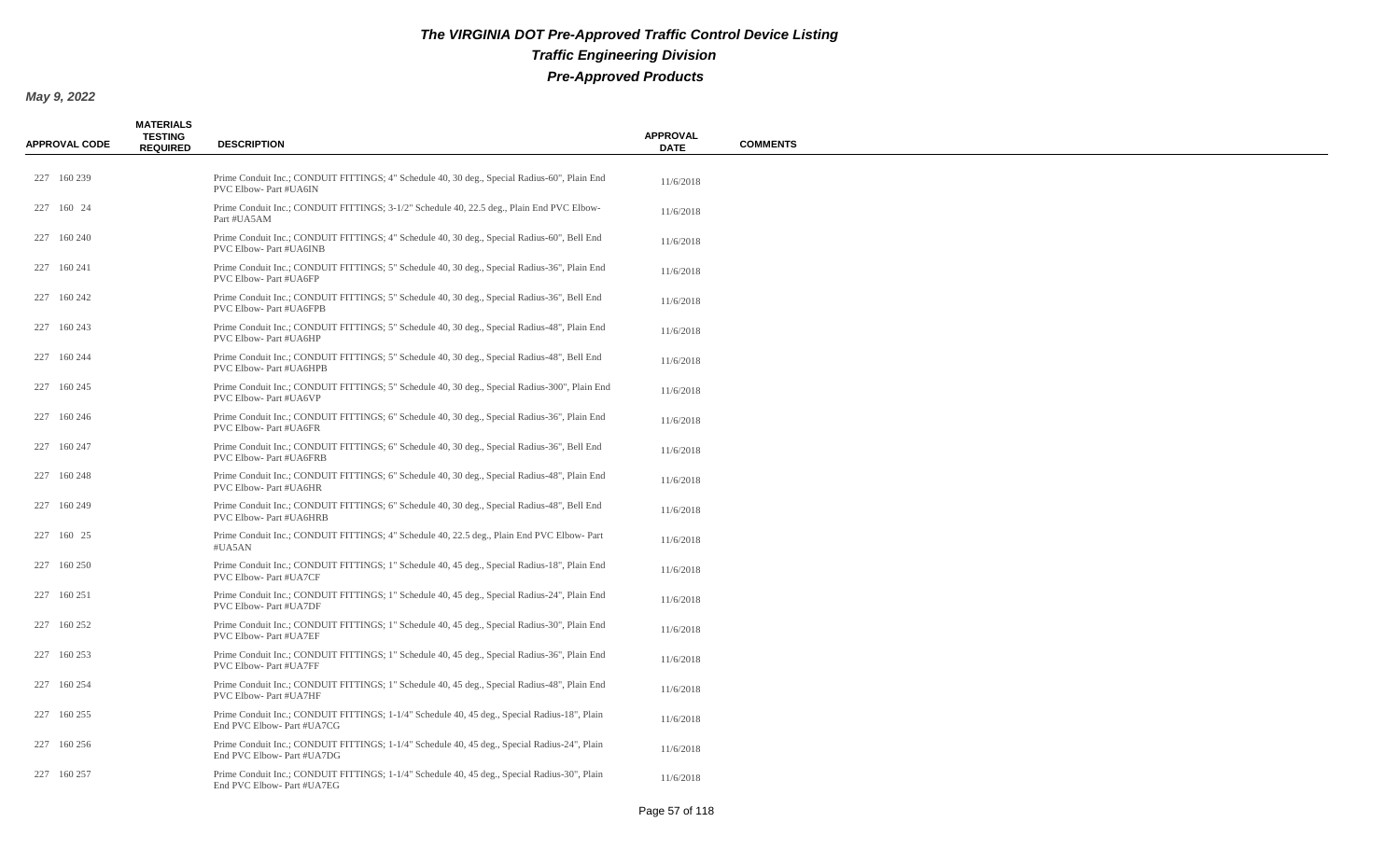# The VIRGINIA DOT Pre-Approved Traffic Control Device Listing

## Traffic Engineering Division

## Pre-Approved Products

**May 9, 2022**

| APPROVAL CODE | MATERIALS TESTING REQUIRED | DESCRIPTION | APPROVAL DATE | COMMENTS |
|---|---|---|---|---|
| 227 160 239 | | Prime Conduit Inc.; CONDUIT FITTINGS; 4" Schedule 40, 30 deg., Special Radius-60", Plain End PVC Elbow- Part #UA6IN | 11/6/2018 | |
| 227 160 24 | | Prime Conduit Inc.; CONDUIT FITTINGS; 3-1/2" Schedule 40, 22.5 deg., Plain End PVC Elbow- Part #UA5AM | 11/6/2018 | |
| 227 160 240 | | Prime Conduit Inc.; CONDUIT FITTINGS; 4" Schedule 40, 30 deg., Special Radius-60", Bell End PVC Elbow- Part #UA6INB | 11/6/2018 | |
| 227 160 241 | | Prime Conduit Inc.; CONDUIT FITTINGS; 5" Schedule 40, 30 deg., Special Radius-36", Plain End PVC Elbow- Part #UA6FP | 11/6/2018 | |
| 227 160 242 | | Prime Conduit Inc.; CONDUIT FITTINGS; 5" Schedule 40, 30 deg., Special Radius-36", Bell End PVC Elbow- Part #UA6FPB | 11/6/2018 | |
| 227 160 243 | | Prime Conduit Inc.; CONDUIT FITTINGS; 5" Schedule 40, 30 deg., Special Radius-48", Plain End PVC Elbow- Part #UA6HP | 11/6/2018 | |
| 227 160 244 | | Prime Conduit Inc.; CONDUIT FITTINGS; 5" Schedule 40, 30 deg., Special Radius-48", Bell End PVC Elbow- Part #UA6HPB | 11/6/2018 | |
| 227 160 245 | | Prime Conduit Inc.; CONDUIT FITTINGS; 5" Schedule 40, 30 deg., Special Radius-300", Plain End PVC Elbow- Part #UA6VP | 11/6/2018 | |
| 227 160 246 | | Prime Conduit Inc.; CONDUIT FITTINGS; 6" Schedule 40, 30 deg., Special Radius-36", Plain End PVC Elbow- Part #UA6FR | 11/6/2018 | |
| 227 160 247 | | Prime Conduit Inc.; CONDUIT FITTINGS; 6" Schedule 40, 30 deg., Special Radius-36", Bell End PVC Elbow- Part #UA6FRB | 11/6/2018 | |
| 227 160 248 | | Prime Conduit Inc.; CONDUIT FITTINGS; 6" Schedule 40, 30 deg., Special Radius-48", Plain End PVC Elbow- Part #UA6HR | 11/6/2018 | |
| 227 160 249 | | Prime Conduit Inc.; CONDUIT FITTINGS; 6" Schedule 40, 30 deg., Special Radius-48", Bell End PVC Elbow- Part #UA6HRB | 11/6/2018 | |
| 227 160 25 | | Prime Conduit Inc.; CONDUIT FITTINGS; 4" Schedule 40, 22.5 deg., Plain End PVC Elbow- Part #UA5AN | 11/6/2018 | |
| 227 160 250 | | Prime Conduit Inc.; CONDUIT FITTINGS; 1" Schedule 40, 45 deg., Special Radius-18", Plain End PVC Elbow- Part #UA7CF | 11/6/2018 | |
| 227 160 251 | | Prime Conduit Inc.; CONDUIT FITTINGS; 1" Schedule 40, 45 deg., Special Radius-24", Plain End PVC Elbow- Part #UA7DF | 11/6/2018 | |
| 227 160 252 | | Prime Conduit Inc.; CONDUIT FITTINGS; 1" Schedule 40, 45 deg., Special Radius-30", Plain End PVC Elbow- Part #UA7EF | 11/6/2018 | |
| 227 160 253 | | Prime Conduit Inc.; CONDUIT FITTINGS; 1" Schedule 40, 45 deg., Special Radius-36", Plain End PVC Elbow- Part #UA7FF | 11/6/2018 | |
| 227 160 254 | | Prime Conduit Inc.; CONDUIT FITTINGS; 1" Schedule 40, 45 deg., Special Radius-48", Plain End PVC Elbow- Part #UA7HF | 11/6/2018 | |
| 227 160 255 | | Prime Conduit Inc.; CONDUIT FITTINGS; 1-1/4" Schedule 40, 45 deg., Special Radius-18", Plain End PVC Elbow- Part #UA7CG | 11/6/2018 | |
| 227 160 256 | | Prime Conduit Inc.; CONDUIT FITTINGS; 1-1/4" Schedule 40, 45 deg., Special Radius-24", Plain End PVC Elbow- Part #UA7DG | 11/6/2018 | |
| 227 160 257 | | Prime Conduit Inc.; CONDUIT FITTINGS; 1-1/4" Schedule 40, 45 deg., Special Radius-30", Plain End PVC Elbow- Part #UA7EG | 11/6/2018 | |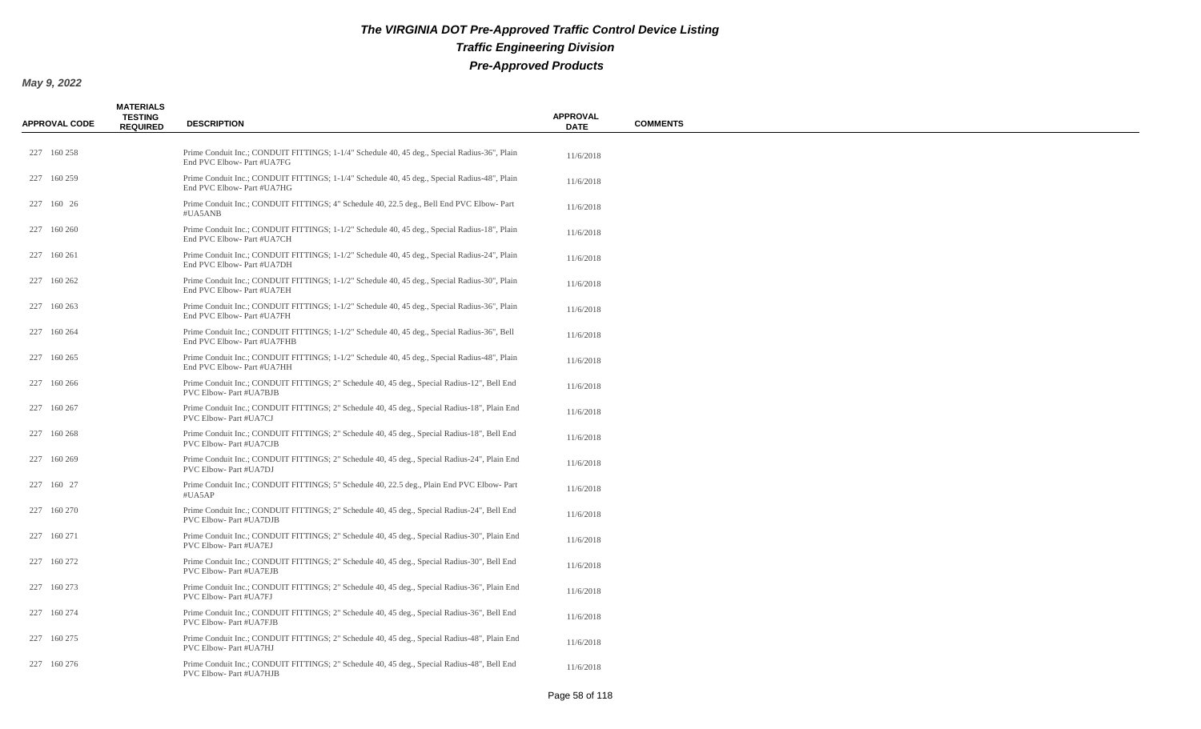# The VIRGINIA DOT Pre-Approved Traffic Control Device Listing

## Traffic Engineering Division

## Pre-Approved Products

**May 9, 2022**

| APPROVAL CODE | MATERIALS TESTING REQUIRED | DESCRIPTION | APPROVAL DATE | COMMENTS |
|---|---|---|---|---|
| 227 160 258 | | Prime Conduit Inc.; CONDUIT FITTINGS; 1-1/4" Schedule 40, 45 deg., Special Radius-36", Plain End PVC Elbow- Part #UA7FG | 11/6/2018 | |
| 227 160 259 | | Prime Conduit Inc.; CONDUIT FITTINGS; 1-1/4" Schedule 40, 45 deg., Special Radius-48", Plain End PVC Elbow- Part #UA7HG | 11/6/2018 | |
| 227 160 26 | | Prime Conduit Inc.; CONDUIT FITTINGS; 4" Schedule 40, 22.5 deg., Bell End PVC Elbow- Part #UA5ANB | 11/6/2018 | |
| 227 160 260 | | Prime Conduit Inc.; CONDUIT FITTINGS; 1-1/2" Schedule 40, 45 deg., Special Radius-18", Plain End PVC Elbow- Part #UA7CH | 11/6/2018 | |
| 227 160 261 | | Prime Conduit Inc.; CONDUIT FITTINGS; 1-1/2" Schedule 40, 45 deg., Special Radius-24", Plain End PVC Elbow- Part #UA7DH | 11/6/2018 | |
| 227 160 262 | | Prime Conduit Inc.; CONDUIT FITTINGS; 1-1/2" Schedule 40, 45 deg., Special Radius-30", Plain End PVC Elbow- Part #UA7EH | 11/6/2018 | |
| 227 160 263 | | Prime Conduit Inc.; CONDUIT FITTINGS; 1-1/2" Schedule 40, 45 deg., Special Radius-36", Plain End PVC Elbow- Part #UA7FH | 11/6/2018 | |
| 227 160 264 | | Prime Conduit Inc.; CONDUIT FITTINGS; 1-1/2" Schedule 40, 45 deg., Special Radius-36", Bell End PVC Elbow- Part #UA7FHB | 11/6/2018 | |
| 227 160 265 | | Prime Conduit Inc.; CONDUIT FITTINGS; 1-1/2" Schedule 40, 45 deg., Special Radius-48", Plain End PVC Elbow- Part #UA7HH | 11/6/2018 | |
| 227 160 266 | | Prime Conduit Inc.; CONDUIT FITTINGS; 2" Schedule 40, 45 deg., Special Radius-12", Bell End PVC Elbow- Part #UA7BJB | 11/6/2018 | |
| 227 160 267 | | Prime Conduit Inc.; CONDUIT FITTINGS; 2" Schedule 40, 45 deg., Special Radius-18", Plain End PVC Elbow- Part #UA7CJ | 11/6/2018 | |
| 227 160 268 | | Prime Conduit Inc.; CONDUIT FITTINGS; 2" Schedule 40, 45 deg., Special Radius-18", Bell End PVC Elbow- Part #UA7CJB | 11/6/2018 | |
| 227 160 269 | | Prime Conduit Inc.; CONDUIT FITTINGS; 2" Schedule 40, 45 deg., Special Radius-24", Plain End PVC Elbow- Part #UA7DJ | 11/6/2018 | |
| 227 160 27 | | Prime Conduit Inc.; CONDUIT FITTINGS; 5" Schedule 40, 22.5 deg., Plain End PVC Elbow- Part #UA5AP | 11/6/2018 | |
| 227 160 270 | | Prime Conduit Inc.; CONDUIT FITTINGS; 2" Schedule 40, 45 deg., Special Radius-24", Bell End PVC Elbow- Part #UA7DJB | 11/6/2018 | |
| 227 160 271 | | Prime Conduit Inc.; CONDUIT FITTINGS; 2" Schedule 40, 45 deg., Special Radius-30", Plain End PVC Elbow- Part #UA7EJ | 11/6/2018 | |
| 227 160 272 | | Prime Conduit Inc.; CONDUIT FITTINGS; 2" Schedule 40, 45 deg., Special Radius-30", Bell End PVC Elbow- Part #UA7EJB | 11/6/2018 | |
| 227 160 273 | | Prime Conduit Inc.; CONDUIT FITTINGS; 2" Schedule 40, 45 deg., Special Radius-36", Plain End PVC Elbow- Part #UA7FJ | 11/6/2018 | |
| 227 160 274 | | Prime Conduit Inc.; CONDUIT FITTINGS; 2" Schedule 40, 45 deg., Special Radius-36", Bell End PVC Elbow- Part #UA7FJB | 11/6/2018 | |
| 227 160 275 | | Prime Conduit Inc.; CONDUIT FITTINGS; 2" Schedule 40, 45 deg., Special Radius-48", Plain End PVC Elbow- Part #UA7HJ | 11/6/2018 | |
| 227 160 276 | | Prime Conduit Inc.; CONDUIT FITTINGS; 2" Schedule 40, 45 deg., Special Radius-48", Bell End PVC Elbow- Part #UA7HJB | 11/6/2018 | |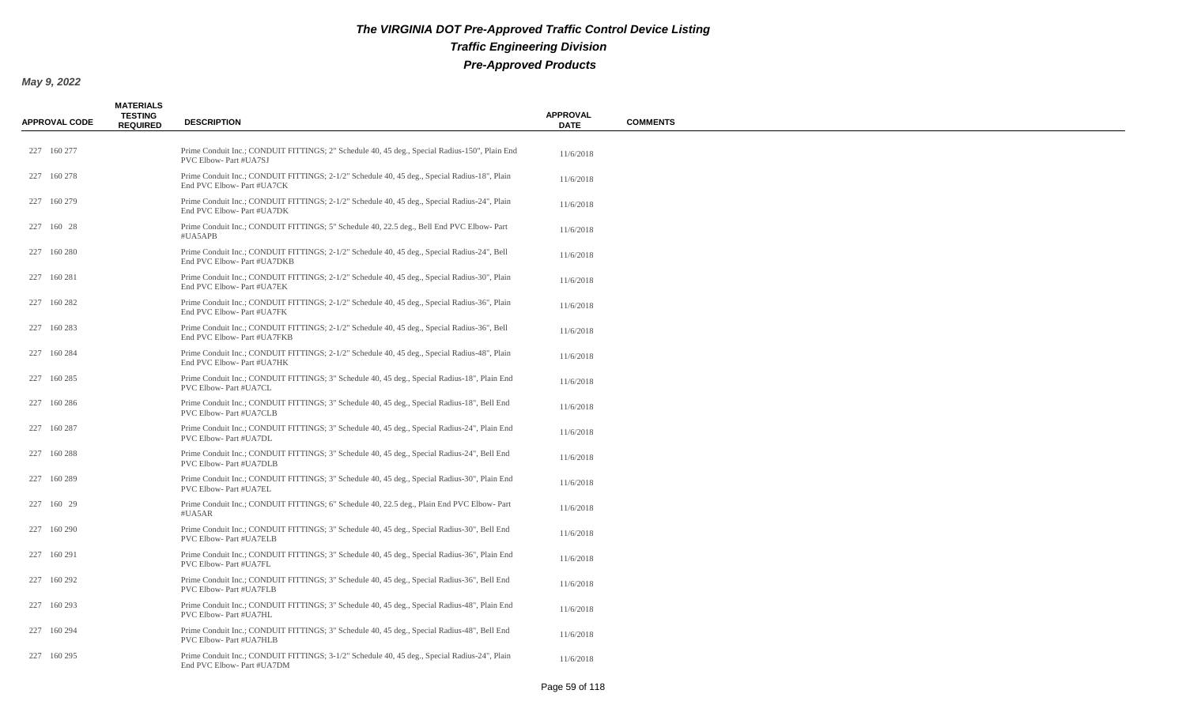# The VIRGINIA DOT Pre-Approved Traffic Control Device Listing

## Traffic Engineering Division

## Pre-Approved Products

**May 9, 2022**

| APPROVAL CODE | MATERIALS TESTING REQUIRED | DESCRIPTION | APPROVAL DATE | COMMENTS |
|---|---|---|---|---|
| 227 160 277 | | Prime Conduit Inc.; CONDUIT FITTINGS; 2" Schedule 40, 45 deg., Special Radius-150", Plain End PVC Elbow- Part #UA7SJ | 11/6/2018 | |
| 227 160 278 | | Prime Conduit Inc.; CONDUIT FITTINGS; 2-1/2" Schedule 40, 45 deg., Special Radius-18", Plain End PVC Elbow- Part #UA7CK | 11/6/2018 | |
| 227 160 279 | | Prime Conduit Inc.; CONDUIT FITTINGS; 2-1/2" Schedule 40, 45 deg., Special Radius-24", Plain End PVC Elbow- Part #UA7DK | 11/6/2018 | |
| 227 160 28 | | Prime Conduit Inc.; CONDUIT FITTINGS; 5" Schedule 40, 22.5 deg., Bell End PVC Elbow- Part #UA5APB | 11/6/2018 | |
| 227 160 280 | | Prime Conduit Inc.; CONDUIT FITTINGS; 2-1/2" Schedule 40, 45 deg., Special Radius-24", Bell End PVC Elbow- Part #UA7DKB | 11/6/2018 | |
| 227 160 281 | | Prime Conduit Inc.; CONDUIT FITTINGS; 2-1/2" Schedule 40, 45 deg., Special Radius-30", Plain End PVC Elbow- Part #UA7EK | 11/6/2018 | |
| 227 160 282 | | Prime Conduit Inc.; CONDUIT FITTINGS; 2-1/2" Schedule 40, 45 deg., Special Radius-36", Plain End PVC Elbow- Part #UA7FK | 11/6/2018 | |
| 227 160 283 | | Prime Conduit Inc.; CONDUIT FITTINGS; 2-1/2" Schedule 40, 45 deg., Special Radius-36", Bell End PVC Elbow- Part #UA7FKB | 11/6/2018 | |
| 227 160 284 | | Prime Conduit Inc.; CONDUIT FITTINGS; 2-1/2" Schedule 40, 45 deg., Special Radius-48", Plain End PVC Elbow- Part #UA7HK | 11/6/2018 | |
| 227 160 285 | | Prime Conduit Inc.; CONDUIT FITTINGS; 3" Schedule 40, 45 deg., Special Radius-18", Plain End PVC Elbow- Part #UA7CL | 11/6/2018 | |
| 227 160 286 | | Prime Conduit Inc.; CONDUIT FITTINGS; 3" Schedule 40, 45 deg., Special Radius-18", Bell End PVC Elbow- Part #UA7CLB | 11/6/2018 | |
| 227 160 287 | | Prime Conduit Inc.; CONDUIT FITTINGS; 3" Schedule 40, 45 deg., Special Radius-24", Plain End PVC Elbow- Part #UA7DL | 11/6/2018 | |
| 227 160 288 | | Prime Conduit Inc.; CONDUIT FITTINGS; 3" Schedule 40, 45 deg., Special Radius-24", Bell End PVC Elbow- Part #UA7DLB | 11/6/2018 | |
| 227 160 289 | | Prime Conduit Inc.; CONDUIT FITTINGS; 3" Schedule 40, 45 deg., Special Radius-30", Plain End PVC Elbow- Part #UA7EL | 11/6/2018 | |
| 227 160 29 | | Prime Conduit Inc.; CONDUIT FITTINGS; 6" Schedule 40, 22.5 deg., Plain End PVC Elbow- Part #UA5AR | 11/6/2018 | |
| 227 160 290 | | Prime Conduit Inc.; CONDUIT FITTINGS; 3" Schedule 40, 45 deg., Special Radius-30", Bell End PVC Elbow- Part #UA7ELB | 11/6/2018 | |
| 227 160 291 | | Prime Conduit Inc.; CONDUIT FITTINGS; 3" Schedule 40, 45 deg., Special Radius-36", Plain End PVC Elbow- Part #UA7FL | 11/6/2018 | |
| 227 160 292 | | Prime Conduit Inc.; CONDUIT FITTINGS; 3" Schedule 40, 45 deg., Special Radius-36", Bell End PVC Elbow- Part #UA7FLB | 11/6/2018 | |
| 227 160 293 | | Prime Conduit Inc.; CONDUIT FITTINGS; 3" Schedule 40, 45 deg., Special Radius-48", Plain End PVC Elbow- Part #UA7HL | 11/6/2018 | |
| 227 160 294 | | Prime Conduit Inc.; CONDUIT FITTINGS; 3" Schedule 40, 45 deg., Special Radius-48", Bell End PVC Elbow- Part #UA7HLB | 11/6/2018 | |
| 227 160 295 | | Prime Conduit Inc.; CONDUIT FITTINGS; 3-1/2" Schedule 40, 45 deg., Special Radius-24", Plain End PVC Elbow- Part #UA7DM | 11/6/2018 | |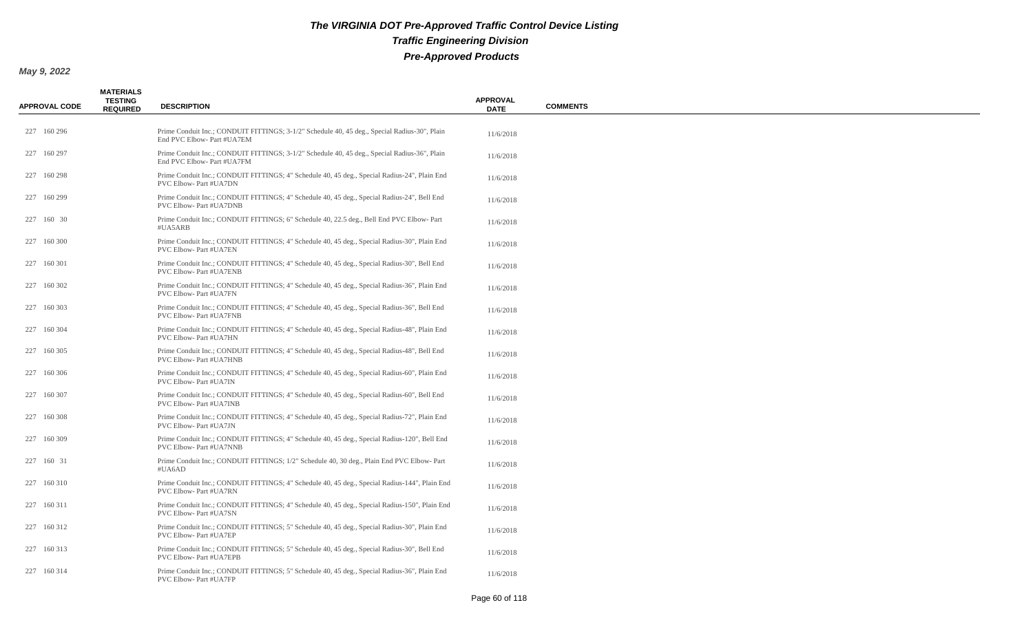# The VIRGINIA DOT Pre-Approved Traffic Control Device Listing

## Traffic Engineering Division

## Pre-Approved Products

**May 9, 2022**

| APPROVAL CODE | MATERIALS TESTING REQUIRED | DESCRIPTION | APPROVAL DATE | COMMENTS |
|---|---|---|---|---|
| 227 160 296 | | Prime Conduit Inc.; CONDUIT FITTINGS; 3-1/2" Schedule 40, 45 deg., Special Radius-30", Plain End PVC Elbow- Part #UA7EM | 11/6/2018 | |
| 227 160 297 | | Prime Conduit Inc.; CONDUIT FITTINGS; 3-1/2" Schedule 40, 45 deg., Special Radius-36", Plain End PVC Elbow- Part #UA7FM | 11/6/2018 | |
| 227 160 298 | | Prime Conduit Inc.; CONDUIT FITTINGS; 4" Schedule 40, 45 deg., Special Radius-24", Plain End PVC Elbow- Part #UA7DN | 11/6/2018 | |
| 227 160 299 | | Prime Conduit Inc.; CONDUIT FITTINGS; 4" Schedule 40, 45 deg., Special Radius-24", Bell End PVC Elbow- Part #UA7DNB | 11/6/2018 | |
| 227 160 30 | | Prime Conduit Inc.; CONDUIT FITTINGS; 6" Schedule 40, 22.5 deg., Bell End PVC Elbow- Part #UA5ARB | 11/6/2018 | |
| 227 160 300 | | Prime Conduit Inc.; CONDUIT FITTINGS; 4" Schedule 40, 45 deg., Special Radius-30", Plain End PVC Elbow- Part #UA7EN | 11/6/2018 | |
| 227 160 301 | | Prime Conduit Inc.; CONDUIT FITTINGS; 4" Schedule 40, 45 deg., Special Radius-30", Bell End PVC Elbow- Part #UA7ENB | 11/6/2018 | |
| 227 160 302 | | Prime Conduit Inc.; CONDUIT FITTINGS; 4" Schedule 40, 45 deg., Special Radius-36", Plain End PVC Elbow- Part #UA7FN | 11/6/2018 | |
| 227 160 303 | | Prime Conduit Inc.; CONDUIT FITTINGS; 4" Schedule 40, 45 deg., Special Radius-36", Bell End PVC Elbow- Part #UA7FNB | 11/6/2018 | |
| 227 160 304 | | Prime Conduit Inc.; CONDUIT FITTINGS; 4" Schedule 40, 45 deg., Special Radius-48", Plain End PVC Elbow- Part #UA7HN | 11/6/2018 | |
| 227 160 305 | | Prime Conduit Inc.; CONDUIT FITTINGS; 4" Schedule 40, 45 deg., Special Radius-48", Bell End PVC Elbow- Part #UA7HNB | 11/6/2018 | |
| 227 160 306 | | Prime Conduit Inc.; CONDUIT FITTINGS; 4" Schedule 40, 45 deg., Special Radius-60", Plain End PVC Elbow- Part #UA7IN | 11/6/2018 | |
| 227 160 307 | | Prime Conduit Inc.; CONDUIT FITTINGS; 4" Schedule 40, 45 deg., Special Radius-60", Bell End PVC Elbow- Part #UA7INB | 11/6/2018 | |
| 227 160 308 | | Prime Conduit Inc.; CONDUIT FITTINGS; 4" Schedule 40, 45 deg., Special Radius-72", Plain End PVC Elbow- Part #UA7JN | 11/6/2018 | |
| 227 160 309 | | Prime Conduit Inc.; CONDUIT FITTINGS; 4" Schedule 40, 45 deg., Special Radius-120", Bell End PVC Elbow- Part #UA7NNB | 11/6/2018 | |
| 227 160 31 | | Prime Conduit Inc.; CONDUIT FITTINGS; 1/2" Schedule 40, 30 deg., Plain End PVC Elbow- Part #UA6AD | 11/6/2018 | |
| 227 160 310 | | Prime Conduit Inc.; CONDUIT FITTINGS; 4" Schedule 40, 45 deg., Special Radius-144", Plain End PVC Elbow- Part #UA7RN | 11/6/2018 | |
| 227 160 311 | | Prime Conduit Inc.; CONDUIT FITTINGS; 4" Schedule 40, 45 deg., Special Radius-150", Plain End PVC Elbow- Part #UA7SN | 11/6/2018 | |
| 227 160 312 | | Prime Conduit Inc.; CONDUIT FITTINGS; 5" Schedule 40, 45 deg., Special Radius-30", Plain End PVC Elbow- Part #UA7EP | 11/6/2018 | |
| 227 160 313 | | Prime Conduit Inc.; CONDUIT FITTINGS; 5" Schedule 40, 45 deg., Special Radius-30", Bell End PVC Elbow- Part #UA7EPB | 11/6/2018 | |
| 227 160 314 | | Prime Conduit Inc.; CONDUIT FITTINGS; 5" Schedule 40, 45 deg., Special Radius-36", Plain End PVC Elbow- Part #UA7FP | 11/6/2018 | |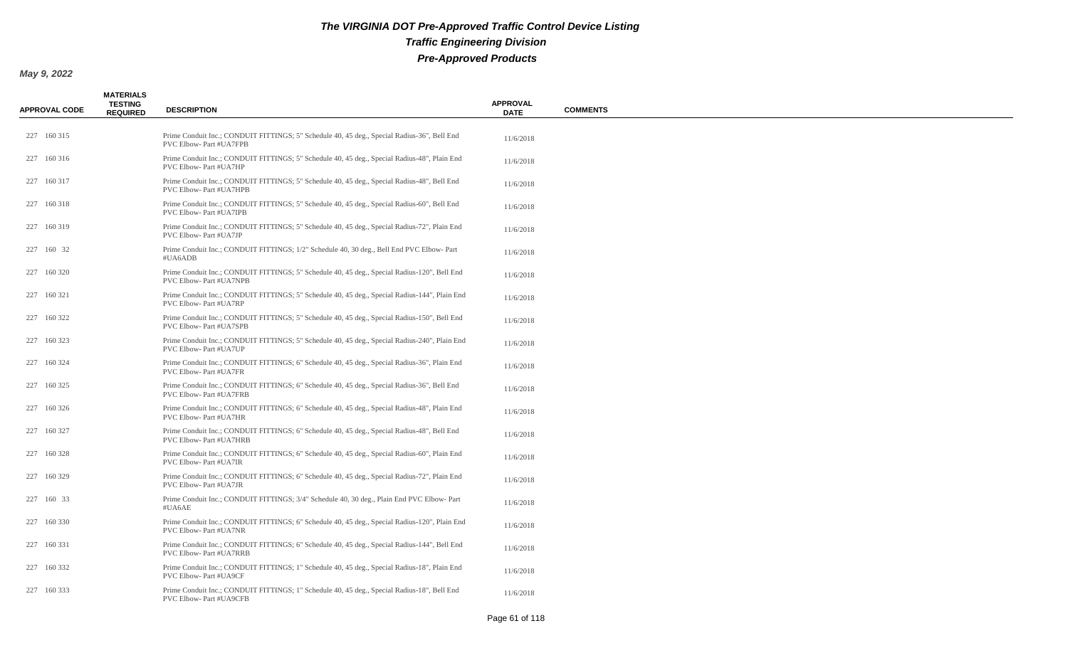# The VIRGINIA DOT Pre-Approved Traffic Control Device Listing

## Traffic Engineering Division

## Pre-Approved Products

**May 9, 2022**

| APPROVAL CODE | MATERIALS TESTING REQUIRED | DESCRIPTION | APPROVAL DATE | COMMENTS |
|---|---|---|---|---|
| 227 160 315 | | Prime Conduit Inc.; CONDUIT FITTINGS; 5" Schedule 40, 45 deg., Special Radius-36", Bell End PVC Elbow- Part #UA7FPB | 11/6/2018 | |
| 227 160 316 | | Prime Conduit Inc.; CONDUIT FITTINGS; 5" Schedule 40, 45 deg., Special Radius-48", Plain End PVC Elbow- Part #UA7HP | 11/6/2018 | |
| 227 160 317 | | Prime Conduit Inc.; CONDUIT FITTINGS; 5" Schedule 40, 45 deg., Special Radius-48", Bell End PVC Elbow- Part #UA7HPB | 11/6/2018 | |
| 227 160 318 | | Prime Conduit Inc.; CONDUIT FITTINGS; 5" Schedule 40, 45 deg., Special Radius-60", Bell End PVC Elbow- Part #UA7IPB | 11/6/2018 | |
| 227 160 319 | | Prime Conduit Inc.; CONDUIT FITTINGS; 5" Schedule 40, 45 deg., Special Radius-72", Plain End PVC Elbow- Part #UA7JP | 11/6/2018 | |
| 227 160 32 | | Prime Conduit Inc.; CONDUIT FITTINGS; 1/2" Schedule 40, 30 deg., Bell End PVC Elbow- Part #UA6ADB | 11/6/2018 | |
| 227 160 320 | | Prime Conduit Inc.; CONDUIT FITTINGS; 5" Schedule 40, 45 deg., Special Radius-120", Bell End PVC Elbow- Part #UA7NPB | 11/6/2018 | |
| 227 160 321 | | Prime Conduit Inc.; CONDUIT FITTINGS; 5" Schedule 40, 45 deg., Special Radius-144", Plain End PVC Elbow- Part #UA7RP | 11/6/2018 | |
| 227 160 322 | | Prime Conduit Inc.; CONDUIT FITTINGS; 5" Schedule 40, 45 deg., Special Radius-150", Bell End PVC Elbow- Part #UA7SPB | 11/6/2018 | |
| 227 160 323 | | Prime Conduit Inc.; CONDUIT FITTINGS; 5" Schedule 40, 45 deg., Special Radius-240", Plain End PVC Elbow- Part #UA7UP | 11/6/2018 | |
| 227 160 324 | | Prime Conduit Inc.; CONDUIT FITTINGS; 6" Schedule 40, 45 deg., Special Radius-36", Plain End PVC Elbow- Part #UA7FR | 11/6/2018 | |
| 227 160 325 | | Prime Conduit Inc.; CONDUIT FITTINGS; 6" Schedule 40, 45 deg., Special Radius-36", Bell End PVC Elbow- Part #UA7FRB | 11/6/2018 | |
| 227 160 326 | | Prime Conduit Inc.; CONDUIT FITTINGS; 6" Schedule 40, 45 deg., Special Radius-48", Plain End PVC Elbow- Part #UA7HR | 11/6/2018 | |
| 227 160 327 | | Prime Conduit Inc.; CONDUIT FITTINGS; 6" Schedule 40, 45 deg., Special Radius-48", Bell End PVC Elbow- Part #UA7HRB | 11/6/2018 | |
| 227 160 328 | | Prime Conduit Inc.; CONDUIT FITTINGS; 6" Schedule 40, 45 deg., Special Radius-60", Plain End PVC Elbow- Part #UA7IR | 11/6/2018 | |
| 227 160 329 | | Prime Conduit Inc.; CONDUIT FITTINGS; 6" Schedule 40, 45 deg., Special Radius-72", Plain End PVC Elbow- Part #UA7JR | 11/6/2018 | |
| 227 160 33 | | Prime Conduit Inc.; CONDUIT FITTINGS; 3/4" Schedule 40, 30 deg., Plain End PVC Elbow- Part #UA6AE | 11/6/2018 | |
| 227 160 330 | | Prime Conduit Inc.; CONDUIT FITTINGS; 6" Schedule 40, 45 deg., Special Radius-120", Plain End PVC Elbow- Part #UA7NR | 11/6/2018 | |
| 227 160 331 | | Prime Conduit Inc.; CONDUIT FITTINGS; 6" Schedule 40, 45 deg., Special Radius-144", Bell End PVC Elbow- Part #UA7RRB | 11/6/2018 | |
| 227 160 332 | | Prime Conduit Inc.; CONDUIT FITTINGS; 1" Schedule 40, 45 deg., Special Radius-18", Plain End PVC Elbow- Part #UA9CF | 11/6/2018 | |
| 227 160 333 | | Prime Conduit Inc.; CONDUIT FITTINGS; 1" Schedule 40, 45 deg., Special Radius-18", Bell End PVC Elbow- Part #UA9CFB | 11/6/2018 | |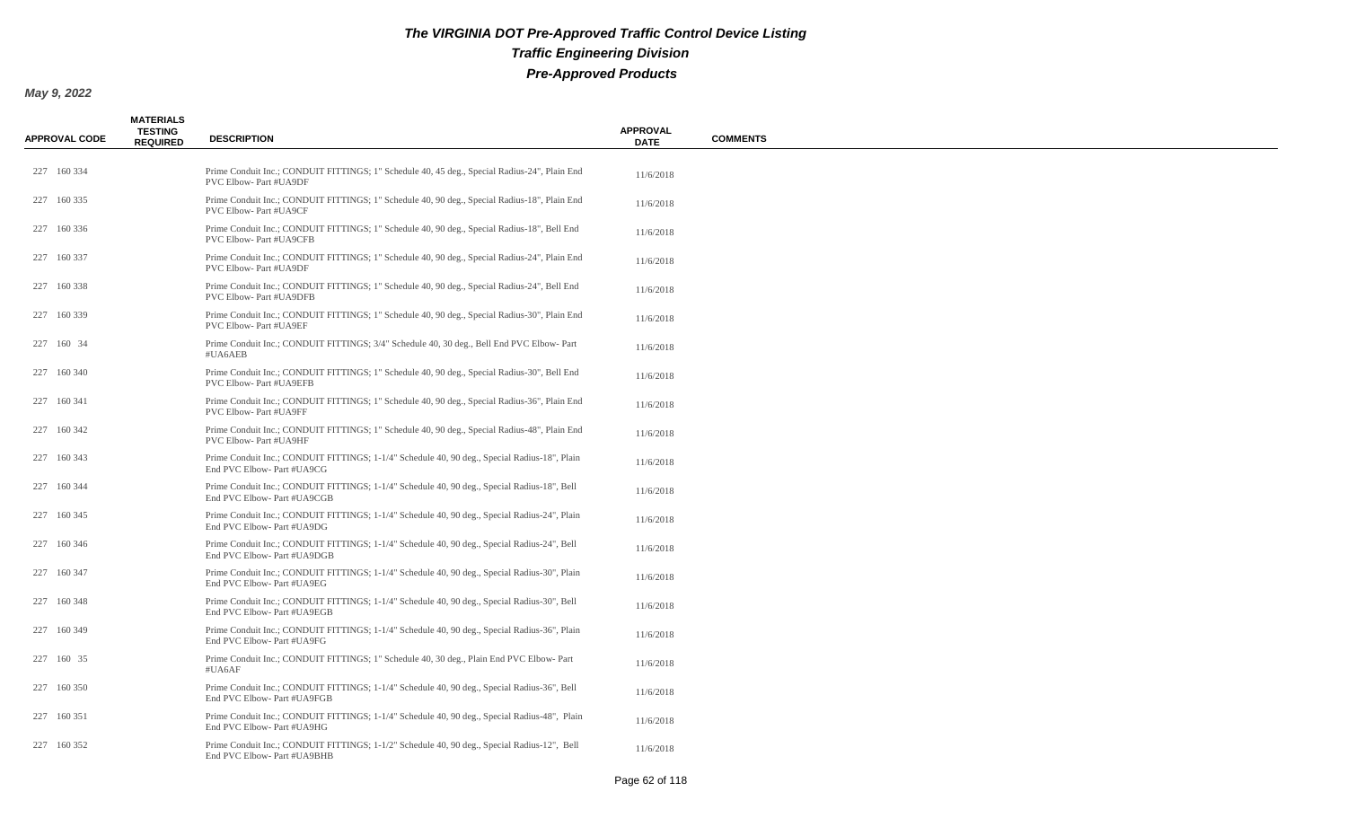# The VIRGINIA DOT Pre-Approved Traffic Control Device Listing

## Traffic Engineering Division

## Pre-Approved Products

**May 9, 2022**

| APPROVAL CODE | MATERIALS TESTING REQUIRED | DESCRIPTION | APPROVAL DATE | COMMENTS |
|---|---|---|---|---|
| 227 160 334 | | Prime Conduit Inc.; CONDUIT FITTINGS; 1" Schedule 40, 45 deg., Special Radius-24", Plain End PVC Elbow- Part #UA9DF | 11/6/2018 | |
| 227 160 335 | | Prime Conduit Inc.; CONDUIT FITTINGS; 1" Schedule 40, 90 deg., Special Radius-18", Plain End PVC Elbow- Part #UA9CF | 11/6/2018 | |
| 227 160 336 | | Prime Conduit Inc.; CONDUIT FITTINGS; 1" Schedule 40, 90 deg., Special Radius-18", Bell End PVC Elbow- Part #UA9CFB | 11/6/2018 | |
| 227 160 337 | | Prime Conduit Inc.; CONDUIT FITTINGS; 1" Schedule 40, 90 deg., Special Radius-24", Plain End PVC Elbow- Part #UA9DF | 11/6/2018 | |
| 227 160 338 | | Prime Conduit Inc.; CONDUIT FITTINGS; 1" Schedule 40, 90 deg., Special Radius-24", Bell End PVC Elbow- Part #UA9DFB | 11/6/2018 | |
| 227 160 339 | | Prime Conduit Inc.; CONDUIT FITTINGS; 1" Schedule 40, 90 deg., Special Radius-30", Plain End PVC Elbow- Part #UA9EF | 11/6/2018 | |
| 227 160 34 | | Prime Conduit Inc.; CONDUIT FITTINGS; 3/4" Schedule 40, 30 deg., Bell End PVC Elbow- Part #UA6AEB | 11/6/2018 | |
| 227 160 340 | | Prime Conduit Inc.; CONDUIT FITTINGS; 1" Schedule 40, 90 deg., Special Radius-30", Bell End PVC Elbow- Part #UA9EFB | 11/6/2018 | |
| 227 160 341 | | Prime Conduit Inc.; CONDUIT FITTINGS; 1" Schedule 40, 90 deg., Special Radius-36", Plain End PVC Elbow- Part #UA9FF | 11/6/2018 | |
| 227 160 342 | | Prime Conduit Inc.; CONDUIT FITTINGS; 1" Schedule 40, 90 deg., Special Radius-48", Plain End PVC Elbow- Part #UA9HF | 11/6/2018 | |
| 227 160 343 | | Prime Conduit Inc.; CONDUIT FITTINGS; 1-1/4" Schedule 40, 90 deg., Special Radius-18", Plain End PVC Elbow- Part #UA9CG | 11/6/2018 | |
| 227 160 344 | | Prime Conduit Inc.; CONDUIT FITTINGS; 1-1/4" Schedule 40, 90 deg., Special Radius-18", Bell End PVC Elbow- Part #UA9CGB | 11/6/2018 | |
| 227 160 345 | | Prime Conduit Inc.; CONDUIT FITTINGS; 1-1/4" Schedule 40, 90 deg., Special Radius-24", Plain End PVC Elbow- Part #UA9DG | 11/6/2018 | |
| 227 160 346 | | Prime Conduit Inc.; CONDUIT FITTINGS; 1-1/4" Schedule 40, 90 deg., Special Radius-24", Bell End PVC Elbow- Part #UA9DGB | 11/6/2018 | |
| 227 160 347 | | Prime Conduit Inc.; CONDUIT FITTINGS; 1-1/4" Schedule 40, 90 deg., Special Radius-30", Plain End PVC Elbow- Part #UA9EG | 11/6/2018 | |
| 227 160 348 | | Prime Conduit Inc.; CONDUIT FITTINGS; 1-1/4" Schedule 40, 90 deg., Special Radius-30", Bell End PVC Elbow- Part #UA9EGB | 11/6/2018 | |
| 227 160 349 | | Prime Conduit Inc.; CONDUIT FITTINGS; 1-1/4" Schedule 40, 90 deg., Special Radius-36", Plain End PVC Elbow- Part #UA9FG | 11/6/2018 | |
| 227 160 35 | | Prime Conduit Inc.; CONDUIT FITTINGS; 1" Schedule 40, 30 deg., Plain End PVC Elbow- Part #UA6AF | 11/6/2018 | |
| 227 160 350 | | Prime Conduit Inc.; CONDUIT FITTINGS; 1-1/4" Schedule 40, 90 deg., Special Radius-36", Bell End PVC Elbow- Part #UA9FGB | 11/6/2018 | |
| 227 160 351 | | Prime Conduit Inc.; CONDUIT FITTINGS; 1-1/4" Schedule 40, 90 deg., Special Radius-48", Plain End PVC Elbow- Part #UA9HG | 11/6/2018 | |
| 227 160 352 | | Prime Conduit Inc.; CONDUIT FITTINGS; 1-1/2" Schedule 40, 90 deg., Special Radius-12", Bell End PVC Elbow- Part #UA9BHB | 11/6/2018 | |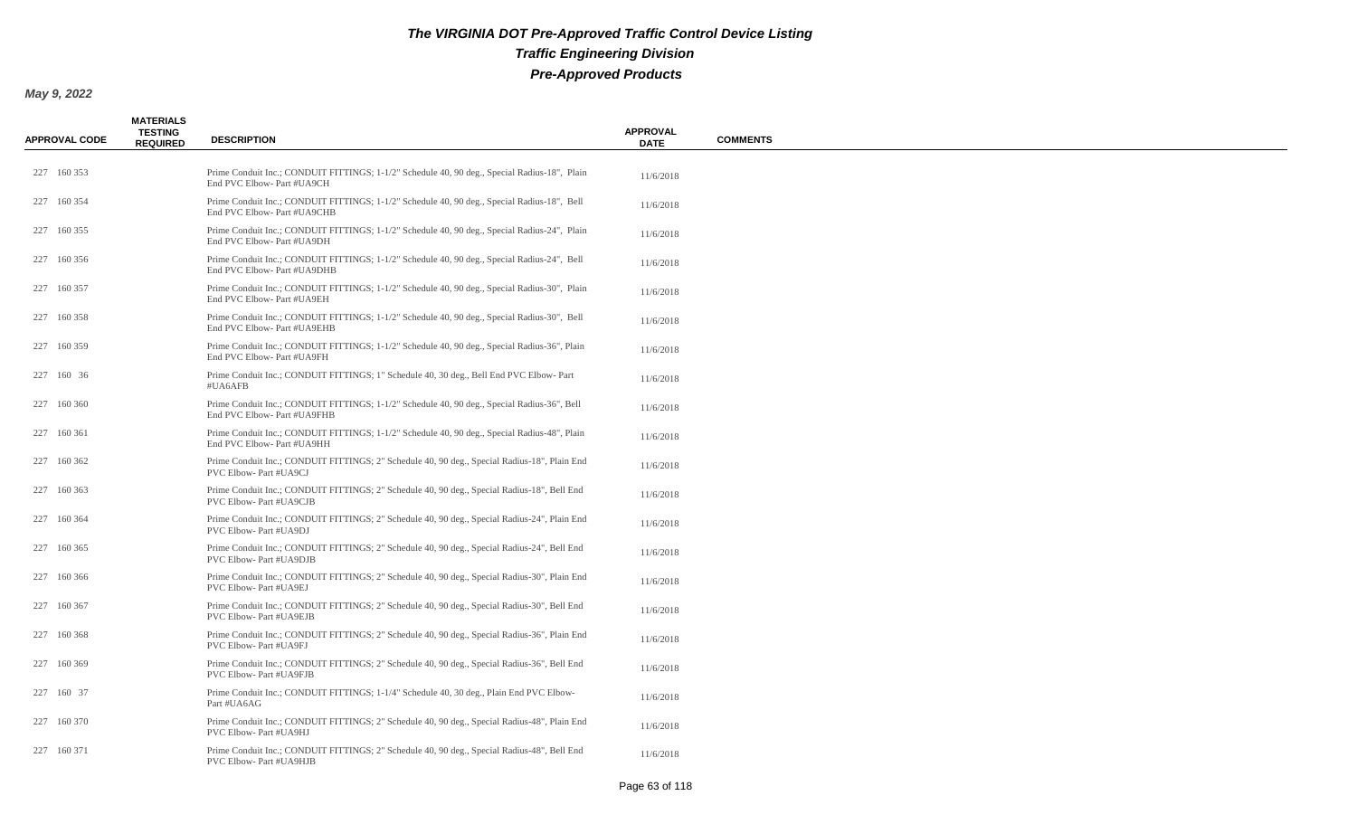# The VIRGINIA DOT Pre-Approved Traffic Control Device Listing

## Traffic Engineering Division

## Pre-Approved Products

**May 9, 2022**

| APPROVAL CODE | MATERIALS TESTING REQUIRED | DESCRIPTION | APPROVAL DATE | COMMENTS |
|---|---|---|---|---|
| 227 160 353 | | Prime Conduit Inc.; CONDUIT FITTINGS; 1-1/2" Schedule 40, 90 deg., Special Radius-18", Plain End PVC Elbow- Part #UA9CH | 11/6/2018 | |
| 227 160 354 | | Prime Conduit Inc.; CONDUIT FITTINGS; 1-1/2" Schedule 40, 90 deg., Special Radius-18", Bell End PVC Elbow- Part #UA9CHB | 11/6/2018 | |
| 227 160 355 | | Prime Conduit Inc.; CONDUIT FITTINGS; 1-1/2" Schedule 40, 90 deg., Special Radius-24", Plain End PVC Elbow- Part #UA9DH | 11/6/2018 | |
| 227 160 356 | | Prime Conduit Inc.; CONDUIT FITTINGS; 1-1/2" Schedule 40, 90 deg., Special Radius-24", Bell End PVC Elbow- Part #UA9DHB | 11/6/2018 | |
| 227 160 357 | | Prime Conduit Inc.; CONDUIT FITTINGS; 1-1/2" Schedule 40, 90 deg., Special Radius-30", Plain End PVC Elbow- Part #UA9EH | 11/6/2018 | |
| 227 160 358 | | Prime Conduit Inc.; CONDUIT FITTINGS; 1-1/2" Schedule 40, 90 deg., Special Radius-30", Bell End PVC Elbow- Part #UA9EHB | 11/6/2018 | |
| 227 160 359 | | Prime Conduit Inc.; CONDUIT FITTINGS; 1-1/2" Schedule 40, 90 deg., Special Radius-36", Plain End PVC Elbow- Part #UA9FH | 11/6/2018 | |
| 227 160 36 | | Prime Conduit Inc.; CONDUIT FITTINGS; 1" Schedule 40, 30 deg., Bell End PVC Elbow- Part #UA6AFB | 11/6/2018 | |
| 227 160 360 | | Prime Conduit Inc.; CONDUIT FITTINGS; 1-1/2" Schedule 40, 90 deg., Special Radius-36", Bell End PVC Elbow- Part #UA9FHB | 11/6/2018 | |
| 227 160 361 | | Prime Conduit Inc.; CONDUIT FITTINGS; 1-1/2" Schedule 40, 90 deg., Special Radius-48", Plain End PVC Elbow- Part #UA9HH | 11/6/2018 | |
| 227 160 362 | | Prime Conduit Inc.; CONDUIT FITTINGS; 2" Schedule 40, 90 deg., Special Radius-18", Plain End PVC Elbow- Part #UA9CJ | 11/6/2018 | |
| 227 160 363 | | Prime Conduit Inc.; CONDUIT FITTINGS; 2" Schedule 40, 90 deg., Special Radius-18", Bell End PVC Elbow- Part #UA9CJB | 11/6/2018 | |
| 227 160 364 | | Prime Conduit Inc.; CONDUIT FITTINGS; 2" Schedule 40, 90 deg., Special Radius-24", Plain End PVC Elbow- Part #UA9DJ | 11/6/2018 | |
| 227 160 365 | | Prime Conduit Inc.; CONDUIT FITTINGS; 2" Schedule 40, 90 deg., Special Radius-24", Bell End PVC Elbow- Part #UA9DJB | 11/6/2018 | |
| 227 160 366 | | Prime Conduit Inc.; CONDUIT FITTINGS; 2" Schedule 40, 90 deg., Special Radius-30", Plain End PVC Elbow- Part #UA9EJ | 11/6/2018 | |
| 227 160 367 | | Prime Conduit Inc.; CONDUIT FITTINGS; 2" Schedule 40, 90 deg., Special Radius-30", Bell End PVC Elbow- Part #UA9EJB | 11/6/2018 | |
| 227 160 368 | | Prime Conduit Inc.; CONDUIT FITTINGS; 2" Schedule 40, 90 deg., Special Radius-36", Plain End PVC Elbow- Part #UA9FJ | 11/6/2018 | |
| 227 160 369 | | Prime Conduit Inc.; CONDUIT FITTINGS; 2" Schedule 40, 90 deg., Special Radius-36", Bell End PVC Elbow- Part #UA9FJB | 11/6/2018 | |
| 227 160 37 | | Prime Conduit Inc.; CONDUIT FITTINGS; 1-1/4" Schedule 40, 30 deg., Plain End PVC Elbow- Part #UA6AG | 11/6/2018 | |
| 227 160 370 | | Prime Conduit Inc.; CONDUIT FITTINGS; 2" Schedule 40, 90 deg., Special Radius-48", Plain End PVC Elbow- Part #UA9HJ | 11/6/2018 | |
| 227 160 371 | | Prime Conduit Inc.; CONDUIT FITTINGS; 2" Schedule 40, 90 deg., Special Radius-48", Bell End PVC Elbow- Part #UA9HJB | 11/6/2018 | |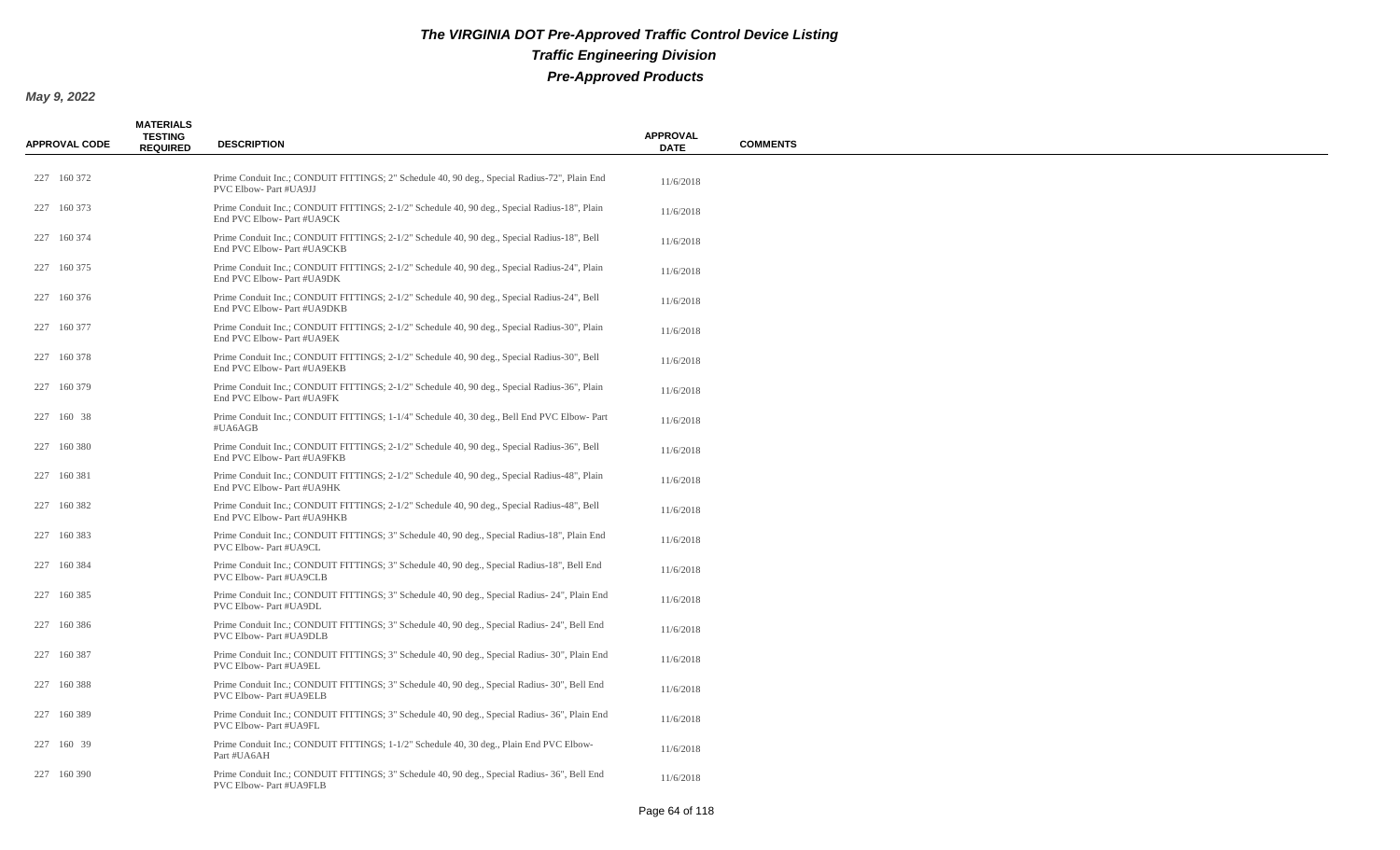# The VIRGINIA DOT Pre-Approved Traffic Control Device Listing

## Traffic Engineering Division

## Pre-Approved Products

**May 9, 2022**

| APPROVAL CODE | MATERIALS TESTING REQUIRED | DESCRIPTION | APPROVAL DATE | COMMENTS |
|---|---|---|---|---|
| 227 160 372 | | Prime Conduit Inc.; CONDUIT FITTINGS; 2" Schedule 40, 90 deg., Special Radius-72", Plain End PVC Elbow- Part #UA9JJ | 11/6/2018 | |
| 227 160 373 | | Prime Conduit Inc.; CONDUIT FITTINGS; 2-1/2" Schedule 40, 90 deg., Special Radius-18", Plain End PVC Elbow- Part #UA9CK | 11/6/2018 | |
| 227 160 374 | | Prime Conduit Inc.; CONDUIT FITTINGS; 2-1/2" Schedule 40, 90 deg., Special Radius-18", Bell End PVC Elbow- Part #UA9CKB | 11/6/2018 | |
| 227 160 375 | | Prime Conduit Inc.; CONDUIT FITTINGS; 2-1/2" Schedule 40, 90 deg., Special Radius-24", Plain End PVC Elbow- Part #UA9DK | 11/6/2018 | |
| 227 160 376 | | Prime Conduit Inc.; CONDUIT FITTINGS; 2-1/2" Schedule 40, 90 deg., Special Radius-24", Bell End PVC Elbow- Part #UA9DKB | 11/6/2018 | |
| 227 160 377 | | Prime Conduit Inc.; CONDUIT FITTINGS; 2-1/2" Schedule 40, 90 deg., Special Radius-30", Plain End PVC Elbow- Part #UA9EK | 11/6/2018 | |
| 227 160 378 | | Prime Conduit Inc.; CONDUIT FITTINGS; 2-1/2" Schedule 40, 90 deg., Special Radius-30", Bell End PVC Elbow- Part #UA9EKB | 11/6/2018 | |
| 227 160 379 | | Prime Conduit Inc.; CONDUIT FITTINGS; 2-1/2" Schedule 40, 90 deg., Special Radius-36", Plain End PVC Elbow- Part #UA9FK | 11/6/2018 | |
| 227 160 38 | | Prime Conduit Inc.; CONDUIT FITTINGS; 1-1/4" Schedule 40, 30 deg., Bell End PVC Elbow- Part #UA6AGB | 11/6/2018 | |
| 227 160 380 | | Prime Conduit Inc.; CONDUIT FITTINGS; 2-1/2" Schedule 40, 90 deg., Special Radius-36", Bell End PVC Elbow- Part #UA9FKB | 11/6/2018 | |
| 227 160 381 | | Prime Conduit Inc.; CONDUIT FITTINGS; 2-1/2" Schedule 40, 90 deg., Special Radius-48", Plain End PVC Elbow- Part #UA9HK | 11/6/2018 | |
| 227 160 382 | | Prime Conduit Inc.; CONDUIT FITTINGS; 2-1/2" Schedule 40, 90 deg., Special Radius-48", Bell End PVC Elbow- Part #UA9HKB | 11/6/2018 | |
| 227 160 383 | | Prime Conduit Inc.; CONDUIT FITTINGS; 3" Schedule 40, 90 deg., Special Radius-18", Plain End PVC Elbow- Part #UA9CL | 11/6/2018 | |
| 227 160 384 | | Prime Conduit Inc.; CONDUIT FITTINGS; 3" Schedule 40, 90 deg., Special Radius-18", Bell End PVC Elbow- Part #UA9CLB | 11/6/2018 | |
| 227 160 385 | | Prime Conduit Inc.; CONDUIT FITTINGS; 3" Schedule 40, 90 deg., Special Radius- 24", Plain End PVC Elbow- Part #UA9DL | 11/6/2018 | |
| 227 160 386 | | Prime Conduit Inc.; CONDUIT FITTINGS; 3" Schedule 40, 90 deg., Special Radius- 24", Bell End PVC Elbow- Part #UA9DLB | 11/6/2018 | |
| 227 160 387 | | Prime Conduit Inc.; CONDUIT FITTINGS; 3" Schedule 40, 90 deg., Special Radius- 30", Plain End PVC Elbow- Part #UA9EL | 11/6/2018 | |
| 227 160 388 | | Prime Conduit Inc.; CONDUIT FITTINGS; 3" Schedule 40, 90 deg., Special Radius- 30", Bell End PVC Elbow- Part #UA9ELB | 11/6/2018 | |
| 227 160 389 | | Prime Conduit Inc.; CONDUIT FITTINGS; 3" Schedule 40, 90 deg., Special Radius- 36", Plain End PVC Elbow- Part #UA9FL | 11/6/2018 | |
| 227 160 39 | | Prime Conduit Inc.; CONDUIT FITTINGS; 1-1/2" Schedule 40, 30 deg., Plain End PVC Elbow- Part #UA6AH | 11/6/2018 | |
| 227 160 390 | | Prime Conduit Inc.; CONDUIT FITTINGS; 3" Schedule 40, 90 deg., Special Radius- 36", Bell End PVC Elbow- Part #UA9FLB | 11/6/2018 | |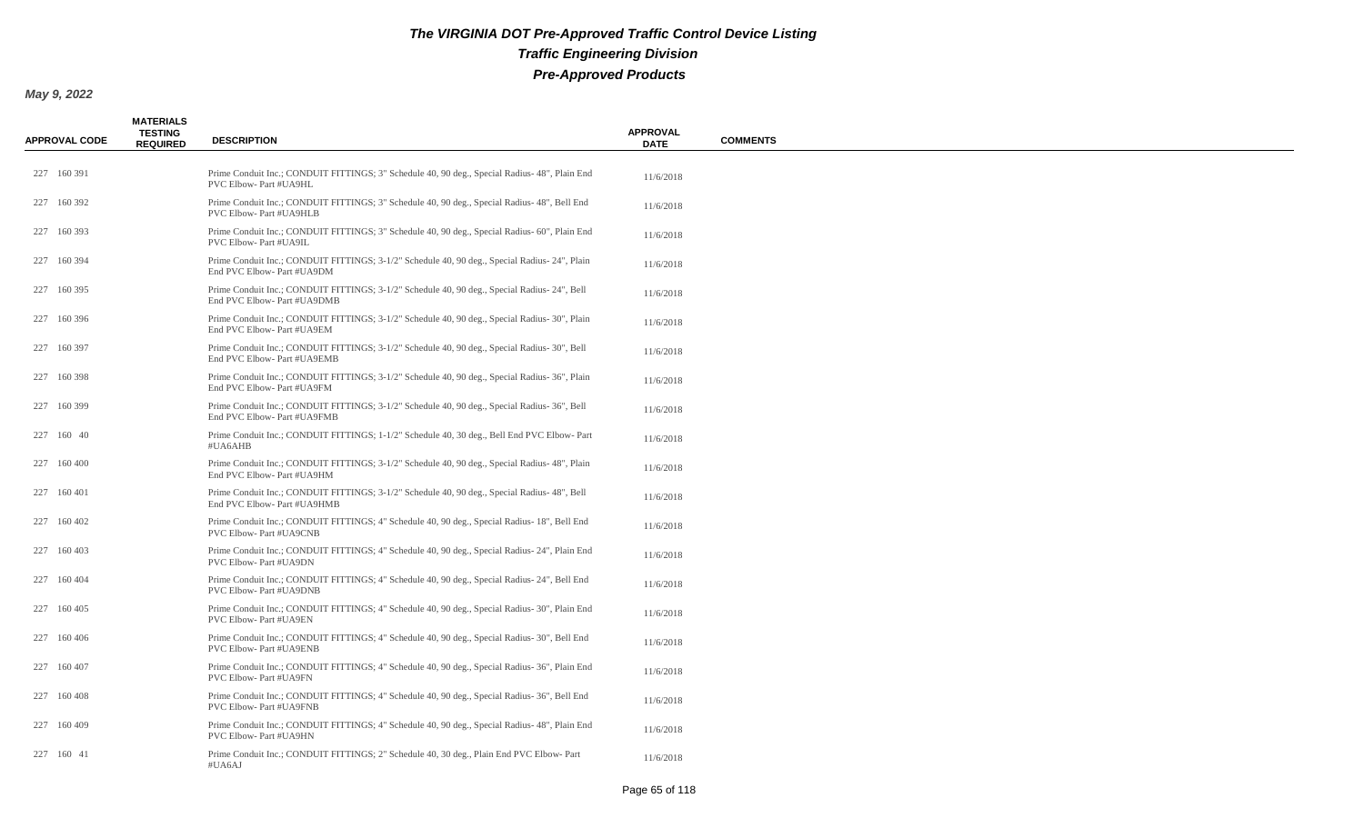# The VIRGINIA DOT Pre-Approved Traffic Control Device Listing

## Traffic Engineering Division

## Pre-Approved Products

**May 9, 2022**

| APPROVAL CODE | MATERIALS TESTING REQUIRED | DESCRIPTION | APPROVAL DATE | COMMENTS |
|---|---|---|---|---|
| 227 160 391 | | Prime Conduit Inc.; CONDUIT FITTINGS; 3" Schedule 40, 90 deg., Special Radius- 48", Plain End PVC Elbow- Part #UA9HL | 11/6/2018 | |
| 227 160 392 | | Prime Conduit Inc.; CONDUIT FITTINGS; 3" Schedule 40, 90 deg., Special Radius- 48", Bell End PVC Elbow- Part #UA9HLB | 11/6/2018 | |
| 227 160 393 | | Prime Conduit Inc.; CONDUIT FITTINGS; 3" Schedule 40, 90 deg., Special Radius- 60", Plain End PVC Elbow- Part #UA9IL | 11/6/2018 | |
| 227 160 394 | | Prime Conduit Inc.; CONDUIT FITTINGS; 3-1/2" Schedule 40, 90 deg., Special Radius- 24", Plain End PVC Elbow- Part #UA9DM | 11/6/2018 | |
| 227 160 395 | | Prime Conduit Inc.; CONDUIT FITTINGS; 3-1/2" Schedule 40, 90 deg., Special Radius- 24", Bell End PVC Elbow- Part #UA9DMB | 11/6/2018 | |
| 227 160 396 | | Prime Conduit Inc.; CONDUIT FITTINGS; 3-1/2" Schedule 40, 90 deg., Special Radius- 30", Plain End PVC Elbow- Part #UA9EM | 11/6/2018 | |
| 227 160 397 | | Prime Conduit Inc.; CONDUIT FITTINGS; 3-1/2" Schedule 40, 90 deg., Special Radius- 30", Bell End PVC Elbow- Part #UA9EMB | 11/6/2018 | |
| 227 160 398 | | Prime Conduit Inc.; CONDUIT FITTINGS; 3-1/2" Schedule 40, 90 deg., Special Radius- 36", Plain End PVC Elbow- Part #UA9FM | 11/6/2018 | |
| 227 160 399 | | Prime Conduit Inc.; CONDUIT FITTINGS; 3-1/2" Schedule 40, 90 deg., Special Radius- 36", Bell End PVC Elbow- Part #UA9FMB | 11/6/2018 | |
| 227 160 40 | | Prime Conduit Inc.; CONDUIT FITTINGS; 1-1/2" Schedule 40, 30 deg., Bell End PVC Elbow- Part #UA6AHB | 11/6/2018 | |
| 227 160 400 | | Prime Conduit Inc.; CONDUIT FITTINGS; 3-1/2" Schedule 40, 90 deg., Special Radius- 48", Plain End PVC Elbow- Part #UA9HM | 11/6/2018 | |
| 227 160 401 | | Prime Conduit Inc.; CONDUIT FITTINGS; 3-1/2" Schedule 40, 90 deg., Special Radius- 48", Bell End PVC Elbow- Part #UA9HMB | 11/6/2018 | |
| 227 160 402 | | Prime Conduit Inc.; CONDUIT FITTINGS; 4" Schedule 40, 90 deg., Special Radius- 18", Bell End PVC Elbow- Part #UA9CNB | 11/6/2018 | |
| 227 160 403 | | Prime Conduit Inc.; CONDUIT FITTINGS; 4" Schedule 40, 90 deg., Special Radius- 24", Plain End PVC Elbow- Part #UA9DN | 11/6/2018 | |
| 227 160 404 | | Prime Conduit Inc.; CONDUIT FITTINGS; 4" Schedule 40, 90 deg., Special Radius- 24", Bell End PVC Elbow- Part #UA9DNB | 11/6/2018 | |
| 227 160 405 | | Prime Conduit Inc.; CONDUIT FITTINGS; 4" Schedule 40, 90 deg., Special Radius- 30", Plain End PVC Elbow- Part #UA9EN | 11/6/2018 | |
| 227 160 406 | | Prime Conduit Inc.; CONDUIT FITTINGS; 4" Schedule 40, 90 deg., Special Radius- 30", Bell End PVC Elbow- Part #UA9ENB | 11/6/2018 | |
| 227 160 407 | | Prime Conduit Inc.; CONDUIT FITTINGS; 4" Schedule 40, 90 deg., Special Radius- 36", Plain End PVC Elbow- Part #UA9FN | 11/6/2018 | |
| 227 160 408 | | Prime Conduit Inc.; CONDUIT FITTINGS; 4" Schedule 40, 90 deg., Special Radius- 36", Bell End PVC Elbow- Part #UA9FNB | 11/6/2018 | |
| 227 160 409 | | Prime Conduit Inc.; CONDUIT FITTINGS; 4" Schedule 40, 90 deg., Special Radius- 48", Plain End PVC Elbow- Part #UA9HN | 11/6/2018 | |
| 227 160 41 | | Prime Conduit Inc.; CONDUIT FITTINGS; 2" Schedule 40, 30 deg., Plain End PVC Elbow- Part #UA6AJ | 11/6/2018 | |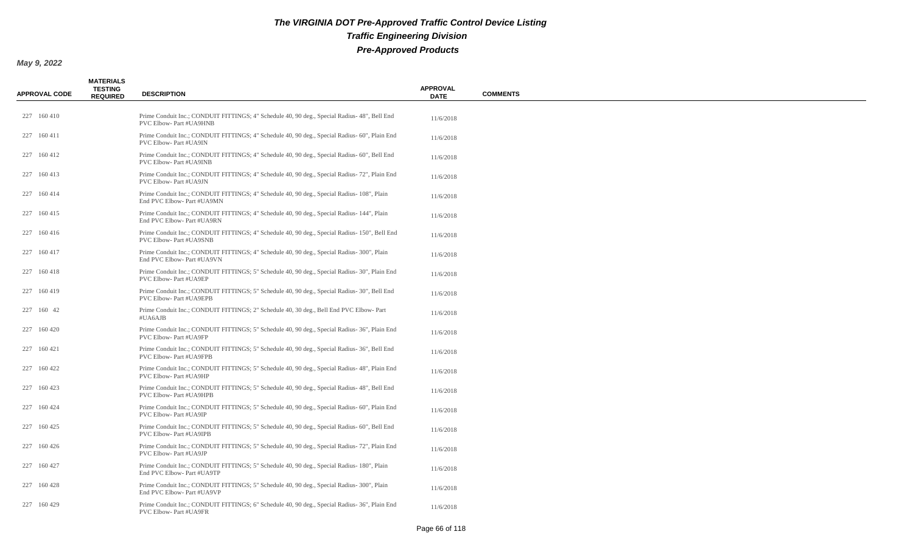# The VIRGINIA DOT Pre-Approved Traffic Control Device Listing

## Traffic Engineering Division

## Pre-Approved Products

**May 9, 2022**

| APPROVAL CODE | MATERIALS TESTING REQUIRED | DESCRIPTION | APPROVAL DATE | COMMENTS |
|---|---|---|---|---|
| 227 160 410 | | Prime Conduit Inc.; CONDUIT FITTINGS; 4" Schedule 40, 90 deg., Special Radius- 48", Bell End PVC Elbow- Part #UA9HNB | 11/6/2018 | |
| 227 160 411 | | Prime Conduit Inc.; CONDUIT FITTINGS; 4" Schedule 40, 90 deg., Special Radius- 60", Plain End PVC Elbow- Part #UA9IN | 11/6/2018 | |
| 227 160 412 | | Prime Conduit Inc.; CONDUIT FITTINGS; 4" Schedule 40, 90 deg., Special Radius- 60", Bell End PVC Elbow- Part #UA9INB | 11/6/2018 | |
| 227 160 413 | | Prime Conduit Inc.; CONDUIT FITTINGS; 4" Schedule 40, 90 deg., Special Radius- 72", Plain End PVC Elbow- Part #UA9JN | 11/6/2018 | |
| 227 160 414 | | Prime Conduit Inc.; CONDUIT FITTINGS; 4" Schedule 40, 90 deg., Special Radius- 108", Plain End PVC Elbow- Part #UA9MN | 11/6/2018 | |
| 227 160 415 | | Prime Conduit Inc.; CONDUIT FITTINGS; 4" Schedule 40, 90 deg., Special Radius- 144", Plain End PVC Elbow- Part #UA9RN | 11/6/2018 | |
| 227 160 416 | | Prime Conduit Inc.; CONDUIT FITTINGS; 4" Schedule 40, 90 deg., Special Radius- 150", Bell End PVC Elbow- Part #UA9SNB | 11/6/2018 | |
| 227 160 417 | | Prime Conduit Inc.; CONDUIT FITTINGS; 4" Schedule 40, 90 deg., Special Radius- 300", Plain End PVC Elbow- Part #UA9VN | 11/6/2018 | |
| 227 160 418 | | Prime Conduit Inc.; CONDUIT FITTINGS; 5" Schedule 40, 90 deg., Special Radius- 30", Plain End PVC Elbow- Part #UA9EP | 11/6/2018 | |
| 227 160 419 | | Prime Conduit Inc.; CONDUIT FITTINGS; 5" Schedule 40, 90 deg., Special Radius- 30", Bell End PVC Elbow- Part #UA9EPB | 11/6/2018 | |
| 227 160 42 | | Prime Conduit Inc.; CONDUIT FITTINGS; 2" Schedule 40, 30 deg., Bell End PVC Elbow- Part #UA6AJB | 11/6/2018 | |
| 227 160 420 | | Prime Conduit Inc.; CONDUIT FITTINGS; 5" Schedule 40, 90 deg., Special Radius- 36", Plain End PVC Elbow- Part #UA9FP | 11/6/2018 | |
| 227 160 421 | | Prime Conduit Inc.; CONDUIT FITTINGS; 5" Schedule 40, 90 deg., Special Radius- 36", Bell End PVC Elbow- Part #UA9FPB | 11/6/2018 | |
| 227 160 422 | | Prime Conduit Inc.; CONDUIT FITTINGS; 5" Schedule 40, 90 deg., Special Radius- 48", Plain End PVC Elbow- Part #UA9HP | 11/6/2018 | |
| 227 160 423 | | Prime Conduit Inc.; CONDUIT FITTINGS; 5" Schedule 40, 90 deg., Special Radius- 48", Bell End PVC Elbow- Part #UA9HPB | 11/6/2018 | |
| 227 160 424 | | Prime Conduit Inc.; CONDUIT FITTINGS; 5" Schedule 40, 90 deg., Special Radius- 60", Plain End PVC Elbow- Part #UA9IP | 11/6/2018 | |
| 227 160 425 | | Prime Conduit Inc.; CONDUIT FITTINGS; 5" Schedule 40, 90 deg., Special Radius- 60", Bell End PVC Elbow- Part #UA9IPB | 11/6/2018 | |
| 227 160 426 | | Prime Conduit Inc.; CONDUIT FITTINGS; 5" Schedule 40, 90 deg., Special Radius- 72", Plain End PVC Elbow- Part #UA9JP | 11/6/2018 | |
| 227 160 427 | | Prime Conduit Inc.; CONDUIT FITTINGS; 5" Schedule 40, 90 deg., Special Radius- 180", Plain End PVC Elbow- Part #UA9TP | 11/6/2018 | |
| 227 160 428 | | Prime Conduit Inc.; CONDUIT FITTINGS; 5" Schedule 40, 90 deg., Special Radius- 300", Plain End PVC Elbow- Part #UA9VP | 11/6/2018 | |
| 227 160 429 | | Prime Conduit Inc.; CONDUIT FITTINGS; 6" Schedule 40, 90 deg., Special Radius- 36", Plain End PVC Elbow- Part #UA9FR | 11/6/2018 | |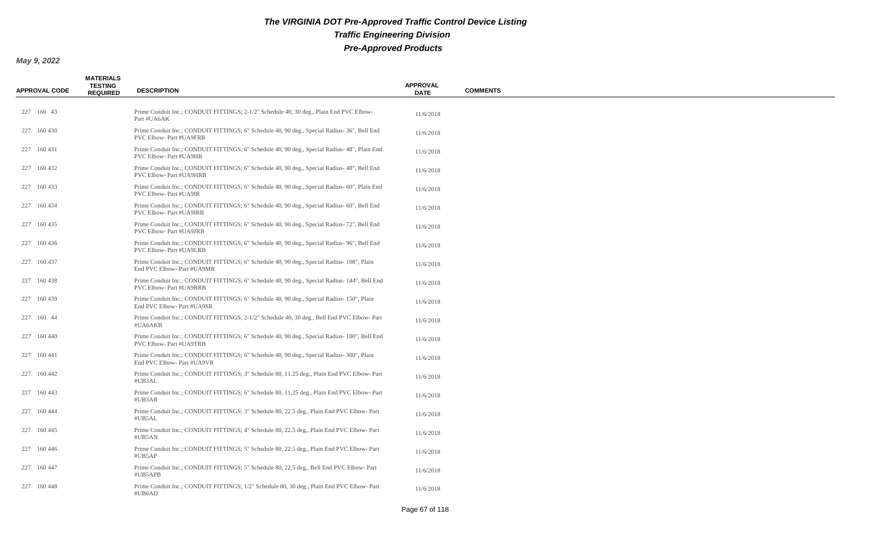# The VIRGINIA DOT Pre-Approved Traffic Control Device Listing

## Traffic Engineering Division

## Pre-Approved Products

**May 9, 2022**

| APPROVAL CODE | MATERIALS TESTING REQUIRED | DESCRIPTION | APPROVAL DATE | COMMENTS |
|---|---|---|---|---|
| 227 160 43 | | Prime Conduit Inc.; CONDUIT FITTINGS; 2-1/2" Schedule 40, 30 deg., Plain End PVC Elbow- Part #UA6AK | 11/6/2018 | |
| 227 160 430 | | Prime Conduit Inc.; CONDUIT FITTINGS; 6" Schedule 40, 90 deg., Special Radius- 36", Bell End PVC Elbow- Part #UA9FRB | 11/6/2018 | |
| 227 160 431 | | Prime Conduit Inc.; CONDUIT FITTINGS; 6" Schedule 40, 90 deg., Special Radius- 48", Plain End PVC Elbow- Part #UA9HR | 11/6/2018 | |
| 227 160 432 | | Prime Conduit Inc.; CONDUIT FITTINGS; 6" Schedule 40, 90 deg., Special Radius- 48", Bell End PVC Elbow- Part #UA9HRB | 11/6/2018 | |
| 227 160 433 | | Prime Conduit Inc.; CONDUIT FITTINGS; 6" Schedule 40, 90 deg., Special Radius- 60", Plain End PVC Elbow- Part #UA9IR | 11/6/2018 | |
| 227 160 434 | | Prime Conduit Inc.; CONDUIT FITTINGS; 6" Schedule 40, 90 deg., Special Radius- 60", Bell End PVC Elbow- Part #UA9IRB | 11/6/2018 | |
| 227 160 435 | | Prime Conduit Inc.; CONDUIT FITTINGS; 6" Schedule 40, 90 deg., Special Radius- 72", Bell End PVC Elbow- Part #UA9JRB | 11/6/2018 | |
| 227 160 436 | | Prime Conduit Inc.; CONDUIT FITTINGS; 6" Schedule 40, 90 deg., Special Radius- 96", Bell End PVC Elbow- Part #UA9LRB | 11/6/2018 | |
| 227 160 437 | | Prime Conduit Inc.; CONDUIT FITTINGS; 6" Schedule 40, 90 deg., Special Radius- 108", Plain End PVC Elbow- Part #UA9MR | 11/6/2018 | |
| 227 160 438 | | Prime Conduit Inc.; CONDUIT FITTINGS; 6" Schedule 40, 90 deg., Special Radius- 144", Bell End PVC Elbow- Part #UA9RRB | 11/6/2018 | |
| 227 160 439 | | Prime Conduit Inc.; CONDUIT FITTINGS; 6" Schedule 40, 90 deg., Special Radius- 150", Plain End PVC Elbow- Part #UA9SR | 11/6/2018 | |
| 227 160 44 | | Prime Conduit Inc.; CONDUIT FITTINGS; 2-1/2" Schedule 40, 30 deg., Bell End PVC Elbow- Part #UA6AKB | 11/6/2018 | |
| 227 160 440 | | Prime Conduit Inc.; CONDUIT FITTINGS; 6" Schedule 40, 90 deg., Special Radius- 180", Bell End PVC Elbow- Part #UA9TRB | 11/6/2018 | |
| 227 160 441 | | Prime Conduit Inc.; CONDUIT FITTINGS; 6" Schedule 40, 90 deg., Special Radius- 300", Plain End PVC Elbow- Part #UA9VR | 11/6/2018 | |
| 227 160 442 | | Prime Conduit Inc.; CONDUIT FITTINGS; 3" Schedule 80, 11.25 deg., Plain End PVC Elbow- Part #UB3AL | 11/6/2018 | |
| 227 160 443 | | Prime Conduit Inc.; CONDUIT FITTINGS; 6" Schedule 80, 11.25 deg., Plain End PVC Elbow- Part #UB3AR | 11/6/2018 | |
| 227 160 444 | | Prime Conduit Inc.; CONDUIT FITTINGS; 3" Schedule 80, 22.5 deg., Plain End PVC Elbow- Part #UB5AL | 11/6/2018 | |
| 227 160 445 | | Prime Conduit Inc.; CONDUIT FITTINGS; 4" Schedule 80, 22.5 deg., Plain End PVC Elbow- Part #UB5AN | 11/6/2018 | |
| 227 160 446 | | Prime Conduit Inc.; CONDUIT FITTINGS; 5" Schedule 80, 22.5 deg., Plain End PVC Elbow- Part #UB5AP | 11/6/2018 | |
| 227 160 447 | | Prime Conduit Inc.; CONDUIT FITTINGS; 5" Schedule 80, 22.5 deg., Bell End PVC Elbow- Part #UB5APB | 11/6/2018 | |
| 227 160 448 | | Prime Conduit Inc.; CONDUIT FITTINGS; 1/2" Schedule 80, 30 deg., Plain End PVC Elbow- Part #UB6AD | 11/6/2018 | |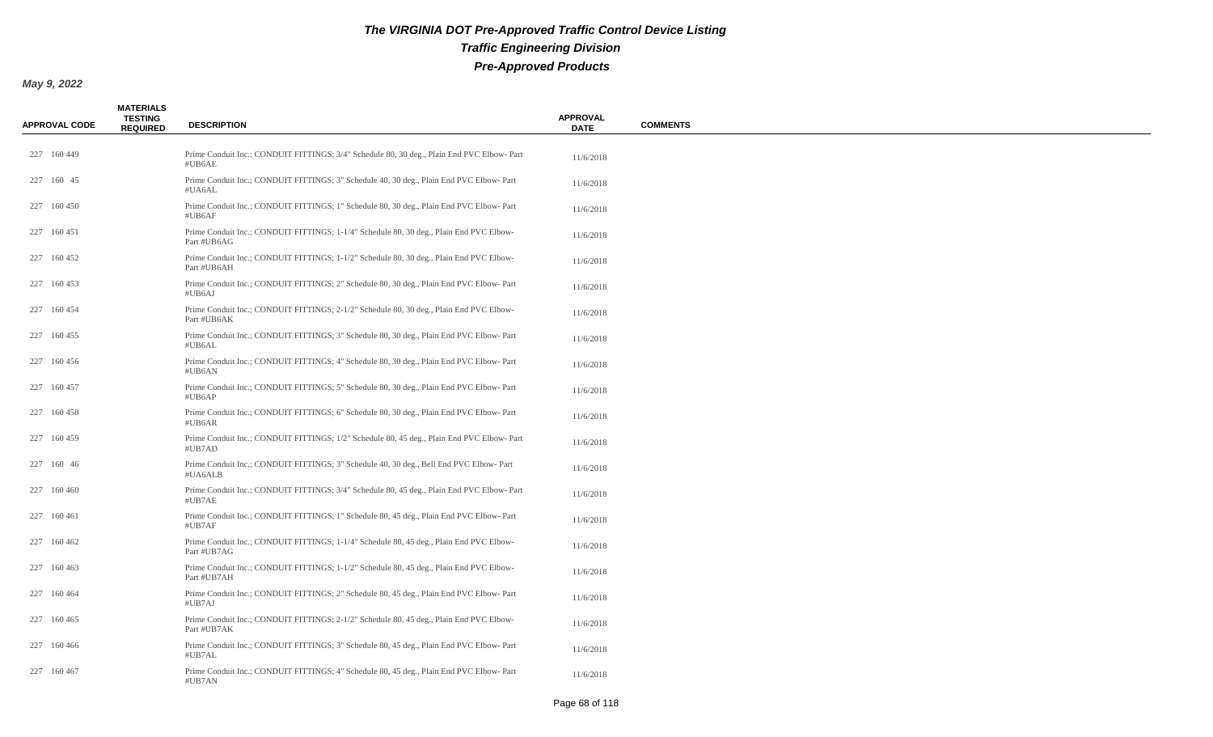# The VIRGINIA DOT Pre-Approved Traffic Control Device Listing

## Traffic Engineering Division

## Pre-Approved Products

***May 9, 2022***

| APPROVAL CODE | MATERIALS TESTING REQUIRED | DESCRIPTION | APPROVAL DATE | COMMENTS |
|---|---|---|---|---|
| 227 160 449 | | Prime Conduit Inc.; CONDUIT FITTINGS; 3/4" Schedule 80, 30 deg., Plain End PVC Elbow- Part #UB6AE | 11/6/2018 | |
| 227 160 45 | | Prime Conduit Inc.; CONDUIT FITTINGS; 3" Schedule 40, 30 deg., Plain End PVC Elbow- Part #UA6AL | 11/6/2018 | |
| 227 160 450 | | Prime Conduit Inc.; CONDUIT FITTINGS; 1" Schedule 80, 30 deg., Plain End PVC Elbow- Part #UB6AF | 11/6/2018 | |
| 227 160 451 | | Prime Conduit Inc.; CONDUIT FITTINGS; 1-1/4" Schedule 80, 30 deg., Plain End PVC Elbow- Part #UB6AG | 11/6/2018 | |
| 227 160 452 | | Prime Conduit Inc.; CONDUIT FITTINGS; 1-1/2" Schedule 80, 30 deg., Plain End PVC Elbow- Part #UB6AH | 11/6/2018 | |
| 227 160 453 | | Prime Conduit Inc.; CONDUIT FITTINGS; 2" Schedule 80, 30 deg., Plain End PVC Elbow- Part #UB6AJ | 11/6/2018 | |
| 227 160 454 | | Prime Conduit Inc.; CONDUIT FITTINGS; 2-1/2" Schedule 80, 30 deg., Plain End PVC Elbow- Part #UB6AK | 11/6/2018 | |
| 227 160 455 | | Prime Conduit Inc.; CONDUIT FITTINGS; 3" Schedule 80, 30 deg., Plain End PVC Elbow- Part #UB6AL | 11/6/2018 | |
| 227 160 456 | | Prime Conduit Inc.; CONDUIT FITTINGS; 4" Schedule 80, 30 deg., Plain End PVC Elbow- Part #UB6AN | 11/6/2018 | |
| 227 160 457 | | Prime Conduit Inc.; CONDUIT FITTINGS; 5" Schedule 80, 30 deg., Plain End PVC Elbow- Part #UB6AP | 11/6/2018 | |
| 227 160 458 | | Prime Conduit Inc.; CONDUIT FITTINGS; 6" Schedule 80, 30 deg., Plain End PVC Elbow- Part #UB6AR | 11/6/2018 | |
| 227 160 459 | | Prime Conduit Inc.; CONDUIT FITTINGS; 1/2" Schedule 80, 45 deg., Plain End PVC Elbow- Part #UB7AD | 11/6/2018 | |
| 227 160 46 | | Prime Conduit Inc.; CONDUIT FITTINGS; 3" Schedule 40, 30 deg., Bell End PVC Elbow- Part #UA6ALB | 11/6/2018 | |
| 227 160 460 | | Prime Conduit Inc.; CONDUIT FITTINGS; 3/4" Schedule 80, 45 deg., Plain End PVC Elbow- Part #UB7AE | 11/6/2018 | |
| 227 160 461 | | Prime Conduit Inc.; CONDUIT FITTINGS; 1" Schedule 80, 45 deg., Plain End PVC Elbow- Part #UB7AF | 11/6/2018 | |
| 227 160 462 | | Prime Conduit Inc.; CONDUIT FITTINGS; 1-1/4" Schedule 80, 45 deg., Plain End PVC Elbow- Part #UB7AG | 11/6/2018 | |
| 227 160 463 | | Prime Conduit Inc.; CONDUIT FITTINGS; 1-1/2" Schedule 80, 45 deg., Plain End PVC Elbow- Part #UB7AH | 11/6/2018 | |
| 227 160 464 | | Prime Conduit Inc.; CONDUIT FITTINGS; 2" Schedule 80, 45 deg., Plain End PVC Elbow- Part #UB7AJ | 11/6/2018 | |
| 227 160 465 | | Prime Conduit Inc.; CONDUIT FITTINGS; 2-1/2" Schedule 80, 45 deg., Plain End PVC Elbow- Part #UB7AK | 11/6/2018 | |
| 227 160 466 | | Prime Conduit Inc.; CONDUIT FITTINGS; 3" Schedule 80, 45 deg., Plain End PVC Elbow- Part #UB7AL | 11/6/2018 | |
| 227 160 467 | | Prime Conduit Inc.; CONDUIT FITTINGS; 4" Schedule 80, 45 deg., Plain End PVC Elbow- Part #UB7AN | 11/6/2018 | |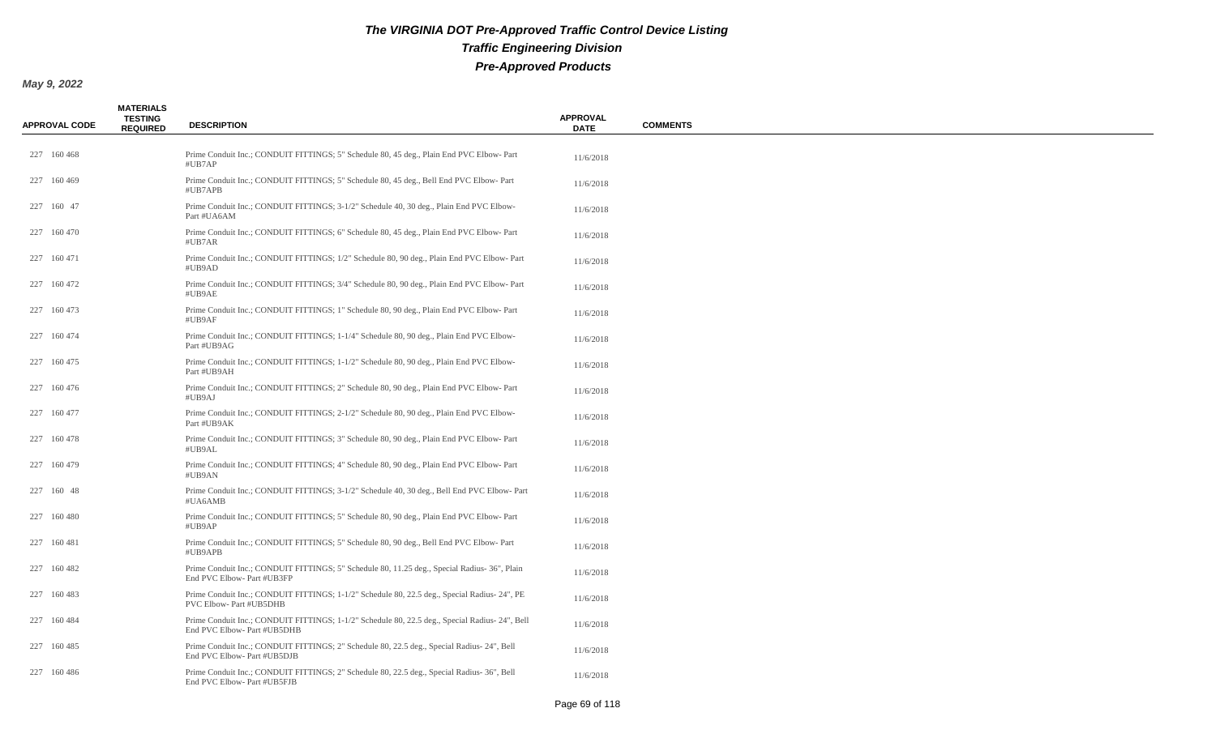# The VIRGINIA DOT Pre-Approved Traffic Control Device Listing

## Traffic Engineering Division

## Pre-Approved Products

**May 9, 2022**

| APPROVAL CODE | MATERIALS TESTING REQUIRED | DESCRIPTION | APPROVAL DATE | COMMENTS |
|---|---|---|---|---|
| 227 160 468 | | Prime Conduit Inc.; CONDUIT FITTINGS; 5" Schedule 80, 45 deg., Plain End PVC Elbow- Part #UB7AP | 11/6/2018 | |
| 227 160 469 | | Prime Conduit Inc.; CONDUIT FITTINGS; 5" Schedule 80, 45 deg., Bell End PVC Elbow- Part #UB7APB | 11/6/2018 | |
| 227 160 47 | | Prime Conduit Inc.; CONDUIT FITTINGS; 3-1/2" Schedule 40, 30 deg., Plain End PVC Elbow- Part #UA6AM | 11/6/2018 | |
| 227 160 470 | | Prime Conduit Inc.; CONDUIT FITTINGS; 6" Schedule 80, 45 deg., Plain End PVC Elbow- Part #UB7AR | 11/6/2018 | |
| 227 160 471 | | Prime Conduit Inc.; CONDUIT FITTINGS; 1/2" Schedule 80, 90 deg., Plain End PVC Elbow- Part #UB9AD | 11/6/2018 | |
| 227 160 472 | | Prime Conduit Inc.; CONDUIT FITTINGS; 3/4" Schedule 80, 90 deg., Plain End PVC Elbow- Part #UB9AE | 11/6/2018 | |
| 227 160 473 | | Prime Conduit Inc.; CONDUIT FITTINGS; 1" Schedule 80, 90 deg., Plain End PVC Elbow- Part #UB9AF | 11/6/2018 | |
| 227 160 474 | | Prime Conduit Inc.; CONDUIT FITTINGS; 1-1/4" Schedule 80, 90 deg., Plain End PVC Elbow- Part #UB9AG | 11/6/2018 | |
| 227 160 475 | | Prime Conduit Inc.; CONDUIT FITTINGS; 1-1/2" Schedule 80, 90 deg., Plain End PVC Elbow- Part #UB9AH | 11/6/2018 | |
| 227 160 476 | | Prime Conduit Inc.; CONDUIT FITTINGS; 2" Schedule 80, 90 deg., Plain End PVC Elbow- Part #UB9AJ | 11/6/2018 | |
| 227 160 477 | | Prime Conduit Inc.; CONDUIT FITTINGS; 2-1/2" Schedule 80, 90 deg., Plain End PVC Elbow- Part #UB9AK | 11/6/2018 | |
| 227 160 478 | | Prime Conduit Inc.; CONDUIT FITTINGS; 3" Schedule 80, 90 deg., Plain End PVC Elbow- Part #UB9AL | 11/6/2018 | |
| 227 160 479 | | Prime Conduit Inc.; CONDUIT FITTINGS; 4" Schedule 80, 90 deg., Plain End PVC Elbow- Part #UB9AN | 11/6/2018 | |
| 227 160 48 | | Prime Conduit Inc.; CONDUIT FITTINGS; 3-1/2" Schedule 40, 30 deg., Bell End PVC Elbow- Part #UA6AMB | 11/6/2018 | |
| 227 160 480 | | Prime Conduit Inc.; CONDUIT FITTINGS; 5" Schedule 80, 90 deg., Plain End PVC Elbow- Part #UB9AP | 11/6/2018 | |
| 227 160 481 | | Prime Conduit Inc.; CONDUIT FITTINGS; 5" Schedule 80, 90 deg., Bell End PVC Elbow- Part #UB9APB | 11/6/2018 | |
| 227 160 482 | | Prime Conduit Inc.; CONDUIT FITTINGS; 5" Schedule 80, 11.25 deg., Special Radius- 36", Plain End PVC Elbow- Part #UB3FP | 11/6/2018 | |
| 227 160 483 | | Prime Conduit Inc.; CONDUIT FITTINGS; 1-1/2" Schedule 80, 22.5 deg., Special Radius- 24", PE PVC Elbow- Part #UB5DHB | 11/6/2018 | |
| 227 160 484 | | Prime Conduit Inc.; CONDUIT FITTINGS; 1-1/2" Schedule 80, 22.5 deg., Special Radius- 24", Bell End PVC Elbow- Part #UB5DHB | 11/6/2018 | |
| 227 160 485 | | Prime Conduit Inc.; CONDUIT FITTINGS; 2" Schedule 80, 22.5 deg., Special Radius- 24", Bell End PVC Elbow- Part #UB5DJB | 11/6/2018 | |
| 227 160 486 | | Prime Conduit Inc.; CONDUIT FITTINGS; 2" Schedule 80, 22.5 deg., Special Radius- 36", Bell End PVC Elbow- Part #UB5FJB | 11/6/2018 | |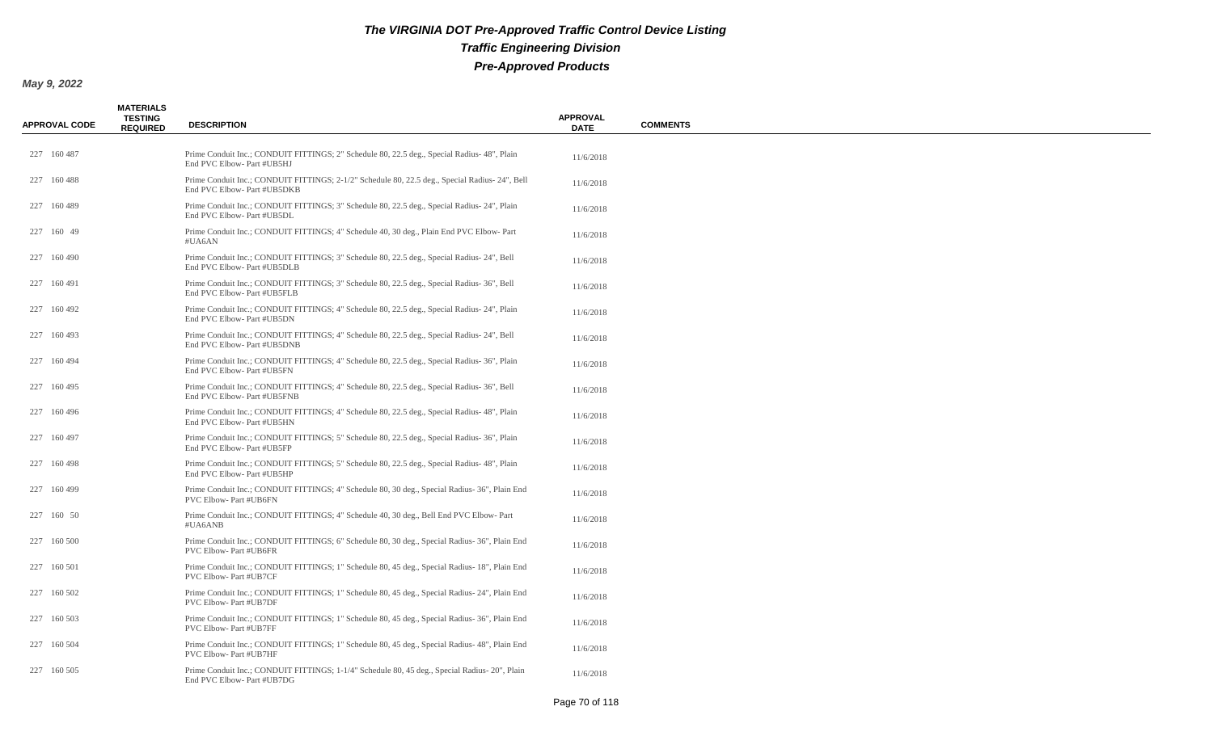# The VIRGINIA DOT Pre-Approved Traffic Control Device Listing

## Traffic Engineering Division

## Pre-Approved Products

**May 9, 2022**

| APPROVAL CODE | MATERIALS TESTING REQUIRED | DESCRIPTION | APPROVAL DATE | COMMENTS |
|---|---|---|---|---|
| 227 160 487 | | Prime Conduit Inc.; CONDUIT FITTINGS; 2" Schedule 80, 22.5 deg., Special Radius- 48", Plain End PVC Elbow- Part #UB5HJ | 11/6/2018 | |
| 227 160 488 | | Prime Conduit Inc.; CONDUIT FITTINGS; 2-1/2" Schedule 80, 22.5 deg., Special Radius- 24", Bell End PVC Elbow- Part #UB5DKB | 11/6/2018 | |
| 227 160 489 | | Prime Conduit Inc.; CONDUIT FITTINGS; 3" Schedule 80, 22.5 deg., Special Radius- 24", Plain End PVC Elbow- Part #UB5DL | 11/6/2018 | |
| 227 160 49 | | Prime Conduit Inc.; CONDUIT FITTINGS; 4" Schedule 40, 30 deg., Plain End PVC Elbow- Part #UA6AN | 11/6/2018 | |
| 227 160 490 | | Prime Conduit Inc.; CONDUIT FITTINGS; 3" Schedule 80, 22.5 deg., Special Radius- 24", Bell End PVC Elbow- Part #UB5DLB | 11/6/2018 | |
| 227 160 491 | | Prime Conduit Inc.; CONDUIT FITTINGS; 3" Schedule 80, 22.5 deg., Special Radius- 36", Bell End PVC Elbow- Part #UB5FLB | 11/6/2018 | |
| 227 160 492 | | Prime Conduit Inc.; CONDUIT FITTINGS; 4" Schedule 80, 22.5 deg., Special Radius- 24", Plain End PVC Elbow- Part #UB5DN | 11/6/2018 | |
| 227 160 493 | | Prime Conduit Inc.; CONDUIT FITTINGS; 4" Schedule 80, 22.5 deg., Special Radius- 24", Bell End PVC Elbow- Part #UB5DNB | 11/6/2018 | |
| 227 160 494 | | Prime Conduit Inc.; CONDUIT FITTINGS; 4" Schedule 80, 22.5 deg., Special Radius- 36", Plain End PVC Elbow- Part #UB5FN | 11/6/2018 | |
| 227 160 495 | | Prime Conduit Inc.; CONDUIT FITTINGS; 4" Schedule 80, 22.5 deg., Special Radius- 36", Bell End PVC Elbow- Part #UB5FNB | 11/6/2018 | |
| 227 160 496 | | Prime Conduit Inc.; CONDUIT FITTINGS; 4" Schedule 80, 22.5 deg., Special Radius- 48", Plain End PVC Elbow- Part #UB5HN | 11/6/2018 | |
| 227 160 497 | | Prime Conduit Inc.; CONDUIT FITTINGS; 5" Schedule 80, 22.5 deg., Special Radius- 36", Plain End PVC Elbow- Part #UB5FP | 11/6/2018 | |
| 227 160 498 | | Prime Conduit Inc.; CONDUIT FITTINGS; 5" Schedule 80, 22.5 deg., Special Radius- 48", Plain End PVC Elbow- Part #UB5HP | 11/6/2018 | |
| 227 160 499 | | Prime Conduit Inc.; CONDUIT FITTINGS; 4" Schedule 80, 30 deg., Special Radius- 36", Plain End PVC Elbow- Part #UB6FN | 11/6/2018 | |
| 227 160 50 | | Prime Conduit Inc.; CONDUIT FITTINGS; 4" Schedule 40, 30 deg., Bell End PVC Elbow- Part #UA6ANB | 11/6/2018 | |
| 227 160 500 | | Prime Conduit Inc.; CONDUIT FITTINGS; 6" Schedule 80, 30 deg., Special Radius- 36", Plain End PVC Elbow- Part #UB6FR | 11/6/2018 | |
| 227 160 501 | | Prime Conduit Inc.; CONDUIT FITTINGS; 1" Schedule 80, 45 deg., Special Radius- 18", Plain End PVC Elbow- Part #UB7CF | 11/6/2018 | |
| 227 160 502 | | Prime Conduit Inc.; CONDUIT FITTINGS; 1" Schedule 80, 45 deg., Special Radius- 24", Plain End PVC Elbow- Part #UB7DF | 11/6/2018 | |
| 227 160 503 | | Prime Conduit Inc.; CONDUIT FITTINGS; 1" Schedule 80, 45 deg., Special Radius- 36", Plain End PVC Elbow- Part #UB7FF | 11/6/2018 | |
| 227 160 504 | | Prime Conduit Inc.; CONDUIT FITTINGS; 1" Schedule 80, 45 deg., Special Radius- 48", Plain End PVC Elbow- Part #UB7HF | 11/6/2018 | |
| 227 160 505 | | Prime Conduit Inc.; CONDUIT FITTINGS; 1-1/4" Schedule 80, 45 deg., Special Radius- 20", Plain End PVC Elbow- Part #UB7DG | 11/6/2018 | |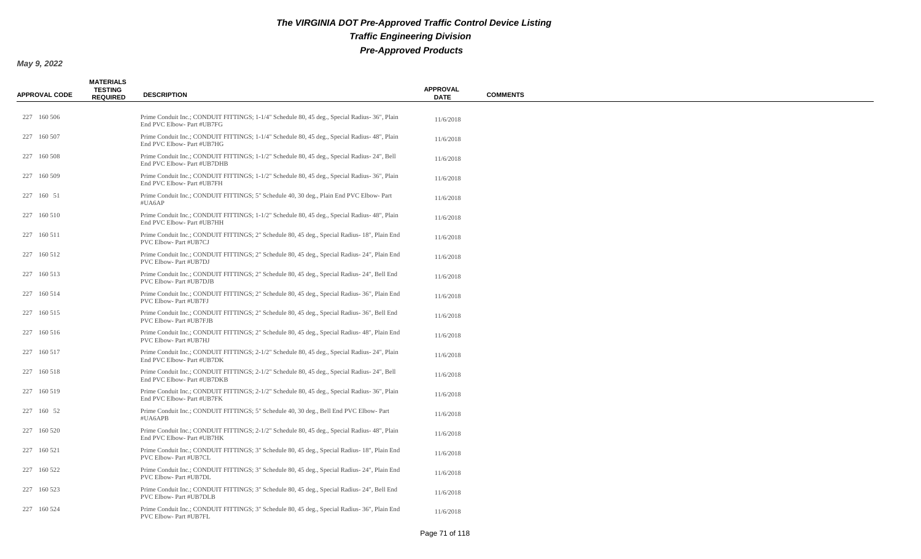**The VIRGINIA DOT Pre-Approved Traffic Control Device Listing**

**Traffic Engineering Division**

**Pre-Approved Products**

**May 9, 2022**

| APPROVAL CODE | MATERIALS TESTING REQUIRED | DESCRIPTION | APPROVAL DATE | COMMENTS |
|---|---|---|---|---|
| 227 160 506 | | Prime Conduit Inc.; CONDUIT FITTINGS; 1-1/4" Schedule 80, 45 deg., Special Radius- 36", Plain End PVC Elbow- Part #UB7FG | 11/6/2018 | |
| 227 160 507 | | Prime Conduit Inc.; CONDUIT FITTINGS; 1-1/4" Schedule 80, 45 deg., Special Radius- 48", Plain End PVC Elbow- Part #UB7HG | 11/6/2018 | |
| 227 160 508 | | Prime Conduit Inc.; CONDUIT FITTINGS; 1-1/2" Schedule 80, 45 deg., Special Radius- 24", Bell End PVC Elbow- Part #UB7DHB | 11/6/2018 | |
| 227 160 509 | | Prime Conduit Inc.; CONDUIT FITTINGS; 1-1/2" Schedule 80, 45 deg., Special Radius- 36", Plain End PVC Elbow- Part #UB7FH | 11/6/2018 | |
| 227 160 51 | | Prime Conduit Inc.; CONDUIT FITTINGS; 5" Schedule 40, 30 deg., Plain End PVC Elbow- Part #UA6AP | 11/6/2018 | |
| 227 160 510 | | Prime Conduit Inc.; CONDUIT FITTINGS; 1-1/2" Schedule 80, 45 deg., Special Radius- 48", Plain End PVC Elbow- Part #UB7HH | 11/6/2018 | |
| 227 160 511 | | Prime Conduit Inc.; CONDUIT FITTINGS; 2" Schedule 80, 45 deg., Special Radius- 18", Plain End PVC Elbow- Part #UB7CJ | 11/6/2018 | |
| 227 160 512 | | Prime Conduit Inc.; CONDUIT FITTINGS; 2" Schedule 80, 45 deg., Special Radius- 24", Plain End PVC Elbow- Part #UB7DJ | 11/6/2018 | |
| 227 160 513 | | Prime Conduit Inc.; CONDUIT FITTINGS; 2" Schedule 80, 45 deg., Special Radius- 24", Bell End PVC Elbow- Part #UB7DJB | 11/6/2018 | |
| 227 160 514 | | Prime Conduit Inc.; CONDUIT FITTINGS; 2" Schedule 80, 45 deg., Special Radius- 36", Plain End PVC Elbow- Part #UB7FJ | 11/6/2018 | |
| 227 160 515 | | Prime Conduit Inc.; CONDUIT FITTINGS; 2" Schedule 80, 45 deg., Special Radius- 36", Bell End PVC Elbow- Part #UB7FJB | 11/6/2018 | |
| 227 160 516 | | Prime Conduit Inc.; CONDUIT FITTINGS; 2" Schedule 80, 45 deg., Special Radius- 48", Plain End PVC Elbow- Part #UB7HJ | 11/6/2018 | |
| 227 160 517 | | Prime Conduit Inc.; CONDUIT FITTINGS; 2-1/2" Schedule 80, 45 deg., Special Radius- 24", Plain End PVC Elbow- Part #UB7DK | 11/6/2018 | |
| 227 160 518 | | Prime Conduit Inc.; CONDUIT FITTINGS; 2-1/2" Schedule 80, 45 deg., Special Radius- 24", Bell End PVC Elbow- Part #UB7DKB | 11/6/2018 | |
| 227 160 519 | | Prime Conduit Inc.; CONDUIT FITTINGS; 2-1/2" Schedule 80, 45 deg., Special Radius- 36", Plain End PVC Elbow- Part #UB7FK | 11/6/2018 | |
| 227 160 52 | | Prime Conduit Inc.; CONDUIT FITTINGS; 5" Schedule 40, 30 deg., Bell End PVC Elbow- Part #UA6APB | 11/6/2018 | |
| 227 160 520 | | Prime Conduit Inc.; CONDUIT FITTINGS; 2-1/2" Schedule 80, 45 deg., Special Radius- 48", Plain End PVC Elbow- Part #UB7HK | 11/6/2018 | |
| 227 160 521 | | Prime Conduit Inc.; CONDUIT FITTINGS; 3" Schedule 80, 45 deg., Special Radius- 18", Plain End PVC Elbow- Part #UB7CL | 11/6/2018 | |
| 227 160 522 | | Prime Conduit Inc.; CONDUIT FITTINGS; 3" Schedule 80, 45 deg., Special Radius- 24", Plain End PVC Elbow- Part #UB7DL | 11/6/2018 | |
| 227 160 523 | | Prime Conduit Inc.; CONDUIT FITTINGS; 3" Schedule 80, 45 deg., Special Radius- 24", Bell End PVC Elbow- Part #UB7DLB | 11/6/2018 | |
| 227 160 524 | | Prime Conduit Inc.; CONDUIT FITTINGS; 3" Schedule 80, 45 deg., Special Radius- 36", Plain End PVC Elbow- Part #UB7FL | 11/6/2018 | |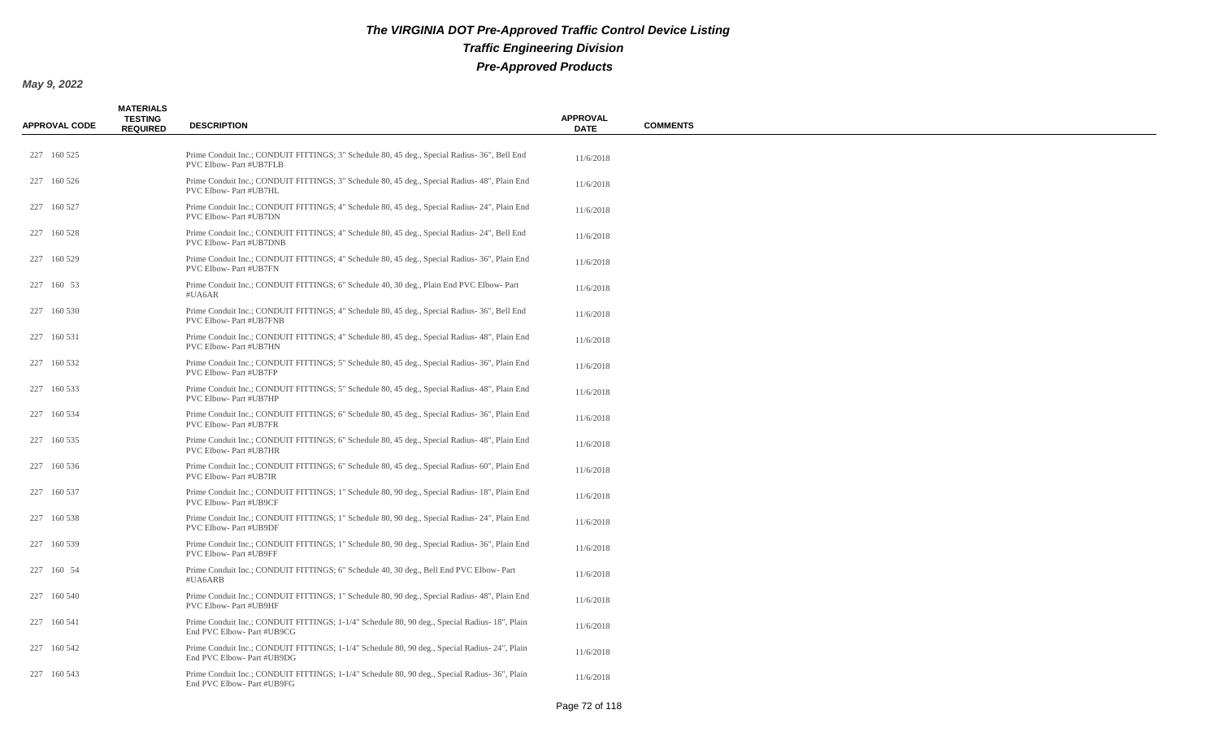# The VIRGINIA DOT Pre-Approved Traffic Control Device Listing

## Traffic Engineering Division

## Pre-Approved Products

**May 9, 2022**

| APPROVAL CODE | MATERIALS TESTING REQUIRED | DESCRIPTION | APPROVAL DATE | COMMENTS |
|---|---|---|---|---|
| 227 160 525 | | Prime Conduit Inc.; CONDUIT FITTINGS; 3" Schedule 80, 45 deg., Special Radius- 36", Bell End PVC Elbow- Part #UB7FLB | 11/6/2018 | |
| 227 160 526 | | Prime Conduit Inc.; CONDUIT FITTINGS; 3" Schedule 80, 45 deg., Special Radius- 48", Plain End PVC Elbow- Part #UB7HL | 11/6/2018 | |
| 227 160 527 | | Prime Conduit Inc.; CONDUIT FITTINGS; 4" Schedule 80, 45 deg., Special Radius- 24", Plain End PVC Elbow- Part #UB7DN | 11/6/2018 | |
| 227 160 528 | | Prime Conduit Inc.; CONDUIT FITTINGS; 4" Schedule 80, 45 deg., Special Radius- 24", Bell End PVC Elbow- Part #UB7DNB | 11/6/2018 | |
| 227 160 529 | | Prime Conduit Inc.; CONDUIT FITTINGS; 4" Schedule 80, 45 deg., Special Radius- 36", Plain End PVC Elbow- Part #UB7FN | 11/6/2018 | |
| 227 160 53 | | Prime Conduit Inc.; CONDUIT FITTINGS; 6" Schedule 40, 30 deg., Plain End PVC Elbow- Part #UA6AR | 11/6/2018 | |
| 227 160 530 | | Prime Conduit Inc.; CONDUIT FITTINGS; 4" Schedule 80, 45 deg., Special Radius- 36", Bell End PVC Elbow- Part #UB7FNB | 11/6/2018 | |
| 227 160 531 | | Prime Conduit Inc.; CONDUIT FITTINGS; 4" Schedule 80, 45 deg., Special Radius- 48", Plain End PVC Elbow- Part #UB7HN | 11/6/2018 | |
| 227 160 532 | | Prime Conduit Inc.; CONDUIT FITTINGS; 5" Schedule 80, 45 deg., Special Radius- 36", Plain End PVC Elbow- Part #UB7FP | 11/6/2018 | |
| 227 160 533 | | Prime Conduit Inc.; CONDUIT FITTINGS; 5" Schedule 80, 45 deg., Special Radius- 48", Plain End PVC Elbow- Part #UB7HP | 11/6/2018 | |
| 227 160 534 | | Prime Conduit Inc.; CONDUIT FITTINGS; 6" Schedule 80, 45 deg., Special Radius- 36", Plain End PVC Elbow- Part #UB7FR | 11/6/2018 | |
| 227 160 535 | | Prime Conduit Inc.; CONDUIT FITTINGS; 6" Schedule 80, 45 deg., Special Radius- 48", Plain End PVC Elbow- Part #UB7HR | 11/6/2018 | |
| 227 160 536 | | Prime Conduit Inc.; CONDUIT FITTINGS; 6" Schedule 80, 45 deg., Special Radius- 60", Plain End PVC Elbow- Part #UB7IR | 11/6/2018 | |
| 227 160 537 | | Prime Conduit Inc.; CONDUIT FITTINGS; 1" Schedule 80, 90 deg., Special Radius- 18", Plain End PVC Elbow- Part #UB9CF | 11/6/2018 | |
| 227 160 538 | | Prime Conduit Inc.; CONDUIT FITTINGS; 1" Schedule 80, 90 deg., Special Radius- 24", Plain End PVC Elbow- Part #UB9DF | 11/6/2018 | |
| 227 160 539 | | Prime Conduit Inc.; CONDUIT FITTINGS; 1" Schedule 80, 90 deg., Special Radius- 36", Plain End PVC Elbow- Part #UB9FF | 11/6/2018 | |
| 227 160 54 | | Prime Conduit Inc.; CONDUIT FITTINGS; 6" Schedule 40, 30 deg., Bell End PVC Elbow- Part #UA6ARB | 11/6/2018 | |
| 227 160 540 | | Prime Conduit Inc.; CONDUIT FITTINGS; 1" Schedule 80, 90 deg., Special Radius- 48", Plain End PVC Elbow- Part #UB9HF | 11/6/2018 | |
| 227 160 541 | | Prime Conduit Inc.; CONDUIT FITTINGS; 1-1/4" Schedule 80, 90 deg., Special Radius- 18", Plain End PVC Elbow- Part #UB9CG | 11/6/2018 | |
| 227 160 542 | | Prime Conduit Inc.; CONDUIT FITTINGS; 1-1/4" Schedule 80, 90 deg., Special Radius- 24", Plain End PVC Elbow- Part #UB9DG | 11/6/2018 | |
| 227 160 543 | | Prime Conduit Inc.; CONDUIT FITTINGS; 1-1/4" Schedule 80, 90 deg., Special Radius- 36", Plain End PVC Elbow- Part #UB9FG | 11/6/2018 | |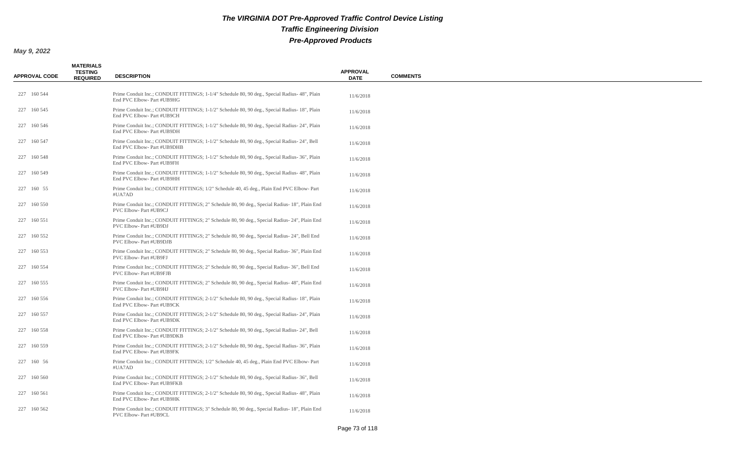# The VIRGINIA DOT Pre-Approved Traffic Control Device Listing

## Traffic Engineering Division

## Pre-Approved Products

*May 9, 2022*

| APPROVAL CODE | MATERIALS TESTING REQUIRED | DESCRIPTION | APPROVAL DATE | COMMENTS |
|---|---|---|---|---|
| 227 160 544 | | Prime Conduit Inc.; CONDUIT FITTINGS; 1-1/4" Schedule 80, 90 deg., Special Radius- 48", Plain End PVC Elbow- Part #UB9HG | 11/6/2018 | |
| 227 160 545 | | Prime Conduit Inc.; CONDUIT FITTINGS; 1-1/2" Schedule 80, 90 deg., Special Radius- 18", Plain End PVC Elbow- Part #UB9CH | 11/6/2018 | |
| 227 160 546 | | Prime Conduit Inc.; CONDUIT FITTINGS; 1-1/2" Schedule 80, 90 deg., Special Radius- 24", Plain End PVC Elbow- Part #UB9DH | 11/6/2018 | |
| 227 160 547 | | Prime Conduit Inc.; CONDUIT FITTINGS; 1-1/2" Schedule 80, 90 deg., Special Radius- 24", Bell End PVC Elbow- Part #UB9DHB | 11/6/2018 | |
| 227 160 548 | | Prime Conduit Inc.; CONDUIT FITTINGS; 1-1/2" Schedule 80, 90 deg., Special Radius- 36", Plain End PVC Elbow- Part #UB9FH | 11/6/2018 | |
| 227 160 549 | | Prime Conduit Inc.; CONDUIT FITTINGS; 1-1/2" Schedule 80, 90 deg., Special Radius- 48", Plain End PVC Elbow- Part #UB9HH | 11/6/2018 | |
| 227 160 55 | | Prime Conduit Inc.; CONDUIT FITTINGS; 1/2" Schedule 40, 45 deg., Plain End PVC Elbow- Part #UA7AD | 11/6/2018 | |
| 227 160 550 | | Prime Conduit Inc.; CONDUIT FITTINGS; 2" Schedule 80, 90 deg., Special Radius- 18", Plain End PVC Elbow- Part #UB9CJ | 11/6/2018 | |
| 227 160 551 | | Prime Conduit Inc.; CONDUIT FITTINGS; 2" Schedule 80, 90 deg., Special Radius- 24", Plain End PVC Elbow- Part #UB9DJ | 11/6/2018 | |
| 227 160 552 | | Prime Conduit Inc.; CONDUIT FITTINGS; 2" Schedule 80, 90 deg., Special Radius- 24", Bell End PVC Elbow- Part #UB9DJB | 11/6/2018 | |
| 227 160 553 | | Prime Conduit Inc.; CONDUIT FITTINGS; 2" Schedule 80, 90 deg., Special Radius- 36", Plain End PVC Elbow- Part #UB9FJ | 11/6/2018 | |
| 227 160 554 | | Prime Conduit Inc.; CONDUIT FITTINGS; 2" Schedule 80, 90 deg., Special Radius- 36", Bell End PVC Elbow- Part #UB9FJB | 11/6/2018 | |
| 227 160 555 | | Prime Conduit Inc.; CONDUIT FITTINGS; 2" Schedule 80, 90 deg., Special Radius- 48", Plain End PVC Elbow- Part #UB9HJ | 11/6/2018 | |
| 227 160 556 | | Prime Conduit Inc.; CONDUIT FITTINGS; 2-1/2" Schedule 80, 90 deg., Special Radius- 18", Plain End PVC Elbow- Part #UB9CK | 11/6/2018 | |
| 227 160 557 | | Prime Conduit Inc.; CONDUIT FITTINGS; 2-1/2" Schedule 80, 90 deg., Special Radius- 24", Plain End PVC Elbow- Part #UB9DK | 11/6/2018 | |
| 227 160 558 | | Prime Conduit Inc.; CONDUIT FITTINGS; 2-1/2" Schedule 80, 90 deg., Special Radius- 24", Bell End PVC Elbow- Part #UB9DKB | 11/6/2018 | |
| 227 160 559 | | Prime Conduit Inc.; CONDUIT FITTINGS; 2-1/2" Schedule 80, 90 deg., Special Radius- 36", Plain End PVC Elbow- Part #UB9FK | 11/6/2018 | |
| 227 160 56 | | Prime Conduit Inc.; CONDUIT FITTINGS; 1/2" Schedule 40, 45 deg., Plain End PVC Elbow- Part #UA7AD | 11/6/2018 | |
| 227 160 560 | | Prime Conduit Inc.; CONDUIT FITTINGS; 2-1/2" Schedule 80, 90 deg., Special Radius- 36", Bell End PVC Elbow- Part #UB9FKB | 11/6/2018 | |
| 227 160 561 | | Prime Conduit Inc.; CONDUIT FITTINGS; 2-1/2" Schedule 80, 90 deg., Special Radius- 48", Plain End PVC Elbow- Part #UB9HK | 11/6/2018 | |
| 227 160 562 | | Prime Conduit Inc.; CONDUIT FITTINGS; 3" Schedule 80, 90 deg., Special Radius- 18", Plain End PVC Elbow- Part #UB9CL | 11/6/2018 | |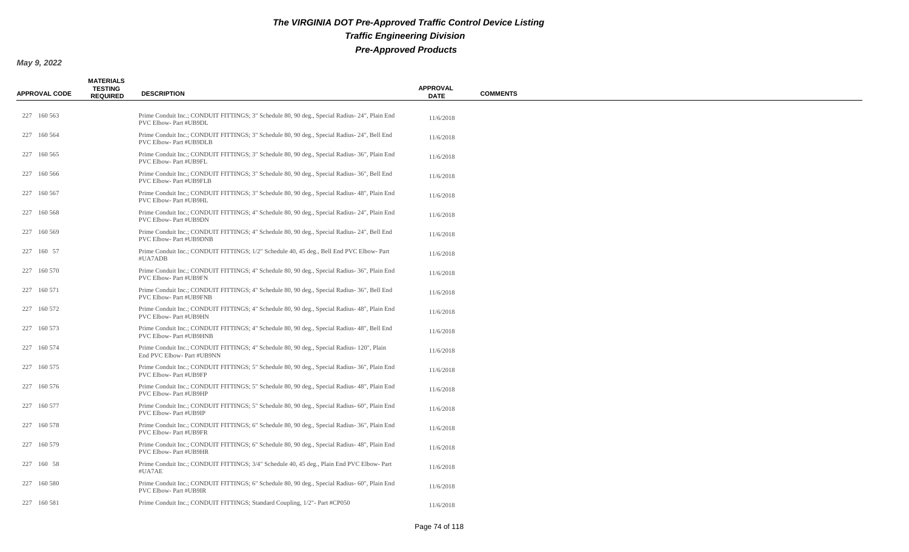# The VIRGINIA DOT Pre-Approved Traffic Control Device Listing

## Traffic Engineering Division

## Pre-Approved Products

**May 9, 2022**

| APPROVAL CODE | MATERIALS TESTING REQUIRED | DESCRIPTION | APPROVAL DATE | COMMENTS |
|---|---|---|---|---|
| 227 160 563 | | Prime Conduit Inc.; CONDUIT FITTINGS; 3" Schedule 80, 90 deg., Special Radius- 24", Plain End PVC Elbow- Part #UB9DL | 11/6/2018 | |
| 227 160 564 | | Prime Conduit Inc.; CONDUIT FITTINGS; 3" Schedule 80, 90 deg., Special Radius- 24", Bell End PVC Elbow- Part #UB9DLB | 11/6/2018 | |
| 227 160 565 | | Prime Conduit Inc.; CONDUIT FITTINGS; 3" Schedule 80, 90 deg., Special Radius- 36", Plain End PVC Elbow- Part #UB9FL | 11/6/2018 | |
| 227 160 566 | | Prime Conduit Inc.; CONDUIT FITTINGS; 3" Schedule 80, 90 deg., Special Radius- 36", Bell End PVC Elbow- Part #UB9FLB | 11/6/2018 | |
| 227 160 567 | | Prime Conduit Inc.; CONDUIT FITTINGS; 3" Schedule 80, 90 deg., Special Radius- 48", Plain End PVC Elbow- Part #UB9HL | 11/6/2018 | |
| 227 160 568 | | Prime Conduit Inc.; CONDUIT FITTINGS; 4" Schedule 80, 90 deg., Special Radius- 24", Plain End PVC Elbow- Part #UB9DN | 11/6/2018 | |
| 227 160 569 | | Prime Conduit Inc.; CONDUIT FITTINGS; 4" Schedule 80, 90 deg., Special Radius- 24", Bell End PVC Elbow- Part #UB9DNB | 11/6/2018 | |
| 227 160 57 | | Prime Conduit Inc.; CONDUIT FITTINGS; 1/2" Schedule 40, 45 deg., Bell End PVC Elbow- Part #UA7ADB | 11/6/2018 | |
| 227 160 570 | | Prime Conduit Inc.; CONDUIT FITTINGS; 4" Schedule 80, 90 deg., Special Radius- 36", Plain End PVC Elbow- Part #UB9FN | 11/6/2018 | |
| 227 160 571 | | Prime Conduit Inc.; CONDUIT FITTINGS; 4" Schedule 80, 90 deg., Special Radius- 36", Bell End PVC Elbow- Part #UB9FNB | 11/6/2018 | |
| 227 160 572 | | Prime Conduit Inc.; CONDUIT FITTINGS; 4" Schedule 80, 90 deg., Special Radius- 48", Plain End PVC Elbow- Part #UB9HN | 11/6/2018 | |
| 227 160 573 | | Prime Conduit Inc.; CONDUIT FITTINGS; 4" Schedule 80, 90 deg., Special Radius- 48", Bell End PVC Elbow- Part #UB9HNB | 11/6/2018 | |
| 227 160 574 | | Prime Conduit Inc.; CONDUIT FITTINGS; 4" Schedule 80, 90 deg., Special Radius- 120", Plain End PVC Elbow- Part #UB9NN | 11/6/2018 | |
| 227 160 575 | | Prime Conduit Inc.; CONDUIT FITTINGS; 5" Schedule 80, 90 deg., Special Radius- 36", Plain End PVC Elbow- Part #UB9FP | 11/6/2018 | |
| 227 160 576 | | Prime Conduit Inc.; CONDUIT FITTINGS; 5" Schedule 80, 90 deg., Special Radius- 48", Plain End PVC Elbow- Part #UB9HP | 11/6/2018 | |
| 227 160 577 | | Prime Conduit Inc.; CONDUIT FITTINGS; 5" Schedule 80, 90 deg., Special Radius- 60", Plain End PVC Elbow- Part #UB9IP | 11/6/2018 | |
| 227 160 578 | | Prime Conduit Inc.; CONDUIT FITTINGS; 6" Schedule 80, 90 deg., Special Radius- 36", Plain End PVC Elbow- Part #UB9FR | 11/6/2018 | |
| 227 160 579 | | Prime Conduit Inc.; CONDUIT FITTINGS; 6" Schedule 80, 90 deg., Special Radius- 48", Plain End PVC Elbow- Part #UB9HR | 11/6/2018 | |
| 227 160 58 | | Prime Conduit Inc.; CONDUIT FITTINGS; 3/4" Schedule 40, 45 deg., Plain End PVC Elbow- Part #UA7AE | 11/6/2018 | |
| 227 160 580 | | Prime Conduit Inc.; CONDUIT FITTINGS; 6" Schedule 80, 90 deg., Special Radius- 60", Plain End PVC Elbow- Part #UB9IR | 11/6/2018 | |
| 227 160 581 | | Prime Conduit Inc.; CONDUIT FITTINGS; Standard Coupling, 1/2"- Part #CP050 | 11/6/2018 | |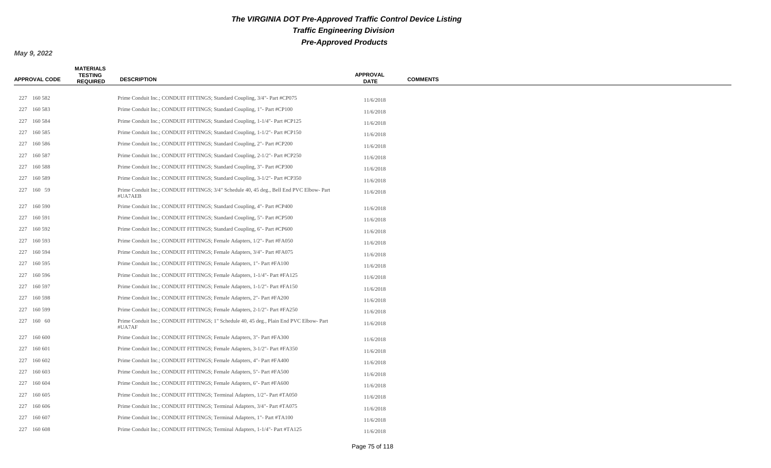# The VIRGINIA DOT Pre-Approved Traffic Control Device Listing

## Traffic Engineering Division

## Pre-Approved Products

**May 9, 2022**

| APPROVAL CODE | MATERIALS TESTING REQUIRED | DESCRIPTION | APPROVAL DATE | COMMENTS |
|---|---|---|---|---|
| 227 160 582 | | Prime Conduit Inc.; CONDUIT FITTINGS; Standard Coupling, 3/4"- Part #CP075 | 11/6/2018 | |
| 227 160 583 | | Prime Conduit Inc.; CONDUIT FITTINGS; Standard Coupling, 1"- Part #CP100 | 11/6/2018 | |
| 227 160 584 | | Prime Conduit Inc.; CONDUIT FITTINGS; Standard Coupling, 1-1/4"- Part #CP125 | 11/6/2018 | |
| 227 160 585 | | Prime Conduit Inc.; CONDUIT FITTINGS; Standard Coupling, 1-1/2"- Part #CP150 | 11/6/2018 | |
| 227 160 586 | | Prime Conduit Inc.; CONDUIT FITTINGS; Standard Coupling, 2"- Part #CP200 | 11/6/2018 | |
| 227 160 587 | | Prime Conduit Inc.; CONDUIT FITTINGS; Standard Coupling, 2-1/2"- Part #CP250 | 11/6/2018 | |
| 227 160 588 | | Prime Conduit Inc.; CONDUIT FITTINGS; Standard Coupling, 3"- Part #CP300 | 11/6/2018 | |
| 227 160 589 | | Prime Conduit Inc.; CONDUIT FITTINGS; Standard Coupling, 3-1/2"- Part #CP350 | 11/6/2018 | |
| 227 160 59 | | Prime Conduit Inc.; CONDUIT FITTINGS; 3/4" Schedule 40, 45 deg., Bell End PVC Elbow- Part #UA7AEB | 11/6/2018 | |
| 227 160 590 | | Prime Conduit Inc.; CONDUIT FITTINGS; Standard Coupling, 4"- Part #CP400 | 11/6/2018 | |
| 227 160 591 | | Prime Conduit Inc.; CONDUIT FITTINGS; Standard Coupling, 5"- Part #CP500 | 11/6/2018 | |
| 227 160 592 | | Prime Conduit Inc.; CONDUIT FITTINGS; Standard Coupling, 6"- Part #CP600 | 11/6/2018 | |
| 227 160 593 | | Prime Conduit Inc.; CONDUIT FITTINGS; Female Adapters, 1/2"- Part #FA050 | 11/6/2018 | |
| 227 160 594 | | Prime Conduit Inc.; CONDUIT FITTINGS; Female Adapters, 3/4"- Part #FA075 | 11/6/2018 | |
| 227 160 595 | | Prime Conduit Inc.; CONDUIT FITTINGS; Female Adapters, 1"- Part #FA100 | 11/6/2018 | |
| 227 160 596 | | Prime Conduit Inc.; CONDUIT FITTINGS; Female Adapters, 1-1/4"- Part #FA125 | 11/6/2018 | |
| 227 160 597 | | Prime Conduit Inc.; CONDUIT FITTINGS; Female Adapters, 1-1/2"- Part #FA150 | 11/6/2018 | |
| 227 160 598 | | Prime Conduit Inc.; CONDUIT FITTINGS; Female Adapters, 2"- Part #FA200 | 11/6/2018 | |
| 227 160 599 | | Prime Conduit Inc.; CONDUIT FITTINGS; Female Adapters, 2-1/2"- Part #FA250 | 11/6/2018 | |
| 227 160 60 | | Prime Conduit Inc.; CONDUIT FITTINGS; 1" Schedule 40, 45 deg., Plain End PVC Elbow- Part #UA7AF | 11/6/2018 | |
| 227 160 600 | | Prime Conduit Inc.; CONDUIT FITTINGS; Female Adapters, 3"- Part #FA300 | 11/6/2018 | |
| 227 160 601 | | Prime Conduit Inc.; CONDUIT FITTINGS; Female Adapters, 3-1/2"- Part #FA350 | 11/6/2018 | |
| 227 160 602 | | Prime Conduit Inc.; CONDUIT FITTINGS; Female Adapters, 4"- Part #FA400 | 11/6/2018 | |
| 227 160 603 | | Prime Conduit Inc.; CONDUIT FITTINGS; Female Adapters, 5"- Part #FA500 | 11/6/2018 | |
| 227 160 604 | | Prime Conduit Inc.; CONDUIT FITTINGS; Female Adapters, 6"- Part #FA600 | 11/6/2018 | |
| 227 160 605 | | Prime Conduit Inc.; CONDUIT FITTINGS; Terminal Adapters, 1/2"- Part #TA050 | 11/6/2018 | |
| 227 160 606 | | Prime Conduit Inc.; CONDUIT FITTINGS; Terminal Adapters, 3/4"- Part #TA075 | 11/6/2018 | |
| 227 160 607 | | Prime Conduit Inc.; CONDUIT FITTINGS; Terminal Adapters, 1"- Part #TA100 | 11/6/2018 | |
| 227 160 608 | | Prime Conduit Inc.; CONDUIT FITTINGS; Terminal Adapters, 1-1/4"- Part #TA125 | 11/6/2018 | |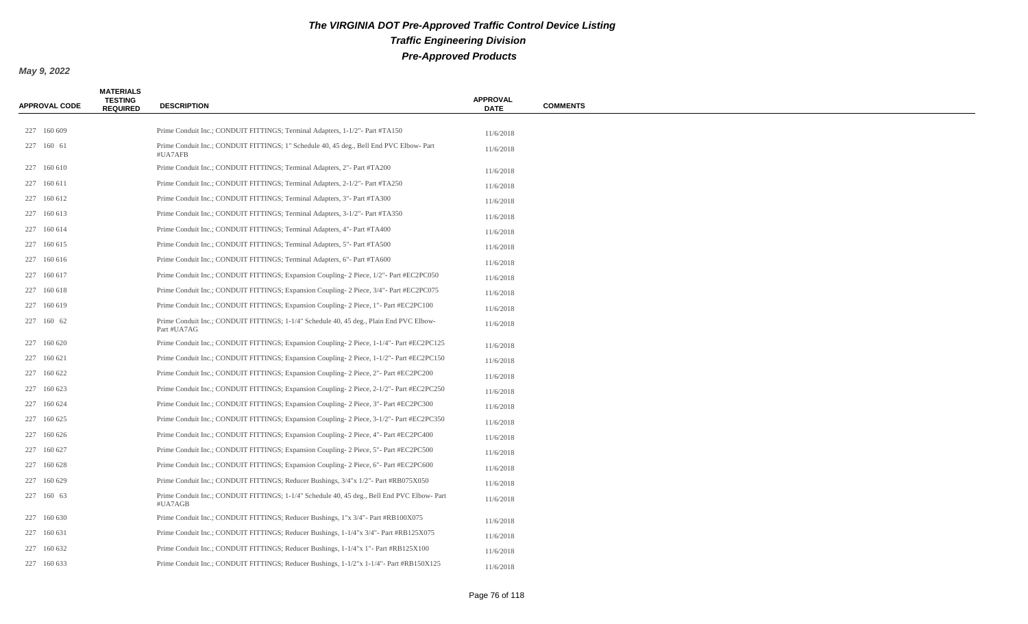# The VIRGINIA DOT Pre-Approved Traffic Control Device Listing

## Traffic Engineering Division

## Pre-Approved Products

**May 9, 2022**

| APPROVAL CODE | MATERIALS TESTING REQUIRED | DESCRIPTION | APPROVAL DATE | COMMENTS |
|---|---|---|---|---|
| 227 160 609 | | Prime Conduit Inc.; CONDUIT FITTINGS; Terminal Adapters, 1-1/2"- Part #TA150 | 11/6/2018 | |
| 227 160 61 | | Prime Conduit Inc.; CONDUIT FITTINGS; 1" Schedule 40, 45 deg., Bell End PVC Elbow- Part #UA7AFB | 11/6/2018 | |
| 227 160 610 | | Prime Conduit Inc.; CONDUIT FITTINGS; Terminal Adapters, 2"- Part #TA200 | 11/6/2018 | |
| 227 160 611 | | Prime Conduit Inc.; CONDUIT FITTINGS; Terminal Adapters, 2-1/2"- Part #TA250 | 11/6/2018 | |
| 227 160 612 | | Prime Conduit Inc.; CONDUIT FITTINGS; Terminal Adapters, 3"- Part #TA300 | 11/6/2018 | |
| 227 160 613 | | Prime Conduit Inc.; CONDUIT FITTINGS; Terminal Adapters, 3-1/2"- Part #TA350 | 11/6/2018 | |
| 227 160 614 | | Prime Conduit Inc.; CONDUIT FITTINGS; Terminal Adapters, 4"- Part #TA400 | 11/6/2018 | |
| 227 160 615 | | Prime Conduit Inc.; CONDUIT FITTINGS; Terminal Adapters, 5"- Part #TA500 | 11/6/2018 | |
| 227 160 616 | | Prime Conduit Inc.; CONDUIT FITTINGS; Terminal Adapters, 6"- Part #TA600 | 11/6/2018 | |
| 227 160 617 | | Prime Conduit Inc.; CONDUIT FITTINGS; Expansion Coupling- 2 Piece, 1/2"- Part #EC2PC050 | 11/6/2018 | |
| 227 160 618 | | Prime Conduit Inc.; CONDUIT FITTINGS; Expansion Coupling- 2 Piece, 3/4"- Part #EC2PC075 | 11/6/2018 | |
| 227 160 619 | | Prime Conduit Inc.; CONDUIT FITTINGS; Expansion Coupling- 2 Piece, 1"- Part #EC2PC100 | 11/6/2018 | |
| 227 160 62 | | Prime Conduit Inc.; CONDUIT FITTINGS; 1-1/4" Schedule 40, 45 deg., Plain End PVC Elbow- Part #UA7AG | 11/6/2018 | |
| 227 160 620 | | Prime Conduit Inc.; CONDUIT FITTINGS; Expansion Coupling- 2 Piece, 1-1/4"- Part #EC2PC125 | 11/6/2018 | |
| 227 160 621 | | Prime Conduit Inc.; CONDUIT FITTINGS; Expansion Coupling- 2 Piece, 1-1/2"- Part #EC2PC150 | 11/6/2018 | |
| 227 160 622 | | Prime Conduit Inc.; CONDUIT FITTINGS; Expansion Coupling- 2 Piece, 2"- Part #EC2PC200 | 11/6/2018 | |
| 227 160 623 | | Prime Conduit Inc.; CONDUIT FITTINGS; Expansion Coupling- 2 Piece, 2-1/2"- Part #EC2PC250 | 11/6/2018 | |
| 227 160 624 | | Prime Conduit Inc.; CONDUIT FITTINGS; Expansion Coupling- 2 Piece, 3"- Part #EC2PC300 | 11/6/2018 | |
| 227 160 625 | | Prime Conduit Inc.; CONDUIT FITTINGS; Expansion Coupling- 2 Piece, 3-1/2"- Part #EC2PC350 | 11/6/2018 | |
| 227 160 626 | | Prime Conduit Inc.; CONDUIT FITTINGS; Expansion Coupling- 2 Piece, 4"- Part #EC2PC400 | 11/6/2018 | |
| 227 160 627 | | Prime Conduit Inc.; CONDUIT FITTINGS; Expansion Coupling- 2 Piece, 5"- Part #EC2PC500 | 11/6/2018 | |
| 227 160 628 | | Prime Conduit Inc.; CONDUIT FITTINGS; Expansion Coupling- 2 Piece, 6"- Part #EC2PC600 | 11/6/2018 | |
| 227 160 629 | | Prime Conduit Inc.; CONDUIT FITTINGS; Reducer Bushings, 3/4"x 1/2"- Part #RB075X050 | 11/6/2018 | |
| 227 160 63 | | Prime Conduit Inc.; CONDUIT FITTINGS; 1-1/4" Schedule 40, 45 deg., Bell End PVC Elbow- Part #UA7AGB | 11/6/2018 | |
| 227 160 630 | | Prime Conduit Inc.; CONDUIT FITTINGS; Reducer Bushings, 1"x 3/4"- Part #RB100X075 | 11/6/2018 | |
| 227 160 631 | | Prime Conduit Inc.; CONDUIT FITTINGS; Reducer Bushings, 1-1/4"x 3/4"- Part #RB125X075 | 11/6/2018 | |
| 227 160 632 | | Prime Conduit Inc.; CONDUIT FITTINGS; Reducer Bushings, 1-1/4"x 1"- Part #RB125X100 | 11/6/2018 | |
| 227 160 633 | | Prime Conduit Inc.; CONDUIT FITTINGS; Reducer Bushings, 1-1/2"x 1-1/4"- Part #RB150X125 | 11/6/2018 | |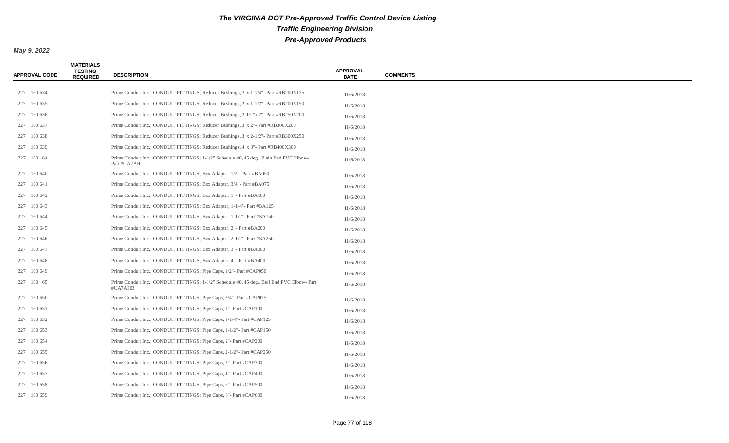# The VIRGINIA DOT Pre-Approved Traffic Control Device Listing

## Traffic Engineering Division

## Pre-Approved Products

**May 9, 2022**

| APPROVAL CODE | MATERIALS TESTING REQUIRED | DESCRIPTION | APPROVAL DATE | COMMENTS |
|---|---|---|---|---|
| 227 160 634 | | Prime Conduit Inc.; CONDUIT FITTINGS; Reducer Bushings, 2"x 1-1/4"- Part #RB200X125 | 11/6/2018 | |
| 227 160 635 | | Prime Conduit Inc.; CONDUIT FITTINGS; Reducer Bushings, 2"x 1-1/2"- Part #RB200X150 | 11/6/2018 | |
| 227 160 636 | | Prime Conduit Inc.; CONDUIT FITTINGS; Reducer Bushings, 2-1/2"x 2"- Part #RB250X200 | 11/6/2018 | |
| 227 160 637 | | Prime Conduit Inc.; CONDUIT FITTINGS; Reducer Bushings, 3"x 2"- Part #RB300X200 | 11/6/2018 | |
| 227 160 638 | | Prime Conduit Inc.; CONDUIT FITTINGS; Reducer Bushings, 3"x 2-1/2"- Part #RB300X250 | 11/6/2018 | |
| 227 160 639 | | Prime Conduit Inc.; CONDUIT FITTINGS; Reducer Bushings, 4"x 3"- Part #RB400X300 | 11/6/2018 | |
| 227 160 64 | | Prime Conduit Inc.; CONDUIT FITTINGS; 1-1/2" Schedule 40, 45 deg., Plain End PVC Elbow- Part #UA7AH | 11/6/2018 | |
| 227 160 640 | | Prime Conduit Inc.; CONDUIT FITTINGS; Box Adapter, 1/2"- Part #BA050 | 11/6/2018 | |
| 227 160 641 | | Prime Conduit Inc.; CONDUIT FITTINGS; Box Adapter, 3/4"- Part #BA075 | 11/6/2018 | |
| 227 160 642 | | Prime Conduit Inc.; CONDUIT FITTINGS; Box Adapter, 1"- Part #BA100 | 11/6/2018 | |
| 227 160 643 | | Prime Conduit Inc.; CONDUIT FITTINGS; Box Adapter, 1-1/4"- Part #BA125 | 11/6/2018 | |
| 227 160 644 | | Prime Conduit Inc.; CONDUIT FITTINGS; Box Adapter, 1-1/2"- Part #BA150 | 11/6/2018 | |
| 227 160 645 | | Prime Conduit Inc.; CONDUIT FITTINGS; Box Adapter, 2"- Part #BA200 | 11/6/2018 | |
| 227 160 646 | | Prime Conduit Inc.; CONDUIT FITTINGS; Box Adapter, 2-1/2"- Part #BA250 | 11/6/2018 | |
| 227 160 647 | | Prime Conduit Inc.; CONDUIT FITTINGS; Box Adapter, 3"- Part #BA300 | 11/6/2018 | |
| 227 160 648 | | Prime Conduit Inc.; CONDUIT FITTINGS; Box Adapter, 4"- Part #BA400 | 11/6/2018 | |
| 227 160 649 | | Prime Conduit Inc.; CONDUIT FITTINGS; Pipe Caps, 1/2"- Part #CAP050 | 11/6/2018 | |
| 227 160 65 | | Prime Conduit Inc.; CONDUIT FITTINGS; 1-1/2" Schedule 40, 45 deg., Bell End PVC Elbow- Part #UA7AHB | 11/6/2018 | |
| 227 160 650 | | Prime Conduit Inc.; CONDUIT FITTINGS; Pipe Caps, 3/4"- Part #CAP075 | 11/6/2018 | |
| 227 160 651 | | Prime Conduit Inc.; CONDUIT FITTINGS; Pipe Caps, 1"- Part #CAP100 | 11/6/2018 | |
| 227 160 652 | | Prime Conduit Inc.; CONDUIT FITTINGS; Pipe Caps, 1-1/4"- Part #CAP125 | 11/6/2018 | |
| 227 160 653 | | Prime Conduit Inc.; CONDUIT FITTINGS; Pipe Caps, 1-1/2"- Part #CAP150 | 11/6/2018 | |
| 227 160 654 | | Prime Conduit Inc.; CONDUIT FITTINGS; Pipe Caps, 2"- Part #CAP200 | 11/6/2018 | |
| 227 160 655 | | Prime Conduit Inc.; CONDUIT FITTINGS; Pipe Caps, 2-1/2"- Part #CAP250 | 11/6/2018 | |
| 227 160 656 | | Prime Conduit Inc.; CONDUIT FITTINGS; Pipe Caps, 3"- Part #CAP300 | 11/6/2018 | |
| 227 160 657 | | Prime Conduit Inc.; CONDUIT FITTINGS; Pipe Caps, 4"- Part #CAP400 | 11/6/2018 | |
| 227 160 658 | | Prime Conduit Inc.; CONDUIT FITTINGS; Pipe Caps, 5"- Part #CAP500 | 11/6/2018 | |
| 227 160 659 | | Prime Conduit Inc.; CONDUIT FITTINGS; Pipe Caps, 6"- Part #CAP600 | 11/6/2018 | |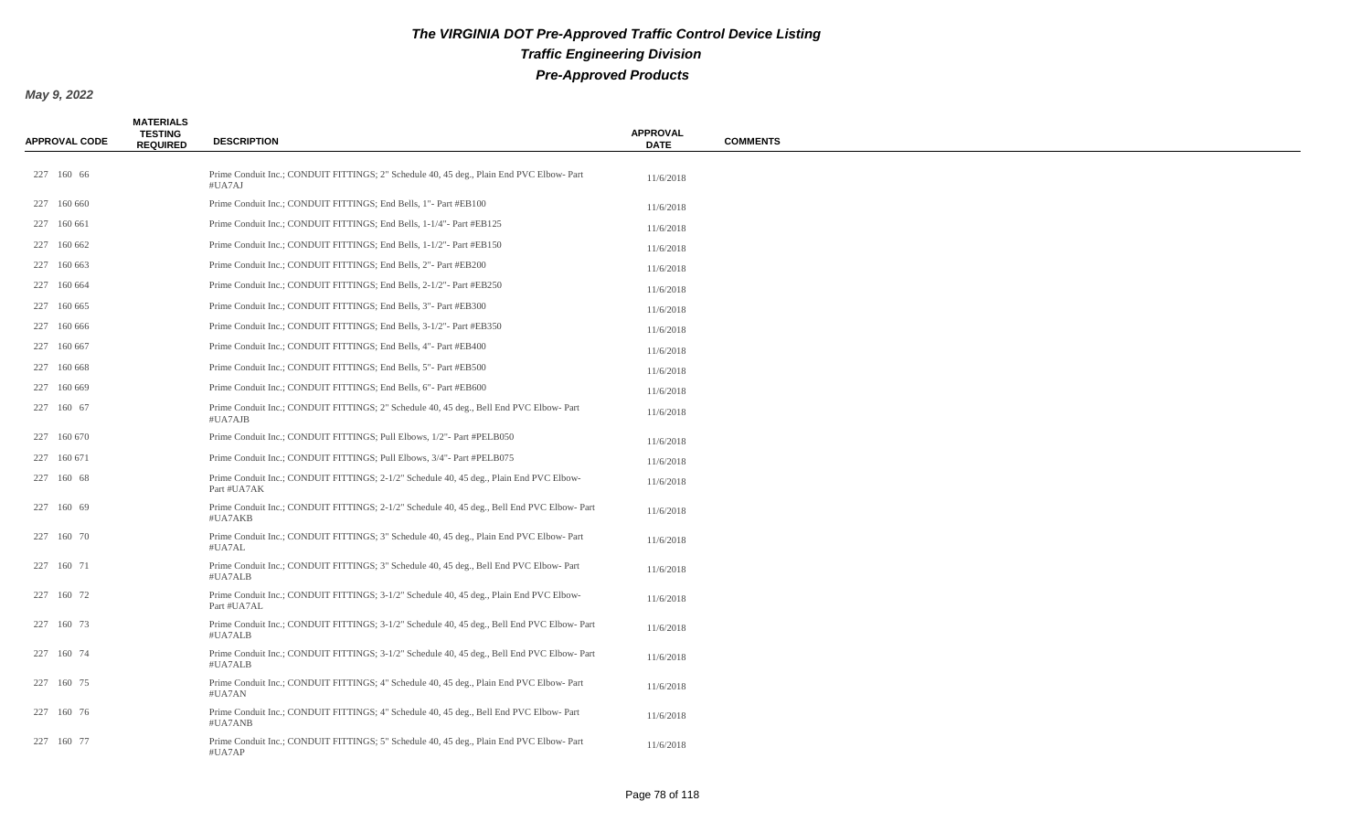# The VIRGINIA DOT Pre-Approved Traffic Control Device Listing

## Traffic Engineering Division

## Pre-Approved Products

**May 9, 2022**

| APPROVAL CODE | MATERIALS TESTING REQUIRED | DESCRIPTION | APPROVAL DATE | COMMENTS |
|---|---|---|---|---|
| 227 160 66 | | Prime Conduit Inc.; CONDUIT FITTINGS; 2" Schedule 40, 45 deg., Plain End PVC Elbow- Part #UA7AJ | 11/6/2018 | |
| 227 160 660 | | Prime Conduit Inc.; CONDUIT FITTINGS; End Bells, 1"- Part #EB100 | 11/6/2018 | |
| 227 160 661 | | Prime Conduit Inc.; CONDUIT FITTINGS; End Bells, 1-1/4"- Part #EB125 | 11/6/2018 | |
| 227 160 662 | | Prime Conduit Inc.; CONDUIT FITTINGS; End Bells, 1-1/2"- Part #EB150 | 11/6/2018 | |
| 227 160 663 | | Prime Conduit Inc.; CONDUIT FITTINGS; End Bells, 2"- Part #EB200 | 11/6/2018 | |
| 227 160 664 | | Prime Conduit Inc.; CONDUIT FITTINGS; End Bells, 2-1/2"- Part #EB250 | 11/6/2018 | |
| 227 160 665 | | Prime Conduit Inc.; CONDUIT FITTINGS; End Bells, 3"- Part #EB300 | 11/6/2018 | |
| 227 160 666 | | Prime Conduit Inc.; CONDUIT FITTINGS; End Bells, 3-1/2"- Part #EB350 | 11/6/2018 | |
| 227 160 667 | | Prime Conduit Inc.; CONDUIT FITTINGS; End Bells, 4"- Part #EB400 | 11/6/2018 | |
| 227 160 668 | | Prime Conduit Inc.; CONDUIT FITTINGS; End Bells, 5"- Part #EB500 | 11/6/2018 | |
| 227 160 669 | | Prime Conduit Inc.; CONDUIT FITTINGS; End Bells, 6"- Part #EB600 | 11/6/2018 | |
| 227 160 67 | | Prime Conduit Inc.; CONDUIT FITTINGS; 2" Schedule 40, 45 deg., Bell End PVC Elbow- Part #UA7AJB | 11/6/2018 | |
| 227 160 670 | | Prime Conduit Inc.; CONDUIT FITTINGS; Pull Elbows, 1/2"- Part #PELB050 | 11/6/2018 | |
| 227 160 671 | | Prime Conduit Inc.; CONDUIT FITTINGS; Pull Elbows, 3/4"- Part #PELB075 | 11/6/2018 | |
| 227 160 68 | | Prime Conduit Inc.; CONDUIT FITTINGS; 2-1/2" Schedule 40, 45 deg., Plain End PVC Elbow- Part #UA7AK | 11/6/2018 | |
| 227 160 69 | | Prime Conduit Inc.; CONDUIT FITTINGS; 2-1/2" Schedule 40, 45 deg., Bell End PVC Elbow- Part #UA7AKB | 11/6/2018 | |
| 227 160 70 | | Prime Conduit Inc.; CONDUIT FITTINGS; 3" Schedule 40, 45 deg., Plain End PVC Elbow- Part #UA7AL | 11/6/2018 | |
| 227 160 71 | | Prime Conduit Inc.; CONDUIT FITTINGS; 3" Schedule 40, 45 deg., Bell End PVC Elbow- Part #UA7ALB | 11/6/2018 | |
| 227 160 72 | | Prime Conduit Inc.; CONDUIT FITTINGS; 3-1/2" Schedule 40, 45 deg., Plain End PVC Elbow- Part #UA7AL | 11/6/2018 | |
| 227 160 73 | | Prime Conduit Inc.; CONDUIT FITTINGS; 3-1/2" Schedule 40, 45 deg., Bell End PVC Elbow- Part #UA7ALB | 11/6/2018 | |
| 227 160 74 | | Prime Conduit Inc.; CONDUIT FITTINGS; 3-1/2" Schedule 40, 45 deg., Bell End PVC Elbow- Part #UA7ALB | 11/6/2018 | |
| 227 160 75 | | Prime Conduit Inc.; CONDUIT FITTINGS; 4" Schedule 40, 45 deg., Plain End PVC Elbow- Part #UA7AN | 11/6/2018 | |
| 227 160 76 | | Prime Conduit Inc.; CONDUIT FITTINGS; 4" Schedule 40, 45 deg., Bell End PVC Elbow- Part #UA7ANB | 11/6/2018 | |
| 227 160 77 | | Prime Conduit Inc.; CONDUIT FITTINGS; 5" Schedule 40, 45 deg., Plain End PVC Elbow- Part #UA7AP | 11/6/2018 | |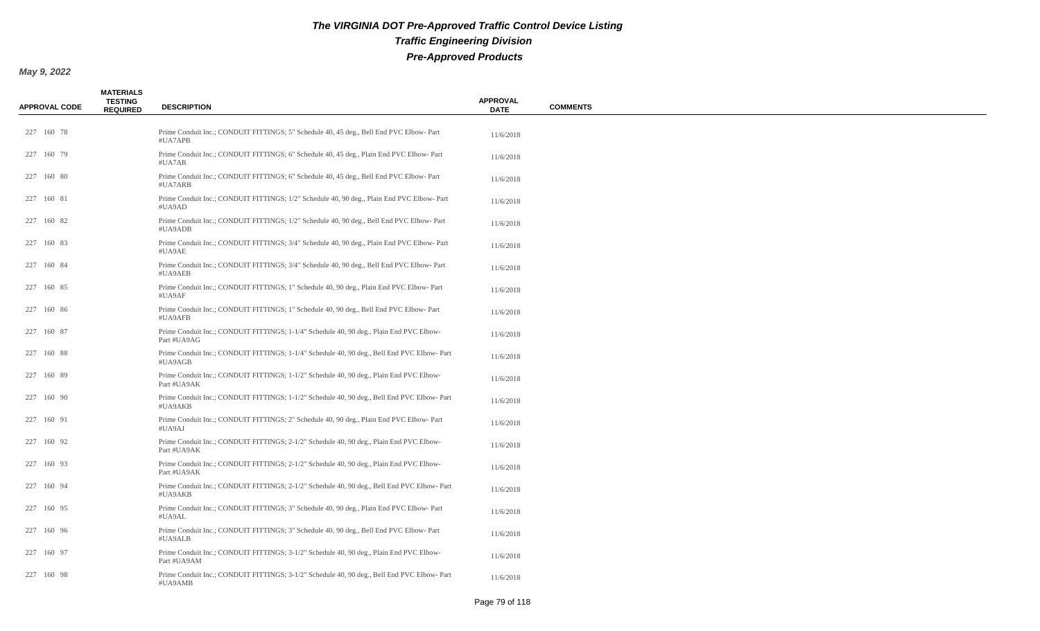# The VIRGINIA DOT Pre-Approved Traffic Control Device Listing

## Traffic Engineering Division

## Pre-Approved Products

**May 9, 2022**

| APPROVAL CODE | MATERIALS TESTING REQUIRED | DESCRIPTION | APPROVAL DATE | COMMENTS |
|---|---|---|---|---|
| 227 160 78 | | Prime Conduit Inc.; CONDUIT FITTINGS; 5" Schedule 40, 45 deg., Bell End PVC Elbow- Part #UA7APB | 11/6/2018 | |
| 227 160 79 | | Prime Conduit Inc.; CONDUIT FITTINGS; 6" Schedule 40, 45 deg., Plain End PVC Elbow- Part #UA7AR | 11/6/2018 | |
| 227 160 80 | | Prime Conduit Inc.; CONDUIT FITTINGS; 6" Schedule 40, 45 deg., Bell End PVC Elbow- Part #UA7ARB | 11/6/2018 | |
| 227 160 81 | | Prime Conduit Inc.; CONDUIT FITTINGS; 1/2" Schedule 40, 90 deg., Plain End PVC Elbow- Part #UA9AD | 11/6/2018 | |
| 227 160 82 | | Prime Conduit Inc.; CONDUIT FITTINGS; 1/2" Schedule 40, 90 deg., Bell End PVC Elbow- Part #UA9ADB | 11/6/2018 | |
| 227 160 83 | | Prime Conduit Inc.; CONDUIT FITTINGS; 3/4" Schedule 40, 90 deg., Plain End PVC Elbow- Part #UA9AE | 11/6/2018 | |
| 227 160 84 | | Prime Conduit Inc.; CONDUIT FITTINGS; 3/4" Schedule 40, 90 deg., Bell End PVC Elbow- Part #UA9AEB | 11/6/2018 | |
| 227 160 85 | | Prime Conduit Inc.; CONDUIT FITTINGS; 1" Schedule 40, 90 deg., Plain End PVC Elbow- Part #UA9AF | 11/6/2018 | |
| 227 160 86 | | Prime Conduit Inc.; CONDUIT FITTINGS; 1" Schedule 40, 90 deg., Bell End PVC Elbow- Part #UA9AFB | 11/6/2018 | |
| 227 160 87 | | Prime Conduit Inc.; CONDUIT FITTINGS; 1-1/4" Schedule 40, 90 deg., Plain End PVC Elbow- Part #UA9AG | 11/6/2018 | |
| 227 160 88 | | Prime Conduit Inc.; CONDUIT FITTINGS; 1-1/4" Schedule 40, 90 deg., Bell End PVC Elbow- Part #UA9AGB | 11/6/2018 | |
| 227 160 89 | | Prime Conduit Inc.; CONDUIT FITTINGS; 1-1/2" Schedule 40, 90 deg., Plain End PVC Elbow- Part #UA9AK | 11/6/2018 | |
| 227 160 90 | | Prime Conduit Inc.; CONDUIT FITTINGS; 1-1/2" Schedule 40, 90 deg., Bell End PVC Elbow- Part #UA9AKB | 11/6/2018 | |
| 227 160 91 | | Prime Conduit Inc.; CONDUIT FITTINGS; 2" Schedule 40, 90 deg., Plain End PVC Elbow- Part #UA9AJ | 11/6/2018 | |
| 227 160 92 | | Prime Conduit Inc.; CONDUIT FITTINGS; 2-1/2" Schedule 40, 90 deg., Plain End PVC Elbow- Part #UA9AK | 11/6/2018 | |
| 227 160 93 | | Prime Conduit Inc.; CONDUIT FITTINGS; 2-1/2" Schedule 40, 90 deg., Plain End PVC Elbow- Part #UA9AK | 11/6/2018 | |
| 227 160 94 | | Prime Conduit Inc.; CONDUIT FITTINGS; 2-1/2" Schedule 40, 90 deg., Bell End PVC Elbow- Part #UA9AKB | 11/6/2018 | |
| 227 160 95 | | Prime Conduit Inc.; CONDUIT FITTINGS; 3" Schedule 40, 90 deg., Plain End PVC Elbow- Part #UA9AL | 11/6/2018 | |
| 227 160 96 | | Prime Conduit Inc.; CONDUIT FITTINGS; 3" Schedule 40, 90 deg., Bell End PVC Elbow- Part #UA9ALB | 11/6/2018 | |
| 227 160 97 | | Prime Conduit Inc.; CONDUIT FITTINGS; 3-1/2" Schedule 40, 90 deg., Plain End PVC Elbow- Part #UA9AM | 11/6/2018 | |
| 227 160 98 | | Prime Conduit Inc.; CONDUIT FITTINGS; 3-1/2" Schedule 40, 90 deg., Bell End PVC Elbow- Part #UA9AMB | 11/6/2018 | |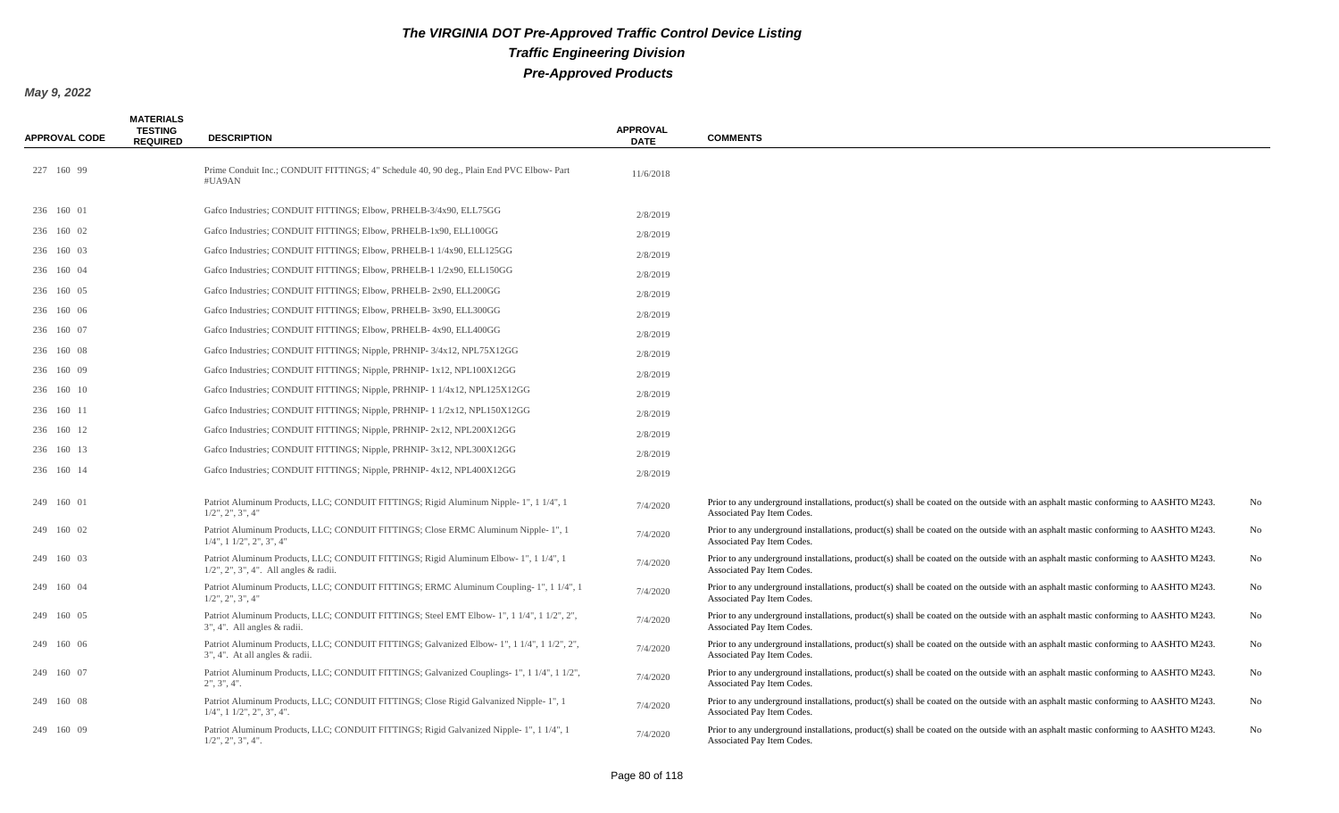# The VIRGINIA DOT Pre-Approved Traffic Control Device Listing

## Traffic Engineering Division

## Pre-Approved Products

**May 9, 2022**

| APPROVAL CODE | MATERIALS TESTING REQUIRED | DESCRIPTION | APPROVAL DATE | COMMENTS | |
|---|---|---|---|---|---|
| 227 160 99 | | Prime Conduit Inc.; CONDUIT FITTINGS; 4" Schedule 40, 90 deg., Plain End PVC Elbow- Part #UA9AN | 11/6/2018 | | |
| 236 160 01 | | Gafco Industries; CONDUIT FITTINGS; Elbow, PRHELB-3/4x90, ELL75GG | 2/8/2019 | | |
| 236 160 02 | | Gafco Industries; CONDUIT FITTINGS; Elbow, PRHELB-1x90, ELL100GG | 2/8/2019 | | |
| 236 160 03 | | Gafco Industries; CONDUIT FITTINGS; Elbow, PRHELB-1 1/4x90, ELL125GG | 2/8/2019 | | |
| 236 160 04 | | Gafco Industries; CONDUIT FITTINGS; Elbow, PRHELB-1 1/2x90, ELL150GG | 2/8/2019 | | |
| 236 160 05 | | Gafco Industries; CONDUIT FITTINGS; Elbow, PRHELB- 2x90, ELL200GG | 2/8/2019 | | |
| 236 160 06 | | Gafco Industries; CONDUIT FITTINGS; Elbow, PRHELB- 3x90, ELL300GG | 2/8/2019 | | |
| 236 160 07 | | Gafco Industries; CONDUIT FITTINGS; Elbow, PRHELB- 4x90, ELL400GG | 2/8/2019 | | |
| 236 160 08 | | Gafco Industries; CONDUIT FITTINGS; Nipple, PRHNIP- 3/4x12, NPL75X12GG | 2/8/2019 | | |
| 236 160 09 | | Gafco Industries; CONDUIT FITTINGS; Nipple, PRHNIP- 1x12, NPL100X12GG | 2/8/2019 | | |
| 236 160 10 | | Gafco Industries; CONDUIT FITTINGS; Nipple, PRHNIP- 1 1/4x12, NPL125X12GG | 2/8/2019 | | |
| 236 160 11 | | Gafco Industries; CONDUIT FITTINGS; Nipple, PRHNIP- 1 1/2x12, NPL150X12GG | 2/8/2019 | | |
| 236 160 12 | | Gafco Industries; CONDUIT FITTINGS; Nipple, PRHNIP- 2x12, NPL200X12GG | 2/8/2019 | | |
| 236 160 13 | | Gafco Industries; CONDUIT FITTINGS; Nipple, PRHNIP- 3x12, NPL300X12GG | 2/8/2019 | | |
| 236 160 14 | | Gafco Industries; CONDUIT FITTINGS; Nipple, PRHNIP- 4x12, NPL400X12GG | 2/8/2019 | | |
| 249 160 01 | | Patriot Aluminum Products, LLC; CONDUIT FITTINGS; Rigid Aluminum Nipple- 1", 1 1/4", 1 1/2", 2", 3", 4" | 7/4/2020 | Prior to any underground installations, product(s) shall be coated on the outside with an asphalt mastic conforming to AASHTO M243. Associated Pay Item Codes. | No |
| 249 160 02 | | Patriot Aluminum Products, LLC; CONDUIT FITTINGS; Close ERMC Aluminum Nipple- 1", 1 1/4", 1 1/2", 2", 3", 4" | 7/4/2020 | Prior to any underground installations, product(s) shall be coated on the outside with an asphalt mastic conforming to AASHTO M243. Associated Pay Item Codes. | No |
| 249 160 03 | | Patriot Aluminum Products, LLC; CONDUIT FITTINGS; Rigid Aluminum Elbow- 1", 1 1/4", 1 1/2", 2", 3", 4". All angles & radii. | 7/4/2020 | Prior to any underground installations, product(s) shall be coated on the outside with an asphalt mastic conforming to AASHTO M243. Associated Pay Item Codes. | No |
| 249 160 04 | | Patriot Aluminum Products, LLC; CONDUIT FITTINGS; ERMC Aluminum Coupling- 1", 1 1/4", 1 1/2", 2", 3", 4" | 7/4/2020 | Prior to any underground installations, product(s) shall be coated on the outside with an asphalt mastic conforming to AASHTO M243. Associated Pay Item Codes. | No |
| 249 160 05 | | Patriot Aluminum Products, LLC; CONDUIT FITTINGS; Steel EMT Elbow- 1", 1 1/4", 1 1/2", 2", 3", 4". All angles & radii. | 7/4/2020 | Prior to any underground installations, product(s) shall be coated on the outside with an asphalt mastic conforming to AASHTO M243. Associated Pay Item Codes. | No |
| 249 160 06 | | Patriot Aluminum Products, LLC; CONDUIT FITTINGS; Galvanized Elbow- 1", 1 1/4", 1 1/2", 2", 3", 4". At all angles & radii. | 7/4/2020 | Prior to any underground installations, product(s) shall be coated on the outside with an asphalt mastic conforming to AASHTO M243. Associated Pay Item Codes. | No |
| 249 160 07 | | Patriot Aluminum Products, LLC; CONDUIT FITTINGS; Galvanized Couplings- 1", 1 1/4", 1 1/2", 2", 3", 4". | 7/4/2020 | Prior to any underground installations, product(s) shall be coated on the outside with an asphalt mastic conforming to AASHTO M243. Associated Pay Item Codes. | No |
| 249 160 08 | | Patriot Aluminum Products, LLC; CONDUIT FITTINGS; Close Rigid Galvanized Nipple- 1", 1 1/4", 1 1/2", 2", 3", 4". | 7/4/2020 | Prior to any underground installations, product(s) shall be coated on the outside with an asphalt mastic conforming to AASHTO M243. Associated Pay Item Codes. | No |
| 249 160 09 | | Patriot Aluminum Products, LLC; CONDUIT FITTINGS; Rigid Galvanized Nipple- 1", 1 1/4", 1 1/2", 2", 3", 4". | 7/4/2020 | Prior to any underground installations, product(s) shall be coated on the outside with an asphalt mastic conforming to AASHTO M243. Associated Pay Item Codes. | No |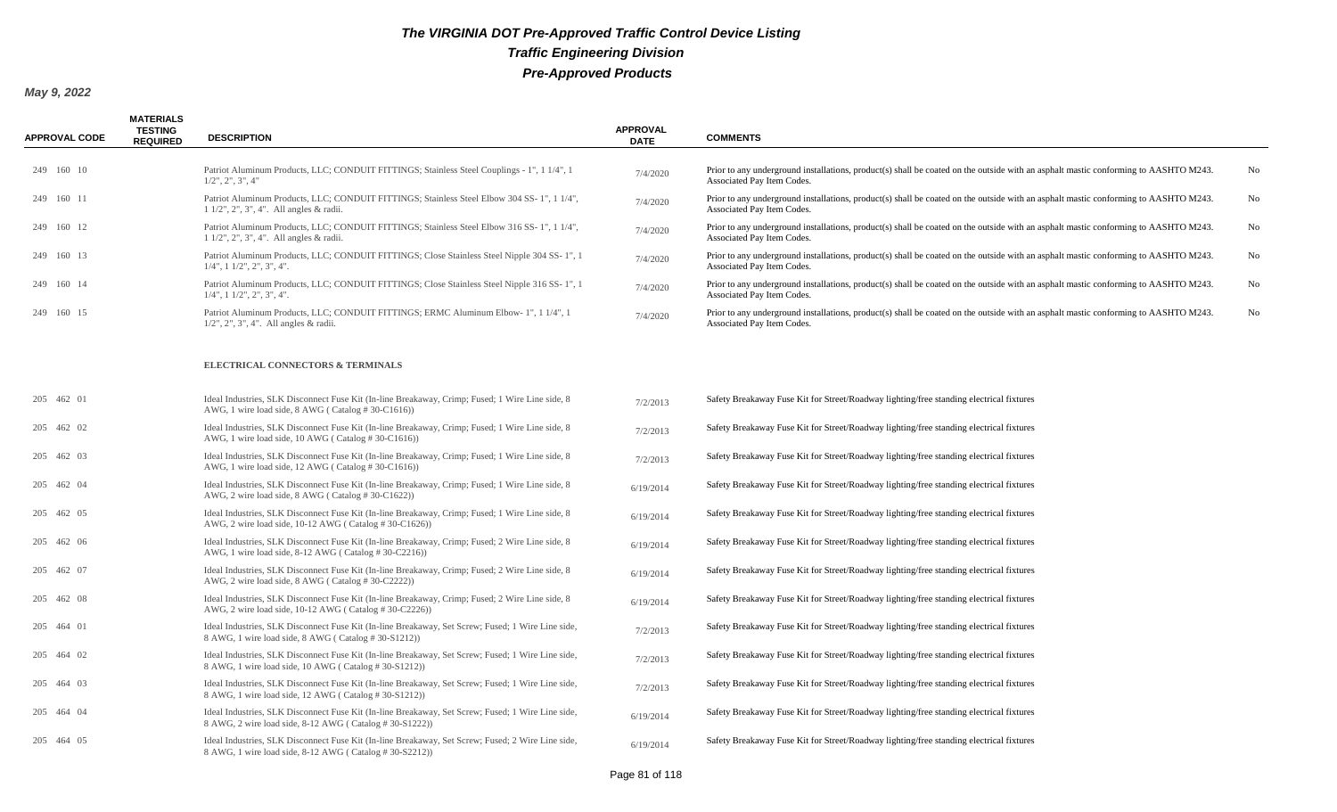# The VIRGINIA DOT Pre-Approved Traffic Control Device Listing

## Traffic Engineering Division

## Pre-Approved Products

**May 9, 2022**

| APPROVAL CODE | MATERIALS TESTING REQUIRED | DESCRIPTION | APPROVAL DATE | COMMENTS | |
|---|---|---|---|---|---|
| 249 160 10 | | Patriot Aluminum Products, LLC; CONDUIT FITTINGS; Stainless Steel Couplings - 1", 1 1/4", 1 1/2", 2", 3", 4" | 7/4/2020 | Prior to any underground installations, product(s) shall be coated on the outside with an asphalt mastic conforming to AASHTO M243. Associated Pay Item Codes. | No |
| 249 160 11 | | Patriot Aluminum Products, LLC; CONDUIT FITTINGS; Stainless Steel Elbow 304 SS- 1", 1 1/4", 1 1/2", 2", 3", 4". All angles & radii. | 7/4/2020 | Prior to any underground installations, product(s) shall be coated on the outside with an asphalt mastic conforming to AASHTO M243. Associated Pay Item Codes. | No |
| 249 160 12 | | Patriot Aluminum Products, LLC; CONDUIT FITTINGS; Stainless Steel Elbow 316 SS- 1", 1 1/4", 1 1/2", 2", 3", 4". All angles & radii. | 7/4/2020 | Prior to any underground installations, product(s) shall be coated on the outside with an asphalt mastic conforming to AASHTO M243. Associated Pay Item Codes. | No |
| 249 160 13 | | Patriot Aluminum Products, LLC; CONDUIT FITTINGS; Close Stainless Steel Nipple 304 SS- 1", 1 1/4", 1 1/2", 2", 3", 4". | 7/4/2020 | Prior to any underground installations, product(s) shall be coated on the outside with an asphalt mastic conforming to AASHTO M243. Associated Pay Item Codes. | No |
| 249 160 14 | | Patriot Aluminum Products, LLC; CONDUIT FITTINGS; Close Stainless Steel Nipple 316 SS- 1", 1 1/4", 1 1/2", 2", 3", 4". | 7/4/2020 | Prior to any underground installations, product(s) shall be coated on the outside with an asphalt mastic conforming to AASHTO M243. Associated Pay Item Codes. | No |
| 249 160 15 | | Patriot Aluminum Products, LLC; CONDUIT FITTINGS; ERMC Aluminum Elbow- 1", 1 1/4", 1 1/2", 2", 3", 4". All angles & radii. | 7/4/2020 | Prior to any underground installations, product(s) shall be coated on the outside with an asphalt mastic conforming to AASHTO M243. Associated Pay Item Codes. | No |
| | | **ELECTRICAL CONNECTORS & TERMINALS** | | | |
| 205 462 01 | | Ideal Industries, SLK Disconnect Fuse Kit (In-line Breakaway, Crimp; Fused; 1 Wire Line side, 8 AWG, 1 wire load side, 8 AWG ( Catalog # 30-C1616)) | 7/2/2013 | Safety Breakaway Fuse Kit for Street/Roadway lighting/free standing electrical fixtures | |
| 205 462 02 | | Ideal Industries, SLK Disconnect Fuse Kit (In-line Breakaway, Crimp; Fused; 1 Wire Line side, 8 AWG, 1 wire load side, 10 AWG ( Catalog # 30-C1616)) | 7/2/2013 | Safety Breakaway Fuse Kit for Street/Roadway lighting/free standing electrical fixtures | |
| 205 462 03 | | Ideal Industries, SLK Disconnect Fuse Kit (In-line Breakaway, Crimp; Fused; 1 Wire Line side, 8 AWG, 1 wire load side, 12 AWG ( Catalog # 30-C1616)) | 7/2/2013 | Safety Breakaway Fuse Kit for Street/Roadway lighting/free standing electrical fixtures | |
| 205 462 04 | | Ideal Industries, SLK Disconnect Fuse Kit (In-line Breakaway, Crimp; Fused; 1 Wire Line side, 8 AWG, 2 wire load side, 8 AWG ( Catalog # 30-C1622)) | 6/19/2014 | Safety Breakaway Fuse Kit for Street/Roadway lighting/free standing electrical fixtures | |
| 205 462 05 | | Ideal Industries, SLK Disconnect Fuse Kit (In-line Breakaway, Crimp; Fused; 1 Wire Line side, 8 AWG, 2 wire load side, 10-12 AWG ( Catalog # 30-C1626)) | 6/19/2014 | Safety Breakaway Fuse Kit for Street/Roadway lighting/free standing electrical fixtures | |
| 205 462 06 | | Ideal Industries, SLK Disconnect Fuse Kit (In-line Breakaway, Crimp; Fused; 2 Wire Line side, 8 AWG, 1 wire load side, 8-12 AWG ( Catalog # 30-C2216)) | 6/19/2014 | Safety Breakaway Fuse Kit for Street/Roadway lighting/free standing electrical fixtures | |
| 205 462 07 | | Ideal Industries, SLK Disconnect Fuse Kit (In-line Breakaway, Crimp; Fused; 2 Wire Line side, 8 AWG, 2 wire load side, 8 AWG ( Catalog # 30-C2222)) | 6/19/2014 | Safety Breakaway Fuse Kit for Street/Roadway lighting/free standing electrical fixtures | |
| 205 462 08 | | Ideal Industries, SLK Disconnect Fuse Kit (In-line Breakaway, Crimp; Fused; 2 Wire Line side, 8 AWG, 2 wire load side, 10-12 AWG ( Catalog # 30-C2226)) | 6/19/2014 | Safety Breakaway Fuse Kit for Street/Roadway lighting/free standing electrical fixtures | |
| 205 464 01 | | Ideal Industries, SLK Disconnect Fuse Kit (In-line Breakaway, Set Screw; Fused; 1 Wire Line side, 8 AWG, 1 wire load side, 8 AWG ( Catalog # 30-S1212)) | 7/2/2013 | Safety Breakaway Fuse Kit for Street/Roadway lighting/free standing electrical fixtures | |
| 205 464 02 | | Ideal Industries, SLK Disconnect Fuse Kit (In-line Breakaway, Set Screw; Fused; 1 Wire Line side, 8 AWG, 1 wire load side, 10 AWG ( Catalog # 30-S1212)) | 7/2/2013 | Safety Breakaway Fuse Kit for Street/Roadway lighting/free standing electrical fixtures | |
| 205 464 03 | | Ideal Industries, SLK Disconnect Fuse Kit (In-line Breakaway, Set Screw; Fused; 1 Wire Line side, 8 AWG, 1 wire load side, 12 AWG ( Catalog # 30-S1212)) | 7/2/2013 | Safety Breakaway Fuse Kit for Street/Roadway lighting/free standing electrical fixtures | |
| 205 464 04 | | Ideal Industries, SLK Disconnect Fuse Kit (In-line Breakaway, Set Screw; Fused; 1 Wire Line side, 8 AWG, 2 wire load side, 8-12 AWG ( Catalog # 30-S1222)) | 6/19/2014 | Safety Breakaway Fuse Kit for Street/Roadway lighting/free standing electrical fixtures | |
| 205 464 05 | | Ideal Industries, SLK Disconnect Fuse Kit (In-line Breakaway, Set Screw; Fused; 2 Wire Line side, 8 AWG, 1 wire load side, 8-12 AWG ( Catalog # 30-S2212)) | 6/19/2014 | Safety Breakaway Fuse Kit for Street/Roadway lighting/free standing electrical fixtures | |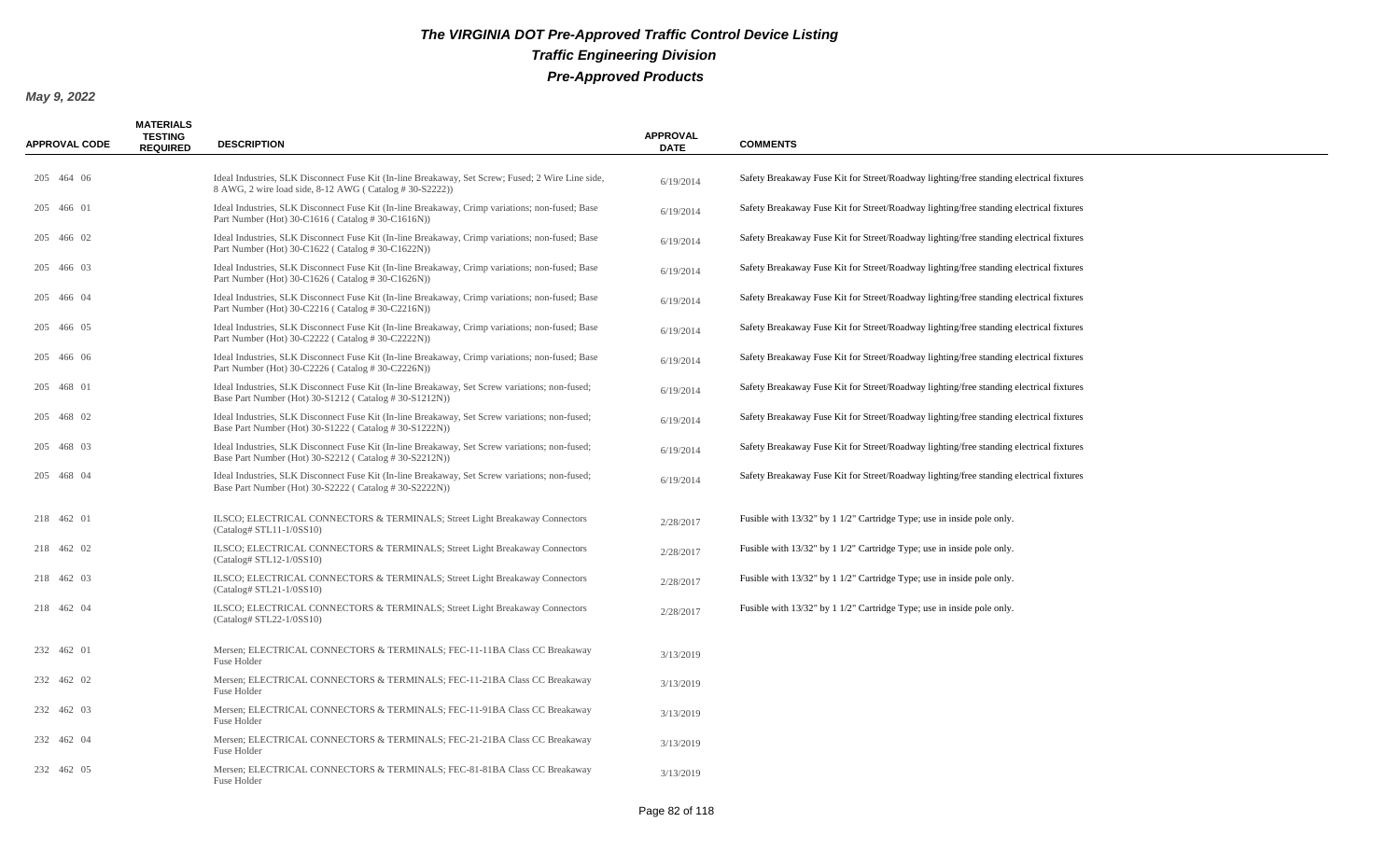# The VIRGINIA DOT Pre-Approved Traffic Control Device Listing

## Traffic Engineering Division

## Pre-Approved Products

**May 9, 2022**

| APPROVAL CODE | MATERIALS TESTING REQUIRED | DESCRIPTION | APPROVAL DATE | COMMENTS |
|---|---|---|---|---|
| 205 464 06 | | Ideal Industries, SLK Disconnect Fuse Kit (In-line Breakaway, Set Screw; Fused; 2 Wire Line side, 8 AWG, 2 wire load side, 8-12 AWG ( Catalog # 30-S2222)) | 6/19/2014 | Safety Breakaway Fuse Kit for Street/Roadway lighting/free standing electrical fixtures |
| 205 466 01 | | Ideal Industries, SLK Disconnect Fuse Kit (In-line Breakaway, Crimp variations; non-fused; Base Part Number (Hot) 30-C1616 ( Catalog # 30-C1616N)) | 6/19/2014 | Safety Breakaway Fuse Kit for Street/Roadway lighting/free standing electrical fixtures |
| 205 466 02 | | Ideal Industries, SLK Disconnect Fuse Kit (In-line Breakaway, Crimp variations; non-fused; Base Part Number (Hot) 30-C1622 ( Catalog # 30-C1622N)) | 6/19/2014 | Safety Breakaway Fuse Kit for Street/Roadway lighting/free standing electrical fixtures |
| 205 466 03 | | Ideal Industries, SLK Disconnect Fuse Kit (In-line Breakaway, Crimp variations; non-fused; Base Part Number (Hot) 30-C1626 ( Catalog # 30-C1626N)) | 6/19/2014 | Safety Breakaway Fuse Kit for Street/Roadway lighting/free standing electrical fixtures |
| 205 466 04 | | Ideal Industries, SLK Disconnect Fuse Kit (In-line Breakaway, Crimp variations; non-fused; Base Part Number (Hot) 30-C2216 ( Catalog # 30-C2216N)) | 6/19/2014 | Safety Breakaway Fuse Kit for Street/Roadway lighting/free standing electrical fixtures |
| 205 466 05 | | Ideal Industries, SLK Disconnect Fuse Kit (In-line Breakaway, Crimp variations; non-fused; Base Part Number (Hot) 30-C2222 ( Catalog # 30-C2222N)) | 6/19/2014 | Safety Breakaway Fuse Kit for Street/Roadway lighting/free standing electrical fixtures |
| 205 466 06 | | Ideal Industries, SLK Disconnect Fuse Kit (In-line Breakaway, Crimp variations; non-fused; Base Part Number (Hot) 30-C2226 ( Catalog # 30-C2226N)) | 6/19/2014 | Safety Breakaway Fuse Kit for Street/Roadway lighting/free standing electrical fixtures |
| 205 468 01 | | Ideal Industries, SLK Disconnect Fuse Kit (In-line Breakaway, Set Screw variations; non-fused; Base Part Number (Hot) 30-S1212 ( Catalog # 30-S1212N)) | 6/19/2014 | Safety Breakaway Fuse Kit for Street/Roadway lighting/free standing electrical fixtures |
| 205 468 02 | | Ideal Industries, SLK Disconnect Fuse Kit (In-line Breakaway, Set Screw variations; non-fused; Base Part Number (Hot) 30-S1222 ( Catalog # 30-S1222N)) | 6/19/2014 | Safety Breakaway Fuse Kit for Street/Roadway lighting/free standing electrical fixtures |
| 205 468 03 | | Ideal Industries, SLK Disconnect Fuse Kit (In-line Breakaway, Set Screw variations; non-fused; Base Part Number (Hot) 30-S2212 ( Catalog # 30-S2212N)) | 6/19/2014 | Safety Breakaway Fuse Kit for Street/Roadway lighting/free standing electrical fixtures |
| 205 468 04 | | Ideal Industries, SLK Disconnect Fuse Kit (In-line Breakaway, Set Screw variations; non-fused; Base Part Number (Hot) 30-S2222 ( Catalog # 30-S2222N)) | 6/19/2014 | Safety Breakaway Fuse Kit for Street/Roadway lighting/free standing electrical fixtures |
| 218 462 01 | | ILSCO; ELECTRICAL CONNECTORS & TERMINALS; Street Light Breakaway Connectors (Catalog# STL11-1/0SS10) | 2/28/2017 | Fusible with 13/32" by 1 1/2" Cartridge Type; use in inside pole only. |
| 218 462 02 | | ILSCO; ELECTRICAL CONNECTORS & TERMINALS; Street Light Breakaway Connectors (Catalog# STL12-1/0SS10) | 2/28/2017 | Fusible with 13/32" by 1 1/2" Cartridge Type; use in inside pole only. |
| 218 462 03 | | ILSCO; ELECTRICAL CONNECTORS & TERMINALS; Street Light Breakaway Connectors (Catalog# STL21-1/0SS10) | 2/28/2017 | Fusible with 13/32" by 1 1/2" Cartridge Type; use in inside pole only. |
| 218 462 04 | | ILSCO; ELECTRICAL CONNECTORS & TERMINALS; Street Light Breakaway Connectors (Catalog# STL22-1/0SS10) | 2/28/2017 | Fusible with 13/32" by 1 1/2" Cartridge Type; use in inside pole only. |
| 232 462 01 | | Mersen; ELECTRICAL CONNECTORS & TERMINALS; FEC-11-11BA Class CC Breakaway Fuse Holder | 3/13/2019 | |
| 232 462 02 | | Mersen; ELECTRICAL CONNECTORS & TERMINALS; FEC-11-21BA Class CC Breakaway Fuse Holder | 3/13/2019 | |
| 232 462 03 | | Mersen; ELECTRICAL CONNECTORS & TERMINALS; FEC-11-91BA Class CC Breakaway Fuse Holder | 3/13/2019 | |
| 232 462 04 | | Mersen; ELECTRICAL CONNECTORS & TERMINALS; FEC-21-21BA Class CC Breakaway Fuse Holder | 3/13/2019 | |
| 232 462 05 | | Mersen; ELECTRICAL CONNECTORS & TERMINALS; FEC-81-81BA Class CC Breakaway Fuse Holder | 3/13/2019 | |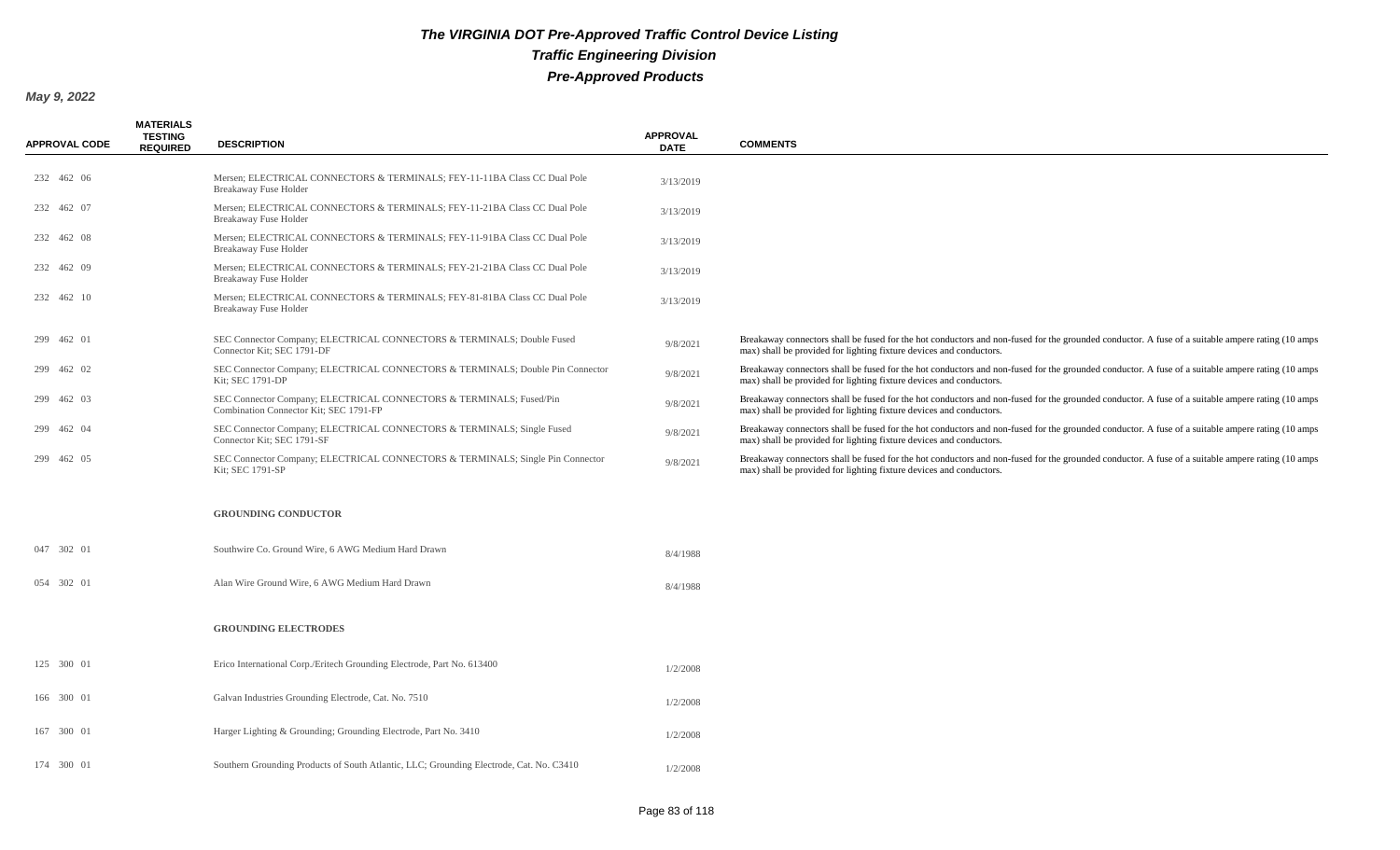# The VIRGINIA DOT Pre-Approved Traffic Control Device Listing

## Traffic Engineering Division

## Pre-Approved Products

**May 9, 2022**

| APPROVAL CODE | MATERIALS TESTING REQUIRED | DESCRIPTION | APPROVAL DATE | COMMENTS |
|---|---|---|---|---|
| 232 462 06 | | Mersen; ELECTRICAL CONNECTORS & TERMINALS; FEY-11-11BA Class CC Dual Pole Breakaway Fuse Holder | 3/13/2019 | |
| 232 462 07 | | Mersen; ELECTRICAL CONNECTORS & TERMINALS; FEY-11-21BA Class CC Dual Pole Breakaway Fuse Holder | 3/13/2019 | |
| 232 462 08 | | Mersen; ELECTRICAL CONNECTORS & TERMINALS; FEY-11-91BA Class CC Dual Pole Breakaway Fuse Holder | 3/13/2019 | |
| 232 462 09 | | Mersen; ELECTRICAL CONNECTORS & TERMINALS; FEY-21-21BA Class CC Dual Pole Breakaway Fuse Holder | 3/13/2019 | |
| 232 462 10 | | Mersen; ELECTRICAL CONNECTORS & TERMINALS; FEY-81-81BA Class CC Dual Pole Breakaway Fuse Holder | 3/13/2019 | |
| 299 462 01 | | SEC Connector Company; ELECTRICAL CONNECTORS & TERMINALS; Double Fused Connector Kit; SEC 1791-DF | 9/8/2021 | Breakaway connectors shall be fused for the hot conductors and non-fused for the grounded conductor. A fuse of a suitable ampere rating (10 amps max) shall be provided for lighting fixture devices and conductors. |
| 299 462 02 | | SEC Connector Company; ELECTRICAL CONNECTORS & TERMINALS; Double Pin Connector Kit; SEC 1791-DP | 9/8/2021 | Breakaway connectors shall be fused for the hot conductors and non-fused for the grounded conductor. A fuse of a suitable ampere rating (10 amps max) shall be provided for lighting fixture devices and conductors. |
| 299 462 03 | | SEC Connector Company; ELECTRICAL CONNECTORS & TERMINALS; Fused/Pin Combination Connector Kit; SEC 1791-FP | 9/8/2021 | Breakaway connectors shall be fused for the hot conductors and non-fused for the grounded conductor. A fuse of a suitable ampere rating (10 amps max) shall be provided for lighting fixture devices and conductors. |
| 299 462 04 | | SEC Connector Company; ELECTRICAL CONNECTORS & TERMINALS; Single Fused Connector Kit; SEC 1791-SF | 9/8/2021 | Breakaway connectors shall be fused for the hot conductors and non-fused for the grounded conductor. A fuse of a suitable ampere rating (10 amps max) shall be provided for lighting fixture devices and conductors. |
| 299 462 05 | | SEC Connector Company; ELECTRICAL CONNECTORS & TERMINALS; Single Pin Connector Kit; SEC 1791-SP | 9/8/2021 | Breakaway connectors shall be fused for the hot conductors and non-fused for the grounded conductor. A fuse of a suitable ampere rating (10 amps max) shall be provided for lighting fixture devices and conductors. |
| | | **GROUNDING CONDUCTOR** | | |
| 047 302 01 | | Southwire Co. Ground Wire, 6 AWG Medium Hard Drawn | 8/4/1988 | |
| 054 302 01 | | Alan Wire Ground Wire, 6 AWG Medium Hard Drawn | 8/4/1988 | |
| | | **GROUNDING ELECTRODES** | | |
| 125 300 01 | | Erico International Corp./Eritech Grounding Electrode, Part No. 613400 | 1/2/2008 | |
| 166 300 01 | | Galvan Industries Grounding Electrode, Cat. No. 7510 | 1/2/2008 | |
| 167 300 01 | | Harger Lighting & Grounding; Grounding Electrode, Part No. 3410 | 1/2/2008 | |
| 174 300 01 | | Southern Grounding Products of South Atlantic, LLC; Grounding Electrode, Cat. No. C3410 | 1/2/2008 | |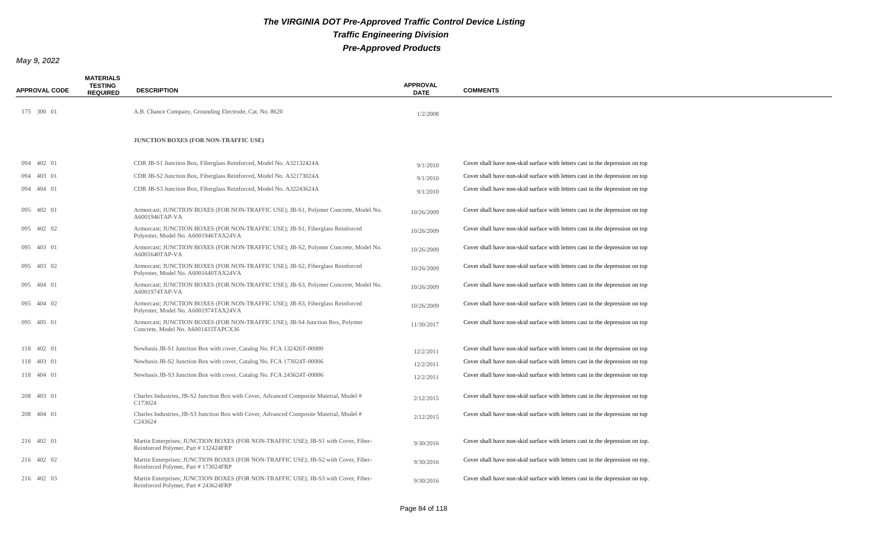# The VIRGINIA DOT Pre-Approved Traffic Control Device Listing

## Traffic Engineering Division

## Pre-Approved Products

**May 9, 2022**

| APPROVAL CODE | MATERIALS TESTING REQUIRED | DESCRIPTION | APPROVAL DATE | COMMENTS |
|---|---|---|---|---|
| 175 300 01 | | A.B. Chance Company, Grounding Electrode, Cat. No. 8620 | 1/2/2008 | |
| | | **JUNCTION BOXES (FOR NON-TRAFFIC USE)** | | |
| 094 402 01 | | CDR JB-S1 Junction Box, Fiberglass Reinforced, Model No. A32132424A | 9/1/2010 | Cover shall have non-skid surface with letters cast in the depression on top |
| 094 403 01 | | CDR JB-S2 Junction Box, Fiberglass Reinforced, Model No. A32173024A | 9/1/2010 | Cover shall have non-skid surface with letters cast in the depression on top |
| 094 404 01 | | CDR JB-S3 Junction Box, Fiberglass Reinforced, Model No. A32243624A | 9/1/2010 | Cover shall have non-skid surface with letters cast in the depression on top |
| 095 402 01 | | Armorcast; JUNCTION BOXES (FOR NON-TRAFFIC USE); JB-S1, Polymer Concrete, Model No. A6001946TAP-VA | 10/26/2009 | Cover shall have non-skid surface with letters cast in the depression on top |
| 095 402 02 | | Armorcast; JUNCTION BOXES (FOR NON-TRAFFIC USE); JB-S1, Fiberglass Reinforced Polyester, Model No. A6001946TAX24VA | 10/26/2009 | Cover shall have non-skid surface with letters cast in the depression on top |
| 095 403 01 | | Armorcast; JUNCTION BOXES (FOR NON-TRAFFIC USE); JB-S2, Polymer Concrete, Model No. A6001640TAP-VA | 10/26/2009 | Cover shall have non-skid surface with letters cast in the depression on top |
| 095 403 02 | | Armorcast; JUNCTION BOXES (FOR NON-TRAFFIC USE); JB-S2, Fiberglass Reinforced Polyester, Model No. A6001640TAX24VA | 10/26/2009 | Cover shall have non-skid surface with letters cast in the depression on top |
| 095 404 01 | | Armorcast; JUNCTION BOXES (FOR NON-TRAFFIC USE); JB-S3, Polymer Concrete, Model No. A6001974TAP-VA | 10/26/2009 | Cover shall have non-skid surface with letters cast in the depression on top |
| 095 404 02 | | Armorcast; JUNCTION BOXES (FOR NON-TRAFFIC USE); JB-S3, Fiberglass Reinforced Polyester, Model No. A6001974TAX24VA | 10/26/2009 | Cover shall have non-skid surface with letters cast in the depression on top |
| 095 405 01 | | Armorcast; JUNCTION BOXES (FOR NON-TRAFFIC USE); JB-S4 Junction Box, Polymer Concrete, Model No. A6001433TAPCX36 | 11/30/2017 | Cover shall have non-skid surface with letters cast in the depression on top |
| 118 402 01 | | Newbasis JB-S1 Junction Box with cover, Catalog No. FCA 132426T-00000 | 12/2/2011 | Cover shall have non-skid surface with letters cast in the depression on top |
| 118 403 01 | | Newbasis JB-S2 Junction Box with cover, Catalog No. FCA 173024T-00006 | 12/2/2011 | Cover shall have non-skid surface with letters cast in the depression on top |
| 118 404 01 | | Newbasis JB-S3 Junction Box with cover, Catalog No. FCA 243624T-00006 | 12/2/2011 | Cover shall have non-skid surface with letters cast in the depression on top |
| 208 403 01 | | Charles Industries, JB-S2 Junction Box with Cover, Advanced Composite Material, Model # C173024 | 2/12/2015 | Cover shall have non-skid surface with letters cast in the depression on top |
| 208 404 01 | | Charles Industries, JB-S3 Junction Box with Cover, Advanced Composite Material, Model # C243624 | 2/12/2015 | Cover shall have non-skid surface with letters cast in the depression on top |
| 216 402 01 | | Martin Enterprises; JUNCTION BOXES (FOR NON-TRAFFIC USE); JB-S1 with Cover, Fiber-Reinforced Polymer, Part # 132424FRP | 9/30/2016 | Cover shall have non-skid surface with letters cast in the depression on top. |
| 216 402 02 | | Martin Enterprises; JUNCTION BOXES (FOR NON-TRAFFIC USE); JB-S2 with Cover, Fiber-Reinforced Polymer, Part # 173024FRP | 9/30/2016 | Cover shall have non-skid surface with letters cast in the depression on top. |
| 216 402 03 | | Martin Enterprises; JUNCTION BOXES (FOR NON-TRAFFIC USE); JB-S3 with Cover, Fiber-Reinforced Polymer, Part # 243624FRP | 9/30/2016 | Cover shall have non-skid surface with letters cast in the depression on top. |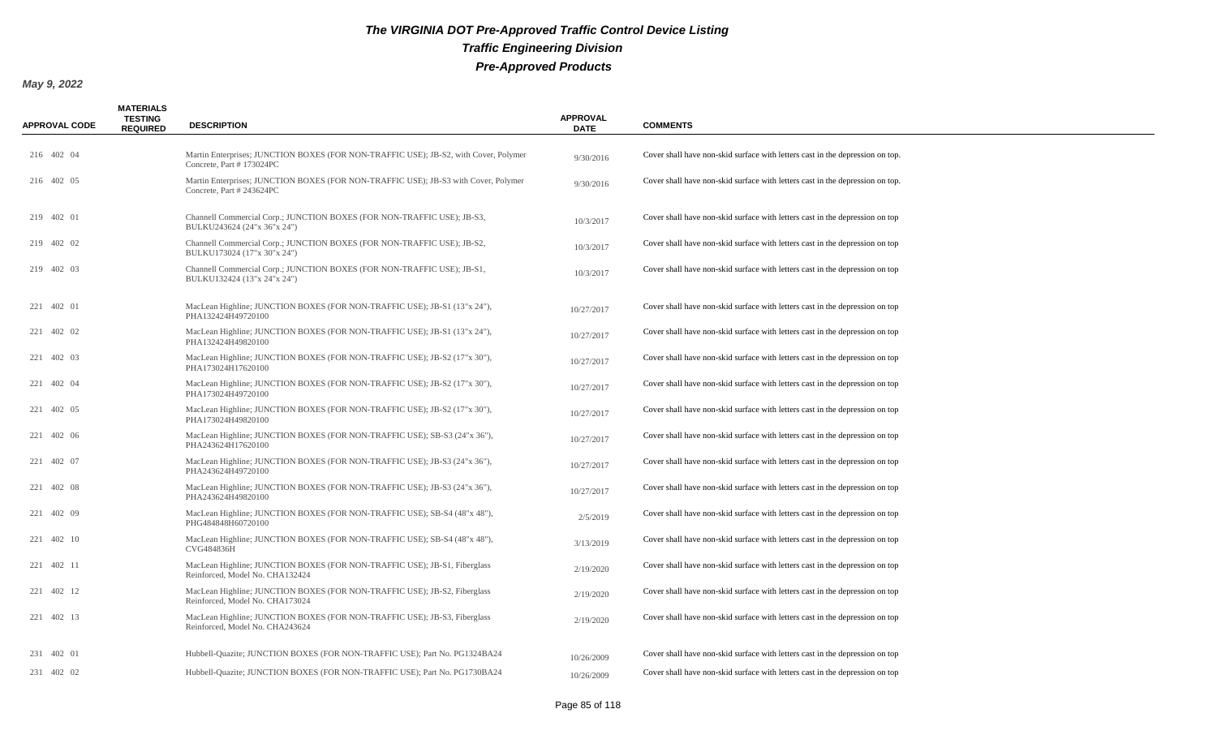# The VIRGINIA DOT Pre-Approved Traffic Control Device Listing

## Traffic Engineering Division

## Pre-Approved Products

**May 9, 2022**

| APPROVAL CODE | MATERIALS TESTING REQUIRED | DESCRIPTION | APPROVAL DATE | COMMENTS |
|---|---|---|---|---|
| 216 402 04 | | Martin Enterprises; JUNCTION BOXES (FOR NON-TRAFFIC USE); JB-S2, with Cover, Polymer Concrete, Part # 173024PC | 9/30/2016 | Cover shall have non-skid surface with letters cast in the depression on top. |
| 216 402 05 | | Martin Enterprises; JUNCTION BOXES (FOR NON-TRAFFIC USE); JB-S3 with Cover, Polymer Concrete, Part # 243624PC | 9/30/2016 | Cover shall have non-skid surface with letters cast in the depression on top. |
| 219 402 01 | | Channell Commercial Corp.; JUNCTION BOXES (FOR NON-TRAFFIC USE); JB-S3, BULKU243624 (24"x 36"x 24") | 10/3/2017 | Cover shall have non-skid surface with letters cast in the depression on top |
| 219 402 02 | | Channell Commercial Corp.; JUNCTION BOXES (FOR NON-TRAFFIC USE); JB-S2, BULKU173024 (17"x 30"x 24") | 10/3/2017 | Cover shall have non-skid surface with letters cast in the depression on top |
| 219 402 03 | | Channell Commercial Corp.; JUNCTION BOXES (FOR NON-TRAFFIC USE); JB-S1, BULKU132424 (13"x 24"x 24") | 10/3/2017 | Cover shall have non-skid surface with letters cast in the depression on top |
| 221 402 01 | | MacLean Highline; JUNCTION BOXES (FOR NON-TRAFFIC USE); JB-S1 (13"x 24"), PHA132424H49720100 | 10/27/2017 | Cover shall have non-skid surface with letters cast in the depression on top |
| 221 402 02 | | MacLean Highline; JUNCTION BOXES (FOR NON-TRAFFIC USE); JB-S1 (13"x 24"), PHA132424H49820100 | 10/27/2017 | Cover shall have non-skid surface with letters cast in the depression on top |
| 221 402 03 | | MacLean Highline; JUNCTION BOXES (FOR NON-TRAFFIC USE); JB-S2 (17"x 30"), PHA173024H17620100 | 10/27/2017 | Cover shall have non-skid surface with letters cast in the depression on top |
| 221 402 04 | | MacLean Highline; JUNCTION BOXES (FOR NON-TRAFFIC USE); JB-S2 (17"x 30"), PHA173024H49720100 | 10/27/2017 | Cover shall have non-skid surface with letters cast in the depression on top |
| 221 402 05 | | MacLean Highline; JUNCTION BOXES (FOR NON-TRAFFIC USE); JB-S2 (17"x 30"), PHA173024H49820100 | 10/27/2017 | Cover shall have non-skid surface with letters cast in the depression on top |
| 221 402 06 | | MacLean Highline; JUNCTION BOXES (FOR NON-TRAFFIC USE); SB-S3 (24"x 36"), PHA243624H17620100 | 10/27/2017 | Cover shall have non-skid surface with letters cast in the depression on top |
| 221 402 07 | | MacLean Highline; JUNCTION BOXES (FOR NON-TRAFFIC USE); JB-S3 (24"x 36"), PHA243624H49720100 | 10/27/2017 | Cover shall have non-skid surface with letters cast in the depression on top |
| 221 402 08 | | MacLean Highline; JUNCTION BOXES (FOR NON-TRAFFIC USE); JB-S3 (24"x 36"), PHA243624H49820100 | 10/27/2017 | Cover shall have non-skid surface with letters cast in the depression on top |
| 221 402 09 | | MacLean Highline; JUNCTION BOXES (FOR NON-TRAFFIC USE); SB-S4 (48"x 48"), PHG484848H60720100 | 2/5/2019 | Cover shall have non-skid surface with letters cast in the depression on top |
| 221 402 10 | | MacLean Highline; JUNCTION BOXES (FOR NON-TRAFFIC USE); SB-S4 (48"x 48"), CVG484836H | 3/13/2019 | Cover shall have non-skid surface with letters cast in the depression on top |
| 221 402 11 | | MacLean Highline; JUNCTION BOXES (FOR NON-TRAFFIC USE); JB-S1, Fiberglass Reinforced, Model No. CHA132424 | 2/19/2020 | Cover shall have non-skid surface with letters cast in the depression on top |
| 221 402 12 | | MacLean Highline; JUNCTION BOXES (FOR NON-TRAFFIC USE); JB-S2, Fiberglass Reinforced, Model No. CHA173024 | 2/19/2020 | Cover shall have non-skid surface with letters cast in the depression on top |
| 221 402 13 | | MacLean Highline; JUNCTION BOXES (FOR NON-TRAFFIC USE); JB-S3, Fiberglass Reinforced, Model No. CHA243624 | 2/19/2020 | Cover shall have non-skid surface with letters cast in the depression on top |
| 231 402 01 | | Hubbell-Quazite; JUNCTION BOXES (FOR NON-TRAFFIC USE); Part No. PG1324BA24 | 10/26/2009 | Cover shall have non-skid surface with letters cast in the depression on top |
| 231 402 02 | | Hubbell-Quazite; JUNCTION BOXES (FOR NON-TRAFFIC USE); Part No. PG1730BA24 | 10/26/2009 | Cover shall have non-skid surface with letters cast in the depression on top |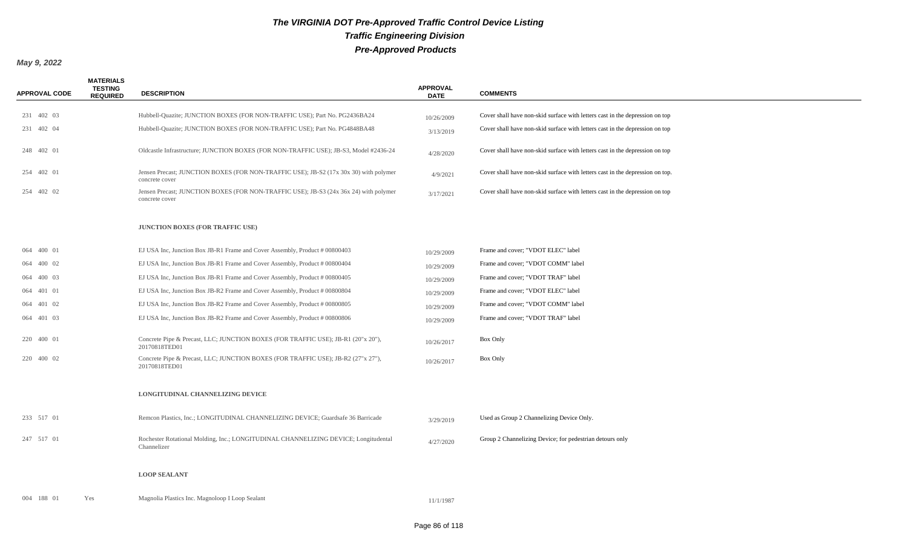### *The VIRGINIA DOT Pre-Approved Traffic Control Device Listing*
### *Traffic Engineering Division*
### *Pre-Approved Products*

***May 9, 2022***

| APPROVAL CODE | MATERIALS TESTING REQUIRED | DESCRIPTION | APPROVAL DATE | COMMENTS |
|---|---|---|---|---|
| 231 402 03 | | Hubbell-Quazite; JUNCTION BOXES (FOR NON-TRAFFIC USE); Part No. PG2436BA24 | 10/26/2009 | Cover shall have non-skid surface with letters cast in the depression on top |
| 231 402 04 | | Hubbell-Quazite; JUNCTION BOXES (FOR NON-TRAFFIC USE); Part No. PG4848BA48 | 3/13/2019 | Cover shall have non-skid surface with letters cast in the depression on top |
| 248 402 01 | | Oldcastle Infrastructure; JUNCTION BOXES (FOR NON-TRAFFIC USE); JB-S3, Model #2436-24 | 4/28/2020 | Cover shall have non-skid surface with letters cast in the depression on top |
| 254 402 01 | | Jensen Precast; JUNCTION BOXES (FOR NON-TRAFFIC USE); JB-S2 (17x 30x 30) with polymer concrete cover | 4/9/2021 | Cover shall have non-skid surface with letters cast in the depression on top. |
| 254 402 02 | | Jensen Precast; JUNCTION BOXES (FOR NON-TRAFFIC USE); JB-S3 (24x 36x 24) with polymer concrete cover | 3/17/2021 | Cover shall have non-skid surface with letters cast in the depression on top |
| | | **JUNCTION BOXES (FOR TRAFFIC USE)** | | |
| 064 400 01 | | EJ USA Inc, Junction Box JB-R1 Frame and Cover Assembly, Product # 00800403 | 10/29/2009 | Frame and cover; "VDOT ELEC" label |
| 064 400 02 | | EJ USA Inc, Junction Box JB-R1 Frame and Cover Assembly, Product # 00800404 | 10/29/2009 | Frame and cover; "VDOT COMM" label |
| 064 400 03 | | EJ USA Inc, Junction Box JB-R1 Frame and Cover Assembly, Product # 00800405 | 10/29/2009 | Frame and cover; "VDOT TRAF" label |
| 064 401 01 | | EJ USA Inc, Junction Box JB-R2 Frame and Cover Assembly, Product # 00800804 | 10/29/2009 | Frame and cover; "VDOT ELEC" label |
| 064 401 02 | | EJ USA Inc, Junction Box JB-R2 Frame and Cover Assembly, Product # 00800805 | 10/29/2009 | Frame and cover; "VDOT COMM" label |
| 064 401 03 | | EJ USA Inc, Junction Box JB-R2 Frame and Cover Assembly, Product # 00800806 | 10/29/2009 | Frame and cover; "VDOT TRAF" label |
| 220 400 01 | | Concrete Pipe & Precast, LLC; JUNCTION BOXES (FOR TRAFFIC USE); JB-R1 (20"x 20"), 20170818TED01 | 10/26/2017 | Box Only |
| 220 400 02 | | Concrete Pipe & Precast, LLC; JUNCTION BOXES (FOR TRAFFIC USE); JB-R2 (27"x 27"), 20170818TED01 | 10/26/2017 | Box Only |
| | | **LONGITUDINAL CHANNELIZING DEVICE** | | |
| 233 517 01 | | Remcon Plastics, Inc.; LONGITUDINAL CHANNELIZING DEVICE; Guardsafe 36 Barricade | 3/29/2019 | Used as Group 2 Channelizing Device Only. |
| 247 517 01 | | Rochester Rotational Molding, Inc.; LONGITUDINAL CHANNELIZING DEVICE; Longitudental Channelizer | 4/27/2020 | Group 2 Channelizing Device; for pedestrian detours only |
| | | **LOOP SEALANT** | | |
| 004 188 01 | Yes | Magnolia Plastics Inc. Magnoloop I Loop Sealant | 11/1/1987 | |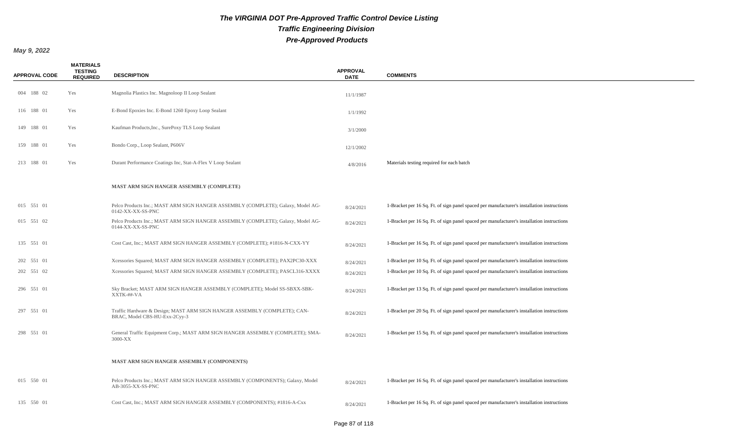# The VIRGINIA DOT Pre-Approved Traffic Control Device Listing

## Traffic Engineering Division

## Pre-Approved Products

**May 9, 2022**

| APPROVAL CODE | MATERIALS TESTING REQUIRED | DESCRIPTION | APPROVAL DATE | COMMENTS |
|---|---|---|---|---|
| 004 188 02 | Yes | Magnolia Plastics Inc. Magnoloop II Loop Sealant | 11/1/1987 | |
| 116 188 01 | Yes | E-Bond Epoxies Inc. E-Bond 1260 Epoxy Loop Sealant | 1/1/1992 | |
| 149 188 01 | Yes | Kaufman Products,Inc., SurePoxy TLS Loop Sealant | 3/1/2000 | |
| 159 188 01 | Yes | Bondo Corp., Loop Sealant, P606V | 12/1/2002 | |
| 213 188 01 | Yes | Durant Performance Coatings Inc, Stat-A-Flex V Loop Sealant | 4/8/2016 | Materials testing required for each batch |
| | | **MAST ARM SIGN HANGER ASSEMBLY (COMPLETE)** | | |
| 015 551 01 | | Pelco Products Inc.; MAST ARM SIGN HANGER ASSEMBLY (COMPLETE); Galaxy, Model AG-0142-XX-XX-SS-PNC | 8/24/2021 | 1-Bracket per 16 Sq. Ft. of sign panel spaced per manufacturer's installation instructions |
| 015 551 02 | | Pelco Products Inc.; MAST ARM SIGN HANGER ASSEMBLY (COMPLETE); Galaxy, Model AG-0144-XX-XX-SS-PNC | 8/24/2021 | 1-Bracket per 16 Sq. Ft. of sign panel spaced per manufacturer's installation instructions |
| 135 551 01 | | Cost Cast, Inc.; MAST ARM SIGN HANGER ASSEMBLY (COMPLETE); #1816-N-CXX-YY | 8/24/2021 | 1-Bracket per 16 Sq. Ft. of sign panel spaced per manufacturer's installation instructions |
| 202 551 01 | | Xcessories Squared; MAST ARM SIGN HANGER ASSEMBLY (COMPLETE); PAX2PC30-XXX | 8/24/2021 | 1-Bracket per 10 Sq. Ft. of sign panel spaced per manufacturer's installation instructions |
| 202 551 02 | | Xcessories Squared; MAST ARM SIGN HANGER ASSEMBLY (COMPLETE); PASCL316-XXXX | 8/24/2021 | 1-Bracket per 10 Sq. Ft. of sign panel spaced per manufacturer's installation instructions |
| 296 551 01 | | Sky Bracket; MAST ARM SIGN HANGER ASSEMBLY (COMPLETE); Model SS-SBXX-SBK-XXTK-##-VA | 8/24/2021 | 1-Bracket per 13 Sq. Ft. of sign panel spaced per manufacturer's installation instructions |
| 297 551 01 | | Traffic Hardware & Design; MAST ARM SIGN HANGER ASSEMBLY (COMPLETE); CAN-BRAC, Model CBS-HU-Exx-2Cyy-3 | 8/24/2021 | 1-Bracket per 20 Sq. Ft. of sign panel spaced per manufacturer's installation instructions |
| 298 551 01 | | General Traffic Equipment Corp.; MAST ARM SIGN HANGER ASSEMBLY (COMPLETE); SMA-3000-XX | 8/24/2021 | 1-Bracket per 15 Sq. Ft. of sign panel spaced per manufacturer's installation instructions |
| | | **MAST ARM SIGN HANGER ASSEMBLY (COMPONENTS)** | | |
| 015 550 01 | | Pelco Products Inc.; MAST ARM SIGN HANGER ASSEMBLY (COMPONENTS); Galaxy, Model AB-3055-XX-SS-PNC | 8/24/2021 | 1-Bracket per 16 Sq. Ft. of sign panel spaced per manufacturer's installation instructions |
| 135 550 01 | | Cost Cast, Inc.; MAST ARM SIGN HANGER ASSEMBLY (COMPONENTS); #1816-A-Cxx | 8/24/2021 | 1-Bracket per 16 Sq. Ft. of sign panel spaced per manufacturer's installation instructions |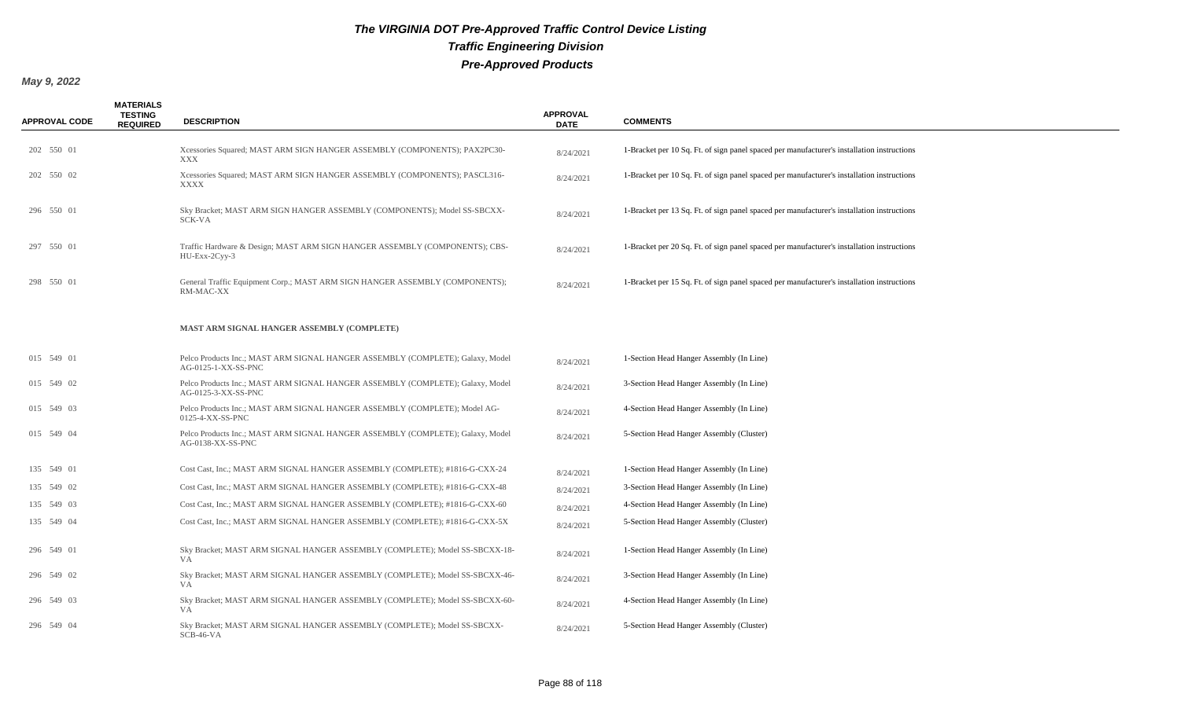# The VIRGINIA DOT Pre-Approved Traffic Control Device Listing

## Traffic Engineering Division

## Pre-Approved Products

**May 9, 2022**

| APPROVAL CODE | MATERIALS TESTING REQUIRED | DESCRIPTION | APPROVAL DATE | COMMENTS |
|---|---|---|---|---|
| 202 550 01 | | Xcessories Squared; MAST ARM SIGN HANGER ASSEMBLY (COMPONENTS); PAX2PC30-XXX | 8/24/2021 | 1-Bracket per 10 Sq. Ft. of sign panel spaced per manufacturer's installation instructions |
| 202 550 02 | | Xcessories Squared; MAST ARM SIGN HANGER ASSEMBLY (COMPONENTS); PASCL316-XXXX | 8/24/2021 | 1-Bracket per 10 Sq. Ft. of sign panel spaced per manufacturer's installation instructions |
| 296 550 01 | | Sky Bracket; MAST ARM SIGN HANGER ASSEMBLY (COMPONENTS); Model SS-SBCXX-SCK-VA | 8/24/2021 | 1-Bracket per 13 Sq. Ft. of sign panel spaced per manufacturer's installation instructions |
| 297 550 01 | | Traffic Hardware & Design; MAST ARM SIGN HANGER ASSEMBLY (COMPONENTS); CBS-HU-Exx-2Cyy-3 | 8/24/2021 | 1-Bracket per 20 Sq. Ft. of sign panel spaced per manufacturer's installation instructions |
| 298 550 01 | | General Traffic Equipment Corp.; MAST ARM SIGN HANGER ASSEMBLY (COMPONENTS); RM-MAC-XX | 8/24/2021 | 1-Bracket per 15 Sq. Ft. of sign panel spaced per manufacturer's installation instructions |
| | | **MAST ARM SIGNAL HANGER ASSEMBLY (COMPLETE)** | | |
| 015 549 01 | | Pelco Products Inc.; MAST ARM SIGNAL HANGER ASSEMBLY (COMPLETE); Galaxy, Model AG-0125-1-XX-SS-PNC | 8/24/2021 | 1-Section Head Hanger Assembly (In Line) |
| 015 549 02 | | Pelco Products Inc.; MAST ARM SIGNAL HANGER ASSEMBLY (COMPLETE); Galaxy, Model AG-0125-3-XX-SS-PNC | 8/24/2021 | 3-Section Head Hanger Assembly (In Line) |
| 015 549 03 | | Pelco Products Inc.; MAST ARM SIGNAL HANGER ASSEMBLY (COMPLETE); Model AG-0125-4-XX-SS-PNC | 8/24/2021 | 4-Section Head Hanger Assembly (In Line) |
| 015 549 04 | | Pelco Products Inc.; MAST ARM SIGNAL HANGER ASSEMBLY (COMPLETE); Galaxy, Model AG-0138-XX-SS-PNC | 8/24/2021 | 5-Section Head Hanger Assembly (Cluster) |
| 135 549 01 | | Cost Cast, Inc.; MAST ARM SIGNAL HANGER ASSEMBLY (COMPLETE); #1816-G-CXX-24 | 8/24/2021 | 1-Section Head Hanger Assembly (In Line) |
| 135 549 02 | | Cost Cast, Inc.; MAST ARM SIGNAL HANGER ASSEMBLY (COMPLETE); #1816-G-CXX-48 | 8/24/2021 | 3-Section Head Hanger Assembly (In Line) |
| 135 549 03 | | Cost Cast, Inc.; MAST ARM SIGNAL HANGER ASSEMBLY (COMPLETE); #1816-G-CXX-60 | 8/24/2021 | 4-Section Head Hanger Assembly (In Line) |
| 135 549 04 | | Cost Cast, Inc.; MAST ARM SIGNAL HANGER ASSEMBLY (COMPLETE); #1816-G-CXX-5X | 8/24/2021 | 5-Section Head Hanger Assembly (Cluster) |
| 296 549 01 | | Sky Bracket; MAST ARM SIGNAL HANGER ASSEMBLY (COMPLETE); Model SS-SBCXX-18-VA | 8/24/2021 | 1-Section Head Hanger Assembly (In Line) |
| 296 549 02 | | Sky Bracket; MAST ARM SIGNAL HANGER ASSEMBLY (COMPLETE); Model SS-SBCXX-46-VA | 8/24/2021 | 3-Section Head Hanger Assembly (In Line) |
| 296 549 03 | | Sky Bracket; MAST ARM SIGNAL HANGER ASSEMBLY (COMPLETE); Model SS-SBCXX-60-VA | 8/24/2021 | 4-Section Head Hanger Assembly (In Line) |
| 296 549 04 | | Sky Bracket; MAST ARM SIGNAL HANGER ASSEMBLY (COMPLETE); Model SS-SBCXX-SCB-46-VA | 8/24/2021 | 5-Section Head Hanger Assembly (Cluster) |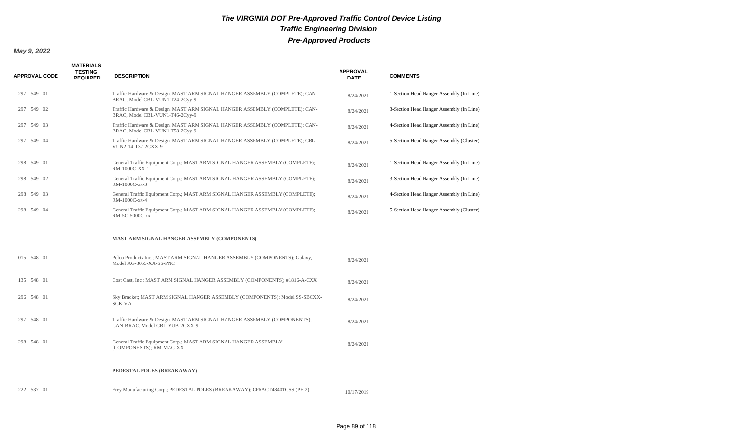# The VIRGINIA DOT Pre-Approved Traffic Control Device Listing

## Traffic Engineering Division

## Pre-Approved Products

**May 9, 2022**

| APPROVAL CODE | MATERIALS TESTING REQUIRED | DESCRIPTION | APPROVAL DATE | COMMENTS |
|---|---|---|---|---|
| 297 549 01 | | Traffic Hardware & Design; MAST ARM SIGNAL HANGER ASSEMBLY (COMPLETE); CAN-BRAC, Model CBL-VUN1-T24-2Cyy-9 | 8/24/2021 | 1-Section Head Hanger Assembly (In Line) |
| 297 549 02 | | Traffic Hardware & Design; MAST ARM SIGNAL HANGER ASSEMBLY (COMPLETE); CAN-BRAC, Model CBL-VUN1-T46-2Cyy-9 | 8/24/2021 | 3-Section Head Hanger Assembly (In Line) |
| 297 549 03 | | Traffic Hardware & Design; MAST ARM SIGNAL HANGER ASSEMBLY (COMPLETE); CAN-BRAC, Model CBL-VUN1-T58-2Cyy-9 | 8/24/2021 | 4-Section Head Hanger Assembly (In Line) |
| 297 549 04 | | Traffic Hardware & Design; MAST ARM SIGNAL HANGER ASSEMBLY (COMPLETE); CBL-VUN2-14-T37-2CXX-9 | 8/24/2021 | 5-Section Head Hanger Assembly (Cluster) |
| 298 549 01 | | General Traffic Equipment Corp.; MAST ARM SIGNAL HANGER ASSEMBLY (COMPLETE); RM-1000C-XX-1 | 8/24/2021 | 1-Section Head Hanger Assembly (In Line) |
| 298 549 02 | | General Traffic Equipment Corp.; MAST ARM SIGNAL HANGER ASSEMBLY (COMPLETE); RM-1000C-xx-3 | 8/24/2021 | 3-Section Head Hanger Assembly (In Line) |
| 298 549 03 | | General Traffic Equipment Corp.; MAST ARM SIGNAL HANGER ASSEMBLY (COMPLETE); RM-1000C-xx-4 | 8/24/2021 | 4-Section Head Hanger Assembly (In Line) |
| 298 549 04 | | General Traffic Equipment Corp.; MAST ARM SIGNAL HANGER ASSEMBLY (COMPLETE); RM-5C-5000C-xx | 8/24/2021 | 5-Section Head Hanger Assembly (Cluster) |
| | | **MAST ARM SIGNAL HANGER ASSEMBLY (COMPONENTS)** | | |
| 015 548 01 | | Pelco Products Inc.; MAST ARM SIGNAL HANGER ASSEMBLY (COMPONENTS); Galaxy, Model AG-3055-XX-SS-PNC | 8/24/2021 | |
| 135 548 01 | | Cost Cast, Inc.; MAST ARM SIGNAL HANGER ASSEMBLY (COMPONENTS); #1816-A-CXX | 8/24/2021 | |
| 296 548 01 | | Sky Bracket; MAST ARM SIGNAL HANGER ASSEMBLY (COMPONENTS); Model SS-SBCXX-SCK-VA | 8/24/2021 | |
| 297 548 01 | | Traffic Hardware & Design; MAST ARM SIGNAL HANGER ASSEMBLY (COMPONENTS); CAN-BRAC, Model CBL-VUB-2CXX-9 | 8/24/2021 | |
| 298 548 01 | | General Traffic Equipment Corp.; MAST ARM SIGNAL HANGER ASSEMBLY (COMPONENTS); RM-MAC-XX | 8/24/2021 | |
| | | **PEDESTAL POLES (BREAKAWAY)** | | |
| 222 537 01 | | Frey Manufacturing Corp.; PEDESTAL POLES (BREAKAWAY); CP6ACT4840TCSS (PF-2) | 10/17/2019 | |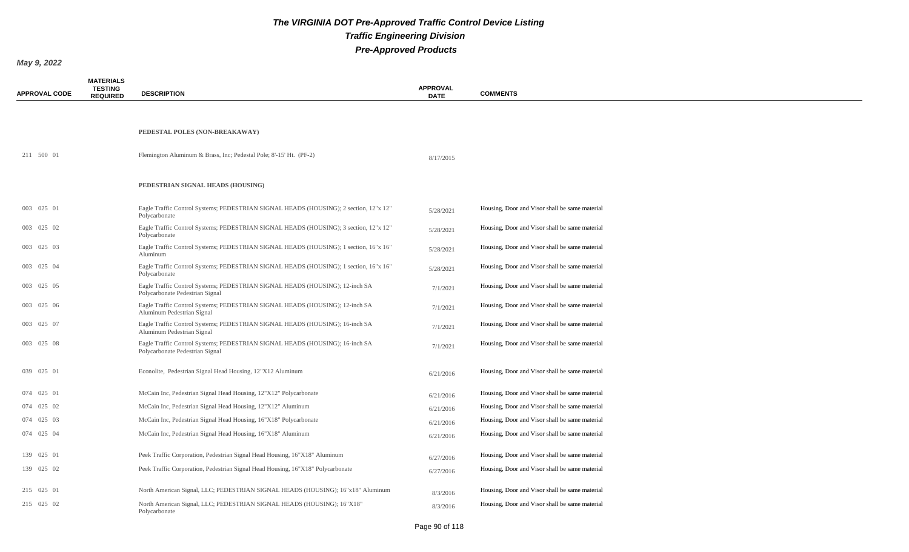# The VIRGINIA DOT Pre-Approved Traffic Control Device Listing

## Traffic Engineering Division

## Pre-Approved Products

**May 9, 2022**

| APPROVAL CODE | MATERIALS TESTING REQUIRED | DESCRIPTION | APPROVAL DATE | COMMENTS |
|---|---|---|---|---|
| | | **PEDESTAL POLES (NON-BREAKAWAY)** | | |
| 211 500 01 | | Flemington Aluminum & Brass, Inc; Pedestal Pole; 8'-15' Ht. (PF-2) | 8/17/2015 | |
| | | **PEDESTRIAN SIGNAL HEADS (HOUSING)** | | |
| 003 025 01 | | Eagle Traffic Control Systems; PEDESTRIAN SIGNAL HEADS (HOUSING); 2 section, 12"x 12" Polycarbonate | 5/28/2021 | Housing, Door and Visor shall be same material |
| 003 025 02 | | Eagle Traffic Control Systems; PEDESTRIAN SIGNAL HEADS (HOUSING); 3 section, 12"x 12" Polycarbonate | 5/28/2021 | Housing, Door and Visor shall be same material |
| 003 025 03 | | Eagle Traffic Control Systems; PEDESTRIAN SIGNAL HEADS (HOUSING); 1 section, 16"x 16" Aluminum | 5/28/2021 | Housing, Door and Visor shall be same material |
| 003 025 04 | | Eagle Traffic Control Systems; PEDESTRIAN SIGNAL HEADS (HOUSING); 1 section, 16"x 16" Polycarbonate | 5/28/2021 | Housing, Door and Visor shall be same material |
| 003 025 05 | | Eagle Traffic Control Systems; PEDESTRIAN SIGNAL HEADS (HOUSING); 12-inch SA Polycarbonate Pedestrian Signal | 7/1/2021 | Housing, Door and Visor shall be same material |
| 003 025 06 | | Eagle Traffic Control Systems; PEDESTRIAN SIGNAL HEADS (HOUSING); 12-inch SA Aluminum Pedestrian Signal | 7/1/2021 | Housing, Door and Visor shall be same material |
| 003 025 07 | | Eagle Traffic Control Systems; PEDESTRIAN SIGNAL HEADS (HOUSING); 16-inch SA Aluminum Pedestrian Signal | 7/1/2021 | Housing, Door and Visor shall be same material |
| 003 025 08 | | Eagle Traffic Control Systems; PEDESTRIAN SIGNAL HEADS (HOUSING); 16-inch SA Polycarbonate Pedestrian Signal | 7/1/2021 | Housing, Door and Visor shall be same material |
| 039 025 01 | | Econolite, Pedestrian Signal Head Housing, 12"X12 Aluminum | 6/21/2016 | Housing, Door and Visor shall be same material |
| 074 025 01 | | McCain Inc, Pedestrian Signal Head Housing, 12"X12" Polycarbonate | 6/21/2016 | Housing, Door and Visor shall be same material |
| 074 025 02 | | McCain Inc, Pedestrian Signal Head Housing, 12"X12" Aluminum | 6/21/2016 | Housing, Door and Visor shall be same material |
| 074 025 03 | | McCain Inc, Pedestrian Signal Head Housing, 16"X18" Polycarbonate | 6/21/2016 | Housing, Door and Visor shall be same material |
| 074 025 04 | | McCain Inc, Pedestrian Signal Head Housing, 16"X18" Aluminum | 6/21/2016 | Housing, Door and Visor shall be same material |
| 139 025 01 | | Peek Traffic Corporation, Pedestrian Signal Head Housing, 16"X18" Aluminum | 6/27/2016 | Housing, Door and Visor shall be same material |
| 139 025 02 | | Peek Traffic Corporation, Pedestrian Signal Head Housing, 16"X18" Polycarbonate | 6/27/2016 | Housing, Door and Visor shall be same material |
| 215 025 01 | | North American Signal, LLC; PEDESTRIAN SIGNAL HEADS (HOUSING); 16"x18" Aluminum | 8/3/2016 | Housing, Door and Visor shall be same material |
| 215 025 02 | | North American Signal, LLC; PEDESTRIAN SIGNAL HEADS (HOUSING); 16"X18" Polycarbonate | 8/3/2016 | Housing, Door and Visor shall be same material |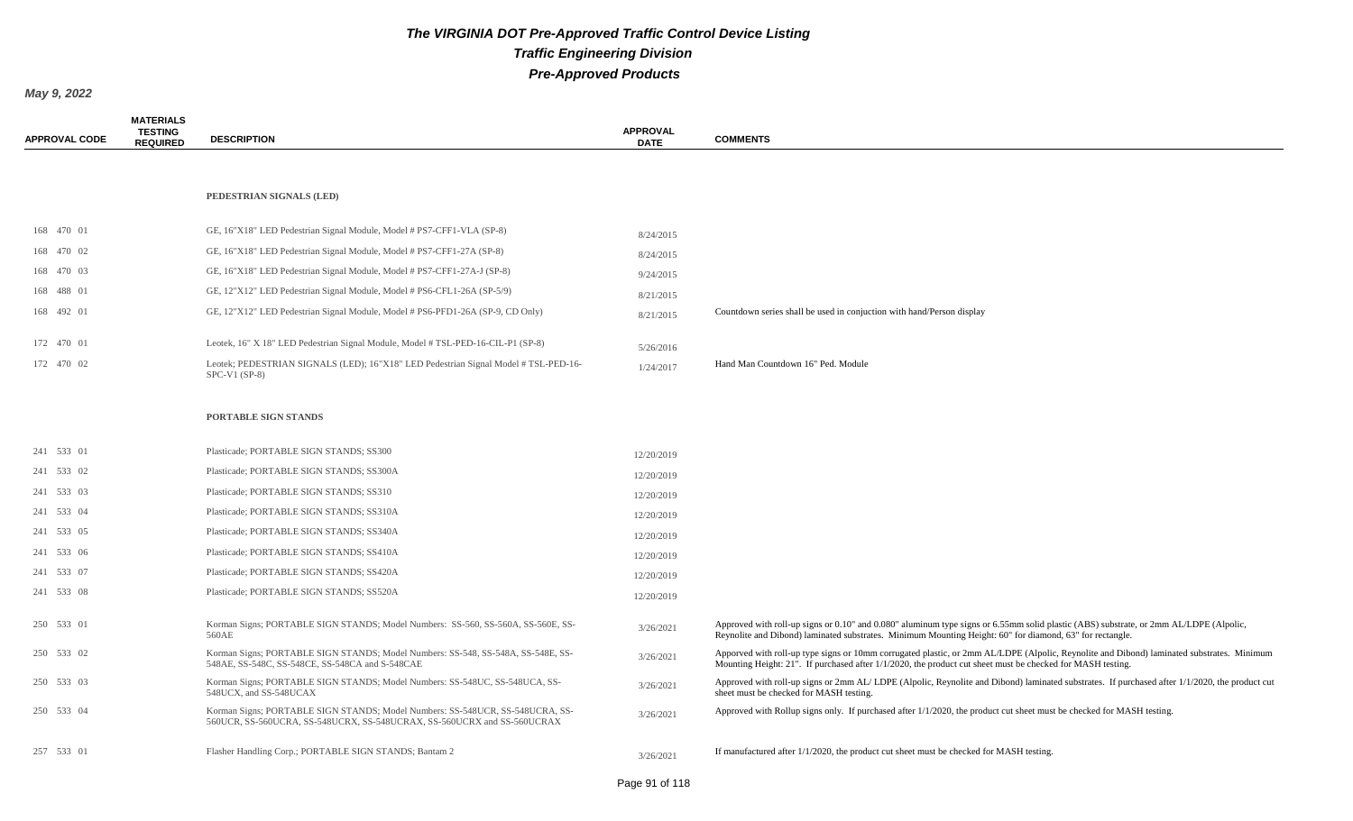# *The VIRGINIA DOT Pre-Approved Traffic Control Device Listing*

## *Traffic Engineering Division*

## *Pre-Approved Products*

***May 9, 2022***

| APPROVAL CODE | MATERIALS TESTING REQUIRED | DESCRIPTION | APPROVAL DATE | COMMENTS |
|---|---|---|---|---|
| | | **PEDESTRIAN SIGNALS (LED)** | | |
| 168 470 01 | | GE, 16"X18" LED Pedestrian Signal Module, Model # PS7-CFF1-VLA (SP-8) | 8/24/2015 | |
| 168 470 02 | | GE, 16"X18" LED Pedestrian Signal Module, Model # PS7-CFF1-27A (SP-8) | 8/24/2015 | |
| 168 470 03 | | GE, 16"X18" LED Pedestrian Signal Module, Model # PS7-CFF1-27A-J (SP-8) | 9/24/2015 | |
| 168 488 01 | | GE, 12"X12" LED Pedestrian Signal Module, Model # PS6-CFL1-26A (SP-5/9) | 8/21/2015 | |
| 168 492 01 | | GE, 12"X12" LED Pedestrian Signal Module, Model # PS6-PFD1-26A (SP-9, CD Only) | 8/21/2015 | Countdown series shall be used in conjuction with hand/Person display |
| 172 470 01 | | Leotek, 16" X 18" LED Pedestrian Signal Module, Model # TSL-PED-16-CIL-P1 (SP-8) | 5/26/2016 | |
| 172 470 02 | | Leotek; PEDESTRIAN SIGNALS (LED); 16"X18" LED Pedestrian Signal Model # TSL-PED-16-SPC-V1 (SP-8) | 1/24/2017 | Hand Man Countdown 16" Ped. Module |
| | | **PORTABLE SIGN STANDS** | | |
| 241 533 01 | | Plasticade; PORTABLE SIGN STANDS; SS300 | 12/20/2019 | |
| 241 533 02 | | Plasticade; PORTABLE SIGN STANDS; SS300A | 12/20/2019 | |
| 241 533 03 | | Plasticade; PORTABLE SIGN STANDS; SS310 | 12/20/2019 | |
| 241 533 04 | | Plasticade; PORTABLE SIGN STANDS; SS310A | 12/20/2019 | |
| 241 533 05 | | Plasticade; PORTABLE SIGN STANDS; SS340A | 12/20/2019 | |
| 241 533 06 | | Plasticade; PORTABLE SIGN STANDS; SS410A | 12/20/2019 | |
| 241 533 07 | | Plasticade; PORTABLE SIGN STANDS; SS420A | 12/20/2019 | |
| 241 533 08 | | Plasticade; PORTABLE SIGN STANDS; SS520A | 12/20/2019 | |
| 250 533 01 | | Korman Signs; PORTABLE SIGN STANDS; Model Numbers: SS-560, SS-560A, SS-560E, SS-560AE | 3/26/2021 | Approved with roll-up signs or 0.10" and 0.080" aluminum type signs or 6.55mm solid plastic (ABS) substrate, or 2mm AL/LDPE (Alpolic, Reynolite and Dibond) laminated substrates. Minimum Mounting Height: 60" for diamond, 63" for rectangle. |
| 250 533 02 | | Korman Signs; PORTABLE SIGN STANDS; Model Numbers: SS-548, SS-548A, SS-548E, SS-548AE, SS-548C, SS-548CE, SS-548CA and S-548CAE | 3/26/2021 | Apporved with roll-up type signs or 10mm corrugated plastic, or 2mm AL/LDPE (Alpolic, Reynolite and Dibond) laminated substrates. Minimum Mounting Height: 21". If purchased after 1/1/2020, the product cut sheet must be checked for MASH testing. |
| 250 533 03 | | Korman Signs; PORTABLE SIGN STANDS; Model Numbers: SS-548UC, SS-548UCA, SS-548UCX, and SS-548UCAX | 3/26/2021 | Approved with roll-up signs or 2mm AL/ LDPE (Alpolic, Reynolite and Dibond) laminated substrates. If purchased after 1/1/2020, the product cut sheet must be checked for MASH testing. |
| 250 533 04 | | Korman Signs; PORTABLE SIGN STANDS; Model Numbers: SS-548UCR, SS-548UCRA, SS-560UCR, SS-560UCRA, SS-548UCRX, SS-548UCRAX, SS-560UCRX and SS-560UCRAX | 3/26/2021 | Approved with Rollup signs only. If purchased after 1/1/2020, the product cut sheet must be checked for MASH testing. |
| 257 533 01 | | Flasher Handling Corp.; PORTABLE SIGN STANDS; Bantam 2 | 3/26/2021 | If manufactured after 1/1/2020, the product cut sheet must be checked for MASH testing. |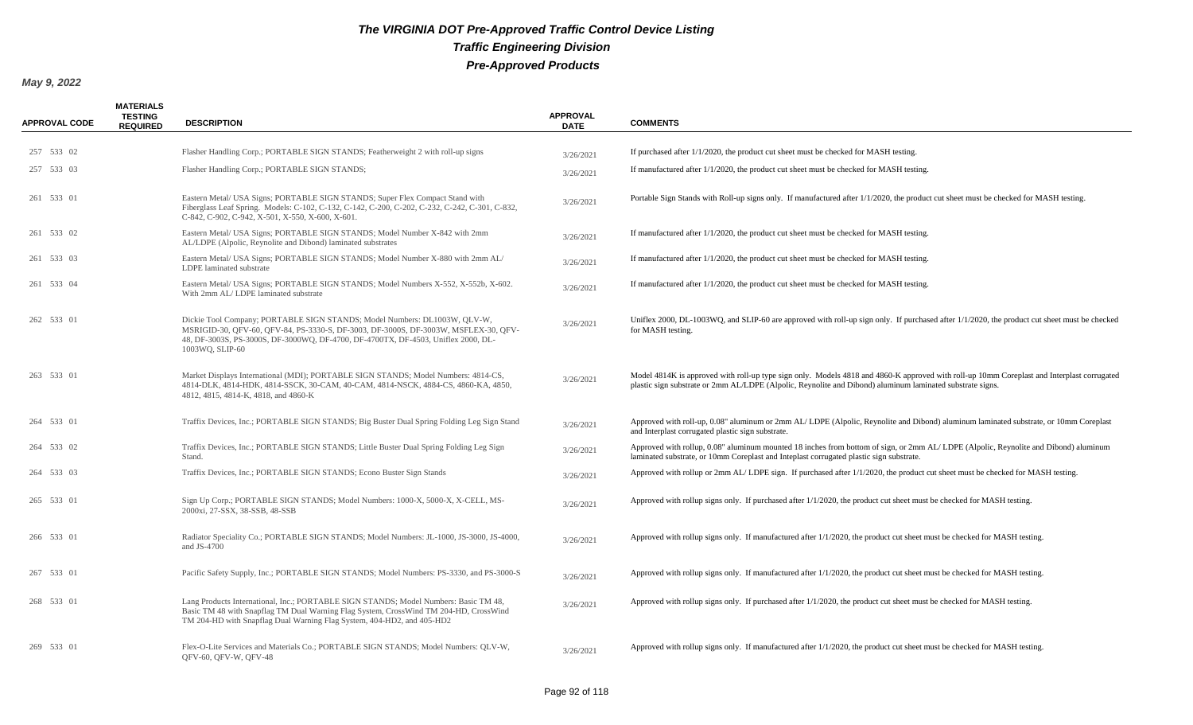# The VIRGINIA DOT Pre-Approved Traffic Control Device Listing

## Traffic Engineering Division

## Pre-Approved Products

***May 9, 2022***

| APPROVAL CODE | MATERIALS TESTING REQUIRED | DESCRIPTION | APPROVAL DATE | COMMENTS |
|---|---|---|---|---|
| 257 533 02 | | Flasher Handling Corp.; PORTABLE SIGN STANDS; Featherweight 2 with roll-up signs | 3/26/2021 | If purchased after 1/1/2020, the product cut sheet must be checked for MASH testing. |
| 257 533 03 | | Flasher Handling Corp.; PORTABLE SIGN STANDS; | 3/26/2021 | If manufactured after 1/1/2020, the product cut sheet must be checked for MASH testing. |
| 261 533 01 | | Eastern Metal/ USA Signs; PORTABLE SIGN STANDS; Super Flex Compact Stand with Fiberglass Leaf Spring. Models: C-102, C-132, C-142, C-200, C-202, C-232, C-242, C-301, C-832, C-842, C-902, C-942, X-501, X-550, X-600, X-601. | 3/26/2021 | Portable Sign Stands with Roll-up signs only. If manufactured after 1/1/2020, the product cut sheet must be checked for MASH testing. |
| 261 533 02 | | Eastern Metal/ USA Signs; PORTABLE SIGN STANDS; Model Number X-842 with 2mm AL/LDPE (Alpolic, Reynolite and Dibond) laminated substrates | 3/26/2021 | If manufactured after 1/1/2020, the product cut sheet must be checked for MASH testing. |
| 261 533 03 | | Eastern Metal/ USA Signs; PORTABLE SIGN STANDS; Model Number X-880 with 2mm AL/ LDPE laminated substrate | 3/26/2021 | If manufactured after 1/1/2020, the product cut sheet must be checked for MASH testing. |
| 261 533 04 | | Eastern Metal/ USA Signs; PORTABLE SIGN STANDS; Model Numbers X-552, X-552b, X-602. With 2mm AL/ LDPE laminated substrate | 3/26/2021 | If manufactured after 1/1/2020, the product cut sheet must be checked for MASH testing. |
| 262 533 01 | | Dickie Tool Company; PORTABLE SIGN STANDS; Model Numbers: DL1003W, QLV-W, MSRIGID-30, QFV-60, QFV-84, PS-3330-S, DF-3003, DF-3000S, DF-3003W, MSFLEX-30, QFV-48, DF-3003S, PS-3000S, DF-3000WQ, DF-4700, DF-4700TX, DF-4503, Uniflex 2000, DL-1003WQ, SLIP-60 | 3/26/2021 | Uniflex 2000, DL-1003WQ, and SLIP-60 are approved with roll-up sign only. If purchased after 1/1/2020, the product cut sheet must be checked for MASH testing. |
| 263 533 01 | | Market Displays International (MDI); PORTABLE SIGN STANDS; Model Numbers: 4814-CS, 4814-DLK, 4814-HDK, 4814-SSCK, 30-CAM, 40-CAM, 4814-NSCK, 4884-CS, 4860-KA, 4850, 4812, 4815, 4814-K, 4818, and 4860-K | 3/26/2021 | Model 4814K is approved with roll-up type sign only. Models 4818 and 4860-K approved with roll-up 10mm Coreplast and Interplast corrugated plastic sign substrate or 2mm AL/LDPE (Alpolic, Reynolite and Dibond) aluminum laminated substrate signs. |
| 264 533 01 | | Traffix Devices, Inc.; PORTABLE SIGN STANDS; Big Buster Dual Spring Folding Leg Sign Stand | 3/26/2021 | Approved with roll-up, 0.08" aluminum or 2mm AL/ LDPE (Alpolic, Reynolite and Dibond) aluminum laminated substrate, or 10mm Coreplast and Interplast corrugated plastic sign substrate. |
| 264 533 02 | | Traffix Devices, Inc.; PORTABLE SIGN STANDS; Little Buster Dual Spring Folding Leg Sign Stand. | 3/26/2021 | Approved with rollup, 0.08" aluminum mounted 18 inches from bottom of sign, or 2mm AL/ LDPE (Alpolic, Reynolite and Dibond) aluminum laminated substrate, or 10mm Coreplast and Inteplast corrugated plastic sign substrate. |
| 264 533 03 | | Traffix Devices, Inc.; PORTABLE SIGN STANDS; Econo Buster Sign Stands | 3/26/2021 | Approved with rollup or 2mm AL/ LDPE sign. If purchased after 1/1/2020, the product cut sheet must be checked for MASH testing. |
| 265 533 01 | | Sign Up Corp.; PORTABLE SIGN STANDS; Model Numbers: 1000-X, 5000-X, X-CELL, MS-2000xi, 27-SSX, 38-SSB, 48-SSB | 3/26/2021 | Approved with rollup signs only. If purchased after 1/1/2020, the product cut sheet must be checked for MASH testing. |
| 266 533 01 | | Radiator Speciality Co.; PORTABLE SIGN STANDS; Model Numbers: JL-1000, JS-3000, JS-4000, and JS-4700 | 3/26/2021 | Approved with rollup signs only. If manufactured after 1/1/2020, the product cut sheet must be checked for MASH testing. |
| 267 533 01 | | Pacific Safety Supply, Inc.; PORTABLE SIGN STANDS; Model Numbers: PS-3330, and PS-3000-S | 3/26/2021 | Approved with rollup signs only. If manufactured after 1/1/2020, the product cut sheet must be checked for MASH testing. |
| 268 533 01 | | Lang Products International, Inc.; PORTABLE SIGN STANDS; Model Numbers: Basic TM 48, Basic TM 48 with Snapflag TM Dual Warning Flag System, CrossWind TM 204-HD, CrossWind TM 204-HD with Snapflag Dual Warning Flag System, 404-HD2, and 405-HD2 | 3/26/2021 | Approved with rollup signs only. If purchased after 1/1/2020, the product cut sheet must be checked for MASH testing. |
| 269 533 01 | | Flex-O-Lite Services and Materials Co.; PORTABLE SIGN STANDS; Model Numbers: QLV-W, QFV-60, QFV-W, QFV-48 | 3/26/2021 | Approved with rollup signs only. If manufactured after 1/1/2020, the product cut sheet must be checked for MASH testing. |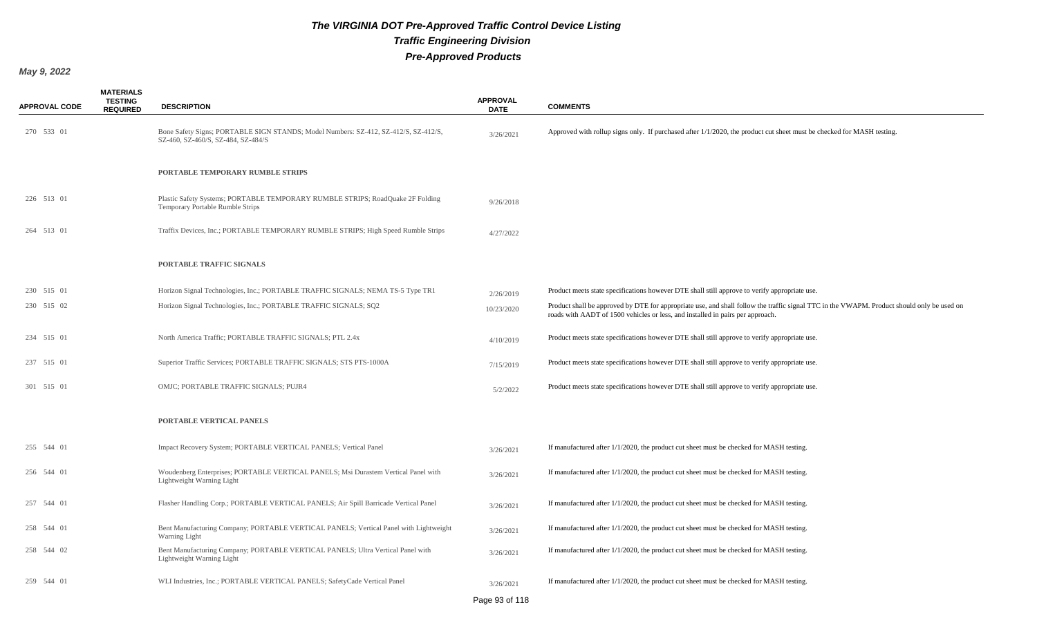# The VIRGINIA DOT Pre-Approved Traffic Control Device Listing

## Traffic Engineering Division

## Pre-Approved Products

*May 9, 2022*

| APPROVAL CODE | MATERIALS TESTING REQUIRED | DESCRIPTION | APPROVAL DATE | COMMENTS |
|---|---|---|---|---|
| 270 533 01 | | Bone Safety Signs; PORTABLE SIGN STANDS; Model Numbers: SZ-412, SZ-412/S, SZ-412/S, SZ-460, SZ-460/S, SZ-484, SZ-484/S | 3/26/2021 | Approved with rollup signs only. If purchased after 1/1/2020, the product cut sheet must be checked for MASH testing. |
| | | **PORTABLE TEMPORARY RUMBLE STRIPS** | | |
| 226 513 01 | | Plastic Safety Systems; PORTABLE TEMPORARY RUMBLE STRIPS; RoadQuake 2F Folding Temporary Portable Rumble Strips | 9/26/2018 | |
| 264 513 01 | | Traffix Devices, Inc.; PORTABLE TEMPORARY RUMBLE STRIPS; High Speed Rumble Strips | 4/27/2022 | |
| | | **PORTABLE TRAFFIC SIGNALS** | | |
| 230 515 01 | | Horizon Signal Technologies, Inc.; PORTABLE TRAFFIC SIGNALS; NEMA TS-5 Type TR1 | 2/26/2019 | Product meets state specifications however DTE shall still approve to verify appropriate use. |
| 230 515 02 | | Horizon Signal Technologies, Inc.; PORTABLE TRAFFIC SIGNALS; SQ2 | 10/23/2020 | Product shall be approved by DTE for appropriate use, and shall follow the traffic signal TTC in the VWAPM. Product should only be used on roads with AADT of 1500 vehicles or less, and installed in pairs per approach. |
| 234 515 01 | | North America Traffic; PORTABLE TRAFFIC SIGNALS; PTL 2.4x | 4/10/2019 | Product meets state specifications however DTE shall still approve to verify appropriate use. |
| 237 515 01 | | Superior Traffic Services; PORTABLE TRAFFIC SIGNALS; STS PTS-1000A | 7/15/2019 | Product meets state specifications however DTE shall still approve to verify appropriate use. |
| 301 515 01 | | OMJC; PORTABLE TRAFFIC SIGNALS; PUJR4 | 5/2/2022 | Product meets state specifications however DTE shall still approve to verify appropriate use. |
| | | **PORTABLE VERTICAL PANELS** | | |
| 255 544 01 | | Impact Recovery System; PORTABLE VERTICAL PANELS; Vertical Panel | 3/26/2021 | If manufactured after 1/1/2020, the product cut sheet must be checked for MASH testing. |
| 256 544 01 | | Woudenberg Enterprises; PORTABLE VERTICAL PANELS; Msi Durastem Vertical Panel with Lightweight Warning Light | 3/26/2021 | If manufactured after 1/1/2020, the product cut sheet must be checked for MASH testing. |
| 257 544 01 | | Flasher Handling Corp.; PORTABLE VERTICAL PANELS; Air Spill Barricade Vertical Panel | 3/26/2021 | If manufactured after 1/1/2020, the product cut sheet must be checked for MASH testing. |
| 258 544 01 | | Bent Manufacturing Company; PORTABLE VERTICAL PANELS; Vertical Panel with Lightweight Warning Light | 3/26/2021 | If manufactured after 1/1/2020, the product cut sheet must be checked for MASH testing. |
| 258 544 02 | | Bent Manufacturing Company; PORTABLE VERTICAL PANELS; Ultra Vertical Panel with Lightweight Warning Light | 3/26/2021 | If manufactured after 1/1/2020, the product cut sheet must be checked for MASH testing. |
| 259 544 01 | | WLI Industries, Inc.; PORTABLE VERTICAL PANELS; SafetyCade Vertical Panel | 3/26/2021 | If manufactured after 1/1/2020, the product cut sheet must be checked for MASH testing. |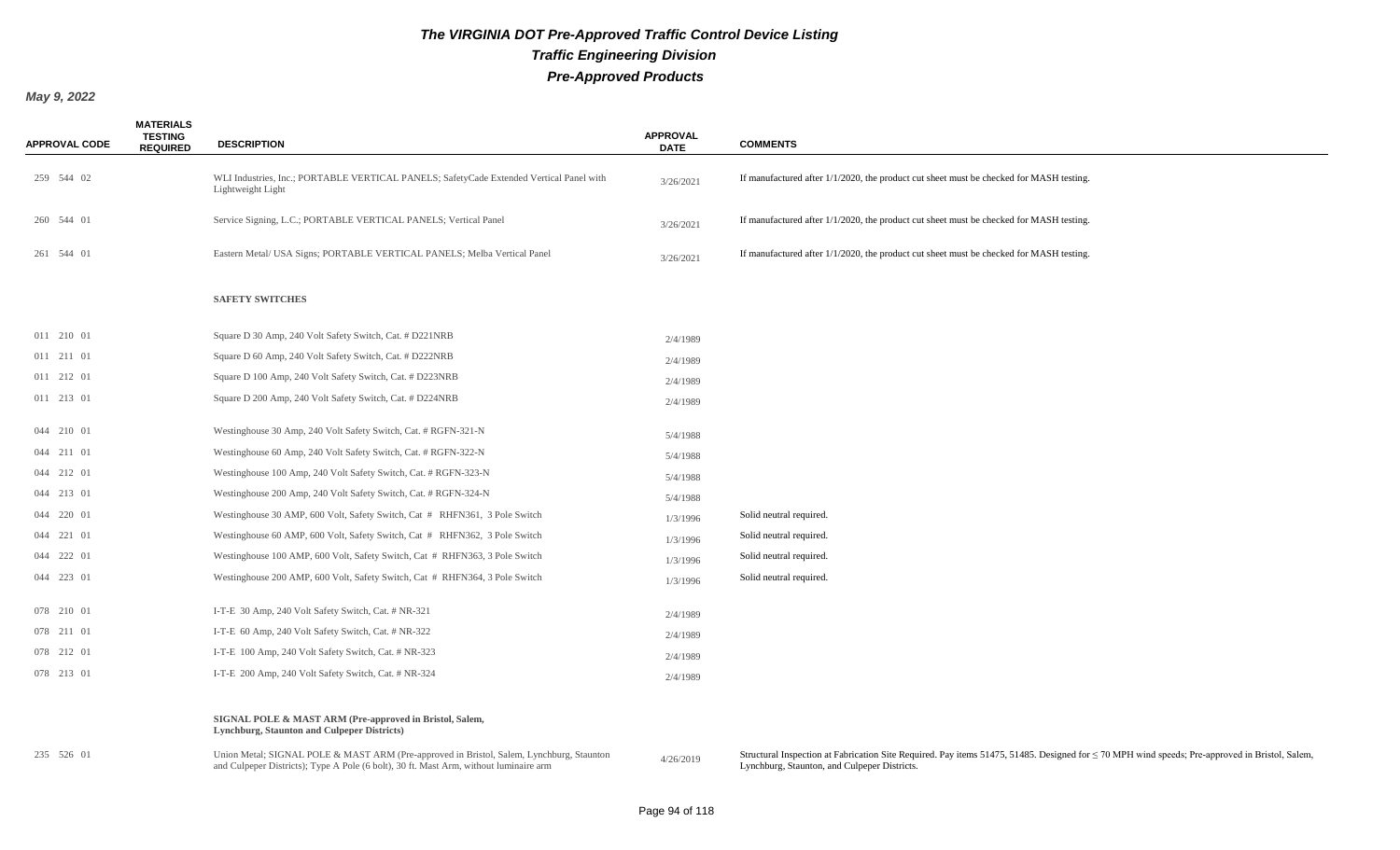# The VIRGINIA DOT Pre-Approved Traffic Control Device Listing

## Traffic Engineering Division

## Pre-Approved Products

**May 9, 2022**

| APPROVAL CODE | MATERIALS TESTING REQUIRED | DESCRIPTION | APPROVAL DATE | COMMENTS |
|---|---|---|---|---|
| 259 544 02 | | WLI Industries, Inc.; PORTABLE VERTICAL PANELS; SafetyCade Extended Vertical Panel with Lightweight Light | 3/26/2021 | If manufactured after 1/1/2020, the product cut sheet must be checked for MASH testing. |
| 260 544 01 | | Service Signing, L.C.; PORTABLE VERTICAL PANELS; Vertical Panel | 3/26/2021 | If manufactured after 1/1/2020, the product cut sheet must be checked for MASH testing. |
| 261 544 01 | | Eastern Metal/ USA Signs; PORTABLE VERTICAL PANELS; Melba Vertical Panel | 3/26/2021 | If manufactured after 1/1/2020, the product cut sheet must be checked for MASH testing. |
| | | **SAFETY SWITCHES** | | |
| 011 210 01 | | Square D 30 Amp, 240 Volt Safety Switch, Cat. # D221NRB | 2/4/1989 | |
| 011 211 01 | | Square D 60 Amp, 240 Volt Safety Switch, Cat. # D222NRB | 2/4/1989 | |
| 011 212 01 | | Square D 100 Amp, 240 Volt Safety Switch, Cat. # D223NRB | 2/4/1989 | |
| 011 213 01 | | Square D 200 Amp, 240 Volt Safety Switch, Cat. # D224NRB | 2/4/1989 | |
| 044 210 01 | | Westinghouse 30 Amp, 240 Volt Safety Switch, Cat. # RGFN-321-N | 5/4/1988 | |
| 044 211 01 | | Westinghouse 60 Amp, 240 Volt Safety Switch, Cat. # RGFN-322-N | 5/4/1988 | |
| 044 212 01 | | Westinghouse 100 Amp, 240 Volt Safety Switch, Cat. # RGFN-323-N | 5/4/1988 | |
| 044 213 01 | | Westinghouse 200 Amp, 240 Volt Safety Switch, Cat. # RGFN-324-N | 5/4/1988 | |
| 044 220 01 | | Westinghouse 30 AMP, 600 Volt, Safety Switch, Cat # RHFN361, 3 Pole Switch | 1/3/1996 | Solid neutral required. |
| 044 221 01 | | Westinghouse 60 AMP, 600 Volt, Safety Switch, Cat # RHFN362, 3 Pole Switch | 1/3/1996 | Solid neutral required. |
| 044 222 01 | | Westinghouse 100 AMP, 600 Volt, Safety Switch, Cat # RHFN363, 3 Pole Switch | 1/3/1996 | Solid neutral required. |
| 044 223 01 | | Westinghouse 200 AMP, 600 Volt, Safety Switch, Cat # RHFN364, 3 Pole Switch | 1/3/1996 | Solid neutral required. |
| 078 210 01 | | I-T-E 30 Amp, 240 Volt Safety Switch, Cat. # NR-321 | 2/4/1989 | |
| 078 211 01 | | I-T-E 60 Amp, 240 Volt Safety Switch, Cat. # NR-322 | 2/4/1989 | |
| 078 212 01 | | I-T-E 100 Amp, 240 Volt Safety Switch, Cat. # NR-323 | 2/4/1989 | |
| 078 213 01 | | I-T-E 200 Amp, 240 Volt Safety Switch, Cat. # NR-324 | 2/4/1989 | |
| | | **SIGNAL POLE & MAST ARM (Pre-approved in Bristol, Salem, Lynchburg, Staunton and Culpeper Districts)** | | |
| 235 526 01 | | Union Metal; SIGNAL POLE & MAST ARM (Pre-approved in Bristol, Salem, Lynchburg, Staunton and Culpeper Districts); Type A Pole (6 bolt), 30 ft. Mast Arm, without luminaire arm | 4/26/2019 | Structural Inspection at Fabrication Site Required. Pay items 51475, 51485. Designed for ≤ 70 MPH wind speeds; Pre-approved in Bristol, Salem, Lynchburg, Staunton, and Culpeper Districts. |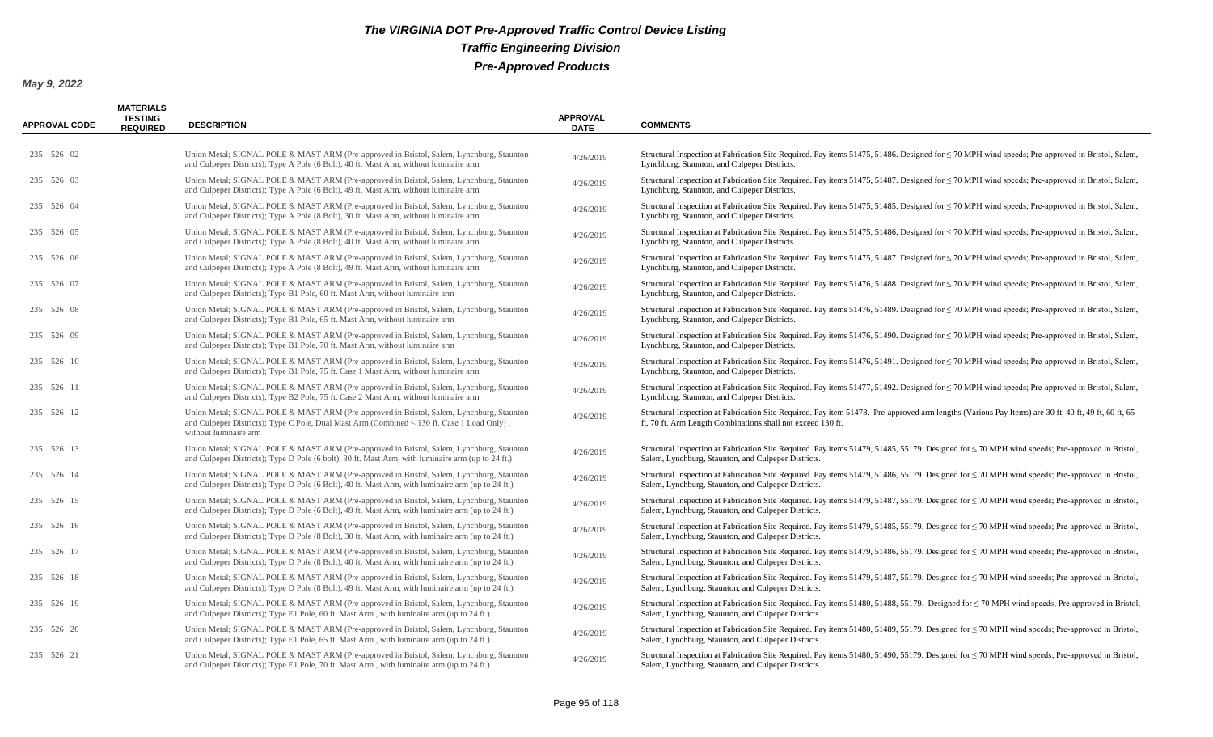# The VIRGINIA DOT Pre-Approved Traffic Control Device Listing

## Traffic Engineering Division

## Pre-Approved Products

**May 9, 2022**

| APPROVAL CODE | MATERIALS TESTING REQUIRED | DESCRIPTION | APPROVAL DATE | COMMENTS |
|---|---|---|---|---|
| 235 526 02 | | Union Metal; SIGNAL POLE & MAST ARM (Pre-approved in Bristol, Salem, Lynchburg, Staunton and Culpeper Districts); Type A Pole (6 Bolt), 40 ft. Mast Arm, without luminaire arm | 4/26/2019 | Structural Inspection at Fabrication Site Required. Pay items 51475, 51486. Designed for ≤ 70 MPH wind speeds; Pre-approved in Bristol, Salem, Lynchburg, Staunton, and Culpeper Districts. |
| 235 526 03 | | Union Metal; SIGNAL POLE & MAST ARM (Pre-approved in Bristol, Salem, Lynchburg, Staunton and Culpeper Districts); Type A Pole (6 Bolt), 49 ft. Mast Arm, without luminaire arm | 4/26/2019 | Structural Inspection at Fabrication Site Required. Pay items 51475, 51487. Designed for ≤ 70 MPH wind speeds; Pre-approved in Bristol, Salem, Lynchburg, Staunton, and Culpeper Districts. |
| 235 526 04 | | Union Metal; SIGNAL POLE & MAST ARM (Pre-approved in Bristol, Salem, Lynchburg, Staunton and Culpeper Districts); Type A Pole (8 Bolt), 30 ft. Mast Arm, without luminaire arm | 4/26/2019 | Structural Inspection at Fabrication Site Required. Pay items 51475, 51485. Designed for ≤ 70 MPH wind speeds; Pre-approved in Bristol, Salem, Lynchburg, Staunton, and Culpeper Districts. |
| 235 526 05 | | Union Metal; SIGNAL POLE & MAST ARM (Pre-approved in Bristol, Salem, Lynchburg, Staunton and Culpeper Districts); Type A Pole (8 Bolt), 40 ft. Mast Arm, without luminaire arm | 4/26/2019 | Structural Inspection at Fabrication Site Required. Pay items 51475, 51486. Designed for ≤ 70 MPH wind speeds; Pre-approved in Bristol, Salem, Lynchburg, Staunton, and Culpeper Districts. |
| 235 526 06 | | Union Metal; SIGNAL POLE & MAST ARM (Pre-approved in Bristol, Salem, Lynchburg, Staunton and Culpeper Districts); Type A Pole (8 Bolt), 49 ft. Mast Arm, without luminaire arm | 4/26/2019 | Structural Inspection at Fabrication Site Required. Pay items 51475, 51487. Designed for ≤ 70 MPH wind speeds; Pre-approved in Bristol, Salem, Lynchburg, Staunton, and Culpeper Districts. |
| 235 526 07 | | Union Metal; SIGNAL POLE & MAST ARM (Pre-approved in Bristol, Salem, Lynchburg, Staunton and Culpeper Districts); Type B1 Pole, 60 ft. Mast Arm, without luminaire arm | 4/26/2019 | Structural Inspection at Fabrication Site Required. Pay items 51476, 51488. Designed for ≤ 70 MPH wind speeds; Pre-approved in Bristol, Salem, Lynchburg, Staunton, and Culpeper Districts. |
| 235 526 08 | | Union Metal; SIGNAL POLE & MAST ARM (Pre-approved in Bristol, Salem, Lynchburg, Staunton and Culpeper Districts); Type B1 Pole, 65 ft. Mast Arm, without luminaire arm | 4/26/2019 | Structural Inspection at Fabrication Site Required. Pay items 51476, 51489. Designed for ≤ 70 MPH wind speeds; Pre-approved in Bristol, Salem, Lynchburg, Staunton, and Culpeper Districts. |
| 235 526 09 | | Union Metal; SIGNAL POLE & MAST ARM (Pre-approved in Bristol, Salem, Lynchburg, Staunton and Culpeper Districts); Type B1 Pole, 70 ft. Mast Arm, without luminaire arm | 4/26/2019 | Structural Inspection at Fabrication Site Required. Pay items 51476, 51490. Designed for ≤ 70 MPH wind speeds; Pre-approved in Bristol, Salem, Lynchburg, Staunton, and Culpeper Districts. |
| 235 526 10 | | Union Metal; SIGNAL POLE & MAST ARM (Pre-approved in Bristol, Salem, Lynchburg, Staunton and Culpeper Districts); Type B1 Pole, 75 ft. Case 1 Mast Arm, without luminaire arm | 4/26/2019 | Structural Inspection at Fabrication Site Required. Pay items 51476, 51491. Designed for ≤ 70 MPH wind speeds; Pre-approved in Bristol, Salem, Lynchburg, Staunton, and Culpeper Districts. |
| 235 526 11 | | Union Metal; SIGNAL POLE & MAST ARM (Pre-approved in Bristol, Salem, Lynchburg, Staunton and Culpeper Districts); Type B2 Pole, 75 ft. Case 2 Mast Arm, without luminaire arm | 4/26/2019 | Structural Inspection at Fabrication Site Required. Pay items 51477, 51492. Designed for ≤ 70 MPH wind speeds; Pre-approved in Bristol, Salem, Lynchburg, Staunton, and Culpeper Districts. |
| 235 526 12 | | Union Metal; SIGNAL POLE & MAST ARM (Pre-approved in Bristol, Salem, Lynchburg, Staunton and Culpeper Districts); Type C Pole, Dual Mast Arm (Combined ≤ 130 ft. Case 1 Load Only), without luminaire arm | 4/26/2019 | Structural Inspection at Fabrication Site Required. Pay item 51478. Pre-approved arm lengths (Various Pay Items) are 30 ft, 40 ft, 49 ft, 60 ft, 65 ft, 70 ft. Arm Length Combinations shall not exceed 130 ft. |
| 235 526 13 | | Union Metal; SIGNAL POLE & MAST ARM (Pre-approved in Bristol, Salem, Lynchburg, Staunton and Culpeper Districts); Type D Pole (6 bolt), 30 ft. Mast Arm, with luminaire arm (up to 24 ft.) | 4/26/2019 | Structural Inspection at Fabrication Site Required. Pay items 51479, 51485, 55179. Designed for ≤ 70 MPH wind speeds; Pre-approved in Bristol, Salem, Lynchburg, Staunton, and Culpeper Districts. |
| 235 526 14 | | Union Metal; SIGNAL POLE & MAST ARM (Pre-approved in Bristol, Salem, Lynchburg, Staunton and Culpeper Districts); Type D Pole (6 Bolt), 40 ft. Mast Arm, with luminaire arm (up to 24 ft.) | 4/26/2019 | Structural Inspection at Fabrication Site Required. Pay items 51479, 51486, 55179. Designed for ≤ 70 MPH wind speeds; Pre-approved in Bristol, Salem, Lynchburg, Staunton, and Culpeper Districts. |
| 235 526 15 | | Union Metal; SIGNAL POLE & MAST ARM (Pre-approved in Bristol, Salem, Lynchburg, Staunton and Culpeper Districts); Type D Pole (6 Bolt), 49 ft. Mast Arm, with luminaire arm (up to 24 ft.) | 4/26/2019 | Structural Inspection at Fabrication Site Required. Pay items 51479, 51487, 55179. Designed for ≤ 70 MPH wind speeds; Pre-approved in Bristol, Salem, Lynchburg, Staunton, and Culpeper Districts. |
| 235 526 16 | | Union Metal; SIGNAL POLE & MAST ARM (Pre-approved in Bristol, Salem, Lynchburg, Staunton and Culpeper Districts); Type D Pole (8 Bolt), 30 ft. Mast Arm, with luminaire arm (up to 24 ft.) | 4/26/2019 | Structural Inspection at Fabrication Site Required. Pay items 51479, 51485, 55179. Designed for ≤ 70 MPH wind speeds; Pre-approved in Bristol, Salem, Lynchburg, Staunton, and Culpeper Districts. |
| 235 526 17 | | Union Metal; SIGNAL POLE & MAST ARM (Pre-approved in Bristol, Salem, Lynchburg, Staunton and Culpeper Districts); Type D Pole (8 Bolt), 40 ft. Mast Arm, with luminaire arm (up to 24 ft.) | 4/26/2019 | Structural Inspection at Fabrication Site Required. Pay items 51479, 51486, 55179. Designed for ≤ 70 MPH wind speeds; Pre-approved in Bristol, Salem, Lynchburg, Staunton, and Culpeper Districts. |
| 235 526 18 | | Union Metal; SIGNAL POLE & MAST ARM (Pre-approved in Bristol, Salem, Lynchburg, Staunton and Culpeper Districts); Type D Pole (8 Bolt), 49 ft. Mast Arm, with luminaire arm (up to 24 ft.) | 4/26/2019 | Structural Inspection at Fabrication Site Required. Pay items 51479, 51487, 55179. Designed for ≤ 70 MPH wind speeds; Pre-approved in Bristol, Salem, Lynchburg, Staunton, and Culpeper Districts. |
| 235 526 19 | | Union Metal; SIGNAL POLE & MAST ARM (Pre-approved in Bristol, Salem, Lynchburg, Staunton and Culpeper Districts); Type E1 Pole, 60 ft. Mast Arm , with luminaire arm (up to 24 ft.) | 4/26/2019 | Structural Inspection at Fabrication Site Required. Pay items 51480, 51488, 55179. Designed for ≤ 70 MPH wind speeds; Pre-approved in Bristol, Salem, Lynchburg, Staunton, and Culpeper Districts. |
| 235 526 20 | | Union Metal; SIGNAL POLE & MAST ARM (Pre-approved in Bristol, Salem, Lynchburg, Staunton and Culpeper Districts); Type E1 Pole, 65 ft. Mast Arm , with luminaire arm (up to 24 ft.) | 4/26/2019 | Structural Inspection at Fabrication Site Required. Pay items 51480, 51489, 55179. Designed for ≤ 70 MPH wind speeds; Pre-approved in Bristol, Salem, Lynchburg, Staunton, and Culpeper Districts. |
| 235 526 21 | | Union Metal; SIGNAL POLE & MAST ARM (Pre-approved in Bristol, Salem, Lynchburg, Staunton and Culpeper Districts); Type E1 Pole, 70 ft. Mast Arm , with luminaire arm (up to 24 ft.) | 4/26/2019 | Structural Inspection at Fabrication Site Required. Pay items 51480, 51490, 55179. Designed for ≤ 70 MPH wind speeds; Pre-approved in Bristol, Salem, Lynchburg, Staunton, and Culpeper Districts. |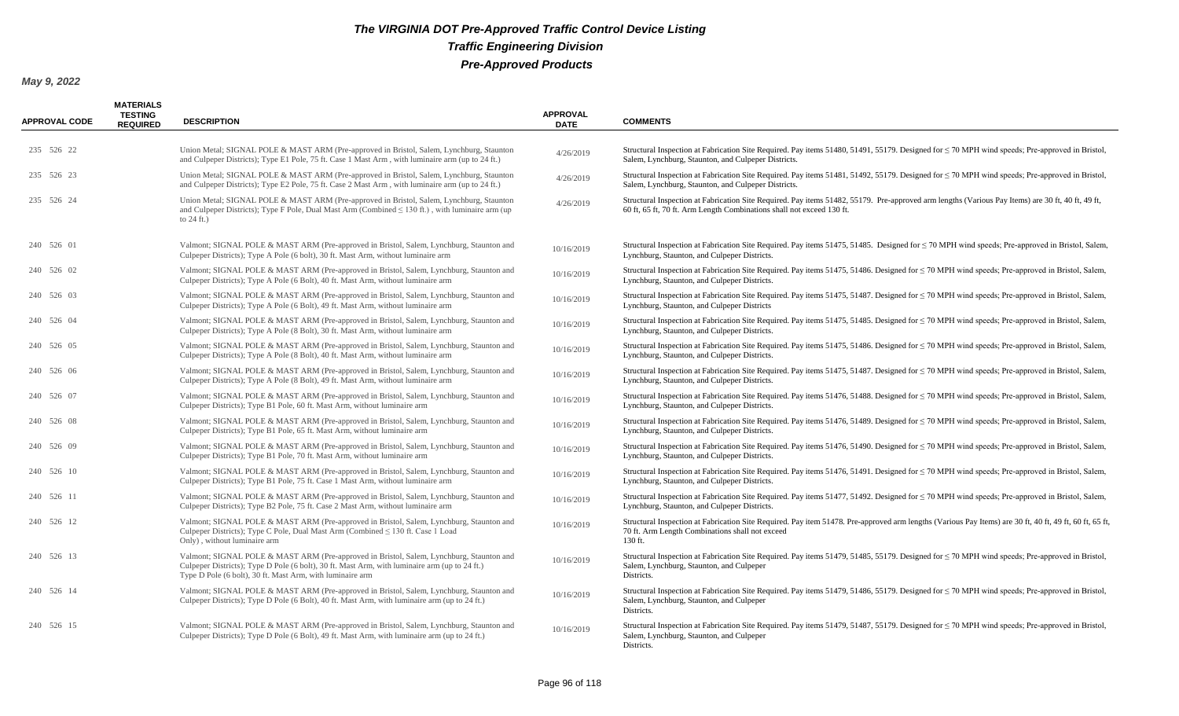# The VIRGINIA DOT Pre-Approved Traffic Control Device Listing

## Traffic Engineering Division

## Pre-Approved Products

**May 9, 2022**

| APPROVAL CODE | MATERIALS TESTING REQUIRED | DESCRIPTION | APPROVAL DATE | COMMENTS |
|---|---|---|---|---|
| 235 526 22 | | Union Metal; SIGNAL POLE & MAST ARM (Pre-approved in Bristol, Salem, Lynchburg, Staunton and Culpeper Districts); Type E1 Pole, 75 ft. Case 1 Mast Arm , with luminaire arm (up to 24 ft.) | 4/26/2019 | Structural Inspection at Fabrication Site Required. Pay items 51480, 51491, 55179. Designed for ≤ 70 MPH wind speeds; Pre-approved in Bristol, Salem, Lynchburg, Staunton, and Culpeper Districts. |
| 235 526 23 | | Union Metal; SIGNAL POLE & MAST ARM (Pre-approved in Bristol, Salem, Lynchburg, Staunton and Culpeper Districts); Type E2 Pole, 75 ft. Case 2 Mast Arm , with luminaire arm (up to 24 ft.) | 4/26/2019 | Structural Inspection at Fabrication Site Required. Pay items 51481, 51492, 55179. Designed for ≤ 70 MPH wind speeds; Pre-approved in Bristol, Salem, Lynchburg, Staunton, and Culpeper Districts. |
| 235 526 24 | | Union Metal; SIGNAL POLE & MAST ARM (Pre-approved in Bristol, Salem, Lynchburg, Staunton and Culpeper Districts); Type F Pole, Dual Mast Arm (Combined ≤ 130 ft.) , with luminaire arm (up to 24 ft.) | 4/26/2019 | Structural Inspection at Fabrication Site Required. Pay items 51482, 55179. Pre-approved arm lengths (Various Pay Items) are 30 ft, 40 ft, 49 ft, 60 ft, 65 ft, 70 ft. Arm Length Combinations shall not exceed 130 ft. |
| 240 526 01 | | Valmont; SIGNAL POLE & MAST ARM (Pre-approved in Bristol, Salem, Lynchburg, Staunton and Culpeper Districts); Type A Pole (6 bolt), 30 ft. Mast Arm, without luminaire arm | 10/16/2019 | Structural Inspection at Fabrication Site Required. Pay items 51475, 51485. Designed for ≤ 70 MPH wind speeds; Pre-approved in Bristol, Salem, Lynchburg, Staunton, and Culpeper Districts. |
| 240 526 02 | | Valmont; SIGNAL POLE & MAST ARM (Pre-approved in Bristol, Salem, Lynchburg, Staunton and Culpeper Districts); Type A Pole (6 Bolt), 40 ft. Mast Arm, without luminaire arm | 10/16/2019 | Structural Inspection at Fabrication Site Required. Pay items 51475, 51486. Designed for ≤ 70 MPH wind speeds; Pre-approved in Bristol, Salem, Lynchburg, Staunton, and Culpeper Districts. |
| 240 526 03 | | Valmont; SIGNAL POLE & MAST ARM (Pre-approved in Bristol, Salem, Lynchburg, Staunton and Culpeper Districts); Type A Pole (6 Bolt), 49 ft. Mast Arm, without luminaire arm | 10/16/2019 | Structural Inspection at Fabrication Site Required. Pay items 51475, 51487. Designed for ≤ 70 MPH wind speeds; Pre-approved in Bristol, Salem, Lynchburg, Staunton, and Culpeper Districts |
| 240 526 04 | | Valmont; SIGNAL POLE & MAST ARM (Pre-approved in Bristol, Salem, Lynchburg, Staunton and Culpeper Districts); Type A Pole (8 Bolt), 30 ft. Mast Arm, without luminaire arm | 10/16/2019 | Structural Inspection at Fabrication Site Required. Pay items 51475, 51485. Designed for ≤ 70 MPH wind speeds; Pre-approved in Bristol, Salem, Lynchburg, Staunton, and Culpeper Districts. |
| 240 526 05 | | Valmont; SIGNAL POLE & MAST ARM (Pre-approved in Bristol, Salem, Lynchburg, Staunton and Culpeper Districts); Type A Pole (8 Bolt), 40 ft. Mast Arm, without luminaire arm | 10/16/2019 | Structural Inspection at Fabrication Site Required. Pay items 51475, 51486. Designed for ≤ 70 MPH wind speeds; Pre-approved in Bristol, Salem, Lynchburg, Staunton, and Culpeper Districts. |
| 240 526 06 | | Valmont; SIGNAL POLE & MAST ARM (Pre-approved in Bristol, Salem, Lynchburg, Staunton and Culpeper Districts); Type A Pole (8 Bolt), 49 ft. Mast Arm, without luminaire arm | 10/16/2019 | Structural Inspection at Fabrication Site Required. Pay items 51475, 51487. Designed for ≤ 70 MPH wind speeds; Pre-approved in Bristol, Salem, Lynchburg, Staunton, and Culpeper Districts. |
| 240 526 07 | | Valmont; SIGNAL POLE & MAST ARM (Pre-approved in Bristol, Salem, Lynchburg, Staunton and Culpeper Districts); Type B1 Pole, 60 ft. Mast Arm, without luminaire arm | 10/16/2019 | Structural Inspection at Fabrication Site Required. Pay items 51476, 51488. Designed for ≤ 70 MPH wind speeds; Pre-approved in Bristol, Salem, Lynchburg, Staunton, and Culpeper Districts. |
| 240 526 08 | | Valmont; SIGNAL POLE & MAST ARM (Pre-approved in Bristol, Salem, Lynchburg, Staunton and Culpeper Districts); Type B1 Pole, 65 ft. Mast Arm, without luminaire arm | 10/16/2019 | Structural Inspection at Fabrication Site Required. Pay items 51476, 51489. Designed for ≤ 70 MPH wind speeds; Pre-approved in Bristol, Salem, Lynchburg, Staunton, and Culpeper Districts. |
| 240 526 09 | | Valmont; SIGNAL POLE & MAST ARM (Pre-approved in Bristol, Salem, Lynchburg, Staunton and Culpeper Districts); Type B1 Pole, 70 ft. Mast Arm, without luminaire arm | 10/16/2019 | Structural Inspection at Fabrication Site Required. Pay items 51476, 51490. Designed for ≤ 70 MPH wind speeds; Pre-approved in Bristol, Salem, Lynchburg, Staunton, and Culpeper Districts. |
| 240 526 10 | | Valmont; SIGNAL POLE & MAST ARM (Pre-approved in Bristol, Salem, Lynchburg, Staunton and Culpeper Districts); Type B1 Pole, 75 ft. Case 1 Mast Arm, without luminaire arm | 10/16/2019 | Structural Inspection at Fabrication Site Required. Pay items 51476, 51491. Designed for ≤ 70 MPH wind speeds; Pre-approved in Bristol, Salem, Lynchburg, Staunton, and Culpeper Districts. |
| 240 526 11 | | Valmont; SIGNAL POLE & MAST ARM (Pre-approved in Bristol, Salem, Lynchburg, Staunton and Culpeper Districts); Type B2 Pole, 75 ft. Case 2 Mast Arm, without luminaire arm | 10/16/2019 | Structural Inspection at Fabrication Site Required. Pay items 51477, 51492. Designed for ≤ 70 MPH wind speeds; Pre-approved in Bristol, Salem, Lynchburg, Staunton, and Culpeper Districts. |
| 240 526 12 | | Valmont; SIGNAL POLE & MAST ARM (Pre-approved in Bristol, Salem, Lynchburg, Staunton and Culpeper Districts); Type C Pole, Dual Mast Arm (Combined ≤ 130 ft. Case 1 Load Only) , without luminaire arm | 10/16/2019 | Structural Inspection at Fabrication Site Required. Pay item 51478. Pre-approved arm lengths (Various Pay Items) are 30 ft, 40 ft, 49 ft, 60 ft, 65 ft, 70 ft. Arm Length Combinations shall not exceed 130 ft. |
| 240 526 13 | | Valmont; SIGNAL POLE & MAST ARM (Pre-approved in Bristol, Salem, Lynchburg, Staunton and Culpeper Districts); Type D Pole (6 bolt), 30 ft. Mast Arm, with luminaire arm (up to 24 ft.) Type D Pole (6 bolt), 30 ft. Mast Arm, with luminaire arm | 10/16/2019 | Structural Inspection at Fabrication Site Required. Pay items 51479, 51485, 55179. Designed for ≤ 70 MPH wind speeds; Pre-approved in Bristol, Salem, Lynchburg, Staunton, and Culpeper Districts. |
| 240 526 14 | | Valmont; SIGNAL POLE & MAST ARM (Pre-approved in Bristol, Salem, Lynchburg, Staunton and Culpeper Districts); Type D Pole (6 Bolt), 40 ft. Mast Arm, with luminaire arm (up to 24 ft.) | 10/16/2019 | Structural Inspection at Fabrication Site Required. Pay items 51479, 51486, 55179. Designed for ≤ 70 MPH wind speeds; Pre-approved in Bristol, Salem, Lynchburg, Staunton, and Culpeper Districts. |
| 240 526 15 | | Valmont; SIGNAL POLE & MAST ARM (Pre-approved in Bristol, Salem, Lynchburg, Staunton and Culpeper Districts); Type D Pole (6 Bolt), 49 ft. Mast Arm, with luminaire arm (up to 24 ft.) | 10/16/2019 | Structural Inspection at Fabrication Site Required. Pay items 51479, 51487, 55179. Designed for ≤ 70 MPH wind speeds; Pre-approved in Bristol, Salem, Lynchburg, Staunton, and Culpeper Districts. |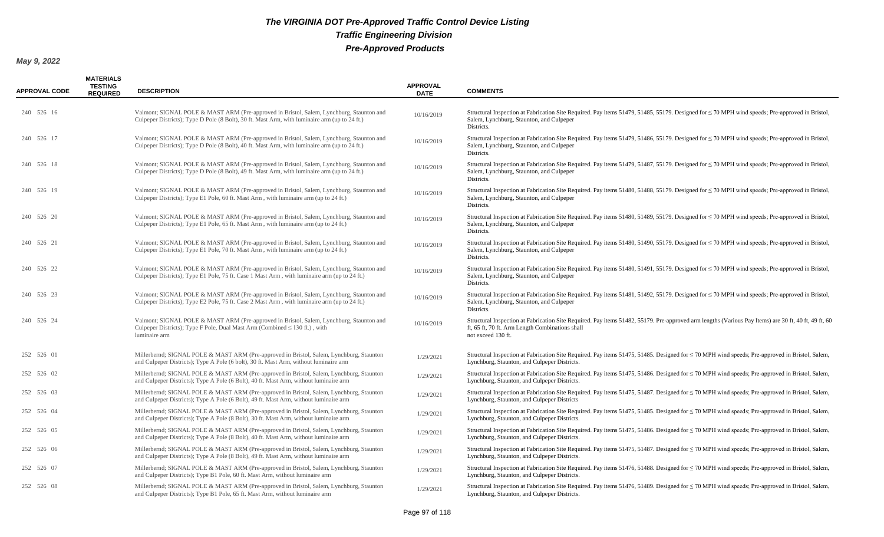# The VIRGINIA DOT Pre-Approved Traffic Control Device Listing

## Traffic Engineering Division

## Pre-Approved Products

**May 9, 2022**

| APPROVAL CODE | MATERIALS TESTING REQUIRED | DESCRIPTION | APPROVAL DATE | COMMENTS |
|---|---|---|---|---|
| 240 526 16 | | Valmont; SIGNAL POLE & MAST ARM (Pre-approved in Bristol, Salem, Lynchburg, Staunton and Culpeper Districts); Type D Pole (8 Bolt), 30 ft. Mast Arm, with luminaire arm (up to 24 ft.) | 10/16/2019 | Structural Inspection at Fabrication Site Required. Pay items 51479, 51485, 55179. Designed for ≤ 70 MPH wind speeds; Pre-approved in Bristol, Salem, Lynchburg, Staunton, and Culpeper Districts. |
| 240 526 17 | | Valmont; SIGNAL POLE & MAST ARM (Pre-approved in Bristol, Salem, Lynchburg, Staunton and Culpeper Districts); Type D Pole (8 Bolt), 40 ft. Mast Arm, with luminaire arm (up to 24 ft.) | 10/16/2019 | Structural Inspection at Fabrication Site Required. Pay items 51479, 51486, 55179. Designed for ≤ 70 MPH wind speeds; Pre-approved in Bristol, Salem, Lynchburg, Staunton, and Culpeper Districts. |
| 240 526 18 | | Valmont; SIGNAL POLE & MAST ARM (Pre-approved in Bristol, Salem, Lynchburg, Staunton and Culpeper Districts); Type D Pole (8 Bolt), 49 ft. Mast Arm, with luminaire arm (up to 24 ft.) | 10/16/2019 | Structural Inspection at Fabrication Site Required. Pay items 51479, 51487, 55179. Designed for ≤ 70 MPH wind speeds; Pre-approved in Bristol, Salem, Lynchburg, Staunton, and Culpeper Districts. |
| 240 526 19 | | Valmont; SIGNAL POLE & MAST ARM (Pre-approved in Bristol, Salem, Lynchburg, Staunton and Culpeper Districts); Type E1 Pole, 60 ft. Mast Arm , with luminaire arm (up to 24 ft.) | 10/16/2019 | Structural Inspection at Fabrication Site Required. Pay items 51480, 51488, 55179. Designed for ≤ 70 MPH wind speeds; Pre-approved in Bristol, Salem, Lynchburg, Staunton, and Culpeper Districts. |
| 240 526 20 | | Valmont; SIGNAL POLE & MAST ARM (Pre-approved in Bristol, Salem, Lynchburg, Staunton and Culpeper Districts); Type E1 Pole, 65 ft. Mast Arm , with luminaire arm (up to 24 ft.) | 10/16/2019 | Structural Inspection at Fabrication Site Required. Pay items 51480, 51489, 55179. Designed for ≤ 70 MPH wind speeds; Pre-approved in Bristol, Salem, Lynchburg, Staunton, and Culpeper Districts. |
| 240 526 21 | | Valmont; SIGNAL POLE & MAST ARM (Pre-approved in Bristol, Salem, Lynchburg, Staunton and Culpeper Districts); Type E1 Pole, 70 ft. Mast Arm , with luminaire arm (up to 24 ft.) | 10/16/2019 | Structural Inspection at Fabrication Site Required. Pay items 51480, 51490, 55179. Designed for ≤ 70 MPH wind speeds; Pre-approved in Bristol, Salem, Lynchburg, Staunton, and Culpeper Districts. |
| 240 526 22 | | Valmont; SIGNAL POLE & MAST ARM (Pre-approved in Bristol, Salem, Lynchburg, Staunton and Culpeper Districts); Type E1 Pole, 75 ft. Case 1 Mast Arm , with luminaire arm (up to 24 ft.) | 10/16/2019 | Structural Inspection at Fabrication Site Required. Pay items 51480, 51491, 55179. Designed for ≤ 70 MPH wind speeds; Pre-approved in Bristol, Salem, Lynchburg, Staunton, and Culpeper Districts. |
| 240 526 23 | | Valmont; SIGNAL POLE & MAST ARM (Pre-approved in Bristol, Salem, Lynchburg, Staunton and Culpeper Districts); Type E2 Pole, 75 ft. Case 2 Mast Arm , with luminaire arm (up to 24 ft.) | 10/16/2019 | Structural Inspection at Fabrication Site Required. Pay items 51481, 51492, 55179. Designed for ≤ 70 MPH wind speeds; Pre-approved in Bristol, Salem, Lynchburg, Staunton, and Culpeper Districts. |
| 240 526 24 | | Valmont; SIGNAL POLE & MAST ARM (Pre-approved in Bristol, Salem, Lynchburg, Staunton and Culpeper Districts); Type F Pole, Dual Mast Arm (Combined ≤ 130 ft.) , with luminaire arm | 10/16/2019 | Structural Inspection at Fabrication Site Required. Pay items 51482, 55179. Pre-approved arm lengths (Various Pay Items) are 30 ft, 40 ft, 49 ft, 60 ft, 65 ft, 70 ft. Arm Length Combinations shall not exceed 130 ft. |
| 252 526 01 | | Millerbernd; SIGNAL POLE & MAST ARM (Pre-approved in Bristol, Salem, Lynchburg, Staunton and Culpeper Districts); Type A Pole (6 bolt), 30 ft. Mast Arm, without luminaire arm | 1/29/2021 | Structural Inspection at Fabrication Site Required. Pay items 51475, 51485. Designed for ≤ 70 MPH wind speeds; Pre-approved in Bristol, Salem, Lynchburg, Staunton, and Culpeper Districts. |
| 252 526 02 | | Millerbernd; SIGNAL POLE & MAST ARM (Pre-approved in Bristol, Salem, Lynchburg, Staunton and Culpeper Districts); Type A Pole (6 Bolt), 40 ft. Mast Arm, without luminaire arm | 1/29/2021 | Structural Inspection at Fabrication Site Required. Pay items 51475, 51486. Designed for ≤ 70 MPH wind speeds; Pre-approved in Bristol, Salem, Lynchburg, Staunton, and Culpeper Districts. |
| 252 526 03 | | Millerbernd; SIGNAL POLE & MAST ARM (Pre-approved in Bristol, Salem, Lynchburg, Staunton and Culpeper Districts); Type A Pole (6 Bolt), 49 ft. Mast Arm, without luminaire arm | 1/29/2021 | Structural Inspection at Fabrication Site Required. Pay items 51475, 51487. Designed for ≤ 70 MPH wind speeds; Pre-approved in Bristol, Salem, Lynchburg, Staunton, and Culpeper Districts |
| 252 526 04 | | Millerbernd; SIGNAL POLE & MAST ARM (Pre-approved in Bristol, Salem, Lynchburg, Staunton and Culpeper Districts); Type A Pole (8 Bolt), 30 ft. Mast Arm, without luminaire arm | 1/29/2021 | Structural Inspection at Fabrication Site Required. Pay items 51475, 51485. Designed for ≤ 70 MPH wind speeds; Pre-approved in Bristol, Salem, Lynchburg, Staunton, and Culpeper Districts. |
| 252 526 05 | | Millerbernd; SIGNAL POLE & MAST ARM (Pre-approved in Bristol, Salem, Lynchburg, Staunton and Culpeper Districts); Type A Pole (8 Bolt), 40 ft. Mast Arm, without luminaire arm | 1/29/2021 | Structural Inspection at Fabrication Site Required. Pay items 51475, 51486. Designed for ≤ 70 MPH wind speeds; Pre-approved in Bristol, Salem, Lynchburg, Staunton, and Culpeper Districts. |
| 252 526 06 | | Millerbernd; SIGNAL POLE & MAST ARM (Pre-approved in Bristol, Salem, Lynchburg, Staunton and Culpeper Districts); Type A Pole (8 Bolt), 49 ft. Mast Arm, without luminaire arm | 1/29/2021 | Structural Inspection at Fabrication Site Required. Pay items 51475, 51487. Designed for ≤ 70 MPH wind speeds; Pre-approved in Bristol, Salem, Lynchburg, Staunton, and Culpeper Districts. |
| 252 526 07 | | Millerbernd; SIGNAL POLE & MAST ARM (Pre-approved in Bristol, Salem, Lynchburg, Staunton and Culpeper Districts); Type B1 Pole, 60 ft. Mast Arm, without luminaire arm | 1/29/2021 | Structural Inspection at Fabrication Site Required. Pay items 51476, 51488. Designed for ≤ 70 MPH wind speeds; Pre-approved in Bristol, Salem, Lynchburg, Staunton, and Culpeper Districts. |
| 252 526 08 | | Millerbernd; SIGNAL POLE & MAST ARM (Pre-approved in Bristol, Salem, Lynchburg, Staunton and Culpeper Districts); Type B1 Pole, 65 ft. Mast Arm, without luminaire arm | 1/29/2021 | Structural Inspection at Fabrication Site Required. Pay items 51476, 51489. Designed for ≤ 70 MPH wind speeds; Pre-approved in Bristol, Salem, Lynchburg, Staunton, and Culpeper Districts. |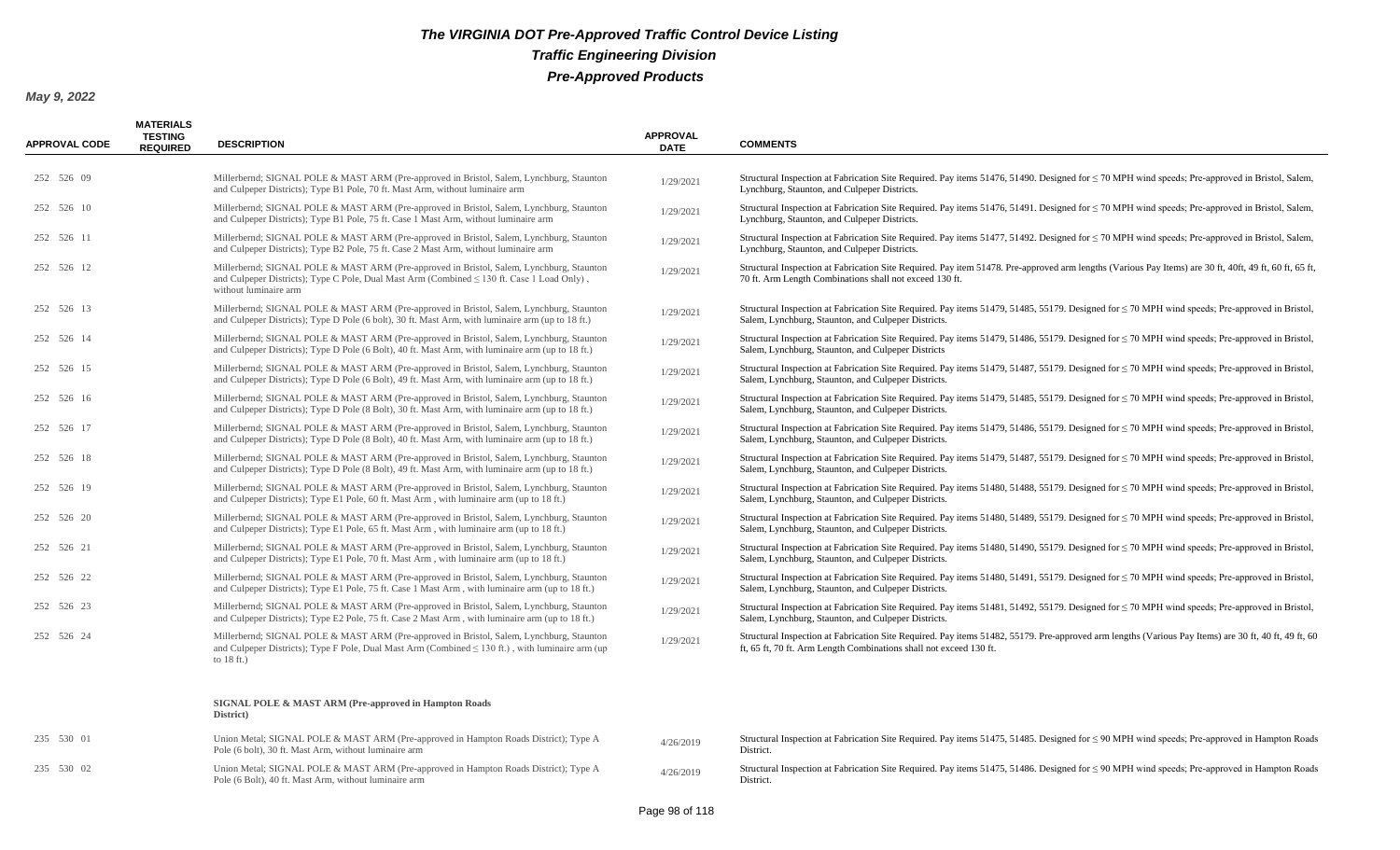**May 9, 2022**

| APPROVAL CODE | MATERIALS TESTING REQUIRED | DESCRIPTION | APPROVAL DATE | COMMENTS |
|---|---|---|---|---|
| 252 526 09 | | Millerbernd; SIGNAL POLE & MAST ARM (Pre-approved in Bristol, Salem, Lynchburg, Staunton and Culpeper Districts); Type B1 Pole, 70 ft. Mast Arm, without luminaire arm | 1/29/2021 | Structural Inspection at Fabrication Site Required. Pay items 51476, 51490. Designed for ≤ 70 MPH wind speeds; Pre-approved in Bristol, Salem, Lynchburg, Staunton, and Culpeper Districts. |
| 252 526 10 | | Millerbernd; SIGNAL POLE & MAST ARM (Pre-approved in Bristol, Salem, Lynchburg, Staunton and Culpeper Districts); Type B1 Pole, 75 ft. Case 1 Mast Arm, without luminaire arm | 1/29/2021 | Structural Inspection at Fabrication Site Required. Pay items 51476, 51491. Designed for ≤ 70 MPH wind speeds; Pre-approved in Bristol, Salem, Lynchburg, Staunton, and Culpeper Districts. |
| 252 526 11 | | Millerbernd; SIGNAL POLE & MAST ARM (Pre-approved in Bristol, Salem, Lynchburg, Staunton and Culpeper Districts); Type B2 Pole, 75 ft. Case 2 Mast Arm, without luminaire arm | 1/29/2021 | Structural Inspection at Fabrication Site Required. Pay items 51477, 51492. Designed for ≤ 70 MPH wind speeds; Pre-approved in Bristol, Salem, Lynchburg, Staunton, and Culpeper Districts. |
| 252 526 12 | | Millerbernd; SIGNAL POLE & MAST ARM (Pre-approved in Bristol, Salem, Lynchburg, Staunton and Culpeper Districts); Type C Pole, Dual Mast Arm (Combined ≤ 130 ft. Case 1 Load Only) , without luminaire arm | 1/29/2021 | Structural Inspection at Fabrication Site Required. Pay item 51478. Pre-approved arm lengths (Various Pay Items) are 30 ft, 40ft, 49 ft, 60 ft, 65 ft, 70 ft. Arm Length Combinations shall not exceed 130 ft. |
| 252 526 13 | | Millerbernd; SIGNAL POLE & MAST ARM (Pre-approved in Bristol, Salem, Lynchburg, Staunton and Culpeper Districts); Type D Pole (6 bolt), 30 ft. Mast Arm, with luminaire arm (up to 18 ft.) | 1/29/2021 | Structural Inspection at Fabrication Site Required. Pay items 51479, 51485, 55179. Designed for ≤ 70 MPH wind speeds; Pre-approved in Bristol, Salem, Lynchburg, Staunton, and Culpeper Districts. |
| 252 526 14 | | Millerbernd; SIGNAL POLE & MAST ARM (Pre-approved in Bristol, Salem, Lynchburg, Staunton and Culpeper Districts); Type D Pole (6 Bolt), 40 ft. Mast Arm, with luminaire arm (up to 18 ft.) | 1/29/2021 | Structural Inspection at Fabrication Site Required. Pay items 51479, 51486, 55179. Designed for ≤ 70 MPH wind speeds; Pre-approved in Bristol, Salem, Lynchburg, Staunton, and Culpeper Districts |
| 252 526 15 | | Millerbernd; SIGNAL POLE & MAST ARM (Pre-approved in Bristol, Salem, Lynchburg, Staunton and Culpeper Districts); Type D Pole (6 Bolt), 49 ft. Mast Arm, with luminaire arm (up to 18 ft.) | 1/29/2021 | Structural Inspection at Fabrication Site Required. Pay items 51479, 51487, 55179. Designed for ≤ 70 MPH wind speeds; Pre-approved in Bristol, Salem, Lynchburg, Staunton, and Culpeper Districts. |
| 252 526 16 | | Millerbernd; SIGNAL POLE & MAST ARM (Pre-approved in Bristol, Salem, Lynchburg, Staunton and Culpeper Districts); Type D Pole (8 Bolt), 30 ft. Mast Arm, with luminaire arm (up to 18 ft.) | 1/29/2021 | Structural Inspection at Fabrication Site Required. Pay items 51479, 51485, 55179. Designed for ≤ 70 MPH wind speeds; Pre-approved in Bristol, Salem, Lynchburg, Staunton, and Culpeper Districts. |
| 252 526 17 | | Millerbernd; SIGNAL POLE & MAST ARM (Pre-approved in Bristol, Salem, Lynchburg, Staunton and Culpeper Districts); Type D Pole (8 Bolt), 40 ft. Mast Arm, with luminaire arm (up to 18 ft.) | 1/29/2021 | Structural Inspection at Fabrication Site Required. Pay items 51479, 51486, 55179. Designed for ≤ 70 MPH wind speeds; Pre-approved in Bristol, Salem, Lynchburg, Staunton, and Culpeper Districts. |
| 252 526 18 | | Millerbernd; SIGNAL POLE & MAST ARM (Pre-approved in Bristol, Salem, Lynchburg, Staunton and Culpeper Districts); Type D Pole (8 Bolt), 49 ft. Mast Arm, with luminaire arm (up to 18 ft.) | 1/29/2021 | Structural Inspection at Fabrication Site Required. Pay items 51479, 51487, 55179. Designed for ≤ 70 MPH wind speeds; Pre-approved in Bristol, Salem, Lynchburg, Staunton, and Culpeper Districts. |
| 252 526 19 | | Millerbernd; SIGNAL POLE & MAST ARM (Pre-approved in Bristol, Salem, Lynchburg, Staunton and Culpeper Districts); Type E1 Pole, 60 ft. Mast Arm , with luminaire arm (up to 18 ft.) | 1/29/2021 | Structural Inspection at Fabrication Site Required. Pay items 51480, 51488, 55179. Designed for ≤ 70 MPH wind speeds; Pre-approved in Bristol, Salem, Lynchburg, Staunton, and Culpeper Districts. |
| 252 526 20 | | Millerbernd; SIGNAL POLE & MAST ARM (Pre-approved in Bristol, Salem, Lynchburg, Staunton and Culpeper Districts); Type E1 Pole, 65 ft. Mast Arm , with luminaire arm (up to 18 ft.) | 1/29/2021 | Structural Inspection at Fabrication Site Required. Pay items 51480, 51489, 55179. Designed for ≤ 70 MPH wind speeds; Pre-approved in Bristol, Salem, Lynchburg, Staunton, and Culpeper Districts. |
| 252 526 21 | | Millerbernd; SIGNAL POLE & MAST ARM (Pre-approved in Bristol, Salem, Lynchburg, Staunton and Culpeper Districts); Type E1 Pole, 70 ft. Mast Arm , with luminaire arm (up to 18 ft.) | 1/29/2021 | Structural Inspection at Fabrication Site Required. Pay items 51480, 51490, 55179. Designed for ≤ 70 MPH wind speeds; Pre-approved in Bristol, Salem, Lynchburg, Staunton, and Culpeper Districts. |
| 252 526 22 | | Millerbernd; SIGNAL POLE & MAST ARM (Pre-approved in Bristol, Salem, Lynchburg, Staunton and Culpeper Districts); Type E1 Pole, 75 ft. Case 1 Mast Arm , with luminaire arm (up to 18 ft.) | 1/29/2021 | Structural Inspection at Fabrication Site Required. Pay items 51480, 51491, 55179. Designed for ≤ 70 MPH wind speeds; Pre-approved in Bristol, Salem, Lynchburg, Staunton, and Culpeper Districts. |
| 252 526 23 | | Millerbernd; SIGNAL POLE & MAST ARM (Pre-approved in Bristol, Salem, Lynchburg, Staunton and Culpeper Districts); Type E2 Pole, 75 ft. Case 2 Mast Arm , with luminaire arm (up to 18 ft.) | 1/29/2021 | Structural Inspection at Fabrication Site Required. Pay items 51481, 51492, 55179. Designed for ≤ 70 MPH wind speeds; Pre-approved in Bristol, Salem, Lynchburg, Staunton, and Culpeper Districts. |
| 252 526 24 | | Millerbernd; SIGNAL POLE & MAST ARM (Pre-approved in Bristol, Salem, Lynchburg, Staunton and Culpeper Districts); Type F Pole, Dual Mast Arm (Combined ≤ 130 ft.) , with luminaire arm (up to 18 ft.) | 1/29/2021 | Structural Inspection at Fabrication Site Required. Pay items 51482, 55179. Pre-approved arm lengths (Various Pay Items) are 30 ft, 40 ft, 49 ft, 60 ft, 65 ft, 70 ft. Arm Length Combinations shall not exceed 130 ft. |
| | | **SIGNAL POLE & MAST ARM (Pre-approved in Hampton Roads District)** | | |
| 235 530 01 | | Union Metal; SIGNAL POLE & MAST ARM (Pre-approved in Hampton Roads District); Type A Pole (6 bolt), 30 ft. Mast Arm, without luminaire arm | 4/26/2019 | Structural Inspection at Fabrication Site Required. Pay items 51475, 51485. Designed for ≤ 90 MPH wind speeds; Pre-approved in Hampton Roads District. |
| 235 530 02 | | Union Metal; SIGNAL POLE & MAST ARM (Pre-approved in Hampton Roads District); Type A Pole (6 Bolt), 40 ft. Mast Arm, without luminaire arm | 4/26/2019 | Structural Inspection at Fabrication Site Required. Pay items 51475, 51486. Designed for ≤ 90 MPH wind speeds; Pre-approved in Hampton Roads District. |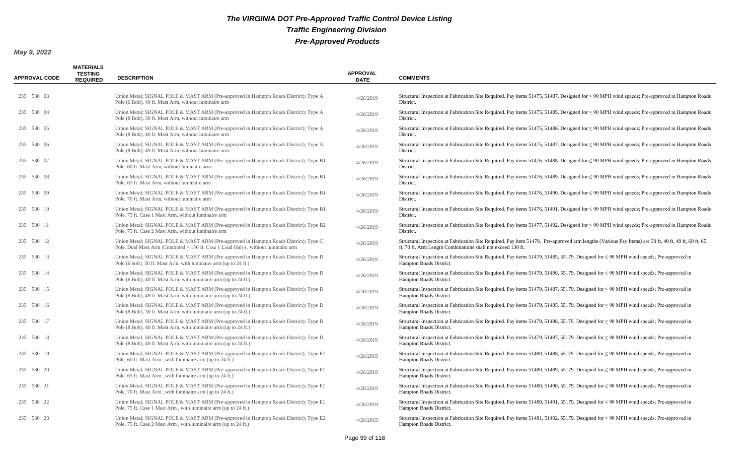# The VIRGINIA DOT Pre-Approved Traffic Control Device Listing

## Traffic Engineering Division

## Pre-Approved Products

**May 9, 2022**

| APPROVAL CODE | MATERIALS TESTING REQUIRED | DESCRIPTION | APPROVAL DATE | COMMENTS |
|---|---|---|---|---|
| 235 530 03 | | Union Metal; SIGNAL POLE & MAST ARM (Pre-approved in Hampton Roads District); Type A Pole (6 Bolt), 49 ft. Mast Arm, without luminaire arm | 4/26/2019 | Structural Inspection at Fabrication Site Required. Pay items 51475, 51487. Designed for ≤ 90 MPH wind speeds; Pre-approved in Hampton Roads District. |
| 235 530 04 | | Union Metal; SIGNAL POLE & MAST ARM (Pre-approved in Hampton Roads District); Type A Pole (8 Bolt), 30 ft. Mast Arm, without luminaire arm | 4/26/2019 | Structural Inspection at Fabrication Site Required. Pay items 51475, 51485. Designed for ≤ 90 MPH wind speeds; Pre-approved in Hampton Roads District. |
| 235 530 05 | | Union Metal; SIGNAL POLE & MAST ARM (Pre-approved in Hampton Roads District); Type A Pole (8 Bolt), 40 ft. Mast Arm, without luminaire arm | 4/26/2019 | Structural Inspection at Fabrication Site Required. Pay items 51475, 51486. Designed for ≤ 90 MPH wind speeds; Pre-approved in Hampton Roads District. |
| 235 530 06 | | Union Metal; SIGNAL POLE & MAST ARM (Pre-approved in Hampton Roads District); Type A Pole (8 Bolt), 49 ft. Mast Arm, without luminaire arm | 4/26/2019 | Structural Inspection at Fabrication Site Required. Pay items 51475, 51487. Designed for ≤ 90 MPH wind speeds; Pre-approved in Hampton Roads District. |
| 235 530 07 | | Union Metal; SIGNAL POLE & MAST ARM (Pre-approved in Hampton Roads District); Type B1 Pole, 60 ft. Mast Arm, without luminaire arm | 4/26/2019 | Structural Inspection at Fabrication Site Required. Pay items 51476, 51488. Designed for ≤ 90 MPH wind speeds; Pre-approved in Hampton Roads District. |
| 235 530 08 | | Union Metal; SIGNAL POLE & MAST ARM (Pre-approved in Hampton Roads District); Type B1 Pole, 65 ft. Mast Arm, without luminaire arm | 4/26/2019 | Structural Inspection at Fabrication Site Required. Pay items 51476, 51489. Designed for ≤ 90 MPH wind speeds; Pre-approved in Hampton Roads District. |
| 235 530 09 | | Union Metal; SIGNAL POLE & MAST ARM (Pre-approved in Hampton Roads District); Type B1 Pole, 70 ft. Mast Arm, without luminaire arm | 4/26/2019 | Structural Inspection at Fabrication Site Required. Pay items 51476, 51490. Designed for ≤ 90 MPH wind speeds; Pre-approved in Hampton Roads District. |
| 235 530 10 | | Union Metal; SIGNAL POLE & MAST ARM (Pre-approved in Hampton Roads District); Type B1 Pole, 75 ft. Case 1 Mast Arm, without luminaire arm | 4/26/2019 | Structural Inspection at Fabrication Site Required. Pay items 51476, 51491. Designed for ≤ 90 MPH wind speeds; Pre-approved in Hampton Roads District. |
| 235 530 11 | | Union Metal; SIGNAL POLE & MAST ARM (Pre-approved in Hampton Roads District); Type B2 Pole, 75 ft. Case 2 Mast Arm, without luminaire arm | 4/26/2019 | Structural Inspection at Fabrication Site Required. Pay items 51477, 51492. Designed for ≤ 90 MPH wind speeds; Pre-approved in Hampton Roads District. |
| 235 530 12 | | Union Metal; SIGNAL POLE & MAST ARM (Pre-approved in Hampton Roads District); Type C Pole, Dual Mast Arm (Combined ≤ 130 ft. Case 1 Load Only) , without luminaire arm | 4/26/2019 | Structural Inspection at Fabrication Site Required. Pay item 51478. Pre-approved arm lengths (Various Pay Items) are 30 ft, 40 ft, 49 ft, 60 ft, 65 ft, 70 ft. Arm Length Combinations shall not exceed 130 ft. |
| 235 530 13 | | Union Metal; SIGNAL POLE & MAST ARM (Pre-approved in Hampton Roads District); Type D Pole (6 bolt), 30 ft. Mast Arm, with luminaire arm (up to 24 ft.) | 4/26/2019 | Structural Inspection at Fabrication Site Required. Pay items 51479, 51485, 55179. Designed for ≤ 90 MPH wind speeds; Pre-approved in Hampton Roads District. |
| 235 530 14 | | Union Metal; SIGNAL POLE & MAST ARM (Pre-approved in Hampton Roads District); Type D Pole (6 Bolt), 40 ft. Mast Arm, with luminaire arm (up to 24 ft.) | 4/26/2019 | Structural Inspection at Fabrication Site Required. Pay items 51479, 51486, 55179. Designed for ≤ 90 MPH wind speeds; Pre-approved in Hampton Roads District. |
| 235 530 15 | | Union Metal; SIGNAL POLE & MAST ARM (Pre-approved in Hampton Roads District); Type D Pole (6 Bolt), 49 ft. Mast Arm, with luminaire arm (up to 24 ft.) | 4/26/2019 | Structural Inspection at Fabrication Site Required. Pay items 51479, 51487, 55179. Designed for ≤ 90 MPH wind speeds; Pre-approved in Hampton Roads District. |
| 235 530 16 | | Union Metal; SIGNAL POLE & MAST ARM (Pre-approved in Hampton Roads District); Type D Pole (8 Bolt), 30 ft. Mast Arm, with luminaire arm (up to 24 ft.) | 4/26/2019 | Structural Inspection at Fabrication Site Required. Pay items 51479, 51485, 55179. Designed for ≤ 90 MPH wind speeds; Pre-approved in Hampton Roads District. |
| 235 530 17 | | Union Metal; SIGNAL POLE & MAST ARM (Pre-approved in Hampton Roads District); Type D Pole (8 Bolt), 40 ft. Mast Arm, with luminaire arm (up to 24 ft.) | 4/26/2019 | Structural Inspection at Fabrication Site Required. Pay items 51479, 51486, 55179. Designed for ≤ 90 MPH wind speeds; Pre-approved in Hampton Roads District. |
| 235 530 18 | | Union Metal; SIGNAL POLE & MAST ARM (Pre-approved in Hampton Roads District); Type D Pole (8 Bolt), 49 ft. Mast Arm, with luminaire arm (up to 24 ft.) | 4/26/2019 | Structural Inspection at Fabrication Site Required. Pay items 51479, 51487, 55179. Designed for ≤ 90 MPH wind speeds; Pre-approved in Hampton Roads District. |
| 235 530 19 | | Union Metal; SIGNAL POLE & MAST ARM (Pre-approved in Hampton Roads District); Type E1 Pole, 60 ft. Mast Arm , with luminaire arm (up to 24 ft.) | 4/26/2019 | Structural Inspection at Fabrication Site Required. Pay items 51480, 51488, 55179. Designed for ≤ 90 MPH wind speeds; Pre-approved in Hampton Roads District. |
| 235 530 20 | | Union Metal; SIGNAL POLE & MAST ARM (Pre-approved in Hampton Roads District); Type E1 Pole, 65 ft. Mast Arm , with luminaire arm (up to 24 ft.) | 4/26/2019 | Structural Inspection at Fabrication Site Required. Pay items 51480, 51489, 55179. Designed for ≤ 90 MPH wind speeds; Pre-approved in Hampton Roads District. |
| 235 530 21 | | Union Metal; SIGNAL POLE & MAST ARM (Pre-approved in Hampton Roads District); Type E1 Pole, 70 ft. Mast Arm , with luminaire arm (up to 24 ft.) | 4/26/2019 | Structural Inspection at Fabrication Site Required. Pay items 51480, 51490, 55179. Designed for ≤ 90 MPH wind speeds; Pre-approved in Hampton Roads District. |
| 235 530 22 | | Union Metal; SIGNAL POLE & MAST ARM (Pre-approved in Hampton Roads District); Type E1 Pole, 75 ft. Case 1 Mast Arm , with luminaire arm (up to 24 ft.) | 4/26/2019 | Structural Inspection at Fabrication Site Required. Pay items 51480, 51491, 55179. Designed for ≤ 90 MPH wind speeds; Pre-approved in Hampton Roads District. |
| 235 530 23 | | Union Metal; SIGNAL POLE & MAST ARM (Pre-approved in Hampton Roads District); Type E2 Pole, 75 ft. Case 2 Mast Arm , with luminaire arm (up to 24 ft.) | 4/26/2019 | Structural Inspection at Fabrication Site Required. Pay items 51481, 51492, 55179. Designed for ≤ 90 MPH wind speeds; Pre-approved in Hampton Roads District. |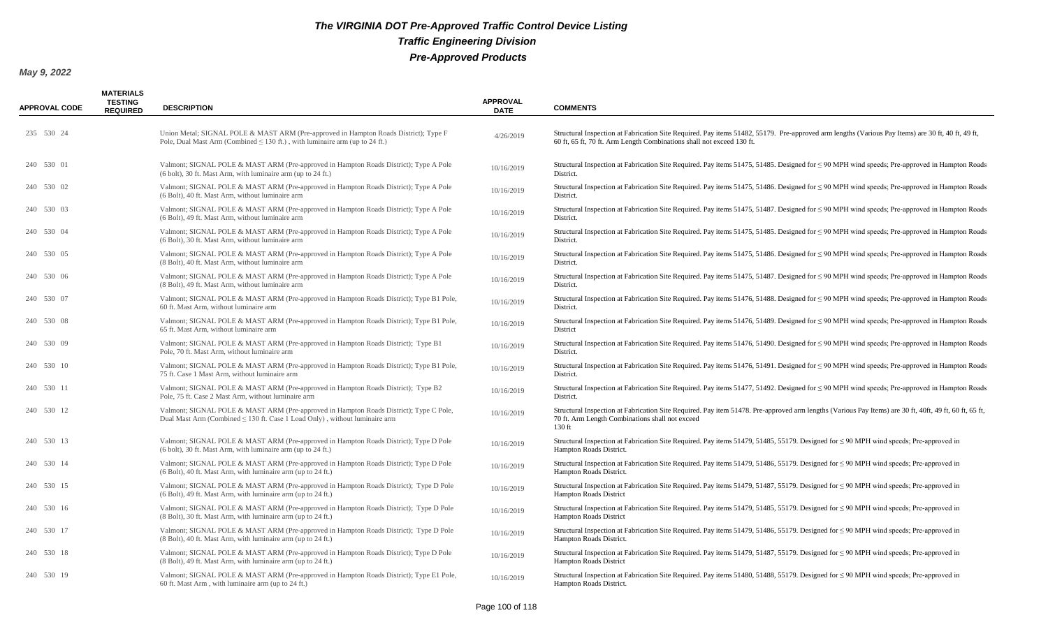# The VIRGINIA DOT Pre-Approved Traffic Control Device Listing

## Traffic Engineering Division

## Pre-Approved Products

**May 9, 2022**

| APPROVAL CODE | MATERIALS TESTING REQUIRED | DESCRIPTION | APPROVAL DATE | COMMENTS |
|---|---|---|---|---|
| 235 530 24 | | Union Metal; SIGNAL POLE & MAST ARM (Pre-approved in Hampton Roads District); Type F Pole, Dual Mast Arm (Combined ≤ 130 ft.) , with luminaire arm (up to 24 ft.) | 4/26/2019 | Structural Inspection at Fabrication Site Required. Pay items 51482, 55179. Pre-approved arm lengths (Various Pay Items) are 30 ft, 40 ft, 49 ft, 60 ft, 65 ft, 70 ft. Arm Length Combinations shall not exceed 130 ft. |
| 240 530 01 | | Valmont; SIGNAL POLE & MAST ARM (Pre-approved in Hampton Roads District); Type A Pole (6 bolt), 30 ft. Mast Arm, with luminaire arm (up to 24 ft.) | 10/16/2019 | Structural Inspection at Fabrication Site Required. Pay items 51475, 51485. Designed for ≤ 90 MPH wind speeds; Pre-approved in Hampton Roads District. |
| 240 530 02 | | Valmont; SIGNAL POLE & MAST ARM (Pre-approved in Hampton Roads District); Type A Pole (6 Bolt), 40 ft. Mast Arm, without luminaire arm | 10/16/2019 | Structural Inspection at Fabrication Site Required. Pay items 51475, 51486. Designed for ≤ 90 MPH wind speeds; Pre-approved in Hampton Roads District. |
| 240 530 03 | | Valmont; SIGNAL POLE & MAST ARM (Pre-approved in Hampton Roads District); Type A Pole (6 Bolt), 49 ft. Mast Arm, without luminaire arm | 10/16/2019 | Structural Inspection at Fabrication Site Required. Pay items 51475, 51487. Designed for ≤ 90 MPH wind speeds; Pre-approved in Hampton Roads District. |
| 240 530 04 | | Valmont; SIGNAL POLE & MAST ARM (Pre-approved in Hampton Roads District); Type A Pole (6 Bolt), 30 ft. Mast Arm, without luminaire arm | 10/16/2019 | Structural Inspection at Fabrication Site Required. Pay items 51475, 51485. Designed for ≤ 90 MPH wind speeds; Pre-approved in Hampton Roads District. |
| 240 530 05 | | Valmont; SIGNAL POLE & MAST ARM (Pre-approved in Hampton Roads District); Type A Pole (8 Bolt), 40 ft. Mast Arm, without luminaire arm | 10/16/2019 | Structural Inspection at Fabrication Site Required. Pay items 51475, 51486. Designed for ≤ 90 MPH wind speeds; Pre-approved in Hampton Roads District. |
| 240 530 06 | | Valmont; SIGNAL POLE & MAST ARM (Pre-approved in Hampton Roads District); Type A Pole (8 Bolt), 49 ft. Mast Arm, without luminaire arm | 10/16/2019 | Structural Inspection at Fabrication Site Required. Pay items 51475, 51487. Designed for ≤ 90 MPH wind speeds; Pre-approved in Hampton Roads District. |
| 240 530 07 | | Valmont; SIGNAL POLE & MAST ARM (Pre-approved in Hampton Roads District); Type B1 Pole, 60 ft. Mast Arm, without luminaire arm | 10/16/2019 | Structural Inspection at Fabrication Site Required. Pay items 51476, 51488. Designed for ≤ 90 MPH wind speeds; Pre-approved in Hampton Roads District. |
| 240 530 08 | | Valmont; SIGNAL POLE & MAST ARM (Pre-approved in Hampton Roads District); Type B1 Pole, 65 ft. Mast Arm, without luminaire arm | 10/16/2019 | Structural Inspection at Fabrication Site Required. Pay items 51476, 51489. Designed for ≤ 90 MPH wind speeds; Pre-approved in Hampton Roads District |
| 240 530 09 | | Valmont; SIGNAL POLE & MAST ARM (Pre-approved in Hampton Roads District); Type B1 Pole, 70 ft. Mast Arm, without luminaire arm | 10/16/2019 | Structural Inspection at Fabrication Site Required. Pay items 51476, 51490. Designed for ≤ 90 MPH wind speeds; Pre-approved in Hampton Roads District. |
| 240 530 10 | | Valmont; SIGNAL POLE & MAST ARM (Pre-approved in Hampton Roads District); Type B1 Pole, 75 ft. Case 1 Mast Arm, without luminaire arm | 10/16/2019 | Structural Inspection at Fabrication Site Required. Pay items 51476, 51491. Designed for ≤ 90 MPH wind speeds; Pre-approved in Hampton Roads District. |
| 240 530 11 | | Valmont; SIGNAL POLE & MAST ARM (Pre-approved in Hampton Roads District); Type B2 Pole, 75 ft. Case 2 Mast Arm, without luminaire arm | 10/16/2019 | Structural Inspection at Fabrication Site Required. Pay items 51477, 51492. Designed for ≤ 90 MPH wind speeds; Pre-approved in Hampton Roads District. |
| 240 530 12 | | Valmont; SIGNAL POLE & MAST ARM (Pre-approved in Hampton Roads District); Type C Pole, Dual Mast Arm (Combined ≤ 130 ft. Case 1 Load Only) , without luminaire arm | 10/16/2019 | Structural Inspection at Fabrication Site Required. Pay item 51478. Pre-approved arm lengths (Various Pay Items) are 30 ft, 40ft, 49 ft, 60 ft, 65 ft, 70 ft. Arm Length Combinations shall not exceed 130 ft |
| 240 530 13 | | Valmont; SIGNAL POLE & MAST ARM (Pre-approved in Hampton Roads District); Type D Pole (6 bolt), 30 ft. Mast Arm, with luminaire arm (up to 24 ft.) | 10/16/2019 | Structural Inspection at Fabrication Site Required. Pay items 51479, 51485, 55179. Designed for ≤ 90 MPH wind speeds; Pre-approved in Hampton Roads District. |
| 240 530 14 | | Valmont; SIGNAL POLE & MAST ARM (Pre-approved in Hampton Roads District); Type D Pole (6 Bolt), 40 ft. Mast Arm, with luminaire arm (up to 24 ft.) | 10/16/2019 | Structural Inspection at Fabrication Site Required. Pay items 51479, 51486, 55179. Designed for ≤ 90 MPH wind speeds; Pre-approved in Hampton Roads District. |
| 240 530 15 | | Valmont; SIGNAL POLE & MAST ARM (Pre-approved in Hampton Roads District); Type D Pole (6 Bolt), 49 ft. Mast Arm, with luminaire arm (up to 24 ft.) | 10/16/2019 | Structural Inspection at Fabrication Site Required. Pay items 51479, 51487, 55179. Designed for ≤ 90 MPH wind speeds; Pre-approved in Hampton Roads District |
| 240 530 16 | | Valmont; SIGNAL POLE & MAST ARM (Pre-approved in Hampton Roads District); Type D Pole (8 Bolt), 30 ft. Mast Arm, with luminaire arm (up to 24 ft.) | 10/16/2019 | Structural Inspection at Fabrication Site Required. Pay items 51479, 51485, 55179. Designed for ≤ 90 MPH wind speeds; Pre-approved in Hampton Roads District |
| 240 530 17 | | Valmont; SIGNAL POLE & MAST ARM (Pre-approved in Hampton Roads District); Type D Pole (8 Bolt), 40 ft. Mast Arm, with luminaire arm (up to 24 ft.) | 10/16/2019 | Structural Inspection at Fabrication Site Required. Pay items 51479, 51486, 55179. Designed for ≤ 90 MPH wind speeds; Pre-approved in Hampton Roads District. |
| 240 530 18 | | Valmont; SIGNAL POLE & MAST ARM (Pre-approved in Hampton Roads District); Type D Pole (8 Bolt), 49 ft. Mast Arm, with luminaire arm (up to 24 ft.) | 10/16/2019 | Structural Inspection at Fabrication Site Required. Pay items 51479, 51487, 55179. Designed for ≤ 90 MPH wind speeds; Pre-approved in Hampton Roads District |
| 240 530 19 | | Valmont; SIGNAL POLE & MAST ARM (Pre-approved in Hampton Roads District); Type E1 Pole, 60 ft. Mast Arm , with luminaire arm (up to 24 ft.) | 10/16/2019 | Structural Inspection at Fabrication Site Required. Pay items 51480, 51488, 55179. Designed for ≤ 90 MPH wind speeds; Pre-approved in Hampton Roads District. |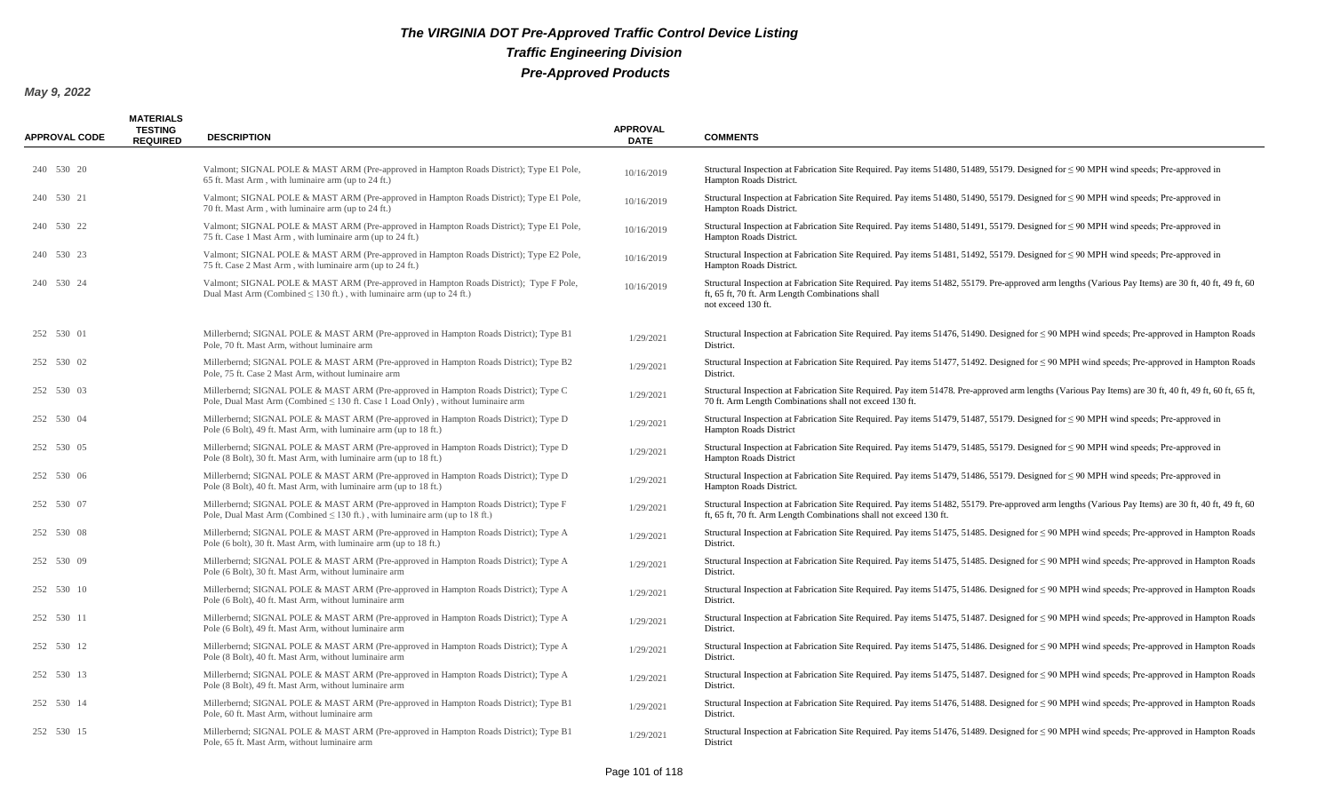# *The VIRGINIA DOT Pre-Approved Traffic Control Device Listing*

## *Traffic Engineering Division*

## *Pre-Approved Products*

***May 9, 2022***

| APPROVAL CODE | MATERIALS TESTING REQUIRED | DESCRIPTION | APPROVAL DATE | COMMENTS |
|---|---|---|---|---|
| 240 530 20 | | Valmont; SIGNAL POLE & MAST ARM (Pre-approved in Hampton Roads District); Type E1 Pole, 65 ft. Mast Arm , with luminaire arm (up to 24 ft.) | 10/16/2019 | Structural Inspection at Fabrication Site Required. Pay items 51480, 51489, 55179. Designed for ≤ 90 MPH wind speeds; Pre-approved in Hampton Roads District. |
| 240 530 21 | | Valmont; SIGNAL POLE & MAST ARM (Pre-approved in Hampton Roads District); Type E1 Pole, 70 ft. Mast Arm , with luminaire arm (up to 24 ft.) | 10/16/2019 | Structural Inspection at Fabrication Site Required. Pay items 51480, 51490, 55179. Designed for ≤ 90 MPH wind speeds; Pre-approved in Hampton Roads District. |
| 240 530 22 | | Valmont; SIGNAL POLE & MAST ARM (Pre-approved in Hampton Roads District); Type E1 Pole, 75 ft. Case 1 Mast Arm , with luminaire arm (up to 24 ft.) | 10/16/2019 | Structural Inspection at Fabrication Site Required. Pay items 51480, 51491, 55179. Designed for ≤ 90 MPH wind speeds; Pre-approved in Hampton Roads District. |
| 240 530 23 | | Valmont; SIGNAL POLE & MAST ARM (Pre-approved in Hampton Roads District); Type E2 Pole, 75 ft. Case 2 Mast Arm , with luminaire arm (up to 24 ft.) | 10/16/2019 | Structural Inspection at Fabrication Site Required. Pay items 51481, 51492, 55179. Designed for ≤ 90 MPH wind speeds; Pre-approved in Hampton Roads District. |
| 240 530 24 | | Valmont; SIGNAL POLE & MAST ARM (Pre-approved in Hampton Roads District); Type F Pole, Dual Mast Arm (Combined ≤ 130 ft.) , with luminaire arm (up to 24 ft.) | 10/16/2019 | Structural Inspection at Fabrication Site Required. Pay items 51482, 55179. Pre-approved arm lengths (Various Pay Items) are 30 ft, 40 ft, 49 ft, 60 ft, 65 ft, 70 ft. Arm Length Combinations shall not exceed 130 ft. |
| 252 530 01 | | Millerbernd; SIGNAL POLE & MAST ARM (Pre-approved in Hampton Roads District); Type B1 Pole, 70 ft. Mast Arm, without luminaire arm | 1/29/2021 | Structural Inspection at Fabrication Site Required. Pay items 51476, 51490. Designed for ≤ 90 MPH wind speeds; Pre-approved in Hampton Roads District. |
| 252 530 02 | | Millerbernd; SIGNAL POLE & MAST ARM (Pre-approved in Hampton Roads District); Type B2 Pole, 75 ft. Case 2 Mast Arm, without luminaire arm | 1/29/2021 | Structural Inspection at Fabrication Site Required. Pay items 51477, 51492. Designed for ≤ 90 MPH wind speeds; Pre-approved in Hampton Roads District. |
| 252 530 03 | | Millerbernd; SIGNAL POLE & MAST ARM (Pre-approved in Hampton Roads District); Type C Pole, Dual Mast Arm (Combined ≤ 130 ft. Case 1 Load Only) , without luminaire arm | 1/29/2021 | Structural Inspection at Fabrication Site Required. Pay item 51478. Pre-approved arm lengths (Various Pay Items) are 30 ft, 40 ft, 49 ft, 60 ft, 65 ft, 70 ft. Arm Length Combinations shall not exceed 130 ft. |
| 252 530 04 | | Millerbernd; SIGNAL POLE & MAST ARM (Pre-approved in Hampton Roads District); Type D Pole (6 Bolt), 49 ft. Mast Arm, with luminaire arm (up to 18 ft.) | 1/29/2021 | Structural Inspection at Fabrication Site Required. Pay items 51479, 51487, 55179. Designed for ≤ 90 MPH wind speeds; Pre-approved in Hampton Roads District |
| 252 530 05 | | Millerbernd; SIGNAL POLE & MAST ARM (Pre-approved in Hampton Roads District); Type D Pole (8 Bolt), 30 ft. Mast Arm, with luminaire arm (up to 18 ft.) | 1/29/2021 | Structural Inspection at Fabrication Site Required. Pay items 51479, 51485, 55179. Designed for ≤ 90 MPH wind speeds; Pre-approved in Hampton Roads District |
| 252 530 06 | | Millerbernd; SIGNAL POLE & MAST ARM (Pre-approved in Hampton Roads District); Type D Pole (8 Bolt), 40 ft. Mast Arm, with luminaire arm (up to 18 ft.) | 1/29/2021 | Structural Inspection at Fabrication Site Required. Pay items 51479, 51486, 55179. Designed for ≤ 90 MPH wind speeds; Pre-approved in Hampton Roads District. |
| 252 530 07 | | Millerbernd; SIGNAL POLE & MAST ARM (Pre-approved in Hampton Roads District); Type F Pole, Dual Mast Arm (Combined ≤ 130 ft.) , with luminaire arm (up to 18 ft.) | 1/29/2021 | Structural Inspection at Fabrication Site Required. Pay items 51482, 55179. Pre-approved arm lengths (Various Pay Items) are 30 ft, 40 ft, 49 ft, 60 ft, 65 ft, 70 ft. Arm Length Combinations shall not exceed 130 ft. |
| 252 530 08 | | Millerbernd; SIGNAL POLE & MAST ARM (Pre-approved in Hampton Roads District); Type A Pole (6 bolt), 30 ft. Mast Arm, with luminaire arm (up to 18 ft.) | 1/29/2021 | Structural Inspection at Fabrication Site Required. Pay items 51475, 51485. Designed for ≤ 90 MPH wind speeds; Pre-approved in Hampton Roads District. |
| 252 530 09 | | Millerbernd; SIGNAL POLE & MAST ARM (Pre-approved in Hampton Roads District); Type A Pole (6 Bolt), 30 ft. Mast Arm, without luminaire arm | 1/29/2021 | Structural Inspection at Fabrication Site Required. Pay items 51475, 51485. Designed for ≤ 90 MPH wind speeds; Pre-approved in Hampton Roads District. |
| 252 530 10 | | Millerbernd; SIGNAL POLE & MAST ARM (Pre-approved in Hampton Roads District); Type A Pole (6 Bolt), 40 ft. Mast Arm, without luminaire arm | 1/29/2021 | Structural Inspection at Fabrication Site Required. Pay items 51475, 51486. Designed for ≤ 90 MPH wind speeds; Pre-approved in Hampton Roads District. |
| 252 530 11 | | Millerbernd; SIGNAL POLE & MAST ARM (Pre-approved in Hampton Roads District); Type A Pole (6 Bolt), 49 ft. Mast Arm, without luminaire arm | 1/29/2021 | Structural Inspection at Fabrication Site Required. Pay items 51475, 51487. Designed for ≤ 90 MPH wind speeds; Pre-approved in Hampton Roads District. |
| 252 530 12 | | Millerbernd; SIGNAL POLE & MAST ARM (Pre-approved in Hampton Roads District); Type A Pole (8 Bolt), 40 ft. Mast Arm, without luminaire arm | 1/29/2021 | Structural Inspection at Fabrication Site Required. Pay items 51475, 51486. Designed for ≤ 90 MPH wind speeds; Pre-approved in Hampton Roads District. |
| 252 530 13 | | Millerbernd; SIGNAL POLE & MAST ARM (Pre-approved in Hampton Roads District); Type A Pole (8 Bolt), 49 ft. Mast Arm, without luminaire arm | 1/29/2021 | Structural Inspection at Fabrication Site Required. Pay items 51475, 51487. Designed for ≤ 90 MPH wind speeds; Pre-approved in Hampton Roads District. |
| 252 530 14 | | Millerbernd; SIGNAL POLE & MAST ARM (Pre-approved in Hampton Roads District); Type B1 Pole, 60 ft. Mast Arm, without luminaire arm | 1/29/2021 | Structural Inspection at Fabrication Site Required. Pay items 51476, 51488. Designed for ≤ 90 MPH wind speeds; Pre-approved in Hampton Roads District. |
| 252 530 15 | | Millerbernd; SIGNAL POLE & MAST ARM (Pre-approved in Hampton Roads District); Type B1 Pole, 65 ft. Mast Arm, without luminaire arm | 1/29/2021 | Structural Inspection at Fabrication Site Required. Pay items 51476, 51489. Designed for ≤ 90 MPH wind speeds; Pre-approved in Hampton Roads District |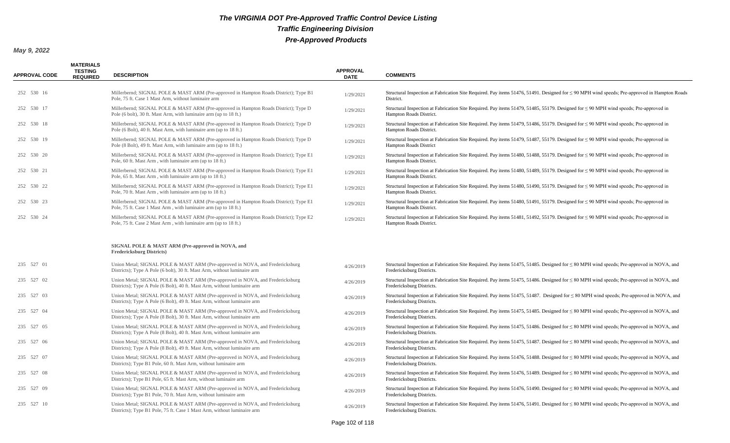# The VIRGINIA DOT Pre-Approved Traffic Control Device Listing

## Traffic Engineering Division

## Pre-Approved Products

***May 9, 2022***

| APPROVAL CODE | MATERIALS TESTING REQUIRED | DESCRIPTION | APPROVAL DATE | COMMENTS |
|---|---|---|---|---|
| 252 530 16 | | Millerbernd; SIGNAL POLE & MAST ARM (Pre-approved in Hampton Roads District); Type B1 Pole, 75 ft. Case 1 Mast Arm, without luminaire arm | 1/29/2021 | Structural Inspection at Fabrication Site Required. Pay items 51476, 51491. Designed for ≤ 90 MPH wind speeds; Pre-approved in Hampton Roads District. |
| 252 530 17 | | Millerbernd; SIGNAL POLE & MAST ARM (Pre-approved in Hampton Roads District); Type D Pole (6 bolt), 30 ft. Mast Arm, with luminaire arm (up to 18 ft.) | 1/29/2021 | Structural Inspection at Fabrication Site Required. Pay items 51479, 51485, 55179. Designed for ≤ 90 MPH wind speeds; Pre-approved in Hampton Roads District. |
| 252 530 18 | | Millerbernd; SIGNAL POLE & MAST ARM (Pre-approved in Hampton Roads District); Type D Pole (6 Bolt), 40 ft. Mast Arm, with luminaire arm (up to 18 ft.) | 1/29/2021 | Structural Inspection at Fabrication Site Required. Pay items 51479, 51486, 55179. Designed for ≤ 90 MPH wind speeds; Pre-approved in Hampton Roads District. |
| 252 530 19 | | Millerbernd; SIGNAL POLE & MAST ARM (Pre-approved in Hampton Roads District); Type D Pole (8 Bolt), 49 ft. Mast Arm, with luminaire arm (up to 18 ft.) | 1/29/2021 | Structural Inspection at Fabrication Site Required. Pay items 51479, 51487, 55179. Designed for ≤ 90 MPH wind speeds; Pre-approved in Hampton Roads District |
| 252 530 20 | | Millerbernd; SIGNAL POLE & MAST ARM (Pre-approved in Hampton Roads District); Type E1 Pole, 60 ft. Mast Arm , with luminaire arm (up to 18 ft.) | 1/29/2021 | Structural Inspection at Fabrication Site Required. Pay items 51480, 51488, 55179. Designed for ≤ 90 MPH wind speeds; Pre-approved in Hampton Roads District. |
| 252 530 21 | | Millerbernd; SIGNAL POLE & MAST ARM (Pre-approved in Hampton Roads District); Type E1 Pole, 65 ft. Mast Arm , with luminaire arm (up to 18 ft.) | 1/29/2021 | Structural Inspection at Fabrication Site Required. Pay items 51480, 51489, 55179. Designed for ≤ 90 MPH wind speeds; Pre-approved in Hampton Roads District. |
| 252 530 22 | | Millerbernd; SIGNAL POLE & MAST ARM (Pre-approved in Hampton Roads District); Type E1 Pole, 70 ft. Mast Arm , with luminaire arm (up to 18 ft.) | 1/29/2021 | Structural Inspection at Fabrication Site Required. Pay items 51480, 51490, 55179. Designed for ≤ 90 MPH wind speeds; Pre-approved in Hampton Roads District. |
| 252 530 23 | | Millerbernd; SIGNAL POLE & MAST ARM (Pre-approved in Hampton Roads District); Type E1 Pole, 75 ft. Case 1 Mast Arm , with luminaire arm (up to 18 ft.) | 1/29/2021 | Structural Inspection at Fabrication Site Required. Pay items 51480, 51491, 55179. Designed for ≤ 90 MPH wind speeds; Pre-approved in Hampton Roads District. |
| 252 530 24 | | Millerbernd; SIGNAL POLE & MAST ARM (Pre-approved in Hampton Roads District); Type E2 Pole, 75 ft. Case 2 Mast Arm , with luminaire arm (up to 18 ft.) | 1/29/2021 | Structural Inspection at Fabrication Site Required. Pay items 51481, 51492, 55179. Designed for ≤ 90 MPH wind speeds; Pre-approved in Hampton Roads District. |
| | | **SIGNAL POLE & MAST ARM (Pre-approved in NOVA, and Fredericksburg Districts)** | | |
| 235 527 01 | | Union Metal; SIGNAL POLE & MAST ARM (Pre-approved in NOVA, and Fredericksburg Districts); Type A Pole (6 bolt), 30 ft. Mast Arm, without luminaire arm | 4/26/2019 | Structural Inspection at Fabrication Site Required. Pay items 51475, 51485. Designed for ≤ 80 MPH wind speeds; Pre-approved in NOVA, and Fredericksburg Districts. |
| 235 527 02 | | Union Metal; SIGNAL POLE & MAST ARM (Pre-approved in NOVA, and Fredericksburg Districts); Type A Pole (6 Bolt), 40 ft. Mast Arm, without luminaire arm | 4/26/2019 | Structural Inspection at Fabrication Site Required. Pay items 51475, 51486. Designed for ≤ 80 MPH wind speeds; Pre-approved in NOVA, and Fredericksburg Districts. |
| 235 527 03 | | Union Metal; SIGNAL POLE & MAST ARM (Pre-approved in NOVA, and Fredericksburg Districts); Type A Pole (6 Bolt), 49 ft. Mast Arm, without luminaire arm | 4/26/2019 | Structural Inspection at Fabrication Site Required. Pay items 51475, 51487. Designed for ≤ 80 MPH wind speeds; Pre-approved in NOVA, and Fredericksburg Districts. |
| 235 527 04 | | Union Metal; SIGNAL POLE & MAST ARM (Pre-approved in NOVA, and Fredericksburg Districts); Type A Pole (8 Bolt), 30 ft. Mast Arm, without luminaire arm | 4/26/2019 | Structural Inspection at Fabrication Site Required. Pay items 51475, 51485. Designed for ≤ 80 MPH wind speeds; Pre-approved in NOVA, and Fredericksburg Districts. |
| 235 527 05 | | Union Metal; SIGNAL POLE & MAST ARM (Pre-approved in NOVA, and Fredericksburg Districts); Type A Pole (8 Bolt), 40 ft. Mast Arm, without luminaire arm | 4/26/2019 | Structural Inspection at Fabrication Site Required. Pay items 51475, 51486. Designed for ≤ 80 MPH wind speeds; Pre-approved in NOVA, and Fredericksburg Districts. |
| 235 527 06 | | Union Metal; SIGNAL POLE & MAST ARM (Pre-approved in NOVA, and Fredericksburg Districts); Type A Pole (8 Bolt), 49 ft. Mast Arm, without luminaire arm | 4/26/2019 | Structural Inspection at Fabrication Site Required. Pay items 51475, 51487. Designed for ≤ 80 MPH wind speeds; Pre-approved in NOVA, and Fredericksburg Districts. |
| 235 527 07 | | Union Metal; SIGNAL POLE & MAST ARM (Pre-approved in NOVA, and Fredericksburg Districts); Type B1 Pole, 60 ft. Mast Arm, without luminaire arm | 4/26/2019 | Structural Inspection at Fabrication Site Required. Pay items 51476, 51488. Designed for ≤ 80 MPH wind speeds; Pre-approved in NOVA, and Fredericksburg Districts. |
| 235 527 08 | | Union Metal; SIGNAL POLE & MAST ARM (Pre-approved in NOVA, and Fredericksburg Districts); Type B1 Pole, 65 ft. Mast Arm, without luminaire arm | 4/26/2019 | Structural Inspection at Fabrication Site Required. Pay items 51476, 51489. Designed for ≤ 80 MPH wind speeds; Pre-approved in NOVA, and Fredericksburg Districts. |
| 235 527 09 | | Union Metal; SIGNAL POLE & MAST ARM (Pre-approved in NOVA, and Fredericksburg Districts); Type B1 Pole, 70 ft. Mast Arm, without luminaire arm | 4/26/2019 | Structural Inspection at Fabrication Site Required. Pay items 51476, 51490. Designed for ≤ 80 MPH wind speeds; Pre-approved in NOVA, and Fredericksburg Districts. |
| 235 527 10 | | Union Metal; SIGNAL POLE & MAST ARM (Pre-approved in NOVA, and Fredericksburg Districts); Type B1 Pole, 75 ft. Case 1 Mast Arm, without luminaire arm | 4/26/2019 | Structural Inspection at Fabrication Site Required. Pay items 51476, 51491. Designed for ≤ 80 MPH wind speeds; Pre-approved in NOVA, and Fredericksburg Districts. |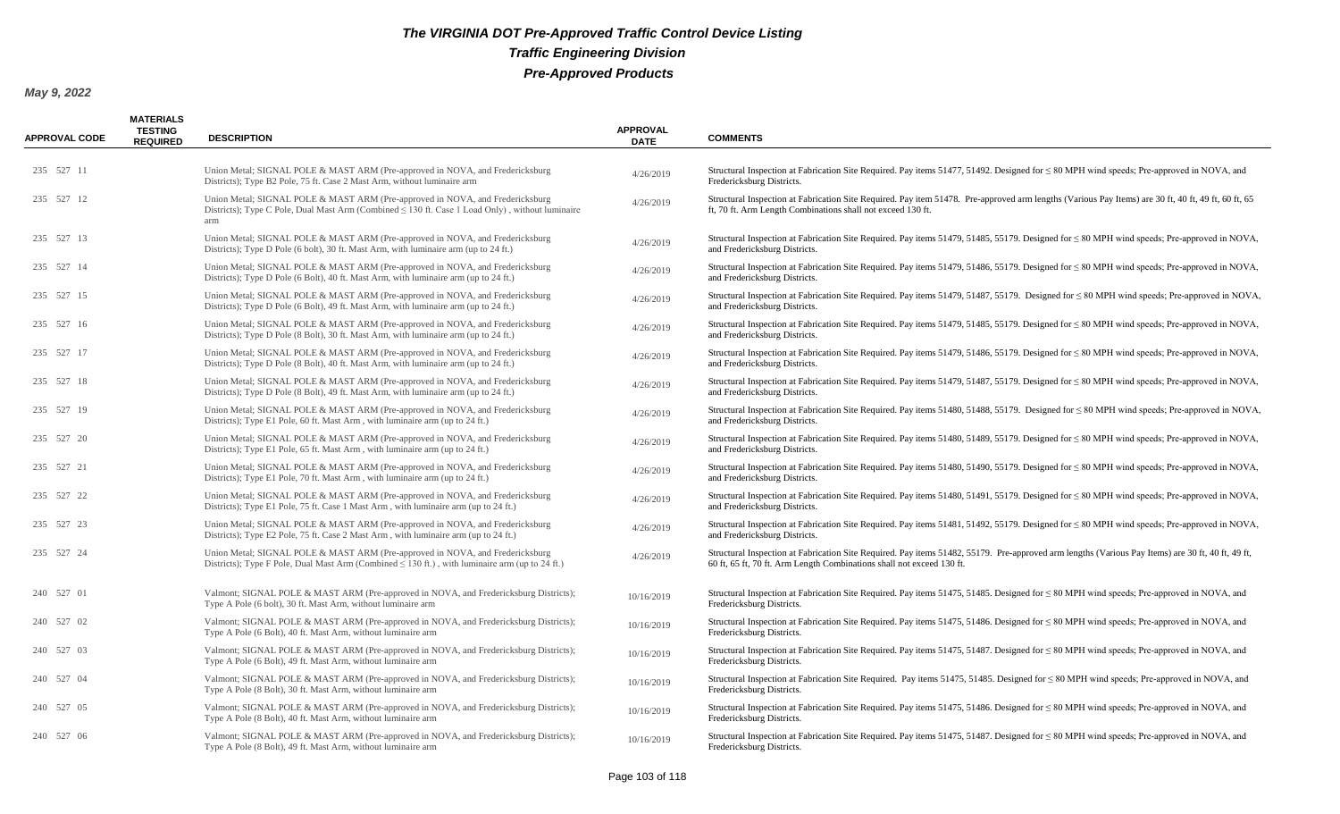# The VIRGINIA DOT Pre-Approved Traffic Control Device Listing

## Traffic Engineering Division

## Pre-Approved Products

**May 9, 2022**

| APPROVAL CODE | MATERIALS TESTING REQUIRED | DESCRIPTION | APPROVAL DATE | COMMENTS |
|---|---|---|---|---|
| 235 527 11 | | Union Metal; SIGNAL POLE & MAST ARM (Pre-approved in NOVA, and Fredericksburg Districts); Type B2 Pole, 75 ft. Case 2 Mast Arm, without luminaire arm | 4/26/2019 | Structural Inspection at Fabrication Site Required. Pay items 51477, 51492. Designed for ≤ 80 MPH wind speeds; Pre-approved in NOVA, and Fredericksburg Districts. |
| 235 527 12 | | Union Metal; SIGNAL POLE & MAST ARM (Pre-approved in NOVA, and Fredericksburg Districts); Type C Pole, Dual Mast Arm (Combined ≤ 130 ft. Case 1 Load Only) , without luminaire arm | 4/26/2019 | Structural Inspection at Fabrication Site Required. Pay item 51478. Pre-approved arm lengths (Various Pay Items) are 30 ft, 40 ft, 49 ft, 60 ft, 65 ft, 70 ft. Arm Length Combinations shall not exceed 130 ft. |
| 235 527 13 | | Union Metal; SIGNAL POLE & MAST ARM (Pre-approved in NOVA, and Fredericksburg Districts); Type D Pole (6 bolt), 30 ft. Mast Arm, with luminaire arm (up to 24 ft.) | 4/26/2019 | Structural Inspection at Fabrication Site Required. Pay items 51479, 51485, 55179. Designed for ≤ 80 MPH wind speeds; Pre-approved in NOVA, and Fredericksburg Districts. |
| 235 527 14 | | Union Metal; SIGNAL POLE & MAST ARM (Pre-approved in NOVA, and Fredericksburg Districts); Type D Pole (6 Bolt), 40 ft. Mast Arm, with luminaire arm (up to 24 ft.) | 4/26/2019 | Structural Inspection at Fabrication Site Required. Pay items 51479, 51486, 55179. Designed for ≤ 80 MPH wind speeds; Pre-approved in NOVA, and Fredericksburg Districts. |
| 235 527 15 | | Union Metal; SIGNAL POLE & MAST ARM (Pre-approved in NOVA, and Fredericksburg Districts); Type D Pole (6 Bolt), 49 ft. Mast Arm, with luminaire arm (up to 24 ft.) | 4/26/2019 | Structural Inspection at Fabrication Site Required. Pay items 51479, 51487, 55179. Designed for ≤ 80 MPH wind speeds; Pre-approved in NOVA, and Fredericksburg Districts. |
| 235 527 16 | | Union Metal; SIGNAL POLE & MAST ARM (Pre-approved in NOVA, and Fredericksburg Districts); Type D Pole (8 Bolt), 30 ft. Mast Arm, with luminaire arm (up to 24 ft.) | 4/26/2019 | Structural Inspection at Fabrication Site Required. Pay items 51479, 51485, 55179. Designed for ≤ 80 MPH wind speeds; Pre-approved in NOVA, and Fredericksburg Districts. |
| 235 527 17 | | Union Metal; SIGNAL POLE & MAST ARM (Pre-approved in NOVA, and Fredericksburg Districts); Type D Pole (8 Bolt), 40 ft. Mast Arm, with luminaire arm (up to 24 ft.) | 4/26/2019 | Structural Inspection at Fabrication Site Required. Pay items 51479, 51486, 55179. Designed for ≤ 80 MPH wind speeds; Pre-approved in NOVA, and Fredericksburg Districts. |
| 235 527 18 | | Union Metal; SIGNAL POLE & MAST ARM (Pre-approved in NOVA, and Fredericksburg Districts); Type D Pole (8 Bolt), 49 ft. Mast Arm, with luminaire arm (up to 24 ft.) | 4/26/2019 | Structural Inspection at Fabrication Site Required. Pay items 51479, 51487, 55179. Designed for ≤ 80 MPH wind speeds; Pre-approved in NOVA, and Fredericksburg Districts. |
| 235 527 19 | | Union Metal; SIGNAL POLE & MAST ARM (Pre-approved in NOVA, and Fredericksburg Districts); Type E1 Pole, 60 ft. Mast Arm , with luminaire arm (up to 24 ft.) | 4/26/2019 | Structural Inspection at Fabrication Site Required. Pay items 51480, 51488, 55179. Designed for ≤ 80 MPH wind speeds; Pre-approved in NOVA, and Fredericksburg Districts. |
| 235 527 20 | | Union Metal; SIGNAL POLE & MAST ARM (Pre-approved in NOVA, and Fredericksburg Districts); Type E1 Pole, 65 ft. Mast Arm , with luminaire arm (up to 24 ft.) | 4/26/2019 | Structural Inspection at Fabrication Site Required. Pay items 51480, 51489, 55179. Designed for ≤ 80 MPH wind speeds; Pre-approved in NOVA, and Fredericksburg Districts. |
| 235 527 21 | | Union Metal; SIGNAL POLE & MAST ARM (Pre-approved in NOVA, and Fredericksburg Districts); Type E1 Pole, 70 ft. Mast Arm , with luminaire arm (up to 24 ft.) | 4/26/2019 | Structural Inspection at Fabrication Site Required. Pay items 51480, 51490, 55179. Designed for ≤ 80 MPH wind speeds; Pre-approved in NOVA, and Fredericksburg Districts. |
| 235 527 22 | | Union Metal; SIGNAL POLE & MAST ARM (Pre-approved in NOVA, and Fredericksburg Districts); Type E1 Pole, 75 ft. Case 1 Mast Arm , with luminaire arm (up to 24 ft.) | 4/26/2019 | Structural Inspection at Fabrication Site Required. Pay items 51480, 51491, 55179. Designed for ≤ 80 MPH wind speeds; Pre-approved in NOVA, and Fredericksburg Districts. |
| 235 527 23 | | Union Metal; SIGNAL POLE & MAST ARM (Pre-approved in NOVA, and Fredericksburg Districts); Type E2 Pole, 75 ft. Case 2 Mast Arm , with luminaire arm (up to 24 ft.) | 4/26/2019 | Structural Inspection at Fabrication Site Required. Pay items 51481, 51492, 55179. Designed for ≤ 80 MPH wind speeds; Pre-approved in NOVA, and Fredericksburg Districts. |
| 235 527 24 | | Union Metal; SIGNAL POLE & MAST ARM (Pre-approved in NOVA, and Fredericksburg Districts); Type F Pole, Dual Mast Arm (Combined ≤ 130 ft.) , with luminaire arm (up to 24 ft.) | 4/26/2019 | Structural Inspection at Fabrication Site Required. Pay items 51482, 55179. Pre-approved arm lengths (Various Pay Items) are 30 ft, 40 ft, 49 ft, 60 ft, 65 ft, 70 ft. Arm Length Combinations shall not exceed 130 ft. |
| 240 527 01 | | Valmont; SIGNAL POLE & MAST ARM (Pre-approved in NOVA, and Fredericksburg Districts); Type A Pole (6 bolt), 30 ft. Mast Arm, without luminaire arm | 10/16/2019 | Structural Inspection at Fabrication Site Required. Pay items 51475, 51485. Designed for ≤ 80 MPH wind speeds; Pre-approved in NOVA, and Fredericksburg Districts. |
| 240 527 02 | | Valmont; SIGNAL POLE & MAST ARM (Pre-approved in NOVA, and Fredericksburg Districts); Type A Pole (6 Bolt), 40 ft. Mast Arm, without luminaire arm | 10/16/2019 | Structural Inspection at Fabrication Site Required. Pay items 51475, 51486. Designed for ≤ 80 MPH wind speeds; Pre-approved in NOVA, and Fredericksburg Districts. |
| 240 527 03 | | Valmont; SIGNAL POLE & MAST ARM (Pre-approved in NOVA, and Fredericksburg Districts); Type A Pole (6 Bolt), 49 ft. Mast Arm, without luminaire arm | 10/16/2019 | Structural Inspection at Fabrication Site Required. Pay items 51475, 51487. Designed for ≤ 80 MPH wind speeds; Pre-approved in NOVA, and Fredericksburg Districts. |
| 240 527 04 | | Valmont; SIGNAL POLE & MAST ARM (Pre-approved in NOVA, and Fredericksburg Districts); Type A Pole (8 Bolt), 30 ft. Mast Arm, without luminaire arm | 10/16/2019 | Structural Inspection at Fabrication Site Required. Pay items 51475, 51485. Designed for ≤ 80 MPH wind speeds; Pre-approved in NOVA, and Fredericksburg Districts. |
| 240 527 05 | | Valmont; SIGNAL POLE & MAST ARM (Pre-approved in NOVA, and Fredericksburg Districts); Type A Pole (8 Bolt), 40 ft. Mast Arm, without luminaire arm | 10/16/2019 | Structural Inspection at Fabrication Site Required. Pay items 51475, 51486. Designed for ≤ 80 MPH wind speeds; Pre-approved in NOVA, and Fredericksburg Districts. |
| 240 527 06 | | Valmont; SIGNAL POLE & MAST ARM (Pre-approved in NOVA, and Fredericksburg Districts); Type A Pole (8 Bolt), 49 ft. Mast Arm, without luminaire arm | 10/16/2019 | Structural Inspection at Fabrication Site Required. Pay items 51475, 51487. Designed for ≤ 80 MPH wind speeds; Pre-approved in NOVA, and Fredericksburg Districts. |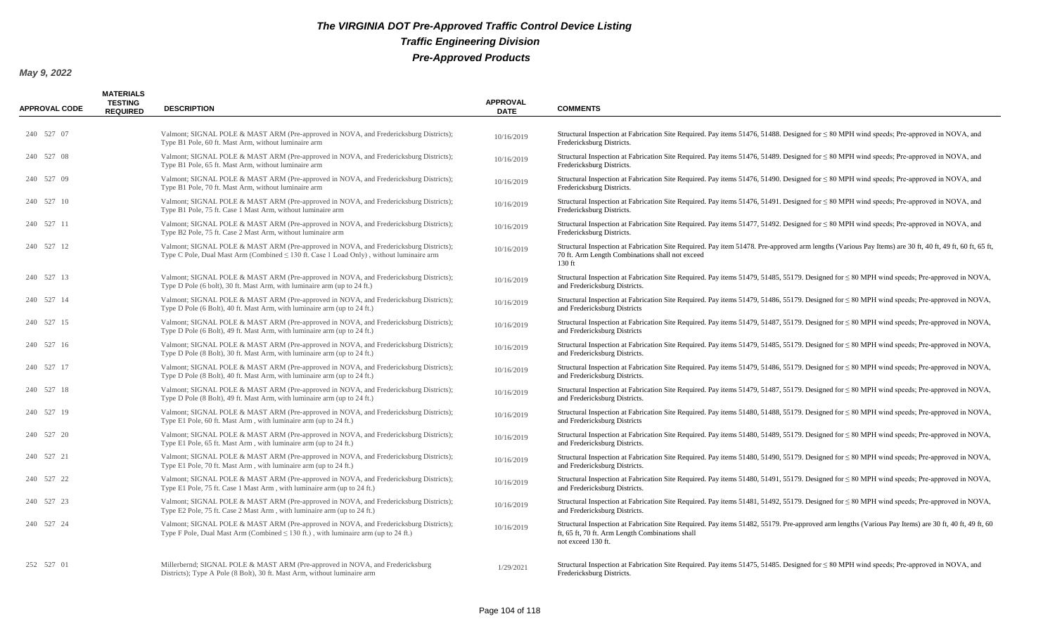# *The VIRGINIA DOT Pre-Approved Traffic Control Device Listing*

## *Traffic Engineering Division*

## *Pre-Approved Products*

***May 9, 2022***

| APPROVAL CODE | MATERIALS TESTING REQUIRED | DESCRIPTION | APPROVAL DATE | COMMENTS |
|---|---|---|---|---|
| 240 527 07 | | Valmont; SIGNAL POLE & MAST ARM (Pre-approved in NOVA, and Fredericksburg Districts); Type B1 Pole, 60 ft. Mast Arm, without luminaire arm | 10/16/2019 | Structural Inspection at Fabrication Site Required. Pay items 51476, 51488. Designed for ≤ 80 MPH wind speeds; Pre-approved in NOVA, and Fredericksburg Districts. |
| 240 527 08 | | Valmont; SIGNAL POLE & MAST ARM (Pre-approved in NOVA, and Fredericksburg Districts); Type B1 Pole, 65 ft. Mast Arm, without luminaire arm | 10/16/2019 | Structural Inspection at Fabrication Site Required. Pay items 51476, 51489. Designed for ≤ 80 MPH wind speeds; Pre-approved in NOVA, and Fredericksburg Districts. |
| 240 527 09 | | Valmont; SIGNAL POLE & MAST ARM (Pre-approved in NOVA, and Fredericksburg Districts); Type B1 Pole, 70 ft. Mast Arm, without luminaire arm | 10/16/2019 | Structural Inspection at Fabrication Site Required. Pay items 51476, 51490. Designed for ≤ 80 MPH wind speeds; Pre-approved in NOVA, and Fredericksburg Districts. |
| 240 527 10 | | Valmont; SIGNAL POLE & MAST ARM (Pre-approved in NOVA, and Fredericksburg Districts); Type B1 Pole, 75 ft. Case 1 Mast Arm, without luminaire arm | 10/16/2019 | Structural Inspection at Fabrication Site Required. Pay items 51476, 51491. Designed for ≤ 80 MPH wind speeds; Pre-approved in NOVA, and Fredericksburg Districts. |
| 240 527 11 | | Valmont; SIGNAL POLE & MAST ARM (Pre-approved in NOVA, and Fredericksburg Districts); Type B2 Pole, 75 ft. Case 2 Mast Arm, without luminaire arm | 10/16/2019 | Structural Inspection at Fabrication Site Required. Pay items 51477, 51492. Designed for ≤ 80 MPH wind speeds; Pre-approved in NOVA, and Fredericksburg Districts. |
| 240 527 12 | | Valmont; SIGNAL POLE & MAST ARM (Pre-approved in NOVA, and Fredericksburg Districts); Type C Pole, Dual Mast Arm (Combined ≤ 130 ft. Case 1 Load Only) , without luminaire arm | 10/16/2019 | Structural Inspection at Fabrication Site Required. Pay item 51478. Pre-approved arm lengths (Various Pay Items) are 30 ft, 40 ft, 49 ft, 60 ft, 65 ft, 70 ft. Arm Length Combinations shall not exceed 130 ft |
| 240 527 13 | | Valmont; SIGNAL POLE & MAST ARM (Pre-approved in NOVA, and Fredericksburg Districts); Type D Pole (6 bolt), 30 ft. Mast Arm, with luminaire arm (up to 24 ft.) | 10/16/2019 | Structural Inspection at Fabrication Site Required. Pay items 51479, 51485, 55179. Designed for ≤ 80 MPH wind speeds; Pre-approved in NOVA, and Fredericksburg Districts. |
| 240 527 14 | | Valmont; SIGNAL POLE & MAST ARM (Pre-approved in NOVA, and Fredericksburg Districts); Type D Pole (6 Bolt), 40 ft. Mast Arm, with luminaire arm (up to 24 ft.) | 10/16/2019 | Structural Inspection at Fabrication Site Required. Pay items 51479, 51486, 55179. Designed for ≤ 80 MPH wind speeds; Pre-approved in NOVA, and Fredericksburg Districts |
| 240 527 15 | | Valmont; SIGNAL POLE & MAST ARM (Pre-approved in NOVA, and Fredericksburg Districts); Type D Pole (6 Bolt), 49 ft. Mast Arm, with luminaire arm (up to 24 ft.) | 10/16/2019 | Structural Inspection at Fabrication Site Required. Pay items 51479, 51487, 55179. Designed for ≤ 80 MPH wind speeds; Pre-approved in NOVA, and Fredericksburg Districts |
| 240 527 16 | | Valmont; SIGNAL POLE & MAST ARM (Pre-approved in NOVA, and Fredericksburg Districts); Type D Pole (8 Bolt), 30 ft. Mast Arm, with luminaire arm (up to 24 ft.) | 10/16/2019 | Structural Inspection at Fabrication Site Required. Pay items 51479, 51485, 55179. Designed for ≤ 80 MPH wind speeds; Pre-approved in NOVA, and Fredericksburg Districts. |
| 240 527 17 | | Valmont; SIGNAL POLE & MAST ARM (Pre-approved in NOVA, and Fredericksburg Districts); Type D Pole (8 Bolt), 40 ft. Mast Arm, with luminaire arm (up to 24 ft.) | 10/16/2019 | Structural Inspection at Fabrication Site Required. Pay items 51479, 51486, 55179. Designed for ≤ 80 MPH wind speeds; Pre-approved in NOVA, and Fredericksburg Districts. |
| 240 527 18 | | Valmont; SIGNAL POLE & MAST ARM (Pre-approved in NOVA, and Fredericksburg Districts); Type D Pole (8 Bolt), 49 ft. Mast Arm, with luminaire arm (up to 24 ft.) | 10/16/2019 | Structural Inspection at Fabrication Site Required. Pay items 51479, 51487, 55179. Designed for ≤ 80 MPH wind speeds; Pre-approved in NOVA, and Fredericksburg Districts. |
| 240 527 19 | | Valmont; SIGNAL POLE & MAST ARM (Pre-approved in NOVA, and Fredericksburg Districts); Type E1 Pole, 60 ft. Mast Arm , with luminaire arm (up to 24 ft.) | 10/16/2019 | Structural Inspection at Fabrication Site Required. Pay items 51480, 51488, 55179. Designed for ≤ 80 MPH wind speeds; Pre-approved in NOVA, and Fredericksburg Districts |
| 240 527 20 | | Valmont; SIGNAL POLE & MAST ARM (Pre-approved in NOVA, and Fredericksburg Districts); Type E1 Pole, 65 ft. Mast Arm , with luminaire arm (up to 24 ft.) | 10/16/2019 | Structural Inspection at Fabrication Site Required. Pay items 51480, 51489, 55179. Designed for ≤ 80 MPH wind speeds; Pre-approved in NOVA, and Fredericksburg Districts. |
| 240 527 21 | | Valmont; SIGNAL POLE & MAST ARM (Pre-approved in NOVA, and Fredericksburg Districts); Type E1 Pole, 70 ft. Mast Arm , with luminaire arm (up to 24 ft.) | 10/16/2019 | Structural Inspection at Fabrication Site Required. Pay items 51480, 51490, 55179. Designed for ≤ 80 MPH wind speeds; Pre-approved in NOVA, and Fredericksburg Districts. |
| 240 527 22 | | Valmont; SIGNAL POLE & MAST ARM (Pre-approved in NOVA, and Fredericksburg Districts); Type E1 Pole, 75 ft. Case 1 Mast Arm , with luminaire arm (up to 24 ft.) | 10/16/2019 | Structural Inspection at Fabrication Site Required. Pay items 51480, 51491, 55179. Designed for ≤ 80 MPH wind speeds; Pre-approved in NOVA, and Fredericksburg Districts. |
| 240 527 23 | | Valmont; SIGNAL POLE & MAST ARM (Pre-approved in NOVA, and Fredericksburg Districts); Type E2 Pole, 75 ft. Case 2 Mast Arm , with luminaire arm (up to 24 ft.) | 10/16/2019 | Structural Inspection at Fabrication Site Required. Pay items 51481, 51492, 55179. Designed for ≤ 80 MPH wind speeds; Pre-approved in NOVA, and Fredericksburg Districts. |
| 240 527 24 | | Valmont; SIGNAL POLE & MAST ARM (Pre-approved in NOVA, and Fredericksburg Districts); Type F Pole, Dual Mast Arm (Combined ≤ 130 ft.) , with luminaire arm (up to 24 ft.) | 10/16/2019 | Structural Inspection at Fabrication Site Required. Pay items 51482, 55179. Pre-approved arm lengths (Various Pay Items) are 30 ft, 40 ft, 49 ft, 60 ft, 65 ft, 70 ft. Arm Length Combinations shall not exceed 130 ft. |
| 252 527 01 | | Millerbernd; SIGNAL POLE & MAST ARM (Pre-approved in NOVA, and Fredericksburg Districts); Type A Pole (8 Bolt), 30 ft. Mast Arm, without luminaire arm | 1/29/2021 | Structural Inspection at Fabrication Site Required. Pay items 51475, 51485. Designed for ≤ 80 MPH wind speeds; Pre-approved in NOVA, and Fredericksburg Districts. |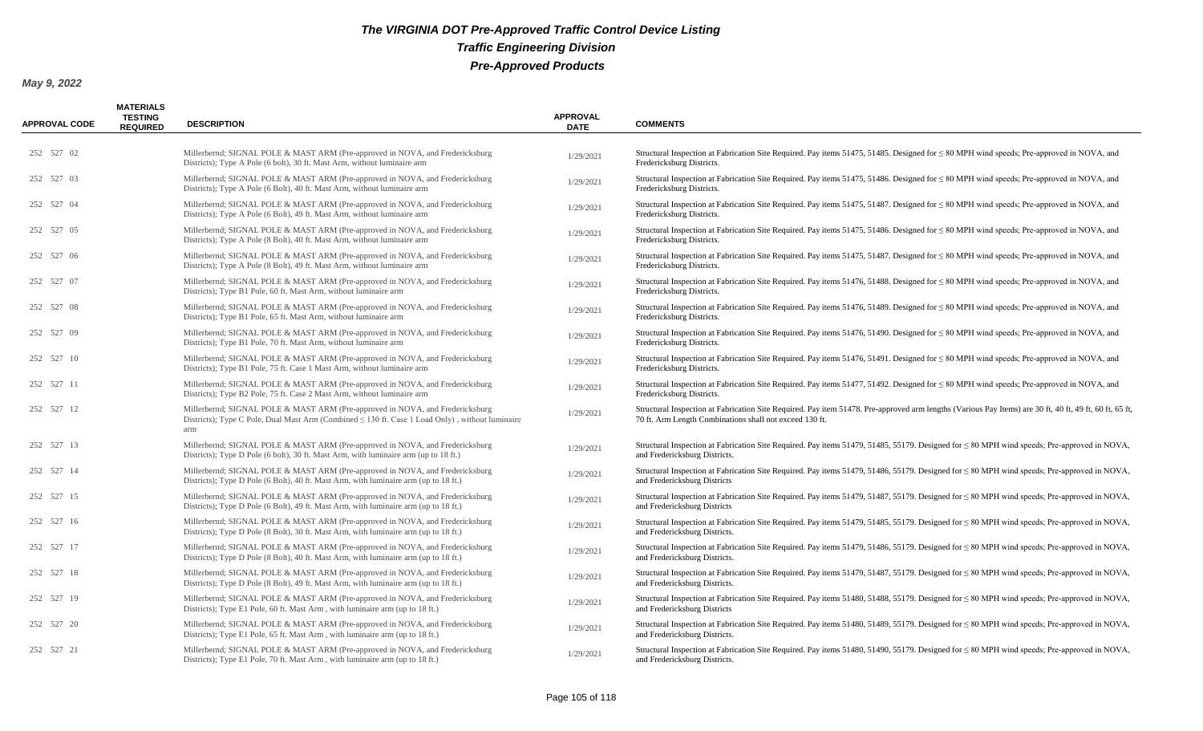# The VIRGINIA DOT Pre-Approved Traffic Control Device Listing

## Traffic Engineering Division

## Pre-Approved Products

**May 9, 2022**

| APPROVAL CODE | MATERIALS TESTING REQUIRED | DESCRIPTION | APPROVAL DATE | COMMENTS |
|---|---|---|---|---|
| 252 527 02 | | Millerbernd; SIGNAL POLE & MAST ARM (Pre-approved in NOVA, and Fredericksburg Districts); Type A Pole (6 bolt), 30 ft. Mast Arm, without luminaire arm | 1/29/2021 | Structural Inspection at Fabrication Site Required. Pay items 51475, 51485. Designed for ≤ 80 MPH wind speeds; Pre-approved in NOVA, and Fredericksburg Districts. |
| 252 527 03 | | Millerbernd; SIGNAL POLE & MAST ARM (Pre-approved in NOVA, and Fredericksburg Districts); Type A Pole (6 Bolt), 40 ft. Mast Arm, without luminaire arm | 1/29/2021 | Structural Inspection at Fabrication Site Required. Pay items 51475, 51486. Designed for ≤ 80 MPH wind speeds; Pre-approved in NOVA, and Fredericksburg Districts. |
| 252 527 04 | | Millerbernd; SIGNAL POLE & MAST ARM (Pre-approved in NOVA, and Fredericksburg Districts); Type A Pole (6 Bolt), 49 ft. Mast Arm, without luminaire arm | 1/29/2021 | Structural Inspection at Fabrication Site Required. Pay items 51475, 51487. Designed for ≤ 80 MPH wind speeds; Pre-approved in NOVA, and Fredericksburg Districts. |
| 252 527 05 | | Millerbernd; SIGNAL POLE & MAST ARM (Pre-approved in NOVA, and Fredericksburg Districts); Type A Pole (8 Bolt), 40 ft. Mast Arm, without luminaire arm | 1/29/2021 | Structural Inspection at Fabrication Site Required. Pay items 51475, 51486. Designed for ≤ 80 MPH wind speeds; Pre-approved in NOVA, and Fredericksburg Districts. |
| 252 527 06 | | Millerbernd; SIGNAL POLE & MAST ARM (Pre-approved in NOVA, and Fredericksburg Districts); Type A Pole (8 Bolt), 49 ft. Mast Arm, without luminaire arm | 1/29/2021 | Structural Inspection at Fabrication Site Required. Pay items 51475, 51487. Designed for ≤ 80 MPH wind speeds; Pre-approved in NOVA, and Fredericksburg Districts. |
| 252 527 07 | | Millerbernd; SIGNAL POLE & MAST ARM (Pre-approved in NOVA, and Fredericksburg Districts); Type B1 Pole, 60 ft. Mast Arm, without luminaire arm | 1/29/2021 | Structural Inspection at Fabrication Site Required. Pay items 51476, 51488. Designed for ≤ 80 MPH wind speeds; Pre-approved in NOVA, and Fredericksburg Districts. |
| 252 527 08 | | Millerbernd; SIGNAL POLE & MAST ARM (Pre-approved in NOVA, and Fredericksburg Districts); Type B1 Pole, 65 ft. Mast Arm, without luminaire arm | 1/29/2021 | Structural Inspection at Fabrication Site Required. Pay items 51476, 51489. Designed for ≤ 80 MPH wind speeds; Pre-approved in NOVA, and Fredericksburg Districts. |
| 252 527 09 | | Millerbernd; SIGNAL POLE & MAST ARM (Pre-approved in NOVA, and Fredericksburg Districts); Type B1 Pole, 70 ft. Mast Arm, without luminaire arm | 1/29/2021 | Structural Inspection at Fabrication Site Required. Pay items 51476, 51490. Designed for ≤ 80 MPH wind speeds; Pre-approved in NOVA, and Fredericksburg Districts. |
| 252 527 10 | | Millerbernd; SIGNAL POLE & MAST ARM (Pre-approved in NOVA, and Fredericksburg Districts); Type B1 Pole, 75 ft. Case 1 Mast Arm, without luminaire arm | 1/29/2021 | Structural Inspection at Fabrication Site Required. Pay items 51476, 51491. Designed for ≤ 80 MPH wind speeds; Pre-approved in NOVA, and Fredericksburg Districts. |
| 252 527 11 | | Millerbernd; SIGNAL POLE & MAST ARM (Pre-approved in NOVA, and Fredericksburg Districts); Type B2 Pole, 75 ft. Case 2 Mast Arm, without luminaire arm | 1/29/2021 | Structural Inspection at Fabrication Site Required. Pay items 51477, 51492. Designed for ≤ 80 MPH wind speeds; Pre-approved in NOVA, and Fredericksburg Districts. |
| 252 527 12 | | Millerbernd; SIGNAL POLE & MAST ARM (Pre-approved in NOVA, and Fredericksburg Districts); Type C Pole, Dual Mast Arm (Combined ≤ 130 ft. Case 1 Load Only) , without luminaire arm | 1/29/2021 | Structural Inspection at Fabrication Site Required. Pay item 51478. Pre-approved arm lengths (Various Pay Items) are 30 ft, 40 ft, 49 ft, 60 ft, 65 ft, 70 ft. Arm Length Combinations shall not exceed 130 ft. |
| 252 527 13 | | Millerbernd; SIGNAL POLE & MAST ARM (Pre-approved in NOVA, and Fredericksburg Districts); Type D Pole (6 bolt), 30 ft. Mast Arm, with luminaire arm (up to 18 ft.) | 1/29/2021 | Structural Inspection at Fabrication Site Required. Pay items 51479, 51485, 55179. Designed for ≤ 80 MPH wind speeds; Pre-approved in NOVA, and Fredericksburg Districts. |
| 252 527 14 | | Millerbernd; SIGNAL POLE & MAST ARM (Pre-approved in NOVA, and Fredericksburg Districts); Type D Pole (6 Bolt), 40 ft. Mast Arm, with luminaire arm (up to 18 ft.) | 1/29/2021 | Structural Inspection at Fabrication Site Required. Pay items 51479, 51486, 55179. Designed for ≤ 80 MPH wind speeds; Pre-approved in NOVA, and Fredericksburg Districts |
| 252 527 15 | | Millerbernd; SIGNAL POLE & MAST ARM (Pre-approved in NOVA, and Fredericksburg Districts); Type D Pole (6 Bolt), 49 ft. Mast Arm, with luminaire arm (up to 18 ft.) | 1/29/2021 | Structural Inspection at Fabrication Site Required. Pay items 51479, 51487, 55179. Designed for ≤ 80 MPH wind speeds; Pre-approved in NOVA, and Fredericksburg Districts |
| 252 527 16 | | Millerbernd; SIGNAL POLE & MAST ARM (Pre-approved in NOVA, and Fredericksburg Districts); Type D Pole (8 Bolt), 30 ft. Mast Arm, with luminaire arm (up to 18 ft.) | 1/29/2021 | Structural Inspection at Fabrication Site Required. Pay items 51479, 51485, 55179. Designed for ≤ 80 MPH wind speeds; Pre-approved in NOVA, and Fredericksburg Districts. |
| 252 527 17 | | Millerbernd; SIGNAL POLE & MAST ARM (Pre-approved in NOVA, and Fredericksburg Districts); Type D Pole (8 Bolt), 40 ft. Mast Arm, with luminaire arm (up to 18 ft.) | 1/29/2021 | Structural Inspection at Fabrication Site Required. Pay items 51479, 51486, 55179. Designed for ≤ 80 MPH wind speeds; Pre-approved in NOVA, and Fredericksburg Districts. |
| 252 527 18 | | Millerbernd; SIGNAL POLE & MAST ARM (Pre-approved in NOVA, and Fredericksburg Districts); Type D Pole (8 Bolt), 49 ft. Mast Arm, with luminaire arm (up to 18 ft.) | 1/29/2021 | Structural Inspection at Fabrication Site Required. Pay items 51479, 51487, 55179. Designed for ≤ 80 MPH wind speeds; Pre-approved in NOVA, and Fredericksburg Districts. |
| 252 527 19 | | Millerbernd; SIGNAL POLE & MAST ARM (Pre-approved in NOVA, and Fredericksburg Districts); Type E1 Pole, 60 ft. Mast Arm , with luminaire arm (up to 18 ft.) | 1/29/2021 | Structural Inspection at Fabrication Site Required. Pay items 51480, 51488, 55179. Designed for ≤ 80 MPH wind speeds; Pre-approved in NOVA, and Fredericksburg Districts |
| 252 527 20 | | Millerbernd; SIGNAL POLE & MAST ARM (Pre-approved in NOVA, and Fredericksburg Districts); Type E1 Pole, 65 ft. Mast Arm , with luminaire arm (up to 18 ft.) | 1/29/2021 | Structural Inspection at Fabrication Site Required. Pay items 51480, 51489, 55179. Designed for ≤ 80 MPH wind speeds; Pre-approved in NOVA, and Fredericksburg Districts. |
| 252 527 21 | | Millerbernd; SIGNAL POLE & MAST ARM (Pre-approved in NOVA, and Fredericksburg Districts); Type E1 Pole, 70 ft. Mast Arm , with luminaire arm (up to 18 ft.) | 1/29/2021 | Structural Inspection at Fabrication Site Required. Pay items 51480, 51490, 55179. Designed for ≤ 80 MPH wind speeds; Pre-approved in NOVA, and Fredericksburg Districts. |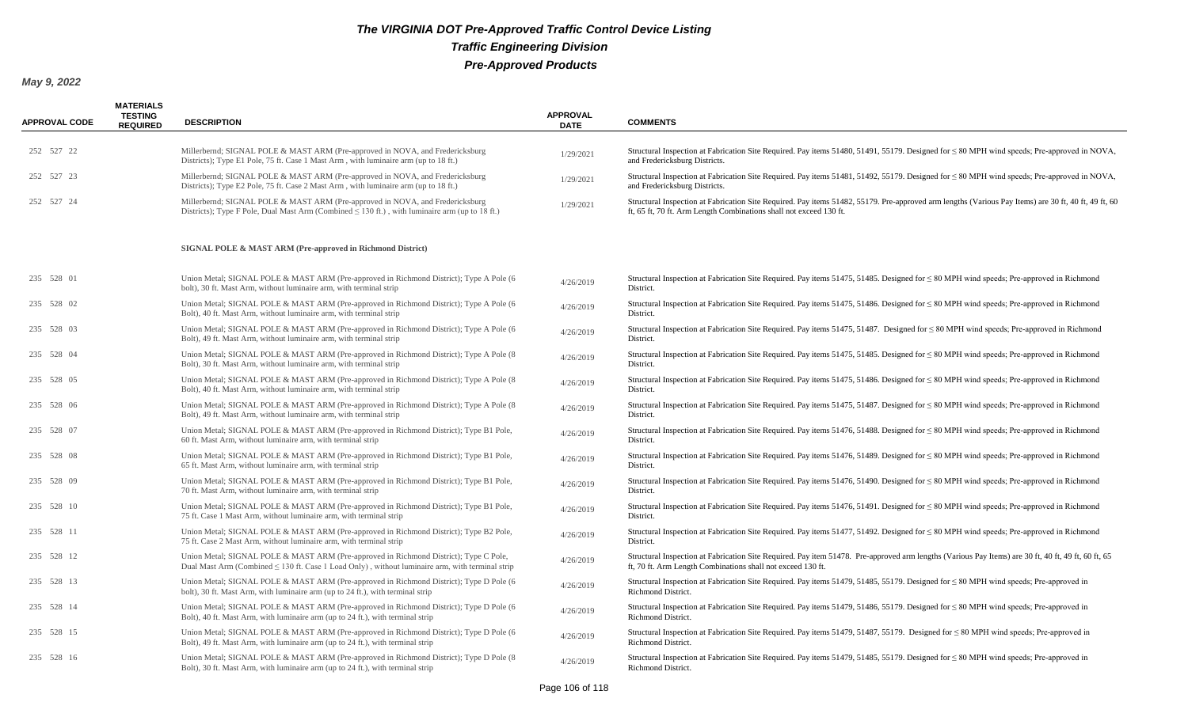# The VIRGINIA DOT Pre-Approved Traffic Control Device Listing

## Traffic Engineering Division

## Pre-Approved Products

**May 9, 2022**

| APPROVAL CODE | MATERIALS TESTING REQUIRED | DESCRIPTION | APPROVAL DATE | COMMENTS |
|---|---|---|---|---|
| 252 527 22 | | Millerbernd; SIGNAL POLE & MAST ARM (Pre-approved in NOVA, and Fredericksburg Districts); Type E1 Pole, 75 ft. Case 1 Mast Arm , with luminaire arm (up to 18 ft.) | 1/29/2021 | Structural Inspection at Fabrication Site Required. Pay items 51480, 51491, 55179. Designed for ≤ 80 MPH wind speeds; Pre-approved in NOVA, and Fredericksburg Districts. |
| 252 527 23 | | Millerbernd; SIGNAL POLE & MAST ARM (Pre-approved in NOVA, and Fredericksburg Districts); Type E2 Pole, 75 ft. Case 2 Mast Arm , with luminaire arm (up to 18 ft.) | 1/29/2021 | Structural Inspection at Fabrication Site Required. Pay items 51481, 51492, 55179. Designed for ≤ 80 MPH wind speeds; Pre-approved in NOVA, and Fredericksburg Districts. |
| 252 527 24 | | Millerbernd; SIGNAL POLE & MAST ARM (Pre-approved in NOVA, and Fredericksburg Districts); Type F Pole, Dual Mast Arm (Combined ≤ 130 ft.) , with luminaire arm (up to 18 ft.) | 1/29/2021 | Structural Inspection at Fabrication Site Required. Pay items 51482, 55179. Pre-approved arm lengths (Various Pay Items) are 30 ft, 40 ft, 49 ft, 60 ft, 65 ft, 70 ft. Arm Length Combinations shall not exceed 130 ft. |
| | | **SIGNAL POLE & MAST ARM (Pre-approved in Richmond District)** | | |
| 235 528 01 | | Union Metal; SIGNAL POLE & MAST ARM (Pre-approved in Richmond District); Type A Pole (6 bolt), 30 ft. Mast Arm, without luminaire arm, with terminal strip | 4/26/2019 | Structural Inspection at Fabrication Site Required. Pay items 51475, 51485. Designed for ≤ 80 MPH wind speeds; Pre-approved in Richmond District. |
| 235 528 02 | | Union Metal; SIGNAL POLE & MAST ARM (Pre-approved in Richmond District); Type A Pole (6 Bolt), 40 ft. Mast Arm, without luminaire arm, with terminal strip | 4/26/2019 | Structural Inspection at Fabrication Site Required. Pay items 51475, 51486. Designed for ≤ 80 MPH wind speeds; Pre-approved in Richmond District. |
| 235 528 03 | | Union Metal; SIGNAL POLE & MAST ARM (Pre-approved in Richmond District); Type A Pole (6 Bolt), 49 ft. Mast Arm, without luminaire arm, with terminal strip | 4/26/2019 | Structural Inspection at Fabrication Site Required. Pay items 51475, 51487. Designed for ≤ 80 MPH wind speeds; Pre-approved in Richmond District. |
| 235 528 04 | | Union Metal; SIGNAL POLE & MAST ARM (Pre-approved in Richmond District); Type A Pole (8 Bolt), 30 ft. Mast Arm, without luminaire arm, with terminal strip | 4/26/2019 | Structural Inspection at Fabrication Site Required. Pay items 51475, 51485. Designed for ≤ 80 MPH wind speeds; Pre-approved in Richmond District. |
| 235 528 05 | | Union Metal; SIGNAL POLE & MAST ARM (Pre-approved in Richmond District); Type A Pole (8 Bolt), 40 ft. Mast Arm, without luminaire arm, with terminal strip | 4/26/2019 | Structural Inspection at Fabrication Site Required. Pay items 51475, 51486. Designed for ≤ 80 MPH wind speeds; Pre-approved in Richmond District. |
| 235 528 06 | | Union Metal; SIGNAL POLE & MAST ARM (Pre-approved in Richmond District); Type A Pole (8 Bolt), 49 ft. Mast Arm, without luminaire arm, with terminal strip | 4/26/2019 | Structural Inspection at Fabrication Site Required. Pay items 51475, 51487. Designed for ≤ 80 MPH wind speeds; Pre-approved in Richmond District. |
| 235 528 07 | | Union Metal; SIGNAL POLE & MAST ARM (Pre-approved in Richmond District); Type B1 Pole, 60 ft. Mast Arm, without luminaire arm, with terminal strip | 4/26/2019 | Structural Inspection at Fabrication Site Required. Pay items 51476, 51488. Designed for ≤ 80 MPH wind speeds; Pre-approved in Richmond District. |
| 235 528 08 | | Union Metal; SIGNAL POLE & MAST ARM (Pre-approved in Richmond District); Type B1 Pole, 65 ft. Mast Arm, without luminaire arm, with terminal strip | 4/26/2019 | Structural Inspection at Fabrication Site Required. Pay items 51476, 51489. Designed for ≤ 80 MPH wind speeds; Pre-approved in Richmond District. |
| 235 528 09 | | Union Metal; SIGNAL POLE & MAST ARM (Pre-approved in Richmond District); Type B1 Pole, 70 ft. Mast Arm, without luminaire arm, with terminal strip | 4/26/2019 | Structural Inspection at Fabrication Site Required. Pay items 51476, 51490. Designed for ≤ 80 MPH wind speeds; Pre-approved in Richmond District. |
| 235 528 10 | | Union Metal; SIGNAL POLE & MAST ARM (Pre-approved in Richmond District); Type B1 Pole, 75 ft. Case 1 Mast Arm, without luminaire arm, with terminal strip | 4/26/2019 | Structural Inspection at Fabrication Site Required. Pay items 51476, 51491. Designed for ≤ 80 MPH wind speeds; Pre-approved in Richmond District. |
| 235 528 11 | | Union Metal; SIGNAL POLE & MAST ARM (Pre-approved in Richmond District); Type B2 Pole, 75 ft. Case 2 Mast Arm, without luminaire arm, with terminal strip | 4/26/2019 | Structural Inspection at Fabrication Site Required. Pay items 51477, 51492. Designed for ≤ 80 MPH wind speeds; Pre-approved in Richmond District. |
| 235 528 12 | | Union Metal; SIGNAL POLE & MAST ARM (Pre-approved in Richmond District); Type C Pole, Dual Mast Arm (Combined ≤ 130 ft. Case 1 Load Only) , without luminaire arm, with terminal strip | 4/26/2019 | Structural Inspection at Fabrication Site Required. Pay item 51478. Pre-approved arm lengths (Various Pay Items) are 30 ft, 40 ft, 49 ft, 60 ft, 65 ft, 70 ft. Arm Length Combinations shall not exceed 130 ft. |
| 235 528 13 | | Union Metal; SIGNAL POLE & MAST ARM (Pre-approved in Richmond District); Type D Pole (6 bolt), 30 ft. Mast Arm, with luminaire arm (up to 24 ft.), with terminal strip | 4/26/2019 | Structural Inspection at Fabrication Site Required. Pay items 51479, 51485, 55179. Designed for ≤ 80 MPH wind speeds; Pre-approved in Richmond District. |
| 235 528 14 | | Union Metal; SIGNAL POLE & MAST ARM (Pre-approved in Richmond District); Type D Pole (6 Bolt), 40 ft. Mast Arm, with luminaire arm (up to 24 ft.), with terminal strip | 4/26/2019 | Structural Inspection at Fabrication Site Required. Pay items 51479, 51486, 55179. Designed for ≤ 80 MPH wind speeds; Pre-approved in Richmond District. |
| 235 528 15 | | Union Metal; SIGNAL POLE & MAST ARM (Pre-approved in Richmond District); Type D Pole (6 Bolt), 49 ft. Mast Arm, with luminaire arm (up to 24 ft.), with terminal strip | 4/26/2019 | Structural Inspection at Fabrication Site Required. Pay items 51479, 51487, 55179. Designed for ≤ 80 MPH wind speeds; Pre-approved in Richmond District. |
| 235 528 16 | | Union Metal; SIGNAL POLE & MAST ARM (Pre-approved in Richmond District); Type D Pole (8 Bolt), 30 ft. Mast Arm, with luminaire arm (up to 24 ft.), with terminal strip | 4/26/2019 | Structural Inspection at Fabrication Site Required. Pay items 51479, 51485, 55179. Designed for ≤ 80 MPH wind speeds; Pre-approved in Richmond District. |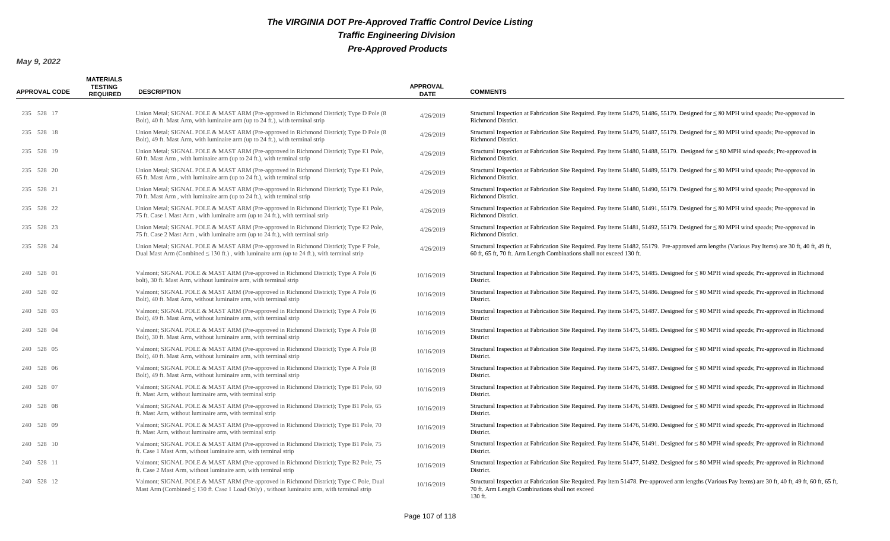# The VIRGINIA DOT Pre-Approved Traffic Control Device Listing

## Traffic Engineering Division

## Pre-Approved Products

**May 9, 2022**

| APPROVAL CODE | MATERIALS TESTING REQUIRED | DESCRIPTION | APPROVAL DATE | COMMENTS |
|---|---|---|---|---|
| 235 528 17 | | Union Metal; SIGNAL POLE & MAST ARM (Pre-approved in Richmond District); Type D Pole (8 Bolt), 40 ft. Mast Arm, with luminaire arm (up to 24 ft.), with terminal strip | 4/26/2019 | Structural Inspection at Fabrication Site Required. Pay items 51479, 51486, 55179. Designed for ≤ 80 MPH wind speeds; Pre-approved in Richmond District. |
| 235 528 18 | | Union Metal; SIGNAL POLE & MAST ARM (Pre-approved in Richmond District); Type D Pole (8 Bolt), 49 ft. Mast Arm, with luminaire arm (up to 24 ft.), with terminal strip | 4/26/2019 | Structural Inspection at Fabrication Site Required. Pay items 51479, 51487, 55179. Designed for ≤ 80 MPH wind speeds; Pre-approved in Richmond District. |
| 235 528 19 | | Union Metal; SIGNAL POLE & MAST ARM (Pre-approved in Richmond District); Type E1 Pole, 60 ft. Mast Arm , with luminaire arm (up to 24 ft.), with terminal strip | 4/26/2019 | Structural Inspection at Fabrication Site Required. Pay items 51480, 51488, 55179. Designed for ≤ 80 MPH wind speeds; Pre-approved in Richmond District. |
| 235 528 20 | | Union Metal; SIGNAL POLE & MAST ARM (Pre-approved in Richmond District); Type E1 Pole, 65 ft. Mast Arm , with luminaire arm (up to 24 ft.), with terminal strip | 4/26/2019 | Structural Inspection at Fabrication Site Required. Pay items 51480, 51489, 55179. Designed for ≤ 80 MPH wind speeds; Pre-approved in Richmond District. |
| 235 528 21 | | Union Metal; SIGNAL POLE & MAST ARM (Pre-approved in Richmond District); Type E1 Pole, 70 ft. Mast Arm , with luminaire arm (up to 24 ft.), with terminal strip | 4/26/2019 | Structural Inspection at Fabrication Site Required. Pay items 51480, 51490, 55179. Designed for ≤ 80 MPH wind speeds; Pre-approved in Richmond District. |
| 235 528 22 | | Union Metal; SIGNAL POLE & MAST ARM (Pre-approved in Richmond District); Type E1 Pole, 75 ft. Case 1 Mast Arm , with luminaire arm (up to 24 ft.), with terminal strip | 4/26/2019 | Structural Inspection at Fabrication Site Required. Pay items 51480, 51491, 55179. Designed for ≤ 80 MPH wind speeds; Pre-approved in Richmond District. |
| 235 528 23 | | Union Metal; SIGNAL POLE & MAST ARM (Pre-approved in Richmond District); Type E2 Pole, 75 ft. Case 2 Mast Arm , with luminaire arm (up to 24 ft.), with terminal strip | 4/26/2019 | Structural Inspection at Fabrication Site Required. Pay items 51481, 51492, 55179. Designed for ≤ 80 MPH wind speeds; Pre-approved in Richmond District. |
| 235 528 24 | | Union Metal; SIGNAL POLE & MAST ARM (Pre-approved in Richmond District); Type F Pole, Dual Mast Arm (Combined ≤ 130 ft.) , with luminaire arm (up to 24 ft.), with terminal strip | 4/26/2019 | Structural Inspection at Fabrication Site Required. Pay items 51482, 55179. Pre-approved arm lengths (Various Pay Items) are 30 ft, 40 ft, 49 ft, 60 ft, 65 ft, 70 ft. Arm Length Combinations shall not exceed 130 ft. |
| 240 528 01 | | Valmont; SIGNAL POLE & MAST ARM (Pre-approved in Richmond District); Type A Pole (6 bolt), 30 ft. Mast Arm, without luminaire arm, with terminal strip | 10/16/2019 | Structural Inspection at Fabrication Site Required. Pay items 51475, 51485. Designed for ≤ 80 MPH wind speeds; Pre-approved in Richmond District. |
| 240 528 02 | | Valmont; SIGNAL POLE & MAST ARM (Pre-approved in Richmond District); Type A Pole (6 Bolt), 40 ft. Mast Arm, without luminaire arm, with terminal strip | 10/16/2019 | Structural Inspection at Fabrication Site Required. Pay items 51475, 51486. Designed for ≤ 80 MPH wind speeds; Pre-approved in Richmond District. |
| 240 528 03 | | Valmont; SIGNAL POLE & MAST ARM (Pre-approved in Richmond District); Type A Pole (6 Bolt), 49 ft. Mast Arm, without luminaire arm, with terminal strip | 10/16/2019 | Structural Inspection at Fabrication Site Required. Pay items 51475, 51487. Designed for ≤ 80 MPH wind speeds; Pre-approved in Richmond District |
| 240 528 04 | | Valmont; SIGNAL POLE & MAST ARM (Pre-approved in Richmond District); Type A Pole (8 Bolt), 30 ft. Mast Arm, without luminaire arm, with terminal strip | 10/16/2019 | Structural Inspection at Fabrication Site Required. Pay items 51475, 51485. Designed for ≤ 80 MPH wind speeds; Pre-approved in Richmond District |
| 240 528 05 | | Valmont; SIGNAL POLE & MAST ARM (Pre-approved in Richmond District); Type A Pole (8 Bolt), 40 ft. Mast Arm, without luminaire arm, with terminal strip | 10/16/2019 | Structural Inspection at Fabrication Site Required. Pay items 51475, 51486. Designed for ≤ 80 MPH wind speeds; Pre-approved in Richmond District. |
| 240 528 06 | | Valmont; SIGNAL POLE & MAST ARM (Pre-approved in Richmond District); Type A Pole (8 Bolt), 49 ft. Mast Arm, without luminaire arm, with terminal strip | 10/16/2019 | Structural Inspection at Fabrication Site Required. Pay items 51475, 51487. Designed for ≤ 80 MPH wind speeds; Pre-approved in Richmond District. |
| 240 528 07 | | Valmont; SIGNAL POLE & MAST ARM (Pre-approved in Richmond District); Type B1 Pole, 60 ft. Mast Arm, without luminaire arm, with terminal strip | 10/16/2019 | Structural Inspection at Fabrication Site Required. Pay items 51476, 51488. Designed for ≤ 80 MPH wind speeds; Pre-approved in Richmond District. |
| 240 528 08 | | Valmont; SIGNAL POLE & MAST ARM (Pre-approved in Richmond District); Type B1 Pole, 65 ft. Mast Arm, without luminaire arm, with terminal strip | 10/16/2019 | Structural Inspection at Fabrication Site Required. Pay items 51476, 51489. Designed for ≤ 80 MPH wind speeds; Pre-approved in Richmond District. |
| 240 528 09 | | Valmont; SIGNAL POLE & MAST ARM (Pre-approved in Richmond District); Type B1 Pole, 70 ft. Mast Arm, without luminaire arm, with terminal strip | 10/16/2019 | Structural Inspection at Fabrication Site Required. Pay items 51476, 51490. Designed for ≤ 80 MPH wind speeds; Pre-approved in Richmond District. |
| 240 528 10 | | Valmont; SIGNAL POLE & MAST ARM (Pre-approved in Richmond District); Type B1 Pole, 75 ft. Case 1 Mast Arm, without luminaire arm, with terminal strip | 10/16/2019 | Structural Inspection at Fabrication Site Required. Pay items 51476, 51491. Designed for ≤ 80 MPH wind speeds; Pre-approved in Richmond District. |
| 240 528 11 | | Valmont; SIGNAL POLE & MAST ARM (Pre-approved in Richmond District); Type B2 Pole, 75 ft. Case 2 Mast Arm, without luminaire arm, with terminal strip | 10/16/2019 | Structural Inspection at Fabrication Site Required. Pay items 51477, 51492. Designed for ≤ 80 MPH wind speeds; Pre-approved in Richmond District. |
| 240 528 12 | | Valmont; SIGNAL POLE & MAST ARM (Pre-approved in Richmond District); Type C Pole, Dual Mast Arm (Combined ≤ 130 ft. Case 1 Load Only) , without luminaire arm, with terminal strip | 10/16/2019 | Structural Inspection at Fabrication Site Required. Pay item 51478. Pre-approved arm lengths (Various Pay Items) are 30 ft, 40 ft, 49 ft, 60 ft, 65 ft, 70 ft. Arm Length Combinations shall not exceed 130 ft. |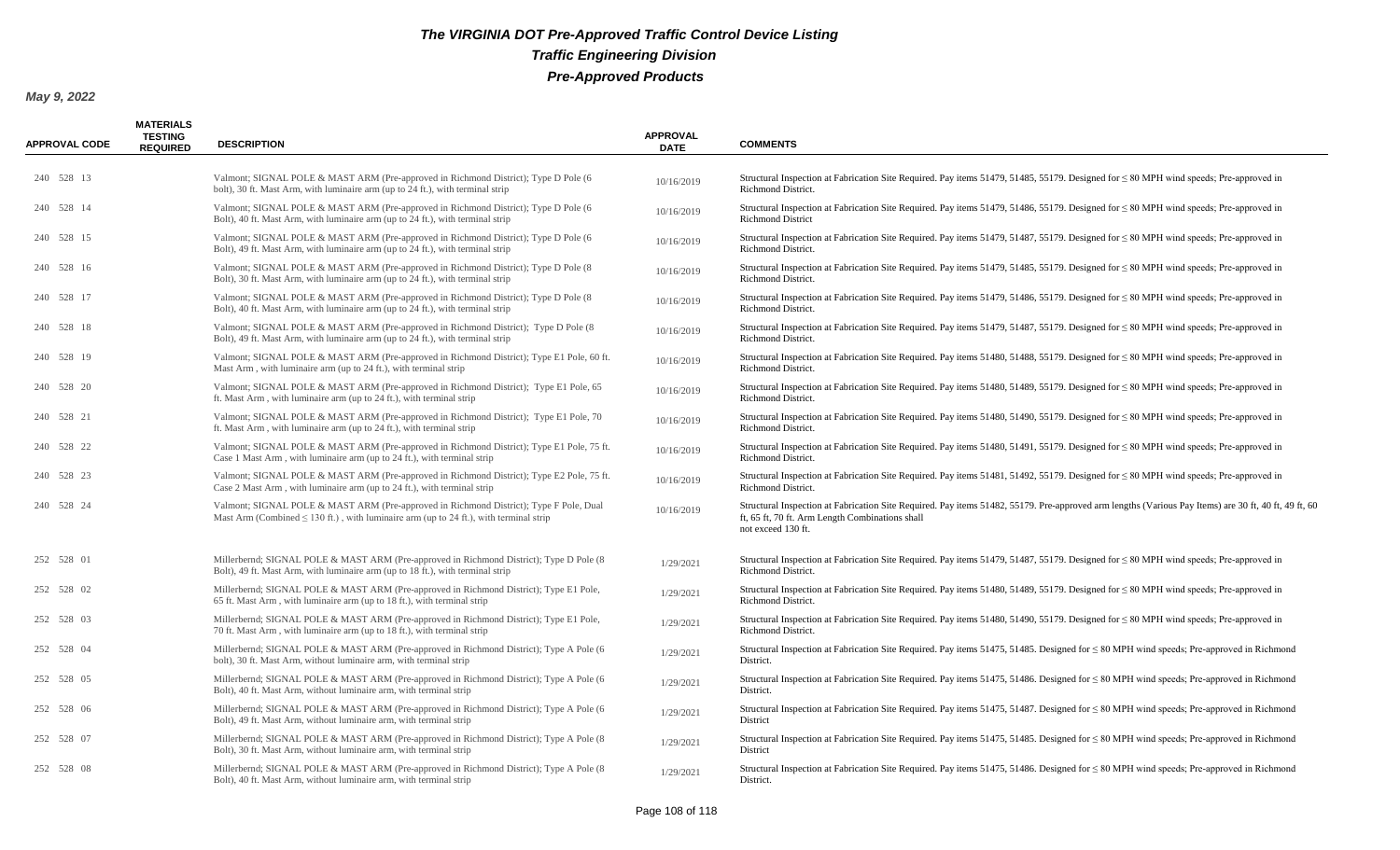# The VIRGINIA DOT Pre-Approved Traffic Control Device Listing

## Traffic Engineering Division

## Pre-Approved Products

**May 9, 2022**

| APPROVAL CODE | MATERIALS TESTING REQUIRED | DESCRIPTION | APPROVAL DATE | COMMENTS |
|---|---|---|---|---|
| 240 528 13 | | Valmont; SIGNAL POLE & MAST ARM (Pre-approved in Richmond District); Type D Pole (6 bolt), 30 ft. Mast Arm, with luminaire arm (up to 24 ft.), with terminal strip | 10/16/2019 | Structural Inspection at Fabrication Site Required. Pay items 51479, 51485, 55179. Designed for ≤ 80 MPH wind speeds; Pre-approved in Richmond District. |
| 240 528 14 | | Valmont; SIGNAL POLE & MAST ARM (Pre-approved in Richmond District); Type D Pole (6 Bolt), 40 ft. Mast Arm, with luminaire arm (up to 24 ft.), with terminal strip | 10/16/2019 | Structural Inspection at Fabrication Site Required. Pay items 51479, 51486, 55179. Designed for ≤ 80 MPH wind speeds; Pre-approved in Richmond District |
| 240 528 15 | | Valmont; SIGNAL POLE & MAST ARM (Pre-approved in Richmond District); Type D Pole (6 Bolt), 49 ft. Mast Arm, with luminaire arm (up to 24 ft.), with terminal strip | 10/16/2019 | Structural Inspection at Fabrication Site Required. Pay items 51479, 51487, 55179. Designed for ≤ 80 MPH wind speeds; Pre-approved in Richmond District. |
| 240 528 16 | | Valmont; SIGNAL POLE & MAST ARM (Pre-approved in Richmond District); Type D Pole (8 Bolt), 30 ft. Mast Arm, with luminaire arm (up to 24 ft.), with terminal strip | 10/16/2019 | Structural Inspection at Fabrication Site Required. Pay items 51479, 51485, 55179. Designed for ≤ 80 MPH wind speeds; Pre-approved in Richmond District. |
| 240 528 17 | | Valmont; SIGNAL POLE & MAST ARM (Pre-approved in Richmond District); Type D Pole (8 Bolt), 40 ft. Mast Arm, with luminaire arm (up to 24 ft.), with terminal strip | 10/16/2019 | Structural Inspection at Fabrication Site Required. Pay items 51479, 51486, 55179. Designed for ≤ 80 MPH wind speeds; Pre-approved in Richmond District. |
| 240 528 18 | | Valmont; SIGNAL POLE & MAST ARM (Pre-approved in Richmond District); Type D Pole (8 Bolt), 49 ft. Mast Arm, with luminaire arm (up to 24 ft.), with terminal strip | 10/16/2019 | Structural Inspection at Fabrication Site Required. Pay items 51479, 51487, 55179. Designed for ≤ 80 MPH wind speeds; Pre-approved in Richmond District. |
| 240 528 19 | | Valmont; SIGNAL POLE & MAST ARM (Pre-approved in Richmond District); Type E1 Pole, 60 ft. Mast Arm , with luminaire arm (up to 24 ft.), with terminal strip | 10/16/2019 | Structural Inspection at Fabrication Site Required. Pay items 51480, 51488, 55179. Designed for ≤ 80 MPH wind speeds; Pre-approved in Richmond District. |
| 240 528 20 | | Valmont; SIGNAL POLE & MAST ARM (Pre-approved in Richmond District); Type E1 Pole, 65 ft. Mast Arm , with luminaire arm (up to 24 ft.), with terminal strip | 10/16/2019 | Structural Inspection at Fabrication Site Required. Pay items 51480, 51489, 55179. Designed for ≤ 80 MPH wind speeds; Pre-approved in Richmond District. |
| 240 528 21 | | Valmont; SIGNAL POLE & MAST ARM (Pre-approved in Richmond District); Type E1 Pole, 70 ft. Mast Arm , with luminaire arm (up to 24 ft.), with terminal strip | 10/16/2019 | Structural Inspection at Fabrication Site Required. Pay items 51480, 51490, 55179. Designed for ≤ 80 MPH wind speeds; Pre-approved in Richmond District. |
| 240 528 22 | | Valmont; SIGNAL POLE & MAST ARM (Pre-approved in Richmond District); Type E1 Pole, 75 ft. Case 1 Mast Arm , with luminaire arm (up to 24 ft.), with terminal strip | 10/16/2019 | Structural Inspection at Fabrication Site Required. Pay items 51480, 51491, 55179. Designed for ≤ 80 MPH wind speeds; Pre-approved in Richmond District. |
| 240 528 23 | | Valmont; SIGNAL POLE & MAST ARM (Pre-approved in Richmond District); Type E2 Pole, 75 ft. Case 2 Mast Arm , with luminaire arm (up to 24 ft.), with terminal strip | 10/16/2019 | Structural Inspection at Fabrication Site Required. Pay items 51481, 51492, 55179. Designed for ≤ 80 MPH wind speeds; Pre-approved in Richmond District. |
| 240 528 24 | | Valmont; SIGNAL POLE & MAST ARM (Pre-approved in Richmond District); Type F Pole, Dual Mast Arm (Combined ≤ 130 ft.) , with luminaire arm (up to 24 ft.), with terminal strip | 10/16/2019 | Structural Inspection at Fabrication Site Required. Pay items 51482, 55179. Pre-approved arm lengths (Various Pay Items) are 30 ft, 40 ft, 49 ft, 60 ft, 65 ft, 70 ft. Arm Length Combinations shall not exceed 130 ft. |
| 252 528 01 | | Millerbernd; SIGNAL POLE & MAST ARM (Pre-approved in Richmond District); Type D Pole (8 Bolt), 49 ft. Mast Arm, with luminaire arm (up to 18 ft.), with terminal strip | 1/29/2021 | Structural Inspection at Fabrication Site Required. Pay items 51479, 51487, 55179. Designed for ≤ 80 MPH wind speeds; Pre-approved in Richmond District. |
| 252 528 02 | | Millerbernd; SIGNAL POLE & MAST ARM (Pre-approved in Richmond District); Type E1 Pole, 65 ft. Mast Arm , with luminaire arm (up to 18 ft.), with terminal strip | 1/29/2021 | Structural Inspection at Fabrication Site Required. Pay items 51480, 51489, 55179. Designed for ≤ 80 MPH wind speeds; Pre-approved in Richmond District. |
| 252 528 03 | | Millerbernd; SIGNAL POLE & MAST ARM (Pre-approved in Richmond District); Type E1 Pole, 70 ft. Mast Arm , with luminaire arm (up to 18 ft.), with terminal strip | 1/29/2021 | Structural Inspection at Fabrication Site Required. Pay items 51480, 51490, 55179. Designed for ≤ 80 MPH wind speeds; Pre-approved in Richmond District. |
| 252 528 04 | | Millerbernd; SIGNAL POLE & MAST ARM (Pre-approved in Richmond District); Type A Pole (6 bolt), 30 ft. Mast Arm, without luminaire arm, with terminal strip | 1/29/2021 | Structural Inspection at Fabrication Site Required. Pay items 51475, 51485. Designed for ≤ 80 MPH wind speeds; Pre-approved in Richmond District. |
| 252 528 05 | | Millerbernd; SIGNAL POLE & MAST ARM (Pre-approved in Richmond District); Type A Pole (6 Bolt), 40 ft. Mast Arm, without luminaire arm, with terminal strip | 1/29/2021 | Structural Inspection at Fabrication Site Required. Pay items 51475, 51486. Designed for ≤ 80 MPH wind speeds; Pre-approved in Richmond District. |
| 252 528 06 | | Millerbernd; SIGNAL POLE & MAST ARM (Pre-approved in Richmond District); Type A Pole (6 Bolt), 49 ft. Mast Arm, without luminaire arm, with terminal strip | 1/29/2021 | Structural Inspection at Fabrication Site Required. Pay items 51475, 51487. Designed for ≤ 80 MPH wind speeds; Pre-approved in Richmond District |
| 252 528 07 | | Millerbernd; SIGNAL POLE & MAST ARM (Pre-approved in Richmond District); Type A Pole (8 Bolt), 30 ft. Mast Arm, without luminaire arm, with terminal strip | 1/29/2021 | Structural Inspection at Fabrication Site Required. Pay items 51475, 51485. Designed for ≤ 80 MPH wind speeds; Pre-approved in Richmond District |
| 252 528 08 | | Millerbernd; SIGNAL POLE & MAST ARM (Pre-approved in Richmond District); Type A Pole (8 Bolt), 40 ft. Mast Arm, without luminaire arm, with terminal strip | 1/29/2021 | Structural Inspection at Fabrication Site Required. Pay items 51475, 51486. Designed for ≤ 80 MPH wind speeds; Pre-approved in Richmond District. |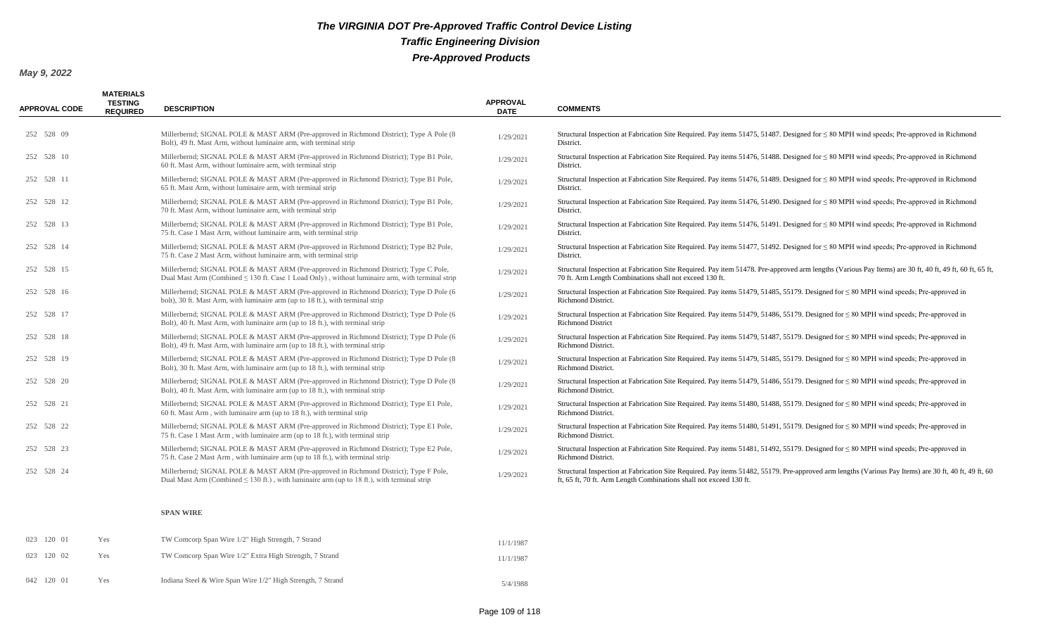# The VIRGINIA DOT Pre-Approved Traffic Control Device Listing

## Traffic Engineering Division

## Pre-Approved Products

**May 9, 2022**

| APPROVAL CODE | MATERIALS TESTING REQUIRED | DESCRIPTION | APPROVAL DATE | COMMENTS |
|---|---|---|---|---|
| 252 528 09 | | Millerbernd; SIGNAL POLE & MAST ARM (Pre-approved in Richmond District); Type A Pole (8 Bolt), 49 ft. Mast Arm, without luminaire arm, with terminal strip | 1/29/2021 | Structural Inspection at Fabrication Site Required. Pay items 51475, 51487. Designed for ≤ 80 MPH wind speeds; Pre-approved in Richmond District. |
| 252 528 10 | | Millerbernd; SIGNAL POLE & MAST ARM (Pre-approved in Richmond District); Type B1 Pole, 60 ft. Mast Arm, without luminaire arm, with terminal strip | 1/29/2021 | Structural Inspection at Fabrication Site Required. Pay items 51476, 51488. Designed for ≤ 80 MPH wind speeds; Pre-approved in Richmond District. |
| 252 528 11 | | Millerbernd; SIGNAL POLE & MAST ARM (Pre-approved in Richmond District); Type B1 Pole, 65 ft. Mast Arm, without luminaire arm, with terminal strip | 1/29/2021 | Structural Inspection at Fabrication Site Required. Pay items 51476, 51489. Designed for ≤ 80 MPH wind speeds; Pre-approved in Richmond District. |
| 252 528 12 | | Millerbernd; SIGNAL POLE & MAST ARM (Pre-approved in Richmond District); Type B1 Pole, 70 ft. Mast Arm, without luminaire arm, with terminal strip | 1/29/2021 | Structural Inspection at Fabrication Site Required. Pay items 51476, 51490. Designed for ≤ 80 MPH wind speeds; Pre-approved in Richmond District. |
| 252 528 13 | | Millerbernd; SIGNAL POLE & MAST ARM (Pre-approved in Richmond District); Type B1 Pole, 75 ft. Case 1 Mast Arm, without luminaire arm, with terminal strip | 1/29/2021 | Structural Inspection at Fabrication Site Required. Pay items 51476, 51491. Designed for ≤ 80 MPH wind speeds; Pre-approved in Richmond District. |
| 252 528 14 | | Millerbernd; SIGNAL POLE & MAST ARM (Pre-approved in Richmond District); Type B2 Pole, 75 ft. Case 2 Mast Arm, without luminaire arm, with terminal strip | 1/29/2021 | Structural Inspection at Fabrication Site Required. Pay items 51477, 51492. Designed for ≤ 80 MPH wind speeds; Pre-approved in Richmond District. |
| 252 528 15 | | Millerbernd; SIGNAL POLE & MAST ARM (Pre-approved in Richmond District); Type C Pole, Dual Mast Arm (Combined ≤ 130 ft. Case 1 Load Only) , without luminaire arm, with terminal strip | 1/29/2021 | Structural Inspection at Fabrication Site Required. Pay item 51478. Pre-approved arm lengths (Various Pay Items) are 30 ft, 40 ft, 49 ft, 60 ft, 65 ft, 70 ft. Arm Length Combinations shall not exceed 130 ft. |
| 252 528 16 | | Millerbernd; SIGNAL POLE & MAST ARM (Pre-approved in Richmond District); Type D Pole (6 bolt), 30 ft. Mast Arm, with luminaire arm (up to 18 ft.), with terminal strip | 1/29/2021 | Structural Inspection at Fabrication Site Required. Pay items 51479, 51485, 55179. Designed for ≤ 80 MPH wind speeds; Pre-approved in Richmond District. |
| 252 528 17 | | Millerbernd; SIGNAL POLE & MAST ARM (Pre-approved in Richmond District); Type D Pole (6 Bolt), 40 ft. Mast Arm, with luminaire arm (up to 18 ft.), with terminal strip | 1/29/2021 | Structural Inspection at Fabrication Site Required. Pay items 51479, 51486, 55179. Designed for ≤ 80 MPH wind speeds; Pre-approved in Richmond District |
| 252 528 18 | | Millerbernd; SIGNAL POLE & MAST ARM (Pre-approved in Richmond District); Type D Pole (6 Bolt), 49 ft. Mast Arm, with luminaire arm (up to 18 ft.), with terminal strip | 1/29/2021 | Structural Inspection at Fabrication Site Required. Pay items 51479, 51487, 55179. Designed for ≤ 80 MPH wind speeds; Pre-approved in Richmond District. |
| 252 528 19 | | Millerbernd; SIGNAL POLE & MAST ARM (Pre-approved in Richmond District); Type D Pole (8 Bolt), 30 ft. Mast Arm, with luminaire arm (up to 18 ft.), with terminal strip | 1/29/2021 | Structural Inspection at Fabrication Site Required. Pay items 51479, 51485, 55179. Designed for ≤ 80 MPH wind speeds; Pre-approved in Richmond District. |
| 252 528 20 | | Millerbernd; SIGNAL POLE & MAST ARM (Pre-approved in Richmond District); Type D Pole (8 Bolt), 40 ft. Mast Arm, with luminaire arm (up to 18 ft.), with terminal strip | 1/29/2021 | Structural Inspection at Fabrication Site Required. Pay items 51479, 51486, 55179. Designed for ≤ 80 MPH wind speeds; Pre-approved in Richmond District. |
| 252 528 21 | | Millerbernd; SIGNAL POLE & MAST ARM (Pre-approved in Richmond District); Type E1 Pole, 60 ft. Mast Arm , with luminaire arm (up to 18 ft.), with terminal strip | 1/29/2021 | Structural Inspection at Fabrication Site Required. Pay items 51480, 51488, 55179. Designed for ≤ 80 MPH wind speeds; Pre-approved in Richmond District. |
| 252 528 22 | | Millerbernd; SIGNAL POLE & MAST ARM (Pre-approved in Richmond District); Type E1 Pole, 75 ft. Case 1 Mast Arm , with luminaire arm (up to 18 ft.), with terminal strip | 1/29/2021 | Structural Inspection at Fabrication Site Required. Pay items 51480, 51491, 55179. Designed for ≤ 80 MPH wind speeds; Pre-approved in Richmond District. |
| 252 528 23 | | Millerbernd; SIGNAL POLE & MAST ARM (Pre-approved in Richmond District); Type E2 Pole, 75 ft. Case 2 Mast Arm , with luminaire arm (up to 18 ft.), with terminal strip | 1/29/2021 | Structural Inspection at Fabrication Site Required. Pay items 51481, 51492, 55179. Designed for ≤ 80 MPH wind speeds; Pre-approved in Richmond District. |
| 252 528 24 | | Millerbernd; SIGNAL POLE & MAST ARM (Pre-approved in Richmond District); Type F Pole, Dual Mast Arm (Combined ≤ 130 ft.) , with luminaire arm (up to 18 ft.), with terminal strip | 1/29/2021 | Structural Inspection at Fabrication Site Required. Pay items 51482, 55179. Pre-approved arm lengths (Various Pay Items) are 30 ft, 40 ft, 49 ft, 60 ft, 65 ft, 70 ft. Arm Length Combinations shall not exceed 130 ft. |
| | | **SPAN WIRE** | | |
| 023 120 01 | Yes | TW Comcorp Span Wire 1/2" High Strength, 7 Strand | 11/1/1987 | |
| 023 120 02 | Yes | TW Comcorp Span Wire 1/2" Extra High Strength, 7 Strand | 11/1/1987 | |
| 042 120 01 | Yes | Indiana Steel & Wire Span Wire 1/2" High Strength, 7 Strand | 5/4/1988 | |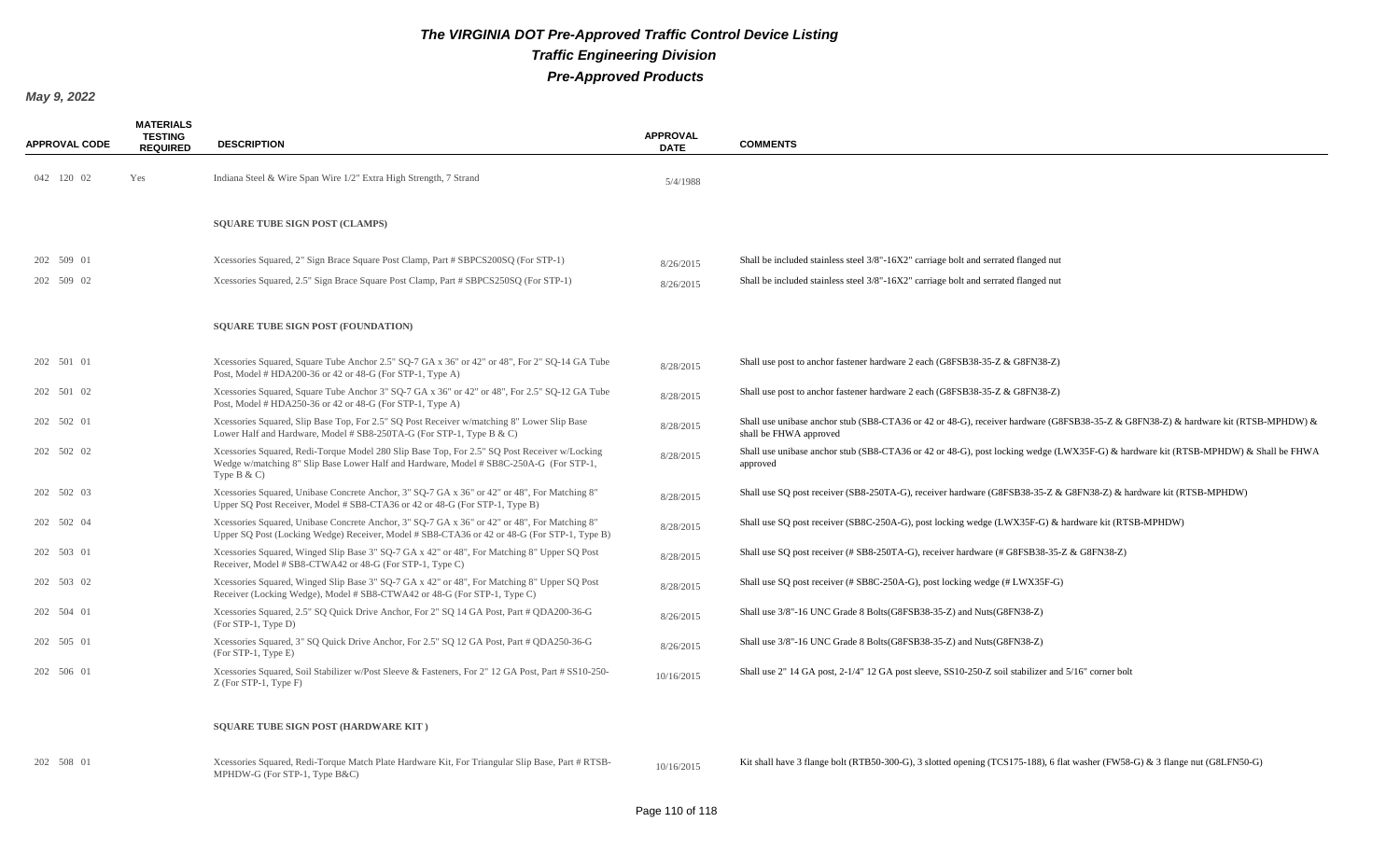# The VIRGINIA DOT Pre-Approved Traffic Control Device Listing

## Traffic Engineering Division

## Pre-Approved Products

**May 9, 2022**

| APPROVAL CODE | MATERIALS TESTING REQUIRED | DESCRIPTION | APPROVAL DATE | COMMENTS |
|---|---|---|---|---|
| 042 120 02 | Yes | Indiana Steel & Wire Span Wire 1/2" Extra High Strength, 7 Strand | 5/4/1988 | |
| | | **SQUARE TUBE SIGN POST (CLAMPS)** | | |
| 202 509 01 | | Xcessories Squared, 2" Sign Brace Square Post Clamp, Part # SBPCS200SQ (For STP-1) | 8/26/2015 | Shall be included stainless steel 3/8"-16X2" carriage bolt and serrated flanged nut |
| 202 509 02 | | Xcessories Squared, 2.5" Sign Brace Square Post Clamp, Part # SBPCS250SQ (For STP-1) | 8/26/2015 | Shall be included stainless steel 3/8"-16X2" carriage bolt and serrated flanged nut |
| | | **SQUARE TUBE SIGN POST (FOUNDATION)** | | |
| 202 501 01 | | Xcessories Squared, Square Tube Anchor 2.5" SQ-7 GA x 36" or 42" or 48", For 2" SQ-14 GA Tube Post, Model # HDA200-36 or 42 or 48-G (For STP-1, Type A) | 8/28/2015 | Shall use post to anchor fastener hardware 2 each (G8FSB38-35-Z & G8FN38-Z) |
| 202 501 02 | | Xcessories Squared, Square Tube Anchor 3" SQ-7 GA x 36" or 42" or 48", For 2.5" SQ-12 GA Tube Post, Model # HDA250-36 or 42 or 48-G (For STP-1, Type A) | 8/28/2015 | Shall use post to anchor fastener hardware 2 each (G8FSB38-35-Z & G8FN38-Z) |
| 202 502 01 | | Xcessories Squared, Slip Base Top, For 2.5" SQ Post Receiver w/matching 8" Lower Slip Base Lower Half and Hardware, Model # SB8-250TA-G (For STP-1, Type B & C) | 8/28/2015 | Shall use unibase anchor stub (SB8-CTA36 or 42 or 48-G), receiver hardware (G8FSB38-35-Z & G8FN38-Z) & hardware kit (RTSB-MPHDW) & shall be FHWA approved |
| 202 502 02 | | Xcessories Squared, Redi-Torque Model 280 Slip Base Top, For 2.5" SQ Post Receiver w/Locking Wedge w/matching 8" Slip Base Lower Half and Hardware, Model # SB8C-250A-G (For STP-1, Type B & C) | 8/28/2015 | Shall use unibase anchor stub (SB8-CTA36 or 42 or 48-G), post locking wedge (LWX35F-G) & hardware kit (RTSB-MPHDW) & Shall be FHWA approved |
| 202 502 03 | | Xcessories Squared, Unibase Concrete Anchor, 3" SQ-7 GA x 36" or 42" or 48", For Matching 8" Upper SQ Post Receiver, Model # SB8-CTA36 or 42 or 48-G (For STP-1, Type B) | 8/28/2015 | Shall use SQ post receiver (SB8-250TA-G), receiver hardware (G8FSB38-35-Z & G8FN38-Z) & hardware kit (RTSB-MPHDW) |
| 202 502 04 | | Xcessories Squared, Unibase Concrete Anchor, 3" SQ-7 GA x 36" or 42" or 48", For Matching 8" Upper SQ Post (Locking Wedge) Receiver, Model # SB8-CTA36 or 42 or 48-G (For STP-1, Type B) | 8/28/2015 | Shall use SQ post receiver (SB8C-250A-G), post locking wedge (LWX35F-G) & hardware kit (RTSB-MPHDW) |
| 202 503 01 | | Xcessories Squared, Winged Slip Base 3" SQ-7 GA x 42" or 48", For Matching 8" Upper SQ Post Receiver, Model # SB8-CTWA42 or 48-G (For STP-1, Type C) | 8/28/2015 | Shall use SQ post receiver (# SB8-250TA-G), receiver hardware (# G8FSB38-35-Z & G8FN38-Z) |
| 202 503 02 | | Xcessories Squared, Winged Slip Base 3" SQ-7 GA x 42" or 48", For Matching 8" Upper SQ Post Receiver (Locking Wedge), Model # SB8-CTWA42 or 48-G (For STP-1, Type C) | 8/28/2015 | Shall use SQ post receiver (# SB8C-250A-G), post locking wedge (# LWX35F-G) |
| 202 504 01 | | Xcessories Squared, 2.5" SQ Quick Drive Anchor, For 2" SQ 14 GA Post, Part # QDA200-36-G (For STP-1, Type D) | 8/26/2015 | Shall use 3/8"-16 UNC Grade 8 Bolts(G8FSB38-35-Z) and Nuts(G8FN38-Z) |
| 202 505 01 | | Xcessories Squared, 3" SQ Quick Drive Anchor, For 2.5" SQ 12 GA Post, Part # QDA250-36-G (For STP-1, Type E) | 8/26/2015 | Shall use 3/8"-16 UNC Grade 8 Bolts(G8FSB38-35-Z) and Nuts(G8FN38-Z) |
| 202 506 01 | | Xcessories Squared, Soil Stabilizer w/Post Sleeve & Fasteners, For 2" 12 GA Post, Part # SS10-250-Z (For STP-1, Type F) | 10/16/2015 | Shall use 2" 14 GA post, 2-1/4" 12 GA post sleeve, SS10-250-Z soil stabilizer and 5/16" corner bolt |
| | | **SQUARE TUBE SIGN POST (HARDWARE KIT )** | | |
| 202 508 01 | | Xcessories Squared, Redi-Torque Match Plate Hardware Kit, For Triangular Slip Base, Part # RTSB-MPHDW-G (For STP-1, Type B&C) | 10/16/2015 | Kit shall have 3 flange bolt (RTB50-300-G), 3 slotted opening (TCS175-188), 6 flat washer (FW58-G) & 3 flange nut (G8LFN50-G) |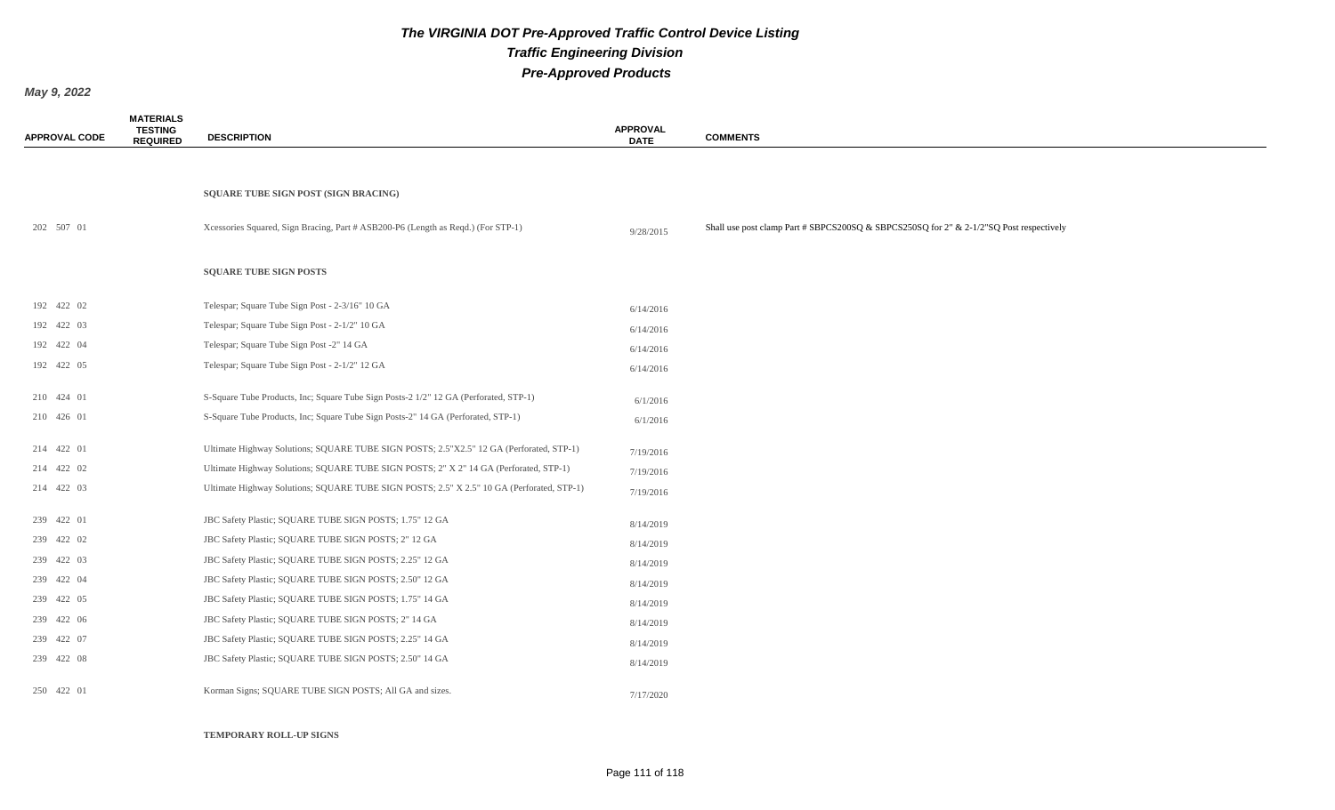# The VIRGINIA DOT Pre-Approved Traffic Control Device Listing

## Traffic Engineering Division

## Pre-Approved Products

*May 9, 2022*

| APPROVAL CODE | MATERIALS TESTING REQUIRED | DESCRIPTION | APPROVAL DATE | COMMENTS |
|---|---|---|---|---|
| | | **SQUARE TUBE SIGN POST (SIGN BRACING)** | | |
| 202 507 01 | | Xcessories Squared, Sign Bracing, Part # ASB200-P6 (Length as Reqd.) (For STP-1) | 9/28/2015 | Shall use post clamp Part # SBPCS200SQ & SBPCS250SQ for 2" & 2-1/2"SQ Post respectively |
| | | **SQUARE TUBE SIGN POSTS** | | |
| 192 422 02 | | Telespar; Square Tube Sign Post - 2-3/16" 10 GA | 6/14/2016 | |
| 192 422 03 | | Telespar; Square Tube Sign Post - 2-1/2" 10 GA | 6/14/2016 | |
| 192 422 04 | | Telespar; Square Tube Sign Post -2" 14 GA | 6/14/2016 | |
| 192 422 05 | | Telespar; Square Tube Sign Post - 2-1/2" 12 GA | 6/14/2016 | |
| 210 424 01 | | S-Square Tube Products, Inc; Square Tube Sign Posts-2 1/2" 12 GA (Perforated, STP-1) | 6/1/2016 | |
| 210 426 01 | | S-Square Tube Products, Inc; Square Tube Sign Posts-2" 14 GA (Perforated, STP-1) | 6/1/2016 | |
| 214 422 01 | | Ultimate Highway Solutions; SQUARE TUBE SIGN POSTS; 2.5"X2.5" 12 GA (Perforated, STP-1) | 7/19/2016 | |
| 214 422 02 | | Ultimate Highway Solutions; SQUARE TUBE SIGN POSTS; 2" X 2" 14 GA (Perforated, STP-1) | 7/19/2016 | |
| 214 422 03 | | Ultimate Highway Solutions; SQUARE TUBE SIGN POSTS; 2.5" X 2.5" 10 GA (Perforated, STP-1) | 7/19/2016 | |
| 239 422 01 | | JBC Safety Plastic; SQUARE TUBE SIGN POSTS; 1.75" 12 GA | 8/14/2019 | |
| 239 422 02 | | JBC Safety Plastic; SQUARE TUBE SIGN POSTS; 2" 12 GA | 8/14/2019 | |
| 239 422 03 | | JBC Safety Plastic; SQUARE TUBE SIGN POSTS; 2.25" 12 GA | 8/14/2019 | |
| 239 422 04 | | JBC Safety Plastic; SQUARE TUBE SIGN POSTS; 2.50" 12 GA | 8/14/2019 | |
| 239 422 05 | | JBC Safety Plastic; SQUARE TUBE SIGN POSTS; 1.75" 14 GA | 8/14/2019 | |
| 239 422 06 | | JBC Safety Plastic; SQUARE TUBE SIGN POSTS; 2" 14 GA | 8/14/2019 | |
| 239 422 07 | | JBC Safety Plastic; SQUARE TUBE SIGN POSTS; 2.25" 14 GA | 8/14/2019 | |
| 239 422 08 | | JBC Safety Plastic; SQUARE TUBE SIGN POSTS; 2.50" 14 GA | 8/14/2019 | |
| 250 422 01 | | Korman Signs; SQUARE TUBE SIGN POSTS; All GA and sizes. | 7/17/2020 | |
| | | **TEMPORARY ROLL-UP SIGNS** | | |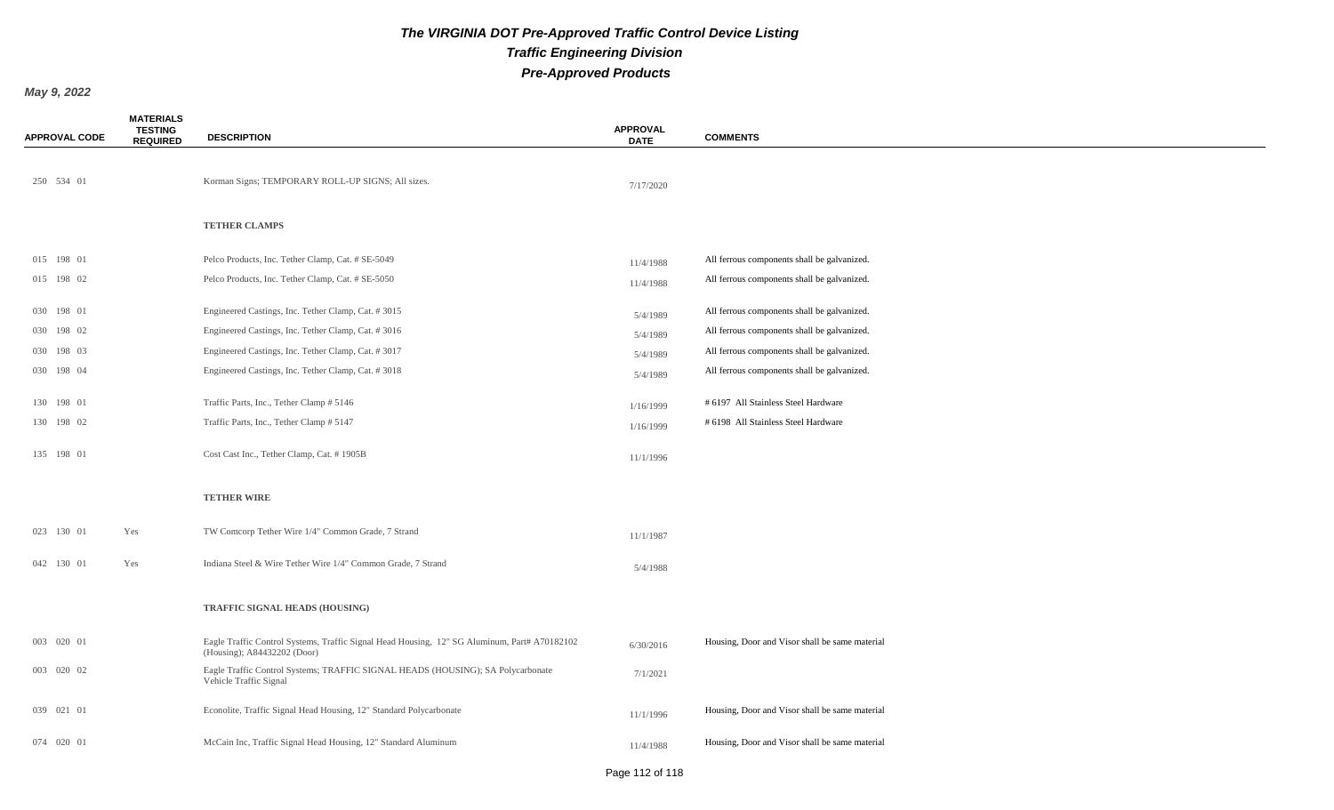# The VIRGINIA DOT Pre-Approved Traffic Control Device Listing

## Traffic Engineering Division

## Pre-Approved Products

**May 9, 2022**

| APPROVAL CODE | MATERIALS TESTING REQUIRED | DESCRIPTION | APPROVAL DATE | COMMENTS |
|---|---|---|---|---|
| 250 534 01 | | Korman Signs; TEMPORARY ROLL-UP SIGNS; All sizes. | 7/17/2020 | |
| | | **TETHER CLAMPS** | | |
| 015 198 01 | | Pelco Products, Inc. Tether Clamp, Cat. # SE-5049 | 11/4/1988 | All ferrous components shall be galvanized. |
| 015 198 02 | | Pelco Products, Inc. Tether Clamp, Cat. # SE-5050 | 11/4/1988 | All ferrous components shall be galvanized. |
| 030 198 01 | | Engineered Castings, Inc. Tether Clamp, Cat. # 3015 | 5/4/1989 | All ferrous components shall be galvanized. |
| 030 198 02 | | Engineered Castings, Inc. Tether Clamp, Cat. # 3016 | 5/4/1989 | All ferrous components shall be galvanized. |
| 030 198 03 | | Engineered Castings, Inc. Tether Clamp, Cat. # 3017 | 5/4/1989 | All ferrous components shall be galvanized. |
| 030 198 04 | | Engineered Castings, Inc. Tether Clamp, Cat. # 3018 | 5/4/1989 | All ferrous components shall be galvanized. |
| 130 198 01 | | Traffic Parts, Inc., Tether Clamp # 5146 | 1/16/1999 | # 6197 All Stainless Steel Hardware |
| 130 198 02 | | Traffic Parts, Inc., Tether Clamp # 5147 | 1/16/1999 | # 6198 All Stainless Steel Hardware |
| 135 198 01 | | Cost Cast Inc., Tether Clamp, Cat. # 1905B | 11/1/1996 | |
| | | **TETHER WIRE** | | |
| 023 130 01 | Yes | TW Comcorp Tether Wire 1/4" Common Grade, 7 Strand | 11/1/1987 | |
| 042 130 01 | Yes | Indiana Steel & Wire Tether Wire 1/4" Common Grade, 7 Strand | 5/4/1988 | |
| | | **TRAFFIC SIGNAL HEADS (HOUSING)** | | |
| 003 020 01 | | Eagle Traffic Control Systems, Traffic Signal Head Housing, 12" SG Aluminum, Part# A70182102 (Housing); A84432202 (Door) | 6/30/2016 | Housing, Door and Visor shall be same material |
| 003 020 02 | | Eagle Traffic Control Systems; TRAFFIC SIGNAL HEADS (HOUSING); SA Polycarbonate Vehicle Traffic Signal | 7/1/2021 | |
| 039 021 01 | | Econolite, Traffic Signal Head Housing, 12" Standard Polycarbonate | 11/1/1996 | Housing, Door and Visor shall be same material |
| 074 020 01 | | McCain Inc, Traffic Signal Head Housing, 12" Standard Aluminum | 11/4/1988 | Housing, Door and Visor shall be same material |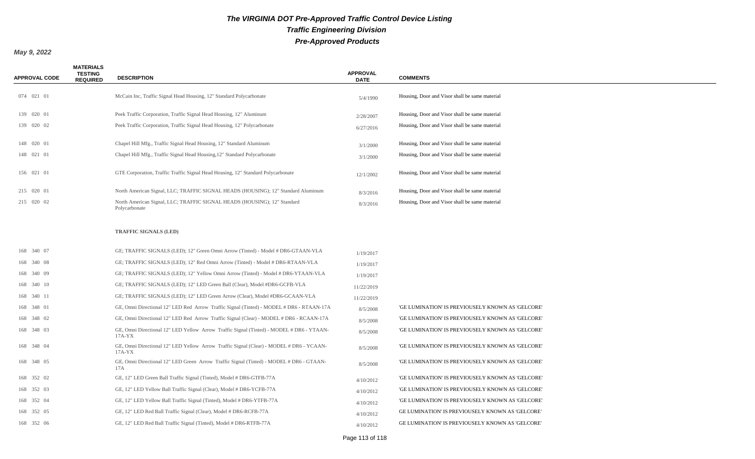# The VIRGINIA DOT Pre-Approved Traffic Control Device Listing

## Traffic Engineering Division

## Pre-Approved Products

**May 9, 2022**

| APPROVAL CODE | MATERIALS TESTING REQUIRED | DESCRIPTION | APPROVAL DATE | COMMENTS |
|---|---|---|---|---|
| 074 021 01 | | McCain Inc, Traffic Signal Head Housing, 12" Standard Polycarbonate | 5/4/1990 | Housing, Door and Visor shall be same material |
| 139 020 01 | | Peek Traffic Corporation, Traffic Signal Head Housing, 12" Aluminum | 2/28/2007 | Housing, Door and Visor shall be same material |
| 139 020 02 | | Peek Traffic Corporation, Traffic Signal Head Housing, 12" Polycarbonate | 6/27/2016 | Housing, Door and Visor shall be same material |
| 148 020 01 | | Chapel Hill Mfg., Traffic Signal Head Housing, 12" Standard Aluminum | 3/1/2000 | Housing, Door and Visor shall be same material |
| 148 021 01 | | Chapel Hill Mfg., Traffic Signal Head Housing,12" Standard Polycarbonate | 3/1/2000 | Housing, Door and Visor shall be same material |
| 156 021 01 | | GTE Corporation, Traffic Traffic Signal Head Housing, 12" Standard Polycarbonate | 12/1/2002 | Housing, Door and Visor shall be same material |
| 215 020 01 | | North American Signal, LLC; TRAFFIC SIGNAL HEADS (HOUSING); 12" Standard Aluminum | 8/3/2016 | Housing, Door and Visor shall be same material |
| 215 020 02 | | North American Signal, LLC; TRAFFIC SIGNAL HEADS (HOUSING); 12" Standard Polycarbonate | 8/3/2016 | Housing, Door and Visor shall be same material |
| | | **TRAFFIC SIGNALS (LED)** | | |
| 168 340 07 | | GE; TRAFFIC SIGNALS (LED); 12" Green Omni Arrow (Tinted) - Model # DR6-GTAAN-VLA | 1/19/2017 | |
| 168 340 08 | | GE; TRAFFIC SIGNALS (LED); 12" Red Omni Arrow (Tinted) - Model # DR6-RTAAN-VLA | 1/19/2017 | |
| 168 340 09 | | GE; TRAFFIC SIGNALS (LED); 12" Yellow Omni Arrow (Tinted) - Model # DR6-YTAAN-VLA | 1/19/2017 | |
| 168 340 10 | | GE; TRAFFIC SIGNALS (LED); 12" LED Green Ball (Clear), Model #DR6-GCFB-VLA | 11/22/2019 | |
| 168 340 11 | | GE; TRAFFIC SIGNALS (LED); 12" LED Green Arrow (Clear), Model #DR6-GCAAN-VLA | 11/22/2019 | |
| 168 348 01 | | GE, Omni Directional 12" LED Red Arrow Traffic Signal (Tinted) - MODEL # DR6 - RTAAN-17A | 8/5/2008 | 'GE LUMINATION' IS PREVIOUSELY KNOWN AS 'GELCORE' |
| 168 348 02 | | GE, Omni Directional 12" LED Red Arrow Traffic Signal (Clear) - MODEL # DR6 - RCAAN-17A | 8/5/2008 | 'GE LUMINATION' IS PREVIOUSELY KNOWN AS 'GELCORE' |
| 168 348 03 | | GE, Omni Directional 12" LED Yellow Arrow Traffic Signal (Tinted) - MODEL # DR6 - YTAAN-17A-YX | 8/5/2008 | 'GE LUMINATION' IS PREVIOUSELY KNOWN AS 'GELCORE' |
| 168 348 04 | | GE, Omni Directional 12" LED Yellow Arrow Traffic Signal (Clear) - MODEL # DR6 - YCAAN-17A-YX | 8/5/2008 | 'GE LUMINATION' IS PREVIOUSELY KNOWN AS 'GELCORE' |
| 168 348 05 | | GE, Omni Directional 12" LED Green Arrow Traffic Signal (Tinted) - MODEL # DR6 - GTAAN-17A | 8/5/2008 | 'GE LUMINATION' IS PREVIOUSELY KNOWN AS 'GELCORE' |
| 168 352 02 | | GE, 12" LED Green Ball Traffic Signal (Tinted), Model # DR6-GTFB-77A | 4/10/2012 | 'GE LUMINATION' IS PREVIOUSELY KNOWN AS 'GELCORE' |
| 168 352 03 | | GE, 12" LED Yellow Ball Traffic Signal (Clear), Model # DR6-YCFB-77A | 4/10/2012 | 'GE LUMINATION' IS PREVIOUSELY KNOWN AS 'GELCORE' |
| 168 352 04 | | GE, 12" LED Yellow Ball Traffic Signal (Tinted), Model # DR6-YTFB-77A | 4/10/2012 | 'GE LUMINATION' IS PREVIOUSELY KNOWN AS 'GELCORE' |
| 168 352 05 | | GE, 12" LED Red Ball Traffic Signal (Clear), Model # DR6-RCFB-77A | 4/10/2012 | GE LUMINATION' IS PREVIOUSELY KNOWN AS 'GELCORE' |
| 168 352 06 | | GE, 12" LED Red Ball Traffic Signal (Tinted), Model # DR6-RTFB-77A | 4/10/2012 | GE LUMINATION' IS PREVIOUSELY KNOWN AS 'GELCORE' |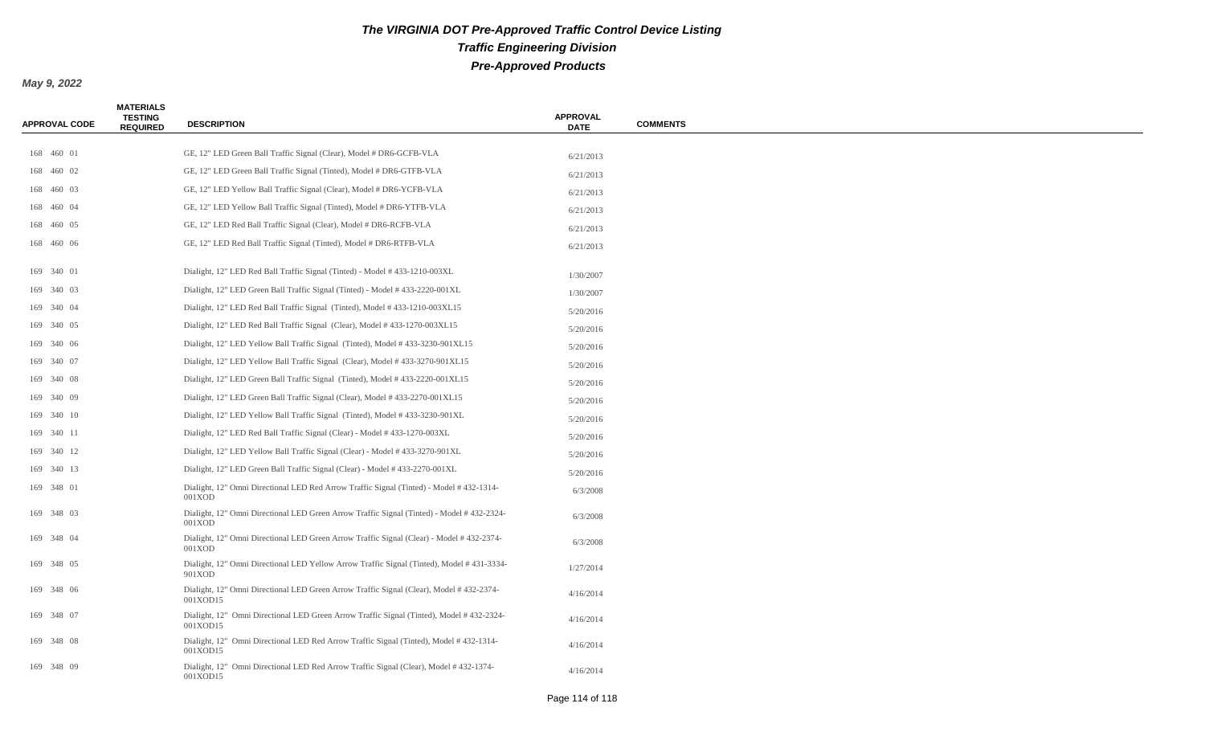# The VIRGINIA DOT Pre-Approved Traffic Control Device Listing

## Traffic Engineering Division

## Pre-Approved Products

**May 9, 2022**

| APPROVAL CODE | MATERIALS TESTING REQUIRED | DESCRIPTION | APPROVAL DATE | COMMENTS |
|---|---|---|---|---|
| 168 460 01 | | GE, 12" LED Green Ball Traffic Signal (Clear), Model # DR6-GCFB-VLA | 6/21/2013 | |
| 168 460 02 | | GE, 12" LED Green Ball Traffic Signal (Tinted), Model # DR6-GTFB-VLA | 6/21/2013 | |
| 168 460 03 | | GE, 12" LED Yellow Ball Traffic Signal (Clear), Model # DR6-YCFB-VLA | 6/21/2013 | |
| 168 460 04 | | GE, 12" LED Yellow Ball Traffic Signal (Tinted), Model # DR6-YTFB-VLA | 6/21/2013 | |
| 168 460 05 | | GE, 12" LED Red Ball Traffic Signal (Clear), Model # DR6-RCFB-VLA | 6/21/2013 | |
| 168 460 06 | | GE, 12" LED Red Ball Traffic Signal (Tinted), Model # DR6-RTFB-VLA | 6/21/2013 | |
| 169 340 01 | | Dialight, 12" LED Red Ball Traffic Signal (Tinted) - Model # 433-1210-003XL | 1/30/2007 | |
| 169 340 03 | | Dialight, 12" LED Green Ball Traffic Signal (Tinted) - Model # 433-2220-001XL | 1/30/2007 | |
| 169 340 04 | | Dialight, 12" LED Red Ball Traffic Signal (Tinted), Model # 433-1210-003XL15 | 5/20/2016 | |
| 169 340 05 | | Dialight, 12" LED Red Ball Traffic Signal (Clear), Model # 433-1270-003XL15 | 5/20/2016 | |
| 169 340 06 | | Dialight, 12" LED Yellow Ball Traffic Signal (Tinted), Model # 433-3230-901XL15 | 5/20/2016 | |
| 169 340 07 | | Dialight, 12" LED Yellow Ball Traffic Signal (Clear), Model # 433-3270-901XL15 | 5/20/2016 | |
| 169 340 08 | | Dialight, 12" LED Green Ball Traffic Signal (Tinted), Model # 433-2220-001XL15 | 5/20/2016 | |
| 169 340 09 | | Dialight, 12" LED Green Ball Traffic Signal (Clear), Model # 433-2270-001XL15 | 5/20/2016 | |
| 169 340 10 | | Dialight, 12" LED Yellow Ball Traffic Signal (Tinted), Model # 433-3230-901XL | 5/20/2016 | |
| 169 340 11 | | Dialight, 12" LED Red Ball Traffic Signal (Clear) - Model # 433-1270-003XL | 5/20/2016 | |
| 169 340 12 | | Dialight, 12" LED Yellow Ball Traffic Signal (Clear) - Model # 433-3270-901XL | 5/20/2016 | |
| 169 340 13 | | Dialight, 12" LED Green Ball Traffic Signal (Clear) - Model # 433-2270-001XL | 5/20/2016 | |
| 169 348 01 | | Dialight, 12" Omni Directional LED Red Arrow Traffic Signal (Tinted) - Model # 432-1314-001XOD | 6/3/2008 | |
| 169 348 03 | | Dialight, 12" Omni Directional LED Green Arrow Traffic Signal (Tinted) - Model # 432-2324-001XOD | 6/3/2008 | |
| 169 348 04 | | Dialight, 12" Omni Directional LED Green Arrow Traffic Signal (Clear) - Model # 432-2374-001XOD | 6/3/2008 | |
| 169 348 05 | | Dialight, 12" Omni Directional LED Yellow Arrow Traffic Signal (Tinted), Model # 431-3334-901XOD | 1/27/2014 | |
| 169 348 06 | | Dialight, 12" Omni Directional LED Green Arrow Traffic Signal (Clear), Model # 432-2374-001XOD15 | 4/16/2014 | |
| 169 348 07 | | Dialight, 12" Omni Directional LED Green Arrow Traffic Signal (Tinted), Model # 432-2324-001XOD15 | 4/16/2014 | |
| 169 348 08 | | Dialight, 12" Omni Directional LED Red Arrow Traffic Signal (Tinted), Model # 432-1314-001XOD15 | 4/16/2014 | |
| 169 348 09 | | Dialight, 12" Omni Directional LED Red Arrow Traffic Signal (Clear), Model # 432-1374-001XOD15 | 4/16/2014 | |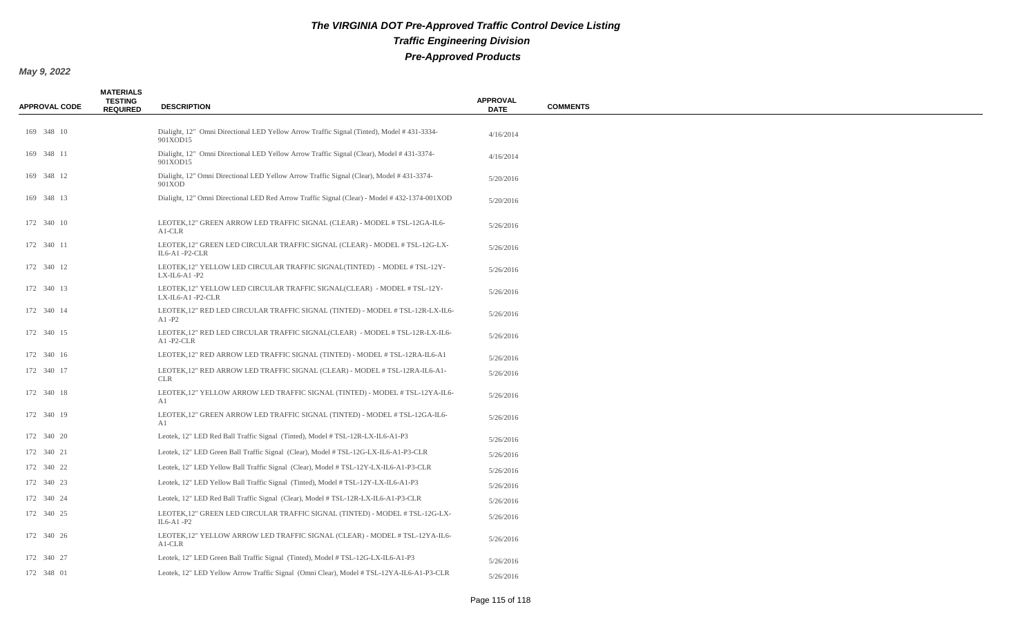# The VIRGINIA DOT Pre-Approved Traffic Control Device Listing

## Traffic Engineering Division

## Pre-Approved Products

**May 9, 2022**

| APPROVAL CODE | MATERIALS TESTING REQUIRED | DESCRIPTION | APPROVAL DATE | COMMENTS |
|---|---|---|---|---|
| 169 348 10 | | Dialight, 12" Omni Directional LED Yellow Arrow Traffic Signal (Tinted), Model # 431-3334-901XOD15 | 4/16/2014 | |
| 169 348 11 | | Dialight, 12" Omni Directional LED Yellow Arrow Traffic Signal (Clear), Model # 431-3374-901XOD15 | 4/16/2014 | |
| 169 348 12 | | Dialight, 12" Omni Directional LED Yellow Arrow Traffic Signal (Clear), Model # 431-3374-901XOD | 5/20/2016 | |
| 169 348 13 | | Dialight, 12" Omni Directional LED Red Arrow Traffic Signal (Clear) - Model # 432-1374-001XOD | 5/20/2016 | |
| 172 340 10 | | LEOTEK,12" GREEN ARROW LED TRAFFIC SIGNAL (CLEAR) - MODEL # TSL-12GA-IL6-A1-CLR | 5/26/2016 | |
| 172 340 11 | | LEOTEK,12" GREEN LED CIRCULAR TRAFFIC SIGNAL (CLEAR) - MODEL # TSL-12G-LX-IL6-A1 -P2-CLR | 5/26/2016 | |
| 172 340 12 | | LEOTEK,12" YELLOW LED CIRCULAR TRAFFIC SIGNAL(TINTED) - MODEL # TSL-12Y-LX-IL6-A1 -P2 | 5/26/2016 | |
| 172 340 13 | | LEOTEK,12" YELLOW LED CIRCULAR TRAFFIC SIGNAL(CLEAR) - MODEL # TSL-12Y-LX-IL6-A1 -P2-CLR | 5/26/2016 | |
| 172 340 14 | | LEOTEK,12" RED LED CIRCULAR TRAFFIC SIGNAL (TINTED) - MODEL # TSL-12R-LX-IL6-A1 -P2 | 5/26/2016 | |
| 172 340 15 | | LEOTEK,12" RED LED CIRCULAR TRAFFIC SIGNAL(CLEAR) - MODEL # TSL-12R-LX-IL6-A1 -P2-CLR | 5/26/2016 | |
| 172 340 16 | | LEOTEK,12" RED ARROW LED TRAFFIC SIGNAL (TINTED) - MODEL # TSL-12RA-IL6-A1 | 5/26/2016 | |
| 172 340 17 | | LEOTEK,12" RED ARROW LED TRAFFIC SIGNAL (CLEAR) - MODEL # TSL-12RA-IL6-A1-CLR | 5/26/2016 | |
| 172 340 18 | | LEOTEK,12" YELLOW ARROW LED TRAFFIC SIGNAL (TINTED) - MODEL # TSL-12YA-IL6-A1 | 5/26/2016 | |
| 172 340 19 | | LEOTEK,12" GREEN ARROW LED TRAFFIC SIGNAL (TINTED) - MODEL # TSL-12GA-IL6-A1 | 5/26/2016 | |
| 172 340 20 | | Leotek, 12" LED Red Ball Traffic Signal (Tinted), Model # TSL-12R-LX-IL6-A1-P3 | 5/26/2016 | |
| 172 340 21 | | Leotek, 12" LED Green Ball Traffic Signal (Clear), Model # TSL-12G-LX-IL6-A1-P3-CLR | 5/26/2016 | |
| 172 340 22 | | Leotek, 12" LED Yellow Ball Traffic Signal (Clear), Model # TSL-12Y-LX-IL6-A1-P3-CLR | 5/26/2016 | |
| 172 340 23 | | Leotek, 12" LED Yellow Ball Traffic Signal (Tinted), Model # TSL-12Y-LX-IL6-A1-P3 | 5/26/2016 | |
| 172 340 24 | | Leotek, 12" LED Red Ball Traffic Signal (Clear), Model # TSL-12R-LX-IL6-A1-P3-CLR | 5/26/2016 | |
| 172 340 25 | | LEOTEK,12" GREEN LED CIRCULAR TRAFFIC SIGNAL (TINTED) - MODEL # TSL-12G-LX-IL6-A1 -P2 | 5/26/2016 | |
| 172 340 26 | | LEOTEK,12" YELLOW ARROW LED TRAFFIC SIGNAL (CLEAR) - MODEL # TSL-12YA-IL6-A1-CLR | 5/26/2016 | |
| 172 340 27 | | Leotek, 12" LED Green Ball Traffic Signal (Tinted), Model # TSL-12G-LX-IL6-A1-P3 | 5/26/2016 | |
| 172 348 01 | | Leotek, 12" LED Yellow Arrow Traffic Signal (Omni Clear), Model # TSL-12YA-IL6-A1-P3-CLR | 5/26/2016 | |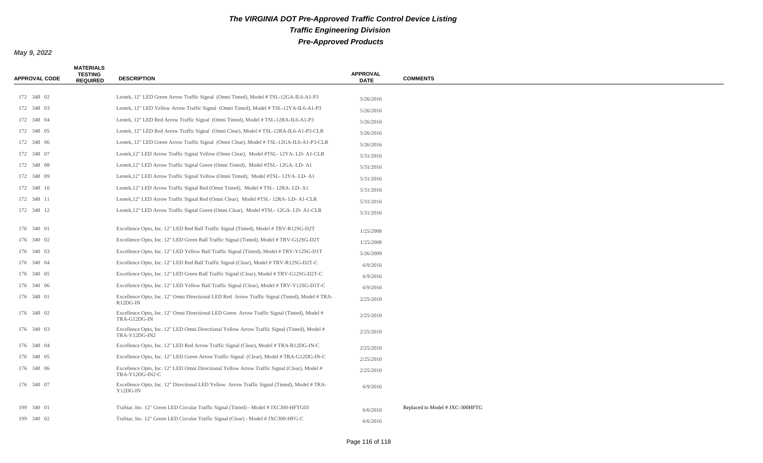# The VIRGINIA DOT Pre-Approved Traffic Control Device Listing

## Traffic Engineering Division

## Pre-Approved Products

**May 9, 2022**

| APPROVAL CODE | MATERIALS TESTING REQUIRED | DESCRIPTION | APPROVAL DATE | COMMENTS |
|---|---|---|---|---|
| 172 348 02 | | Leotek, 12" LED Green Arrow Traffic Signal (Omni Tinted), Model # TSL-12GA-IL6-A1-P3 | 5/26/2016 | |
| 172 348 03 | | Leotek, 12" LED Yellow Arrow Traffic Signal (Omni Tinted), Model # TSL-12YA-IL6-A1-P3 | 5/26/2016 | |
| 172 348 04 | | Leotek, 12" LED Red Arrow Traffic Signal (Omni Tinted), Model # TSL-12RA-IL6-A1-P3 | 5/26/2016 | |
| 172 348 05 | | Leotek, 12" LED Red Arrow Traffic Signal (Omni Clear), Model # TSL-12RA-IL6-A1-P3-CLR | 5/26/2016 | |
| 172 348 06 | | Leotek, 12" LED Green Arrow Traffic Signal (Omni Clear), Model # TSL-12GA-IL6-A1-P3-CLR | 5/26/2016 | |
| 172 348 07 | | Leotek,12" LED Arrow Traffic Signal Yellow (Omni Clear), Model #TSL- 12YA- LD- A1-CLR | 5/31/2016 | |
| 172 348 08 | | Leotek,12" LED Arrow Traffic Signal Green (Omni Tinted), Model #TSL- 12GA- LD- A1 | 5/31/2016 | |
| 172 348 09 | | Leotek,12" LED Arrow Traffic Signal Yellow (Omni Tinted), Model #TSL- 12YA- LD- A1 | 5/31/2016 | |
| 172 348 10 | | Leotek,12" LED Arrow Traffic Signal Red (Omni Tinted), Model # TSL- 12RA- LD- A1 | 5/31/2016 | |
| 172 348 11 | | Leotek,12" LED Arrow Traffic Signal Red (Omni Clear), Model #TSL- 12RA- LD- A1-CLR | 5/31/2016 | |
| 172 348 12 | | Leotek,12" LED Arrow Traffic Signal Green (Omni Clear), Model #TSL- 12GA- LD- A1-CLR | 5/31/2016 | |
| 176 340 01 | | Excellence Opto, Inc. 12" LED Red Ball Traffic Signal (Tinted), Model # TRV-R12SG-D2T | 1/25/2008 | |
| 176 340 02 | | Excellence Opto, Inc. 12" LED Green Ball Traffic Signal (Tinted), Model # TRV-G12SG-D2T | 1/25/2008 | |
| 176 340 03 | | Excellence Opto, Inc. 12" LED Yellow Ball Traffic Signal (Tinted), Model # TRV-Y12SG-D1T | 5/26/2009 | |
| 176 340 04 | | Excellence Opto, Inc. 12" LED Red Ball Traffic Signal (Clear), Model # TRV-R12SG-D2T-C | 6/9/2016 | |
| 176 340 05 | | Excellence Opto, Inc. 12" LED Green Ball Traffic Signal (Clear), Model # TRV-G12SG-D2T-C | 6/9/2016 | |
| 176 340 06 | | Excellence Opto, Inc. 12" LED Yellow Ball Traffic Signal (Clear), Model # TRV-Y12SG-D1T-C | 6/9/2016 | |
| 176 348 01 | | Excellence Opto, Inc. 12" Omni Directional LED Red Arrow Traffic Signal (Tinted), Model # TRA-R12DG-IN | 2/25/2010 | |
| 176 348 02 | | Excellence Opto, Inc. 12" Omni Directional LED Green Arrow Traffic Signal (Tinted), Model # TRA-G12DG-IN | 2/25/2010 | |
| 176 348 03 | | Excellence Opto, Inc. 12" LED Omni Directional Yellow Arrow Traffic Signal (Tinted), Model # TRA-Y12DG-IN2 | 2/25/2010 | |
| 176 348 04 | | Excellence Opto, Inc. 12" LED Red Arrow Traffic Signal (Clear), Model # TRA-R12DG-IN-C | 2/25/2010 | |
| 176 348 05 | | Excellence Opto, Inc. 12" LED Green Arrow Traffic Signal (Clear), Model # TRA-G12DG-IN-C | 2/25/2010 | |
| 176 348 06 | | Excellence Opto, Inc. 12" LED Omni Directional Yellow Arrow Traffic Signal (Clear), Model # TRA-Y12DG-IN2-C | 2/25/2010 | |
| 176 348 07 | | Excellence Opto, Inc. 12" Directional LED Yellow Arrow Traffic Signal (Tinted), Model # TRA-Y12DG-IN | 6/9/2016 | |
| 199 340 01 | | TraStar, Inc. 12" Green LED Circular Traffic Signal (Tinted) - Model # JXC300-HFTG03 | 6/6/2016 | Replaced to Model # JXC-300HFTG |
| 199 340 02 | | TraStar, Inc. 12" Green LED Circular Traffic Signal (Clear) - Model # JXC300-HFG-C | 6/6/2016 | |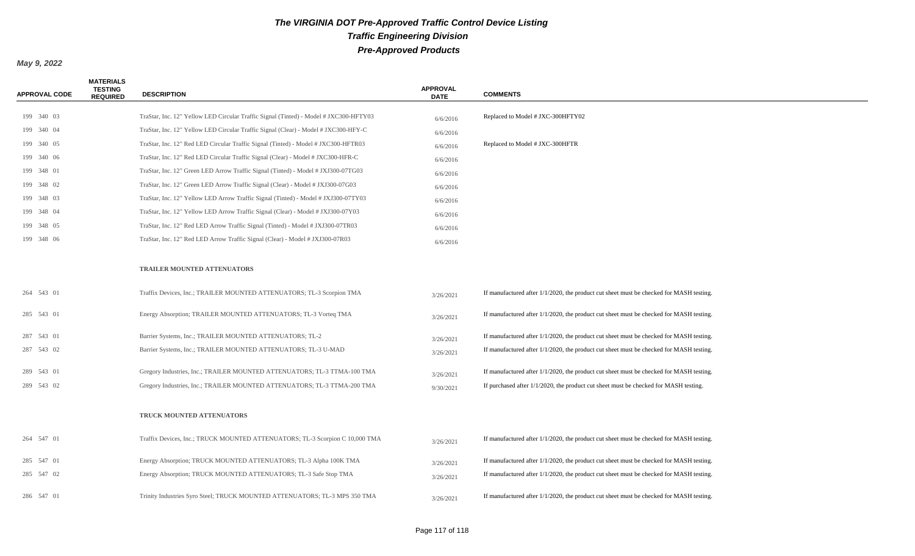# The VIRGINIA DOT Pre-Approved Traffic Control Device Listing

## Traffic Engineering Division

## Pre-Approved Products

**May 9, 2022**

| APPROVAL CODE | MATERIALS TESTING REQUIRED | DESCRIPTION | APPROVAL DATE | COMMENTS |
|---|---|---|---|---|
| 199 340 03 | | TraStar, Inc. 12" Yellow LED Circular Traffic Signal (Tinted) - Model # JXC300-HFTY03 | 6/6/2016 | Replaced to Model # JXC-300HFTY02 |
| 199 340 04 | | TraStar, Inc. 12" Yellow LED Circular Traffic Signal (Clear) - Model # JXC300-HFY-C | 6/6/2016 | |
| 199 340 05 | | TraStar, Inc. 12" Red LED Circular Traffic Signal (Tinted) - Model # JXC300-HFTR03 | 6/6/2016 | Replaced to Model # JXC-300HFTR |
| 199 340 06 | | TraStar, Inc. 12" Red LED Circular Traffic Signal (Clear) - Model # JXC300-HFR-C | 6/6/2016 | |
| 199 348 01 | | TraStar, Inc. 12" Green LED Arrow Traffic Signal (Tinted) - Model # JXJ300-07TG03 | 6/6/2016 | |
| 199 348 02 | | TraStar, Inc. 12" Green LED Arrow Traffic Signal (Clear) - Model # JXJ300-07G03 | 6/6/2016 | |
| 199 348 03 | | TraStar, Inc. 12" Yellow LED Arrow Traffic Signal (Tinted) - Model # JXJ300-07TY03 | 6/6/2016 | |
| 199 348 04 | | TraStar, Inc. 12" Yellow LED Arrow Traffic Signal (Clear) - Model # JXJ300-07Y03 | 6/6/2016 | |
| 199 348 05 | | TraStar, Inc. 12" Red LED Arrow Traffic Signal (Tinted) - Model # JXJ300-07TR03 | 6/6/2016 | |
| 199 348 06 | | TraStar, Inc. 12" Red LED Arrow Traffic Signal (Clear) - Model # JXJ300-07R03 | 6/6/2016 | |
| | | **TRAILER MOUNTED ATTENUATORS** | | |
| 264 543 01 | | Traffix Devices, Inc.; TRAILER MOUNTED ATTENUATORS; TL-3 Scorpion TMA | 3/26/2021 | If manufactured after 1/1/2020, the product cut sheet must be checked for MASH testing. |
| 285 543 01 | | Energy Absorption; TRAILER MOUNTED ATTENUATORS; TL-3 Vorteq TMA | 3/26/2021 | If manufactured after 1/1/2020, the product cut sheet must be checked for MASH testing. |
| 287 543 01 | | Barrier Systems, Inc.; TRAILER MOUNTED ATTENUATORS; TL-2 | 3/26/2021 | If manufactured after 1/1/2020, the product cut sheet must be checked for MASH testing. |
| 287 543 02 | | Barrier Systems, Inc.; TRAILER MOUNTED ATTENUATORS; TL-3 U-MAD | 3/26/2021 | If manufactured after 1/1/2020, the product cut sheet must be checked for MASH testing. |
| 289 543 01 | | Gregory Industries, Inc.; TRAILER MOUNTED ATTENUATORS; TL-3 TTMA-100 TMA | 3/26/2021 | If manufactured after 1/1/2020, the product cut sheet must be checked for MASH testing. |
| 289 543 02 | | Gregory Industries, Inc.; TRAILER MOUNTED ATTENUATORS; TL-3 TTMA-200 TMA | 9/30/2021 | If purchased after 1/1/2020, the product cut sheet must be checked for MASH testing. |
| | | **TRUCK MOUNTED ATTENUATORS** | | |
| 264 547 01 | | Traffix Devices, Inc.; TRUCK MOUNTED ATTENUATORS; TL-3 Scorpion C 10,000 TMA | 3/26/2021 | If manufactured after 1/1/2020, the product cut sheet must be checked for MASH testing. |
| 285 547 01 | | Energy Absorption; TRUCK MOUNTED ATTENUATORS; TL-3 Alpha 100K TMA | 3/26/2021 | If manufactured after 1/1/2020, the product cut sheet must be checked for MASH testing. |
| 285 547 02 | | Energy Absorption; TRUCK MOUNTED ATTENUATORS; TL-3 Safe Stop TMA | 3/26/2021 | If manufactured after 1/1/2020, the product cut sheet must be checked for MASH testing. |
| 286 547 01 | | Trinity Industries Syro Steel; TRUCK MOUNTED ATTENUATORS; TL-3 MPS 350 TMA | 3/26/2021 | If manufactured after 1/1/2020, the product cut sheet must be checked for MASH testing. |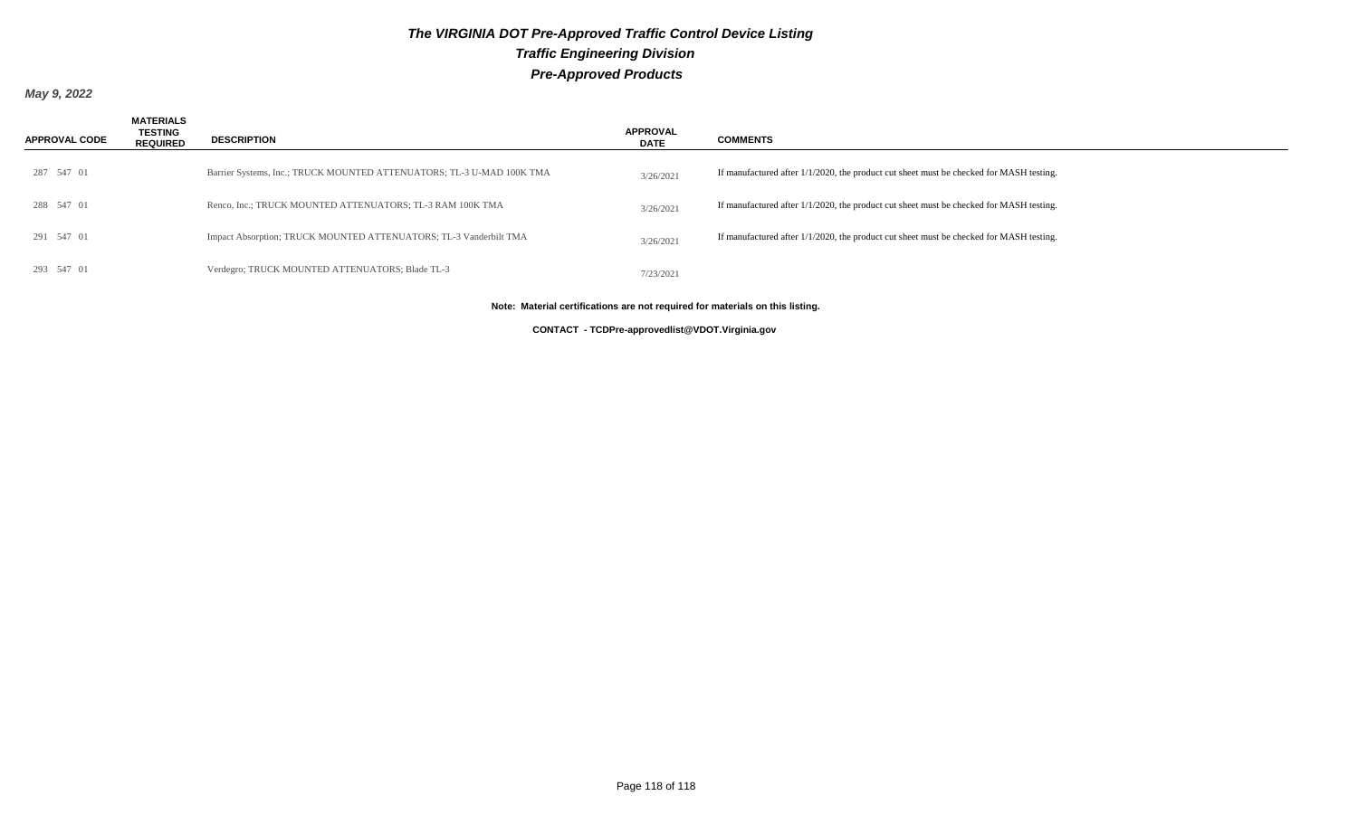# The VIRGINIA DOT Pre-Approved Traffic Control Device Listing

## Traffic Engineering Division

## Pre-Approved Products

***May 9, 2022***

| APPROVAL CODE | MATERIALS TESTING REQUIRED | DESCRIPTION | APPROVAL DATE | COMMENTS |
|---|---|---|---|---|
| 287 547 01 | | Barrier Systems, Inc.; TRUCK MOUNTED ATTENUATORS; TL-3 U-MAD 100K TMA | 3/26/2021 | If manufactured after 1/1/2020, the product cut sheet must be checked for MASH testing. |
| 288 547 01 | | Renco, Inc.; TRUCK MOUNTED ATTENUATORS; TL-3 RAM 100K TMA | 3/26/2021 | If manufactured after 1/1/2020, the product cut sheet must be checked for MASH testing. |
| 291 547 01 | | Impact Absorption; TRUCK MOUNTED ATTENUATORS; TL-3 Vanderbilt TMA | 3/26/2021 | If manufactured after 1/1/2020, the product cut sheet must be checked for MASH testing. |
| 293 547 01 | | Verdegro; TRUCK MOUNTED ATTENUATORS; Blade TL-3 | 7/23/2021 | |

**Note: Material certifications are not required for materials on this listing.**

**CONTACT - TCDPre-approvedlist@VDOT.Virginia.gov**